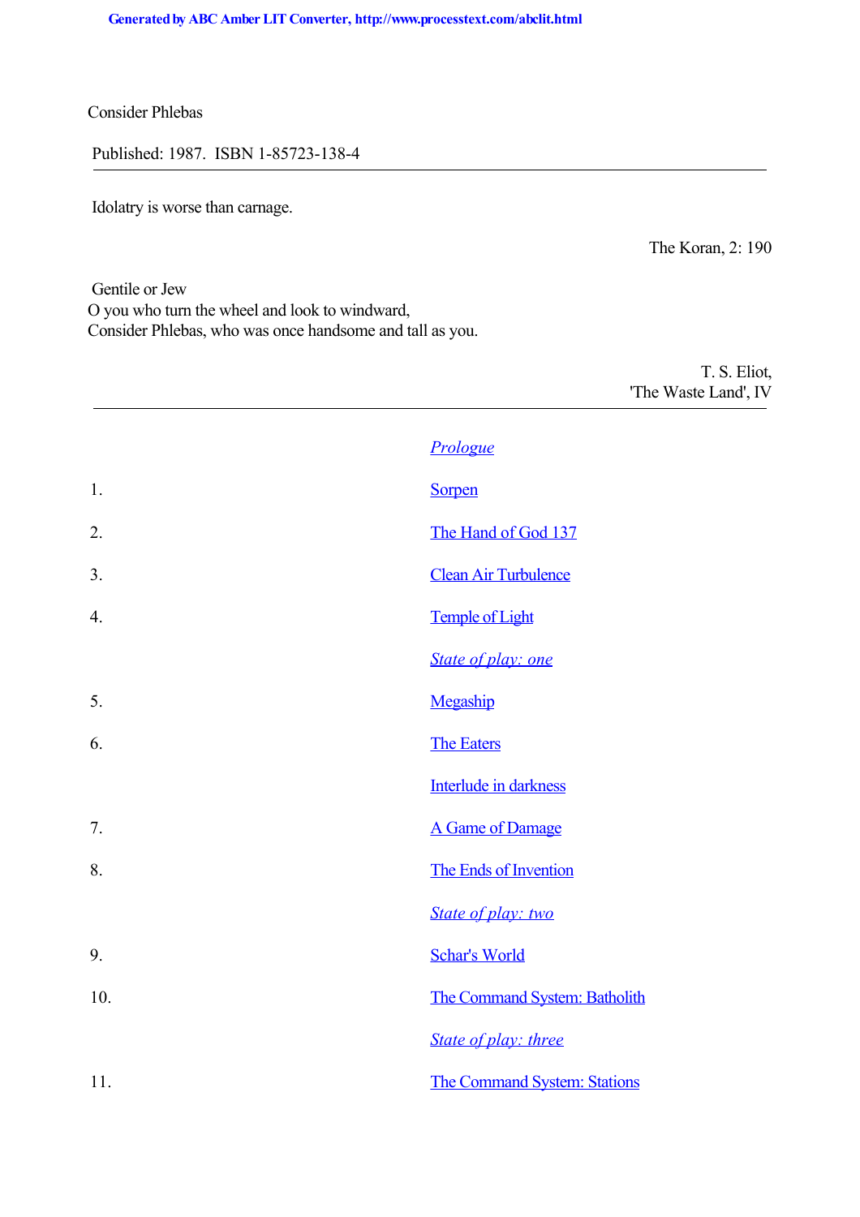# Consider Phlebas

Published: 1987. ISBN 1-85723-138-4

---

Idolatry is worse than carnage.

The Koran, 2: 190

Gentile or Jew
O you who turn the wheel and look to windward,
Consider Phlebas, who was once handsome and tall as you.

T. S. Eliot,
'The Waste Land', IV

---

| | |
|---|---|
| | *Prologue* |
| 1. | Sorpen |
| 2. | The Hand of God 137 |
| 3. | Clean Air Turbulence |
| 4. | Temple of Light |
| | *State of play: one* |
| 5. | Megaship |
| 6. | The Eaters |
| | Interlude in darkness |
| 7. | A Game of Damage |
| 8. | The Ends of Invention |
| | *State of play: two* |
| 9. | Schar's World |
| 10. | The Command System: Batholith |
| | *State of play: three* |
| 11. | The Command System: Stations |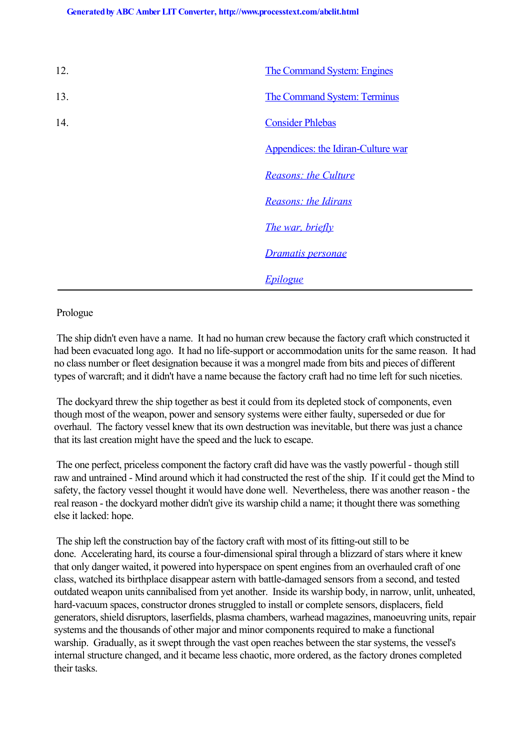| | |
|---|---|
| 12. | The Command System: Engines |
| 13. | The Command System: Terminus |
| 14. | Consider Phlebas |
| | Appendices: the Idiran-Culture war |
| | *Reasons: the Culture* |
| | *Reasons: the Idirans* |
| | *The war, briefly* |
| | *Dramatis personae* |
| | *Epilogue* |

---

Prologue

The ship didn't even have a name. It had no human crew because the factory craft which constructed it had been evacuated long ago. It had no life-support or accommodation units for the same reason. It had no class number or fleet designation because it was a mongrel made from bits and pieces of different types of warcraft; and it didn't have a name because the factory craft had no time left for such niceties.

The dockyard threw the ship together as best it could from its depleted stock of components, even though most of the weapon, power and sensory systems were either faulty, superseded or due for overhaul. The factory vessel knew that its own destruction was inevitable, but there was just a chance that its last creation might have the speed and the luck to escape.

The one perfect, priceless component the factory craft did have was the vastly powerful - though still raw and untrained - Mind around which it had constructed the rest of the ship. If it could get the Mind to safety, the factory vessel thought it would have done well. Nevertheless, there was another reason - the real reason - the dockyard mother didn't give its warship child a name; it thought there was something else it lacked: hope.

The ship left the construction bay of the factory craft with most of its fitting-out still to be done. Accelerating hard, its course a four-dimensional spiral through a blizzard of stars where it knew that only danger waited, it powered into hyperspace on spent engines from an overhauled craft of one class, watched its birthplace disappear astern with battle-damaged sensors from a second, and tested outdated weapon units cannibalised from yet another. Inside its warship body, in narrow, unlit, unheated, hard-vacuum spaces, constructor drones struggled to install or complete sensors, displacers, field generators, shield disruptors, laserfields, plasma chambers, warhead magazines, manoeuvring units, repair systems and the thousands of other major and minor components required to make a functional warship. Gradually, as it swept through the vast open reaches between the star systems, the vessel's internal structure changed, and it became less chaotic, more ordered, as the factory drones completed their tasks.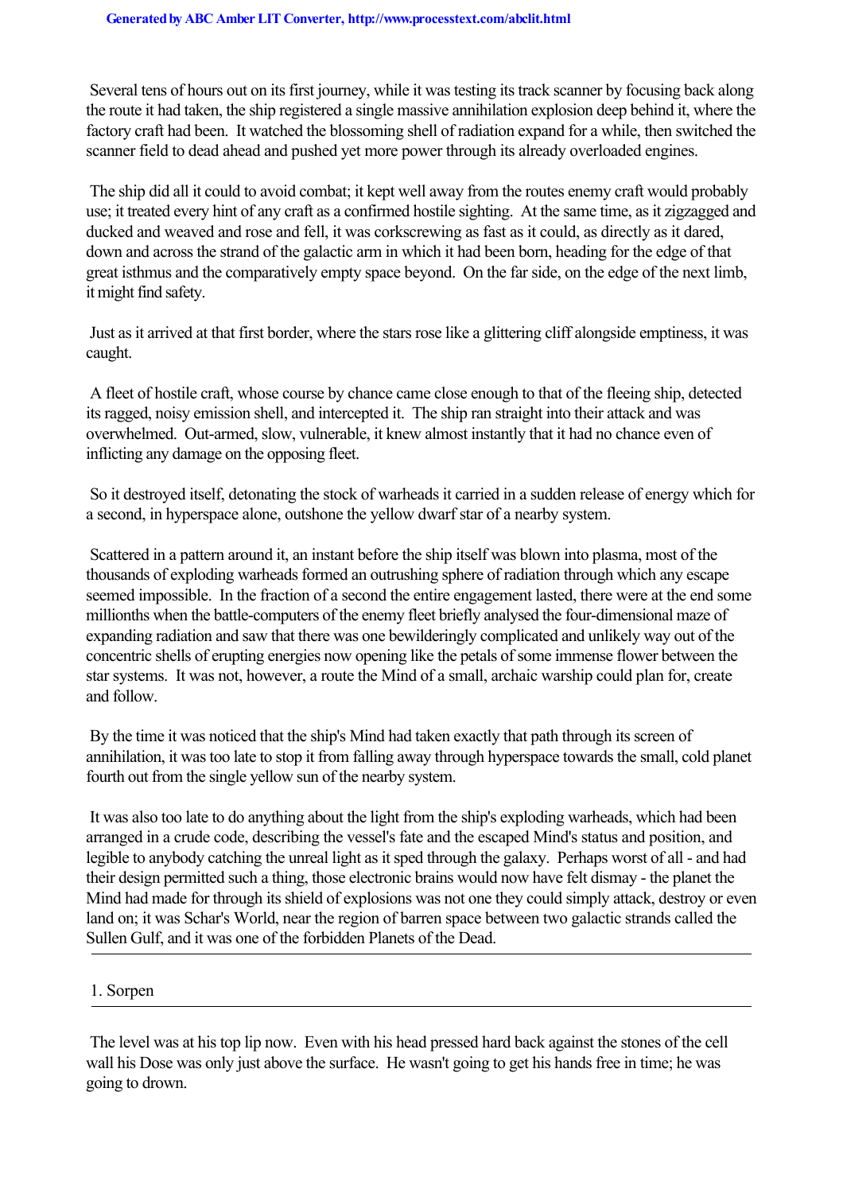Several tens of hours out on its first journey, while it was testing its track scanner by focusing back along the route it had taken, the ship registered a single massive annihilation explosion deep behind it, where the factory craft had been. It watched the blossoming shell of radiation expand for a while, then switched the scanner field to dead ahead and pushed yet more power through its already overloaded engines.

The ship did all it could to avoid combat; it kept well away from the routes enemy craft would probably use; it treated every hint of any craft as a confirmed hostile sighting. At the same time, as it zigzagged and ducked and weaved and rose and fell, it was corkscrewing as fast as it could, as directly as it dared, down and across the strand of the galactic arm in which it had been born, heading for the edge of that great isthmus and the comparatively empty space beyond. On the far side, on the edge of the next limb, it might find safety.

Just as it arrived at that first border, where the stars rose like a glittering cliff alongside emptiness, it was caught.

A fleet of hostile craft, whose course by chance came close enough to that of the fleeing ship, detected its ragged, noisy emission shell, and intercepted it. The ship ran straight into their attack and was overwhelmed. Out-armed, slow, vulnerable, it knew almost instantly that it had no chance even of inflicting any damage on the opposing fleet.

So it destroyed itself, detonating the stock of warheads it carried in a sudden release of energy which for a second, in hyperspace alone, outshone the yellow dwarf star of a nearby system.

Scattered in a pattern around it, an instant before the ship itself was blown into plasma, most of the thousands of exploding warheads formed an outrushing sphere of radiation through which any escape seemed impossible. In the fraction of a second the entire engagement lasted, there were at the end some millionths when the battle-computers of the enemy fleet briefly analysed the four-dimensional maze of expanding radiation and saw that there was one bewilderingly complicated and unlikely way out of the concentric shells of erupting energies now opening like the petals of some immense flower between the star systems. It was not, however, a route the Mind of a small, archaic warship could plan for, create and follow.

By the time it was noticed that the ship's Mind had taken exactly that path through its screen of annihilation, it was too late to stop it from falling away through hyperspace towards the small, cold planet fourth out from the single yellow sun of the nearby system.

It was also too late to do anything about the light from the ship's exploding warheads, which had been arranged in a crude code, describing the vessel's fate and the escaped Mind's status and position, and legible to anybody catching the unreal light as it sped through the galaxy. Perhaps worst of all - and had their design permitted such a thing, those electronic brains would now have felt dismay - the planet the Mind had made for through its shield of explosions was not one they could simply attack, destroy or even land on; it was Schar's World, near the region of barren space between two galactic strands called the Sullen Gulf, and it was one of the forbidden Planets of the Dead.

---

## 1. Sorpen

---

The level was at his top lip now. Even with his head pressed hard back against the stones of the cell wall his Dose was only just above the surface. He wasn't going to get his hands free in time; he was going to drown.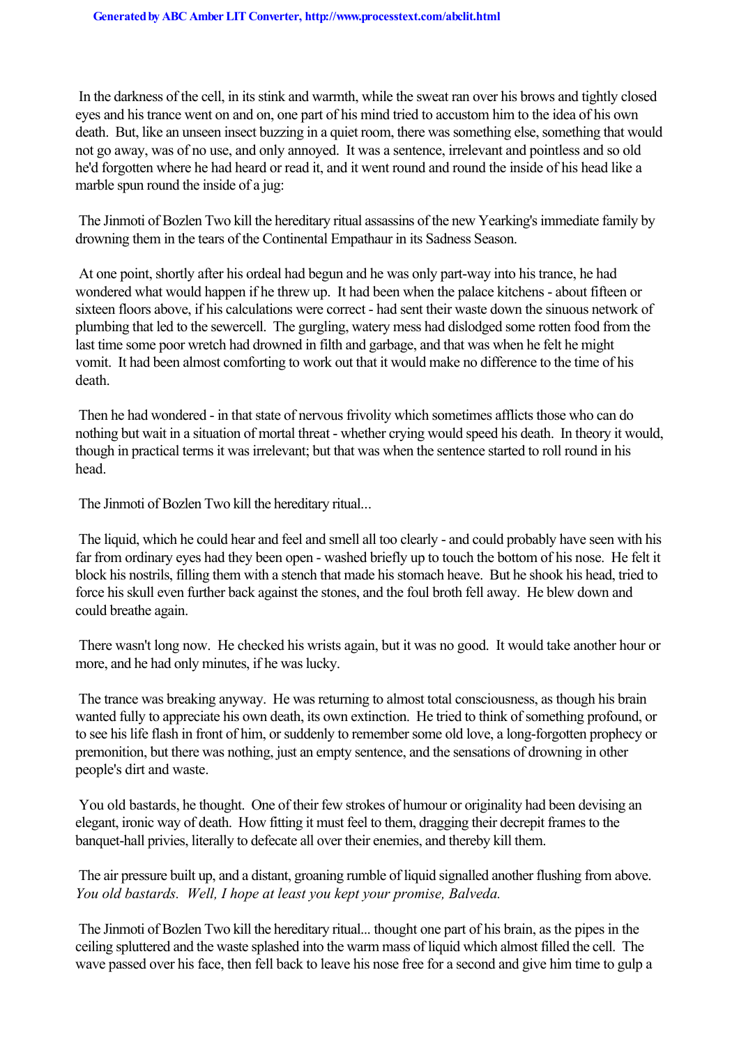In the darkness of the cell, in its stink and warmth, while the sweat ran over his brows and tightly closed eyes and his trance went on and on, one part of his mind tried to accustom him to the idea of his own death. But, like an unseen insect buzzing in a quiet room, there was something else, something that would not go away, was of no use, and only annoyed. It was a sentence, irrelevant and pointless and so old he'd forgotten where he had heard or read it, and it went round and round the inside of his head like a marble spun round the inside of a jug:

The Jinmoti of Bozlen Two kill the hereditary ritual assassins of the new Yearking's immediate family by drowning them in the tears of the Continental Empathaur in its Sadness Season.

At one point, shortly after his ordeal had begun and he was only part-way into his trance, he had wondered what would happen if he threw up. It had been when the palace kitchens - about fifteen or sixteen floors above, if his calculations were correct - had sent their waste down the sinuous network of plumbing that led to the sewercell. The gurgling, watery mess had dislodged some rotten food from the last time some poor wretch had drowned in filth and garbage, and that was when he felt he might vomit. It had been almost comforting to work out that it would make no difference to the time of his death.

Then he had wondered - in that state of nervous frivolity which sometimes afflicts those who can do nothing but wait in a situation of mortal threat - whether crying would speed his death. In theory it would, though in practical terms it was irrelevant; but that was when the sentence started to roll round in his head.

The Jinmoti of Bozlen Two kill the hereditary ritual...

The liquid, which he could hear and feel and smell all too clearly - and could probably have seen with his far from ordinary eyes had they been open - washed briefly up to touch the bottom of his nose. He felt it block his nostrils, filling them with a stench that made his stomach heave. But he shook his head, tried to force his skull even further back against the stones, and the foul broth fell away. He blew down and could breathe again.

There wasn't long now. He checked his wrists again, but it was no good. It would take another hour or more, and he had only minutes, if he was lucky.

The trance was breaking anyway. He was returning to almost total consciousness, as though his brain wanted fully to appreciate his own death, its own extinction. He tried to think of something profound, or to see his life flash in front of him, or suddenly to remember some old love, a long-forgotten prophecy or premonition, but there was nothing, just an empty sentence, and the sensations of drowning in other people's dirt and waste.

You old bastards, he thought. One of their few strokes of humour or originality had been devising an elegant, ironic way of death. How fitting it must feel to them, dragging their decrepit frames to the banquet-hall privies, literally to defecate all over their enemies, and thereby kill them.

The air pressure built up, and a distant, groaning rumble of liquid signalled another flushing from above. *You old bastards. Well, I hope at least you kept your promise, Balveda.*

The Jinmoti of Bozlen Two kill the hereditary ritual... thought one part of his brain, as the pipes in the ceiling spluttered and the waste splashed into the warm mass of liquid which almost filled the cell. The wave passed over his face, then fell back to leave his nose free for a second and give him time to gulp a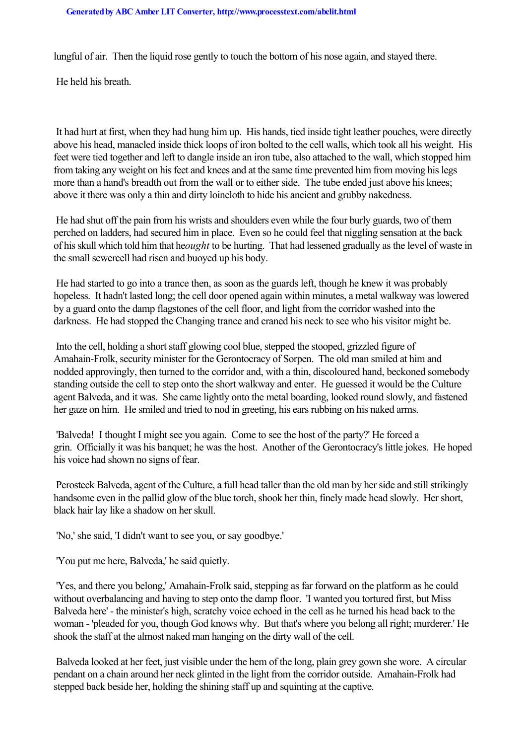lungful of air. Then the liquid rose gently to touch the bottom of his nose again, and stayed there.

He held his breath.

It had hurt at first, when they had hung him up. His hands, tied inside tight leather pouches, were directly above his head, manacled inside thick loops of iron bolted to the cell walls, which took all his weight. His feet were tied together and left to dangle inside an iron tube, also attached to the wall, which stopped him from taking any weight on his feet and knees and at the same time prevented him from moving his legs more than a hand's breadth out from the wall or to either side. The tube ended just above his knees; above it there was only a thin and dirty loincloth to hide his ancient and grubby nakedness.

He had shut off the pain from his wrists and shoulders even while the four burly guards, two of them perched on ladders, had secured him in place. Even so he could feel that niggling sensation at the back of his skull which told him that he *ought* to be hurting. That had lessened gradually as the level of waste in the small sewercell had risen and buoyed up his body.

He had started to go into a trance then, as soon as the guards left, though he knew it was probably hopeless. It hadn't lasted long; the cell door opened again within minutes, a metal walkway was lowered by a guard onto the damp flagstones of the cell floor, and light from the corridor washed into the darkness. He had stopped the Changing trance and craned his neck to see who his visitor might be.

Into the cell, holding a short staff glowing cool blue, stepped the stooped, grizzled figure of Amahain-Frolk, security minister for the Gerontocracy of Sorpen. The old man smiled at him and nodded approvingly, then turned to the corridor and, with a thin, discoloured hand, beckoned somebody standing outside the cell to step onto the short walkway and enter. He guessed it would be the Culture agent Balveda, and it was. She came lightly onto the metal boarding, looked round slowly, and fastened her gaze on him. He smiled and tried to nod in greeting, his ears rubbing on his naked arms.

'Balveda! I thought I might see you again. Come to see the host of the party?' He forced a grin. Officially it was his banquet; he was the host. Another of the Gerontocracy's little jokes. He hoped his voice had shown no signs of fear.

Perosteck Balveda, agent of the Culture, a full head taller than the old man by her side and still strikingly handsome even in the pallid glow of the blue torch, shook her thin, finely made head slowly. Her short, black hair lay like a shadow on her skull.

'No,' she said, 'I didn't want to see you, or say goodbye.'

'You put me here, Balveda,' he said quietly.

'Yes, and there you belong,' Amahain-Frolk said, stepping as far forward on the platform as he could without overbalancing and having to step onto the damp floor. 'I wanted you tortured first, but Miss Balveda here' - the minister's high, scratchy voice echoed in the cell as he turned his head back to the woman - 'pleaded for you, though God knows why. But that's where you belong all right; murderer.' He shook the staff at the almost naked man hanging on the dirty wall of the cell.

Balveda looked at her feet, just visible under the hem of the long, plain grey gown she wore. A circular pendant on a chain around her neck glinted in the light from the corridor outside. Amahain-Frolk had stepped back beside her, holding the shining staff up and squinting at the captive.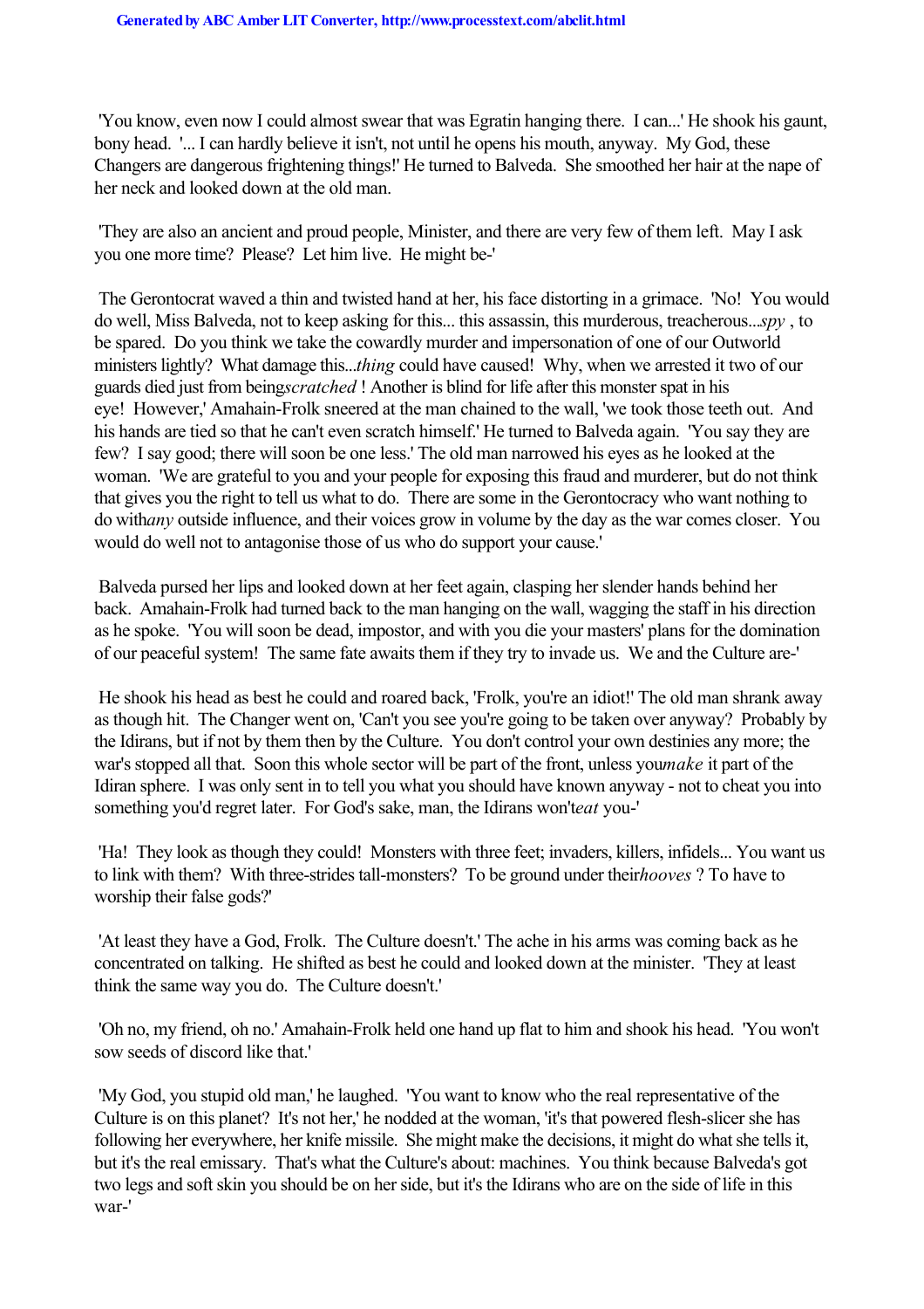'You know, even now I could almost swear that was Egratin hanging there. I can...' He shook his gaunt, bony head. '... I can hardly believe it isn't, not until he opens his mouth, anyway. My God, these Changers are dangerous frightening things!' He turned to Balveda. She smoothed her hair at the nape of her neck and looked down at the old man.

'They are also an ancient and proud people, Minister, and there are very few of them left. May I ask you one more time? Please? Let him live. He might be-'

The Gerontocrat waved a thin and twisted hand at her, his face distorting in a grimace. 'No! You would do well, Miss Balveda, not to keep asking for this... this assassin, this murderous, treacherous...*spy* , to be spared. Do you think we take the cowardly murder and impersonation of one of our Outworld ministers lightly? What damage this...*thing* could have caused! Why, when we arrested it two of our guards died just from being*scratched* ! Another is blind for life after this monster spat in his eye! However,' Amahain-Frolk sneered at the man chained to the wall, 'we took those teeth out. And his hands are tied so that he can't even scratch himself.' He turned to Balveda again. 'You say they are few? I say good; there will soon be one less.' The old man narrowed his eyes as he looked at the woman. 'We are grateful to you and your people for exposing this fraud and murderer, but do not think that gives you the right to tell us what to do. There are some in the Gerontocracy who want nothing to do with*any* outside influence, and their voices grow in volume by the day as the war comes closer. You would do well not to antagonise those of us who do support your cause.'

Balveda pursed her lips and looked down at her feet again, clasping her slender hands behind her back. Amahain-Frolk had turned back to the man hanging on the wall, wagging the staff in his direction as he spoke. 'You will soon be dead, impostor, and with you die your masters' plans for the domination of our peaceful system! The same fate awaits them if they try to invade us. We and the Culture are-'

He shook his head as best he could and roared back, 'Frolk, you're an idiot!' The old man shrank away as though hit. The Changer went on, 'Can't you see you're going to be taken over anyway? Probably by the Idirans, but if not by them then by the Culture. You don't control your own destinies any more; the war's stopped all that. Soon this whole sector will be part of the front, unless you*make* it part of the Idiran sphere. I was only sent in to tell you what you should have known anyway - not to cheat you into something you'd regret later. For God's sake, man, the Idirans won't*eat* you-'

'Ha! They look as though they could! Monsters with three feet; invaders, killers, infidels... You want us to link with them? With three-strides tall-monsters? To be ground under their*hooves* ? To have to worship their false gods?'

'At least they have a God, Frolk. The Culture doesn't.' The ache in his arms was coming back as he concentrated on talking. He shifted as best he could and looked down at the minister. 'They at least think the same way you do. The Culture doesn't.'

'Oh no, my friend, oh no.' Amahain-Frolk held one hand up flat to him and shook his head. 'You won't sow seeds of discord like that.'

'My God, you stupid old man,' he laughed. 'You want to know who the real representative of the Culture is on this planet? It's not her,' he nodded at the woman, 'it's that powered flesh-slicer she has following her everywhere, her knife missile. She might make the decisions, it might do what she tells it, but it's the real emissary. That's what the Culture's about: machines. You think because Balveda's got two legs and soft skin you should be on her side, but it's the Idirans who are on the side of life in this war-'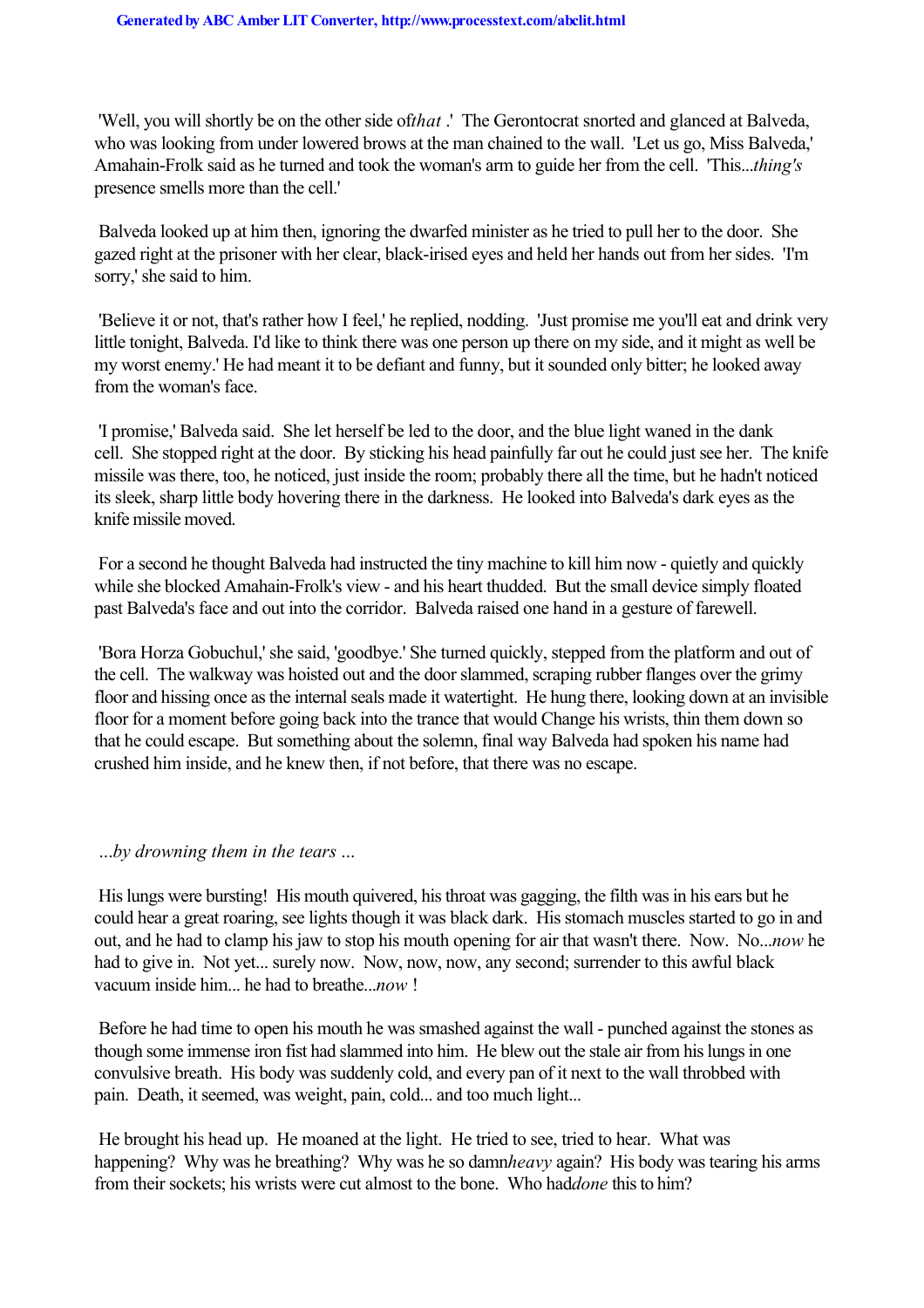'Well, you will shortly be on the other side of *that*.' The Gerontocrat snorted and glanced at Balveda, who was looking from under lowered brows at the man chained to the wall. 'Let us go, Miss Balveda,' Amahain-Frolk said as he turned and took the woman's arm to guide her from the cell. 'This...*thing's* presence smells more than the cell.'

Balveda looked up at him then, ignoring the dwarfed minister as he tried to pull her to the door. She gazed right at the prisoner with her clear, black-irised eyes and held her hands out from her sides. 'I'm sorry,' she said to him.

'Believe it or not, that's rather how I feel,' he replied, nodding. 'Just promise me you'll eat and drink very little tonight, Balveda. I'd like to think there was one person up there on my side, and it might as well be my worst enemy.' He had meant it to be defiant and funny, but it sounded only bitter; he looked away from the woman's face.

'I promise,' Balveda said. She let herself be led to the door, and the blue light waned in the dank cell. She stopped right at the door. By sticking his head painfully far out he could just see her. The knife missile was there, too, he noticed, just inside the room; probably there all the time, but he hadn't noticed its sleek, sharp little body hovering there in the darkness. He looked into Balveda's dark eyes as the knife missile moved.

For a second he thought Balveda had instructed the tiny machine to kill him now - quietly and quickly while she blocked Amahain-Frolk's view - and his heart thudded. But the small device simply floated past Balveda's face and out into the corridor. Balveda raised one hand in a gesture of farewell.

'Bora Horza Gobuchul,' she said, 'goodbye.' She turned quickly, stepped from the platform and out of the cell. The walkway was hoisted out and the door slammed, scraping rubber flanges over the grimy floor and hissing once as the internal seals made it watertight. He hung there, looking down at an invisible floor for a moment before going back into the trance that would Change his wrists, thin them down so that he could escape. But something about the solemn, final way Balveda had spoken his name had crushed him inside, and he knew then, if not before, that there was no escape.

*...by drowning them in the tears ...*

His lungs were bursting! His mouth quivered, his throat was gagging, the filth was in his ears but he could hear a great roaring, see lights though it was black dark. His stomach muscles started to go in and out, and he had to clamp his jaw to stop his mouth opening for air that wasn't there. Now. No...*now* he had to give in. Not yet... surely now. Now, now, now, any second; surrender to this awful black vacuum inside him... he had to breathe...*now* !

Before he had time to open his mouth he was smashed against the wall - punched against the stones as though some immense iron fist had slammed into him. He blew out the stale air from his lungs in one convulsive breath. His body was suddenly cold, and every pan of it next to the wall throbbed with pain. Death, it seemed, was weight, pain, cold... and too much light...

He brought his head up. He moaned at the light. He tried to see, tried to hear. What was happening? Why was he breathing? Why was he so damn *heavy* again? His body was tearing his arms from their sockets; his wrists were cut almost to the bone. Who had *done* this to him?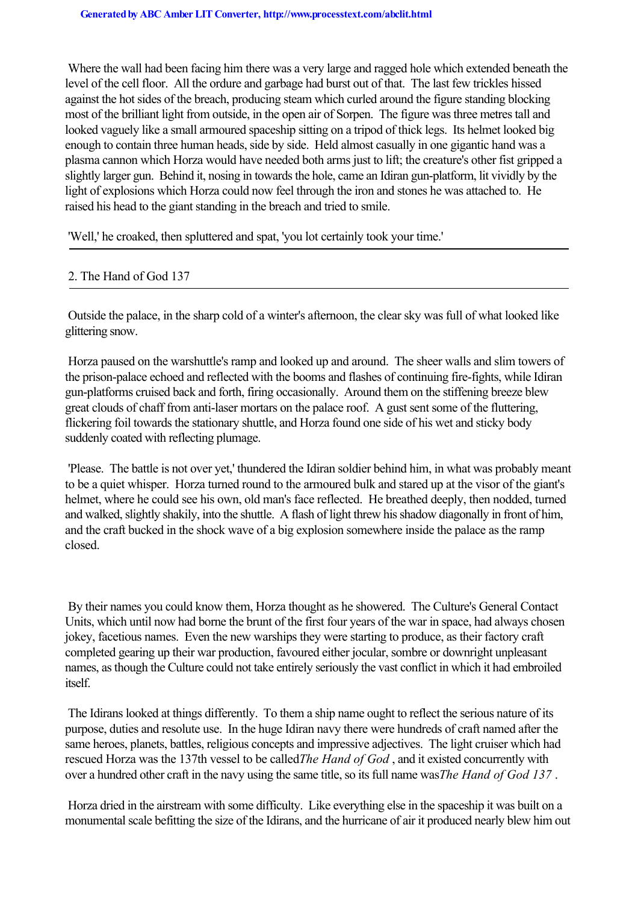Where the wall had been facing him there was a very large and ragged hole which extended beneath the level of the cell floor. All the ordure and garbage had burst out of that. The last few trickles hissed against the hot sides of the breach, producing steam which curled around the figure standing blocking most of the brilliant light from outside, in the open air of Sorpen. The figure was three metres tall and looked vaguely like a small armoured spaceship sitting on a tripod of thick legs. Its helmet looked big enough to contain three human heads, side by side. Held almost casually in one gigantic hand was a plasma cannon which Horza would have needed both arms just to lift; the creature's other fist gripped a slightly larger gun. Behind it, nosing in towards the hole, came an Idiran gun-platform, lit vividly by the light of explosions which Horza could now feel through the iron and stones he was attached to. He raised his head to the giant standing in the breach and tried to smile.

'Well,' he croaked, then spluttered and spat, 'you lot certainly took your time.'

---

## 2. The Hand of God 137

---

Outside the palace, in the sharp cold of a winter's afternoon, the clear sky was full of what looked like glittering snow.

Horza paused on the warshuttle's ramp and looked up and around. The sheer walls and slim towers of the prison-palace echoed and reflected with the booms and flashes of continuing fire-fights, while Idiran gun-platforms cruised back and forth, firing occasionally. Around them on the stiffening breeze blew great clouds of chaff from anti-laser mortars on the palace roof. A gust sent some of the fluttering, flickering foil towards the stationary shuttle, and Horza found one side of his wet and sticky body suddenly coated with reflecting plumage.

'Please. The battle is not over yet,' thundered the Idiran soldier behind him, in what was probably meant to be a quiet whisper. Horza turned round to the armoured bulk and stared up at the visor of the giant's helmet, where he could see his own, old man's face reflected. He breathed deeply, then nodded, turned and walked, slightly shakily, into the shuttle. A flash of light threw his shadow diagonally in front of him, and the craft bucked in the shock wave of a big explosion somewhere inside the palace as the ramp closed.

By their names you could know them, Horza thought as he showered. The Culture's General Contact Units, which until now had borne the brunt of the first four years of the war in space, had always chosen jokey, facetious names. Even the new warships they were starting to produce, as their factory craft completed gearing up their war production, favoured either jocular, sombre or downright unpleasant names, as though the Culture could not take entirely seriously the vast conflict in which it had embroiled itself.

The Idirans looked at things differently. To them a ship name ought to reflect the serious nature of its purpose, duties and resolute use. In the huge Idiran navy there were hundreds of craft named after the same heroes, planets, battles, religious concepts and impressive adjectives. The light cruiser which had rescued Horza was the 137th vessel to be called *The Hand of God*, and it existed concurrently with over a hundred other craft in the navy using the same title, so its full name was *The Hand of God 137*.

Horza dried in the airstream with some difficulty. Like everything else in the spaceship it was built on a monumental scale befitting the size of the Idirans, and the hurricane of air it produced nearly blew him out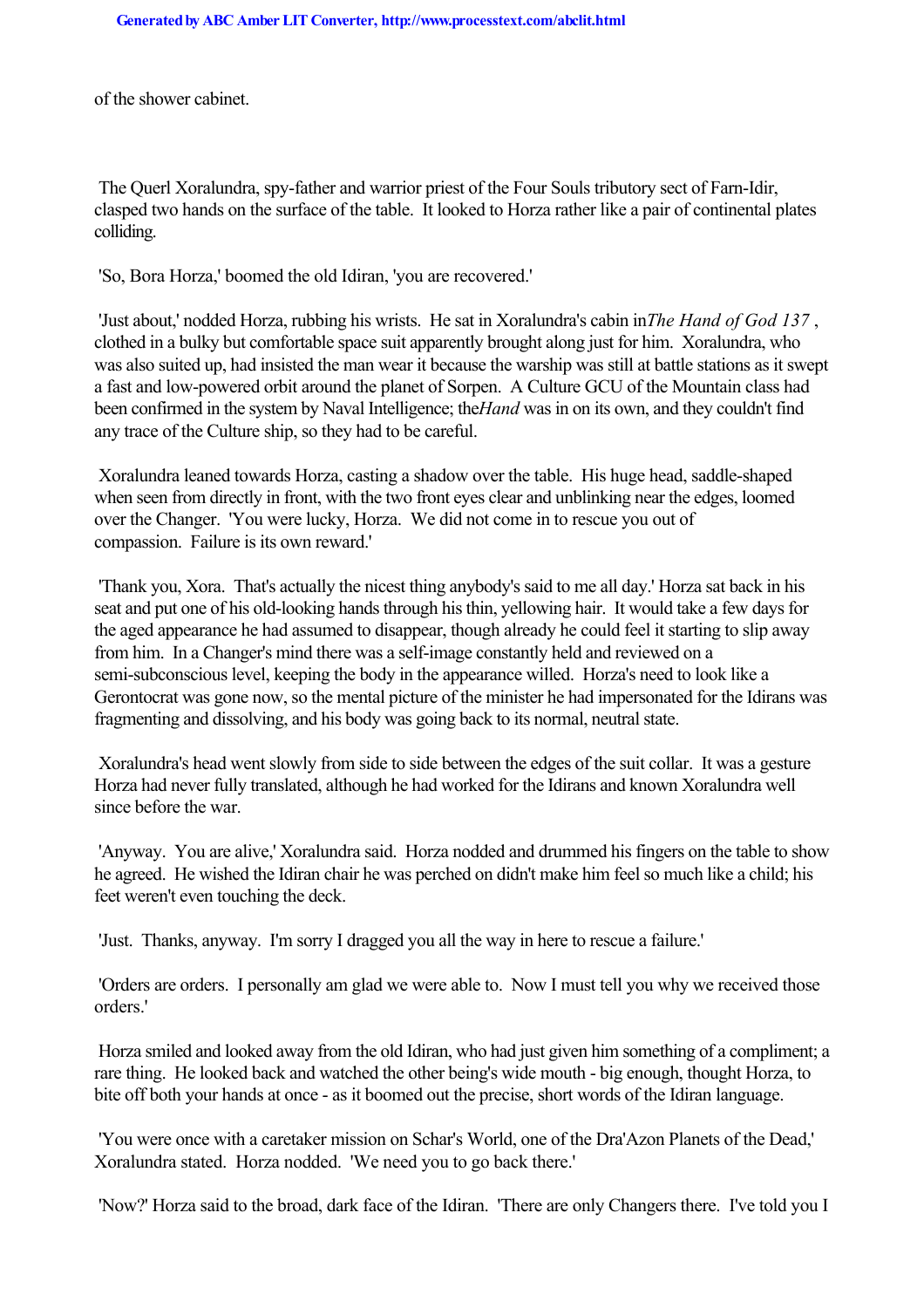of the shower cabinet.

The Querl Xoralundra, spy-father and warrior priest of the Four Souls tributory sect of Farn-Idir, clasped two hands on the surface of the table. It looked to Horza rather like a pair of continental plates colliding.

'So, Bora Horza,' boomed the old Idiran, 'you are recovered.'

'Just about,' nodded Horza, rubbing his wrists. He sat in Xoralundra's cabin in *The Hand of God 137*, clothed in a bulky but comfortable space suit apparently brought along just for him. Xoralundra, who was also suited up, had insisted the man wear it because the warship was still at battle stations as it swept a fast and low-powered orbit around the planet of Sorpen. A Culture GCU of the Mountain class had been confirmed in the system by Naval Intelligence; the *Hand* was in on its own, and they couldn't find any trace of the Culture ship, so they had to be careful.

Xoralundra leaned towards Horza, casting a shadow over the table. His huge head, saddle-shaped when seen from directly in front, with the two front eyes clear and unblinking near the edges, loomed over the Changer. 'You were lucky, Horza. We did not come in to rescue you out of compassion. Failure is its own reward.'

'Thank you, Xora. That's actually the nicest thing anybody's said to me all day.' Horza sat back in his seat and put one of his old-looking hands through his thin, yellowing hair. It would take a few days for the aged appearance he had assumed to disappear, though already he could feel it starting to slip away from him. In a Changer's mind there was a self-image constantly held and reviewed on a semi-subconscious level, keeping the body in the appearance willed. Horza's need to look like a Gerontocrat was gone now, so the mental picture of the minister he had impersonated for the Idirans was fragmenting and dissolving, and his body was going back to its normal, neutral state.

Xoralundra's head went slowly from side to side between the edges of the suit collar. It was a gesture Horza had never fully translated, although he had worked for the Idirans and known Xoralundra well since before the war.

'Anyway. You are alive,' Xoralundra said. Horza nodded and drummed his fingers on the table to show he agreed. He wished the Idiran chair he was perched on didn't make him feel so much like a child; his feet weren't even touching the deck.

'Just. Thanks, anyway. I'm sorry I dragged you all the way in here to rescue a failure.'

'Orders are orders. I personally am glad we were able to. Now I must tell you why we received those orders.'

Horza smiled and looked away from the old Idiran, who had just given him something of a compliment; a rare thing. He looked back and watched the other being's wide mouth - big enough, thought Horza, to bite off both your hands at once - as it boomed out the precise, short words of the Idiran language.

'You were once with a caretaker mission on Schar's World, one of the Dra'Azon Planets of the Dead,' Xoralundra stated. Horza nodded. 'We need you to go back there.'

'Now?' Horza said to the broad, dark face of the Idiran. 'There are only Changers there. I've told you I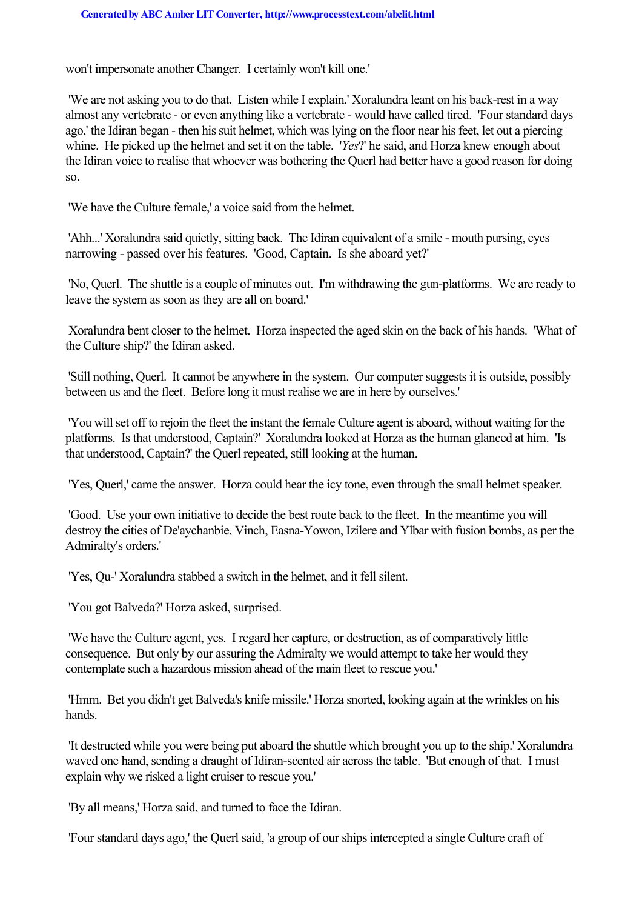won't impersonate another Changer. I certainly won't kill one.'

'We are not asking you to do that. Listen while I explain.' Xoralundra leant on his back-rest in a way almost any vertebrate - or even anything like a vertebrate - would have called tired. 'Four standard days ago,' the Idiran began - then his suit helmet, which was lying on the floor near his feet, let out a piercing whine. He picked up the helmet and set it on the table. '*Yes*?' he said, and Horza knew enough about the Idiran voice to realise that whoever was bothering the Querl had better have a good reason for doing so.

'We have the Culture female,' a voice said from the helmet.

'Ahh...' Xoralundra said quietly, sitting back. The Idiran equivalent of a smile - mouth pursing, eyes narrowing - passed over his features. 'Good, Captain. Is she aboard yet?'

'No, Querl. The shuttle is a couple of minutes out. I'm withdrawing the gun-platforms. We are ready to leave the system as soon as they are all on board.'

Xoralundra bent closer to the helmet. Horza inspected the aged skin on the back of his hands. 'What of the Culture ship?' the Idiran asked.

'Still nothing, Querl. It cannot be anywhere in the system. Our computer suggests it is outside, possibly between us and the fleet. Before long it must realise we are in here by ourselves.'

'You will set off to rejoin the fleet the instant the female Culture agent is aboard, without waiting for the platforms. Is that understood, Captain?' Xoralundra looked at Horza as the human glanced at him. 'Is that understood, Captain?' the Querl repeated, still looking at the human.

'Yes, Querl,' came the answer. Horza could hear the icy tone, even through the small helmet speaker.

'Good. Use your own initiative to decide the best route back to the fleet. In the meantime you will destroy the cities of De'aychanbie, Vinch, Easna-Yowon, Izilere and Ylbar with fusion bombs, as per the Admiralty's orders.'

'Yes, Qu-' Xoralundra stabbed a switch in the helmet, and it fell silent.

'You got Balveda?' Horza asked, surprised.

'We have the Culture agent, yes. I regard her capture, or destruction, as of comparatively little consequence. But only by our assuring the Admiralty we would attempt to take her would they contemplate such a hazardous mission ahead of the main fleet to rescue you.'

'Hmm. Bet you didn't get Balveda's knife missile.' Horza snorted, looking again at the wrinkles on his hands.

'It destructed while you were being put aboard the shuttle which brought you up to the ship.' Xoralundra waved one hand, sending a draught of Idiran-scented air across the table. 'But enough of that. I must explain why we risked a light cruiser to rescue you.'

'By all means,' Horza said, and turned to face the Idiran.

'Four standard days ago,' the Querl said, 'a group of our ships intercepted a single Culture craft of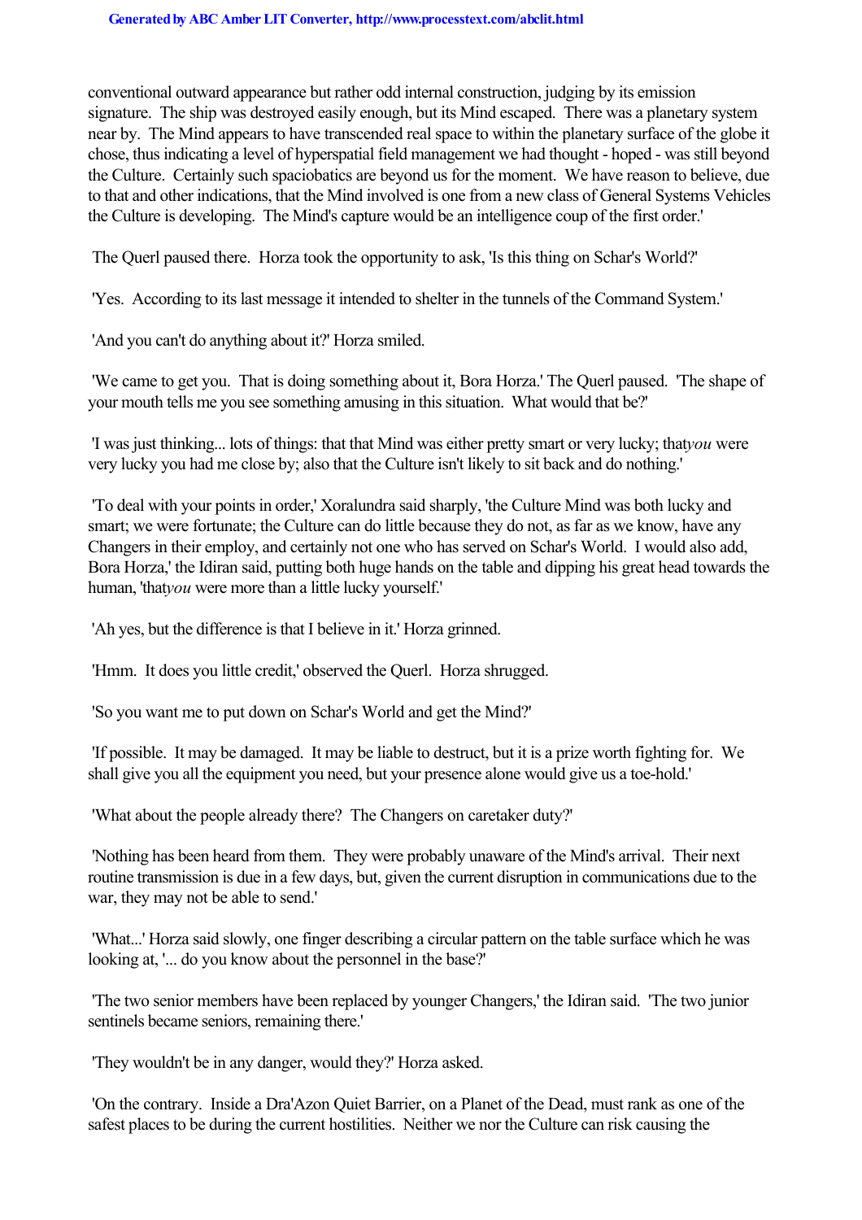conventional outward appearance but rather odd internal construction, judging by its emission signature. The ship was destroyed easily enough, but its Mind escaped. There was a planetary system near by. The Mind appears to have transcended real space to within the planetary surface of the globe it chose, thus indicating a level of hyperspatial field management we had thought - hoped - was still beyond the Culture. Certainly such spaciobatics are beyond us for the moment. We have reason to believe, due to that and other indications, that the Mind involved is one from a new class of General Systems Vehicles the Culture is developing. The Mind's capture would be an intelligence coup of the first order.'

The Querl paused there. Horza took the opportunity to ask, 'Is this thing on Schar's World?'

'Yes. According to its last message it intended to shelter in the tunnels of the Command System.'

'And you can't do anything about it?' Horza smiled.

'We came to get you. That is doing something about it, Bora Horza.' The Querl paused. 'The shape of your mouth tells me you see something amusing in this situation. What would that be?'

'I was just thinking... lots of things: that that Mind was either pretty smart or very lucky; that *you* were very lucky you had me close by; also that the Culture isn't likely to sit back and do nothing.'

'To deal with your points in order,' Xoralundra said sharply, 'the Culture Mind was both lucky and smart; we were fortunate; the Culture can do little because they do not, as far as we know, have any Changers in their employ, and certainly not one who has served on Schar's World. I would also add, Bora Horza,' the Idiran said, putting both huge hands on the table and dipping his great head towards the human, 'that *you* were more than a little lucky yourself.'

'Ah yes, but the difference is that I believe in it.' Horza grinned.

'Hmm. It does you little credit,' observed the Querl. Horza shrugged.

'So you want me to put down on Schar's World and get the Mind?'

'If possible. It may be damaged. It may be liable to destruct, but it is a prize worth fighting for. We shall give you all the equipment you need, but your presence alone would give us a toe-hold.'

'What about the people already there? The Changers on caretaker duty?'

'Nothing has been heard from them. They were probably unaware of the Mind's arrival. Their next routine transmission is due in a few days, but, given the current disruption in communications due to the war, they may not be able to send.'

'What...' Horza said slowly, one finger describing a circular pattern on the table surface which he was looking at, '... do you know about the personnel in the base?'

'The two senior members have been replaced by younger Changers,' the Idiran said. 'The two junior sentinels became seniors, remaining there.'

'They wouldn't be in any danger, would they?' Horza asked.

'On the contrary. Inside a Dra'Azon Quiet Barrier, on a Planet of the Dead, must rank as one of the safest places to be during the current hostilities. Neither we nor the Culture can risk causing the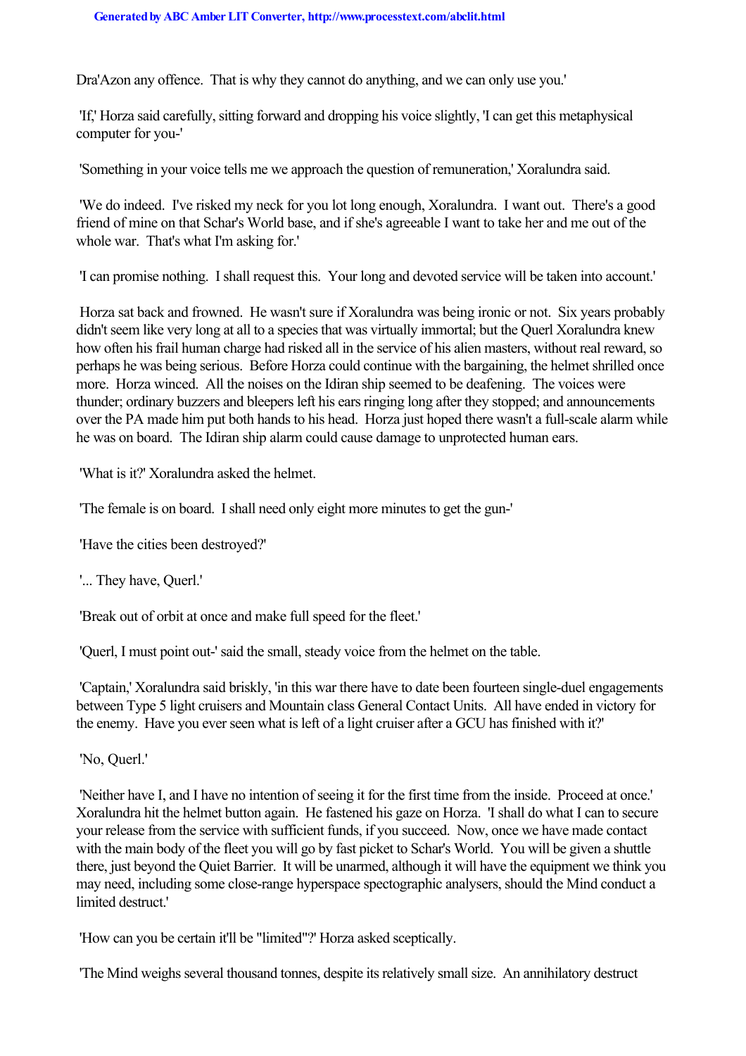Dra'Azon any offence. That is why they cannot do anything, and we can only use you.'

'If,' Horza said carefully, sitting forward and dropping his voice slightly, 'I can get this metaphysical computer for you-'

'Something in your voice tells me we approach the question of remuneration,' Xoralundra said.

'We do indeed. I've risked my neck for you lot long enough, Xoralundra. I want out. There's a good friend of mine on that Schar's World base, and if she's agreeable I want to take her and me out of the whole war. That's what I'm asking for.'

'I can promise nothing. I shall request this. Your long and devoted service will be taken into account.'

Horza sat back and frowned. He wasn't sure if Xoralundra was being ironic or not. Six years probably didn't seem like very long at all to a species that was virtually immortal; but the Querl Xoralundra knew how often his frail human charge had risked all in the service of his alien masters, without real reward, so perhaps he was being serious. Before Horza could continue with the bargaining, the helmet shrilled once more. Horza winced. All the noises on the Idiran ship seemed to be deafening. The voices were thunder; ordinary buzzers and bleepers left his ears ringing long after they stopped; and announcements over the PA made him put both hands to his head. Horza just hoped there wasn't a full-scale alarm while he was on board. The Idiran ship alarm could cause damage to unprotected human ears.

'What is it?' Xoralundra asked the helmet.

'The female is on board. I shall need only eight more minutes to get the gun-'

'Have the cities been destroyed?'

'... They have, Querl.'

'Break out of orbit at once and make full speed for the fleet.'

'Querl, I must point out-' said the small, steady voice from the helmet on the table.

'Captain,' Xoralundra said briskly, 'in this war there have to date been fourteen single-duel engagements between Type 5 light cruisers and Mountain class General Contact Units. All have ended in victory for the enemy. Have you ever seen what is left of a light cruiser after a GCU has finished with it?'

'No, Querl.'

'Neither have I, and I have no intention of seeing it for the first time from the inside. Proceed at once.' Xoralundra hit the helmet button again. He fastened his gaze on Horza. 'I shall do what I can to secure your release from the service with sufficient funds, if you succeed. Now, once we have made contact with the main body of the fleet you will go by fast picket to Schar's World. You will be given a shuttle there, just beyond the Quiet Barrier. It will be unarmed, although it will have the equipment we think you may need, including some close-range hyperspace spectographic analysers, should the Mind conduct a limited destruct.'

'How can you be certain it'll be "limited"?' Horza asked sceptically.

'The Mind weighs several thousand tonnes, despite its relatively small size. An annihilatory destruct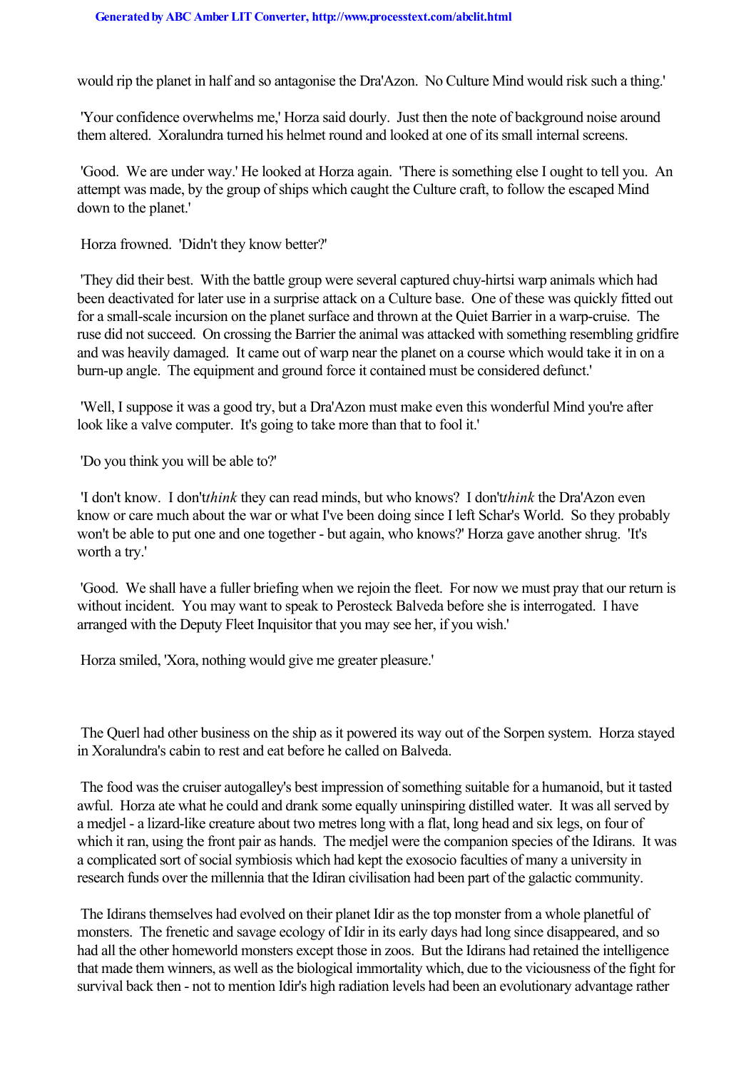would rip the planet in half and so antagonise the Dra'Azon. No Culture Mind would risk such a thing.'

'Your confidence overwhelms me,' Horza said dourly. Just then the note of background noise around them altered. Xoralundra turned his helmet round and looked at one of its small internal screens.

'Good. We are under way.' He looked at Horza again. 'There is something else I ought to tell you. An attempt was made, by the group of ships which caught the Culture craft, to follow the escaped Mind down to the planet.'

Horza frowned. 'Didn't they know better?'

'They did their best. With the battle group were several captured chuy-hirtsi warp animals which had been deactivated for later use in a surprise attack on a Culture base. One of these was quickly fitted out for a small-scale incursion on the planet surface and thrown at the Quiet Barrier in a warp-cruise. The ruse did not succeed. On crossing the Barrier the animal was attacked with something resembling gridfire and was heavily damaged. It came out of warp near the planet on a course which would take it in on a burn-up angle. The equipment and ground force it contained must be considered defunct.'

'Well, I suppose it was a good try, but a Dra'Azon must make even this wonderful Mind you're after look like a valve computer. It's going to take more than that to fool it.'

'Do you think you will be able to?'

'I don't know. I don't *think* they can read minds, but who knows? I don't *think* the Dra'Azon even know or care much about the war or what I've been doing since I left Schar's World. So they probably won't be able to put one and one together - but again, who knows?' Horza gave another shrug. 'It's worth a try.'

'Good. We shall have a fuller briefing when we rejoin the fleet. For now we must pray that our return is without incident. You may want to speak to Perosteck Balveda before she is interrogated. I have arranged with the Deputy Fleet Inquisitor that you may see her, if you wish.'

Horza smiled, 'Xora, nothing would give me greater pleasure.'

The Querl had other business on the ship as it powered its way out of the Sorpen system. Horza stayed in Xoralundra's cabin to rest and eat before he called on Balveda.

The food was the cruiser autogalley's best impression of something suitable for a humanoid, but it tasted awful. Horza ate what he could and drank some equally uninspiring distilled water. It was all served by a medjel - a lizard-like creature about two metres long with a flat, long head and six legs, on four of which it ran, using the front pair as hands. The medjel were the companion species of the Idirans. It was a complicated sort of social symbiosis which had kept the exosocio faculties of many a university in research funds over the millennia that the Idiran civilisation had been part of the galactic community.

The Idirans themselves had evolved on their planet Idir as the top monster from a whole planetful of monsters. The frenetic and savage ecology of Idir in its early days had long since disappeared, and so had all the other homeworld monsters except those in zoos. But the Idirans had retained the intelligence that made them winners, as well as the biological immortality which, due to the viciousness of the fight for survival back then - not to mention Idir's high radiation levels had been an evolutionary advantage rather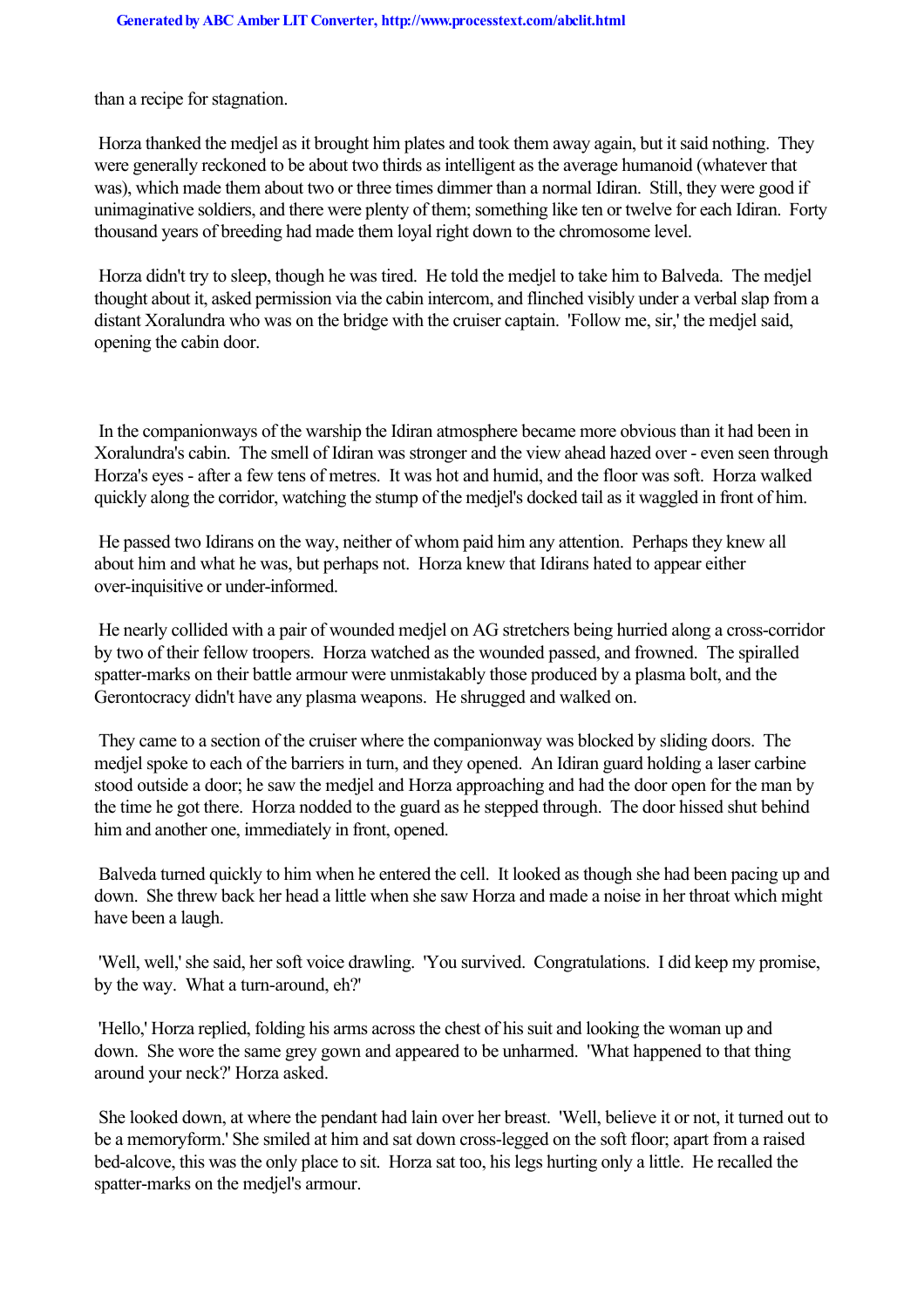than a recipe for stagnation.

Horza thanked the medjel as it brought him plates and took them away again, but it said nothing. They were generally reckoned to be about two thirds as intelligent as the average humanoid (whatever that was), which made them about two or three times dimmer than a normal Idiran. Still, they were good if unimaginative soldiers, and there were plenty of them; something like ten or twelve for each Idiran. Forty thousand years of breeding had made them loyal right down to the chromosome level.

Horza didn't try to sleep, though he was tired. He told the medjel to take him to Balveda. The medjel thought about it, asked permission via the cabin intercom, and flinched visibly under a verbal slap from a distant Xoralundra who was on the bridge with the cruiser captain. 'Follow me, sir,' the medjel said, opening the cabin door.

In the companionways of the warship the Idiran atmosphere became more obvious than it had been in Xoralundra's cabin. The smell of Idiran was stronger and the view ahead hazed over - even seen through Horza's eyes - after a few tens of metres. It was hot and humid, and the floor was soft. Horza walked quickly along the corridor, watching the stump of the medjel's docked tail as it waggled in front of him.

He passed two Idirans on the way, neither of whom paid him any attention. Perhaps they knew all about him and what he was, but perhaps not. Horza knew that Idirans hated to appear either over-inquisitive or under-informed.

He nearly collided with a pair of wounded medjel on AG stretchers being hurried along a cross-corridor by two of their fellow troopers. Horza watched as the wounded passed, and frowned. The spiralled spatter-marks on their battle armour were unmistakably those produced by a plasma bolt, and the Gerontocracy didn't have any plasma weapons. He shrugged and walked on.

They came to a section of the cruiser where the companionway was blocked by sliding doors. The medjel spoke to each of the barriers in turn, and they opened. An Idiran guard holding a laser carbine stood outside a door; he saw the medjel and Horza approaching and had the door open for the man by the time he got there. Horza nodded to the guard as he stepped through. The door hissed shut behind him and another one, immediately in front, opened.

Balveda turned quickly to him when he entered the cell. It looked as though she had been pacing up and down. She threw back her head a little when she saw Horza and made a noise in her throat which might have been a laugh.

'Well, well,' she said, her soft voice drawling. 'You survived. Congratulations. I did keep my promise, by the way. What a turn-around, eh?'

'Hello,' Horza replied, folding his arms across the chest of his suit and looking the woman up and down. She wore the same grey gown and appeared to be unharmed. 'What happened to that thing around your neck?' Horza asked.

She looked down, at where the pendant had lain over her breast. 'Well, believe it or not, it turned out to be a memoryform.' She smiled at him and sat down cross-legged on the soft floor; apart from a raised bed-alcove, this was the only place to sit. Horza sat too, his legs hurting only a little. He recalled the spatter-marks on the medjel's armour.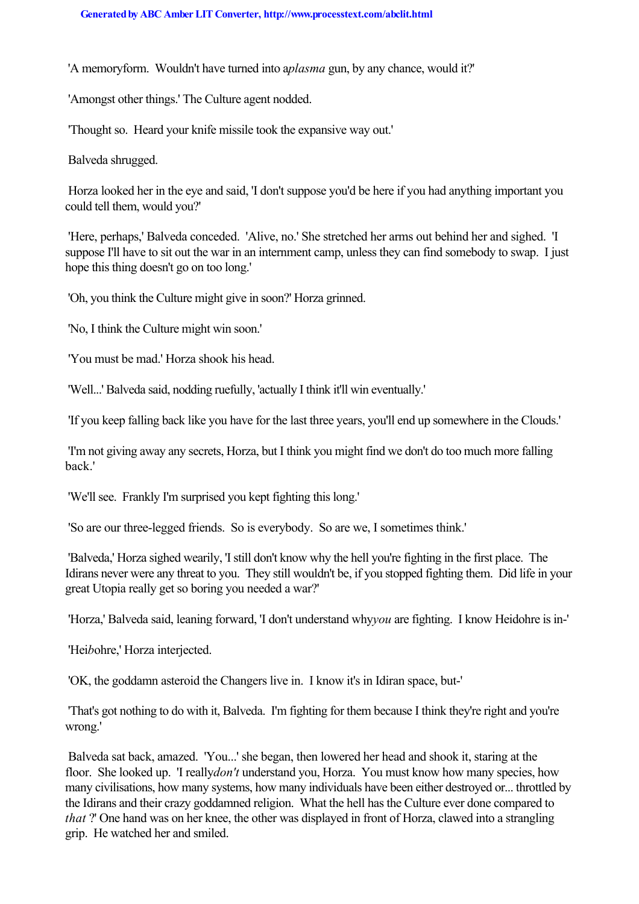'A memoryform. Wouldn't have turned into a *plasma* gun, by any chance, would it?'

'Amongst other things.' The Culture agent nodded.

'Thought so. Heard your knife missile took the expansive way out.'

Balveda shrugged.

Horza looked her in the eye and said, 'I don't suppose you'd be here if you had anything important you could tell them, would you?'

'Here, perhaps,' Balveda conceded. 'Alive, no.' She stretched her arms out behind her and sighed. 'I suppose I'll have to sit out the war in an internment camp, unless they can find somebody to swap. I just hope this thing doesn't go on too long.'

'Oh, you think the Culture might give in soon?' Horza grinned.

'No, I think the Culture might win soon.'

'You must be mad.' Horza shook his head.

'Well...' Balveda said, nodding ruefully, 'actually I think it'll win eventually.'

'If you keep falling back like you have for the last three years, you'll end up somewhere in the Clouds.'

'I'm not giving away any secrets, Horza, but I think you might find we don't do too much more falling back.'

'We'll see. Frankly I'm surprised you kept fighting this long.'

'So are our three-legged friends. So is everybody. So are we, I sometimes think.'

'Balveda,' Horza sighed wearily, 'I still don't know why the hell you're fighting in the first place. The Idirans never were any threat to you. They still wouldn't be, if you stopped fighting them. Did life in your great Utopia really get so boring you needed a war?'

'Horza,' Balveda said, leaning forward, 'I don't understand why *you* are fighting. I know Heidohre is in-'

'Hei*b*ohre,' Horza interjected.

'OK, the goddamn asteroid the Changers live in. I know it's in Idiran space, but-'

'That's got nothing to do with it, Balveda. I'm fighting for them because I think they're right and you're wrong.'

Balveda sat back, amazed. 'You...' she began, then lowered her head and shook it, staring at the floor. She looked up. 'I really *don't* understand you, Horza. You must know how many species, how many civilisations, how many systems, how many individuals have been either destroyed or... throttled by the Idirans and their crazy goddamned religion. What the hell has the Culture ever done compared to *that* ?' One hand was on her knee, the other was displayed in front of Horza, clawed into a strangling grip. He watched her and smiled.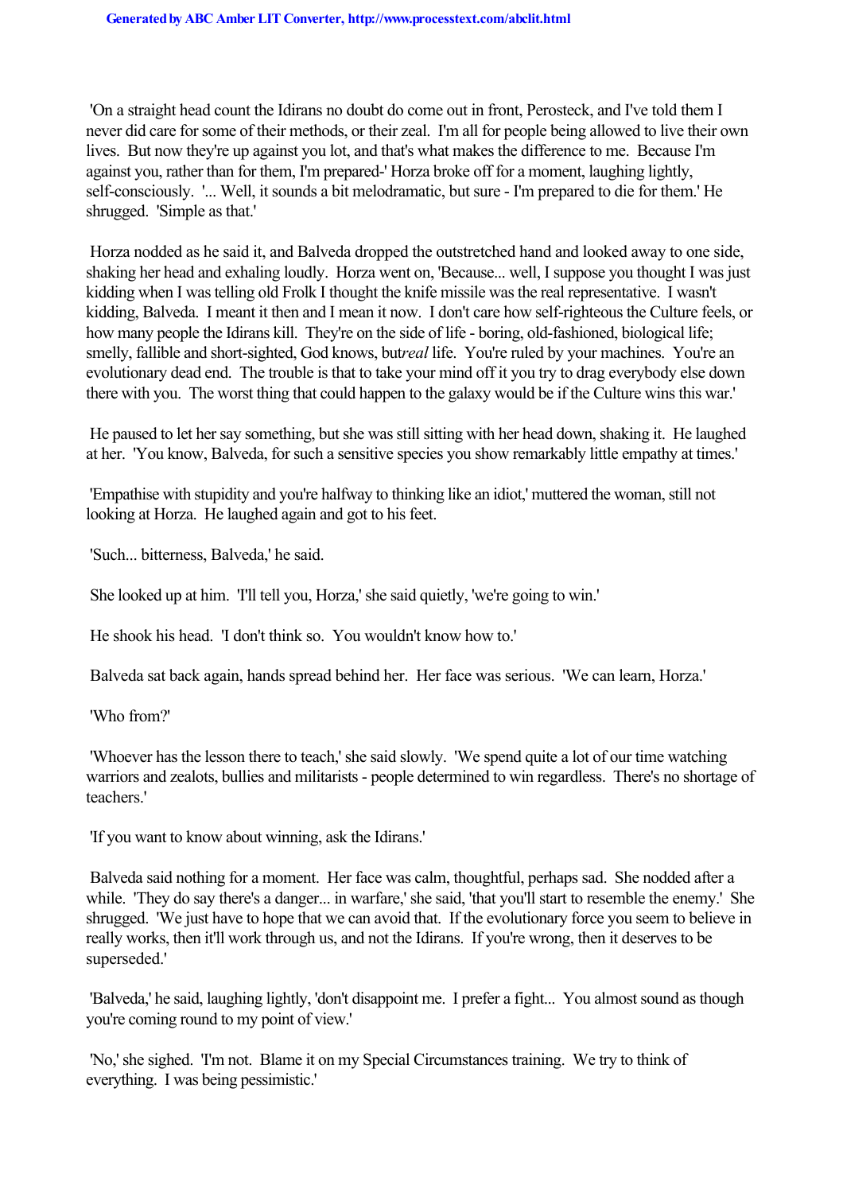'On a straight head count the Idirans no doubt do come out in front, Perosteck, and I've told them I never did care for some of their methods, or their zeal. I'm all for people being allowed to live their own lives. But now they're up against you lot, and that's what makes the difference to me. Because I'm against you, rather than for them, I'm prepared-' Horza broke off for a moment, laughing lightly, self-consciously. '... Well, it sounds a bit melodramatic, but sure - I'm prepared to die for them.' He shrugged. 'Simple as that.'

Horza nodded as he said it, and Balveda dropped the outstretched hand and looked away to one side, shaking her head and exhaling loudly. Horza went on, 'Because... well, I suppose you thought I was just kidding when I was telling old Frolk I thought the knife missile was the real representative. I wasn't kidding, Balveda. I meant it then and I mean it now. I don't care how self-righteous the Culture feels, or how many people the Idirans kill. They're on the side of life - boring, old-fashioned, biological life; smelly, fallible and short-sighted, God knows, but *real* life. You're ruled by your machines. You're an evolutionary dead end. The trouble is that to take your mind off it you try to drag everybody else down there with you. The worst thing that could happen to the galaxy would be if the Culture wins this war.'

He paused to let her say something, but she was still sitting with her head down, shaking it. He laughed at her. 'You know, Balveda, for such a sensitive species you show remarkably little empathy at times.'

'Empathise with stupidity and you're halfway to thinking like an idiot,' muttered the woman, still not looking at Horza. He laughed again and got to his feet.

'Such... bitterness, Balveda,' he said.

She looked up at him. 'I'll tell you, Horza,' she said quietly, 'we're going to win.'

He shook his head. 'I don't think so. You wouldn't know how to.'

Balveda sat back again, hands spread behind her. Her face was serious. 'We can learn, Horza.'

'Who from?'

'Whoever has the lesson there to teach,' she said slowly. 'We spend quite a lot of our time watching warriors and zealots, bullies and militarists - people determined to win regardless. There's no shortage of teachers.'

'If you want to know about winning, ask the Idirans.'

Balveda said nothing for a moment. Her face was calm, thoughtful, perhaps sad. She nodded after a while. 'They do say there's a danger... in warfare,' she said, 'that you'll start to resemble the enemy.' She shrugged. 'We just have to hope that we can avoid that. If the evolutionary force you seem to believe in really works, then it'll work through us, and not the Idirans. If you're wrong, then it deserves to be superseded.'

'Balveda,' he said, laughing lightly, 'don't disappoint me. I prefer a fight... You almost sound as though you're coming round to my point of view.'

'No,' she sighed. 'I'm not. Blame it on my Special Circumstances training. We try to think of everything. I was being pessimistic.'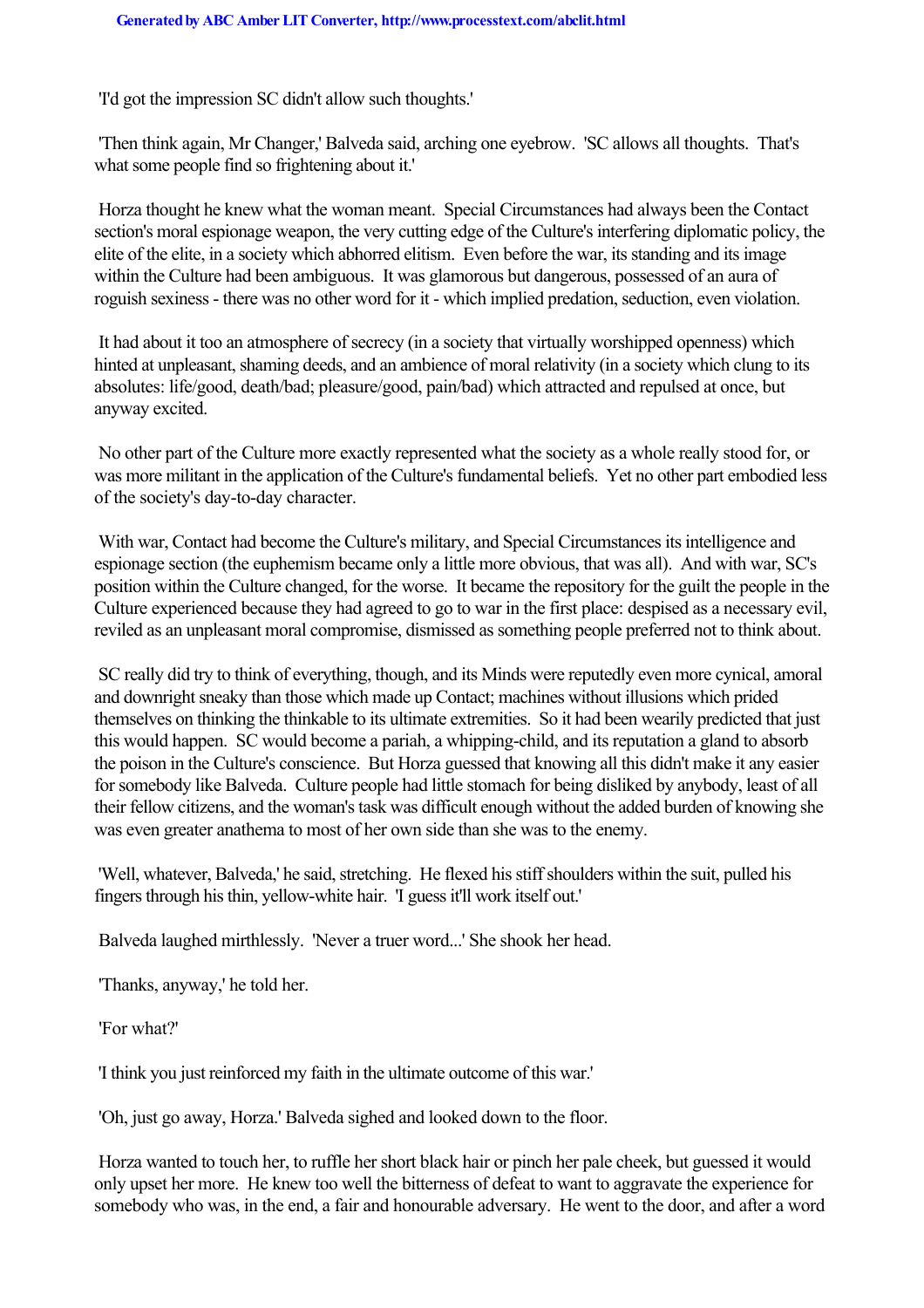'I'd got the impression SC didn't allow such thoughts.'

'Then think again, Mr Changer,' Balveda said, arching one eyebrow. 'SC allows all thoughts. That's what some people find so frightening about it.'

Horza thought he knew what the woman meant. Special Circumstances had always been the Contact section's moral espionage weapon, the very cutting edge of the Culture's interfering diplomatic policy, the elite of the elite, in a society which abhorred elitism. Even before the war, its standing and its image within the Culture had been ambiguous. It was glamorous but dangerous, possessed of an aura of roguish sexiness - there was no other word for it - which implied predation, seduction, even violation.

It had about it too an atmosphere of secrecy (in a society that virtually worshipped openness) which hinted at unpleasant, shaming deeds, and an ambience of moral relativity (in a society which clung to its absolutes: life/good, death/bad; pleasure/good, pain/bad) which attracted and repulsed at once, but anyway excited.

No other part of the Culture more exactly represented what the society as a whole really stood for, or was more militant in the application of the Culture's fundamental beliefs. Yet no other part embodied less of the society's day-to-day character.

With war, Contact had become the Culture's military, and Special Circumstances its intelligence and espionage section (the euphemism became only a little more obvious, that was all). And with war, SC's position within the Culture changed, for the worse. It became the repository for the guilt the people in the Culture experienced because they had agreed to go to war in the first place: despised as a necessary evil, reviled as an unpleasant moral compromise, dismissed as something people preferred not to think about.

SC really did try to think of everything, though, and its Minds were reputedly even more cynical, amoral and downright sneaky than those which made up Contact; machines without illusions which prided themselves on thinking the thinkable to its ultimate extremities. So it had been wearily predicted that just this would happen. SC would become a pariah, a whipping-child, and its reputation a gland to absorb the poison in the Culture's conscience. But Horza guessed that knowing all this didn't make it any easier for somebody like Balveda. Culture people had little stomach for being disliked by anybody, least of all their fellow citizens, and the woman's task was difficult enough without the added burden of knowing she was even greater anathema to most of her own side than she was to the enemy.

'Well, whatever, Balveda,' he said, stretching. He flexed his stiff shoulders within the suit, pulled his fingers through his thin, yellow-white hair. 'I guess it'll work itself out.'

Balveda laughed mirthlessly. 'Never a truer word...' She shook her head.

'Thanks, anyway,' he told her.

'For what?'

'I think you just reinforced my faith in the ultimate outcome of this war.'

'Oh, just go away, Horza.' Balveda sighed and looked down to the floor.

Horza wanted to touch her, to ruffle her short black hair or pinch her pale cheek, but guessed it would only upset her more. He knew too well the bitterness of defeat to want to aggravate the experience for somebody who was, in the end, a fair and honourable adversary. He went to the door, and after a word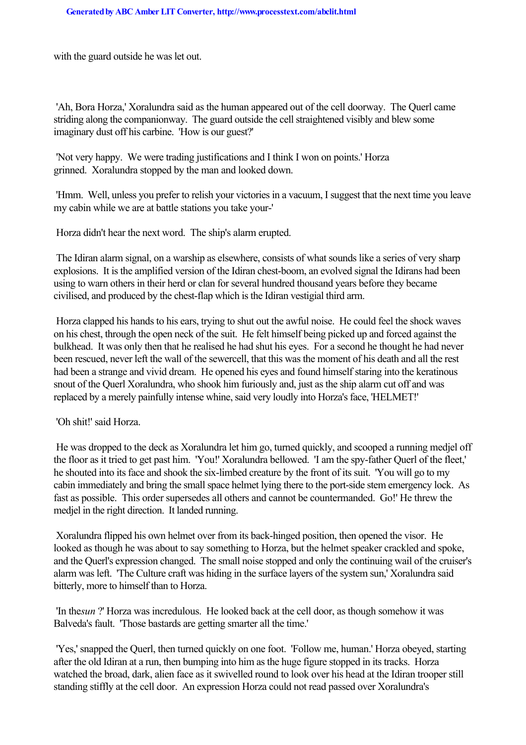with the guard outside he was let out.

'Ah, Bora Horza,' Xoralundra said as the human appeared out of the cell doorway. The Querl came striding along the companionway. The guard outside the cell straightened visibly and blew some imaginary dust off his carbine. 'How is our guest?'

'Not very happy. We were trading justifications and I think I won on points.' Horza grinned. Xoralundra stopped by the man and looked down.

'Hmm. Well, unless you prefer to relish your victories in a vacuum, I suggest that the next time you leave my cabin while we are at battle stations you take your-'

Horza didn't hear the next word. The ship's alarm erupted.

The Idiran alarm signal, on a warship as elsewhere, consists of what sounds like a series of very sharp explosions. It is the amplified version of the Idiran chest-boom, an evolved signal the Idirans had been using to warn others in their herd or clan for several hundred thousand years before they became civilised, and produced by the chest-flap which is the Idiran vestigial third arm.

Horza clapped his hands to his ears, trying to shut out the awful noise. He could feel the shock waves on his chest, through the open neck of the suit. He felt himself being picked up and forced against the bulkhead. It was only then that he realised he had shut his eyes. For a second he thought he had never been rescued, never left the wall of the sewercell, that this was the moment of his death and all the rest had been a strange and vivid dream. He opened his eyes and found himself staring into the keratinous snout of the Querl Xoralundra, who shook him furiously and, just as the ship alarm cut off and was replaced by a merely painfully intense whine, said very loudly into Horza's face, 'HELMET!'

'Oh shit!' said Horza.

He was dropped to the deck as Xoralundra let him go, turned quickly, and scooped a running medjel off the floor as it tried to get past him. 'You!' Xoralundra bellowed. 'I am the spy-father Querl of the fleet,' he shouted into its face and shook the six-limbed creature by the front of its suit. 'You will go to my cabin immediately and bring the small space helmet lying there to the port-side stem emergency lock. As fast as possible. This order supersedes all others and cannot be countermanded. Go!' He threw the medjel in the right direction. It landed running.

Xoralundra flipped his own helmet over from its back-hinged position, then opened the visor. He looked as though he was about to say something to Horza, but the helmet speaker crackled and spoke, and the Querl's expression changed. The small noise stopped and only the continuing wail of the cruiser's alarm was left. 'The Culture craft was hiding in the surface layers of the system sun,' Xoralundra said bitterly, more to himself than to Horza.

'In the *sun*?' Horza was incredulous. He looked back at the cell door, as though somehow it was Balveda's fault. 'Those bastards are getting smarter all the time.'

'Yes,' snapped the Querl, then turned quickly on one foot. 'Follow me, human.' Horza obeyed, starting after the old Idiran at a run, then bumping into him as the huge figure stopped in its tracks. Horza watched the broad, dark, alien face as it swivelled round to look over his head at the Idiran trooper still standing stiffly at the cell door. An expression Horza could not read passed over Xoralundra's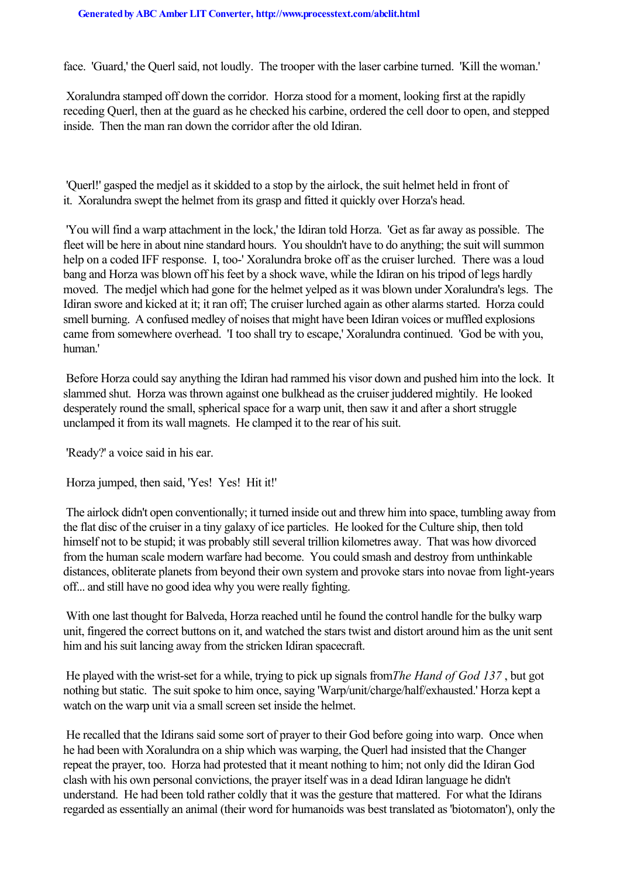face. 'Guard,' the Querl said, not loudly. The trooper with the laser carbine turned. 'Kill the woman.'

Xoralundra stamped off down the corridor. Horza stood for a moment, looking first at the rapidly receding Querl, then at the guard as he checked his carbine, ordered the cell door to open, and stepped inside. Then the man ran down the corridor after the old Idiran.

'Querl!' gasped the medjel as it skidded to a stop by the airlock, the suit helmet held in front of it. Xoralundra swept the helmet from its grasp and fitted it quickly over Horza's head.

'You will find a warp attachment in the lock,' the Idiran told Horza. 'Get as far away as possible. The fleet will be here in about nine standard hours. You shouldn't have to do anything; the suit will summon help on a coded IFF response. I, too-' Xoralundra broke off as the cruiser lurched. There was a loud bang and Horza was blown off his feet by a shock wave, while the Idiran on his tripod of legs hardly moved. The medjel which had gone for the helmet yelped as it was blown under Xoralundra's legs. The Idiran swore and kicked at it; it ran off; The cruiser lurched again as other alarms started. Horza could smell burning. A confused medley of noises that might have been Idiran voices or muffled explosions came from somewhere overhead. 'I too shall try to escape,' Xoralundra continued. 'God be with you, human.'

Before Horza could say anything the Idiran had rammed his visor down and pushed him into the lock. It slammed shut. Horza was thrown against one bulkhead as the cruiser juddered mightily. He looked desperately round the small, spherical space for a warp unit, then saw it and after a short struggle unclamped it from its wall magnets. He clamped it to the rear of his suit.

'Ready?' a voice said in his ear.

Horza jumped, then said, 'Yes! Yes! Hit it!'

The airlock didn't open conventionally; it turned inside out and threw him into space, tumbling away from the flat disc of the cruiser in a tiny galaxy of ice particles. He looked for the Culture ship, then told himself not to be stupid; it was probably still several trillion kilometres away. That was how divorced from the human scale modern warfare had become. You could smash and destroy from unthinkable distances, obliterate planets from beyond their own system and provoke stars into novae from light-years off... and still have no good idea why you were really fighting.

With one last thought for Balveda, Horza reached until he found the control handle for the bulky warp unit, fingered the correct buttons on it, and watched the stars twist and distort around him as the unit sent him and his suit lancing away from the stricken Idiran spacecraft.

He played with the wrist-set for a while, trying to pick up signals from *The Hand of God 137* , but got nothing but static. The suit spoke to him once, saying 'Warp/unit/charge/half/exhausted.' Horza kept a watch on the warp unit via a small screen set inside the helmet.

He recalled that the Idirans said some sort of prayer to their God before going into warp. Once when he had been with Xoralundra on a ship which was warping, the Querl had insisted that the Changer repeat the prayer, too. Horza had protested that it meant nothing to him; not only did the Idiran God clash with his own personal convictions, the prayer itself was in a dead Idiran language he didn't understand. He had been told rather coldly that it was the gesture that mattered. For what the Idirans regarded as essentially an animal (their word for humanoids was best translated as 'biotomaton'), only the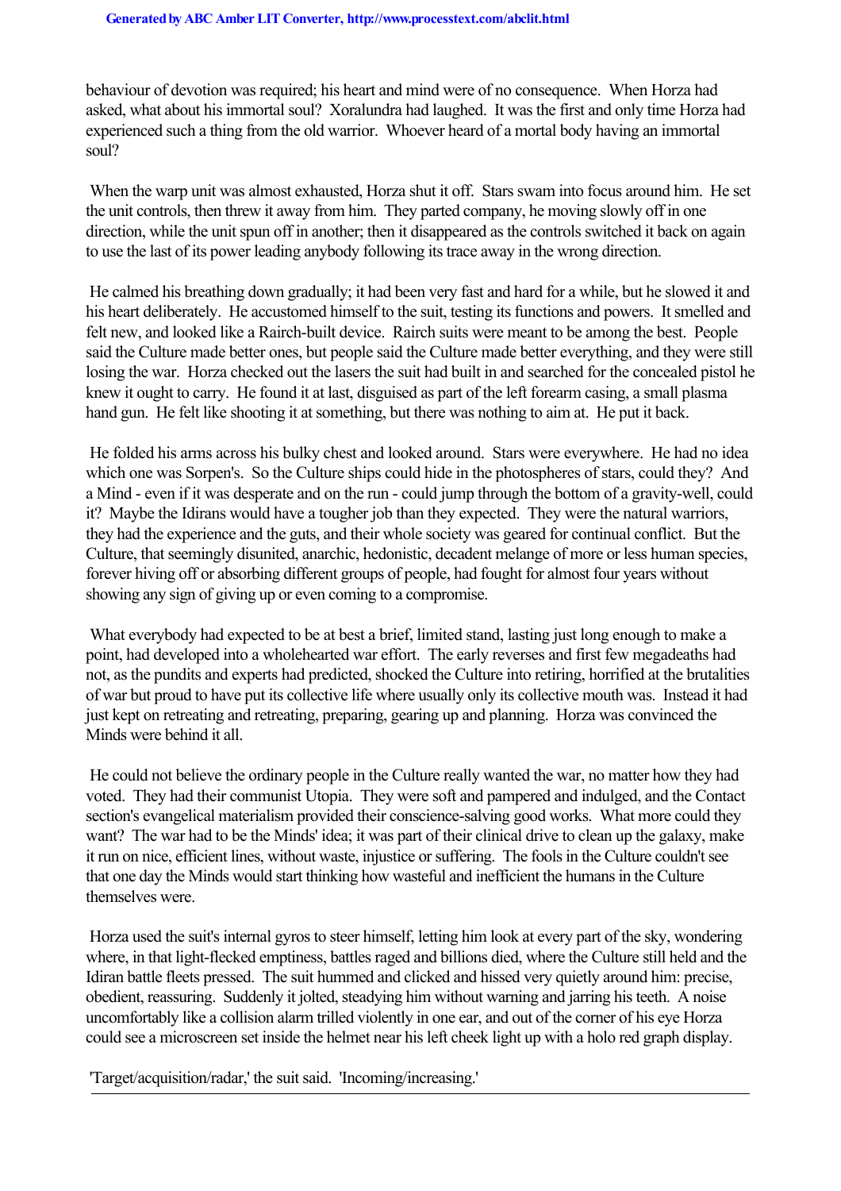behaviour of devotion was required; his heart and mind were of no consequence. When Horza had asked, what about his immortal soul? Xoralundra had laughed. It was the first and only time Horza had experienced such a thing from the old warrior. Whoever heard of a mortal body having an immortal soul?

When the warp unit was almost exhausted, Horza shut it off. Stars swam into focus around him. He set the unit controls, then threw it away from him. They parted company, he moving slowly off in one direction, while the unit spun off in another; then it disappeared as the controls switched it back on again to use the last of its power leading anybody following its trace away in the wrong direction.

He calmed his breathing down gradually; it had been very fast and hard for a while, but he slowed it and his heart deliberately. He accustomed himself to the suit, testing its functions and powers. It smelled and felt new, and looked like a Rairch-built device. Rairch suits were meant to be among the best. People said the Culture made better ones, but people said the Culture made better everything, and they were still losing the war. Horza checked out the lasers the suit had built in and searched for the concealed pistol he knew it ought to carry. He found it at last, disguised as part of the left forearm casing, a small plasma hand gun. He felt like shooting it at something, but there was nothing to aim at. He put it back.

He folded his arms across his bulky chest and looked around. Stars were everywhere. He had no idea which one was Sorpen's. So the Culture ships could hide in the photospheres of stars, could they? And a Mind - even if it was desperate and on the run - could jump through the bottom of a gravity-well, could it? Maybe the Idirans would have a tougher job than they expected. They were the natural warriors, they had the experience and the guts, and their whole society was geared for continual conflict. But the Culture, that seemingly disunited, anarchic, hedonistic, decadent melange of more or less human species, forever hiving off or absorbing different groups of people, had fought for almost four years without showing any sign of giving up or even coming to a compromise.

What everybody had expected to be at best a brief, limited stand, lasting just long enough to make a point, had developed into a wholehearted war effort. The early reverses and first few megadeaths had not, as the pundits and experts had predicted, shocked the Culture into retiring, horrified at the brutalities of war but proud to have put its collective life where usually only its collective mouth was. Instead it had just kept on retreating and retreating, preparing, gearing up and planning. Horza was convinced the Minds were behind it all.

He could not believe the ordinary people in the Culture really wanted the war, no matter how they had voted. They had their communist Utopia. They were soft and pampered and indulged, and the Contact section's evangelical materialism provided their conscience-salving good works. What more could they want? The war had to be the Minds' idea; it was part of their clinical drive to clean up the galaxy, make it run on nice, efficient lines, without waste, injustice or suffering. The fools in the Culture couldn't see that one day the Minds would start thinking how wasteful and inefficient the humans in the Culture themselves were.

Horza used the suit's internal gyros to steer himself, letting him look at every part of the sky, wondering where, in that light-flecked emptiness, battles raged and billions died, where the Culture still held and the Idiran battle fleets pressed. The suit hummed and clicked and hissed very quietly around him: precise, obedient, reassuring. Suddenly it jolted, steadying him without warning and jarring his teeth. A noise uncomfortably like a collision alarm trilled violently in one ear, and out of the corner of his eye Horza could see a microscreen set inside the helmet near his left cheek light up with a holo red graph display.

'Target/acquisition/radar,' the suit said. 'Incoming/increasing.'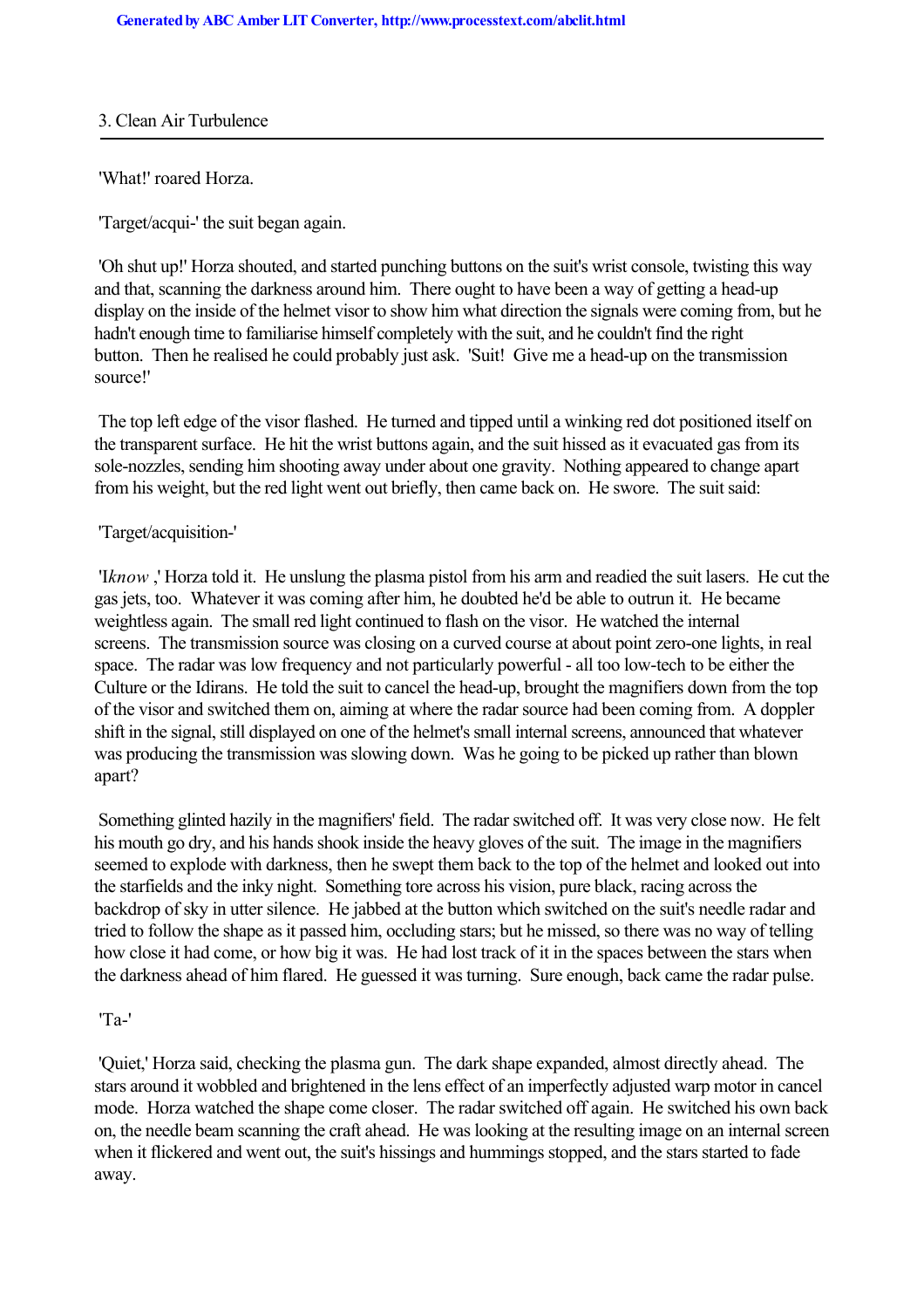## 3. Clean Air Turbulence

'What!' roared Horza.

'Target/acqui-' the suit began again.

'Oh shut up!' Horza shouted, and started punching buttons on the suit's wrist console, twisting this way and that, scanning the darkness around him. There ought to have been a way of getting a head-up display on the inside of the helmet visor to show him what direction the signals were coming from, but he hadn't enough time to familiarise himself completely with the suit, and he couldn't find the right button. Then he realised he could probably just ask. 'Suit! Give me a head-up on the transmission source!'

The top left edge of the visor flashed. He turned and tipped until a winking red dot positioned itself on the transparent surface. He hit the wrist buttons again, and the suit hissed as it evacuated gas from its sole-nozzles, sending him shooting away under about one gravity. Nothing appeared to change apart from his weight, but the red light went out briefly, then came back on. He swore. The suit said:

'Target/acquisition-'

'I*know* ,' Horza told it. He unslung the plasma pistol from his arm and readied the suit lasers. He cut the gas jets, too. Whatever it was coming after him, he doubted he'd be able to outrun it. He became weightless again. The small red light continued to flash on the visor. He watched the internal screens. The transmission source was closing on a curved course at about point zero-one lights, in real space. The radar was low frequency and not particularly powerful - all too low-tech to be either the Culture or the Idirans. He told the suit to cancel the head-up, brought the magnifiers down from the top of the visor and switched them on, aiming at where the radar source had been coming from. A doppler shift in the signal, still displayed on one of the helmet's small internal screens, announced that whatever was producing the transmission was slowing down. Was he going to be picked up rather than blown apart?

Something glinted hazily in the magnifiers' field. The radar switched off. It was very close now. He felt his mouth go dry, and his hands shook inside the heavy gloves of the suit. The image in the magnifiers seemed to explode with darkness, then he swept them back to the top of the helmet and looked out into the starfields and the inky night. Something tore across his vision, pure black, racing across the backdrop of sky in utter silence. He jabbed at the button which switched on the suit's needle radar and tried to follow the shape as it passed him, occluding stars; but he missed, so there was no way of telling how close it had come, or how big it was. He had lost track of it in the spaces between the stars when the darkness ahead of him flared. He guessed it was turning. Sure enough, back came the radar pulse.

'Ta-'

'Quiet,' Horza said, checking the plasma gun. The dark shape expanded, almost directly ahead. The stars around it wobbled and brightened in the lens effect of an imperfectly adjusted warp motor in cancel mode. Horza watched the shape come closer. The radar switched off again. He switched his own back on, the needle beam scanning the craft ahead. He was looking at the resulting image on an internal screen when it flickered and went out, the suit's hissings and hummings stopped, and the stars started to fade away.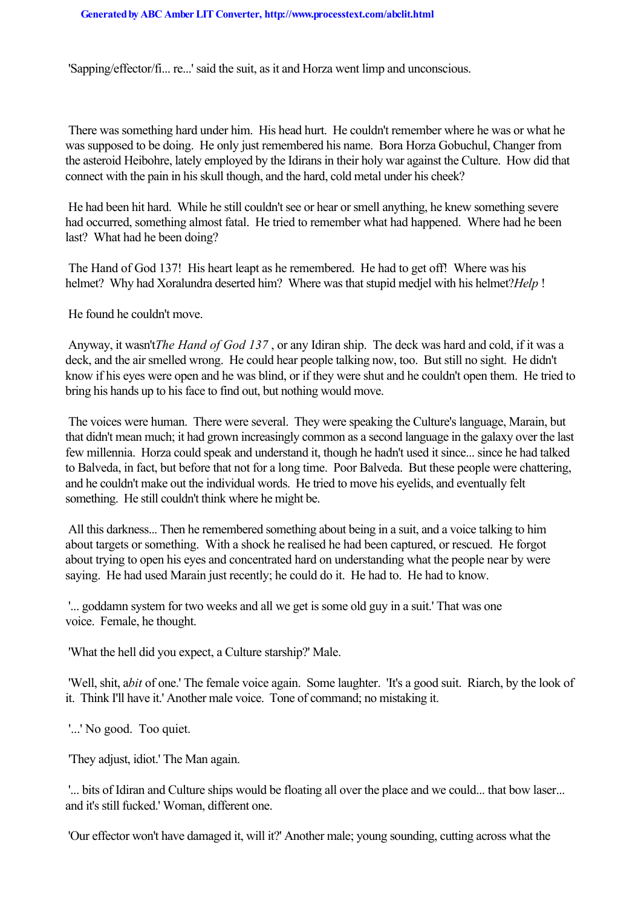'Sapping/effector/fi... re...' said the suit, as it and Horza went limp and unconscious.

There was something hard under him. His head hurt. He couldn't remember where he was or what he was supposed to be doing. He only just remembered his name. Bora Horza Gobuchul, Changer from the asteroid Heibohre, lately employed by the Idirans in their holy war against the Culture. How did that connect with the pain in his skull though, and the hard, cold metal under his cheek?

He had been hit hard. While he still couldn't see or hear or smell anything, he knew something severe had occurred, something almost fatal. He tried to remember what had happened. Where had he been last? What had he been doing?

The Hand of God 137! His heart leapt as he remembered. He had to get off! Where was his helmet? Why had Xoralundra deserted him? Where was that stupid medjel with his helmet? *Help* !

He found he couldn't move.

Anyway, it wasn't *The Hand of God 137* , or any Idiran ship. The deck was hard and cold, if it was a deck, and the air smelled wrong. He could hear people talking now, too. But still no sight. He didn't know if his eyes were open and he was blind, or if they were shut and he couldn't open them. He tried to bring his hands up to his face to find out, but nothing would move.

The voices were human. There were several. They were speaking the Culture's language, Marain, but that didn't mean much; it had grown increasingly common as a second language in the galaxy over the last few millennia. Horza could speak and understand it, though he hadn't used it since... since he had talked to Balveda, in fact, but before that not for a long time. Poor Balveda. But these people were chattering, and he couldn't make out the individual words. He tried to move his eyelids, and eventually felt something. He still couldn't think where he might be.

All this darkness... Then he remembered something about being in a suit, and a voice talking to him about targets or something. With a shock he realised he had been captured, or rescued. He forgot about trying to open his eyes and concentrated hard on understanding what the people near by were saying. He had used Marain just recently; he could do it. He had to. He had to know.

'... goddamn system for two weeks and all we get is some old guy in a suit.' That was one voice. Female, he thought.

'What the hell did you expect, a Culture starship?' Male.

'Well, shit, a *bit* of one.' The female voice again. Some laughter. 'It's a good suit. Riarch, by the look of it. Think I'll have it.' Another male voice. Tone of command; no mistaking it.

'...' No good. Too quiet.

'They adjust, idiot.' The Man again.

'... bits of Idiran and Culture ships would be floating all over the place and we could... that bow laser... and it's still fucked.' Woman, different one.

'Our effector won't have damaged it, will it?' Another male; young sounding, cutting across what the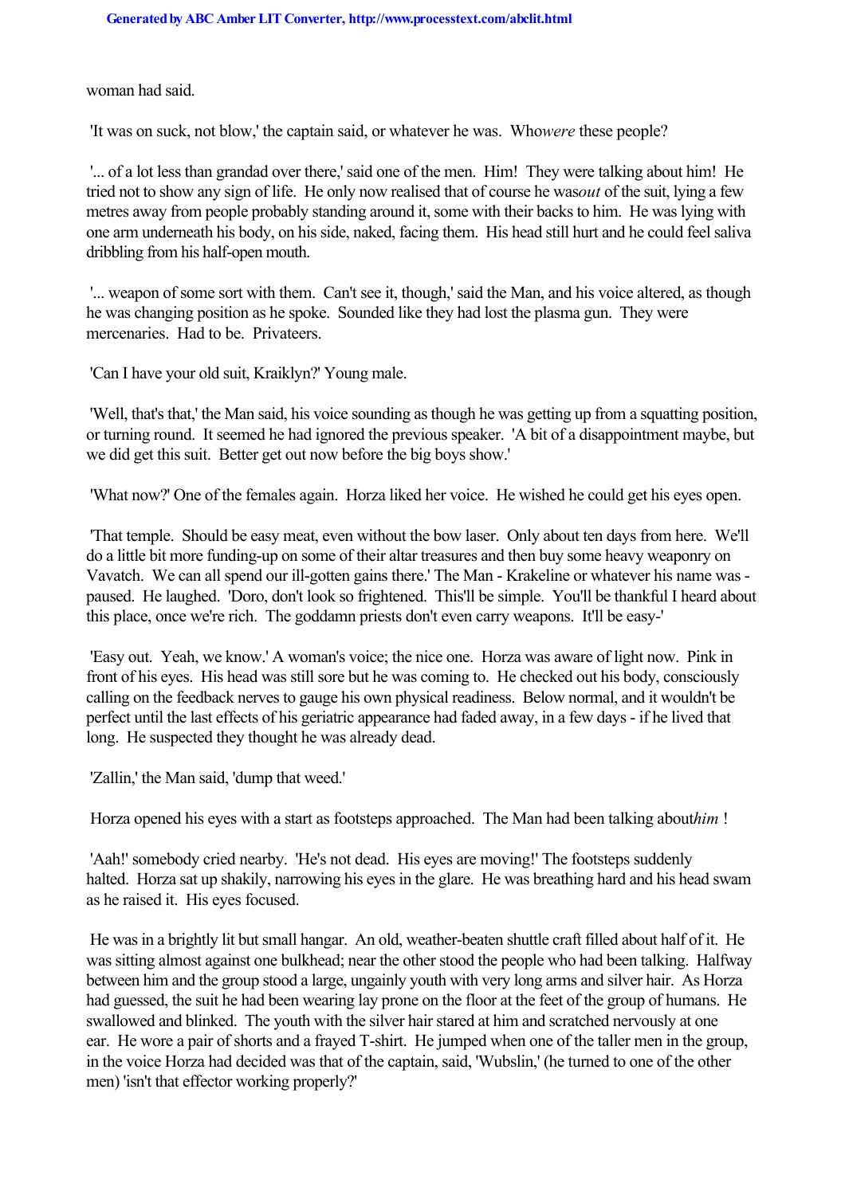woman had said.

'It was on suck, not blow,' the captain said, or whatever he was. Who *were* these people?

'... of a lot less than grandad over there,' said one of the men. Him! They were talking about him! He tried not to show any sign of life. He only now realised that of course he was *out* of the suit, lying a few metres away from people probably standing around it, some with their backs to him. He was lying with one arm underneath his body, on his side, naked, facing them. His head still hurt and he could feel saliva dribbling from his half-open mouth.

'... weapon of some sort with them. Can't see it, though,' said the Man, and his voice altered, as though he was changing position as he spoke. Sounded like they had lost the plasma gun. They were mercenaries. Had to be. Privateers.

'Can I have your old suit, Kraiklyn?' Young male.

'Well, that's that,' the Man said, his voice sounding as though he was getting up from a squatting position, or turning round. It seemed he had ignored the previous speaker. 'A bit of a disappointment maybe, but we did get this suit. Better get out now before the big boys show.'

'What now?' One of the females again. Horza liked her voice. He wished he could get his eyes open.

'That temple. Should be easy meat, even without the bow laser. Only about ten days from here. We'll do a little bit more funding-up on some of their altar treasures and then buy some heavy weaponry on Vavatch. We can all spend our ill-gotten gains there.' The Man - Krakeline or whatever his name was - paused. He laughed. 'Doro, don't look so frightened. This'll be simple. You'll be thankful I heard about this place, once we're rich. The goddamn priests don't even carry weapons. It'll be easy-'

'Easy out. Yeah, we know.' A woman's voice; the nice one. Horza was aware of light now. Pink in front of his eyes. His head was still sore but he was coming to. He checked out his body, consciously calling on the feedback nerves to gauge his own physical readiness. Below normal, and it wouldn't be perfect until the last effects of his geriatric appearance had faded away, in a few days - if he lived that long. He suspected they thought he was already dead.

'Zallin,' the Man said, 'dump that weed.'

Horza opened his eyes with a start as footsteps approached. The Man had been talking about *him* !

'Aah!' somebody cried nearby. 'He's not dead. His eyes are moving!' The footsteps suddenly halted. Horza sat up shakily, narrowing his eyes in the glare. He was breathing hard and his head swam as he raised it. His eyes focused.

He was in a brightly lit but small hangar. An old, weather-beaten shuttle craft filled about half of it. He was sitting almost against one bulkhead; near the other stood the people who had been talking. Halfway between him and the group stood a large, ungainly youth with very long arms and silver hair. As Horza had guessed, the suit he had been wearing lay prone on the floor at the feet of the group of humans. He swallowed and blinked. The youth with the silver hair stared at him and scratched nervously at one ear. He wore a pair of shorts and a frayed T-shirt. He jumped when one of the taller men in the group, in the voice Horza had decided was that of the captain, said, 'Wubslin,' (he turned to one of the other men) 'isn't that effector working properly?'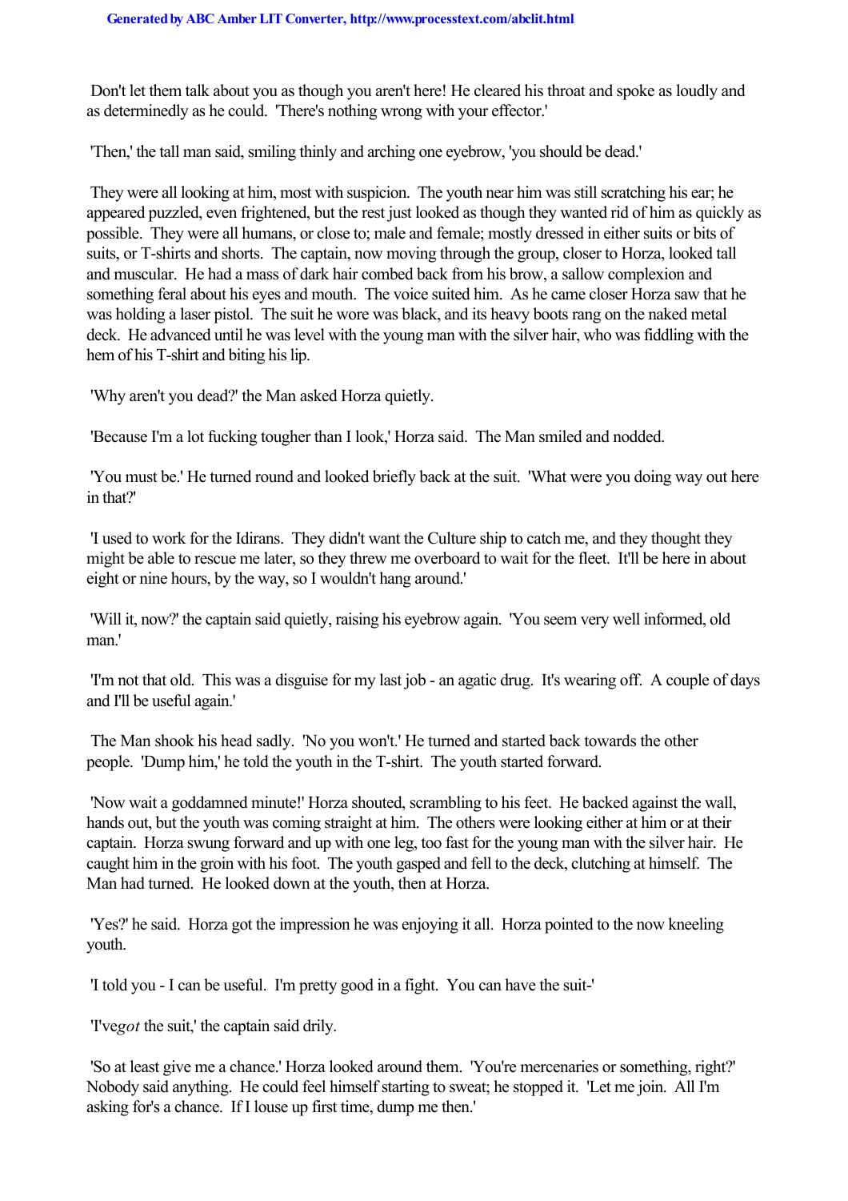Don't let them talk about you as though you aren't here! He cleared his throat and spoke as loudly and as determinedly as he could. 'There's nothing wrong with your effector.'

'Then,' the tall man said, smiling thinly and arching one eyebrow, 'you should be dead.'

They were all looking at him, most with suspicion. The youth near him was still scratching his ear; he appeared puzzled, even frightened, but the rest just looked as though they wanted rid of him as quickly as possible. They were all humans, or close to; male and female; mostly dressed in either suits or bits of suits, or T-shirts and shorts. The captain, now moving through the group, closer to Horza, looked tall and muscular. He had a mass of dark hair combed back from his brow, a sallow complexion and something feral about his eyes and mouth. The voice suited him. As he came closer Horza saw that he was holding a laser pistol. The suit he wore was black, and its heavy boots rang on the naked metal deck. He advanced until he was level with the young man with the silver hair, who was fiddling with the hem of his T-shirt and biting his lip.

'Why aren't you dead?' the Man asked Horza quietly.

'Because I'm a lot fucking tougher than I look,' Horza said. The Man smiled and nodded.

'You must be.' He turned round and looked briefly back at the suit. 'What were you doing way out here in that?'

'I used to work for the Idirans. They didn't want the Culture ship to catch me, and they thought they might be able to rescue me later, so they threw me overboard to wait for the fleet. It'll be here in about eight or nine hours, by the way, so I wouldn't hang around.'

'Will it, now?' the captain said quietly, raising his eyebrow again. 'You seem very well informed, old man.'

'I'm not that old. This was a disguise for my last job - an agatic drug. It's wearing off. A couple of days and I'll be useful again.'

The Man shook his head sadly. 'No you won't.' He turned and started back towards the other people. 'Dump him,' he told the youth in the T-shirt. The youth started forward.

'Now wait a goddamned minute!' Horza shouted, scrambling to his feet. He backed against the wall, hands out, but the youth was coming straight at him. The others were looking either at him or at their captain. Horza swung forward and up with one leg, too fast for the young man with the silver hair. He caught him in the groin with his foot. The youth gasped and fell to the deck, clutching at himself. The Man had turned. He looked down at the youth, then at Horza.

'Yes?' he said. Horza got the impression he was enjoying it all. Horza pointed to the now kneeling youth.

'I told you - I can be useful. I'm pretty good in a fight. You can have the suit-'

'I've*got* the suit,' the captain said drily.

'So at least give me a chance.' Horza looked around them. 'You're mercenaries or something, right?' Nobody said anything. He could feel himself starting to sweat; he stopped it. 'Let me join. All I'm asking for's a chance. If I louse up first time, dump me then.'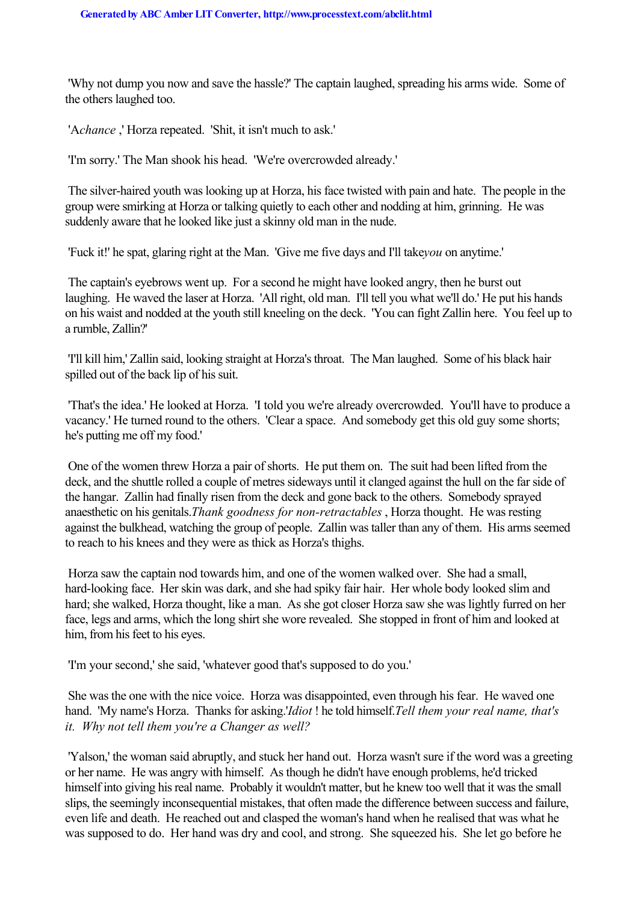'Why not dump you now and save the hassle?' The captain laughed, spreading his arms wide. Some of the others laughed too.

'A *chance* ,' Horza repeated. 'Shit, it isn't much to ask.'

'I'm sorry.' The Man shook his head. 'We're overcrowded already.'

The silver-haired youth was looking up at Horza, his face twisted with pain and hate. The people in the group were smirking at Horza or talking quietly to each other and nodding at him, grinning. He was suddenly aware that he looked like just a skinny old man in the nude.

'Fuck it!' he spat, glaring right at the Man. 'Give me five days and I'll take *you* on anytime.'

The captain's eyebrows went up. For a second he might have looked angry, then he burst out laughing. He waved the laser at Horza. 'All right, old man. I'll tell you what we'll do.' He put his hands on his waist and nodded at the youth still kneeling on the deck. 'You can fight Zallin here. You feel up to a rumble, Zallin?'

'I'll kill him,' Zallin said, looking straight at Horza's throat. The Man laughed. Some of his black hair spilled out of the back lip of his suit.

'That's the idea.' He looked at Horza. 'I told you we're already overcrowded. You'll have to produce a vacancy.' He turned round to the others. 'Clear a space. And somebody get this old guy some shorts; he's putting me off my food.'

One of the women threw Horza a pair of shorts. He put them on. The suit had been lifted from the deck, and the shuttle rolled a couple of metres sideways until it clanged against the hull on the far side of the hangar. Zallin had finally risen from the deck and gone back to the others. Somebody sprayed anaesthetic on his genitals. *Thank goodness for non-retractables* , Horza thought. He was resting against the bulkhead, watching the group of people. Zallin was taller than any of them. His arms seemed to reach to his knees and they were as thick as Horza's thighs.

Horza saw the captain nod towards him, and one of the women walked over. She had a small, hard-looking face. Her skin was dark, and she had spiky fair hair. Her whole body looked slim and hard; she walked, Horza thought, like a man. As she got closer Horza saw she was lightly furred on her face, legs and arms, which the long shirt she wore revealed. She stopped in front of him and looked at him, from his feet to his eyes.

'I'm your second,' she said, 'whatever good that's supposed to do you.'

She was the one with the nice voice. Horza was disappointed, even through his fear. He waved one hand. 'My name's Horza. Thanks for asking.' *Idiot* ! he told himself. *Tell them your real name, that's it. Why not tell them you're a Changer as well?*

'Yalson,' the woman said abruptly, and stuck her hand out. Horza wasn't sure if the word was a greeting or her name. He was angry with himself. As though he didn't have enough problems, he'd tricked himself into giving his real name. Probably it wouldn't matter, but he knew too well that it was the small slips, the seemingly inconsequential mistakes, that often made the difference between success and failure, even life and death. He reached out and clasped the woman's hand when he realised that was what he was supposed to do. Her hand was dry and cool, and strong. She squeezed his. She let go before he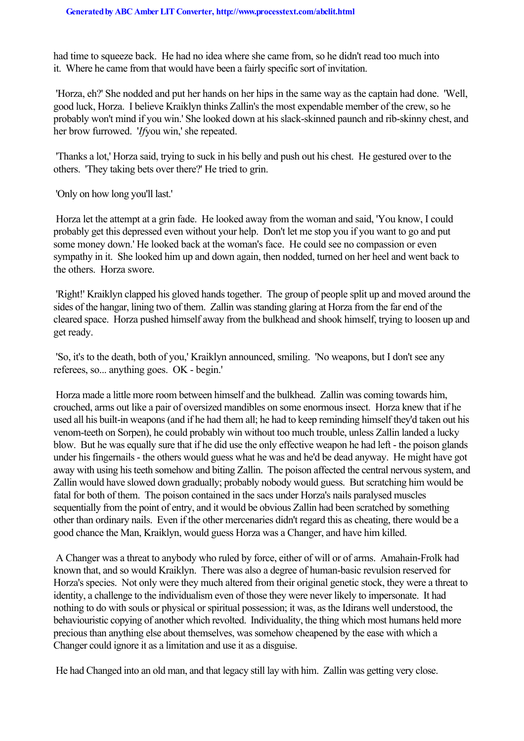had time to squeeze back. He had no idea where she came from, so he didn't read too much into it. Where he came from that would have been a fairly specific sort of invitation.

'Horza, eh?' She nodded and put her hands on her hips in the same way as the captain had done. 'Well, good luck, Horza. I believe Kraiklyn thinks Zallin's the most expendable member of the crew, so he probably won't mind if you win.' She looked down at his slack-skinned paunch and rib-skinny chest, and her brow furrowed. '*If* you win,' she repeated.

'Thanks a lot,' Horza said, trying to suck in his belly and push out his chest. He gestured over to the others. 'They taking bets over there?' He tried to grin.

'Only on how long you'll last.'

Horza let the attempt at a grin fade. He looked away from the woman and said, 'You know, I could probably get this depressed even without your help. Don't let me stop you if you want to go and put some money down.' He looked back at the woman's face. He could see no compassion or even sympathy in it. She looked him up and down again, then nodded, turned on her heel and went back to the others. Horza swore.

'Right!' Kraiklyn clapped his gloved hands together. The group of people split up and moved around the sides of the hangar, lining two of them. Zallin was standing glaring at Horza from the far end of the cleared space. Horza pushed himself away from the bulkhead and shook himself, trying to loosen up and get ready.

'So, it's to the death, both of you,' Kraiklyn announced, smiling. 'No weapons, but I don't see any referees, so... anything goes. OK - begin.'

Horza made a little more room between himself and the bulkhead. Zallin was coming towards him, crouched, arms out like a pair of oversized mandibles on some enormous insect. Horza knew that if he used all his built-in weapons (and if he had them all; he had to keep reminding himself they'd taken out his venom-teeth on Sorpen), he could probably win without too much trouble, unless Zallin landed a lucky blow. But he was equally sure that if he did use the only effective weapon he had left - the poison glands under his fingernails - the others would guess what he was and he'd be dead anyway. He might have got away with using his teeth somehow and biting Zallin. The poison affected the central nervous system, and Zallin would have slowed down gradually; probably nobody would guess. But scratching him would be fatal for both of them. The poison contained in the sacs under Horza's nails paralysed muscles sequentially from the point of entry, and it would be obvious Zallin had been scratched by something other than ordinary nails. Even if the other mercenaries didn't regard this as cheating, there would be a good chance the Man, Kraiklyn, would guess Horza was a Changer, and have him killed.

A Changer was a threat to anybody who ruled by force, either of will or of arms. Amahain-Frolk had known that, and so would Kraiklyn. There was also a degree of human-basic revulsion reserved for Horza's species. Not only were they much altered from their original genetic stock, they were a threat to identity, a challenge to the individualism even of those they were never likely to impersonate. It had nothing to do with souls or physical or spiritual possession; it was, as the Idirans well understood, the behaviouristic copying of another which revolted. Individuality, the thing which most humans held more precious than anything else about themselves, was somehow cheapened by the ease with which a Changer could ignore it as a limitation and use it as a disguise.

He had Changed into an old man, and that legacy still lay with him. Zallin was getting very close.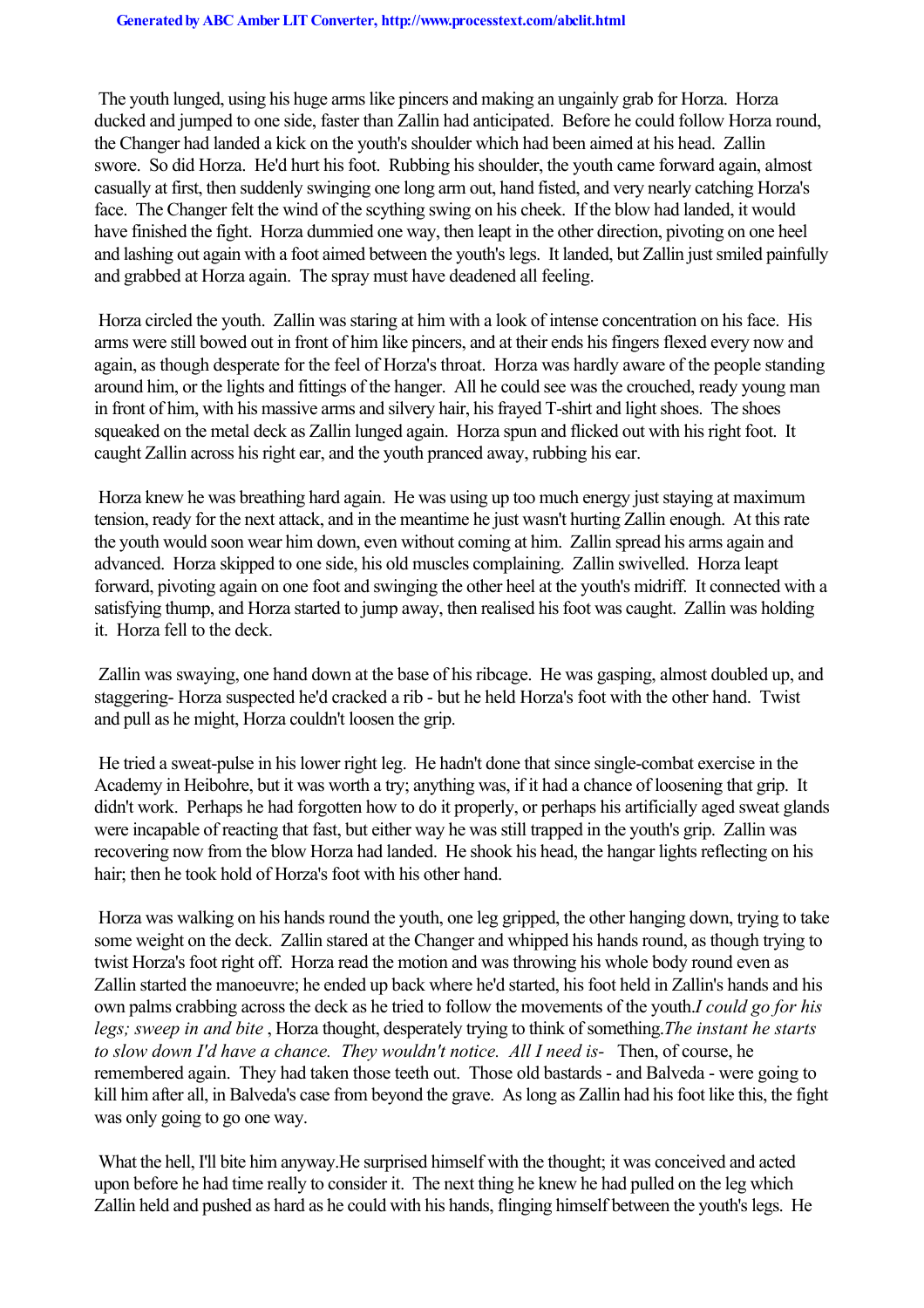The youth lunged, using his huge arms like pincers and making an ungainly grab for Horza. Horza ducked and jumped to one side, faster than Zallin had anticipated. Before he could follow Horza round, the Changer had landed a kick on the youth's shoulder which had been aimed at his head. Zallin swore. So did Horza. He'd hurt his foot. Rubbing his shoulder, the youth came forward again, almost casually at first, then suddenly swinging one long arm out, hand fisted, and very nearly catching Horza's face. The Changer felt the wind of the scything swing on his cheek. If the blow had landed, it would have finished the fight. Horza dummied one way, then leapt in the other direction, pivoting on one heel and lashing out again with a foot aimed between the youth's legs. It landed, but Zallin just smiled painfully and grabbed at Horza again. The spray must have deadened all feeling.

Horza circled the youth. Zallin was staring at him with a look of intense concentration on his face. His arms were still bowed out in front of him like pincers, and at their ends his fingers flexed every now and again, as though desperate for the feel of Horza's throat. Horza was hardly aware of the people standing around him, or the lights and fittings of the hanger. All he could see was the crouched, ready young man in front of him, with his massive arms and silvery hair, his frayed T-shirt and light shoes. The shoes squeaked on the metal deck as Zallin lunged again. Horza spun and flicked out with his right foot. It caught Zallin across his right ear, and the youth pranced away, rubbing his ear.

Horza knew he was breathing hard again. He was using up too much energy just staying at maximum tension, ready for the next attack, and in the meantime he just wasn't hurting Zallin enough. At this rate the youth would soon wear him down, even without coming at him. Zallin spread his arms again and advanced. Horza skipped to one side, his old muscles complaining. Zallin swivelled. Horza leapt forward, pivoting again on one foot and swinging the other heel at the youth's midriff. It connected with a satisfying thump, and Horza started to jump away, then realised his foot was caught. Zallin was holding it. Horza fell to the deck.

Zallin was swaying, one hand down at the base of his ribcage. He was gasping, almost doubled up, and staggering- Horza suspected he'd cracked a rib - but he held Horza's foot with the other hand. Twist and pull as he might, Horza couldn't loosen the grip.

He tried a sweat-pulse in his lower right leg. He hadn't done that since single-combat exercise in the Academy in Heibohre, but it was worth a try; anything was, if it had a chance of loosening that grip. It didn't work. Perhaps he had forgotten how to do it properly, or perhaps his artificially aged sweat glands were incapable of reacting that fast, but either way he was still trapped in the youth's grip. Zallin was recovering now from the blow Horza had landed. He shook his head, the hangar lights reflecting on his hair; then he took hold of Horza's foot with his other hand.

Horza was walking on his hands round the youth, one leg gripped, the other hanging down, trying to take some weight on the deck. Zallin stared at the Changer and whipped his hands round, as though trying to twist Horza's foot right off. Horza read the motion and was throwing his whole body round even as Zallin started the manoeuvre; he ended up back where he'd started, his foot held in Zallin's hands and his own palms crabbing across the deck as he tried to follow the movements of the youth.*I could go for his legs; sweep in and bite* , Horza thought, desperately trying to think of something.*The instant he starts to slow down I'd have a chance. They wouldn't notice. All I need is-* Then, of course, he remembered again. They had taken those teeth out. Those old bastards - and Balveda - were going to kill him after all, in Balveda's case from beyond the grave. As long as Zallin had his foot like this, the fight was only going to go one way.

What the hell, I'll bite him anyway.He surprised himself with the thought; it was conceived and acted upon before he had time really to consider it. The next thing he knew he had pulled on the leg which Zallin held and pushed as hard as he could with his hands, flinging himself between the youth's legs. He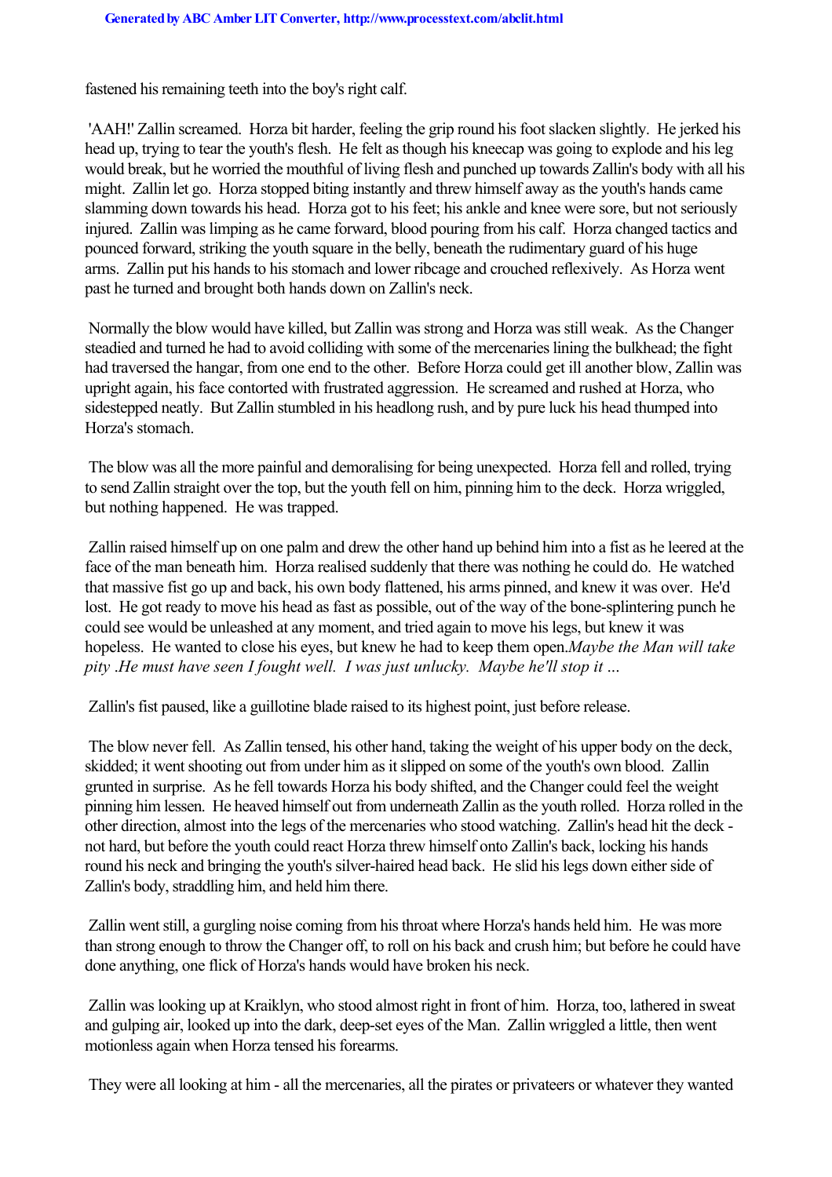fastened his remaining teeth into the boy's right calf.

'AAH!' Zallin screamed. Horza bit harder, feeling the grip round his foot slacken slightly. He jerked his head up, trying to tear the youth's flesh. He felt as though his kneecap was going to explode and his leg would break, but he worried the mouthful of living flesh and punched up towards Zallin's body with all his might. Zallin let go. Horza stopped biting instantly and threw himself away as the youth's hands came slamming down towards his head. Horza got to his feet; his ankle and knee were sore, but not seriously injured. Zallin was limping as he came forward, blood pouring from his calf. Horza changed tactics and pounced forward, striking the youth square in the belly, beneath the rudimentary guard of his huge arms. Zallin put his hands to his stomach and lower ribcage and crouched reflexively. As Horza went past he turned and brought both hands down on Zallin's neck.

Normally the blow would have killed, but Zallin was strong and Horza was still weak. As the Changer steadied and turned he had to avoid colliding with some of the mercenaries lining the bulkhead; the fight had traversed the hangar, from one end to the other. Before Horza could get ill another blow, Zallin was upright again, his face contorted with frustrated aggression. He screamed and rushed at Horza, who sidestepped neatly. But Zallin stumbled in his headlong rush, and by pure luck his head thumped into Horza's stomach.

The blow was all the more painful and demoralising for being unexpected. Horza fell and rolled, trying to send Zallin straight over the top, but the youth fell on him, pinning him to the deck. Horza wriggled, but nothing happened. He was trapped.

Zallin raised himself up on one palm and drew the other hand up behind him into a fist as he leered at the face of the man beneath him. Horza realised suddenly that there was nothing he could do. He watched that massive fist go up and back, his own body flattened, his arms pinned, and knew it was over. He'd lost. He got ready to move his head as fast as possible, out of the way of the bone-splintering punch he could see would be unleashed at any moment, and tried again to move his legs, but knew it was hopeless. He wanted to close his eyes, but knew he had to keep them open.*Maybe the Man will take pity .He must have seen I fought well. I was just unlucky. Maybe he'll stop it ...*

Zallin's fist paused, like a guillotine blade raised to its highest point, just before release.

The blow never fell. As Zallin tensed, his other hand, taking the weight of his upper body on the deck, skidded; it went shooting out from under him as it slipped on some of the youth's own blood. Zallin grunted in surprise. As he fell towards Horza his body shifted, and the Changer could feel the weight pinning him lessen. He heaved himself out from underneath Zallin as the youth rolled. Horza rolled in the other direction, almost into the legs of the mercenaries who stood watching. Zallin's head hit the deck - not hard, but before the youth could react Horza threw himself onto Zallin's back, locking his hands round his neck and bringing the youth's silver-haired head back. He slid his legs down either side of Zallin's body, straddling him, and held him there.

Zallin went still, a gurgling noise coming from his throat where Horza's hands held him. He was more than strong enough to throw the Changer off, to roll on his back and crush him; but before he could have done anything, one flick of Horza's hands would have broken his neck.

Zallin was looking up at Kraiklyn, who stood almost right in front of him. Horza, too, lathered in sweat and gulping air, looked up into the dark, deep-set eyes of the Man. Zallin wriggled a little, then went motionless again when Horza tensed his forearms.

They were all looking at him - all the mercenaries, all the pirates or privateers or whatever they wanted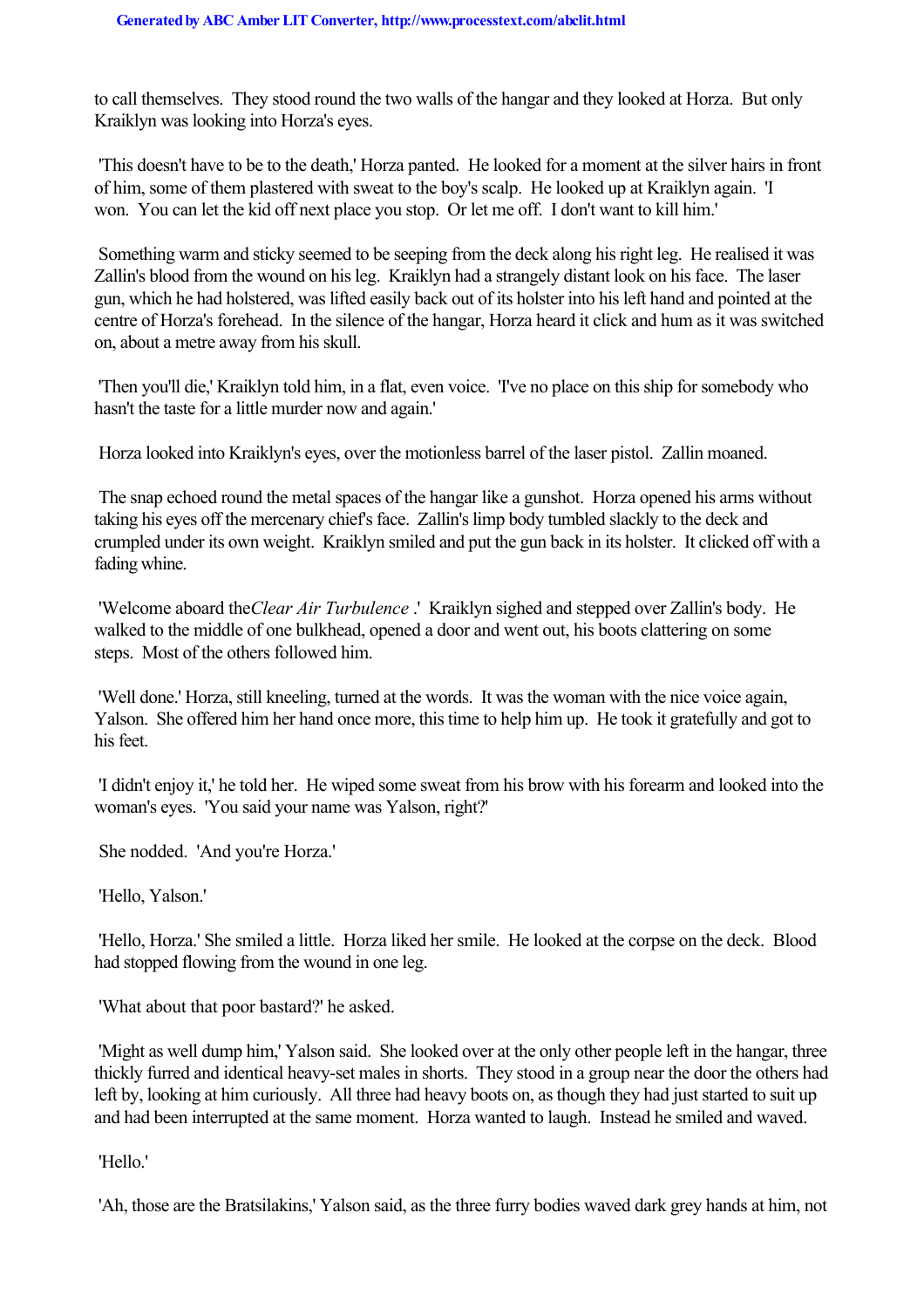to call themselves. They stood round the two walls of the hangar and they looked at Horza. But only Kraiklyn was looking into Horza's eyes.

'This doesn't have to be to the death,' Horza panted. He looked for a moment at the silver hairs in front of him, some of them plastered with sweat to the boy's scalp. He looked up at Kraiklyn again. 'I won. You can let the kid off next place you stop. Or let me off. I don't want to kill him.'

Something warm and sticky seemed to be seeping from the deck along his right leg. He realised it was Zallin's blood from the wound on his leg. Kraiklyn had a strangely distant look on his face. The laser gun, which he had holstered, was lifted easily back out of its holster into his left hand and pointed at the centre of Horza's forehead. In the silence of the hangar, Horza heard it click and hum as it was switched on, about a metre away from his skull.

'Then you'll die,' Kraiklyn told him, in a flat, even voice. 'I've no place on this ship for somebody who hasn't the taste for a little murder now and again.'

Horza looked into Kraiklyn's eyes, over the motionless barrel of the laser pistol. Zallin moaned.

The snap echoed round the metal spaces of the hangar like a gunshot. Horza opened his arms without taking his eyes off the mercenary chief's face. Zallin's limp body tumbled slackly to the deck and crumpled under its own weight. Kraiklyn smiled and put the gun back in its holster. It clicked off with a fading whine.

'Welcome aboard the *Clear Air Turbulence*.' Kraiklyn sighed and stepped over Zallin's body. He walked to the middle of one bulkhead, opened a door and went out, his boots clattering on some steps. Most of the others followed him.

'Well done.' Horza, still kneeling, turned at the words. It was the woman with the nice voice again, Yalson. She offered him her hand once more, this time to help him up. He took it gratefully and got to his feet.

'I didn't enjoy it,' he told her. He wiped some sweat from his brow with his forearm and looked into the woman's eyes. 'You said your name was Yalson, right?'

She nodded. 'And you're Horza.'

'Hello, Yalson.'

'Hello, Horza.' She smiled a little. Horza liked her smile. He looked at the corpse on the deck. Blood had stopped flowing from the wound in one leg.

'What about that poor bastard?' he asked.

'Might as well dump him,' Yalson said. She looked over at the only other people left in the hangar, three thickly furred and identical heavy-set males in shorts. They stood in a group near the door the others had left by, looking at him curiously. All three had heavy boots on, as though they had just started to suit up and had been interrupted at the same moment. Horza wanted to laugh. Instead he smiled and waved.

'Hello.'

'Ah, those are the Bratsilakins,' Yalson said, as the three furry bodies waved dark grey hands at him, not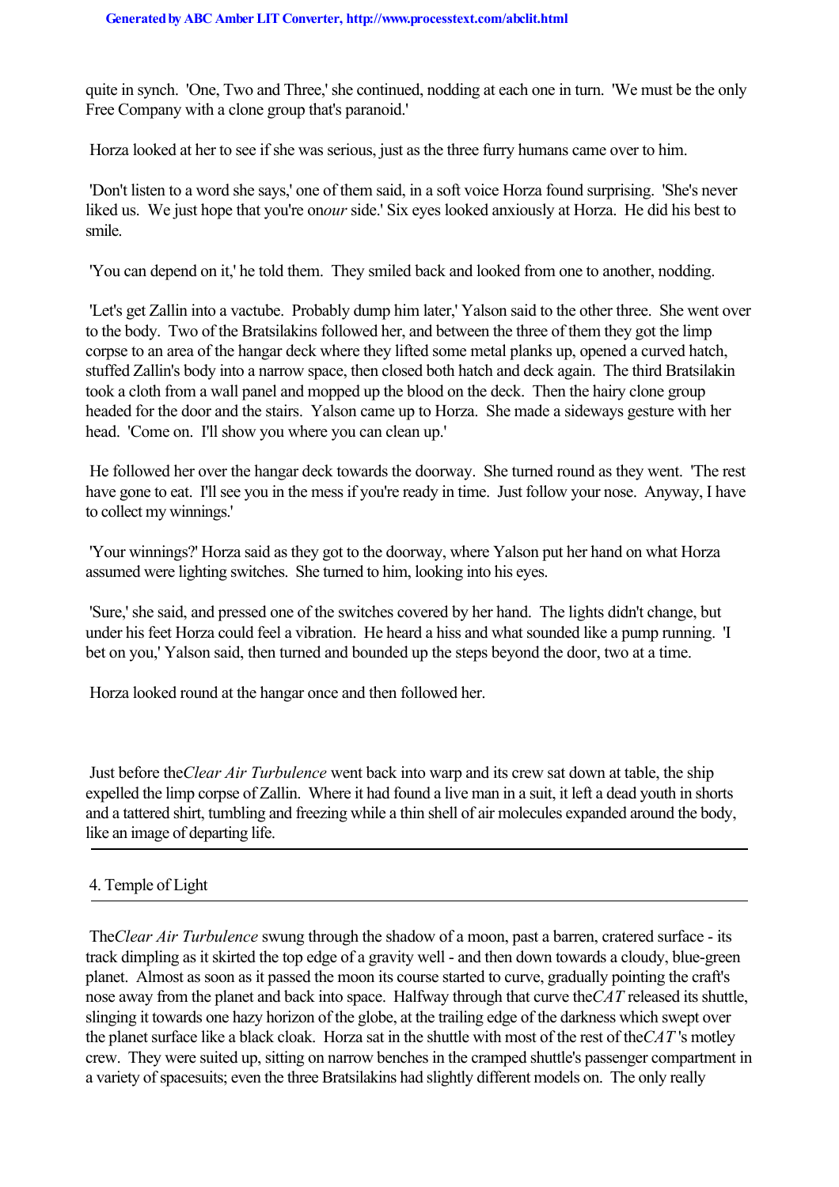quite in synch. 'One, Two and Three,' she continued, nodding at each one in turn. 'We must be the only Free Company with a clone group that's paranoid.'

Horza looked at her to see if she was serious, just as the three furry humans came over to him.

'Don't listen to a word she says,' one of them said, in a soft voice Horza found surprising. 'She's never liked us. We just hope that you're on *our* side.' Six eyes looked anxiously at Horza. He did his best to smile.

'You can depend on it,' he told them. They smiled back and looked from one to another, nodding.

'Let's get Zallin into a vactube. Probably dump him later,' Yalson said to the other three. She went over to the body. Two of the Bratsilakins followed her, and between the three of them they got the limp corpse to an area of the hangar deck where they lifted some metal planks up, opened a curved hatch, stuffed Zallin's body into a narrow space, then closed both hatch and deck again. The third Bratsilakin took a cloth from a wall panel and mopped up the blood on the deck. Then the hairy clone group headed for the door and the stairs. Yalson came up to Horza. She made a sideways gesture with her head. 'Come on. I'll show you where you can clean up.'

He followed her over the hangar deck towards the doorway. She turned round as they went. 'The rest have gone to eat. I'll see you in the mess if you're ready in time. Just follow your nose. Anyway, I have to collect my winnings.'

'Your winnings?' Horza said as they got to the doorway, where Yalson put her hand on what Horza assumed were lighting switches. She turned to him, looking into his eyes.

'Sure,' she said, and pressed one of the switches covered by her hand. The lights didn't change, but under his feet Horza could feel a vibration. He heard a hiss and what sounded like a pump running. 'I bet on you,' Yalson said, then turned and bounded up the steps beyond the door, two at a time.

Horza looked round at the hangar once and then followed her.

Just before the *Clear Air Turbulence* went back into warp and its crew sat down at table, the ship expelled the limp corpse of Zallin. Where it had found a live man in a suit, it left a dead youth in shorts and a tattered shirt, tumbling and freezing while a thin shell of air molecules expanded around the body, like an image of departing life.

---

## 4. Temple of Light

---

The *Clear Air Turbulence* swung through the shadow of a moon, past a barren, cratered surface - its track dimpling as it skirted the top edge of a gravity well - and then down towards a cloudy, blue-green planet. Almost as soon as it passed the moon its course started to curve, gradually pointing the craft's nose away from the planet and back into space. Halfway through that curve the *CAT* released its shuttle, slinging it towards one hazy horizon of the globe, at the trailing edge of the darkness which swept over the planet surface like a black cloak. Horza sat in the shuttle with most of the rest of the *CAT*'s motley crew. They were suited up, sitting on narrow benches in the cramped shuttle's passenger compartment in a variety of spacesuits; even the three Bratsilakins had slightly different models on. The only really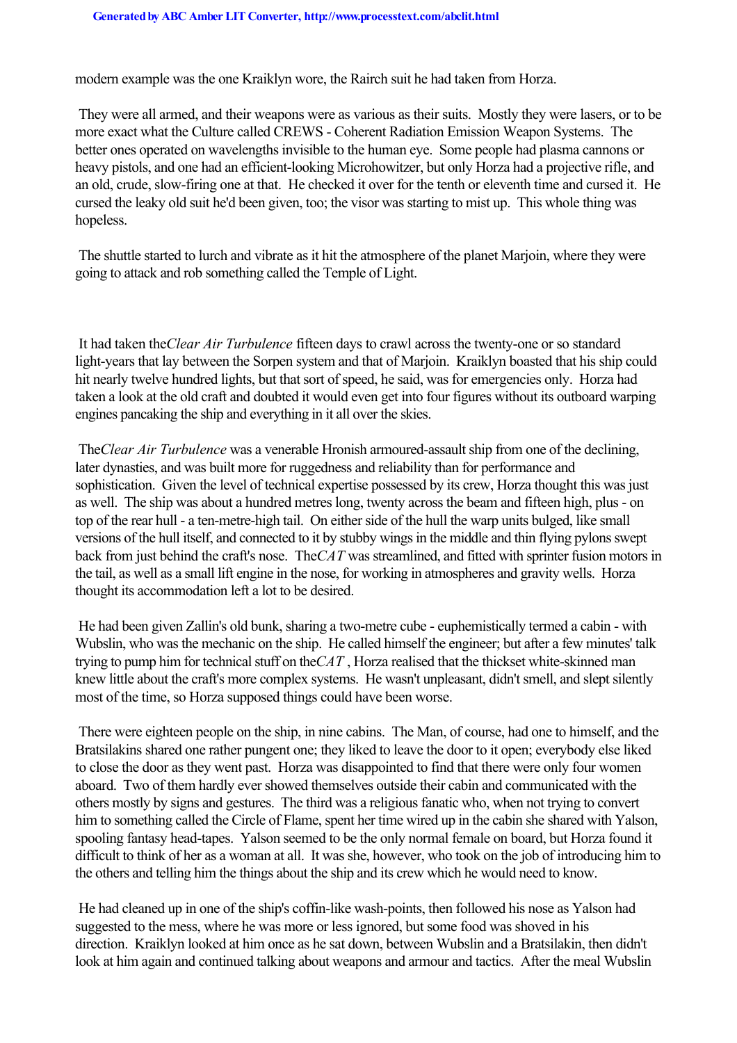modern example was the one Kraiklyn wore, the Rairch suit he had taken from Horza.

They were all armed, and their weapons were as various as their suits. Mostly they were lasers, or to be more exact what the Culture called CREWS - Coherent Radiation Emission Weapon Systems. The better ones operated on wavelengths invisible to the human eye. Some people had plasma cannons or heavy pistols, and one had an efficient-looking Microhowitzer, but only Horza had a projective rifle, and an old, crude, slow-firing one at that. He checked it over for the tenth or eleventh time and cursed it. He cursed the leaky old suit he'd been given, too; the visor was starting to mist up. This whole thing was hopeless.

The shuttle started to lurch and vibrate as it hit the atmosphere of the planet Marjoin, where they were going to attack and rob something called the Temple of Light.

It had taken the *Clear Air Turbulence* fifteen days to crawl across the twenty-one or so standard light-years that lay between the Sorpen system and that of Marjoin. Kraiklyn boasted that his ship could hit nearly twelve hundred lights, but that sort of speed, he said, was for emergencies only. Horza had taken a look at the old craft and doubted it would even get into four figures without its outboard warping engines pancaking the ship and everything in it all over the skies.

The *Clear Air Turbulence* was a venerable Hronish armoured-assault ship from one of the declining, later dynasties, and was built more for ruggedness and reliability than for performance and sophistication. Given the level of technical expertise possessed by its crew, Horza thought this was just as well. The ship was about a hundred metres long, twenty across the beam and fifteen high, plus - on top of the rear hull - a ten-metre-high tail. On either side of the hull the warp units bulged, like small versions of the hull itself, and connected to it by stubby wings in the middle and thin flying pylons swept back from just behind the craft's nose. The *CAT* was streamlined, and fitted with sprinter fusion motors in the tail, as well as a small lift engine in the nose, for working in atmospheres and gravity wells. Horza thought its accommodation left a lot to be desired.

He had been given Zallin's old bunk, sharing a two-metre cube - euphemistically termed a cabin - with Wubslin, who was the mechanic on the ship. He called himself the engineer; but after a few minutes' talk trying to pump him for technical stuff on the *CAT* , Horza realised that the thickset white-skinned man knew little about the craft's more complex systems. He wasn't unpleasant, didn't smell, and slept silently most of the time, so Horza supposed things could have been worse.

There were eighteen people on the ship, in nine cabins. The Man, of course, had one to himself, and the Bratsilakins shared one rather pungent one; they liked to leave the door to it open; everybody else liked to close the door as they went past. Horza was disappointed to find that there were only four women aboard. Two of them hardly ever showed themselves outside their cabin and communicated with the others mostly by signs and gestures. The third was a religious fanatic who, when not trying to convert him to something called the Circle of Flame, spent her time wired up in the cabin she shared with Yalson, spooling fantasy head-tapes. Yalson seemed to be the only normal female on board, but Horza found it difficult to think of her as a woman at all. It was she, however, who took on the job of introducing him to the others and telling him the things about the ship and its crew which he would need to know.

He had cleaned up in one of the ship's coffin-like wash-points, then followed his nose as Yalson had suggested to the mess, where he was more or less ignored, but some food was shoved in his direction. Kraiklyn looked at him once as he sat down, between Wubslin and a Bratsilakin, then didn't look at him again and continued talking about weapons and armour and tactics. After the meal Wubslin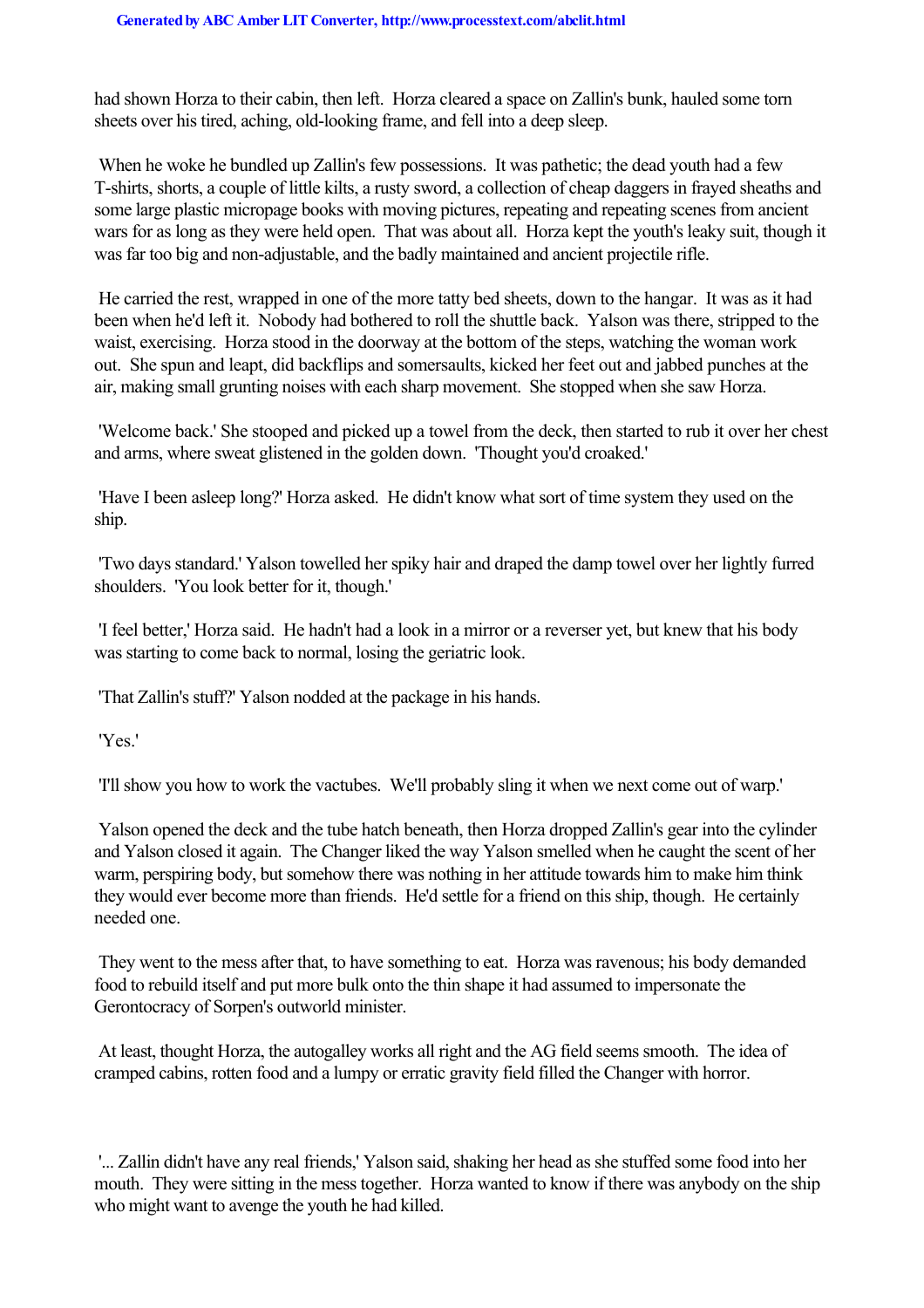had shown Horza to their cabin, then left. Horza cleared a space on Zallin's bunk, hauled some torn sheets over his tired, aching, old-looking frame, and fell into a deep sleep.

When he woke he bundled up Zallin's few possessions. It was pathetic; the dead youth had a few T-shirts, shorts, a couple of little kilts, a rusty sword, a collection of cheap daggers in frayed sheaths and some large plastic micropage books with moving pictures, repeating and repeating scenes from ancient wars for as long as they were held open. That was about all. Horza kept the youth's leaky suit, though it was far too big and non-adjustable, and the badly maintained and ancient projectile rifle.

He carried the rest, wrapped in one of the more tatty bed sheets, down to the hangar. It was as it had been when he'd left it. Nobody had bothered to roll the shuttle back. Yalson was there, stripped to the waist, exercising. Horza stood in the doorway at the bottom of the steps, watching the woman work out. She spun and leapt, did backflips and somersaults, kicked her feet out and jabbed punches at the air, making small grunting noises with each sharp movement. She stopped when she saw Horza.

'Welcome back.' She stooped and picked up a towel from the deck, then started to rub it over her chest and arms, where sweat glistened in the golden down. 'Thought you'd croaked.'

'Have I been asleep long?' Horza asked. He didn't know what sort of time system they used on the ship.

'Two days standard.' Yalson towelled her spiky hair and draped the damp towel over her lightly furred shoulders. 'You look better for it, though.'

'I feel better,' Horza said. He hadn't had a look in a mirror or a reverser yet, but knew that his body was starting to come back to normal, losing the geriatric look.

'That Zallin's stuff?' Yalson nodded at the package in his hands.

'Yes.'

'I'll show you how to work the vactubes. We'll probably sling it when we next come out of warp.'

Yalson opened the deck and the tube hatch beneath, then Horza dropped Zallin's gear into the cylinder and Yalson closed it again. The Changer liked the way Yalson smelled when he caught the scent of her warm, perspiring body, but somehow there was nothing in her attitude towards him to make him think they would ever become more than friends. He'd settle for a friend on this ship, though. He certainly needed one.

They went to the mess after that, to have something to eat. Horza was ravenous; his body demanded food to rebuild itself and put more bulk onto the thin shape it had assumed to impersonate the Gerontocracy of Sorpen's outworld minister.

At least, thought Horza, the autogalley works all right and the AG field seems smooth. The idea of cramped cabins, rotten food and a lumpy or erratic gravity field filled the Changer with horror.

'... Zallin didn't have any real friends,' Yalson said, shaking her head as she stuffed some food into her mouth. They were sitting in the mess together. Horza wanted to know if there was anybody on the ship who might want to avenge the youth he had killed.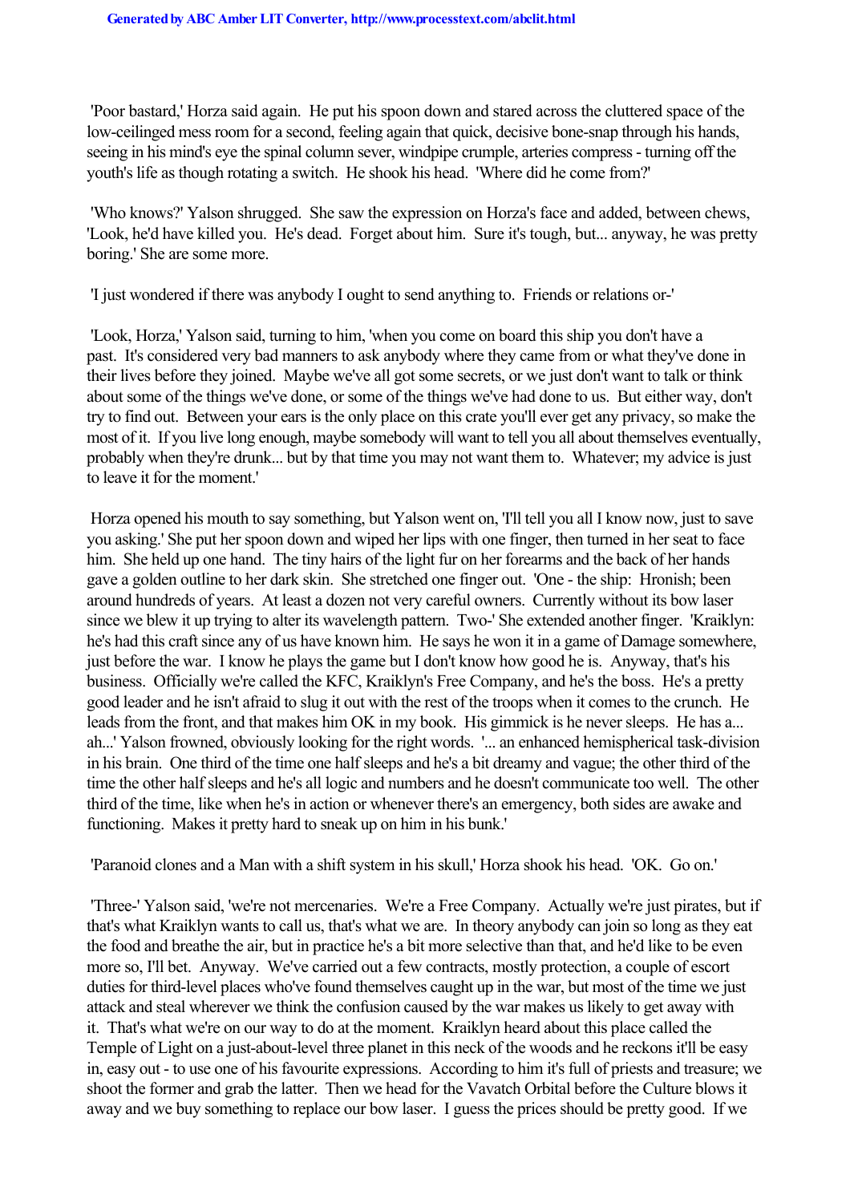'Poor bastard,' Horza said again. He put his spoon down and stared across the cluttered space of the low-ceilinged mess room for a second, feeling again that quick, decisive bone-snap through his hands, seeing in his mind's eye the spinal column sever, windpipe crumple, arteries compress - turning off the youth's life as though rotating a switch. He shook his head. 'Where did he come from?'

'Who knows?' Yalson shrugged. She saw the expression on Horza's face and added, between chews, 'Look, he'd have killed you. He's dead. Forget about him. Sure it's tough, but... anyway, he was pretty boring.' She are some more.

'I just wondered if there was anybody I ought to send anything to. Friends or relations or-'

'Look, Horza,' Yalson said, turning to him, 'when you come on board this ship you don't have a past. It's considered very bad manners to ask anybody where they came from or what they've done in their lives before they joined. Maybe we've all got some secrets, or we just don't want to talk or think about some of the things we've done, or some of the things we've had done to us. But either way, don't try to find out. Between your ears is the only place on this crate you'll ever get any privacy, so make the most of it. If you live long enough, maybe somebody will want to tell you all about themselves eventually, probably when they're drunk... but by that time you may not want them to. Whatever; my advice is just to leave it for the moment.'

Horza opened his mouth to say something, but Yalson went on, 'I'll tell you all I know now, just to save you asking.' She put her spoon down and wiped her lips with one finger, then turned in her seat to face him. She held up one hand. The tiny hairs of the light fur on her forearms and the back of her hands gave a golden outline to her dark skin. She stretched one finger out. 'One - the ship: Hronish; been around hundreds of years. At least a dozen not very careful owners. Currently without its bow laser since we blew it up trying to alter its wavelength pattern. Two-' She extended another finger. 'Kraiklyn: he's had this craft since any of us have known him. He says he won it in a game of Damage somewhere, just before the war. I know he plays the game but I don't know how good he is. Anyway, that's his business. Officially we're called the KFC, Kraiklyn's Free Company, and he's the boss. He's a pretty good leader and he isn't afraid to slug it out with the rest of the troops when it comes to the crunch. He leads from the front, and that makes him OK in my book. His gimmick is he never sleeps. He has a... ah...' Yalson frowned, obviously looking for the right words. '... an enhanced hemispherical task-division in his brain. One third of the time one half sleeps and he's a bit dreamy and vague; the other third of the time the other half sleeps and he's all logic and numbers and he doesn't communicate too well. The other third of the time, like when he's in action or whenever there's an emergency, both sides are awake and functioning. Makes it pretty hard to sneak up on him in his bunk.'

'Paranoid clones and a Man with a shift system in his skull,' Horza shook his head. 'OK. Go on.'

'Three-' Yalson said, 'we're not mercenaries. We're a Free Company. Actually we're just pirates, but if that's what Kraiklyn wants to call us, that's what we are. In theory anybody can join so long as they eat the food and breathe the air, but in practice he's a bit more selective than that, and he'd like to be even more so, I'll bet. Anyway. We've carried out a few contracts, mostly protection, a couple of escort duties for third-level places who've found themselves caught up in the war, but most of the time we just attack and steal wherever we think the confusion caused by the war makes us likely to get away with it. That's what we're on our way to do at the moment. Kraiklyn heard about this place called the Temple of Light on a just-about-level three planet in this neck of the woods and he reckons it'll be easy in, easy out - to use one of his favourite expressions. According to him it's full of priests and treasure; we shoot the former and grab the latter. Then we head for the Vavatch Orbital before the Culture blows it away and we buy something to replace our bow laser. I guess the prices should be pretty good. If we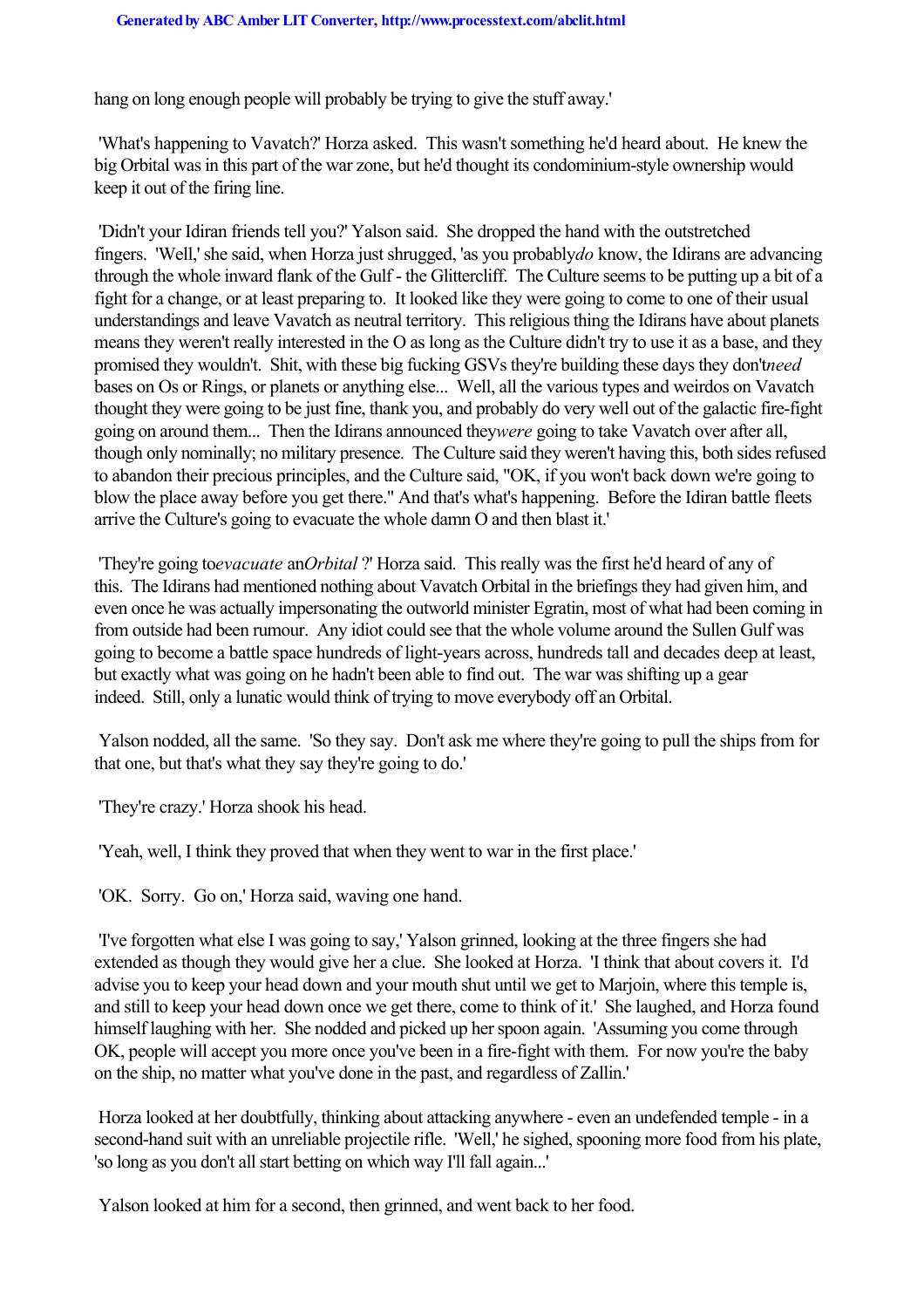hang on long enough people will probably be trying to give the stuff away.'

'What's happening to Vavatch?' Horza asked. This wasn't something he'd heard about. He knew the big Orbital was in this part of the war zone, but he'd thought its condominium-style ownership would keep it out of the firing line.

'Didn't your Idiran friends tell you?' Yalson said. She dropped the hand with the outstretched fingers. 'Well,' she said, when Horza just shrugged, 'as you probably *do* know, the Idirans are advancing through the whole inward flank of the Gulf - the Glittercliff. The Culture seems to be putting up a bit of a fight for a change, or at least preparing to. It looked like they were going to come to one of their usual understandings and leave Vavatch as neutral territory. This religious thing the Idirans have about planets means they weren't really interested in the O as long as the Culture didn't try to use it as a base, and they promised they wouldn't. Shit, with these big fucking GSVs they're building these days they don't *need* bases on Os or Rings, or planets or anything else... Well, all the various types and weirdos on Vavatch thought they were going to be just fine, thank you, and probably do very well out of the galactic fire-fight going on around them... Then the Idirans announced they *were* going to take Vavatch over after all, though only nominally; no military presence. The Culture said they weren't having this, both sides refused to abandon their precious principles, and the Culture said, "OK, if you won't back down we're going to blow the place away before you get there." And that's what's happening. Before the Idiran battle fleets arrive the Culture's going to evacuate the whole damn O and then blast it.'

'They're going to *evacuate* an *Orbital*?' Horza said. This really was the first he'd heard of any of this. The Idirans had mentioned nothing about Vavatch Orbital in the briefings they had given him, and even once he was actually impersonating the outworld minister Egratin, most of what had been coming in from outside had been rumour. Any idiot could see that the whole volume around the Sullen Gulf was going to become a battle space hundreds of light-years across, hundreds tall and decades deep at least, but exactly what was going on he hadn't been able to find out. The war was shifting up a gear indeed. Still, only a lunatic would think of trying to move everybody off an Orbital.

Yalson nodded, all the same. 'So they say. Don't ask me where they're going to pull the ships from for that one, but that's what they say they're going to do.'

'They're crazy.' Horza shook his head.

'Yeah, well, I think they proved that when they went to war in the first place.'

'OK. Sorry. Go on,' Horza said, waving one hand.

'I've forgotten what else I was going to say,' Yalson grinned, looking at the three fingers she had extended as though they would give her a clue. She looked at Horza. 'I think that about covers it. I'd advise you to keep your head down and your mouth shut until we get to Marjoin, where this temple is, and still to keep your head down once we get there, come to think of it.' She laughed, and Horza found himself laughing with her. She nodded and picked up her spoon again. 'Assuming you come through OK, people will accept you more once you've been in a fire-fight with them. For now you're the baby on the ship, no matter what you've done in the past, and regardless of Zallin.'

Horza looked at her doubtfully, thinking about attacking anywhere - even an undefended temple - in a second-hand suit with an unreliable projectile rifle. 'Well,' he sighed, spooning more food from his plate, 'so long as you don't all start betting on which way I'll fall again...'

Yalson looked at him for a second, then grinned, and went back to her food.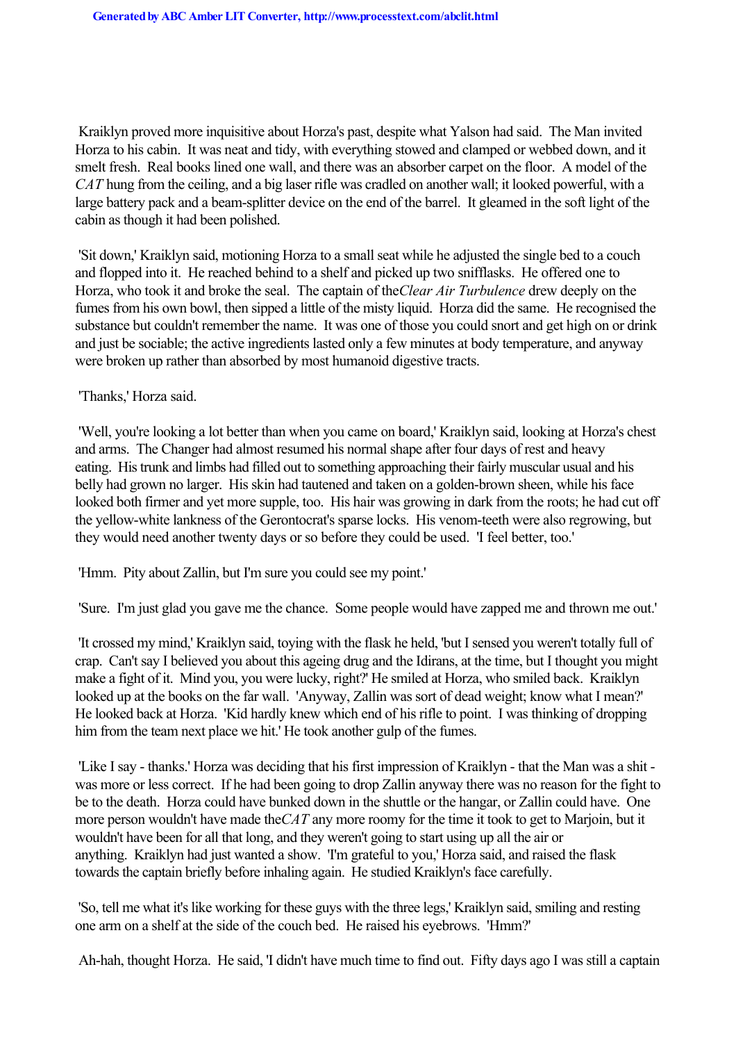Kraiklyn proved more inquisitive about Horza's past, despite what Yalson had said. The Man invited Horza to his cabin. It was neat and tidy, with everything stowed and clamped or webbed down, and it smelt fresh. Real books lined one wall, and there was an absorber carpet on the floor. A model of the *CAT* hung from the ceiling, and a big laser rifle was cradled on another wall; it looked powerful, with a large battery pack and a beam-splitter device on the end of the barrel. It gleamed in the soft light of the cabin as though it had been polished.

'Sit down,' Kraiklyn said, motioning Horza to a small seat while he adjusted the single bed to a couch and flopped into it. He reached behind to a shelf and picked up two snifflasks. He offered one to Horza, who took it and broke the seal. The captain of the *Clear Air Turbulence* drew deeply on the fumes from his own bowl, then sipped a little of the misty liquid. Horza did the same. He recognised the substance but couldn't remember the name. It was one of those you could snort and get high on or drink and just be sociable; the active ingredients lasted only a few minutes at body temperature, and anyway were broken up rather than absorbed by most humanoid digestive tracts.

'Thanks,' Horza said.

'Well, you're looking a lot better than when you came on board,' Kraiklyn said, looking at Horza's chest and arms. The Changer had almost resumed his normal shape after four days of rest and heavy eating. His trunk and limbs had filled out to something approaching their fairly muscular usual and his belly had grown no larger. His skin had tautened and taken on a golden-brown sheen, while his face looked both firmer and yet more supple, too. His hair was growing in dark from the roots; he had cut off the yellow-white lankness of the Gerontocrat's sparse locks. His venom-teeth were also regrowing, but they would need another twenty days or so before they could be used. 'I feel better, too.'

'Hmm. Pity about Zallin, but I'm sure you could see my point.'

'Sure. I'm just glad you gave me the chance. Some people would have zapped me and thrown me out.'

'It crossed my mind,' Kraiklyn said, toying with the flask he held, 'but I sensed you weren't totally full of crap. Can't say I believed you about this ageing drug and the Idirans, at the time, but I thought you might make a fight of it. Mind you, you were lucky, right?' He smiled at Horza, who smiled back. Kraiklyn looked up at the books on the far wall. 'Anyway, Zallin was sort of dead weight; know what I mean?' He looked back at Horza. 'Kid hardly knew which end of his rifle to point. I was thinking of dropping him from the team next place we hit.' He took another gulp of the fumes.

'Like I say - thanks.' Horza was deciding that his first impression of Kraiklyn - that the Man was a shit - was more or less correct. If he had been going to drop Zallin anyway there was no reason for the fight to be to the death. Horza could have bunked down in the shuttle or the hangar, or Zallin could have. One more person wouldn't have made the *CAT* any more roomy for the time it took to get to Marjoin, but it wouldn't have been for all that long, and they weren't going to start using up all the air or anything. Kraiklyn had just wanted a show. 'I'm grateful to you,' Horza said, and raised the flask towards the captain briefly before inhaling again. He studied Kraiklyn's face carefully.

'So, tell me what it's like working for these guys with the three legs,' Kraiklyn said, smiling and resting one arm on a shelf at the side of the couch bed. He raised his eyebrows. 'Hmm?'

Ah-hah, thought Horza. He said, 'I didn't have much time to find out. Fifty days ago I was still a captain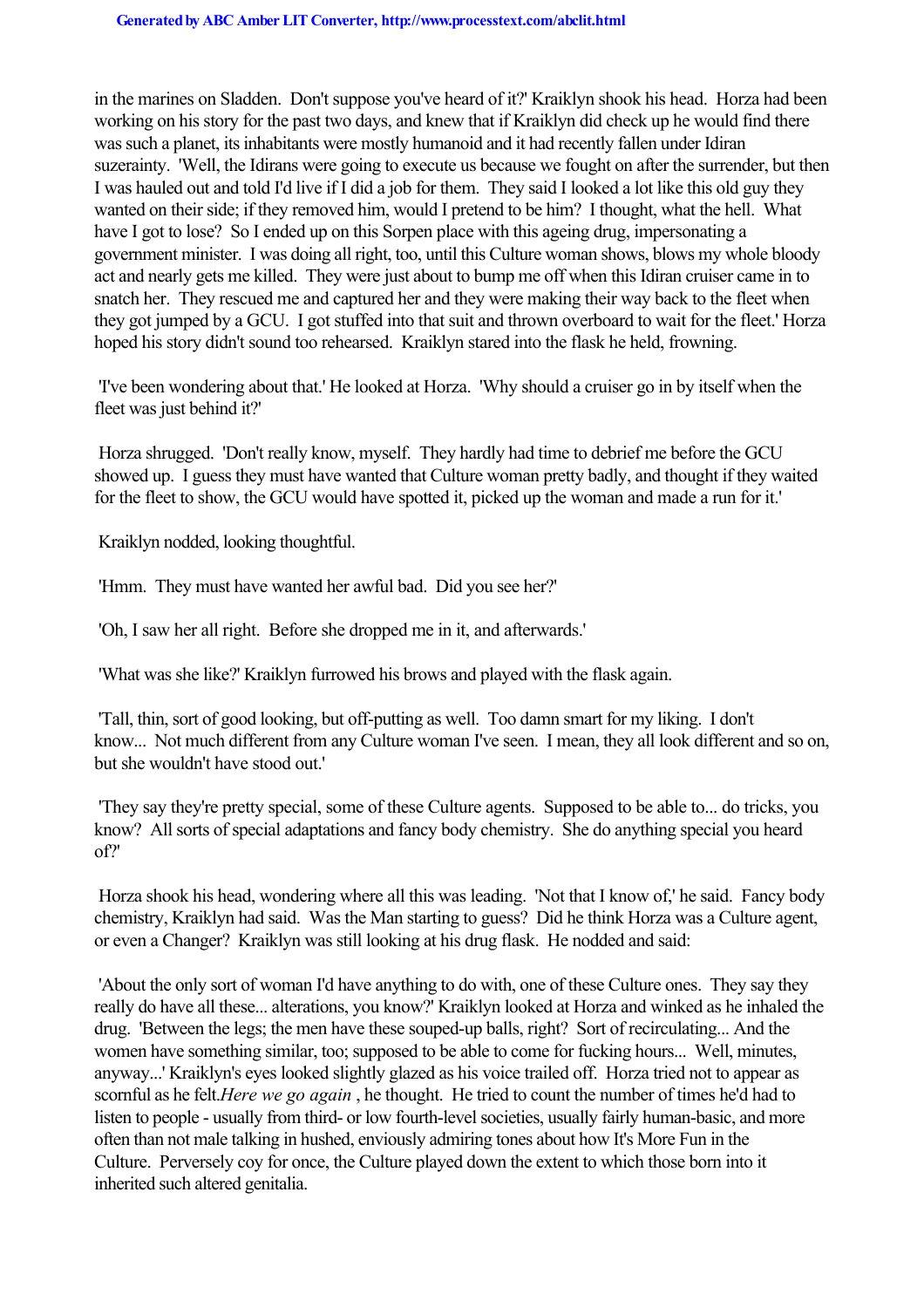in the marines on Sladden. Don't suppose you've heard of it?' Kraiklyn shook his head. Horza had been working on his story for the past two days, and knew that if Kraiklyn did check up he would find there was such a planet, its inhabitants were mostly humanoid and it had recently fallen under Idiran suzerainty. 'Well, the Idirans were going to execute us because we fought on after the surrender, but then I was hauled out and told I'd live if I did a job for them. They said I looked a lot like this old guy they wanted on their side; if they removed him, would I pretend to be him? I thought, what the hell. What have I got to lose? So I ended up on this Sorpen place with this ageing drug, impersonating a government minister. I was doing all right, too, until this Culture woman shows, blows my whole bloody act and nearly gets me killed. They were just about to bump me off when this Idiran cruiser came in to snatch her. They rescued me and captured her and they were making their way back to the fleet when they got jumped by a GCU. I got stuffed into that suit and thrown overboard to wait for the fleet.' Horza hoped his story didn't sound too rehearsed. Kraiklyn stared into the flask he held, frowning.

'I've been wondering about that.' He looked at Horza. 'Why should a cruiser go in by itself when the fleet was just behind it?'

Horza shrugged. 'Don't really know, myself. They hardly had time to debrief me before the GCU showed up. I guess they must have wanted that Culture woman pretty badly, and thought if they waited for the fleet to show, the GCU would have spotted it, picked up the woman and made a run for it.'

Kraiklyn nodded, looking thoughtful.

'Hmm. They must have wanted her awful bad. Did you see her?'

'Oh, I saw her all right. Before she dropped me in it, and afterwards.'

'What was she like?' Kraiklyn furrowed his brows and played with the flask again.

'Tall, thin, sort of good looking, but off-putting as well. Too damn smart for my liking. I don't know... Not much different from any Culture woman I've seen. I mean, they all look different and so on, but she wouldn't have stood out.'

'They say they're pretty special, some of these Culture agents. Supposed to be able to... do tricks, you know? All sorts of special adaptations and fancy body chemistry. She do anything special you heard of?'

Horza shook his head, wondering where all this was leading. 'Not that I know of,' he said. Fancy body chemistry, Kraiklyn had said. Was the Man starting to guess? Did he think Horza was a Culture agent, or even a Changer? Kraiklyn was still looking at his drug flask. He nodded and said:

'About the only sort of woman I'd have anything to do with, one of these Culture ones. They say they really do have all these... alterations, you know?' Kraiklyn looked at Horza and winked as he inhaled the drug. 'Between the legs; the men have these souped-up balls, right? Sort of recirculating... And the women have something similar, too; supposed to be able to come for fucking hours... Well, minutes, anyway...' Kraiklyn's eyes looked slightly glazed as his voice trailed off. Horza tried not to appear as scornful as he felt. *Here we go again*, he thought. He tried to count the number of times he'd had to listen to people - usually from third- or low fourth-level societies, usually fairly human-basic, and more often than not male talking in hushed, enviously admiring tones about how It's More Fun in the Culture. Perversely coy for once, the Culture played down the extent to which those born into it inherited such altered genitalia.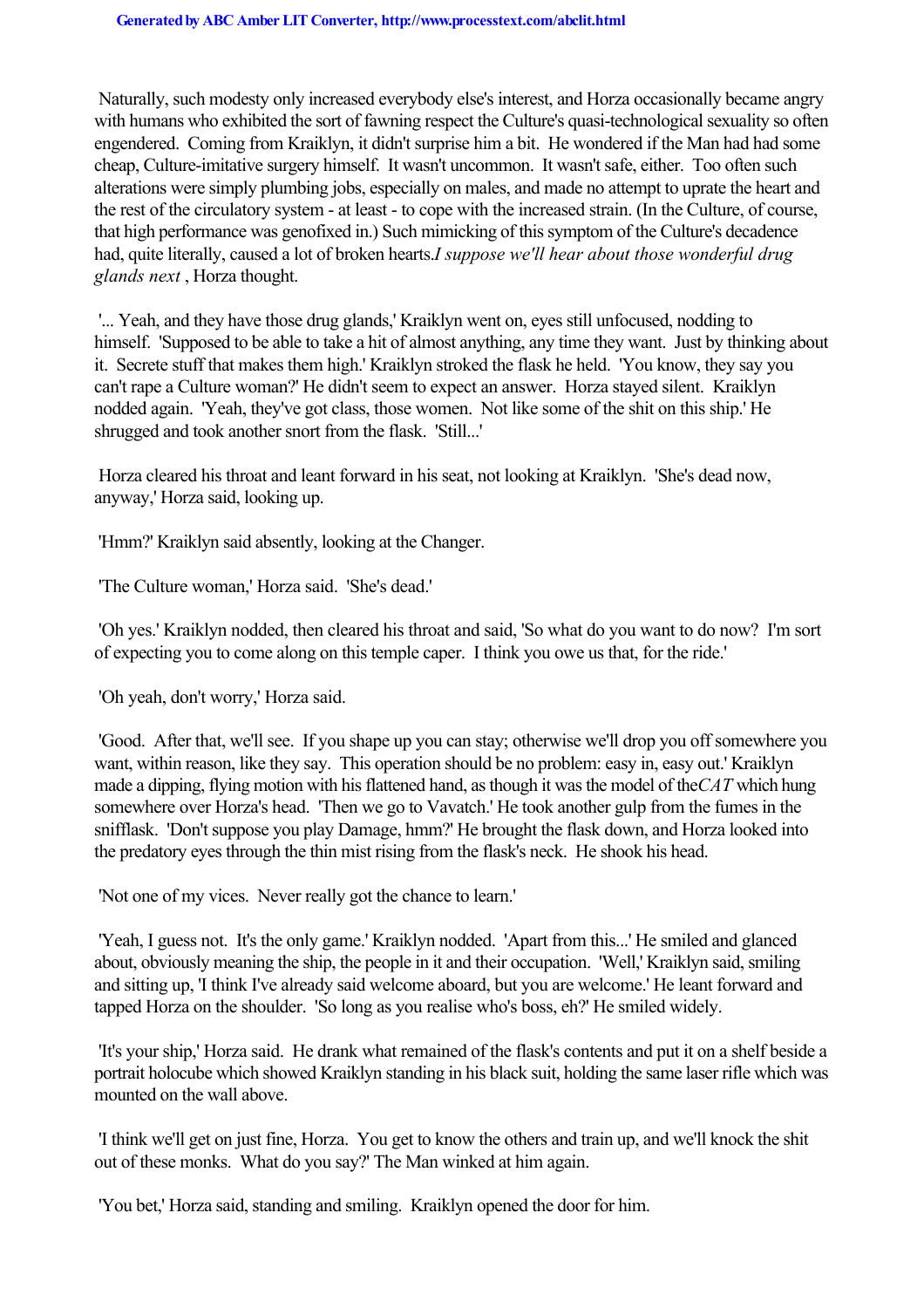Naturally, such modesty only increased everybody else's interest, and Horza occasionally became angry with humans who exhibited the sort of fawning respect the Culture's quasi-technological sexuality so often engendered. Coming from Kraiklyn, it didn't surprise him a bit. He wondered if the Man had had some cheap, Culture-imitative surgery himself. It wasn't uncommon. It wasn't safe, either. Too often such alterations were simply plumbing jobs, especially on males, and made no attempt to uprate the heart and the rest of the circulatory system - at least - to cope with the increased strain. (In the Culture, of course, that high performance was genofixed in.) Such mimicking of this symptom of the Culture's decadence had, quite literally, caused a lot of broken hearts. *I suppose we'll hear about those wonderful drug glands next* , Horza thought.

'... Yeah, and they have those drug glands,' Kraiklyn went on, eyes still unfocused, nodding to himself. 'Supposed to be able to take a hit of almost anything, any time they want. Just by thinking about it. Secrete stuff that makes them high.' Kraiklyn stroked the flask he held. 'You know, they say you can't rape a Culture woman?' He didn't seem to expect an answer. Horza stayed silent. Kraiklyn nodded again. 'Yeah, they've got class, those women. Not like some of the shit on this ship.' He shrugged and took another snort from the flask. 'Still...'

Horza cleared his throat and leant forward in his seat, not looking at Kraiklyn. 'She's dead now, anyway,' Horza said, looking up.

'Hmm?' Kraiklyn said absently, looking at the Changer.

'The Culture woman,' Horza said. 'She's dead.'

'Oh yes.' Kraiklyn nodded, then cleared his throat and said, 'So what do you want to do now? I'm sort of expecting you to come along on this temple caper. I think you owe us that, for the ride.'

'Oh yeah, don't worry,' Horza said.

'Good. After that, we'll see. If you shape up you can stay; otherwise we'll drop you off somewhere you want, within reason, like they say. This operation should be no problem: easy in, easy out.' Kraiklyn made a dipping, flying motion with his flattened hand, as though it was the model of the *CAT* which hung somewhere over Horza's head. 'Then we go to Vavatch.' He took another gulp from the fumes in the sniffflask. 'Don't suppose you play Damage, hmm?' He brought the flask down, and Horza looked into the predatory eyes through the thin mist rising from the flask's neck. He shook his head.

'Not one of my vices. Never really got the chance to learn.'

'Yeah, I guess not. It's the only game.' Kraiklyn nodded. 'Apart from this...' He smiled and glanced about, obviously meaning the ship, the people in it and their occupation. 'Well,' Kraiklyn said, smiling and sitting up, 'I think I've already said welcome aboard, but you are welcome.' He leant forward and tapped Horza on the shoulder. 'So long as you realise who's boss, eh?' He smiled widely.

'It's your ship,' Horza said. He drank what remained of the flask's contents and put it on a shelf beside a portrait holocube which showed Kraiklyn standing in his black suit, holding the same laser rifle which was mounted on the wall above.

'I think we'll get on just fine, Horza. You get to know the others and train up, and we'll knock the shit out of these monks. What do you say?' The Man winked at him again.

'You bet,' Horza said, standing and smiling. Kraiklyn opened the door for him.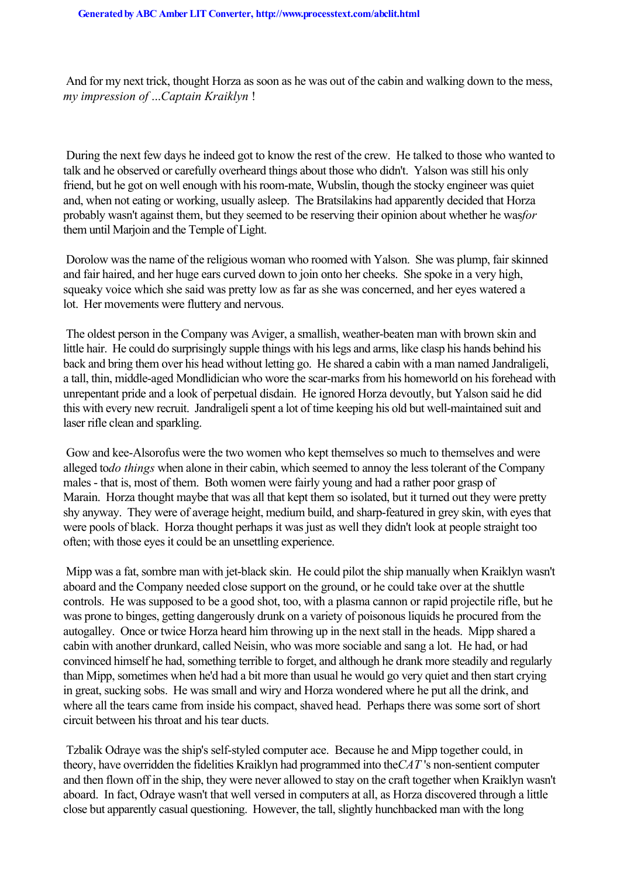And for my next trick, thought Horza as soon as he was out of the cabin and walking down to the mess, *my impression of ...Captain Kraiklyn* !

During the next few days he indeed got to know the rest of the crew. He talked to those who wanted to talk and he observed or carefully overheard things about those who didn't. Yalson was still his only friend, but he got on well enough with his room-mate, Wubslin, though the stocky engineer was quiet and, when not eating or working, usually asleep. The Bratsilakins had apparently decided that Horza probably wasn't against them, but they seemed to be reserving their opinion about whether he was *for* them until Marjoin and the Temple of Light.

Dorolow was the name of the religious woman who roomed with Yalson. She was plump, fair skinned and fair haired, and her huge ears curved down to join onto her cheeks. She spoke in a very high, squeaky voice which she said was pretty low as far as she was concerned, and her eyes watered a lot. Her movements were fluttery and nervous.

The oldest person in the Company was Aviger, a smallish, weather-beaten man with brown skin and little hair. He could do surprisingly supple things with his legs and arms, like clasp his hands behind his back and bring them over his head without letting go. He shared a cabin with a man named Jandraligeli, a tall, thin, middle-aged Mondlidician who wore the scar-marks from his homeworld on his forehead with unrepentant pride and a look of perpetual disdain. He ignored Horza devoutly, but Yalson said he did this with every new recruit. Jandraligeli spent a lot of time keeping his old but well-maintained suit and laser rifle clean and sparkling.

Gow and kee-Alsorofus were the two women who kept themselves so much to themselves and were alleged to *do things* when alone in their cabin, which seemed to annoy the less tolerant of the Company males - that is, most of them. Both women were fairly young and had a rather poor grasp of Marain. Horza thought maybe that was all that kept them so isolated, but it turned out they were pretty shy anyway. They were of average height, medium build, and sharp-featured in grey skin, with eyes that were pools of black. Horza thought perhaps it was just as well they didn't look at people straight too often; with those eyes it could be an unsettling experience.

Mipp was a fat, sombre man with jet-black skin. He could pilot the ship manually when Kraiklyn wasn't aboard and the Company needed close support on the ground, or he could take over at the shuttle controls. He was supposed to be a good shot, too, with a plasma cannon or rapid projectile rifle, but he was prone to binges, getting dangerously drunk on a variety of poisonous liquids he procured from the autogalley. Once or twice Horza heard him throwing up in the next stall in the heads. Mipp shared a cabin with another drunkard, called Neisin, who was more sociable and sang a lot. He had, or had convinced himself he had, something terrible to forget, and although he drank more steadily and regularly than Mipp, sometimes when he'd had a bit more than usual he would go very quiet and then start crying in great, sucking sobs. He was small and wiry and Horza wondered where he put all the drink, and where all the tears came from inside his compact, shaved head. Perhaps there was some sort of short circuit between his throat and his tear ducts.

Tzbalik Odraye was the ship's self-styled computer ace. Because he and Mipp together could, in theory, have overridden the fidelities Kraiklyn had programmed into the *CAT* 's non-sentient computer and then flown off in the ship, they were never allowed to stay on the craft together when Kraiklyn wasn't aboard. In fact, Odraye wasn't that well versed in computers at all, as Horza discovered through a little close but apparently casual questioning. However, the tall, slightly hunchbacked man with the long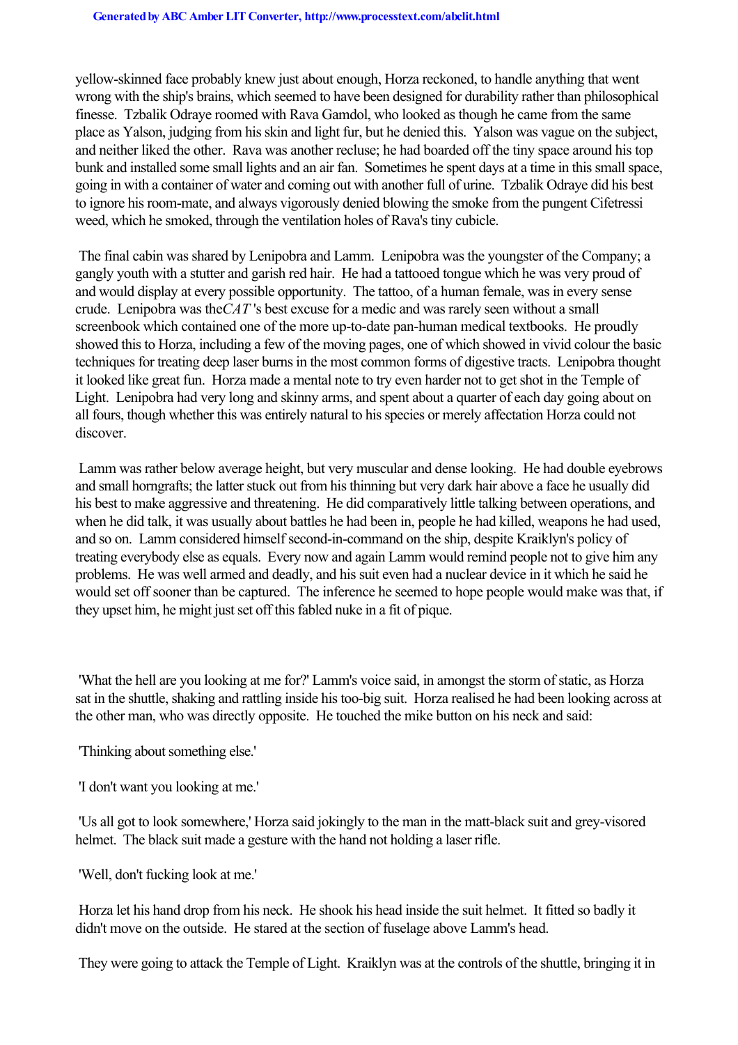yellow-skinned face probably knew just about enough, Horza reckoned, to handle anything that went wrong with the ship's brains, which seemed to have been designed for durability rather than philosophical finesse. Tzbalik Odraye roomed with Rava Gamdol, who looked as though he came from the same place as Yalson, judging from his skin and light fur, but he denied this. Yalson was vague on the subject, and neither liked the other. Rava was another recluse; he had boarded off the tiny space around his top bunk and installed some small lights and an air fan. Sometimes he spent days at a time in this small space, going in with a container of water and coming out with another full of urine. Tzbalik Odraye did his best to ignore his room-mate, and always vigorously denied blowing the smoke from the pungent Cifetressi weed, which he smoked, through the ventilation holes of Rava's tiny cubicle.

The final cabin was shared by Lenipobra and Lamm. Lenipobra was the youngster of the Company; a gangly youth with a stutter and garish red hair. He had a tattooed tongue which he was very proud of and would display at every possible opportunity. The tattoo, of a human female, was in every sense crude. Lenipobra was the *CAT*'s best excuse for a medic and was rarely seen without a small screenbook which contained one of the more up-to-date pan-human medical textbooks. He proudly showed this to Horza, including a few of the moving pages, one of which showed in vivid colour the basic techniques for treating deep laser burns in the most common forms of digestive tracts. Lenipobra thought it looked like great fun. Horza made a mental note to try even harder not to get shot in the Temple of Light. Lenipobra had very long and skinny arms, and spent about a quarter of each day going about on all fours, though whether this was entirely natural to his species or merely affectation Horza could not discover.

Lamm was rather below average height, but very muscular and dense looking. He had double eyebrows and small horngrafts; the latter stuck out from his thinning but very dark hair above a face he usually did his best to make aggressive and threatening. He did comparatively little talking between operations, and when he did talk, it was usually about battles he had been in, people he had killed, weapons he had used, and so on. Lamm considered himself second-in-command on the ship, despite Kraiklyn's policy of treating everybody else as equals. Every now and again Lamm would remind people not to give him any problems. He was well armed and deadly, and his suit even had a nuclear device in it which he said he would set off sooner than be captured. The inference he seemed to hope people would make was that, if they upset him, he might just set off this fabled nuke in a fit of pique.

'What the hell are you looking at me for?' Lamm's voice said, in amongst the storm of static, as Horza sat in the shuttle, shaking and rattling inside his too-big suit. Horza realised he had been looking across at the other man, who was directly opposite. He touched the mike button on his neck and said:

'Thinking about something else.'

'I don't want you looking at me.'

'Us all got to look somewhere,' Horza said jokingly to the man in the matt-black suit and grey-visored helmet. The black suit made a gesture with the hand not holding a laser rifle.

'Well, don't fucking look at me.'

Horza let his hand drop from his neck. He shook his head inside the suit helmet. It fitted so badly it didn't move on the outside. He stared at the section of fuselage above Lamm's head.

They were going to attack the Temple of Light. Kraiklyn was at the controls of the shuttle, bringing it in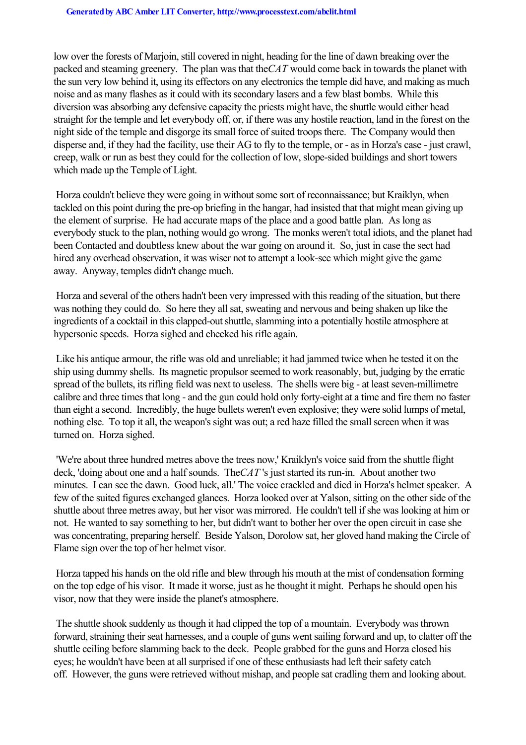low over the forests of Marjoin, still covered in night, heading for the line of dawn breaking over the packed and steaming greenery. The plan was that the *CAT* would come back in towards the planet with the sun very low behind it, using its effectors on any electronics the temple did have, and making as much noise and as many flashes as it could with its secondary lasers and a few blast bombs. While this diversion was absorbing any defensive capacity the priests might have, the shuttle would either head straight for the temple and let everybody off, or, if there was any hostile reaction, land in the forest on the night side of the temple and disgorge its small force of suited troops there. The Company would then disperse and, if they had the facility, use their AG to fly to the temple, or - as in Horza's case - just crawl, creep, walk or run as best they could for the collection of low, slope-sided buildings and short towers which made up the Temple of Light.

Horza couldn't believe they were going in without some sort of reconnaissance; but Kraiklyn, when tackled on this point during the pre-op briefing in the hangar, had insisted that that might mean giving up the element of surprise. He had accurate maps of the place and a good battle plan. As long as everybody stuck to the plan, nothing would go wrong. The monks weren't total idiots, and the planet had been Contacted and doubtless knew about the war going on around it. So, just in case the sect had hired any overhead observation, it was wiser not to attempt a look-see which might give the game away. Anyway, temples didn't change much.

Horza and several of the others hadn't been very impressed with this reading of the situation, but there was nothing they could do. So here they all sat, sweating and nervous and being shaken up like the ingredients of a cocktail in this clapped-out shuttle, slamming into a potentially hostile atmosphere at hypersonic speeds. Horza sighed and checked his rifle again.

Like his antique armour, the rifle was old and unreliable; it had jammed twice when he tested it on the ship using dummy shells. Its magnetic propulsor seemed to work reasonably, but, judging by the erratic spread of the bullets, its rifling field was next to useless. The shells were big - at least seven-millimetre calibre and three times that long - and the gun could hold only forty-eight at a time and fire them no faster than eight a second. Incredibly, the huge bullets weren't even explosive; they were solid lumps of metal, nothing else. To top it all, the weapon's sight was out; a red haze filled the small screen when it was turned on. Horza sighed.

'We're about three hundred metres above the trees now,' Kraiklyn's voice said from the shuttle flight deck, 'doing about one and a half sounds. The *CAT*'s just started its run-in. About another two minutes. I can see the dawn. Good luck, all.' The voice crackled and died in Horza's helmet speaker. A few of the suited figures exchanged glances. Horza looked over at Yalson, sitting on the other side of the shuttle about three metres away, but her visor was mirrored. He couldn't tell if she was looking at him or not. He wanted to say something to her, but didn't want to bother her over the open circuit in case she was concentrating, preparing herself. Beside Yalson, Dorolow sat, her gloved hand making the Circle of Flame sign over the top of her helmet visor.

Horza tapped his hands on the old rifle and blew through his mouth at the mist of condensation forming on the top edge of his visor. It made it worse, just as he thought it might. Perhaps he should open his visor, now that they were inside the planet's atmosphere.

The shuttle shook suddenly as though it had clipped the top of a mountain. Everybody was thrown forward, straining their seat harnesses, and a couple of guns went sailing forward and up, to clatter off the shuttle ceiling before slamming back to the deck. People grabbed for the guns and Horza closed his eyes; he wouldn't have been at all surprised if one of these enthusiasts had left their safety catch off. However, the guns were retrieved without mishap, and people sat cradling them and looking about.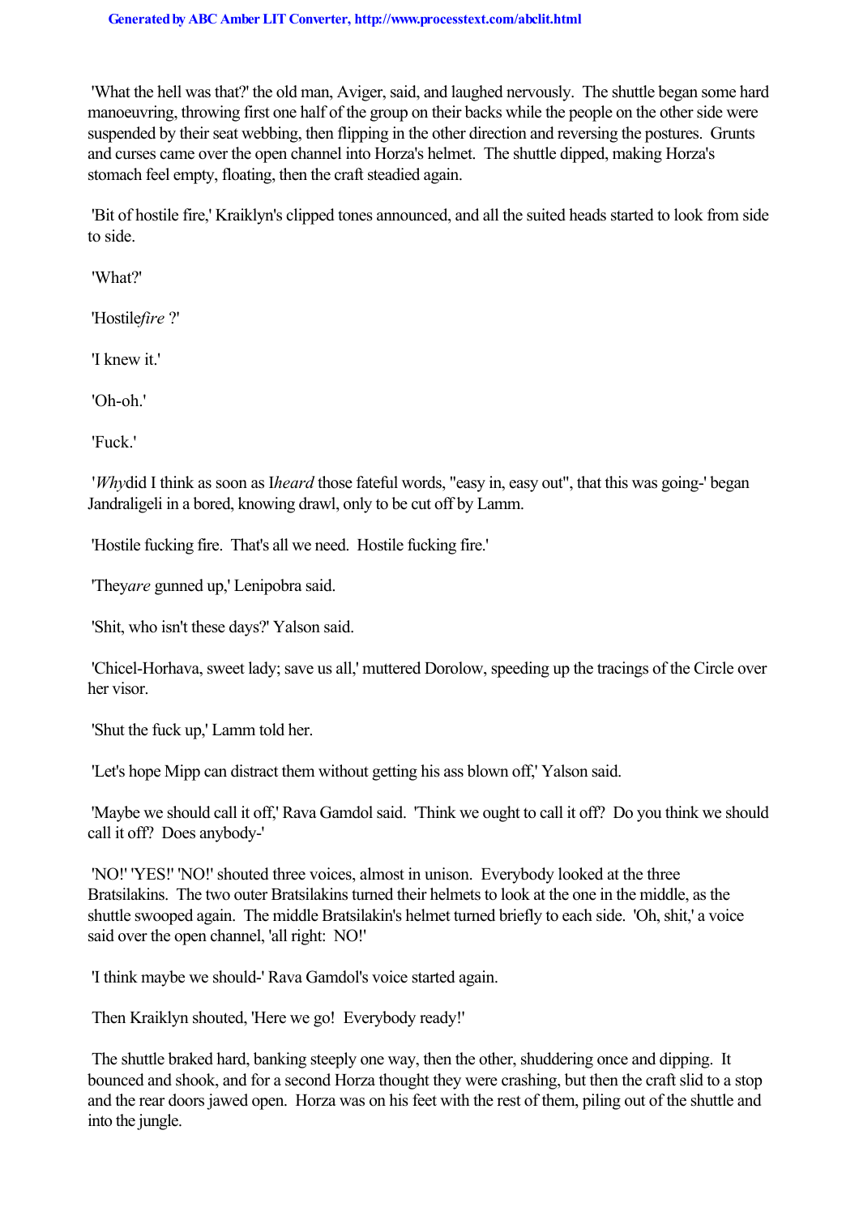'What the hell was that?' the old man, Aviger, said, and laughed nervously. The shuttle began some hard manoeuvring, throwing first one half of the group on their backs while the people on the other side were suspended by their seat webbing, then flipping in the other direction and reversing the postures. Grunts and curses came over the open channel into Horza's helmet. The shuttle dipped, making Horza's stomach feel empty, floating, then the craft steadied again.

'Bit of hostile fire,' Kraiklyn's clipped tones announced, and all the suited heads started to look from side to side.

'What?'

'Hostile *fire* ?'

'I knew it.'

'Oh-oh.'

'Fuck.'

'*Why* did I think as soon as I *heard* those fateful words, "easy in, easy out", that this was going-' began Jandraligeli in a bored, knowing drawl, only to be cut off by Lamm.

'Hostile fucking fire. That's all we need. Hostile fucking fire.'

'They *are* gunned up,' Lenipobra said.

'Shit, who isn't these days?' Yalson said.

'Chicel-Horhava, sweet lady; save us all,' muttered Dorolow, speeding up the tracings of the Circle over her visor.

'Shut the fuck up,' Lamm told her.

'Let's hope Mipp can distract them without getting his ass blown off,' Yalson said.

'Maybe we should call it off,' Rava Gamdol said. 'Think we ought to call it off? Do you think we should call it off? Does anybody-'

'NO!' 'YES!' 'NO!' shouted three voices, almost in unison. Everybody looked at the three Bratsilakins. The two outer Bratsilakins turned their helmets to look at the one in the middle, as the shuttle swooped again. The middle Bratsilakin's helmet turned briefly to each side. 'Oh, shit,' a voice said over the open channel, 'all right: NO!'

'I think maybe we should-' Rava Gamdol's voice started again.

Then Kraiklyn shouted, 'Here we go! Everybody ready!'

The shuttle braked hard, banking steeply one way, then the other, shuddering once and dipping. It bounced and shook, and for a second Horza thought they were crashing, but then the craft slid to a stop and the rear doors jawed open. Horza was on his feet with the rest of them, piling out of the shuttle and into the jungle.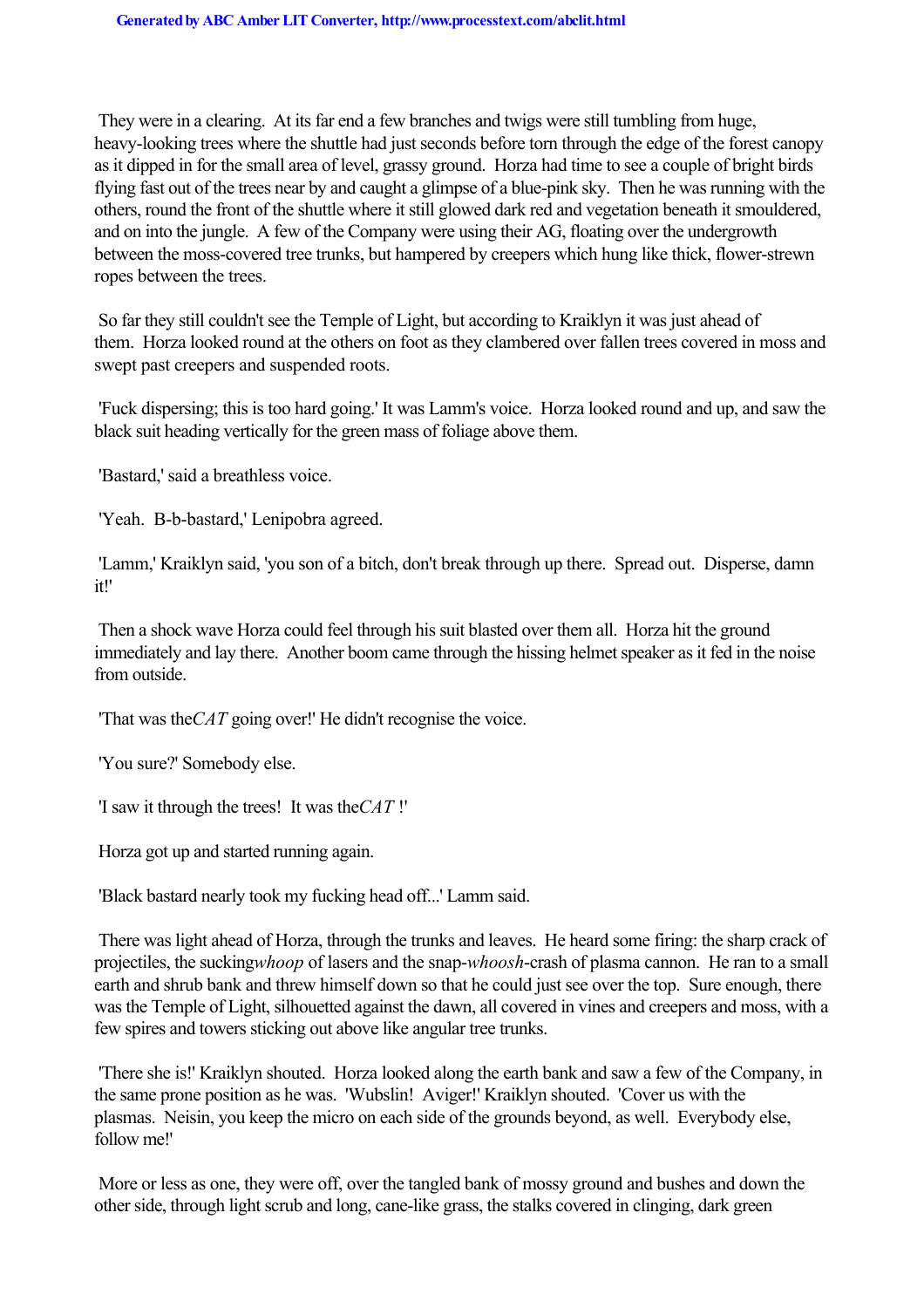They were in a clearing. At its far end a few branches and twigs were still tumbling from huge, heavy-looking trees where the shuttle had just seconds before torn through the edge of the forest canopy as it dipped in for the small area of level, grassy ground. Horza had time to see a couple of bright birds flying fast out of the trees near by and caught a glimpse of a blue-pink sky. Then he was running with the others, round the front of the shuttle where it still glowed dark red and vegetation beneath it smouldered, and on into the jungle. A few of the Company were using their AG, floating over the undergrowth between the moss-covered tree trunks, but hampered by creepers which hung like thick, flower-strewn ropes between the trees.

So far they still couldn't see the Temple of Light, but according to Kraiklyn it was just ahead of them. Horza looked round at the others on foot as they clambered over fallen trees covered in moss and swept past creepers and suspended roots.

'Fuck dispersing; this is too hard going.' It was Lamm's voice. Horza looked round and up, and saw the black suit heading vertically for the green mass of foliage above them.

'Bastard,' said a breathless voice.

'Yeah. B-b-bastard,' Lenipobra agreed.

'Lamm,' Kraiklyn said, 'you son of a bitch, don't break through up there. Spread out. Disperse, damn it!'

Then a shock wave Horza could feel through his suit blasted over them all. Horza hit the ground immediately and lay there. Another boom came through the hissing helmet speaker as it fed in the noise from outside.

'That was the *CAT* going over!' He didn't recognise the voice.

'You sure?' Somebody else.

'I saw it through the trees! It was the *CAT* !'

Horza got up and started running again.

'Black bastard nearly took my fucking head off...' Lamm said.

There was light ahead of Horza, through the trunks and leaves. He heard some firing: the sharp crack of projectiles, the sucking *whoop* of lasers and the snap-*whoosh*-crash of plasma cannon. He ran to a small earth and shrub bank and threw himself down so that he could just see over the top. Sure enough, there was the Temple of Light, silhouetted against the dawn, all covered in vines and creepers and moss, with a few spires and towers sticking out above like angular tree trunks.

'There she is!' Kraiklyn shouted. Horza looked along the earth bank and saw a few of the Company, in the same prone position as he was. 'Wubslin! Aviger!' Kraiklyn shouted. 'Cover us with the plasmas. Neisin, you keep the micro on each side of the grounds beyond, as well. Everybody else, follow me!'

More or less as one, they were off, over the tangled bank of mossy ground and bushes and down the other side, through light scrub and long, cane-like grass, the stalks covered in clinging, dark green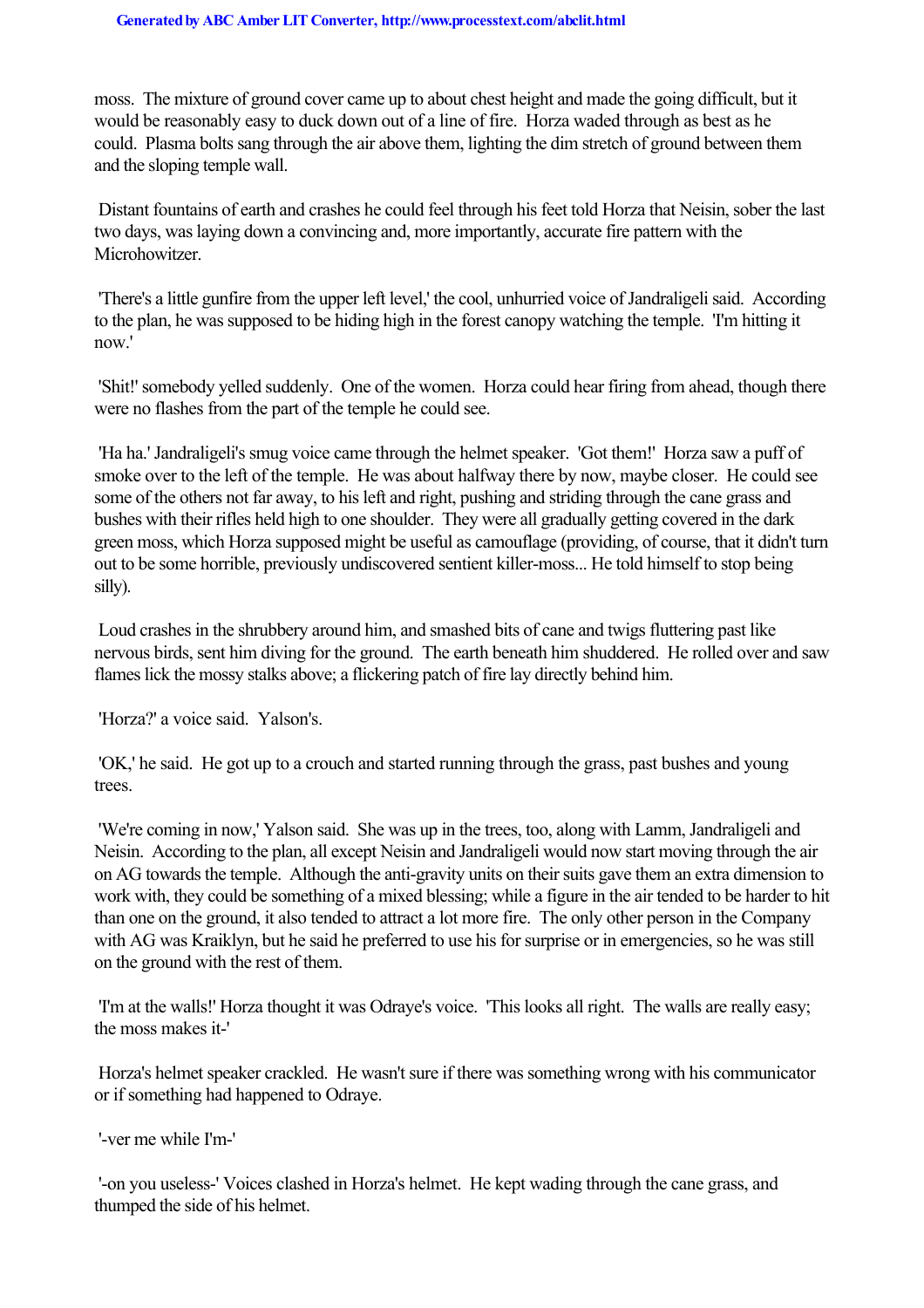moss. The mixture of ground cover came up to about chest height and made the going difficult, but it would be reasonably easy to duck down out of a line of fire. Horza waded through as best as he could. Plasma bolts sang through the air above them, lighting the dim stretch of ground between them and the sloping temple wall.

Distant fountains of earth and crashes he could feel through his feet told Horza that Neisin, sober the last two days, was laying down a convincing and, more importantly, accurate fire pattern with the Microhowitzer.

'There's a little gunfire from the upper left level,' the cool, unhurried voice of Jandraligeli said. According to the plan, he was supposed to be hiding high in the forest canopy watching the temple. 'I'm hitting it now.'

'Shit!' somebody yelled suddenly. One of the women. Horza could hear firing from ahead, though there were no flashes from the part of the temple he could see.

'Ha ha.' Jandraligeli's smug voice came through the helmet speaker. 'Got them!' Horza saw a puff of smoke over to the left of the temple. He was about halfway there by now, maybe closer. He could see some of the others not far away, to his left and right, pushing and striding through the cane grass and bushes with their rifles held high to one shoulder. They were all gradually getting covered in the dark green moss, which Horza supposed might be useful as camouflage (providing, of course, that it didn't turn out to be some horrible, previously undiscovered sentient killer-moss... He told himself to stop being silly).

Loud crashes in the shrubbery around him, and smashed bits of cane and twigs fluttering past like nervous birds, sent him diving for the ground. The earth beneath him shuddered. He rolled over and saw flames lick the mossy stalks above; a flickering patch of fire lay directly behind him.

'Horza?' a voice said. Yalson's.

'OK,' he said. He got up to a crouch and started running through the grass, past bushes and young trees.

'We're coming in now,' Yalson said. She was up in the trees, too, along with Lamm, Jandraligeli and Neisin. According to the plan, all except Neisin and Jandraligeli would now start moving through the air on AG towards the temple. Although the anti-gravity units on their suits gave them an extra dimension to work with, they could be something of a mixed blessing; while a figure in the air tended to be harder to hit than one on the ground, it also tended to attract a lot more fire. The only other person in the Company with AG was Kraiklyn, but he said he preferred to use his for surprise or in emergencies, so he was still on the ground with the rest of them.

'I'm at the walls!' Horza thought it was Odraye's voice. 'This looks all right. The walls are really easy; the moss makes it-'

Horza's helmet speaker crackled. He wasn't sure if there was something wrong with his communicator or if something had happened to Odraye.

'-ver me while I'm-'

'-on you useless-' Voices clashed in Horza's helmet. He kept wading through the cane grass, and thumped the side of his helmet.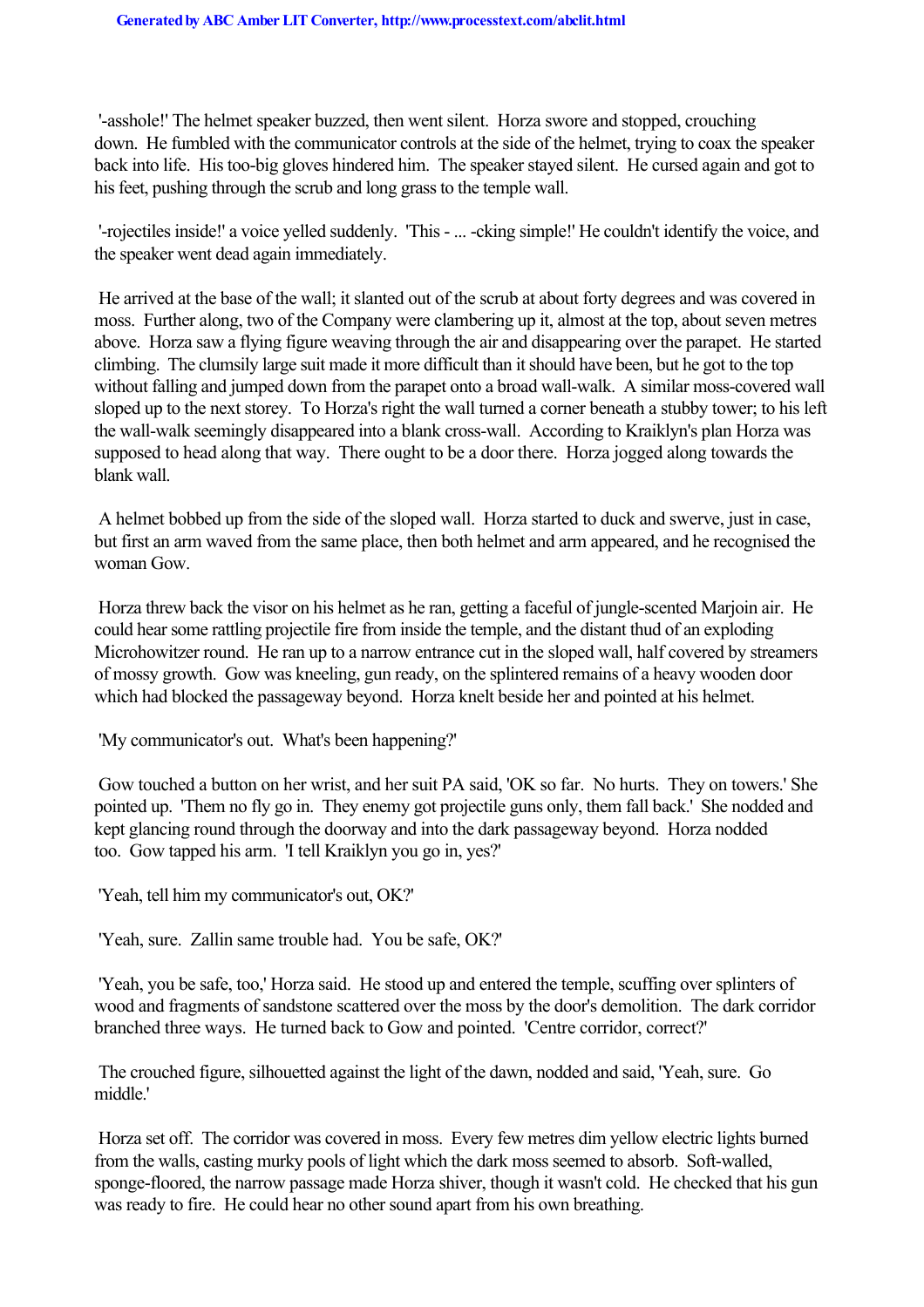'-asshole!' The helmet speaker buzzed, then went silent. Horza swore and stopped, crouching down. He fumbled with the communicator controls at the side of the helmet, trying to coax the speaker back into life. His too-big gloves hindered him. The speaker stayed silent. He cursed again and got to his feet, pushing through the scrub and long grass to the temple wall.

'-rojectiles inside!' a voice yelled suddenly. 'This - ... -cking simple!' He couldn't identify the voice, and the speaker went dead again immediately.

He arrived at the base of the wall; it slanted out of the scrub at about forty degrees and was covered in moss. Further along, two of the Company were clambering up it, almost at the top, about seven metres above. Horza saw a flying figure weaving through the air and disappearing over the parapet. He started climbing. The clumsily large suit made it more difficult than it should have been, but he got to the top without falling and jumped down from the parapet onto a broad wall-walk. A similar moss-covered wall sloped up to the next storey. To Horza's right the wall turned a corner beneath a stubby tower; to his left the wall-walk seemingly disappeared into a blank cross-wall. According to Kraiklyn's plan Horza was supposed to head along that way. There ought to be a door there. Horza jogged along towards the blank wall.

A helmet bobbed up from the side of the sloped wall. Horza started to duck and swerve, just in case, but first an arm waved from the same place, then both helmet and arm appeared, and he recognised the woman Gow.

Horza threw back the visor on his helmet as he ran, getting a faceful of jungle-scented Marjoin air. He could hear some rattling projectile fire from inside the temple, and the distant thud of an exploding Microhowitzer round. He ran up to a narrow entrance cut in the sloped wall, half covered by streamers of mossy growth. Gow was kneeling, gun ready, on the splintered remains of a heavy wooden door which had blocked the passageway beyond. Horza knelt beside her and pointed at his helmet.

'My communicator's out. What's been happening?'

Gow touched a button on her wrist, and her suit PA said, 'OK so far. No hurts. They on towers.' She pointed up. 'Them no fly go in. They enemy got projectile guns only, them fall back.' She nodded and kept glancing round through the doorway and into the dark passageway beyond. Horza nodded too. Gow tapped his arm. 'I tell Kraiklyn you go in, yes?'

'Yeah, tell him my communicator's out, OK?'

'Yeah, sure. Zallin same trouble had. You be safe, OK?'

'Yeah, you be safe, too,' Horza said. He stood up and entered the temple, scuffing over splinters of wood and fragments of sandstone scattered over the moss by the door's demolition. The dark corridor branched three ways. He turned back to Gow and pointed. 'Centre corridor, correct?'

The crouched figure, silhouetted against the light of the dawn, nodded and said, 'Yeah, sure. Go middle.'

Horza set off. The corridor was covered in moss. Every few metres dim yellow electric lights burned from the walls, casting murky pools of light which the dark moss seemed to absorb. Soft-walled, sponge-floored, the narrow passage made Horza shiver, though it wasn't cold. He checked that his gun was ready to fire. He could hear no other sound apart from his own breathing.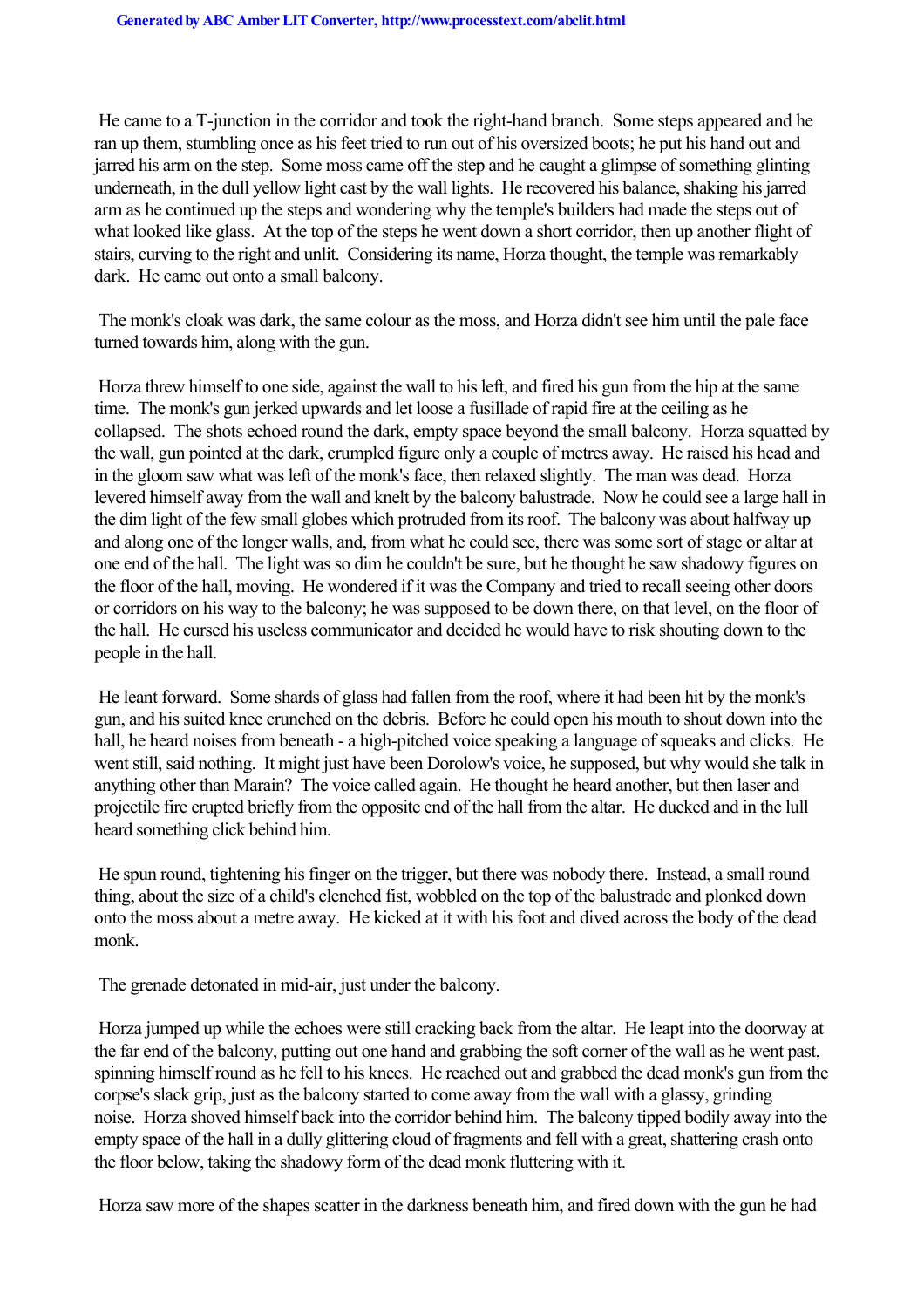He came to a T-junction in the corridor and took the right-hand branch. Some steps appeared and he ran up them, stumbling once as his feet tried to run out of his oversized boots; he put his hand out and jarred his arm on the step. Some moss came off the step and he caught a glimpse of something glinting underneath, in the dull yellow light cast by the wall lights. He recovered his balance, shaking his jarred arm as he continued up the steps and wondering why the temple's builders had made the steps out of what looked like glass. At the top of the steps he went down a short corridor, then up another flight of stairs, curving to the right and unlit. Considering its name, Horza thought, the temple was remarkably dark. He came out onto a small balcony.

The monk's cloak was dark, the same colour as the moss, and Horza didn't see him until the pale face turned towards him, along with the gun.

Horza threw himself to one side, against the wall to his left, and fired his gun from the hip at the same time. The monk's gun jerked upwards and let loose a fusillade of rapid fire at the ceiling as he collapsed. The shots echoed round the dark, empty space beyond the small balcony. Horza squatted by the wall, gun pointed at the dark, crumpled figure only a couple of metres away. He raised his head and in the gloom saw what was left of the monk's face, then relaxed slightly. The man was dead. Horza levered himself away from the wall and knelt by the balcony balustrade. Now he could see a large hall in the dim light of the few small globes which protruded from its roof. The balcony was about halfway up and along one of the longer walls, and, from what he could see, there was some sort of stage or altar at one end of the hall. The light was so dim he couldn't be sure, but he thought he saw shadowy figures on the floor of the hall, moving. He wondered if it was the Company and tried to recall seeing other doors or corridors on his way to the balcony; he was supposed to be down there, on that level, on the floor of the hall. He cursed his useless communicator and decided he would have to risk shouting down to the people in the hall.

He leant forward. Some shards of glass had fallen from the roof, where it had been hit by the monk's gun, and his suited knee crunched on the debris. Before he could open his mouth to shout down into the hall, he heard noises from beneath - a high-pitched voice speaking a language of squeaks and clicks. He went still, said nothing. It might just have been Dorolow's voice, he supposed, but why would she talk in anything other than Marain? The voice called again. He thought he heard another, but then laser and projectile fire erupted briefly from the opposite end of the hall from the altar. He ducked and in the lull heard something click behind him.

He spun round, tightening his finger on the trigger, but there was nobody there. Instead, a small round thing, about the size of a child's clenched fist, wobbled on the top of the balustrade and plonked down onto the moss about a metre away. He kicked at it with his foot and dived across the body of the dead monk.

The grenade detonated in mid-air, just under the balcony.

Horza jumped up while the echoes were still cracking back from the altar. He leapt into the doorway at the far end of the balcony, putting out one hand and grabbing the soft corner of the wall as he went past, spinning himself round as he fell to his knees. He reached out and grabbed the dead monk's gun from the corpse's slack grip, just as the balcony started to come away from the wall with a glassy, grinding noise. Horza shoved himself back into the corridor behind him. The balcony tipped bodily away into the empty space of the hall in a dully glittering cloud of fragments and fell with a great, shattering crash onto the floor below, taking the shadowy form of the dead monk fluttering with it.

Horza saw more of the shapes scatter in the darkness beneath him, and fired down with the gun he had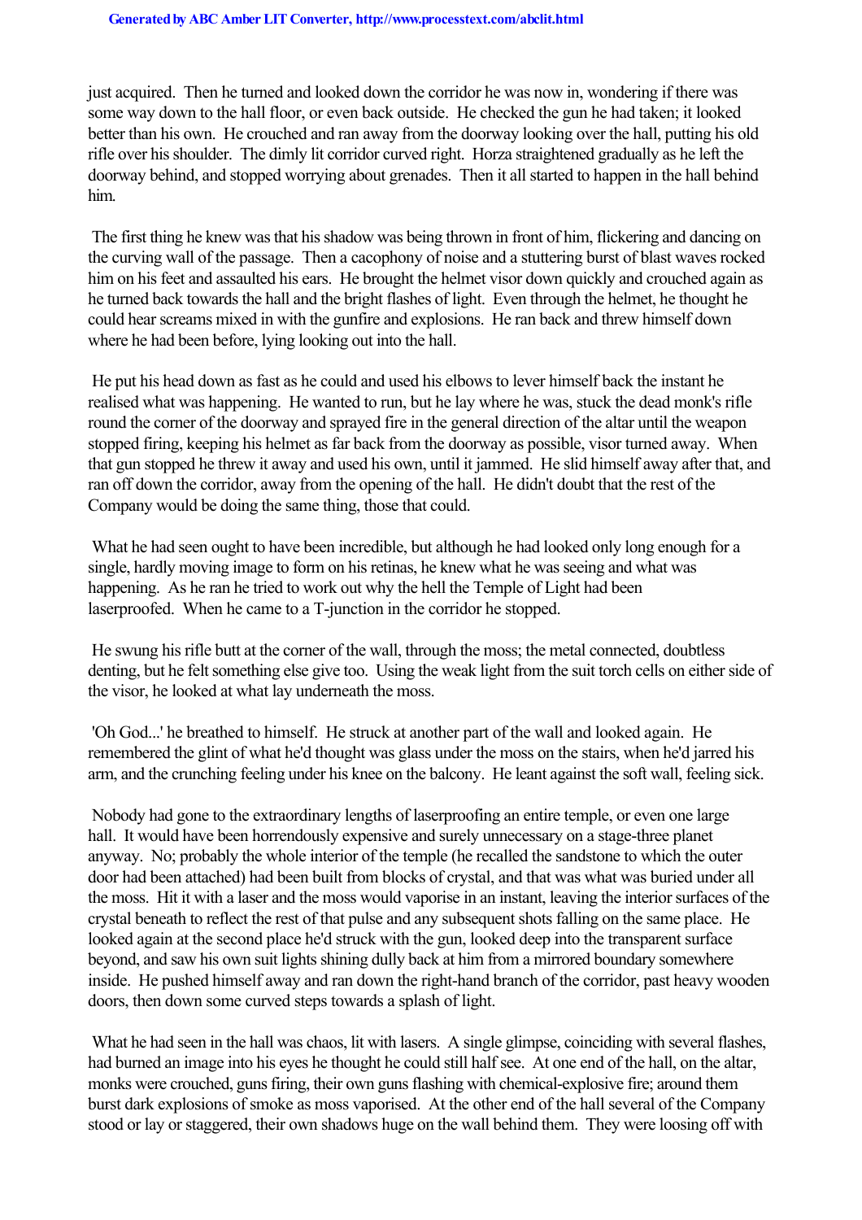just acquired. Then he turned and looked down the corridor he was now in, wondering if there was some way down to the hall floor, or even back outside. He checked the gun he had taken; it looked better than his own. He crouched and ran away from the doorway looking over the hall, putting his old rifle over his shoulder. The dimly lit corridor curved right. Horza straightened gradually as he left the doorway behind, and stopped worrying about grenades. Then it all started to happen in the hall behind him.

The first thing he knew was that his shadow was being thrown in front of him, flickering and dancing on the curving wall of the passage. Then a cacophony of noise and a stuttering burst of blast waves rocked him on his feet and assaulted his ears. He brought the helmet visor down quickly and crouched again as he turned back towards the hall and the bright flashes of light. Even through the helmet, he thought he could hear screams mixed in with the gunfire and explosions. He ran back and threw himself down where he had been before, lying looking out into the hall.

He put his head down as fast as he could and used his elbows to lever himself back the instant he realised what was happening. He wanted to run, but he lay where he was, stuck the dead monk's rifle round the corner of the doorway and sprayed fire in the general direction of the altar until the weapon stopped firing, keeping his helmet as far back from the doorway as possible, visor turned away. When that gun stopped he threw it away and used his own, until it jammed. He slid himself away after that, and ran off down the corridor, away from the opening of the hall. He didn't doubt that the rest of the Company would be doing the same thing, those that could.

What he had seen ought to have been incredible, but although he had looked only long enough for a single, hardly moving image to form on his retinas, he knew what he was seeing and what was happening. As he ran he tried to work out why the hell the Temple of Light had been laserproofed. When he came to a T-junction in the corridor he stopped.

He swung his rifle butt at the corner of the wall, through the moss; the metal connected, doubtless denting, but he felt something else give too. Using the weak light from the suit torch cells on either side of the visor, he looked at what lay underneath the moss.

'Oh God...' he breathed to himself. He struck at another part of the wall and looked again. He remembered the glint of what he'd thought was glass under the moss on the stairs, when he'd jarred his arm, and the crunching feeling under his knee on the balcony. He leant against the soft wall, feeling sick.

Nobody had gone to the extraordinary lengths of laserproofing an entire temple, or even one large hall. It would have been horrendously expensive and surely unnecessary on a stage-three planet anyway. No; probably the whole interior of the temple (he recalled the sandstone to which the outer door had been attached) had been built from blocks of crystal, and that was what was buried under all the moss. Hit it with a laser and the moss would vaporise in an instant, leaving the interior surfaces of the crystal beneath to reflect the rest of that pulse and any subsequent shots falling on the same place. He looked again at the second place he'd struck with the gun, looked deep into the transparent surface beyond, and saw his own suit lights shining dully back at him from a mirrored boundary somewhere inside. He pushed himself away and ran down the right-hand branch of the corridor, past heavy wooden doors, then down some curved steps towards a splash of light.

What he had seen in the hall was chaos, lit with lasers. A single glimpse, coinciding with several flashes, had burned an image into his eyes he thought he could still half see. At one end of the hall, on the altar, monks were crouched, guns firing, their own guns flashing with chemical-explosive fire; around them burst dark explosions of smoke as moss vaporised. At the other end of the hall several of the Company stood or lay or staggered, their own shadows huge on the wall behind them. They were loosing off with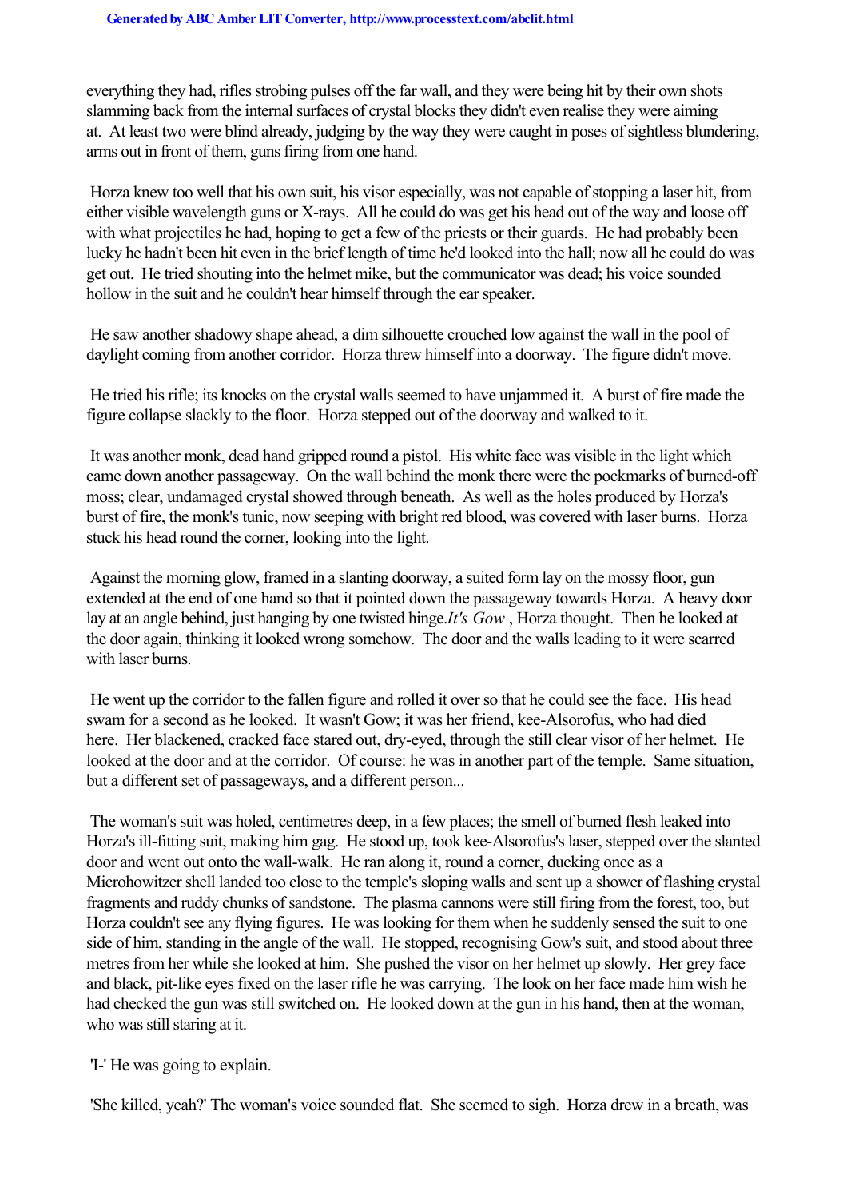everything they had, rifles strobing pulses off the far wall, and they were being hit by their own shots slamming back from the internal surfaces of crystal blocks they didn't even realise they were aiming at. At least two were blind already, judging by the way they were caught in poses of sightless blundering, arms out in front of them, guns firing from one hand.

Horza knew too well that his own suit, his visor especially, was not capable of stopping a laser hit, from either visible wavelength guns or X-rays. All he could do was get his head out of the way and loose off with what projectiles he had, hoping to get a few of the priests or their guards. He had probably been lucky he hadn't been hit even in the brief length of time he'd looked into the hall; now all he could do was get out. He tried shouting into the helmet mike, but the communicator was dead; his voice sounded hollow in the suit and he couldn't hear himself through the ear speaker.

He saw another shadowy shape ahead, a dim silhouette crouched low against the wall in the pool of daylight coming from another corridor. Horza threw himself into a doorway. The figure didn't move.

He tried his rifle; its knocks on the crystal walls seemed to have unjammed it. A burst of fire made the figure collapse slackly to the floor. Horza stepped out of the doorway and walked to it.

It was another monk, dead hand gripped round a pistol. His white face was visible in the light which came down another passageway. On the wall behind the monk there were the pockmarks of burned-off moss; clear, undamaged crystal showed through beneath. As well as the holes produced by Horza's burst of fire, the monk's tunic, now seeping with bright red blood, was covered with laser burns. Horza stuck his head round the corner, looking into the light.

Against the morning glow, framed in a slanting doorway, a suited form lay on the mossy floor, gun extended at the end of one hand so that it pointed down the passageway towards Horza. A heavy door lay at an angle behind, just hanging by one twisted hinge. *It's Gow* , Horza thought. Then he looked at the door again, thinking it looked wrong somehow. The door and the walls leading to it were scarred with laser burns.

He went up the corridor to the fallen figure and rolled it over so that he could see the face. His head swam for a second as he looked. It wasn't Gow; it was her friend, kee-Alsorofus, who had died here. Her blackened, cracked face stared out, dry-eyed, through the still clear visor of her helmet. He looked at the door and at the corridor. Of course: he was in another part of the temple. Same situation, but a different set of passageways, and a different person...

The woman's suit was holed, centimetres deep, in a few places; the smell of burned flesh leaked into Horza's ill-fitting suit, making him gag. He stood up, took kee-Alsorofus's laser, stepped over the slanted door and went out onto the wall-walk. He ran along it, round a corner, ducking once as a Microhowitzer shell landed too close to the temple's sloping walls and sent up a shower of flashing crystal fragments and ruddy chunks of sandstone. The plasma cannons were still firing from the forest, too, but Horza couldn't see any flying figures. He was looking for them when he suddenly sensed the suit to one side of him, standing in the angle of the wall. He stopped, recognising Gow's suit, and stood about three metres from her while she looked at him. She pushed the visor on her helmet up slowly. Her grey face and black, pit-like eyes fixed on the laser rifle he was carrying. The look on her face made him wish he had checked the gun was still switched on. He looked down at the gun in his hand, then at the woman, who was still staring at it.

'I-' He was going to explain.

'She killed, yeah?' The woman's voice sounded flat. She seemed to sigh. Horza drew in a breath, was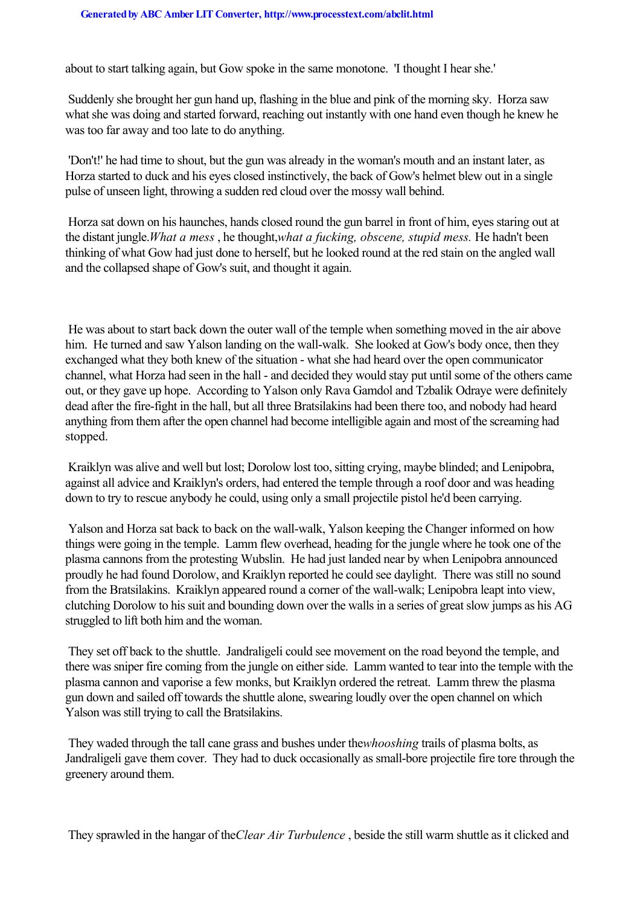about to start talking again, but Gow spoke in the same monotone. 'I thought I hear she.'

Suddenly she brought her gun hand up, flashing in the blue and pink of the morning sky. Horza saw what she was doing and started forward, reaching out instantly with one hand even though he knew he was too far away and too late to do anything.

'Don't!' he had time to shout, but the gun was already in the woman's mouth and an instant later, as Horza started to duck and his eyes closed instinctively, the back of Gow's helmet blew out in a single pulse of unseen light, throwing a sudden red cloud over the mossy wall behind.

Horza sat down on his haunches, hands closed round the gun barrel in front of him, eyes staring out at the distant jungle. *What a mess*, he thought, *what a fucking, obscene, stupid mess.* He hadn't been thinking of what Gow had just done to herself, but he looked round at the red stain on the angled wall and the collapsed shape of Gow's suit, and thought it again.

He was about to start back down the outer wall of the temple when something moved in the air above him. He turned and saw Yalson landing on the wall-walk. She looked at Gow's body once, then they exchanged what they both knew of the situation - what she had heard over the open communicator channel, what Horza had seen in the hall - and decided they would stay put until some of the others came out, or they gave up hope. According to Yalson only Rava Gamdol and Tzbalik Odraye were definitely dead after the fire-fight in the hall, but all three Bratsilakins had been there too, and nobody had heard anything from them after the open channel had become intelligible again and most of the screaming had stopped.

Kraiklyn was alive and well but lost; Dorolow lost too, sitting crying, maybe blinded; and Lenipobra, against all advice and Kraiklyn's orders, had entered the temple through a roof door and was heading down to try to rescue anybody he could, using only a small projectile pistol he'd been carrying.

Yalson and Horza sat back to back on the wall-walk, Yalson keeping the Changer informed on how things were going in the temple. Lamm flew overhead, heading for the jungle where he took one of the plasma cannons from the protesting Wubslin. He had just landed near by when Lenipobra announced proudly he had found Dorolow, and Kraiklyn reported he could see daylight. There was still no sound from the Bratsilakins. Kraiklyn appeared round a corner of the wall-walk; Lenipobra leapt into view, clutching Dorolow to his suit and bounding down over the walls in a series of great slow jumps as his AG struggled to lift both him and the woman.

They set off back to the shuttle. Jandraligeli could see movement on the road beyond the temple, and there was sniper fire coming from the jungle on either side. Lamm wanted to tear into the temple with the plasma cannon and vaporise a few monks, but Kraiklyn ordered the retreat. Lamm threw the plasma gun down and sailed off towards the shuttle alone, swearing loudly over the open channel on which Yalson was still trying to call the Bratsilakins.

They waded through the tall cane grass and bushes under the *whooshing* trails of plasma bolts, as Jandraligeli gave them cover. They had to duck occasionally as small-bore projectile fire tore through the greenery around them.

They sprawled in the hangar of the *Clear Air Turbulence*, beside the still warm shuttle as it clicked and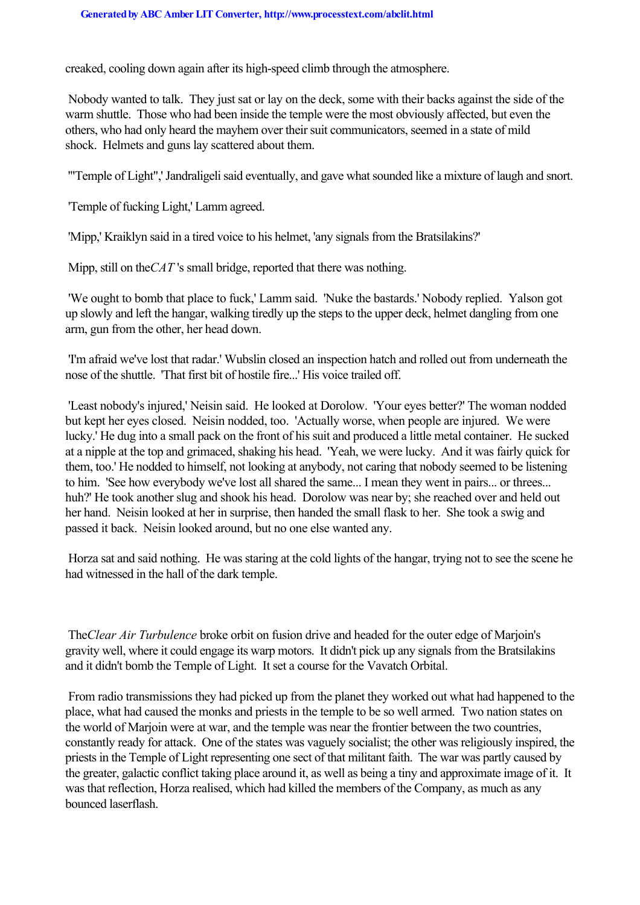creaked, cooling down again after its high-speed climb through the atmosphere.

Nobody wanted to talk. They just sat or lay on the deck, some with their backs against the side of the warm shuttle. Those who had been inside the temple were the most obviously affected, but even the others, who had only heard the mayhem over their suit communicators, seemed in a state of mild shock. Helmets and guns lay scattered about them.

'"Temple of Light",' Jandraligeli said eventually, and gave what sounded like a mixture of laugh and snort.

'Temple of fucking Light,' Lamm agreed.

'Mipp,' Kraiklyn said in a tired voice to his helmet, 'any signals from the Bratsilakins?'

Mipp, still on the *CAT*'s small bridge, reported that there was nothing.

'We ought to bomb that place to fuck,' Lamm said. 'Nuke the bastards.' Nobody replied. Yalson got up slowly and left the hangar, walking tiredly up the steps to the upper deck, helmet dangling from one arm, gun from the other, her head down.

'I'm afraid we've lost that radar.' Wubslin closed an inspection hatch and rolled out from underneath the nose of the shuttle. 'That first bit of hostile fire...' His voice trailed off.

'Least nobody's injured,' Neisin said. He looked at Dorolow. 'Your eyes better?' The woman nodded but kept her eyes closed. Neisin nodded, too. 'Actually worse, when people are injured. We were lucky.' He dug into a small pack on the front of his suit and produced a little metal container. He sucked at a nipple at the top and grimaced, shaking his head. 'Yeah, we were lucky. And it was fairly quick for them, too.' He nodded to himself, not looking at anybody, not caring that nobody seemed to be listening to him. 'See how everybody we've lost all shared the same... I mean they went in pairs... or threes... huh?' He took another slug and shook his head. Dorolow was near by; she reached over and held out her hand. Neisin looked at her in surprise, then handed the small flask to her. She took a swig and passed it back. Neisin looked around, but no one else wanted any.

Horza sat and said nothing. He was staring at the cold lights of the hangar, trying not to see the scene he had witnessed in the hall of the dark temple.

The *Clear Air Turbulence* broke orbit on fusion drive and headed for the outer edge of Marjoin's gravity well, where it could engage its warp motors. It didn't pick up any signals from the Bratsilakins and it didn't bomb the Temple of Light. It set a course for the Vavatch Orbital.

From radio transmissions they had picked up from the planet they worked out what had happened to the place, what had caused the monks and priests in the temple to be so well armed. Two nation states on the world of Marjoin were at war, and the temple was near the frontier between the two countries, constantly ready for attack. One of the states was vaguely socialist; the other was religiously inspired, the priests in the Temple of Light representing one sect of that militant faith. The war was partly caused by the greater, galactic conflict taking place around it, as well as being a tiny and approximate image of it. It was that reflection, Horza realised, which had killed the members of the Company, as much as any bounced laserflash.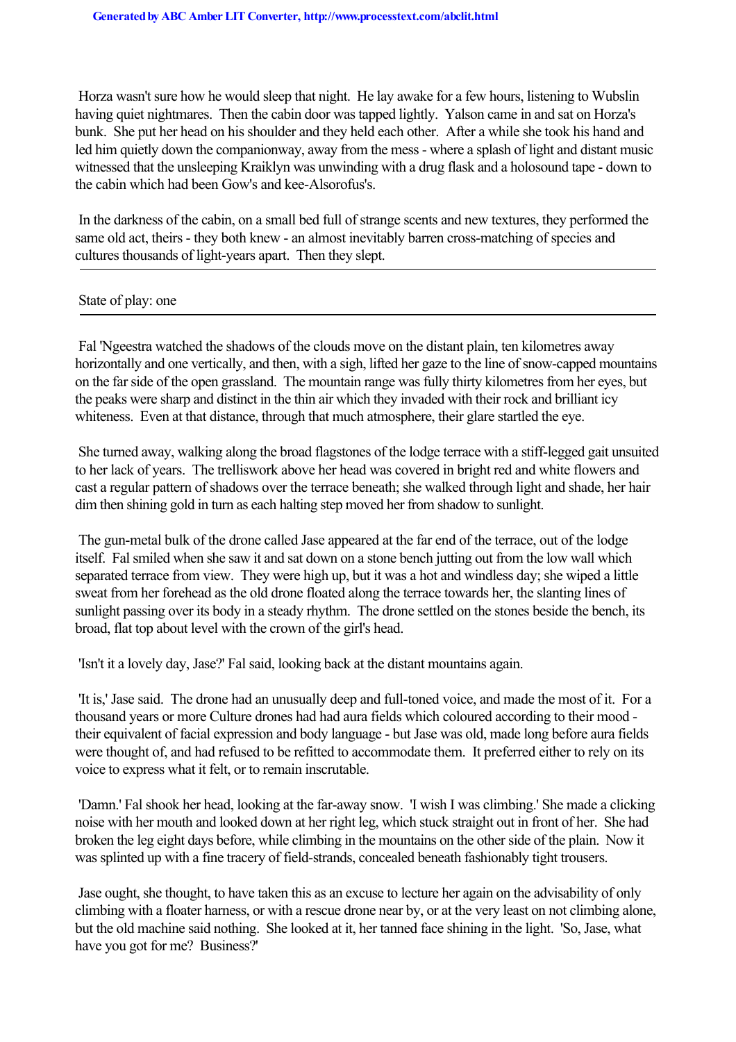Horza wasn't sure how he would sleep that night. He lay awake for a few hours, listening to Wubslin having quiet nightmares. Then the cabin door was tapped lightly. Yalson came in and sat on Horza's bunk. She put her head on his shoulder and they held each other. After a while she took his hand and led him quietly down the companionway, away from the mess - where a splash of light and distant music witnessed that the unsleeping Kraiklyn was unwinding with a drug flask and a holosound tape - down to the cabin which had been Gow's and kee-Alsorofus's.

In the darkness of the cabin, on a small bed full of strange scents and new textures, they performed the same old act, theirs - they both knew - an almost inevitably barren cross-matching of species and cultures thousands of light-years apart. Then they slept.

---

State of play: one

---

Fal 'Ngeestra watched the shadows of the clouds move on the distant plain, ten kilometres away horizontally and one vertically, and then, with a sigh, lifted her gaze to the line of snow-capped mountains on the far side of the open grassland. The mountain range was fully thirty kilometres from her eyes, but the peaks were sharp and distinct in the thin air which they invaded with their rock and brilliant icy whiteness. Even at that distance, through that much atmosphere, their glare startled the eye.

She turned away, walking along the broad flagstones of the lodge terrace with a stiff-legged gait unsuited to her lack of years. The trelliswork above her head was covered in bright red and white flowers and cast a regular pattern of shadows over the terrace beneath; she walked through light and shade, her hair dim then shining gold in turn as each halting step moved her from shadow to sunlight.

The gun-metal bulk of the drone called Jase appeared at the far end of the terrace, out of the lodge itself. Fal smiled when she saw it and sat down on a stone bench jutting out from the low wall which separated terrace from view. They were high up, but it was a hot and windless day; she wiped a little sweat from her forehead as the old drone floated along the terrace towards her, the slanting lines of sunlight passing over its body in a steady rhythm. The drone settled on the stones beside the bench, its broad, flat top about level with the crown of the girl's head.

'Isn't it a lovely day, Jase?' Fal said, looking back at the distant mountains again.

'It is,' Jase said. The drone had an unusually deep and full-toned voice, and made the most of it. For a thousand years or more Culture drones had had aura fields which coloured according to their mood - their equivalent of facial expression and body language - but Jase was old, made long before aura fields were thought of, and had refused to be refitted to accommodate them. It preferred either to rely on its voice to express what it felt, or to remain inscrutable.

'Damn.' Fal shook her head, looking at the far-away snow. 'I wish I was climbing.' She made a clicking noise with her mouth and looked down at her right leg, which stuck straight out in front of her. She had broken the leg eight days before, while climbing in the mountains on the other side of the plain. Now it was splinted up with a fine tracery of field-strands, concealed beneath fashionably tight trousers.

Jase ought, she thought, to have taken this as an excuse to lecture her again on the advisability of only climbing with a floater harness, or with a rescue drone near by, or at the very least on not climbing alone, but the old machine said nothing. She looked at it, her tanned face shining in the light. 'So, Jase, what have you got for me? Business?'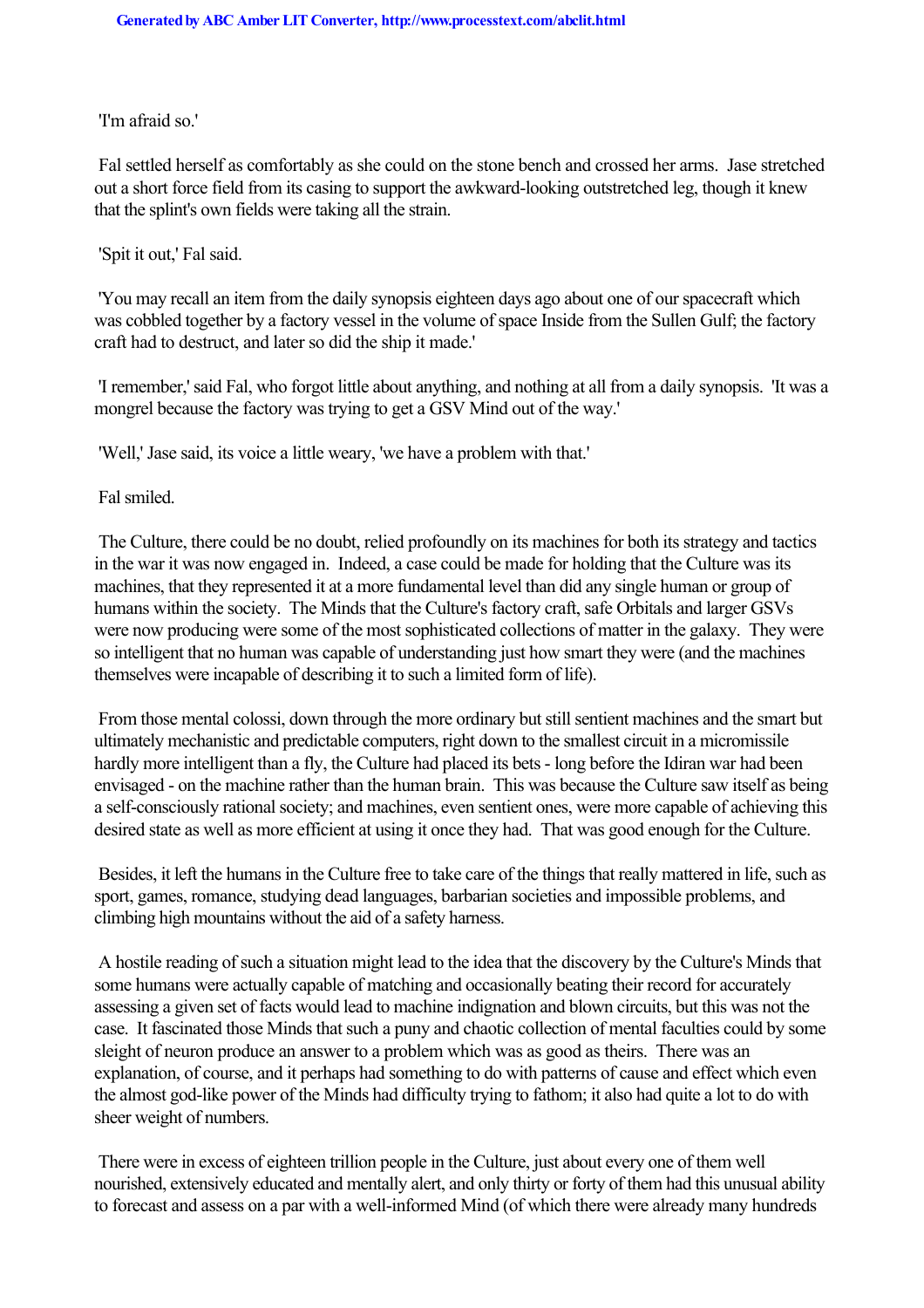'I'm afraid so.'

Fal settled herself as comfortably as she could on the stone bench and crossed her arms. Jase stretched out a short force field from its casing to support the awkward-looking outstretched leg, though it knew that the splint's own fields were taking all the strain.

'Spit it out,' Fal said.

'You may recall an item from the daily synopsis eighteen days ago about one of our spacecraft which was cobbled together by a factory vessel in the volume of space Inside from the Sullen Gulf; the factory craft had to destruct, and later so did the ship it made.'

'I remember,' said Fal, who forgot little about anything, and nothing at all from a daily synopsis. 'It was a mongrel because the factory was trying to get a GSV Mind out of the way.'

'Well,' Jase said, its voice a little weary, 'we have a problem with that.'

Fal smiled.

The Culture, there could be no doubt, relied profoundly on its machines for both its strategy and tactics in the war it was now engaged in. Indeed, a case could be made for holding that the Culture was its machines, that they represented it at a more fundamental level than did any single human or group of humans within the society. The Minds that the Culture's factory craft, safe Orbitals and larger GSVs were now producing were some of the most sophisticated collections of matter in the galaxy. They were so intelligent that no human was capable of understanding just how smart they were (and the machines themselves were incapable of describing it to such a limited form of life).

From those mental colossi, down through the more ordinary but still sentient machines and the smart but ultimately mechanistic and predictable computers, right down to the smallest circuit in a micromissile hardly more intelligent than a fly, the Culture had placed its bets - long before the Idiran war had been envisaged - on the machine rather than the human brain. This was because the Culture saw itself as being a self-consciously rational society; and machines, even sentient ones, were more capable of achieving this desired state as well as more efficient at using it once they had. That was good enough for the Culture.

Besides, it left the humans in the Culture free to take care of the things that really mattered in life, such as sport, games, romance, studying dead languages, barbarian societies and impossible problems, and climbing high mountains without the aid of a safety harness.

A hostile reading of such a situation might lead to the idea that the discovery by the Culture's Minds that some humans were actually capable of matching and occasionally beating their record for accurately assessing a given set of facts would lead to machine indignation and blown circuits, but this was not the case. It fascinated those Minds that such a puny and chaotic collection of mental faculties could by some sleight of neuron produce an answer to a problem which was as good as theirs. There was an explanation, of course, and it perhaps had something to do with patterns of cause and effect which even the almost god-like power of the Minds had difficulty trying to fathom; it also had quite a lot to do with sheer weight of numbers.

There were in excess of eighteen trillion people in the Culture, just about every one of them well nourished, extensively educated and mentally alert, and only thirty or forty of them had this unusual ability to forecast and assess on a par with a well-informed Mind (of which there were already many hundreds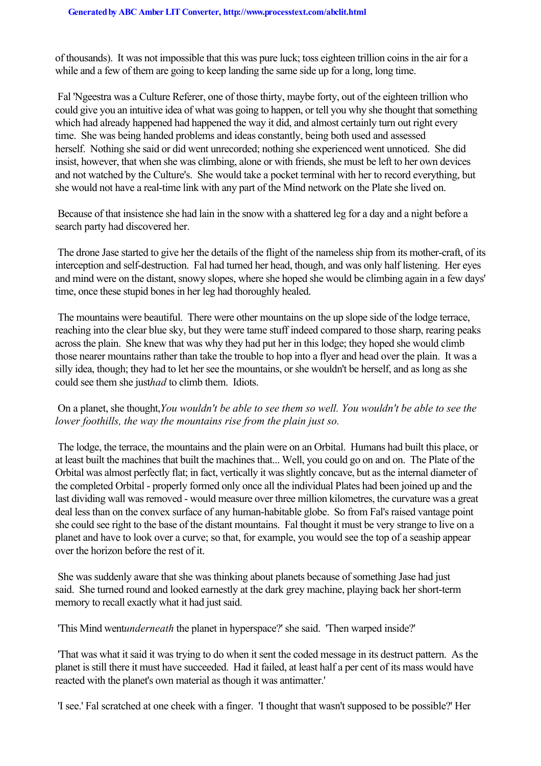of thousands). It was not impossible that this was pure luck; toss eighteen trillion coins in the air for a while and a few of them are going to keep landing the same side up for a long, long time.

Fal 'Ngeestra was a Culture Referer, one of those thirty, maybe forty, out of the eighteen trillion who could give you an intuitive idea of what was going to happen, or tell you why she thought that something which had already happened had happened the way it did, and almost certainly turn out right every time. She was being handed problems and ideas constantly, being both used and assessed herself. Nothing she said or did went unrecorded; nothing she experienced went unnoticed. She did insist, however, that when she was climbing, alone or with friends, she must be left to her own devices and not watched by the Culture's. She would take a pocket terminal with her to record everything, but she would not have a real-time link with any part of the Mind network on the Plate she lived on.

Because of that insistence she had lain in the snow with a shattered leg for a day and a night before a search party had discovered her.

The drone Jase started to give her the details of the flight of the nameless ship from its mother-craft, of its interception and self-destruction. Fal had turned her head, though, and was only half listening. Her eyes and mind were on the distant, snowy slopes, where she hoped she would be climbing again in a few days' time, once these stupid bones in her leg had thoroughly healed.

The mountains were beautiful. There were other mountains on the up slope side of the lodge terrace, reaching into the clear blue sky, but they were tame stuff indeed compared to those sharp, rearing peaks across the plain. She knew that was why they had put her in this lodge; they hoped she would climb those nearer mountains rather than take the trouble to hop into a flyer and head over the plain. It was a silly idea, though; they had to let her see the mountains, or she wouldn't be herself, and as long as she could see them she just *had* to climb them. Idiots.

On a planet, she thought, *You wouldn't be able to see them so well. You wouldn't be able to see the lower foothills, the way the mountains rise from the plain just so.*

The lodge, the terrace, the mountains and the plain were on an Orbital. Humans had built this place, or at least built the machines that built the machines that... Well, you could go on and on. The Plate of the Orbital was almost perfectly flat; in fact, vertically it was slightly concave, but as the internal diameter of the completed Orbital - properly formed only once all the individual Plates had been joined up and the last dividing wall was removed - would measure over three million kilometres, the curvature was a great deal less than on the convex surface of any human-habitable globe. So from Fal's raised vantage point she could see right to the base of the distant mountains. Fal thought it must be very strange to live on a planet and have to look over a curve; so that, for example, you would see the top of a seaship appear over the horizon before the rest of it.

She was suddenly aware that she was thinking about planets because of something Jase had just said. She turned round and looked earnestly at the dark grey machine, playing back her short-term memory to recall exactly what it had just said.

'This Mind went *underneath* the planet in hyperspace?' she said. 'Then warped inside?'

'That was what it said it was trying to do when it sent the coded message in its destruct pattern. As the planet is still there it must have succeeded. Had it failed, at least half a per cent of its mass would have reacted with the planet's own material as though it was antimatter.'

'I see.' Fal scratched at one cheek with a finger. 'I thought that wasn't supposed to be possible?' Her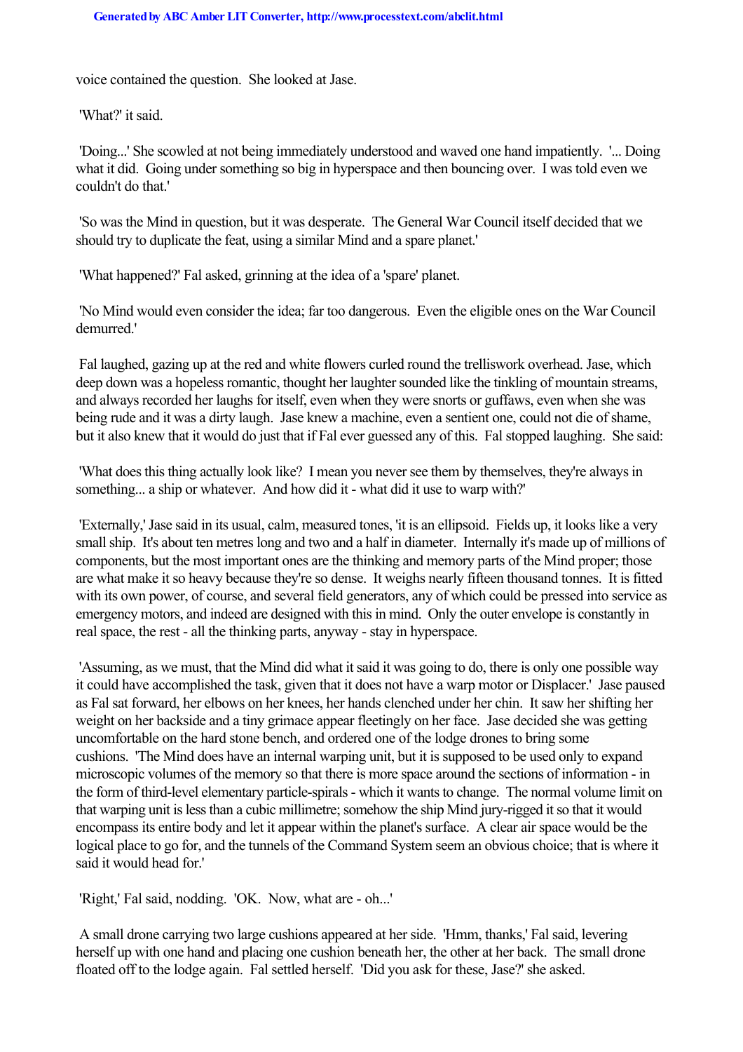voice contained the question. She looked at Jase.

'What?' it said.

'Doing...' She scowled at not being immediately understood and waved one hand impatiently. '... Doing what it did. Going under something so big in hyperspace and then bouncing over. I was told even we couldn't do that.'

'So was the Mind in question, but it was desperate. The General War Council itself decided that we should try to duplicate the feat, using a similar Mind and a spare planet.'

'What happened?' Fal asked, grinning at the idea of a 'spare' planet.

'No Mind would even consider the idea; far too dangerous. Even the eligible ones on the War Council demurred.'

Fal laughed, gazing up at the red and white flowers curled round the trelliswork overhead. Jase, which deep down was a hopeless romantic, thought her laughter sounded like the tinkling of mountain streams, and always recorded her laughs for itself, even when they were snorts or guffaws, even when she was being rude and it was a dirty laugh. Jase knew a machine, even a sentient one, could not die of shame, but it also knew that it would do just that if Fal ever guessed any of this. Fal stopped laughing. She said:

'What does this thing actually look like? I mean you never see them by themselves, they're always in something... a ship or whatever. And how did it - what did it use to warp with?'

'Externally,' Jase said in its usual, calm, measured tones, 'it is an ellipsoid. Fields up, it looks like a very small ship. It's about ten metres long and two and a half in diameter. Internally it's made up of millions of components, but the most important ones are the thinking and memory parts of the Mind proper; those are what make it so heavy because they're so dense. It weighs nearly fifteen thousand tonnes. It is fitted with its own power, of course, and several field generators, any of which could be pressed into service as emergency motors, and indeed are designed with this in mind. Only the outer envelope is constantly in real space, the rest - all the thinking parts, anyway - stay in hyperspace.

'Assuming, as we must, that the Mind did what it said it was going to do, there is only one possible way it could have accomplished the task, given that it does not have a warp motor or Displacer.' Jase paused as Fal sat forward, her elbows on her knees, her hands clenched under her chin. It saw her shifting her weight on her backside and a tiny grimace appear fleetingly on her face. Jase decided she was getting uncomfortable on the hard stone bench, and ordered one of the lodge drones to bring some cushions. 'The Mind does have an internal warping unit, but it is supposed to be used only to expand microscopic volumes of the memory so that there is more space around the sections of information - in the form of third-level elementary particle-spirals - which it wants to change. The normal volume limit on that warping unit is less than a cubic millimetre; somehow the ship Mind jury-rigged it so that it would encompass its entire body and let it appear within the planet's surface. A clear air space would be the logical place to go for, and the tunnels of the Command System seem an obvious choice; that is where it said it would head for.'

'Right,' Fal said, nodding. 'OK. Now, what are - oh...'

A small drone carrying two large cushions appeared at her side. 'Hmm, thanks,' Fal said, levering herself up with one hand and placing one cushion beneath her, the other at her back. The small drone floated off to the lodge again. Fal settled herself. 'Did you ask for these, Jase?' she asked.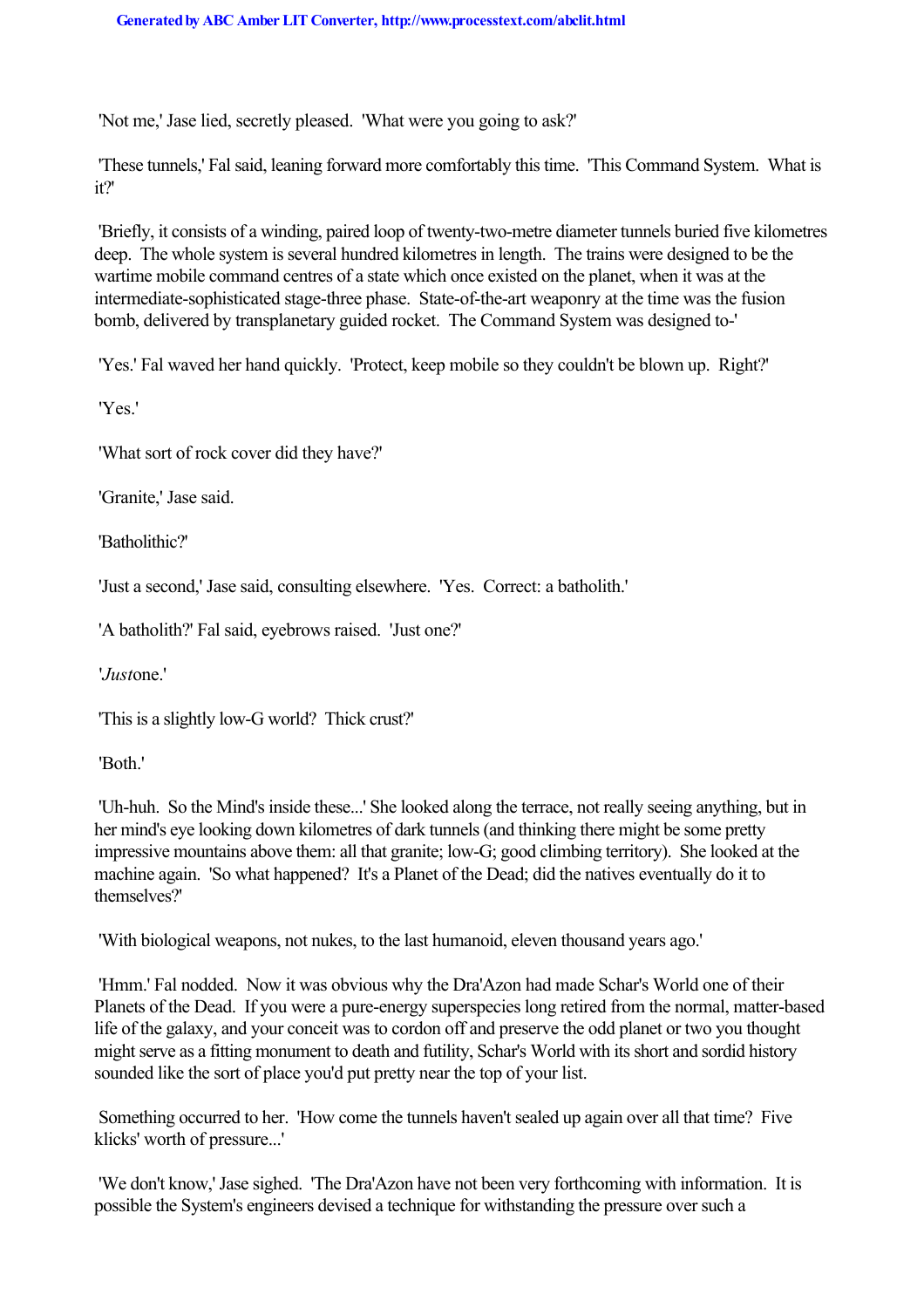'Not me,' Jase lied, secretly pleased. 'What were you going to ask?'

'These tunnels,' Fal said, leaning forward more comfortably this time. 'This Command System. What is it?'

'Briefly, it consists of a winding, paired loop of twenty-two-metre diameter tunnels buried five kilometres deep. The whole system is several hundred kilometres in length. The trains were designed to be the wartime mobile command centres of a state which once existed on the planet, when it was at the intermediate-sophisticated stage-three phase. State-of-the-art weaponry at the time was the fusion bomb, delivered by transplanetary guided rocket. The Command System was designed to-'

'Yes.' Fal waved her hand quickly. 'Protect, keep mobile so they couldn't be blown up. Right?'

'Yes.'

'What sort of rock cover did they have?'

'Granite,' Jase said.

'Batholithic?'

'Just a second,' Jase said, consulting elsewhere. 'Yes. Correct: a batholith.'

'A batholith?' Fal said, eyebrows raised. 'Just one?'

'*Just* one.'

'This is a slightly low-G world? Thick crust?'

'Both.'

'Uh-huh. So the Mind's inside these...' She looked along the terrace, not really seeing anything, but in her mind's eye looking down kilometres of dark tunnels (and thinking there might be some pretty impressive mountains above them: all that granite; low-G; good climbing territory). She looked at the machine again. 'So what happened? It's a Planet of the Dead; did the natives eventually do it to themselves?'

'With biological weapons, not nukes, to the last humanoid, eleven thousand years ago.'

'Hmm.' Fal nodded. Now it was obvious why the Dra'Azon had made Schar's World one of their Planets of the Dead. If you were a pure-energy superspecies long retired from the normal, matter-based life of the galaxy, and your conceit was to cordon off and preserve the odd planet or two you thought might serve as a fitting monument to death and futility, Schar's World with its short and sordid history sounded like the sort of place you'd put pretty near the top of your list.

Something occurred to her. 'How come the tunnels haven't sealed up again over all that time? Five klicks' worth of pressure...'

'We don't know,' Jase sighed. 'The Dra'Azon have not been very forthcoming with information. It is possible the System's engineers devised a technique for withstanding the pressure over such a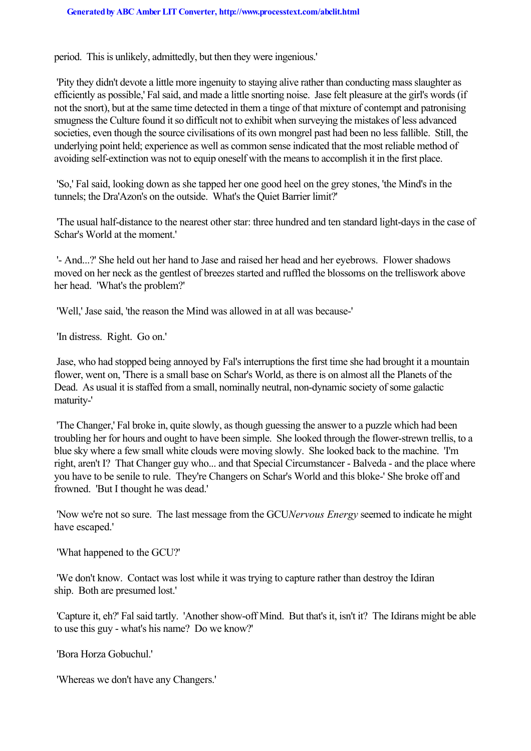period. This is unlikely, admittedly, but then they were ingenious.'

'Pity they didn't devote a little more ingenuity to staying alive rather than conducting mass slaughter as efficiently as possible,' Fal said, and made a little snorting noise. Jase felt pleasure at the girl's words (if not the snort), but at the same time detected in them a tinge of that mixture of contempt and patronising smugness the Culture found it so difficult not to exhibit when surveying the mistakes of less advanced societies, even though the source civilisations of its own mongrel past had been no less fallible. Still, the underlying point held; experience as well as common sense indicated that the most reliable method of avoiding self-extinction was not to equip oneself with the means to accomplish it in the first place.

'So,' Fal said, looking down as she tapped her one good heel on the grey stones, 'the Mind's in the tunnels; the Dra'Azon's on the outside. What's the Quiet Barrier limit?'

'The usual half-distance to the nearest other star: three hundred and ten standard light-days in the case of Schar's World at the moment.'

'- And...?' She held out her hand to Jase and raised her head and her eyebrows. Flower shadows moved on her neck as the gentlest of breezes started and ruffled the blossoms on the trelliswork above her head. 'What's the problem?'

'Well,' Jase said, 'the reason the Mind was allowed in at all was because-'

'In distress. Right. Go on.'

Jase, who had stopped being annoyed by Fal's interruptions the first time she had brought it a mountain flower, went on, 'There is a small base on Schar's World, as there is on almost all the Planets of the Dead. As usual it is staffed from a small, nominally neutral, non-dynamic society of some galactic maturity-'

'The Changer,' Fal broke in, quite slowly, as though guessing the answer to a puzzle which had been troubling her for hours and ought to have been simple. She looked through the flower-strewn trellis, to a blue sky where a few small white clouds were moving slowly. She looked back to the machine. 'I'm right, aren't I? That Changer guy who... and that Special Circumstancer - Balveda - and the place where you have to be senile to rule. They're Changers on Schar's World and this bloke-' She broke off and frowned. 'But I thought he was dead.'

'Now we're not so sure. The last message from the GCU *Nervous Energy* seemed to indicate he might have escaped.'

'What happened to the GCU?'

'We don't know. Contact was lost while it was trying to capture rather than destroy the Idiran ship. Both are presumed lost.'

'Capture it, eh?' Fal said tartly. 'Another show-off Mind. But that's it, isn't it? The Idirans might be able to use this guy - what's his name? Do we know?'

'Bora Horza Gobuchul.'

'Whereas we don't have any Changers.'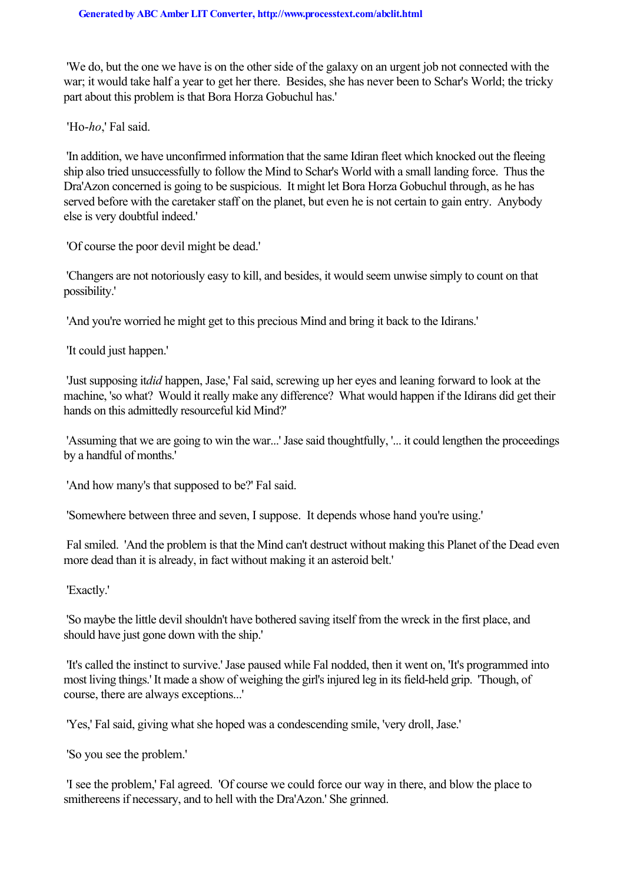'We do, but the one we have is on the other side of the galaxy on an urgent job not connected with the war; it would take half a year to get her there. Besides, she has never been to Schar's World; the tricky part about this problem is that Bora Horza Gobuchul has.'

'Ho-*ho*,' Fal said.

'In addition, we have unconfirmed information that the same Idiran fleet which knocked out the fleeing ship also tried unsuccessfully to follow the Mind to Schar's World with a small landing force. Thus the Dra'Azon concerned is going to be suspicious. It might let Bora Horza Gobuchul through, as he has served before with the caretaker staff on the planet, but even he is not certain to gain entry. Anybody else is very doubtful indeed.'

'Of course the poor devil might be dead.'

'Changers are not notoriously easy to kill, and besides, it would seem unwise simply to count on that possibility.'

'And you're worried he might get to this precious Mind and bring it back to the Idirans.'

'It could just happen.'

'Just supposing it *did* happen, Jase,' Fal said, screwing up her eyes and leaning forward to look at the machine, 'so what? Would it really make any difference? What would happen if the Idirans did get their hands on this admittedly resourceful kid Mind?'

'Assuming that we are going to win the war...' Jase said thoughtfully, '... it could lengthen the proceedings by a handful of months.'

'And how many's that supposed to be?' Fal said.

'Somewhere between three and seven, I suppose. It depends whose hand you're using.'

Fal smiled. 'And the problem is that the Mind can't destruct without making this Planet of the Dead even more dead than it is already, in fact without making it an asteroid belt.'

'Exactly.'

'So maybe the little devil shouldn't have bothered saving itself from the wreck in the first place, and should have just gone down with the ship.'

'It's called the instinct to survive.' Jase paused while Fal nodded, then it went on, 'It's programmed into most living things.' It made a show of weighing the girl's injured leg in its field-held grip. 'Though, of course, there are always exceptions...'

'Yes,' Fal said, giving what she hoped was a condescending smile, 'very droll, Jase.'

'So you see the problem.'

'I see the problem,' Fal agreed. 'Of course we could force our way in there, and blow the place to smithereens if necessary, and to hell with the Dra'Azon.' She grinned.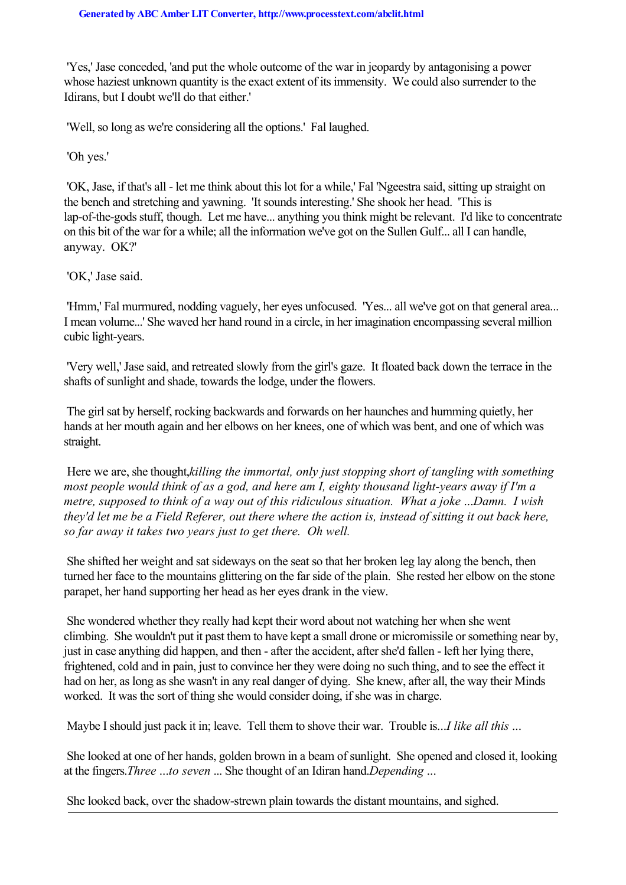'Yes,' Jase conceded, 'and put the whole outcome of the war in jeopardy by antagonising a power whose haziest unknown quantity is the exact extent of its immensity. We could also surrender to the Idirans, but I doubt we'll do that either.'

'Well, so long as we're considering all the options.' Fal laughed.

'Oh yes.'

'OK, Jase, if that's all - let me think about this lot for a while,' Fal 'Ngeestra said, sitting up straight on the bench and stretching and yawning. 'It sounds interesting.' She shook her head. 'This is lap-of-the-gods stuff, though. Let me have... anything you think might be relevant. I'd like to concentrate on this bit of the war for a while; all the information we've got on the Sullen Gulf... all I can handle, anyway. OK?'

'OK,' Jase said.

'Hmm,' Fal murmured, nodding vaguely, her eyes unfocused. 'Yes... all we've got on that general area... I mean volume...' She waved her hand round in a circle, in her imagination encompassing several million cubic light-years.

'Very well,' Jase said, and retreated slowly from the girl's gaze. It floated back down the terrace in the shafts of sunlight and shade, towards the lodge, under the flowers.

The girl sat by herself, rocking backwards and forwards on her haunches and humming quietly, her hands at her mouth again and her elbows on her knees, one of which was bent, and one of which was straight.

Here we are, she thought, *killing the immortal, only just stopping short of tangling with something most people would think of as a god, and here am I, eighty thousand light-years away if I'm a metre, supposed to think of a way out of this ridiculous situation. What a joke ...Damn. I wish they'd let me be a Field Referer, out there where the action is, instead of sitting it out back here, so far away it takes two years just to get there. Oh well.*

She shifted her weight and sat sideways on the seat so that her broken leg lay along the bench, then turned her face to the mountains glittering on the far side of the plain. She rested her elbow on the stone parapet, her hand supporting her head as her eyes drank in the view.

She wondered whether they really had kept their word about not watching her when she went climbing. She wouldn't put it past them to have kept a small drone or micromissile or something near by, just in case anything did happen, and then - after the accident, after she'd fallen - left her lying there, frightened, cold and in pain, just to convince her they were doing no such thing, and to see the effect it had on her, as long as she wasn't in any real danger of dying. She knew, after all, the way their Minds worked. It was the sort of thing she would consider doing, if she was in charge.

Maybe I should just pack it in; leave. Tell them to shove their war. Trouble is...*I like all this ...*

She looked at one of her hands, golden brown in a beam of sunlight. She opened and closed it, looking at the fingers.*Three ...to seven ...* She thought of an Idiran hand.*Depending ...*

She looked back, over the shadow-strewn plain towards the distant mountains, and sighed.

---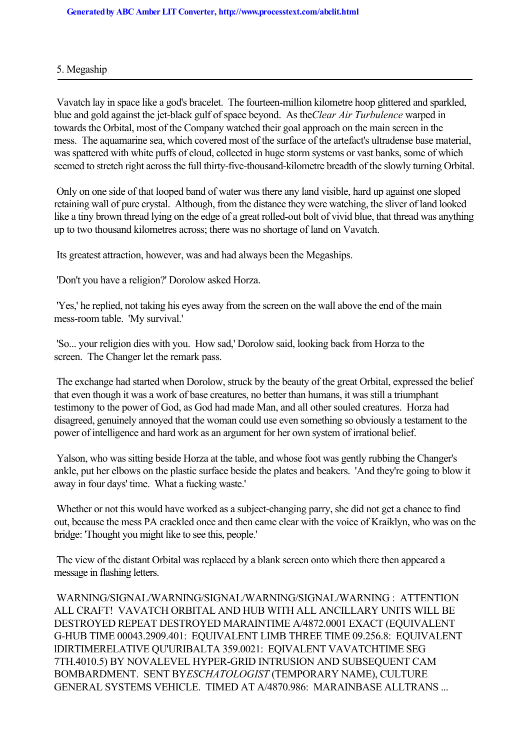## 5. Megaship

Vavatch lay in space like a god's bracelet. The fourteen-million kilometre hoop glittered and sparkled, blue and gold against the jet-black gulf of space beyond. As the *Clear Air Turbulence* warped in towards the Orbital, most of the Company watched their goal approach on the main screen in the mess. The aquamarine sea, which covered most of the surface of the artefact's ultradense base material, was spattered with white puffs of cloud, collected in huge storm systems or vast banks, some of which seemed to stretch right across the full thirty-five-thousand-kilometre breadth of the slowly turning Orbital.

Only on one side of that looped band of water was there any land visible, hard up against one sloped retaining wall of pure crystal. Although, from the distance they were watching, the sliver of land looked like a tiny brown thread lying on the edge of a great rolled-out bolt of vivid blue, that thread was anything up to two thousand kilometres across; there was no shortage of land on Vavatch.

Its greatest attraction, however, was and had always been the Megaships.

'Don't you have a religion?' Dorolow asked Horza.

'Yes,' he replied, not taking his eyes away from the screen on the wall above the end of the main mess-room table. 'My survival.'

'So... your religion dies with you. How sad,' Dorolow said, looking back from Horza to the screen. The Changer let the remark pass.

The exchange had started when Dorolow, struck by the beauty of the great Orbital, expressed the belief that even though it was a work of base creatures, no better than humans, it was still a triumphant testimony to the power of God, as God had made Man, and all other souled creatures. Horza had disagreed, genuinely annoyed that the woman could use even something so obviously a testament to the power of intelligence and hard work as an argument for her own system of irrational belief.

Yalson, who was sitting beside Horza at the table, and whose foot was gently rubbing the Changer's ankle, put her elbows on the plastic surface beside the plates and beakers. 'And they're going to blow it away in four days' time. What a fucking waste.'

Whether or not this would have worked as a subject-changing parry, she did not get a chance to find out, because the mess PA crackled once and then came clear with the voice of Kraiklyn, who was on the bridge: 'Thought you might like to see this, people.'

The view of the distant Orbital was replaced by a blank screen onto which there then appeared a message in flashing letters.

WARNING/SIGNAL/WARNING/SIGNAL/WARNING/SIGNAL/WARNING : ATTENTION ALL CRAFT! VAVATCH ORBITAL AND HUB WITH ALL ANCILLARY UNITS WILL BE DESTROYED REPEAT DESTROYED MARAINTIME A/4872.0001 EXACT (EQUIVALENT G-HUB TIME 00043.2909.401: EQUIVALENT LIMB THREE TIME 09.256.8: EQUIVALENT lDIRTIMERELATIVE QU'URIBALTA 359.0021: EQIVALENT VAVATCHTIME SEG 7TH.4010.5) BY NOVALEVEL HYPER-GRID INTRUSION AND SUBSEQUENT CAM BOMBARDMENT. SENT BY *ESCHATOLOGIST* (TEMPORARY NAME), CULTURE GENERAL SYSTEMS VEHICLE. TIMED AT A/4870.986: MARAINBASE ALLTRANS ...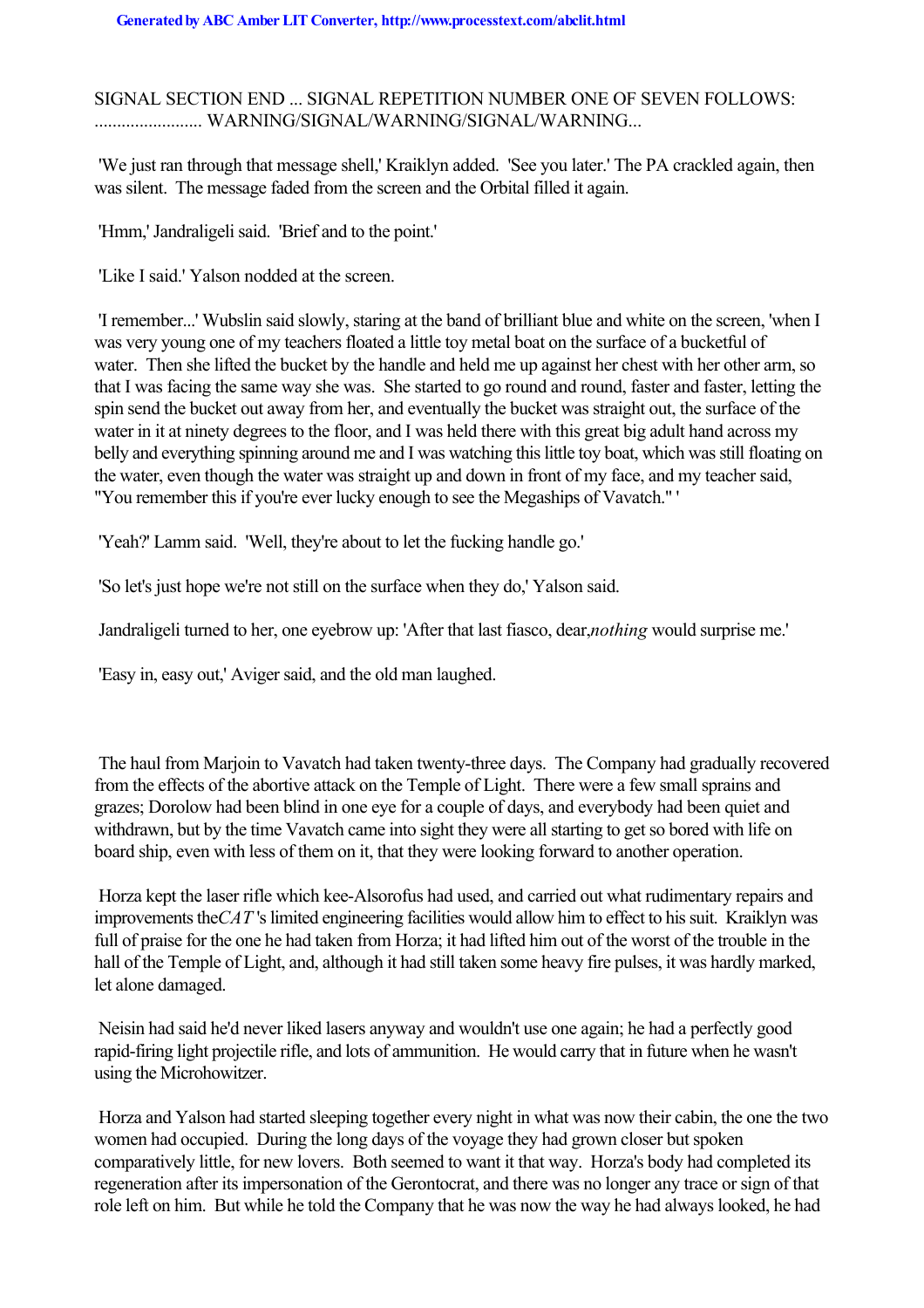SIGNAL SECTION END ... SIGNAL REPETITION NUMBER ONE OF SEVEN FOLLOWS: ........................ WARNING/SIGNAL/WARNING/SIGNAL/WARNING...

'We just ran through that message shell,' Kraiklyn added. 'See you later.' The PA crackled again, then was silent. The message faded from the screen and the Orbital filled it again.

'Hmm,' Jandraligeli said. 'Brief and to the point.'

'Like I said.' Yalson nodded at the screen.

'I remember...' Wubslin said slowly, staring at the band of brilliant blue and white on the screen, 'when I was very young one of my teachers floated a little toy metal boat on the surface of a bucketful of water. Then she lifted the bucket by the handle and held me up against her chest with her other arm, so that I was facing the same way she was. She started to go round and round, faster and faster, letting the spin send the bucket out away from her, and eventually the bucket was straight out, the surface of the water in it at ninety degrees to the floor, and I was held there with this great big adult hand across my belly and everything spinning around me and I was watching this little toy boat, which was still floating on the water, even though the water was straight up and down in front of my face, and my teacher said, "You remember this if you're ever lucky enough to see the Megaships of Vavatch." '

'Yeah?' Lamm said. 'Well, they're about to let the fucking handle go.'

'So let's just hope we're not still on the surface when they do,' Yalson said.

Jandraligeli turned to her, one eyebrow up: 'After that last fiasco, dear, *nothing* would surprise me.'

'Easy in, easy out,' Aviger said, and the old man laughed.

The haul from Marjoin to Vavatch had taken twenty-three days. The Company had gradually recovered from the effects of the abortive attack on the Temple of Light. There were a few small sprains and grazes; Dorolow had been blind in one eye for a couple of days, and everybody had been quiet and withdrawn, but by the time Vavatch came into sight they were all starting to get so bored with life on board ship, even with less of them on it, that they were looking forward to another operation.

Horza kept the laser rifle which kee-Alsorofus had used, and carried out what rudimentary repairs and improvements the *CAT*'s limited engineering facilities would allow him to effect to his suit. Kraiklyn was full of praise for the one he had taken from Horza; it had lifted him out of the worst of the trouble in the hall of the Temple of Light, and, although it had still taken some heavy fire pulses, it was hardly marked, let alone damaged.

Neisin had said he'd never liked lasers anyway and wouldn't use one again; he had a perfectly good rapid-firing light projectile rifle, and lots of ammunition. He would carry that in future when he wasn't using the Microhowitzer.

Horza and Yalson had started sleeping together every night in what was now their cabin, the one the two women had occupied. During the long days of the voyage they had grown closer but spoken comparatively little, for new lovers. Both seemed to want it that way. Horza's body had completed its regeneration after its impersonation of the Gerontocrat, and there was no longer any trace or sign of that role left on him. But while he told the Company that he was now the way he had always looked, he had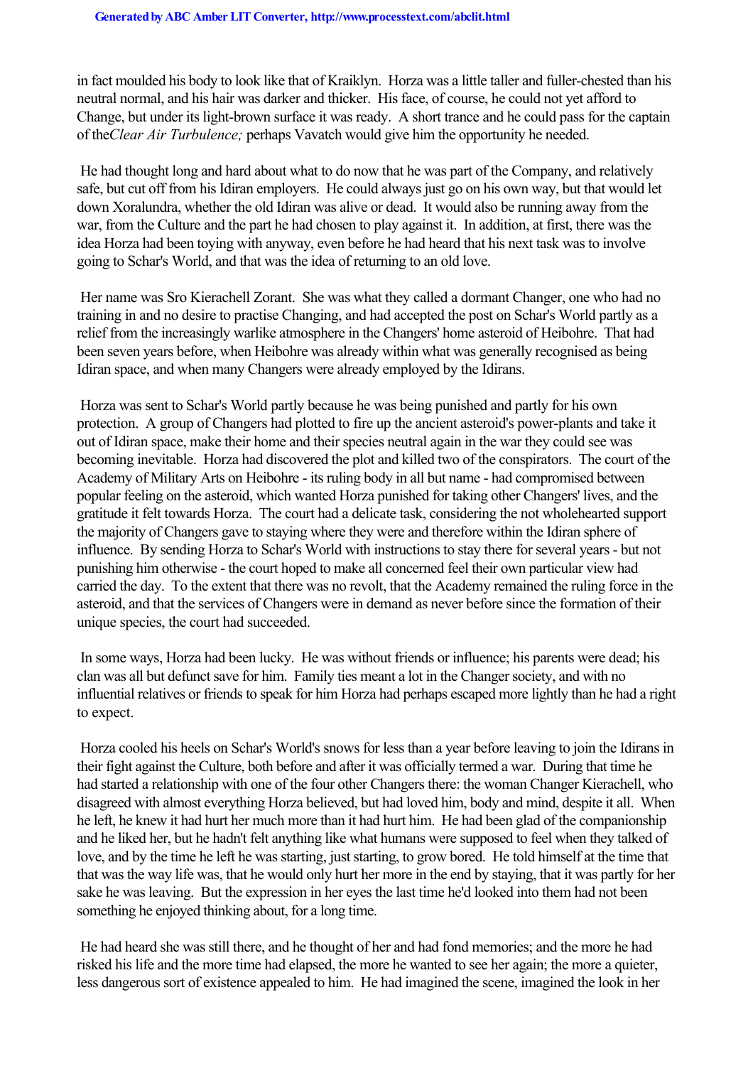in fact moulded his body to look like that of Kraiklyn. Horza was a little taller and fuller-chested than his neutral normal, and his hair was darker and thicker. His face, of course, he could not yet afford to Change, but under its light-brown surface it was ready. A short trance and he could pass for the captain of the *Clear Air Turbulence;* perhaps Vavatch would give him the opportunity he needed.

He had thought long and hard about what to do now that he was part of the Company, and relatively safe, but cut off from his Idiran employers. He could always just go on his own way, but that would let down Xoralundra, whether the old Idiran was alive or dead. It would also be running away from the war, from the Culture and the part he had chosen to play against it. In addition, at first, there was the idea Horza had been toying with anyway, even before he had heard that his next task was to involve going to Schar's World, and that was the idea of returning to an old love.

Her name was Sro Kierachell Zorant. She was what they called a dormant Changer, one who had no training in and no desire to practise Changing, and had accepted the post on Schar's World partly as a relief from the increasingly warlike atmosphere in the Changers' home asteroid of Heibohre. That had been seven years before, when Heibohre was already within what was generally recognised as being Idiran space, and when many Changers were already employed by the Idirans.

Horza was sent to Schar's World partly because he was being punished and partly for his own protection. A group of Changers had plotted to fire up the ancient asteroid's power-plants and take it out of Idiran space, make their home and their species neutral again in the war they could see was becoming inevitable. Horza had discovered the plot and killed two of the conspirators. The court of the Academy of Military Arts on Heibohre - its ruling body in all but name - had compromised between popular feeling on the asteroid, which wanted Horza punished for taking other Changers' lives, and the gratitude it felt towards Horza. The court had a delicate task, considering the not wholehearted support the majority of Changers gave to staying where they were and therefore within the Idiran sphere of influence. By sending Horza to Schar's World with instructions to stay there for several years - but not punishing him otherwise - the court hoped to make all concerned feel their own particular view had carried the day. To the extent that there was no revolt, that the Academy remained the ruling force in the asteroid, and that the services of Changers were in demand as never before since the formation of their unique species, the court had succeeded.

In some ways, Horza had been lucky. He was without friends or influence; his parents were dead; his clan was all but defunct save for him. Family ties meant a lot in the Changer society, and with no influential relatives or friends to speak for him Horza had perhaps escaped more lightly than he had a right to expect.

Horza cooled his heels on Schar's World's snows for less than a year before leaving to join the Idirans in their fight against the Culture, both before and after it was officially termed a war. During that time he had started a relationship with one of the four other Changers there: the woman Changer Kierachell, who disagreed with almost everything Horza believed, but had loved him, body and mind, despite it all. When he left, he knew it had hurt her much more than it had hurt him. He had been glad of the companionship and he liked her, but he hadn't felt anything like what humans were supposed to feel when they talked of love, and by the time he left he was starting, just starting, to grow bored. He told himself at the time that that was the way life was, that he would only hurt her more in the end by staying, that it was partly for her sake he was leaving. But the expression in her eyes the last time he'd looked into them had not been something he enjoyed thinking about, for a long time.

He had heard she was still there, and he thought of her and had fond memories; and the more he had risked his life and the more time had elapsed, the more he wanted to see her again; the more a quieter, less dangerous sort of existence appealed to him. He had imagined the scene, imagined the look in her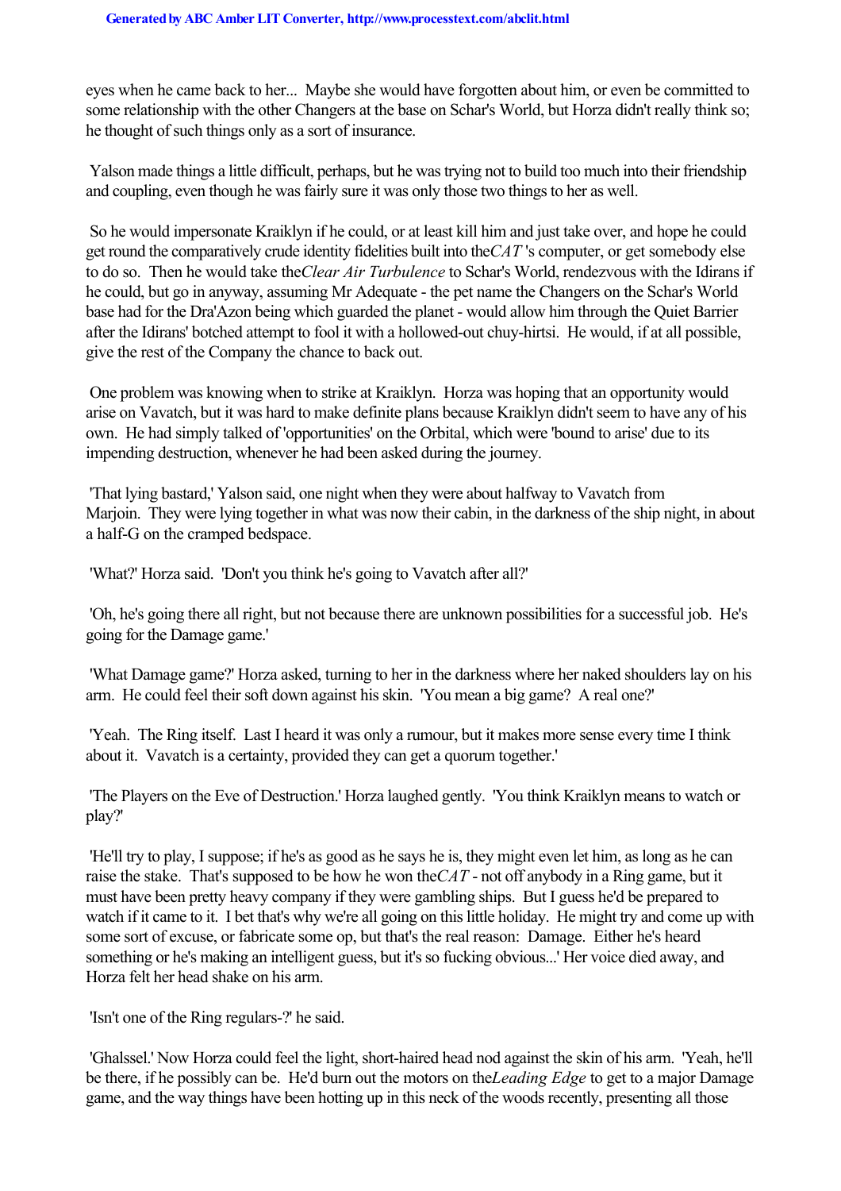eyes when he came back to her... Maybe she would have forgotten about him, or even be committed to some relationship with the other Changers at the base on Schar's World, but Horza didn't really think so; he thought of such things only as a sort of insurance.

Yalson made things a little difficult, perhaps, but he was trying not to build too much into their friendship and coupling, even though he was fairly sure it was only those two things to her as well.

So he would impersonate Kraiklyn if he could, or at least kill him and just take over, and hope he could get round the comparatively crude identity fidelities built into the *CAT*'s computer, or get somebody else to do so. Then he would take the *Clear Air Turbulence* to Schar's World, rendezvous with the Idirans if he could, but go in anyway, assuming Mr Adequate - the pet name the Changers on the Schar's World base had for the Dra'Azon being which guarded the planet - would allow him through the Quiet Barrier after the Idirans' botched attempt to fool it with a hollowed-out chuy-hirtsi. He would, if at all possible, give the rest of the Company the chance to back out.

One problem was knowing when to strike at Kraiklyn. Horza was hoping that an opportunity would arise on Vavatch, but it was hard to make definite plans because Kraiklyn didn't seem to have any of his own. He had simply talked of 'opportunities' on the Orbital, which were 'bound to arise' due to its impending destruction, whenever he had been asked during the journey.

'That lying bastard,' Yalson said, one night when they were about halfway to Vavatch from Marjoin. They were lying together in what was now their cabin, in the darkness of the ship night, in about a half-G on the cramped bedspace.

'What?' Horza said. 'Don't you think he's going to Vavatch after all?'

'Oh, he's going there all right, but not because there are unknown possibilities for a successful job. He's going for the Damage game.'

'What Damage game?' Horza asked, turning to her in the darkness where her naked shoulders lay on his arm. He could feel their soft down against his skin. 'You mean a big game? A real one?'

'Yeah. The Ring itself. Last I heard it was only a rumour, but it makes more sense every time I think about it. Vavatch is a certainty, provided they can get a quorum together.'

'The Players on the Eve of Destruction.' Horza laughed gently. 'You think Kraiklyn means to watch or play?'

'He'll try to play, I suppose; if he's as good as he says he is, they might even let him, as long as he can raise the stake. That's supposed to be how he won the *CAT* - not off anybody in a Ring game, but it must have been pretty heavy company if they were gambling ships. But I guess he'd be prepared to watch if it came to it. I bet that's why we're all going on this little holiday. He might try and come up with some sort of excuse, or fabricate some op, but that's the real reason: Damage. Either he's heard something or he's making an intelligent guess, but it's so fucking obvious...' Her voice died away, and Horza felt her head shake on his arm.

'Isn't one of the Ring regulars-?' he said.

'Ghalssel.' Now Horza could feel the light, short-haired head nod against the skin of his arm. 'Yeah, he'll be there, if he possibly can be. He'd burn out the motors on the *Leading Edge* to get to a major Damage game, and the way things have been hotting up in this neck of the woods recently, presenting all those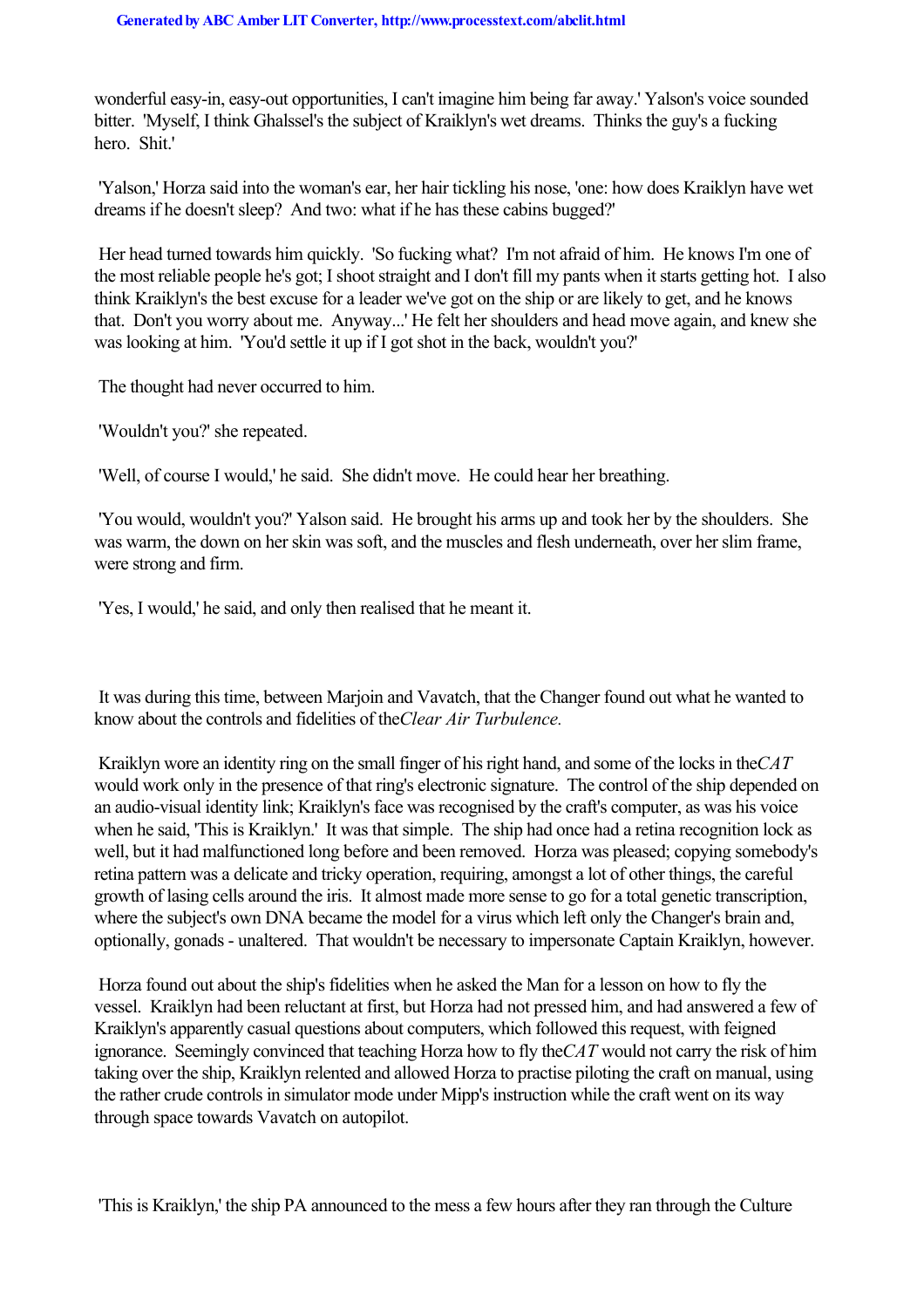wonderful easy-in, easy-out opportunities, I can't imagine him being far away.' Yalson's voice sounded bitter. 'Myself, I think Ghalssel's the subject of Kraiklyn's wet dreams. Thinks the guy's a fucking hero. Shit.'

'Yalson,' Horza said into the woman's ear, her hair tickling his nose, 'one: how does Kraiklyn have wet dreams if he doesn't sleep? And two: what if he has these cabins bugged?'

Her head turned towards him quickly. 'So fucking what? I'm not afraid of him. He knows I'm one of the most reliable people he's got; I shoot straight and I don't fill my pants when it starts getting hot. I also think Kraiklyn's the best excuse for a leader we've got on the ship or are likely to get, and he knows that. Don't you worry about me. Anyway...' He felt her shoulders and head move again, and knew she was looking at him. 'You'd settle it up if I got shot in the back, wouldn't you?'

The thought had never occurred to him.

'Wouldn't you?' she repeated.

'Well, of course I would,' he said. She didn't move. He could hear her breathing.

'You would, wouldn't you?' Yalson said. He brought his arms up and took her by the shoulders. She was warm, the down on her skin was soft, and the muscles and flesh underneath, over her slim frame, were strong and firm.

'Yes, I would,' he said, and only then realised that he meant it.

It was during this time, between Marjoin and Vavatch, that the Changer found out what he wanted to know about the controls and fidelities of the *Clear Air Turbulence.*

Kraiklyn wore an identity ring on the small finger of his right hand, and some of the locks in the *CAT* would work only in the presence of that ring's electronic signature. The control of the ship depended on an audio-visual identity link; Kraiklyn's face was recognised by the craft's computer, as was his voice when he said, 'This is Kraiklyn.' It was that simple. The ship had once had a retina recognition lock as well, but it had malfunctioned long before and been removed. Horza was pleased; copying somebody's retina pattern was a delicate and tricky operation, requiring, amongst a lot of other things, the careful growth of lasing cells around the iris. It almost made more sense to go for a total genetic transcription, where the subject's own DNA became the model for a virus which left only the Changer's brain and, optionally, gonads - unaltered. That wouldn't be necessary to impersonate Captain Kraiklyn, however.

Horza found out about the ship's fidelities when he asked the Man for a lesson on how to fly the vessel. Kraiklyn had been reluctant at first, but Horza had not pressed him, and had answered a few of Kraiklyn's apparently casual questions about computers, which followed this request, with feigned ignorance. Seemingly convinced that teaching Horza how to fly the *CAT* would not carry the risk of him taking over the ship, Kraiklyn relented and allowed Horza to practise piloting the craft on manual, using the rather crude controls in simulator mode under Mipp's instruction while the craft went on its way through space towards Vavatch on autopilot.

'This is Kraiklyn,' the ship PA announced to the mess a few hours after they ran through the Culture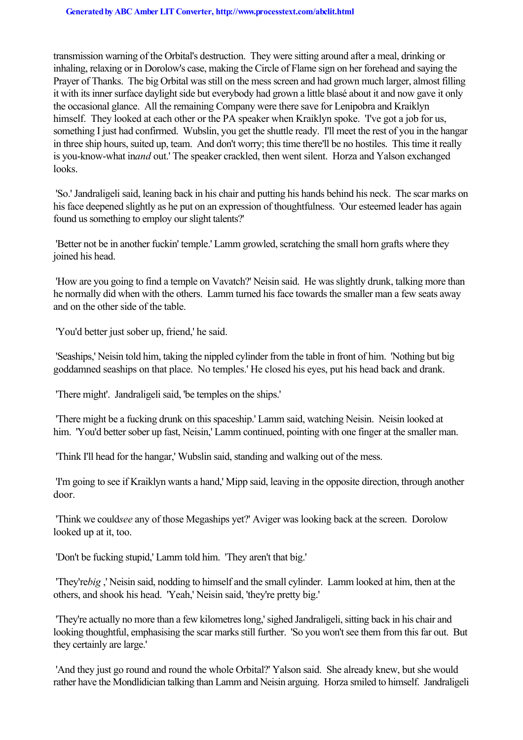transmission warning of the Orbital's destruction. They were sitting around after a meal, drinking or inhaling, relaxing or in Dorolow's case, making the Circle of Flame sign on her forehead and saying the Prayer of Thanks. The big Orbital was still on the mess screen and had grown much larger, almost filling it with its inner surface daylight side but everybody had grown a little blasé about it and now gave it only the occasional glance. All the remaining Company were there save for Lenipobra and Kraiklyn himself. They looked at each other or the PA speaker when Kraiklyn spoke. 'I've got a job for us, something I just had confirmed. Wubslin, you get the shuttle ready. I'll meet the rest of you in the hangar in three ship hours, suited up, team. And don't worry; this time there'll be no hostiles. This time it really is you-know-what in*and* out.' The speaker crackled, then went silent. Horza and Yalson exchanged looks.

'So.' Jandraligeli said, leaning back in his chair and putting his hands behind his neck. The scar marks on his face deepened slightly as he put on an expression of thoughtfulness. 'Our esteemed leader has again found us something to employ our slight talents?'

'Better not be in another fuckin' temple.' Lamm growled, scratching the small horn grafts where they joined his head.

'How are you going to find a temple on Vavatch?' Neisin said. He was slightly drunk, talking more than he normally did when with the others. Lamm turned his face towards the smaller man a few seats away and on the other side of the table.

'You'd better just sober up, friend,' he said.

'Seaships,' Neisin told him, taking the nippled cylinder from the table in front of him. 'Nothing but big goddamned seaships on that place. No temples.' He closed his eyes, put his head back and drank.

'There might'. Jandraligeli said, 'be temples on the ships.'

'There might be a fucking drunk on this spaceship.' Lamm said, watching Neisin. Neisin looked at him. 'You'd better sober up fast, Neisin,' Lamm continued, pointing with one finger at the smaller man.

'Think I'll head for the hangar,' Wubslin said, standing and walking out of the mess.

'I'm going to see if Kraiklyn wants a hand,' Mipp said, leaving in the opposite direction, through another door.

'Think we could*see* any of those Megaships yet?' Aviger was looking back at the screen. Dorolow looked up at it, too.

'Don't be fucking stupid,' Lamm told him. 'They aren't that big.'

'They're*big* ,' Neisin said, nodding to himself and the small cylinder. Lamm looked at him, then at the others, and shook his head. 'Yeah,' Neisin said, 'they're pretty big.'

'They're actually no more than a few kilometres long,' sighed Jandraligeli, sitting back in his chair and looking thoughtful, emphasising the scar marks still further. 'So you won't see them from this far out. But they certainly are large.'

'And they just go round and round the whole Orbital?' Yalson said. She already knew, but she would rather have the Mondlidician talking than Lamm and Neisin arguing. Horza smiled to himself. Jandraligeli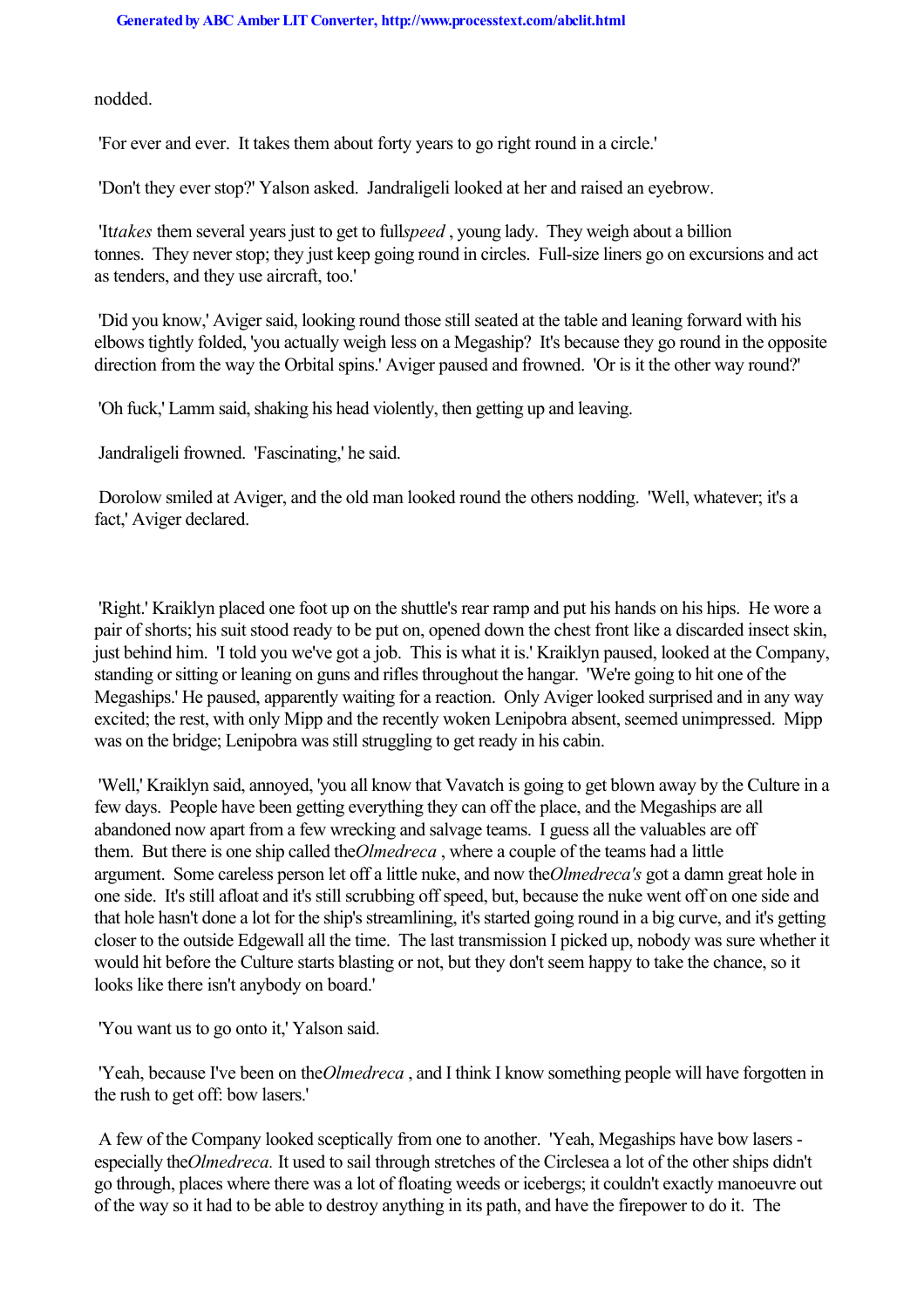nodded.

'For ever and ever. It takes them about forty years to go right round in a circle.'

'Don't they ever stop?' Yalson asked. Jandraligeli looked at her and raised an eyebrow.

'It *takes* them several years just to get to full *speed*, young lady. They weigh about a billion tonnes. They never stop; they just keep going round in circles. Full-size liners go on excursions and act as tenders, and they use aircraft, too.'

'Did you know,' Aviger said, looking round those still seated at the table and leaning forward with his elbows tightly folded, 'you actually weigh less on a Megaship? It's because they go round in the opposite direction from the way the Orbital spins.' Aviger paused and frowned. 'Or is it the other way round?'

'Oh fuck,' Lamm said, shaking his head violently, then getting up and leaving.

Jandraligeli frowned. 'Fascinating,' he said.

Dorolow smiled at Aviger, and the old man looked round the others nodding. 'Well, whatever; it's a fact,' Aviger declared.

'Right.' Kraiklyn placed one foot up on the shuttle's rear ramp and put his hands on his hips. He wore a pair of shorts; his suit stood ready to be put on, opened down the chest front like a discarded insect skin, just behind him. 'I told you we've got a job. This is what it is.' Kraiklyn paused, looked at the Company, standing or sitting or leaning on guns and rifles throughout the hangar. 'We're going to hit one of the Megaships.' He paused, apparently waiting for a reaction. Only Aviger looked surprised and in any way excited; the rest, with only Mipp and the recently woken Lenipobra absent, seemed unimpressed. Mipp was on the bridge; Lenipobra was still struggling to get ready in his cabin.

'Well,' Kraiklyn said, annoyed, 'you all know that Vavatch is going to get blown away by the Culture in a few days. People have been getting everything they can off the place, and the Megaships are all abandoned now apart from a few wrecking and salvage teams. I guess all the valuables are off them. But there is one ship called the *Olmedreca*, where a couple of the teams had a little argument. Some careless person let off a little nuke, and now the *Olmedreca's* got a damn great hole in one side. It's still afloat and it's still scrubbing off speed, but, because the nuke went off on one side and that hole hasn't done a lot for the ship's streamlining, it's started going round in a big curve, and it's getting closer to the outside Edgewall all the time. The last transmission I picked up, nobody was sure whether it would hit before the Culture starts blasting or not, but they don't seem happy to take the chance, so it looks like there isn't anybody on board.'

'You want us to go onto it,' Yalson said.

'Yeah, because I've been on the *Olmedreca*, and I think I know something people will have forgotten in the rush to get off: bow lasers.'

A few of the Company looked sceptically from one to another. 'Yeah, Megaships have bow lasers - especially the *Olmedreca.* It used to sail through stretches of the Circlesea a lot of the other ships didn't go through, places where there was a lot of floating weeds or icebergs; it couldn't exactly manoeuvre out of the way so it had to be able to destroy anything in its path, and have the firepower to do it. The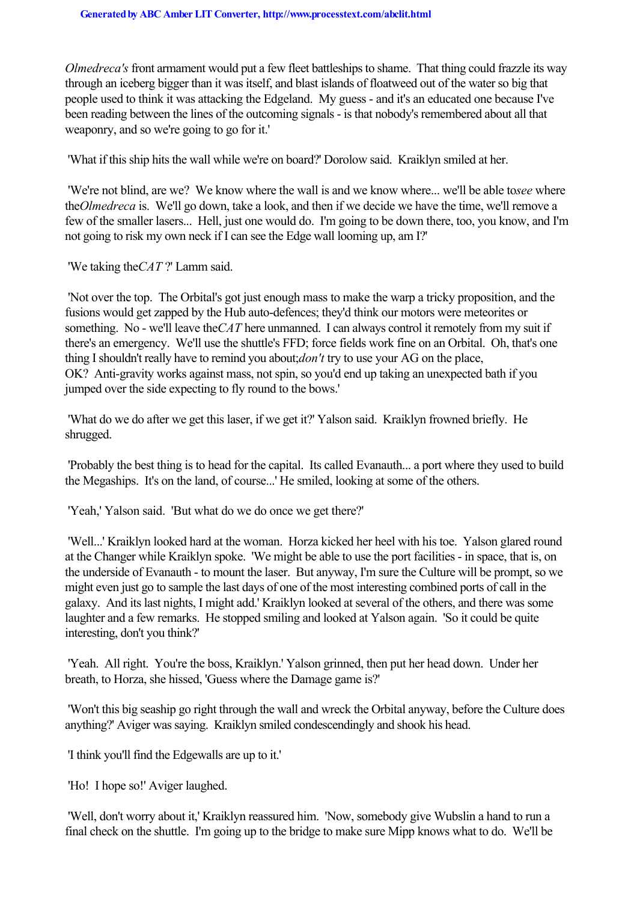*Olmedreca's* front armament would put a few fleet battleships to shame. That thing could frazzle its way through an iceberg bigger than it was itself, and blast islands of floatweed out of the water so big that people used to think it was attacking the Edgeland. My guess - and it's an educated one because I've been reading between the lines of the outcoming signals - is that nobody's remembered about all that weaponry, and so we're going to go for it.'

'What if this ship hits the wall while we're on board?' Dorolow said. Kraiklyn smiled at her.

'We're not blind, are we? We know where the wall is and we know where... we'll be able to *see* where the *Olmedreca* is. We'll go down, take a look, and then if we decide we have the time, we'll remove a few of the smaller lasers... Hell, just one would do. I'm going to be down there, too, you know, and I'm not going to risk my own neck if I can see the Edge wall looming up, am I?'

'We taking the *CAT* ?' Lamm said.

'Not over the top. The Orbital's got just enough mass to make the warp a tricky proposition, and the fusions would get zapped by the Hub auto-defences; they'd think our motors were meteorites or something. No - we'll leave the *CAT* here unmanned. I can always control it remotely from my suit if there's an emergency. We'll use the shuttle's FFD; force fields work fine on an Orbital. Oh, that's one thing I shouldn't really have to remind you about; *don't* try to use your AG on the place, OK? Anti-gravity works against mass, not spin, so you'd end up taking an unexpected bath if you jumped over the side expecting to fly round to the bows.'

'What do we do after we get this laser, if we get it?' Yalson said. Kraiklyn frowned briefly. He shrugged.

'Probably the best thing is to head for the capital. Its called Evanauth... a port where they used to build the Megaships. It's on the land, of course...' He smiled, looking at some of the others.

'Yeah,' Yalson said. 'But what do we do once we get there?'

'Well...' Kraiklyn looked hard at the woman. Horza kicked her heel with his toe. Yalson glared round at the Changer while Kraiklyn spoke. 'We might be able to use the port facilities - in space, that is, on the underside of Evanauth - to mount the laser. But anyway, I'm sure the Culture will be prompt, so we might even just go to sample the last days of one of the most interesting combined ports of call in the galaxy. And its last nights, I might add.' Kraiklyn looked at several of the others, and there was some laughter and a few remarks. He stopped smiling and looked at Yalson again. 'So it could be quite interesting, don't you think?'

'Yeah. All right. You're the boss, Kraiklyn.' Yalson grinned, then put her head down. Under her breath, to Horza, she hissed, 'Guess where the Damage game is?'

'Won't this big seaship go right through the wall and wreck the Orbital anyway, before the Culture does anything?' Aviger was saying. Kraiklyn smiled condescendingly and shook his head.

'I think you'll find the Edgewalls are up to it.'

'Ho! I hope so!' Aviger laughed.

'Well, don't worry about it,' Kraiklyn reassured him. 'Now, somebody give Wubslin a hand to run a final check on the shuttle. I'm going up to the bridge to make sure Mipp knows what to do. We'll be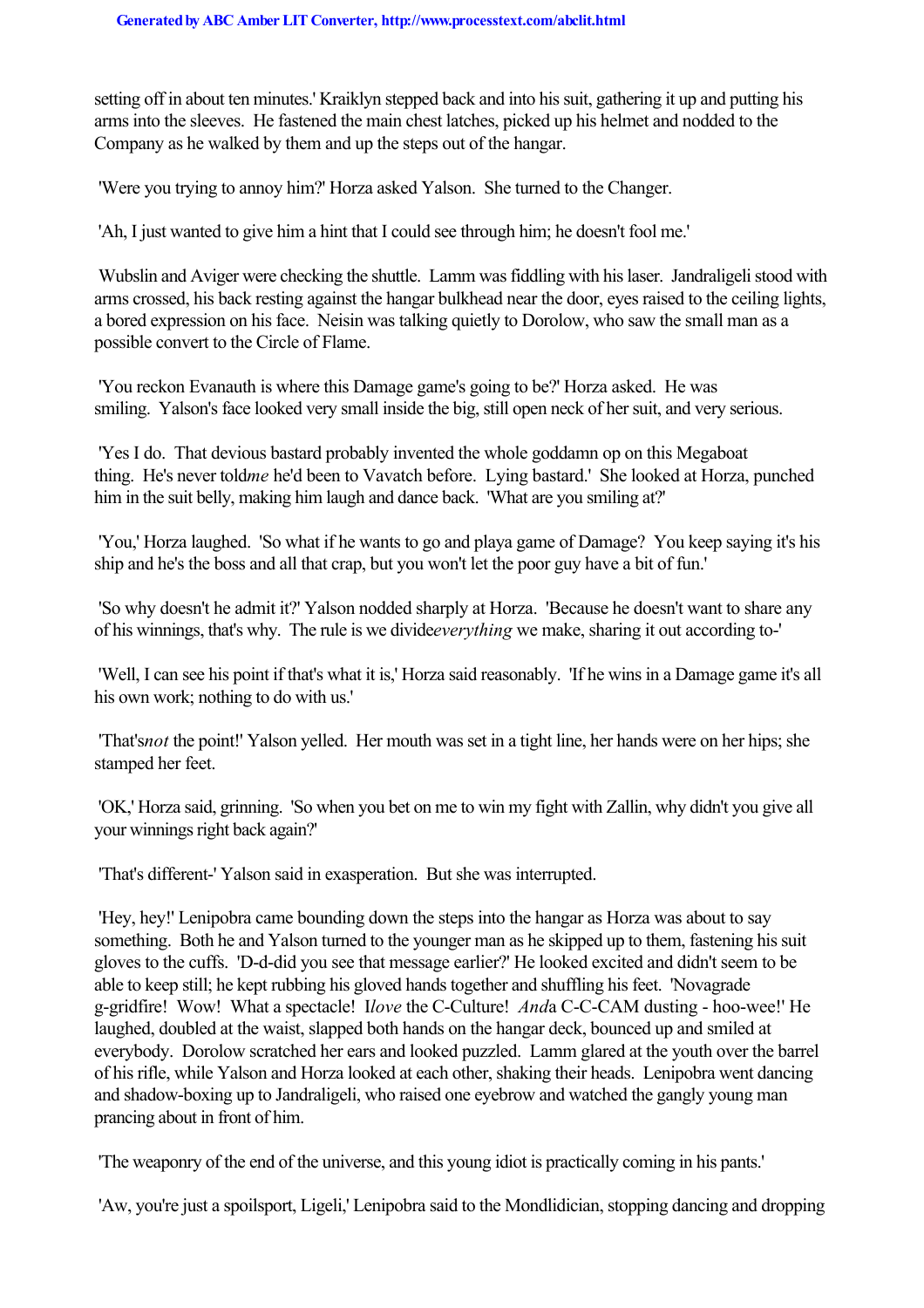setting off in about ten minutes.' Kraiklyn stepped back and into his suit, gathering it up and putting his arms into the sleeves. He fastened the main chest latches, picked up his helmet and nodded to the Company as he walked by them and up the steps out of the hangar.

'Were you trying to annoy him?' Horza asked Yalson. She turned to the Changer.

'Ah, I just wanted to give him a hint that I could see through him; he doesn't fool me.'

Wubslin and Aviger were checking the shuttle. Lamm was fiddling with his laser. Jandraligeli stood with arms crossed, his back resting against the hangar bulkhead near the door, eyes raised to the ceiling lights, a bored expression on his face. Neisin was talking quietly to Dorolow, who saw the small man as a possible convert to the Circle of Flame.

'You reckon Evanauth is where this Damage game's going to be?' Horza asked. He was smiling. Yalson's face looked very small inside the big, still open neck of her suit, and very serious.

'Yes I do. That devious bastard probably invented the whole goddamn op on this Megaboat thing. He's never told *me* he'd been to Vavatch before. Lying bastard.' She looked at Horza, punched him in the suit belly, making him laugh and dance back. 'What are you smiling at?'

'You,' Horza laughed. 'So what if he wants to go and playa game of Damage? You keep saying it's his ship and he's the boss and all that crap, but you won't let the poor guy have a bit of fun.'

'So why doesn't he admit it?' Yalson nodded sharply at Horza. 'Because he doesn't want to share any of his winnings, that's why. The rule is we divide *everything* we make, sharing it out according to-'

'Well, I can see his point if that's what it is,' Horza said reasonably. 'If he wins in a Damage game it's all his own work; nothing to do with us.'

'That's *not* the point!' Yalson yelled. Her mouth was set in a tight line, her hands were on her hips; she stamped her feet.

'OK,' Horza said, grinning. 'So when you bet on me to win my fight with Zallin, why didn't you give all your winnings right back again?'

'That's different-' Yalson said in exasperation. But she was interrupted.

'Hey, hey!' Lenipobra came bounding down the steps into the hangar as Horza was about to say something. Both he and Yalson turned to the younger man as he skipped up to them, fastening his suit gloves to the cuffs. 'D-d-did you see that message earlier?' He looked excited and didn't seem to be able to keep still; he kept rubbing his gloved hands together and shuffling his feet. 'Novagrade g-gridfire! Wow! What a spectacle! I *love* the C-Culture! *And* a C-C-CAM dusting - hoo-wee!' He laughed, doubled at the waist, slapped both hands on the hangar deck, bounced up and smiled at everybody. Dorolow scratched her ears and looked puzzled. Lamm glared at the youth over the barrel of his rifle, while Yalson and Horza looked at each other, shaking their heads. Lenipobra went dancing and shadow-boxing up to Jandraligeli, who raised one eyebrow and watched the gangly young man prancing about in front of him.

'The weaponry of the end of the universe, and this young idiot is practically coming in his pants.'

'Aw, you're just a spoilsport, Ligeli,' Lenipobra said to the Mondlidician, stopping dancing and dropping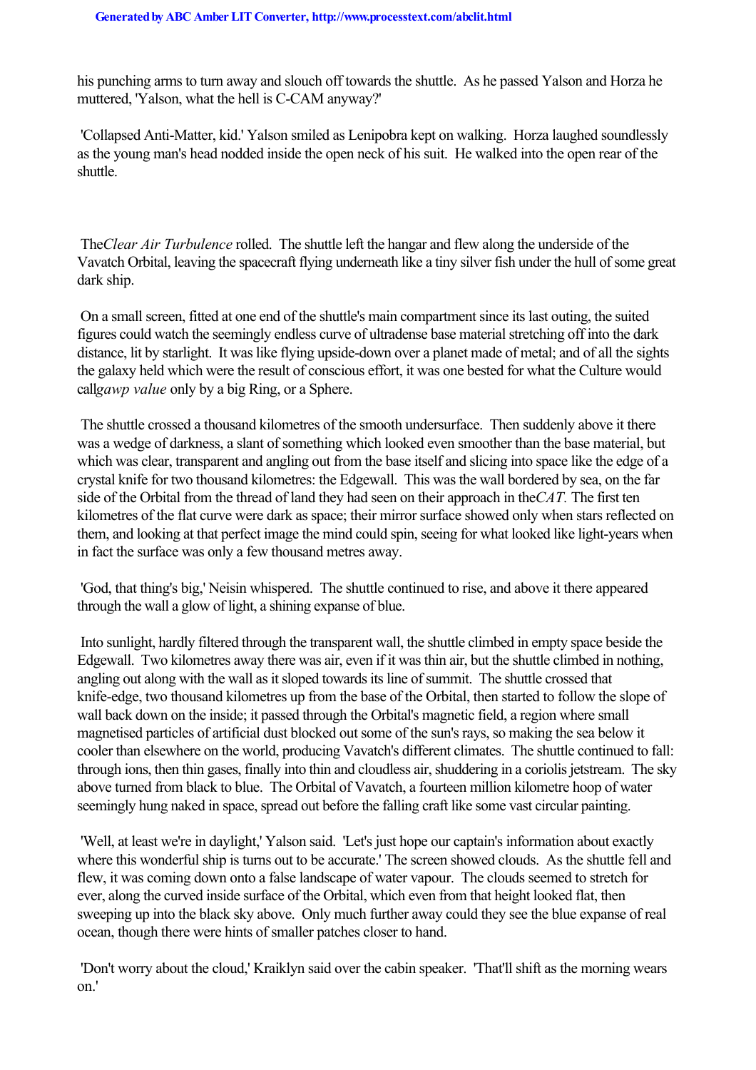his punching arms to turn away and slouch off towards the shuttle. As he passed Yalson and Horza he muttered, 'Yalson, what the hell is C-CAM anyway?'

'Collapsed Anti-Matter, kid.' Yalson smiled as Lenipobra kept on walking. Horza laughed soundlessly as the young man's head nodded inside the open neck of his suit. He walked into the open rear of the shuttle.

The *Clear Air Turbulence* rolled. The shuttle left the hangar and flew along the underside of the Vavatch Orbital, leaving the spacecraft flying underneath like a tiny silver fish under the hull of some great dark ship.

On a small screen, fitted at one end of the shuttle's main compartment since its last outing, the suited figures could watch the seemingly endless curve of ultradense base material stretching off into the dark distance, lit by starlight. It was like flying upside-down over a planet made of metal; and of all the sights the galaxy held which were the result of conscious effort, it was one bested for what the Culture would call *gawp value* only by a big Ring, or a Sphere.

The shuttle crossed a thousand kilometres of the smooth undersurface. Then suddenly above it there was a wedge of darkness, a slant of something which looked even smoother than the base material, but which was clear, transparent and angling out from the base itself and slicing into space like the edge of a crystal knife for two thousand kilometres: the Edgewall. This was the wall bordered by sea, on the far side of the Orbital from the thread of land they had seen on their approach in the *CAT*. The first ten kilometres of the flat curve were dark as space; their mirror surface showed only when stars reflected on them, and looking at that perfect image the mind could spin, seeing for what looked like light-years when in fact the surface was only a few thousand metres away.

'God, that thing's big,' Neisin whispered. The shuttle continued to rise, and above it there appeared through the wall a glow of light, a shining expanse of blue.

Into sunlight, hardly filtered through the transparent wall, the shuttle climbed in empty space beside the Edgewall. Two kilometres away there was air, even if it was thin air, but the shuttle climbed in nothing, angling out along with the wall as it sloped towards its line of summit. The shuttle crossed that knife-edge, two thousand kilometres up from the base of the Orbital, then started to follow the slope of wall back down on the inside; it passed through the Orbital's magnetic field, a region where small magnetised particles of artificial dust blocked out some of the sun's rays, so making the sea below it cooler than elsewhere on the world, producing Vavatch's different climates. The shuttle continued to fall: through ions, then thin gases, finally into thin and cloudless air, shuddering in a coriolis jetstream. The sky above turned from black to blue. The Orbital of Vavatch, a fourteen million kilometre hoop of water seemingly hung naked in space, spread out before the falling craft like some vast circular painting.

'Well, at least we're in daylight,' Yalson said. 'Let's just hope our captain's information about exactly where this wonderful ship is turns out to be accurate.' The screen showed clouds. As the shuttle fell and flew, it was coming down onto a false landscape of water vapour. The clouds seemed to stretch for ever, along the curved inside surface of the Orbital, which even from that height looked flat, then sweeping up into the black sky above. Only much further away could they see the blue expanse of real ocean, though there were hints of smaller patches closer to hand.

'Don't worry about the cloud,' Kraiklyn said over the cabin speaker. 'That'll shift as the morning wears on.'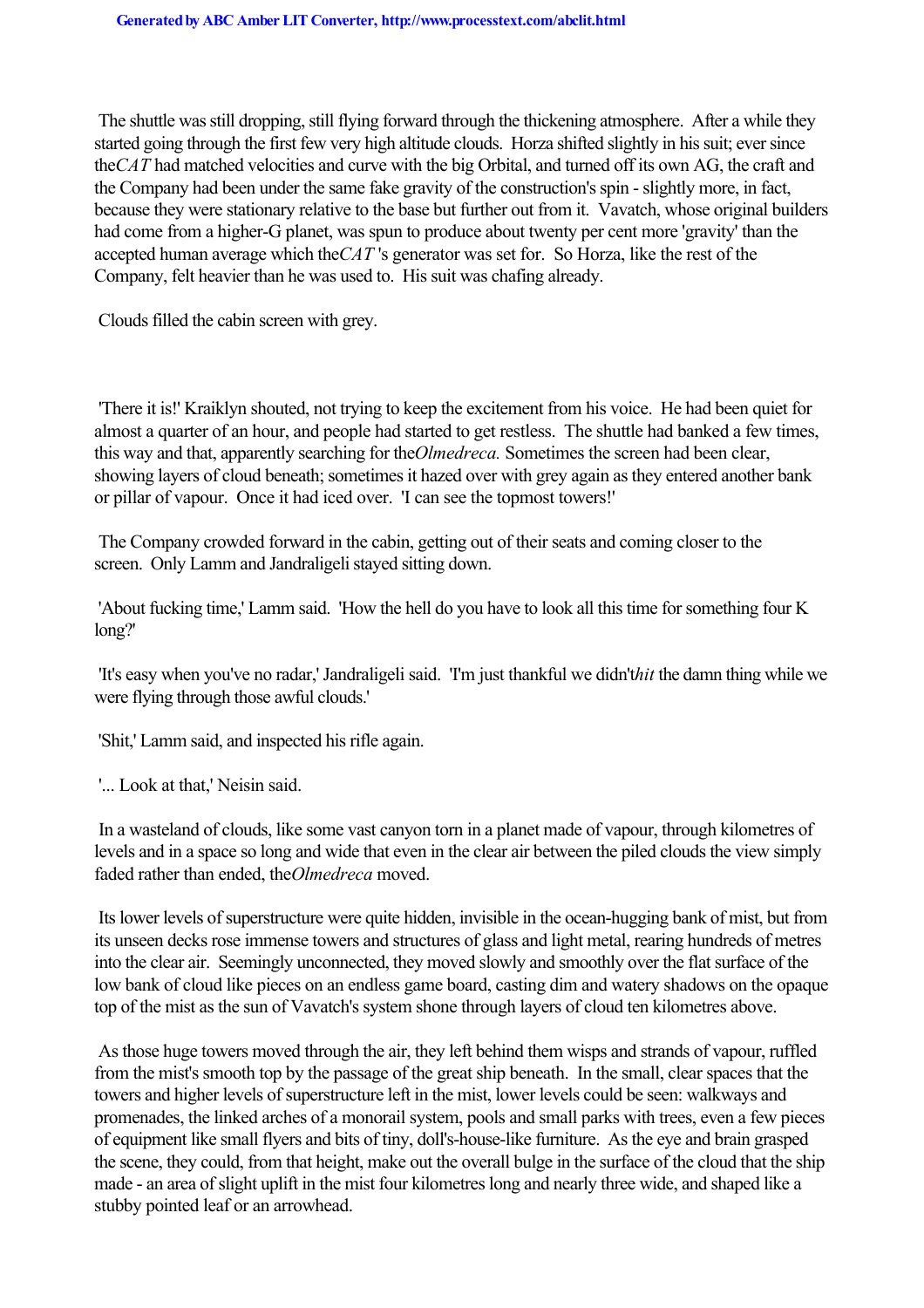The shuttle was still dropping, still flying forward through the thickening atmosphere. After a while they started going through the first few very high altitude clouds. Horza shifted slightly in his suit; ever since the *CAT* had matched velocities and curve with the big Orbital, and turned off its own AG, the craft and the Company had been under the same fake gravity of the construction's spin - slightly more, in fact, because they were stationary relative to the base but further out from it. Vavatch, whose original builders had come from a higher-G planet, was spun to produce about twenty per cent more 'gravity' than the accepted human average which the *CAT* 's generator was set for. So Horza, like the rest of the Company, felt heavier than he was used to. His suit was chafing already.

Clouds filled the cabin screen with grey.

'There it is!' Kraiklyn shouted, not trying to keep the excitement from his voice. He had been quiet for almost a quarter of an hour, and people had started to get restless. The shuttle had banked a few times, this way and that, apparently searching for the *Olmedreca.* Sometimes the screen had been clear, showing layers of cloud beneath; sometimes it hazed over with grey again as they entered another bank or pillar of vapour. Once it had iced over. 'I can see the topmost towers!'

The Company crowded forward in the cabin, getting out of their seats and coming closer to the screen. Only Lamm and Jandraligeli stayed sitting down.

'About fucking time,' Lamm said. 'How the hell do you have to look all this time for something four K long?'

'It's easy when you've no radar,' Jandraligeli said. 'I'm just thankful we didn't *hit* the damn thing while we were flying through those awful clouds.'

'Shit,' Lamm said, and inspected his rifle again.

'... Look at that,' Neisin said.

In a wasteland of clouds, like some vast canyon torn in a planet made of vapour, through kilometres of levels and in a space so long and wide that even in the clear air between the piled clouds the view simply faded rather than ended, the *Olmedreca* moved.

Its lower levels of superstructure were quite hidden, invisible in the ocean-hugging bank of mist, but from its unseen decks rose immense towers and structures of glass and light metal, rearing hundreds of metres into the clear air. Seemingly unconnected, they moved slowly and smoothly over the flat surface of the low bank of cloud like pieces on an endless game board, casting dim and watery shadows on the opaque top of the mist as the sun of Vavatch's system shone through layers of cloud ten kilometres above.

As those huge towers moved through the air, they left behind them wisps and strands of vapour, ruffled from the mist's smooth top by the passage of the great ship beneath. In the small, clear spaces that the towers and higher levels of superstructure left in the mist, lower levels could be seen: walkways and promenades, the linked arches of a monorail system, pools and small parks with trees, even a few pieces of equipment like small flyers and bits of tiny, doll's-house-like furniture. As the eye and brain grasped the scene, they could, from that height, make out the overall bulge in the surface of the cloud that the ship made - an area of slight uplift in the mist four kilometres long and nearly three wide, and shaped like a stubby pointed leaf or an arrowhead.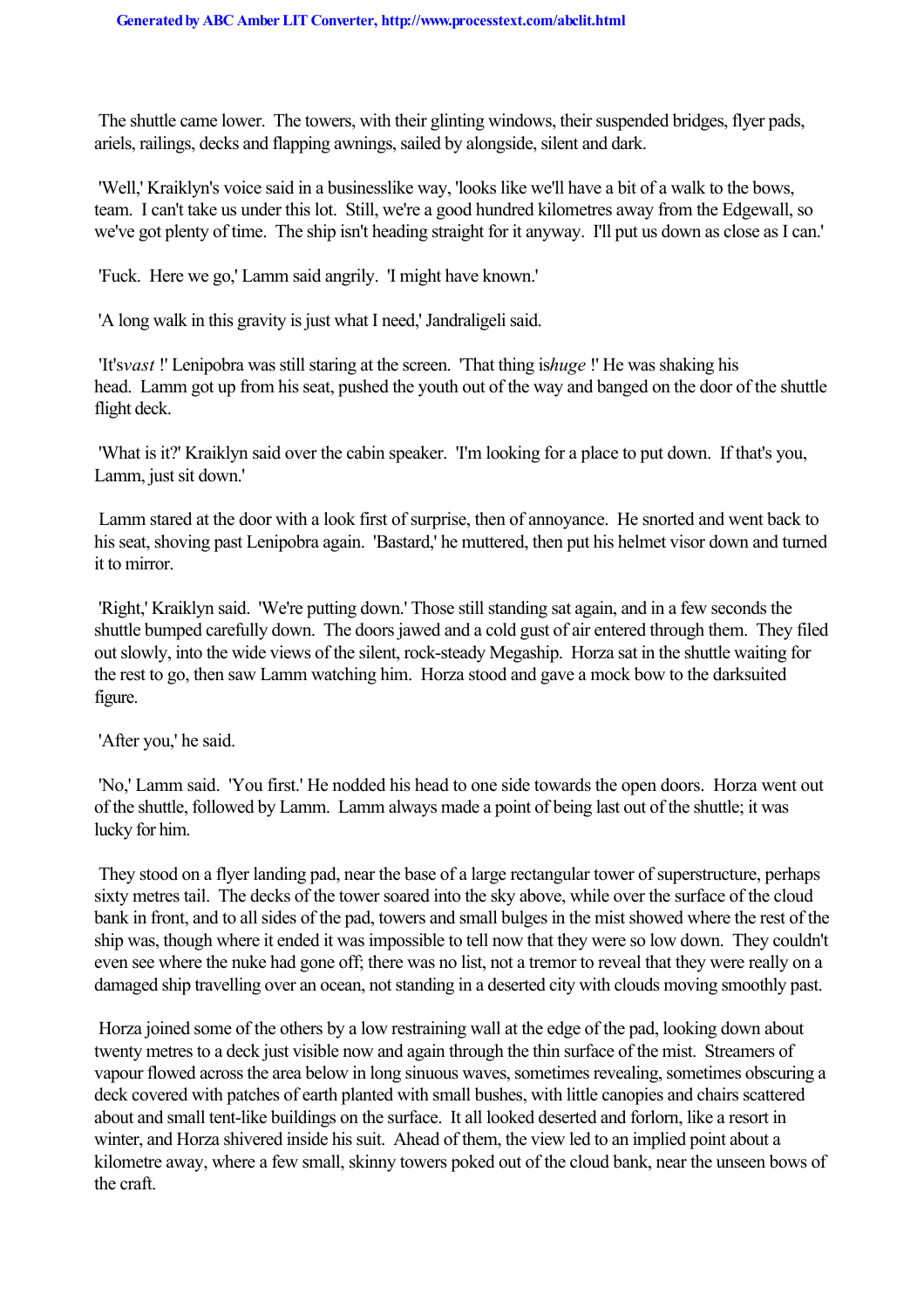The shuttle came lower. The towers, with their glinting windows, their suspended bridges, flyer pads, ariels, railings, decks and flapping awnings, sailed by alongside, silent and dark.

'Well,' Kraiklyn's voice said in a businesslike way, 'looks like we'll have a bit of a walk to the bows, team. I can't take us under this lot. Still, we're a good hundred kilometres away from the Edgewall, so we've got plenty of time. The ship isn't heading straight for it anyway. I'll put us down as close as I can.'

'Fuck. Here we go,' Lamm said angrily. 'I might have known.'

'A long walk in this gravity is just what I need,' Jandraligeli said.

'It's *vast* !' Lenipobra was still staring at the screen. 'That thing is *huge* !' He was shaking his head. Lamm got up from his seat, pushed the youth out of the way and banged on the door of the shuttle flight deck.

'What is it?' Kraiklyn said over the cabin speaker. 'I'm looking for a place to put down. If that's you, Lamm, just sit down.'

Lamm stared at the door with a look first of surprise, then of annoyance. He snorted and went back to his seat, shoving past Lenipobra again. 'Bastard,' he muttered, then put his helmet visor down and turned it to mirror.

'Right,' Kraiklyn said. 'We're putting down.' Those still standing sat again, and in a few seconds the shuttle bumped carefully down. The doors jawed and a cold gust of air entered through them. They filed out slowly, into the wide views of the silent, rock-steady Megaship. Horza sat in the shuttle waiting for the rest to go, then saw Lamm watching him. Horza stood and gave a mock bow to the darksuited figure.

'After you,' he said.

'No,' Lamm said. 'You first.' He nodded his head to one side towards the open doors. Horza went out of the shuttle, followed by Lamm. Lamm always made a point of being last out of the shuttle; it was lucky for him.

They stood on a flyer landing pad, near the base of a large rectangular tower of superstructure, perhaps sixty metres tall. The decks of the tower soared into the sky above, while over the surface of the cloud bank in front, and to all sides of the pad, towers and small bulges in the mist showed where the rest of the ship was, though where it ended it was impossible to tell now that they were so low down. They couldn't even see where the nuke had gone off; there was no list, not a tremor to reveal that they were really on a damaged ship travelling over an ocean, not standing in a deserted city with clouds moving smoothly past.

Horza joined some of the others by a low restraining wall at the edge of the pad, looking down about twenty metres to a deck just visible now and again through the thin surface of the mist. Streamers of vapour flowed across the area below in long sinuous waves, sometimes revealing, sometimes obscuring a deck covered with patches of earth planted with small bushes, with little canopies and chairs scattered about and small tent-like buildings on the surface. It all looked deserted and forlorn, like a resort in winter, and Horza shivered inside his suit. Ahead of them, the view led to an implied point about a kilometre away, where a few small, skinny towers poked out of the cloud bank, near the unseen bows of the craft.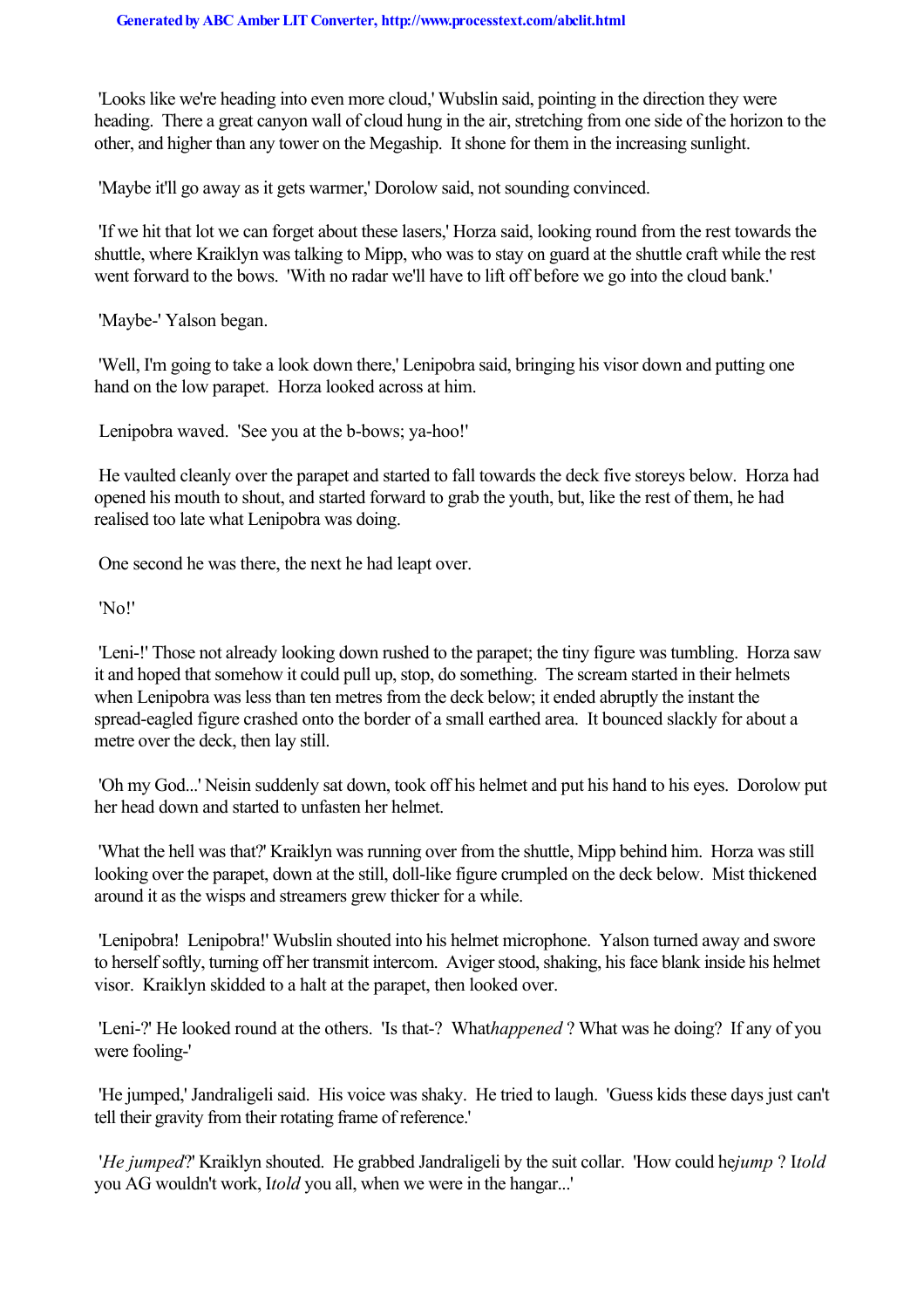'Looks like we're heading into even more cloud,' Wubslin said, pointing in the direction they were heading. There a great canyon wall of cloud hung in the air, stretching from one side of the horizon to the other, and higher than any tower on the Megaship. It shone for them in the increasing sunlight.

'Maybe it'll go away as it gets warmer,' Dorolow said, not sounding convinced.

'If we hit that lot we can forget about these lasers,' Horza said, looking round from the rest towards the shuttle, where Kraiklyn was talking to Mipp, who was to stay on guard at the shuttle craft while the rest went forward to the bows. 'With no radar we'll have to lift off before we go into the cloud bank.'

'Maybe-' Yalson began.

'Well, I'm going to take a look down there,' Lenipobra said, bringing his visor down and putting one hand on the low parapet. Horza looked across at him.

Lenipobra waved. 'See you at the b-bows; ya-hoo!'

He vaulted cleanly over the parapet and started to fall towards the deck five storeys below. Horza had opened his mouth to shout, and started forward to grab the youth, but, like the rest of them, he had realised too late what Lenipobra was doing.

One second he was there, the next he had leapt over.

'No!'

'Leni-!' Those not already looking down rushed to the parapet; the tiny figure was tumbling. Horza saw it and hoped that somehow it could pull up, stop, do something. The scream started in their helmets when Lenipobra was less than ten metres from the deck below; it ended abruptly the instant the spread-eagled figure crashed onto the border of a small earthed area. It bounced slackly for about a metre over the deck, then lay still.

'Oh my God...' Neisin suddenly sat down, took off his helmet and put his hand to his eyes. Dorolow put her head down and started to unfasten her helmet.

'What the hell was that?' Kraiklyn was running over from the shuttle, Mipp behind him. Horza was still looking over the parapet, down at the still, doll-like figure crumpled on the deck below. Mist thickened around it as the wisps and streamers grew thicker for a while.

'Lenipobra! Lenipobra!' Wubslin shouted into his helmet microphone. Yalson turned away and swore to herself softly, turning off her transmit intercom. Aviger stood, shaking, his face blank inside his helmet visor. Kraiklyn skidded to a halt at the parapet, then looked over.

'Leni-?' He looked round at the others. 'Is that-? What *happened*? What was he doing? If any of you were fooling-'

'He jumped,' Jandraligeli said. His voice was shaky. He tried to laugh. 'Guess kids these days just can't tell their gravity from their rotating frame of reference.'

'*He jumped*?' Kraiklyn shouted. He grabbed Jandraligeli by the suit collar. 'How could he *jump*? I *told* you AG wouldn't work, I *told* you all, when we were in the hangar...'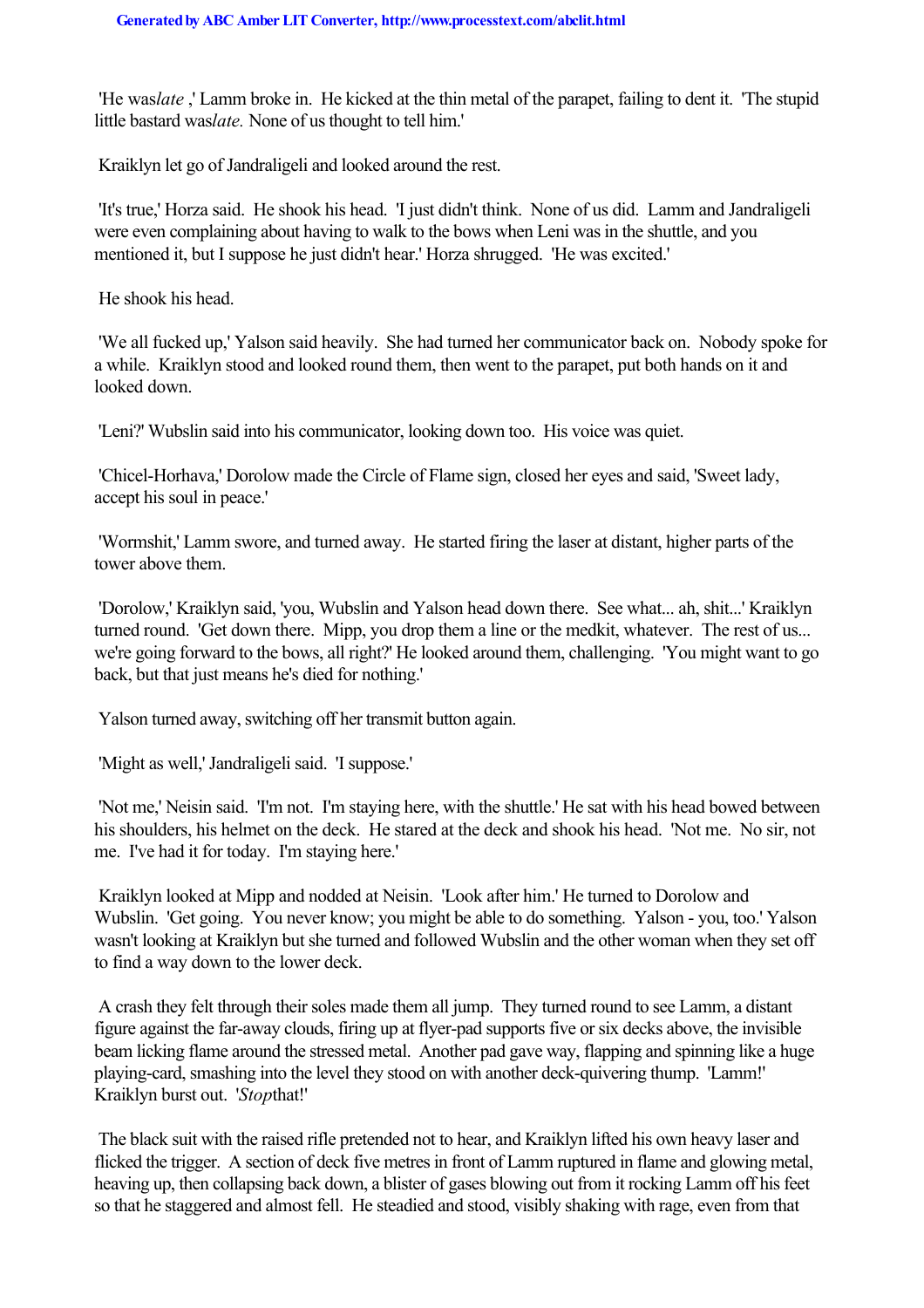'He was *late* ,' Lamm broke in. He kicked at the thin metal of the parapet, failing to dent it. 'The stupid little bastard was *late.* None of us thought to tell him.'

Kraiklyn let go of Jandraligeli and looked around the rest.

'It's true,' Horza said. He shook his head. 'I just didn't think. None of us did. Lamm and Jandraligeli were even complaining about having to walk to the bows when Leni was in the shuttle, and you mentioned it, but I suppose he just didn't hear.' Horza shrugged. 'He was excited.'

He shook his head.

'We all fucked up,' Yalson said heavily. She had turned her communicator back on. Nobody spoke for a while. Kraiklyn stood and looked round them, then went to the parapet, put both hands on it and looked down.

'Leni?' Wubslin said into his communicator, looking down too. His voice was quiet.

'Chicel-Horhava,' Dorolow made the Circle of Flame sign, closed her eyes and said, 'Sweet lady, accept his soul in peace.'

'Wormshit,' Lamm swore, and turned away. He started firing the laser at distant, higher parts of the tower above them.

'Dorolow,' Kraiklyn said, 'you, Wubslin and Yalson head down there. See what... ah, shit...' Kraiklyn turned round. 'Get down there. Mipp, you drop them a line or the medkit, whatever. The rest of us... we're going forward to the bows, all right?' He looked around them, challenging. 'You might want to go back, but that just means he's died for nothing.'

Yalson turned away, switching off her transmit button again.

'Might as well,' Jandraligeli said. 'I suppose.'

'Not me,' Neisin said. 'I'm not. I'm staying here, with the shuttle.' He sat with his head bowed between his shoulders, his helmet on the deck. He stared at the deck and shook his head. 'Not me. No sir, not me. I've had it for today. I'm staying here.'

Kraiklyn looked at Mipp and nodded at Neisin. 'Look after him.' He turned to Dorolow and Wubslin. 'Get going. You never know; you might be able to do something. Yalson - you, too.' Yalson wasn't looking at Kraiklyn but she turned and followed Wubslin and the other woman when they set off to find a way down to the lower deck.

A crash they felt through their soles made them all jump. They turned round to see Lamm, a distant figure against the far-away clouds, firing up at flyer-pad supports five or six decks above, the invisible beam licking flame around the stressed metal. Another pad gave way, flapping and spinning like a huge playing-card, smashing into the level they stood on with another deck-quivering thump. 'Lamm!' Kraiklyn burst out. '*Stop* that!'

The black suit with the raised rifle pretended not to hear, and Kraiklyn lifted his own heavy laser and flicked the trigger. A section of deck five metres in front of Lamm ruptured in flame and glowing metal, heaving up, then collapsing back down, a blister of gases blowing out from it rocking Lamm off his feet so that he staggered and almost fell. He steadied and stood, visibly shaking with rage, even from that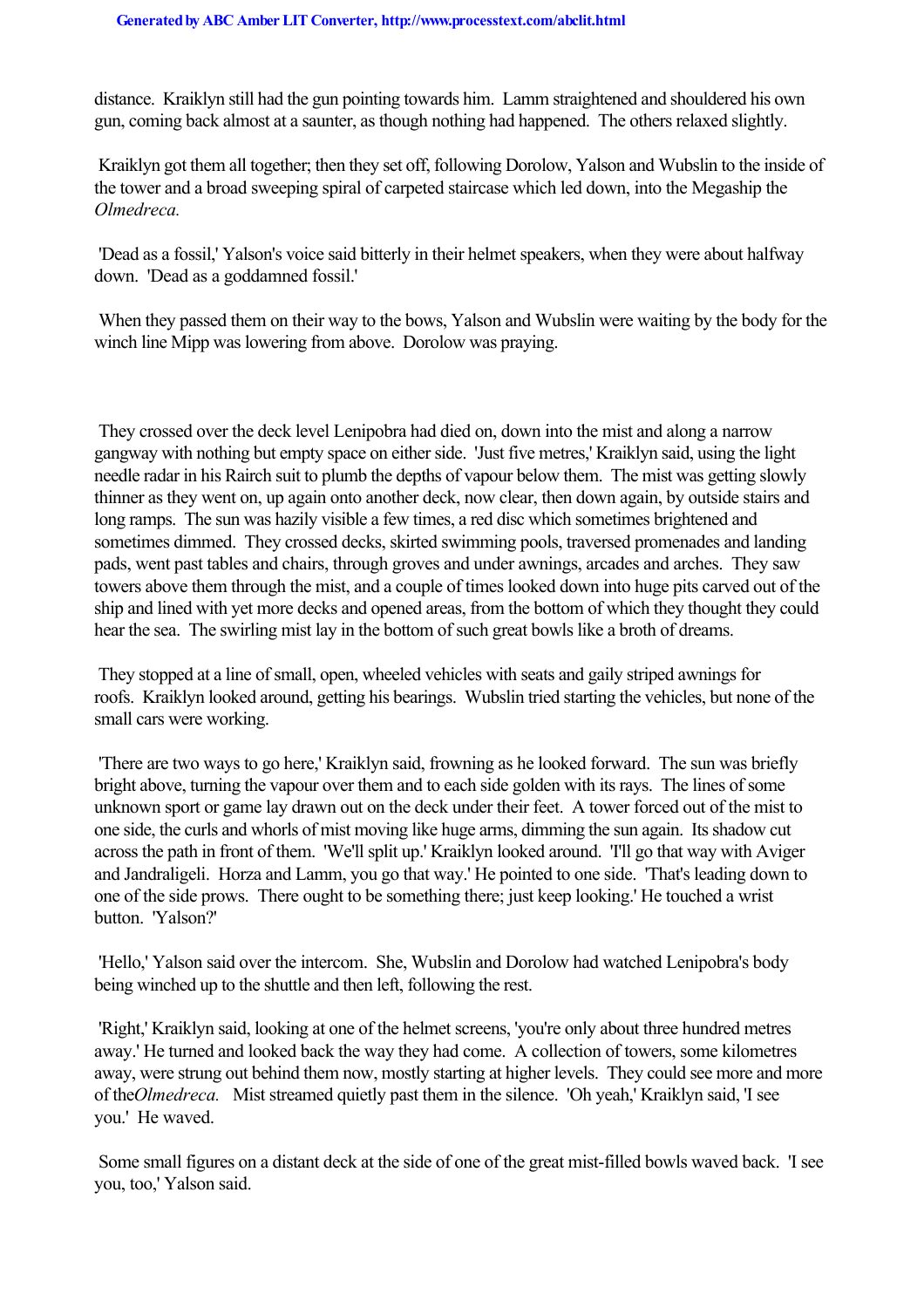distance. Kraiklyn still had the gun pointing towards him. Lamm straightened and shouldered his own gun, coming back almost at a saunter, as though nothing had happened. The others relaxed slightly.

Kraiklyn got them all together; then they set off, following Dorolow, Yalson and Wubslin to the inside of the tower and a broad sweeping spiral of carpeted staircase which led down, into the Megaship the *Olmedreca.*

'Dead as a fossil,' Yalson's voice said bitterly in their helmet speakers, when they were about halfway down. 'Dead as a goddamned fossil.'

When they passed them on their way to the bows, Yalson and Wubslin were waiting by the body for the winch line Mipp was lowering from above. Dorolow was praying.

They crossed over the deck level Lenipobra had died on, down into the mist and along a narrow gangway with nothing but empty space on either side. 'Just five metres,' Kraiklyn said, using the light needle radar in his Rairch suit to plumb the depths of vapour below them. The mist was getting slowly thinner as they went on, up again onto another deck, now clear, then down again, by outside stairs and long ramps. The sun was hazily visible a few times, a red disc which sometimes brightened and sometimes dimmed. They crossed decks, skirted swimming pools, traversed promenades and landing pads, went past tables and chairs, through groves and under awnings, arcades and arches. They saw towers above them through the mist, and a couple of times looked down into huge pits carved out of the ship and lined with yet more decks and opened areas, from the bottom of which they thought they could hear the sea. The swirling mist lay in the bottom of such great bowls like a broth of dreams.

They stopped at a line of small, open, wheeled vehicles with seats and gaily striped awnings for roofs. Kraiklyn looked around, getting his bearings. Wubslin tried starting the vehicles, but none of the small cars were working.

'There are two ways to go here,' Kraiklyn said, frowning as he looked forward. The sun was briefly bright above, turning the vapour over them and to each side golden with its rays. The lines of some unknown sport or game lay drawn out on the deck under their feet. A tower forced out of the mist to one side, the curls and whorls of mist moving like huge arms, dimming the sun again. Its shadow cut across the path in front of them. 'We'll split up.' Kraiklyn looked around. 'I'll go that way with Aviger and Jandraligeli. Horza and Lamm, you go that way.' He pointed to one side. 'That's leading down to one of the side prows. There ought to be something there; just keep looking.' He touched a wrist button. 'Yalson?'

'Hello,' Yalson said over the intercom. She, Wubslin and Dorolow had watched Lenipobra's body being winched up to the shuttle and then left, following the rest.

'Right,' Kraiklyn said, looking at one of the helmet screens, 'you're only about three hundred metres away.' He turned and looked back the way they had come. A collection of towers, some kilometres away, were strung out behind them now, mostly starting at higher levels. They could see more and more of the *Olmedreca.* Mist streamed quietly past them in the silence. 'Oh yeah,' Kraiklyn said, 'I see you.' He waved.

Some small figures on a distant deck at the side of one of the great mist-filled bowls waved back. 'I see you, too,' Yalson said.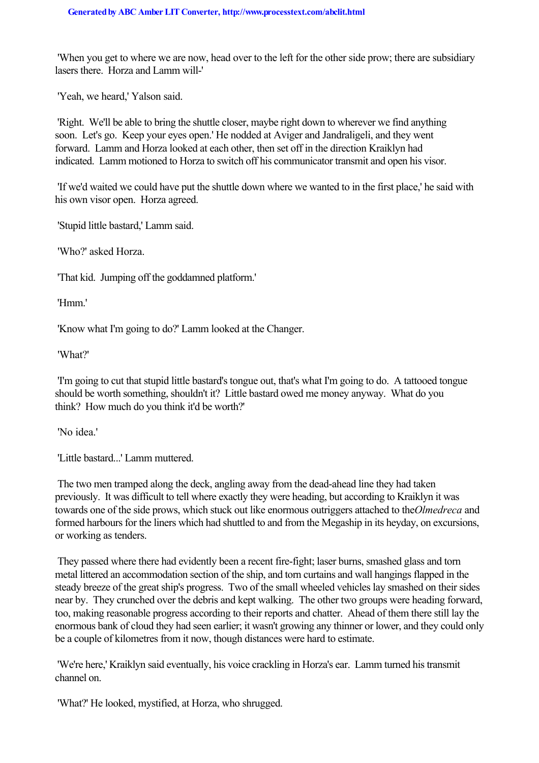'When you get to where we are now, head over to the left for the other side prow; there are subsidiary lasers there. Horza and Lamm will-'

'Yeah, we heard,' Yalson said.

'Right. We'll be able to bring the shuttle closer, maybe right down to wherever we find anything soon. Let's go. Keep your eyes open.' He nodded at Aviger and Jandraligeli, and they went forward. Lamm and Horza looked at each other, then set off in the direction Kraiklyn had indicated. Lamm motioned to Horza to switch off his communicator transmit and open his visor.

'If we'd waited we could have put the shuttle down where we wanted to in the first place,' he said with his own visor open. Horza agreed.

'Stupid little bastard,' Lamm said.

'Who?' asked Horza.

'That kid. Jumping off the goddamned platform.'

'Hmm.'

'Know what I'm going to do?' Lamm looked at the Changer.

'What?'

'I'm going to cut that stupid little bastard's tongue out, that's what I'm going to do. A tattooed tongue should be worth something, shouldn't it? Little bastard owed me money anyway. What do you think? How much do you think it'd be worth?'

'No idea.'

'Little bastard...' Lamm muttered.

The two men tramped along the deck, angling away from the dead-ahead line they had taken previously. It was difficult to tell where exactly they were heading, but according to Kraiklyn it was towards one of the side prows, which stuck out like enormous outriggers attached to the *Olmedreca* and formed harbours for the liners which had shuttled to and from the Megaship in its heyday, on excursions, or working as tenders.

They passed where there had evidently been a recent fire-fight; laser burns, smashed glass and torn metal littered an accommodation section of the ship, and torn curtains and wall hangings flapped in the steady breeze of the great ship's progress. Two of the small wheeled vehicles lay smashed on their sides near by. They crunched over the debris and kept walking. The other two groups were heading forward, too, making reasonable progress according to their reports and chatter. Ahead of them there still lay the enormous bank of cloud they had seen earlier; it wasn't growing any thinner or lower, and they could only be a couple of kilometres from it now, though distances were hard to estimate.

'We're here,' Kraiklyn said eventually, his voice crackling in Horza's ear. Lamm turned his transmit channel on.

'What?' He looked, mystified, at Horza, who shrugged.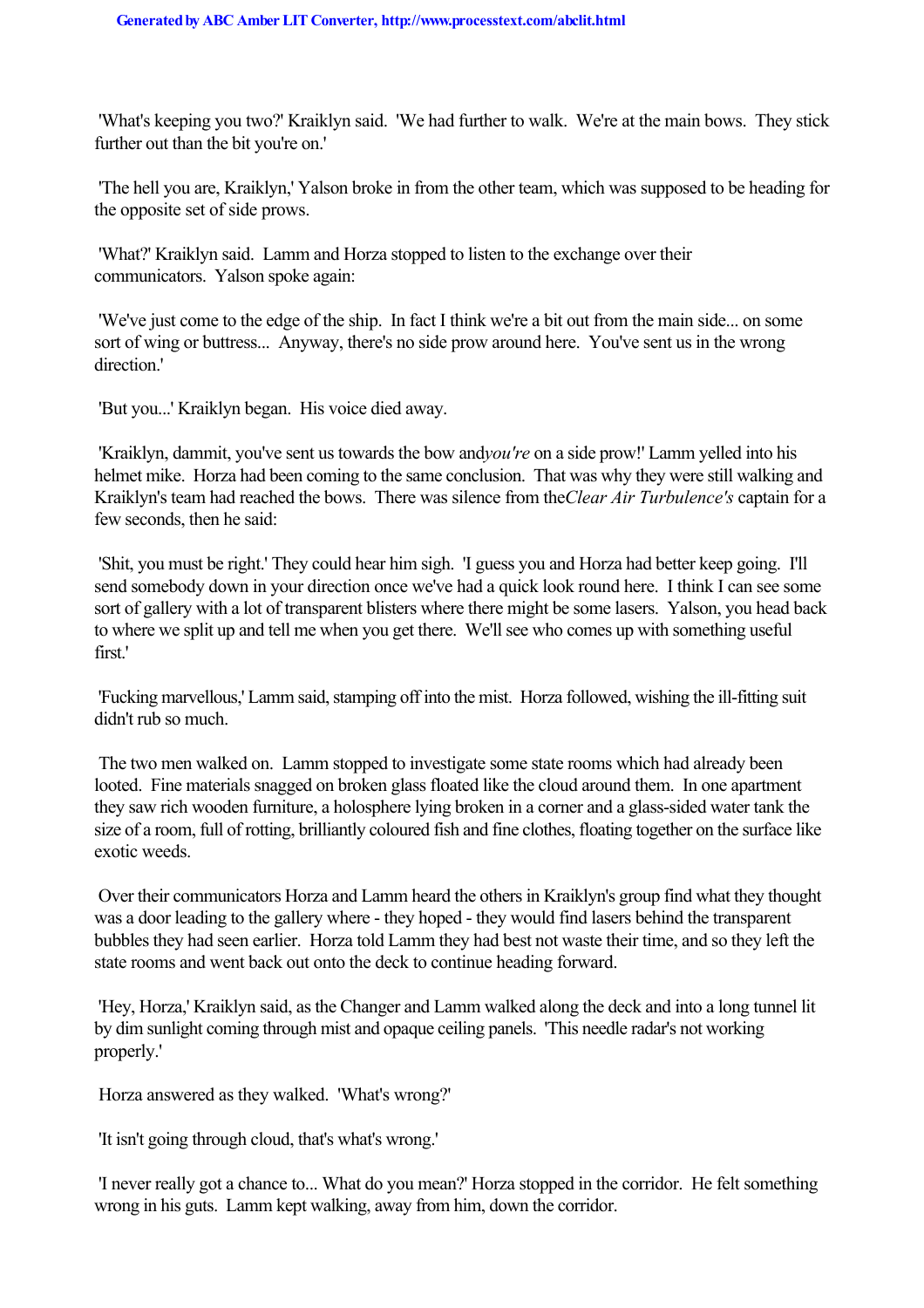'What's keeping you two?' Kraiklyn said. 'We had further to walk. We're at the main bows. They stick further out than the bit you're on.'

'The hell you are, Kraiklyn,' Yalson broke in from the other team, which was supposed to be heading for the opposite set of side prows.

'What?' Kraiklyn said. Lamm and Horza stopped to listen to the exchange over their communicators. Yalson spoke again:

'We've just come to the edge of the ship. In fact I think we're a bit out from the main side... on some sort of wing or buttress... Anyway, there's no side prow around here. You've sent us in the wrong direction.'

'But you...' Kraiklyn began. His voice died away.

'Kraiklyn, dammit, you've sent us towards the bow and *you're* on a side prow!' Lamm yelled into his helmet mike. Horza had been coming to the same conclusion. That was why they were still walking and Kraiklyn's team had reached the bows. There was silence from the *Clear Air Turbulence's* captain for a few seconds, then he said:

'Shit, you must be right.' They could hear him sigh. 'I guess you and Horza had better keep going. I'll send somebody down in your direction once we've had a quick look round here. I think I can see some sort of gallery with a lot of transparent blisters where there might be some lasers. Yalson, you head back to where we split up and tell me when you get there. We'll see who comes up with something useful first.'

'Fucking marvellous,' Lamm said, stamping off into the mist. Horza followed, wishing the ill-fitting suit didn't rub so much.

The two men walked on. Lamm stopped to investigate some state rooms which had already been looted. Fine materials snagged on broken glass floated like the cloud around them. In one apartment they saw rich wooden furniture, a holosphere lying broken in a corner and a glass-sided water tank the size of a room, full of rotting, brilliantly coloured fish and fine clothes, floating together on the surface like exotic weeds.

Over their communicators Horza and Lamm heard the others in Kraiklyn's group find what they thought was a door leading to the gallery where - they hoped - they would find lasers behind the transparent bubbles they had seen earlier. Horza told Lamm they had best not waste their time, and so they left the state rooms and went back out onto the deck to continue heading forward.

'Hey, Horza,' Kraiklyn said, as the Changer and Lamm walked along the deck and into a long tunnel lit by dim sunlight coming through mist and opaque ceiling panels. 'This needle radar's not working properly.'

Horza answered as they walked. 'What's wrong?'

'It isn't going through cloud, that's what's wrong.'

'I never really got a chance to... What do you mean?' Horza stopped in the corridor. He felt something wrong in his guts. Lamm kept walking, away from him, down the corridor.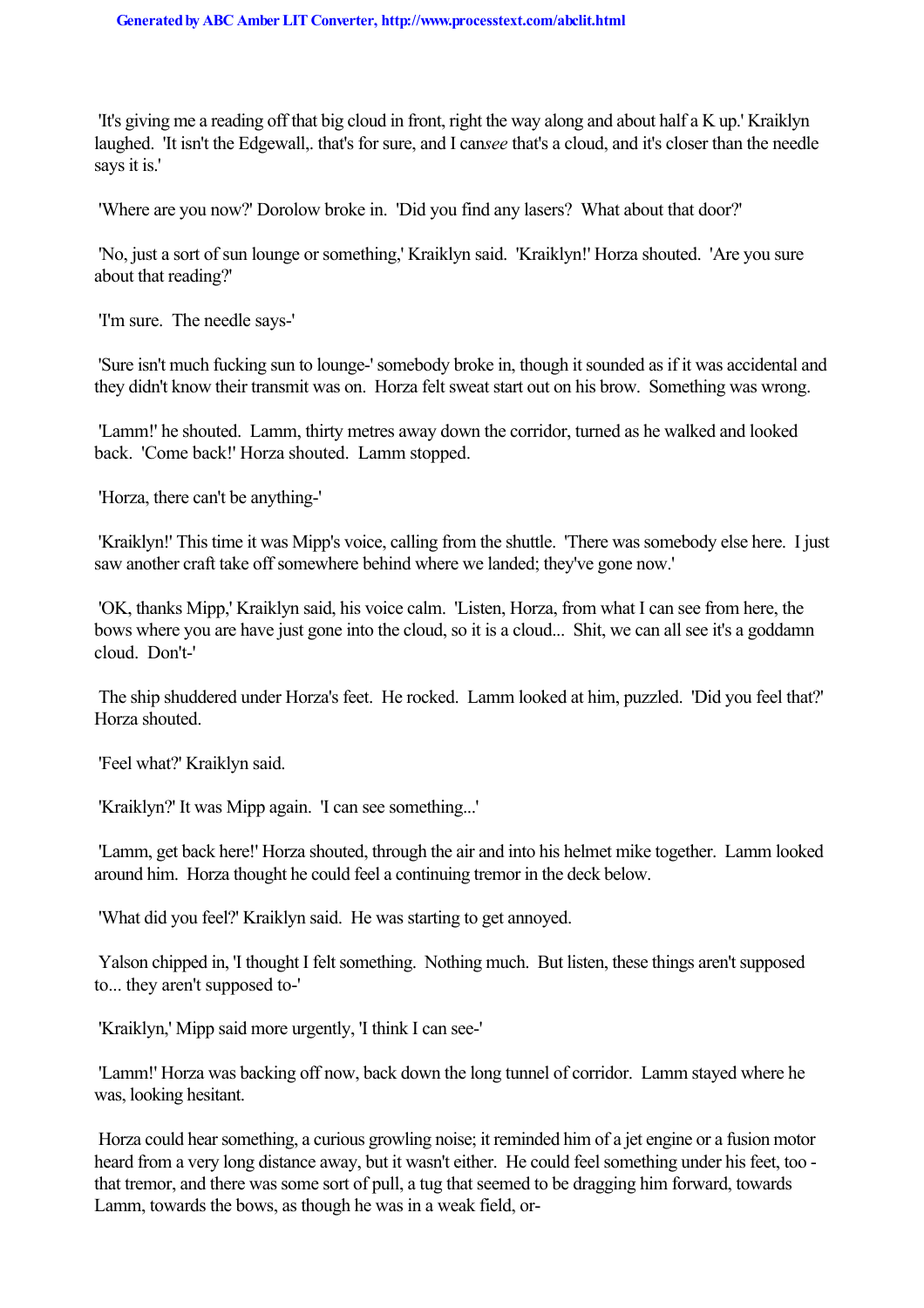'It's giving me a reading off that big cloud in front, right the way along and about half a K up.' Kraiklyn laughed. 'It isn't the Edgewall,. that's for sure, and I can *see* that's a cloud, and it's closer than the needle says it is.'

'Where are you now?' Dorolow broke in. 'Did you find any lasers? What about that door?'

'No, just a sort of sun lounge or something,' Kraiklyn said. 'Kraiklyn!' Horza shouted. 'Are you sure about that reading?'

'I'm sure. The needle says-'

'Sure isn't much fucking sun to lounge-' somebody broke in, though it sounded as if it was accidental and they didn't know their transmit was on. Horza felt sweat start out on his brow. Something was wrong.

'Lamm!' he shouted. Lamm, thirty metres away down the corridor, turned as he walked and looked back. 'Come back!' Horza shouted. Lamm stopped.

'Horza, there can't be anything-'

'Kraiklyn!' This time it was Mipp's voice, calling from the shuttle. 'There was somebody else here. I just saw another craft take off somewhere behind where we landed; they've gone now.'

'OK, thanks Mipp,' Kraiklyn said, his voice calm. 'Listen, Horza, from what I can see from here, the bows where you are have just gone into the cloud, so it is a cloud... Shit, we can all see it's a goddamn cloud. Don't-'

The ship shuddered under Horza's feet. He rocked. Lamm looked at him, puzzled. 'Did you feel that?' Horza shouted.

'Feel what?' Kraiklyn said.

'Kraiklyn?' It was Mipp again. 'I can see something...'

'Lamm, get back here!' Horza shouted, through the air and into his helmet mike together. Lamm looked around him. Horza thought he could feel a continuing tremor in the deck below.

'What did you feel?' Kraiklyn said. He was starting to get annoyed.

Yalson chipped in, 'I thought I felt something. Nothing much. But listen, these things aren't supposed to... they aren't supposed to-'

'Kraiklyn,' Mipp said more urgently, 'I think I can see-'

'Lamm!' Horza was backing off now, back down the long tunnel of corridor. Lamm stayed where he was, looking hesitant.

Horza could hear something, a curious growling noise; it reminded him of a jet engine or a fusion motor heard from a very long distance away, but it wasn't either. He could feel something under his feet, too - that tremor, and there was some sort of pull, a tug that seemed to be dragging him forward, towards Lamm, towards the bows, as though he was in a weak field, or-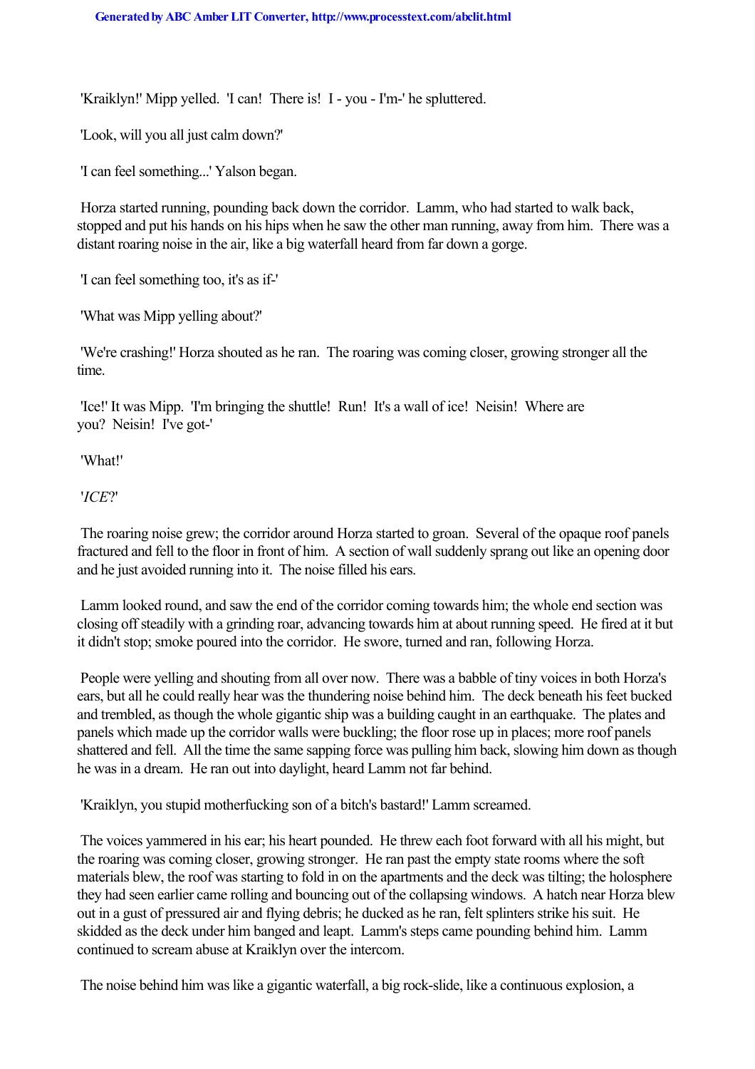'Kraiklyn!' Mipp yelled. 'I can! There is! I - you - I'm-' he spluttered.

'Look, will you all just calm down?'

'I can feel something...' Yalson began.

Horza started running, pounding back down the corridor. Lamm, who had started to walk back, stopped and put his hands on his hips when he saw the other man running, away from him. There was a distant roaring noise in the air, like a big waterfall heard from far down a gorge.

'I can feel something too, it's as if-'

'What was Mipp yelling about?'

'We're crashing!' Horza shouted as he ran. The roaring was coming closer, growing stronger all the time.

'Ice!' It was Mipp. 'I'm bringing the shuttle! Run! It's a wall of ice! Neisin! Where are you? Neisin! I've got-'

'What!'

'*ICE*?'

The roaring noise grew; the corridor around Horza started to groan. Several of the opaque roof panels fractured and fell to the floor in front of him. A section of wall suddenly sprang out like an opening door and he just avoided running into it. The noise filled his ears.

Lamm looked round, and saw the end of the corridor coming towards him; the whole end section was closing off steadily with a grinding roar, advancing towards him at about running speed. He fired at it but it didn't stop; smoke poured into the corridor. He swore, turned and ran, following Horza.

People were yelling and shouting from all over now. There was a babble of tiny voices in both Horza's ears, but all he could really hear was the thundering noise behind him. The deck beneath his feet bucked and trembled, as though the whole gigantic ship was a building caught in an earthquake. The plates and panels which made up the corridor walls were buckling; the floor rose up in places; more roof panels shattered and fell. All the time the same sapping force was pulling him back, slowing him down as though he was in a dream. He ran out into daylight, heard Lamm not far behind.

'Kraiklyn, you stupid motherfucking son of a bitch's bastard!' Lamm screamed.

The voices yammered in his ear; his heart pounded. He threw each foot forward with all his might, but the roaring was coming closer, growing stronger. He ran past the empty state rooms where the soft materials blew, the roof was starting to fold in on the apartments and the deck was tilting; the holosphere they had seen earlier came rolling and bouncing out of the collapsing windows. A hatch near Horza blew out in a gust of pressured air and flying debris; he ducked as he ran, felt splinters strike his suit. He skidded as the deck under him banged and leapt. Lamm's steps came pounding behind him. Lamm continued to scream abuse at Kraiklyn over the intercom.

The noise behind him was like a gigantic waterfall, a big rock-slide, like a continuous explosion, a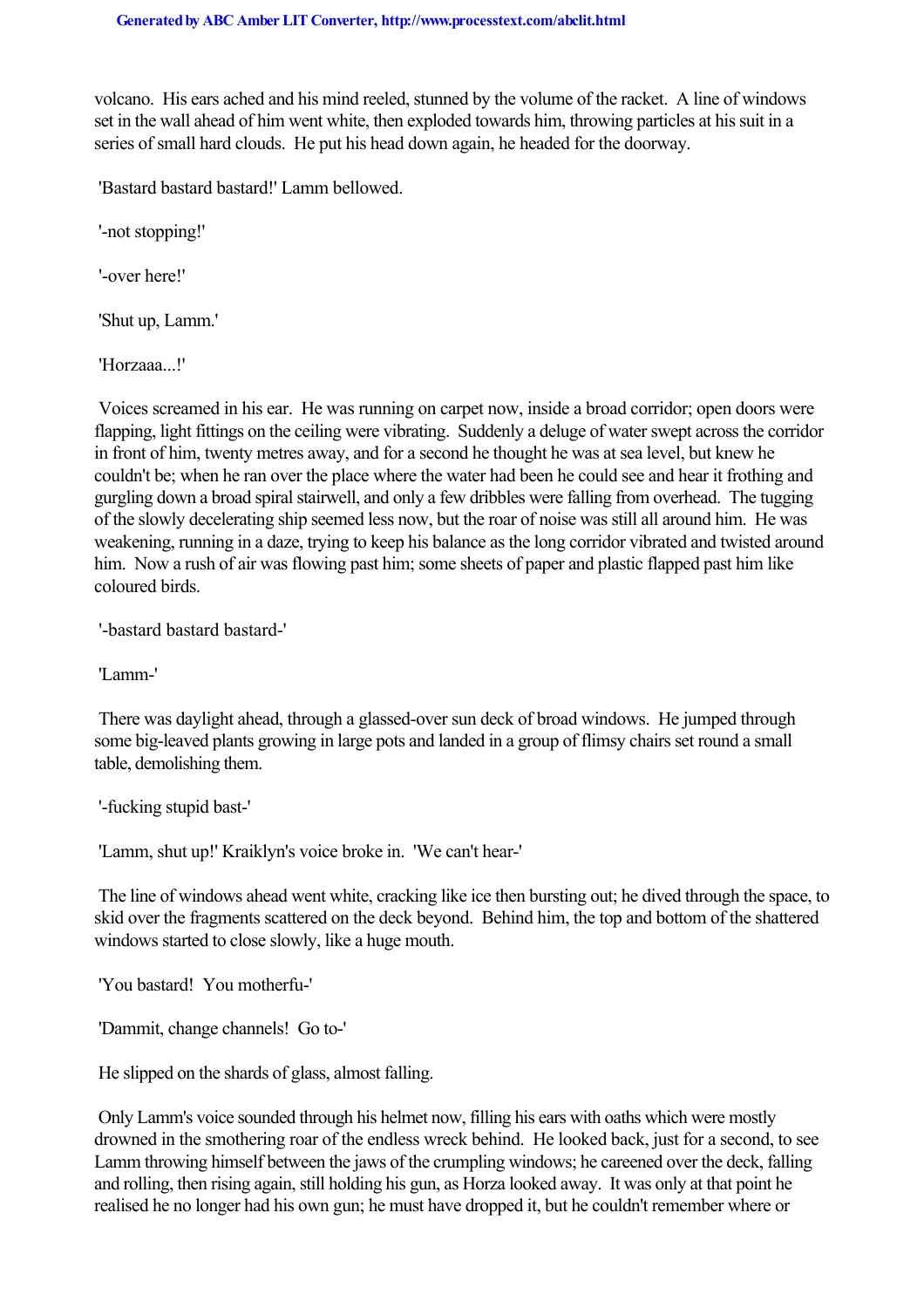volcano. His ears ached and his mind reeled, stunned by the volume of the racket. A line of windows set in the wall ahead of him went white, then exploded towards him, throwing particles at his suit in a series of small hard clouds. He put his head down again, he headed for the doorway.

'Bastard bastard bastard!' Lamm bellowed.

'-not stopping!'

'-over here!'

'Shut up, Lamm.'

'Horzaaa...!'

Voices screamed in his ear. He was running on carpet now, inside a broad corridor; open doors were flapping, light fittings on the ceiling were vibrating. Suddenly a deluge of water swept across the corridor in front of him, twenty metres away, and for a second he thought he was at sea level, but knew he couldn't be; when he ran over the place where the water had been he could see and hear it frothing and gurgling down a broad spiral stairwell, and only a few dribbles were falling from overhead. The tugging of the slowly decelerating ship seemed less now, but the roar of noise was still all around him. He was weakening, running in a daze, trying to keep his balance as the long corridor vibrated and twisted around him. Now a rush of air was flowing past him; some sheets of paper and plastic flapped past him like coloured birds.

'-bastard bastard bastard-'

'Lamm-'

There was daylight ahead, through a glassed-over sun deck of broad windows. He jumped through some big-leaved plants growing in large pots and landed in a group of flimsy chairs set round a small table, demolishing them.

'-fucking stupid bast-'

'Lamm, shut up!' Kraiklyn's voice broke in. 'We can't hear-'

The line of windows ahead went white, cracking like ice then bursting out; he dived through the space, to skid over the fragments scattered on the deck beyond. Behind him, the top and bottom of the shattered windows started to close slowly, like a huge mouth.

'You bastard! You motherfu-'

'Dammit, change channels! Go to-'

He slipped on the shards of glass, almost falling.

Only Lamm's voice sounded through his helmet now, filling his ears with oaths which were mostly drowned in the smothering roar of the endless wreck behind. He looked back, just for a second, to see Lamm throwing himself between the jaws of the crumpling windows; he careened over the deck, falling and rolling, then rising again, still holding his gun, as Horza looked away. It was only at that point he realised he no longer had his own gun; he must have dropped it, but he couldn't remember where or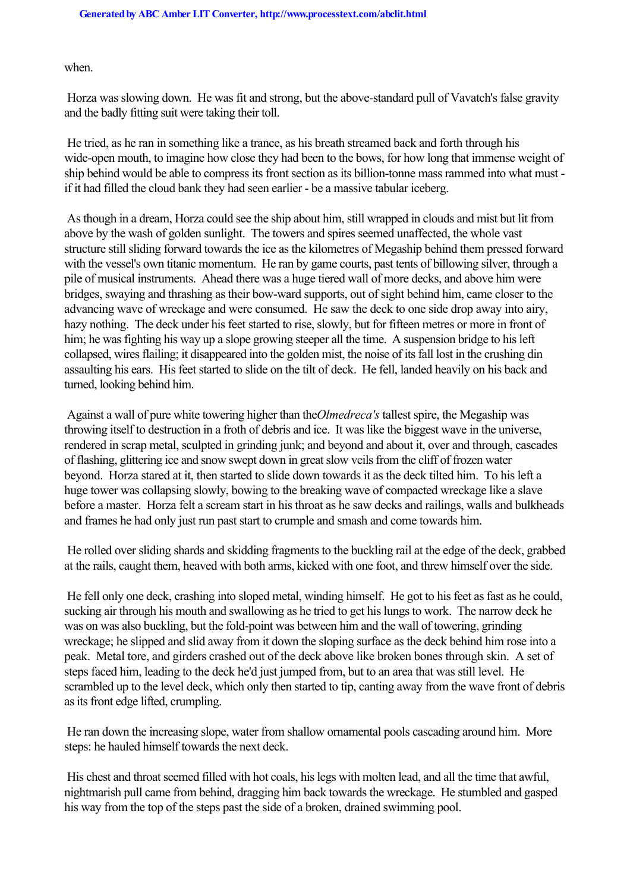when.

Horza was slowing down. He was fit and strong, but the above-standard pull of Vavatch's false gravity and the badly fitting suit were taking their toll.

He tried, as he ran in something like a trance, as his breath streamed back and forth through his wide-open mouth, to imagine how close they had been to the bows, for how long that immense weight of ship behind would be able to compress its front section as its billion-tonne mass rammed into what must - if it had filled the cloud bank they had seen earlier - be a massive tabular iceberg.

As though in a dream, Horza could see the ship about him, still wrapped in clouds and mist but lit from above by the wash of golden sunlight. The towers and spires seemed unaffected, the whole vast structure still sliding forward towards the ice as the kilometres of Megaship behind them pressed forward with the vessel's own titanic momentum. He ran by game courts, past tents of billowing silver, through a pile of musical instruments. Ahead there was a huge tiered wall of more decks, and above him were bridges, swaying and thrashing as their bow-ward supports, out of sight behind him, came closer to the advancing wave of wreckage and were consumed. He saw the deck to one side drop away into airy, hazy nothing. The deck under his feet started to rise, slowly, but for fifteen metres or more in front of him; he was fighting his way up a slope growing steeper all the time. A suspension bridge to his left collapsed, wires flailing; it disappeared into the golden mist, the noise of its fall lost in the crushing din assaulting his ears. His feet started to slide on the tilt of deck. He fell, landed heavily on his back and turned, looking behind him.

Against a wall of pure white towering higher than the *Olmedreca's* tallest spire, the Megaship was throwing itself to destruction in a froth of debris and ice. It was like the biggest wave in the universe, rendered in scrap metal, sculpted in grinding junk; and beyond and about it, over and through, cascades of flashing, glittering ice and snow swept down in great slow veils from the cliff of frozen water beyond. Horza stared at it, then started to slide down towards it as the deck tilted him. To his left a huge tower was collapsing slowly, bowing to the breaking wave of compacted wreckage like a slave before a master. Horza felt a scream start in his throat as he saw decks and railings, walls and bulkheads and frames he had only just run past start to crumple and smash and come towards him.

He rolled over sliding shards and skidding fragments to the buckling rail at the edge of the deck, grabbed at the rails, caught them, heaved with both arms, kicked with one foot, and threw himself over the side.

He fell only one deck, crashing into sloped metal, winding himself. He got to his feet as fast as he could, sucking air through his mouth and swallowing as he tried to get his lungs to work. The narrow deck he was on was also buckling, but the fold-point was between him and the wall of towering, grinding wreckage; he slipped and slid away from it down the sloping surface as the deck behind him rose into a peak. Metal tore, and girders crashed out of the deck above like broken bones through skin. A set of steps faced him, leading to the deck he'd just jumped from, but to an area that was still level. He scrambled up to the level deck, which only then started to tip, canting away from the wave front of debris as its front edge lifted, crumpling.

He ran down the increasing slope, water from shallow ornamental pools cascading around him. More steps: he hauled himself towards the next deck.

His chest and throat seemed filled with hot coals, his legs with molten lead, and all the time that awful, nightmarish pull came from behind, dragging him back towards the wreckage. He stumbled and gasped his way from the top of the steps past the side of a broken, drained swimming pool.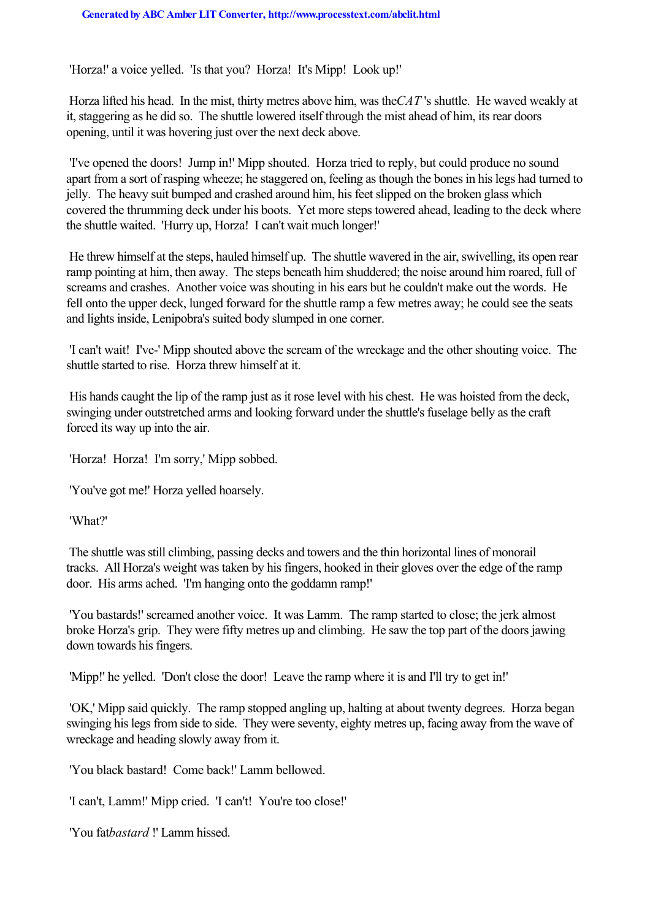'Horza!' a voice yelled. 'Is that you? Horza! It's Mipp! Look up!'

Horza lifted his head. In the mist, thirty metres above him, was the *CAT* 's shuttle. He waved weakly at it, staggering as he did so. The shuttle lowered itself through the mist ahead of him, its rear doors opening, until it was hovering just over the next deck above.

'I've opened the doors! Jump in!' Mipp shouted. Horza tried to reply, but could produce no sound apart from a sort of rasping wheeze; he staggered on, feeling as though the bones in his legs had turned to jelly. The heavy suit bumped and crashed around him, his feet slipped on the broken glass which covered the thrumming deck under his boots. Yet more steps towered ahead, leading to the deck where the shuttle waited. 'Hurry up, Horza! I can't wait much longer!'

He threw himself at the steps, hauled himself up. The shuttle wavered in the air, swivelling, its open rear ramp pointing at him, then away. The steps beneath him shuddered; the noise around him roared, full of screams and crashes. Another voice was shouting in his ears but he couldn't make out the words. He fell onto the upper deck, lunged forward for the shuttle ramp a few metres away; he could see the seats and lights inside, Lenipobra's suited body slumped in one corner.

'I can't wait! I've-' Mipp shouted above the scream of the wreckage and the other shouting voice. The shuttle started to rise. Horza threw himself at it.

His hands caught the lip of the ramp just as it rose level with his chest. He was hoisted from the deck, swinging under outstretched arms and looking forward under the shuttle's fuselage belly as the craft forced its way up into the air.

'Horza! Horza! I'm sorry,' Mipp sobbed.

'You've got me!' Horza yelled hoarsely.

'What?'

The shuttle was still climbing, passing decks and towers and the thin horizontal lines of monorail tracks. All Horza's weight was taken by his fingers, hooked in their gloves over the edge of the ramp door. His arms ached. 'I'm hanging onto the goddamn ramp!'

'You bastards!' screamed another voice. It was Lamm. The ramp started to close; the jerk almost broke Horza's grip. They were fifty metres up and climbing. He saw the top part of the doors jawing down towards his fingers.

'Mipp!' he yelled. 'Don't close the door! Leave the ramp where it is and I'll try to get in!'

'OK,' Mipp said quickly. The ramp stopped angling up, halting at about twenty degrees. Horza began swinging his legs from side to side. They were seventy, eighty metres up, facing away from the wave of wreckage and heading slowly away from it.

'You black bastard! Come back!' Lamm bellowed.

'I can't, Lamm!' Mipp cried. 'I can't! You're too close!'

'You fat *bastard* !' Lamm hissed.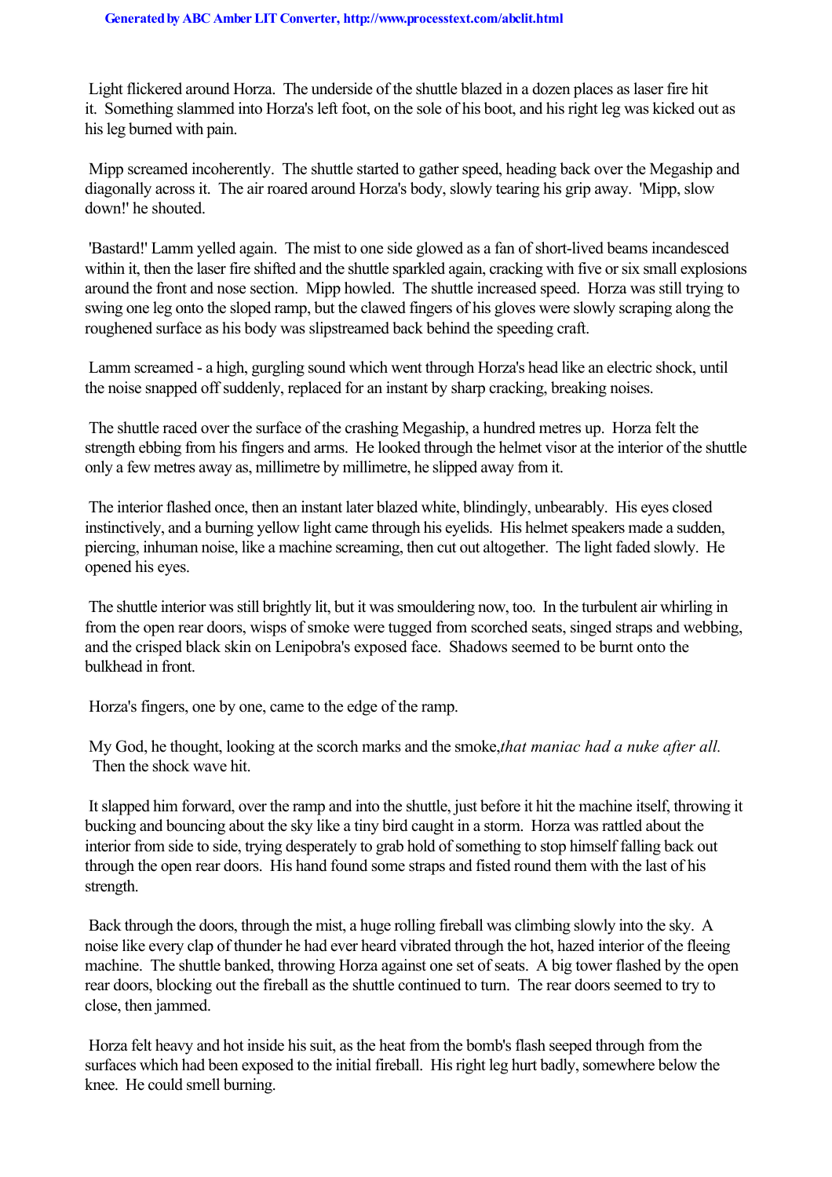Light flickered around Horza. The underside of the shuttle blazed in a dozen places as laser fire hit it. Something slammed into Horza's left foot, on the sole of his boot, and his right leg was kicked out as his leg burned with pain.

Mipp screamed incoherently. The shuttle started to gather speed, heading back over the Megaship and diagonally across it. The air roared around Horza's body, slowly tearing his grip away. 'Mipp, slow down!' he shouted.

'Bastard!' Lamm yelled again. The mist to one side glowed as a fan of short-lived beams incandesced within it, then the laser fire shifted and the shuttle sparkled again, cracking with five or six small explosions around the front and nose section. Mipp howled. The shuttle increased speed. Horza was still trying to swing one leg onto the sloped ramp, but the clawed fingers of his gloves were slowly scraping along the roughened surface as his body was slipstreamed back behind the speeding craft.

Lamm screamed - a high, gurgling sound which went through Horza's head like an electric shock, until the noise snapped off suddenly, replaced for an instant by sharp cracking, breaking noises.

The shuttle raced over the surface of the crashing Megaship, a hundred metres up. Horza felt the strength ebbing from his fingers and arms. He looked through the helmet visor at the interior of the shuttle only a few metres away as, millimetre by millimetre, he slipped away from it.

The interior flashed once, then an instant later blazed white, blindingly, unbearably. His eyes closed instinctively, and a burning yellow light came through his eyelids. His helmet speakers made a sudden, piercing, inhuman noise, like a machine screaming, then cut out altogether. The light faded slowly. He opened his eyes.

The shuttle interior was still brightly lit, but it was smouldering now, too. In the turbulent air whirling in from the open rear doors, wisps of smoke were tugged from scorched seats, singed straps and webbing, and the crisped black skin on Lenipobra's exposed face. Shadows seemed to be burnt onto the bulkhead in front.

Horza's fingers, one by one, came to the edge of the ramp.

My God, he thought, looking at the scorch marks and the smoke, *that maniac had a nuke after all.* Then the shock wave hit.

It slapped him forward, over the ramp and into the shuttle, just before it hit the machine itself, throwing it bucking and bouncing about the sky like a tiny bird caught in a storm. Horza was rattled about the interior from side to side, trying desperately to grab hold of something to stop himself falling back out through the open rear doors. His hand found some straps and fisted round them with the last of his strength.

Back through the doors, through the mist, a huge rolling fireball was climbing slowly into the sky. A noise like every clap of thunder he had ever heard vibrated through the hot, hazed interior of the fleeing machine. The shuttle banked, throwing Horza against one set of seats. A big tower flashed by the open rear doors, blocking out the fireball as the shuttle continued to turn. The rear doors seemed to try to close, then jammed.

Horza felt heavy and hot inside his suit, as the heat from the bomb's flash seeped through from the surfaces which had been exposed to the initial fireball. His right leg hurt badly, somewhere below the knee. He could smell burning.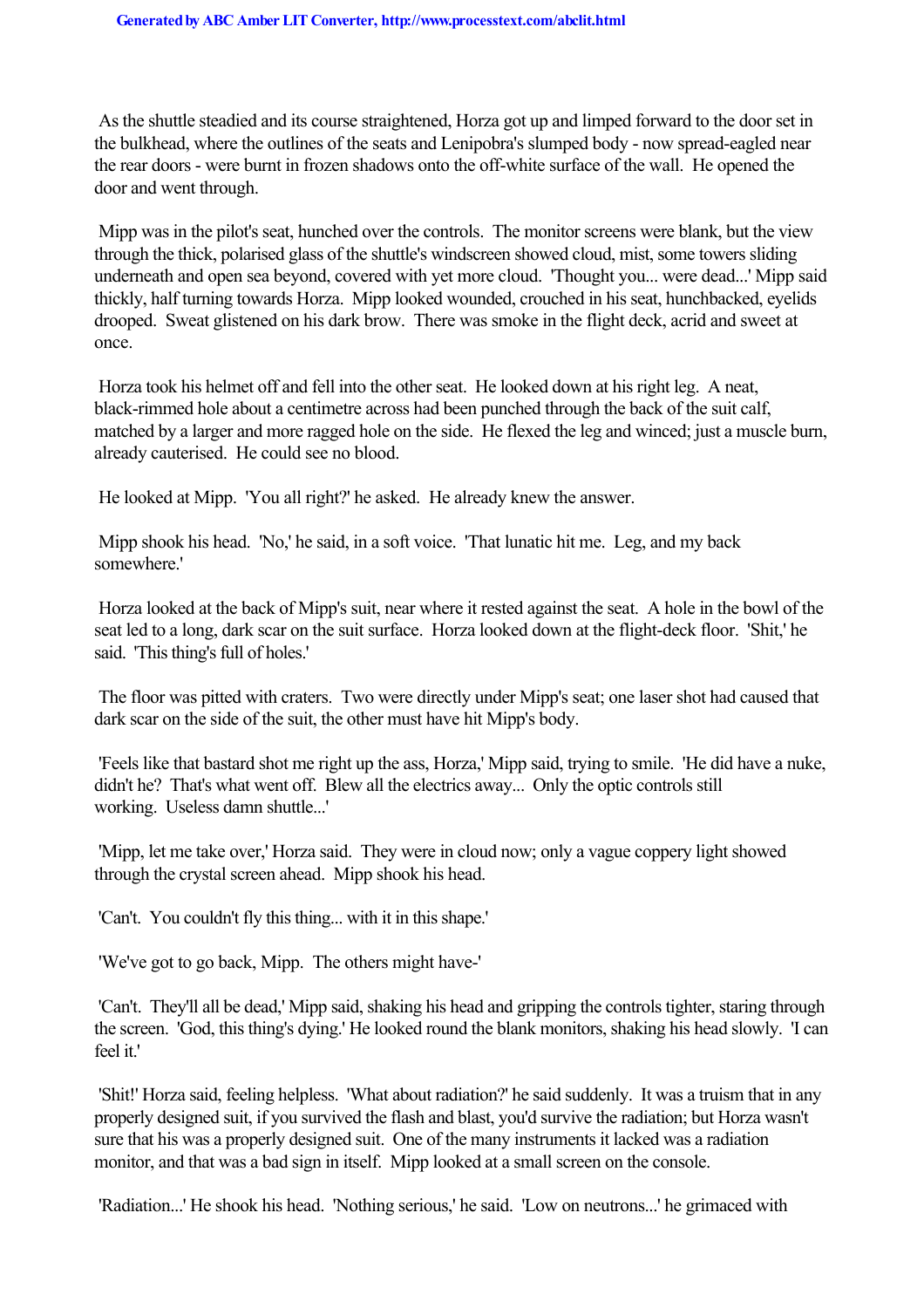As the shuttle steadied and its course straightened, Horza got up and limped forward to the door set in the bulkhead, where the outlines of the seats and Lenipobra's slumped body - now spread-eagled near the rear doors - were burnt in frozen shadows onto the off-white surface of the wall. He opened the door and went through.

Mipp was in the pilot's seat, hunched over the controls. The monitor screens were blank, but the view through the thick, polarised glass of the shuttle's windscreen showed cloud, mist, some towers sliding underneath and open sea beyond, covered with yet more cloud. 'Thought you... were dead...' Mipp said thickly, half turning towards Horza. Mipp looked wounded, crouched in his seat, hunchbacked, eyelids drooped. Sweat glistened on his dark brow. There was smoke in the flight deck, acrid and sweet at once.

Horza took his helmet off and fell into the other seat. He looked down at his right leg. A neat, black-rimmed hole about a centimetre across had been punched through the back of the suit calf, matched by a larger and more ragged hole on the side. He flexed the leg and winced; just a muscle burn, already cauterised. He could see no blood.

He looked at Mipp. 'You all right?' he asked. He already knew the answer.

Mipp shook his head. 'No,' he said, in a soft voice. 'That lunatic hit me. Leg, and my back somewhere.'

Horza looked at the back of Mipp's suit, near where it rested against the seat. A hole in the bowl of the seat led to a long, dark scar on the suit surface. Horza looked down at the flight-deck floor. 'Shit,' he said. 'This thing's full of holes.'

The floor was pitted with craters. Two were directly under Mipp's seat; one laser shot had caused that dark scar on the side of the suit, the other must have hit Mipp's body.

'Feels like that bastard shot me right up the ass, Horza,' Mipp said, trying to smile. 'He did have a nuke, didn't he? That's what went off. Blew all the electrics away... Only the optic controls still working. Useless damn shuttle...'

'Mipp, let me take over,' Horza said. They were in cloud now; only a vague coppery light showed through the crystal screen ahead. Mipp shook his head.

'Can't. You couldn't fly this thing... with it in this shape.'

'We've got to go back, Mipp. The others might have-'

'Can't. They'll all be dead,' Mipp said, shaking his head and gripping the controls tighter, staring through the screen. 'God, this thing's dying.' He looked round the blank monitors, shaking his head slowly. 'I can feel it.'

'Shit!' Horza said, feeling helpless. 'What about radiation?' he said suddenly. It was a truism that in any properly designed suit, if you survived the flash and blast, you'd survive the radiation; but Horza wasn't sure that his was a properly designed suit. One of the many instruments it lacked was a radiation monitor, and that was a bad sign in itself. Mipp looked at a small screen on the console.

'Radiation...' He shook his head. 'Nothing serious,' he said. 'Low on neutrons...' he grimaced with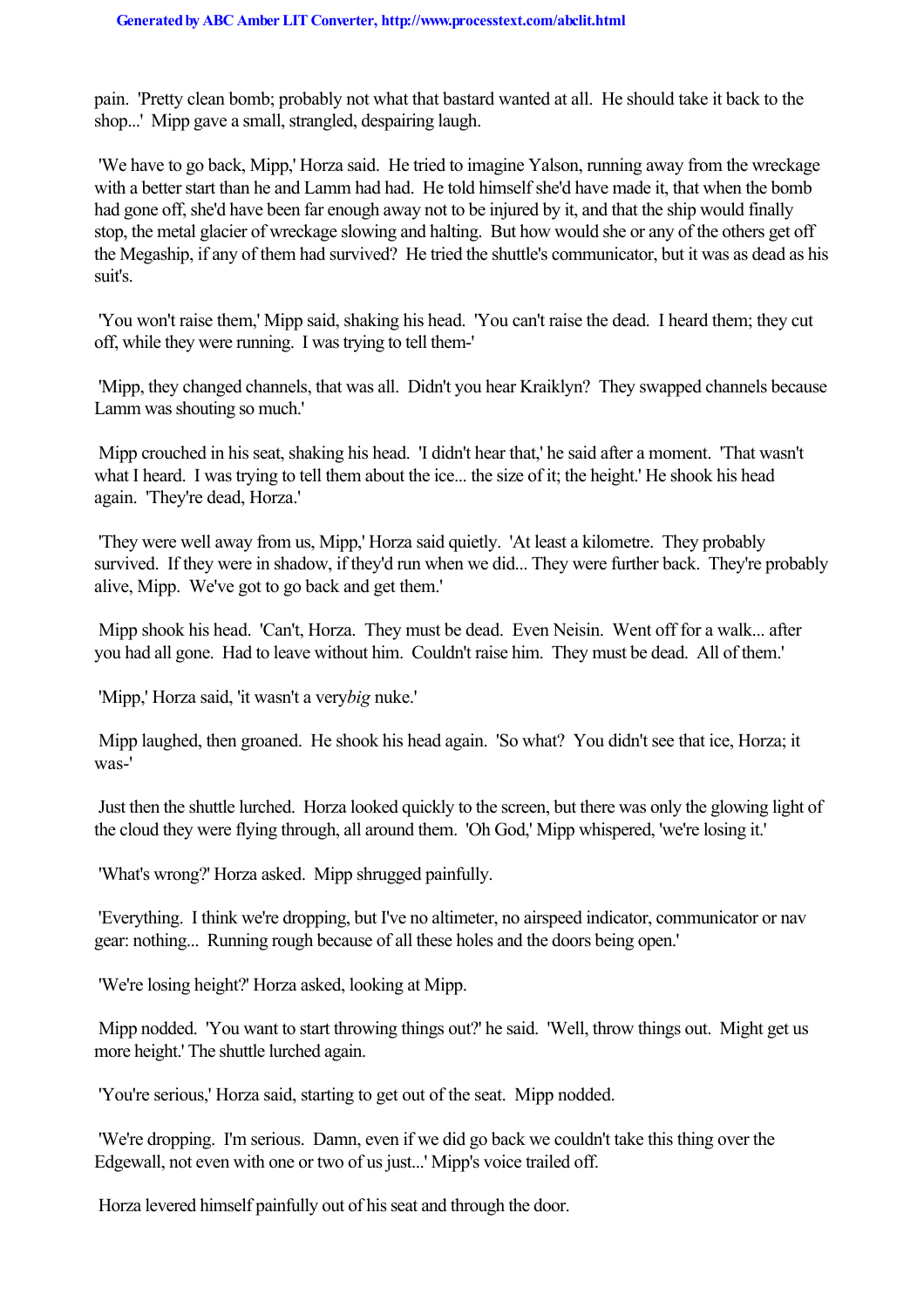pain. 'Pretty clean bomb; probably not what that bastard wanted at all. He should take it back to the shop...' Mipp gave a small, strangled, despairing laugh.

'We have to go back, Mipp,' Horza said. He tried to imagine Yalson, running away from the wreckage with a better start than he and Lamm had had. He told himself she'd have made it, that when the bomb had gone off, she'd have been far enough away not to be injured by it, and that the ship would finally stop, the metal glacier of wreckage slowing and halting. But how would she or any of the others get off the Megaship, if any of them had survived? He tried the shuttle's communicator, but it was as dead as his suit's.

'You won't raise them,' Mipp said, shaking his head. 'You can't raise the dead. I heard them; they cut off, while they were running. I was trying to tell them-'

'Mipp, they changed channels, that was all. Didn't you hear Kraiklyn? They swapped channels because Lamm was shouting so much.'

Mipp crouched in his seat, shaking his head. 'I didn't hear that,' he said after a moment. 'That wasn't what I heard. I was trying to tell them about the ice... the size of it; the height.' He shook his head again. 'They're dead, Horza.'

'They were well away from us, Mipp,' Horza said quietly. 'At least a kilometre. They probably survived. If they were in shadow, if they'd run when we did... They were further back. They're probably alive, Mipp. We've got to go back and get them.'

Mipp shook his head. 'Can't, Horza. They must be dead. Even Neisin. Went off for a walk... after you had all gone. Had to leave without him. Couldn't raise him. They must be dead. All of them.'

'Mipp,' Horza said, 'it wasn't a very *big* nuke.'

Mipp laughed, then groaned. He shook his head again. 'So what? You didn't see that ice, Horza; it was-'

Just then the shuttle lurched. Horza looked quickly to the screen, but there was only the glowing light of the cloud they were flying through, all around them. 'Oh God,' Mipp whispered, 'we're losing it.'

'What's wrong?' Horza asked. Mipp shrugged painfully.

'Everything. I think we're dropping, but I've no altimeter, no airspeed indicator, communicator or nav gear: nothing... Running rough because of all these holes and the doors being open.'

'We're losing height?' Horza asked, looking at Mipp.

Mipp nodded. 'You want to start throwing things out?' he said. 'Well, throw things out. Might get us more height.' The shuttle lurched again.

'You're serious,' Horza said, starting to get out of the seat. Mipp nodded.

'We're dropping. I'm serious. Damn, even if we did go back we couldn't take this thing over the Edgewall, not even with one or two of us just...' Mipp's voice trailed off.

Horza levered himself painfully out of his seat and through the door.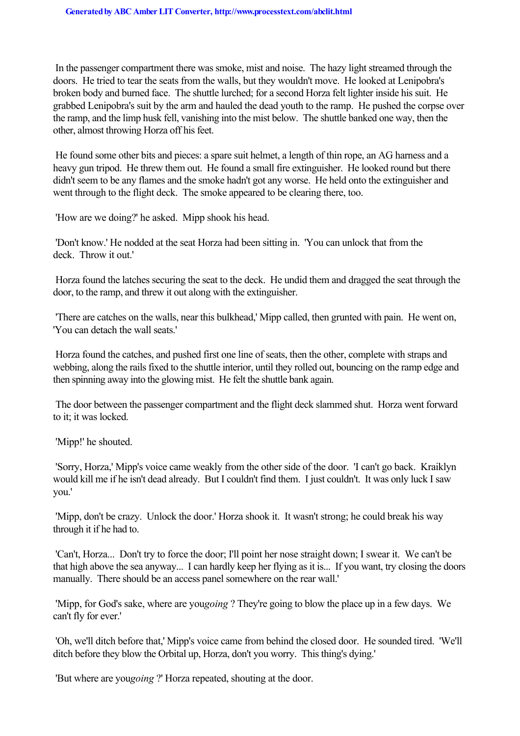In the passenger compartment there was smoke, mist and noise. The hazy light streamed through the doors. He tried to tear the seats from the walls, but they wouldn't move. He looked at Lenipobra's broken body and burned face. The shuttle lurched; for a second Horza felt lighter inside his suit. He grabbed Lenipobra's suit by the arm and hauled the dead youth to the ramp. He pushed the corpse over the ramp, and the limp husk fell, vanishing into the mist below. The shuttle banked one way, then the other, almost throwing Horza off his feet.

He found some other bits and pieces: a spare suit helmet, a length of thin rope, an AG harness and a heavy gun tripod. He threw them out. He found a small fire extinguisher. He looked round but there didn't seem to be any flames and the smoke hadn't got any worse. He held onto the extinguisher and went through to the flight deck. The smoke appeared to be clearing there, too.

'How are we doing?' he asked. Mipp shook his head.

'Don't know.' He nodded at the seat Horza had been sitting in. 'You can unlock that from the deck. Throw it out.'

Horza found the latches securing the seat to the deck. He undid them and dragged the seat through the door, to the ramp, and threw it out along with the extinguisher.

'There are catches on the walls, near this bulkhead,' Mipp called, then grunted with pain. He went on, 'You can detach the wall seats.'

Horza found the catches, and pushed first one line of seats, then the other, complete with straps and webbing, along the rails fixed to the shuttle interior, until they rolled out, bouncing on the ramp edge and then spinning away into the glowing mist. He felt the shuttle bank again.

The door between the passenger compartment and the flight deck slammed shut. Horza went forward to it; it was locked.

'Mipp!' he shouted.

'Sorry, Horza,' Mipp's voice came weakly from the other side of the door. 'I can't go back. Kraiklyn would kill me if he isn't dead already. But I couldn't find them. I just couldn't. It was only luck I saw you.'

'Mipp, don't be crazy. Unlock the door.' Horza shook it. It wasn't strong; he could break his way through it if he had to.

'Can't, Horza... Don't try to force the door; I'll point her nose straight down; I swear it. We can't be that high above the sea anyway... I can hardly keep her flying as it is... If you want, try closing the doors manually. There should be an access panel somewhere on the rear wall.'

'Mipp, for God's sake, where are you *going* ? They're going to blow the place up in a few days. We can't fly for ever.'

'Oh, we'll ditch before that,' Mipp's voice came from behind the closed door. He sounded tired. 'We'll ditch before they blow the Orbital up, Horza, don't you worry. This thing's dying.'

'But where are you *going* ?' Horza repeated, shouting at the door.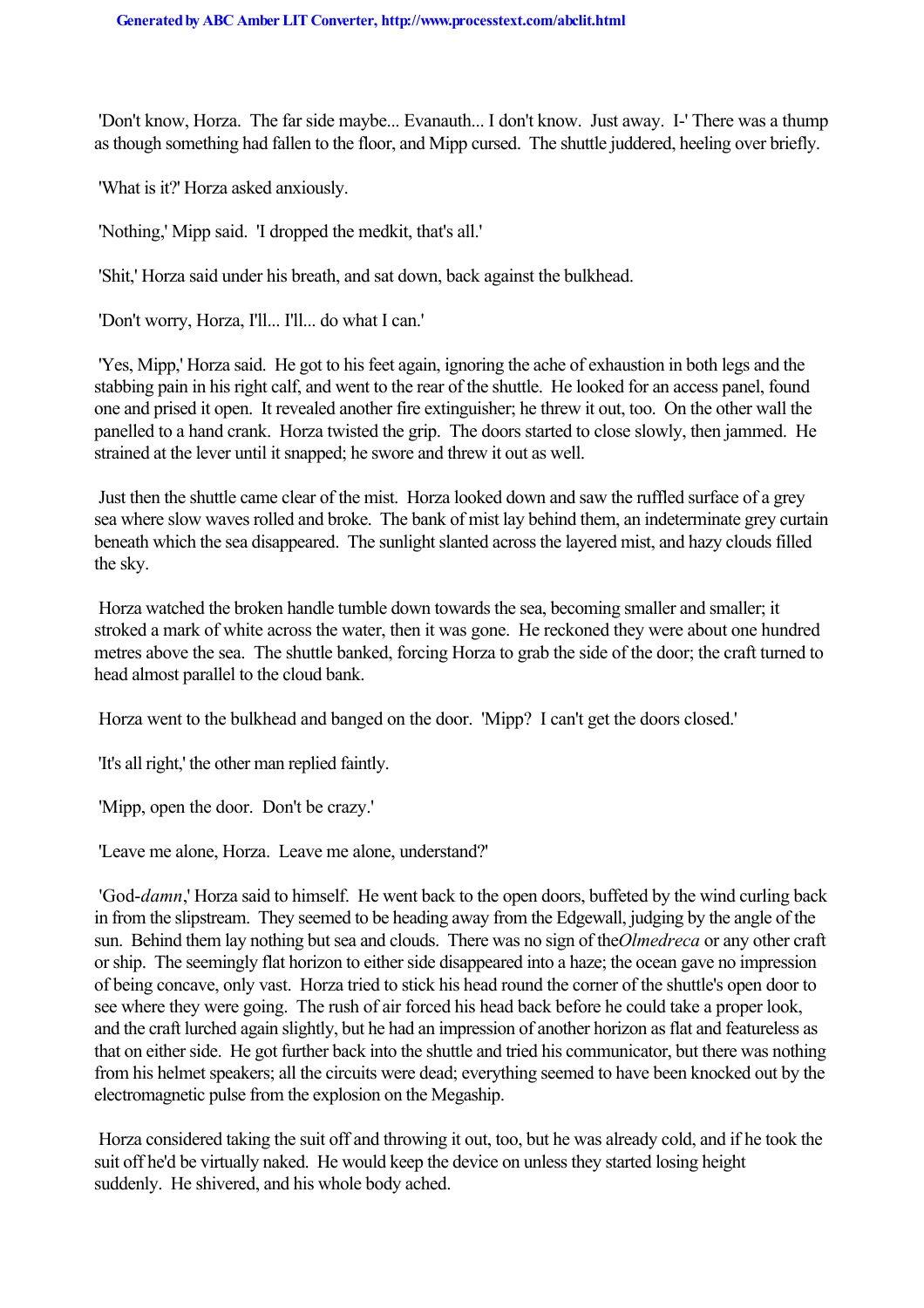'Don't know, Horza. The far side maybe... Evanauth... I don't know. Just away. I-' There was a thump as though something had fallen to the floor, and Mipp cursed. The shuttle juddered, heeling over briefly.

'What is it?' Horza asked anxiously.

'Nothing,' Mipp said. 'I dropped the medkit, that's all.'

'Shit,' Horza said under his breath, and sat down, back against the bulkhead.

'Don't worry, Horza, I'll... I'll... do what I can.'

'Yes, Mipp,' Horza said. He got to his feet again, ignoring the ache of exhaustion in both legs and the stabbing pain in his right calf, and went to the rear of the shuttle. He looked for an access panel, found one and prised it open. It revealed another fire extinguisher; he threw it out, too. On the other wall the panelled to a hand crank. Horza twisted the grip. The doors started to close slowly, then jammed. He strained at the lever until it snapped; he swore and threw it out as well.

Just then the shuttle came clear of the mist. Horza looked down and saw the ruffled surface of a grey sea where slow waves rolled and broke. The bank of mist lay behind them, an indeterminate grey curtain beneath which the sea disappeared. The sunlight slanted across the layered mist, and hazy clouds filled the sky.

Horza watched the broken handle tumble down towards the sea, becoming smaller and smaller; it stroked a mark of white across the water, then it was gone. He reckoned they were about one hundred metres above the sea. The shuttle banked, forcing Horza to grab the side of the door; the craft turned to head almost parallel to the cloud bank.

Horza went to the bulkhead and banged on the door. 'Mipp? I can't get the doors closed.'

'It's all right,' the other man replied faintly.

'Mipp, open the door. Don't be crazy.'

'Leave me alone, Horza. Leave me alone, understand?'

'God-*damn*,' Horza said to himself. He went back to the open doors, buffeted by the wind curling back in from the slipstream. They seemed to be heading away from the Edgewall, judging by the angle of the sun. Behind them lay nothing but sea and clouds. There was no sign of the*Olmedreca* or any other craft or ship. The seemingly flat horizon to either side disappeared into a haze; the ocean gave no impression of being concave, only vast. Horza tried to stick his head round the corner of the shuttle's open door to see where they were going. The rush of air forced his head back before he could take a proper look, and the craft lurched again slightly, but he had an impression of another horizon as flat and featureless as that on either side. He got further back into the shuttle and tried his communicator, but there was nothing from his helmet speakers; all the circuits were dead; everything seemed to have been knocked out by the electromagnetic pulse from the explosion on the Megaship.

Horza considered taking the suit off and throwing it out, too, but he was already cold, and if he took the suit off he'd be virtually naked. He would keep the device on unless they started losing height suddenly. He shivered, and his whole body ached.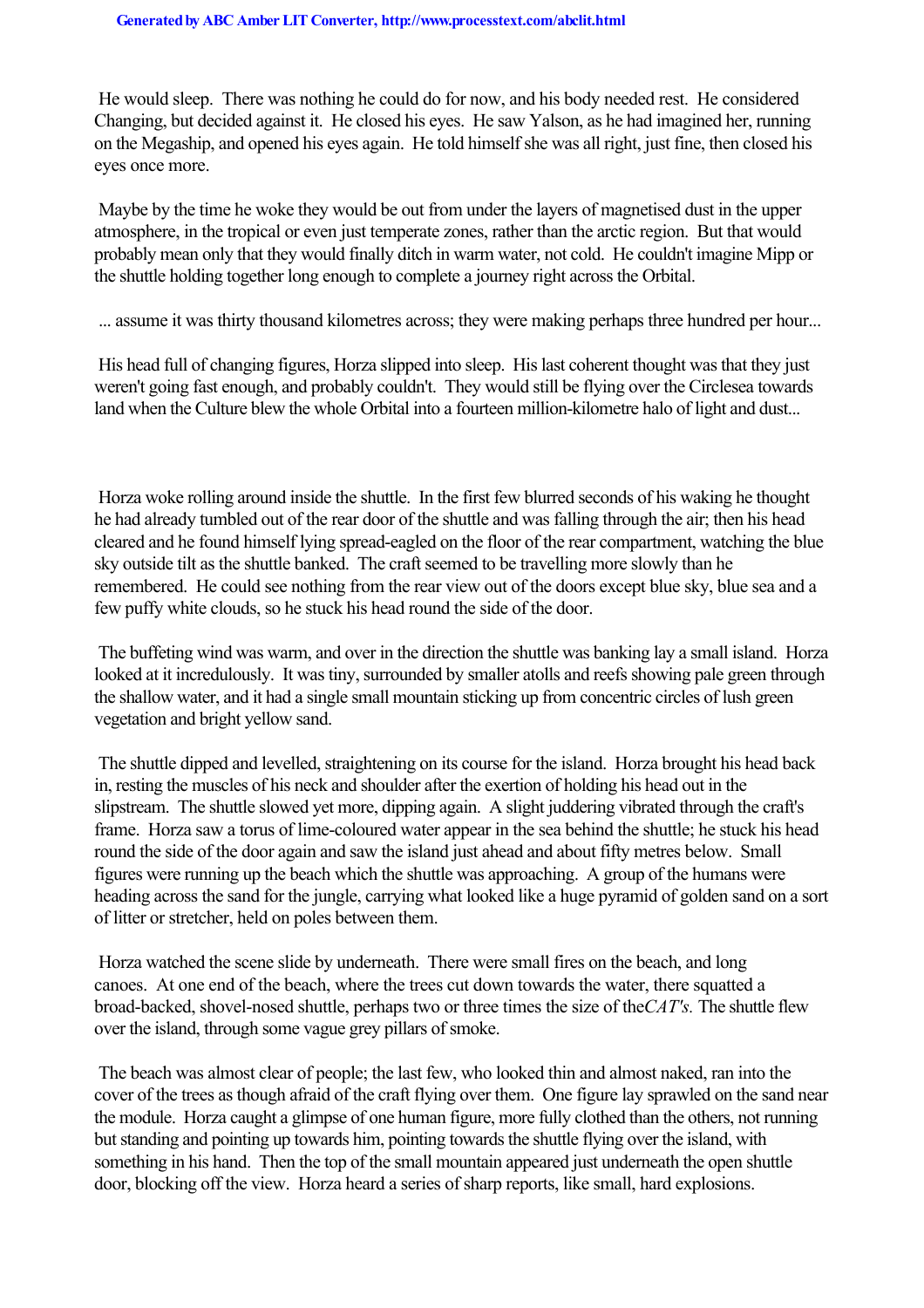He would sleep. There was nothing he could do for now, and his body needed rest. He considered Changing, but decided against it. He closed his eyes. He saw Yalson, as he had imagined her, running on the Megaship, and opened his eyes again. He told himself she was all right, just fine, then closed his eyes once more.

Maybe by the time he woke they would be out from under the layers of magnetised dust in the upper atmosphere, in the tropical or even just temperate zones, rather than the arctic region. But that would probably mean only that they would finally ditch in warm water, not cold. He couldn't imagine Mipp or the shuttle holding together long enough to complete a journey right across the Orbital.

... assume it was thirty thousand kilometres across; they were making perhaps three hundred per hour...

His head full of changing figures, Horza slipped into sleep. His last coherent thought was that they just weren't going fast enough, and probably couldn't. They would still be flying over the Circlesea towards land when the Culture blew the whole Orbital into a fourteen million-kilometre halo of light and dust...

Horza woke rolling around inside the shuttle. In the first few blurred seconds of his waking he thought he had already tumbled out of the rear door of the shuttle and was falling through the air; then his head cleared and he found himself lying spread-eagled on the floor of the rear compartment, watching the blue sky outside tilt as the shuttle banked. The craft seemed to be travelling more slowly than he remembered. He could see nothing from the rear view out of the doors except blue sky, blue sea and a few puffy white clouds, so he stuck his head round the side of the door.

The buffeting wind was warm, and over in the direction the shuttle was banking lay a small island. Horza looked at it incredulously. It was tiny, surrounded by smaller atolls and reefs showing pale green through the shallow water, and it had a single small mountain sticking up from concentric circles of lush green vegetation and bright yellow sand.

The shuttle dipped and levelled, straightening on its course for the island. Horza brought his head back in, resting the muscles of his neck and shoulder after the exertion of holding his head out in the slipstream. The shuttle slowed yet more, dipping again. A slight juddering vibrated through the craft's frame. Horza saw a torus of lime-coloured water appear in the sea behind the shuttle; he stuck his head round the side of the door again and saw the island just ahead and about fifty metres below. Small figures were running up the beach which the shuttle was approaching. A group of the humans were heading across the sand for the jungle, carrying what looked like a huge pyramid of golden sand on a sort of litter or stretcher, held on poles between them.

Horza watched the scene slide by underneath. There were small fires on the beach, and long canoes. At one end of the beach, where the trees cut down towards the water, there squatted a broad-backed, shovel-nosed shuttle, perhaps two or three times the size of the *CAT's.* The shuttle flew over the island, through some vague grey pillars of smoke.

The beach was almost clear of people; the last few, who looked thin and almost naked, ran into the cover of the trees as though afraid of the craft flying over them. One figure lay sprawled on the sand near the module. Horza caught a glimpse of one human figure, more fully clothed than the others, not running but standing and pointing up towards him, pointing towards the shuttle flying over the island, with something in his hand. Then the top of the small mountain appeared just underneath the open shuttle door, blocking off the view. Horza heard a series of sharp reports, like small, hard explosions.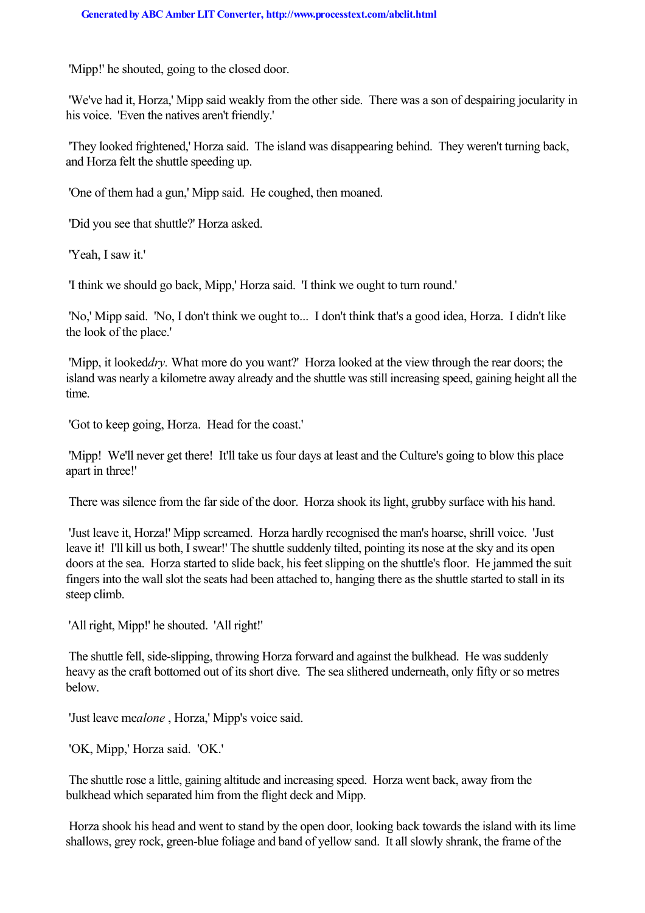'Mipp!' he shouted, going to the closed door.

'We've had it, Horza,' Mipp said weakly from the other side. There was a son of despairing jocularity in his voice. 'Even the natives aren't friendly.'

'They looked frightened,' Horza said. The island was disappearing behind. They weren't turning back, and Horza felt the shuttle speeding up.

'One of them had a gun,' Mipp said. He coughed, then moaned.

'Did you see that shuttle?' Horza asked.

'Yeah, I saw it.'

'I think we should go back, Mipp,' Horza said. 'I think we ought to turn round.'

'No,' Mipp said. 'No, I don't think we ought to... I don't think that's a good idea, Horza. I didn't like the look of the place.'

'Mipp, it looked *dry.* What more do you want?' Horza looked at the view through the rear doors; the island was nearly a kilometre away already and the shuttle was still increasing speed, gaining height all the time.

'Got to keep going, Horza. Head for the coast.'

'Mipp! We'll never get there! It'll take us four days at least and the Culture's going to blow this place apart in three!'

There was silence from the far side of the door. Horza shook its light, grubby surface with his hand.

'Just leave it, Horza!' Mipp screamed. Horza hardly recognised the man's hoarse, shrill voice. 'Just leave it! I'll kill us both, I swear!' The shuttle suddenly tilted, pointing its nose at the sky and its open doors at the sea. Horza started to slide back, his feet slipping on the shuttle's floor. He jammed the suit fingers into the wall slot the seats had been attached to, hanging there as the shuttle started to stall in its steep climb.

'All right, Mipp!' he shouted. 'All right!'

The shuttle fell, side-slipping, throwing Horza forward and against the bulkhead. He was suddenly heavy as the craft bottomed out of its short dive. The sea slithered underneath, only fifty or so metres below.

'Just leave me *alone* , Horza,' Mipp's voice said.

'OK, Mipp,' Horza said. 'OK.'

The shuttle rose a little, gaining altitude and increasing speed. Horza went back, away from the bulkhead which separated him from the flight deck and Mipp.

Horza shook his head and went to stand by the open door, looking back towards the island with its lime shallows, grey rock, green-blue foliage and band of yellow sand. It all slowly shrank, the frame of the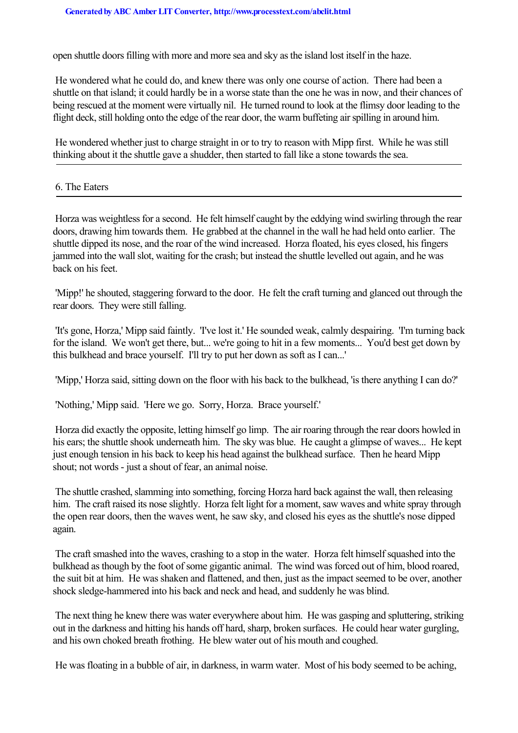open shuttle doors filling with more and more sea and sky as the island lost itself in the haze.

He wondered what he could do, and knew there was only one course of action. There had been a shuttle on that island; it could hardly be in a worse state than the one he was in now, and their chances of being rescued at the moment were virtually nil. He turned round to look at the flimsy door leading to the flight deck, still holding onto the edge of the rear door, the warm buffeting air spilling in around him.

He wondered whether just to charge straight in or to try to reason with Mipp first. While he was still thinking about it the shuttle gave a shudder, then started to fall like a stone towards the sea.

---

## 6. The Eaters

---

Horza was weightless for a second. He felt himself caught by the eddying wind swirling through the rear doors, drawing him towards them. He grabbed at the channel in the wall he had held onto earlier. The shuttle dipped its nose, and the roar of the wind increased. Horza floated, his eyes closed, his fingers jammed into the wall slot, waiting for the crash; but instead the shuttle levelled out again, and he was back on his feet.

'Mipp!' he shouted, staggering forward to the door. He felt the craft turning and glanced out through the rear doors. They were still falling.

'It's gone, Horza,' Mipp said faintly. 'I've lost it.' He sounded weak, calmly despairing. 'I'm turning back for the island. We won't get there, but... we're going to hit in a few moments... You'd best get down by this bulkhead and brace yourself. I'll try to put her down as soft as I can...'

'Mipp,' Horza said, sitting down on the floor with his back to the bulkhead, 'is there anything I can do?'

'Nothing,' Mipp said. 'Here we go. Sorry, Horza. Brace yourself.'

Horza did exactly the opposite, letting himself go limp. The air roaring through the rear doors howled in his ears; the shuttle shook underneath him. The sky was blue. He caught a glimpse of waves... He kept just enough tension in his back to keep his head against the bulkhead surface. Then he heard Mipp shout; not words - just a shout of fear, an animal noise.

The shuttle crashed, slamming into something, forcing Horza hard back against the wall, then releasing him. The craft raised its nose slightly. Horza felt light for a moment, saw waves and white spray through the open rear doors, then the waves went, he saw sky, and closed his eyes as the shuttle's nose dipped again.

The craft smashed into the waves, crashing to a stop in the water. Horza felt himself squashed into the bulkhead as though by the foot of some gigantic animal. The wind was forced out of him, blood roared, the suit bit at him. He was shaken and flattened, and then, just as the impact seemed to be over, another shock sledge-hammered into his back and neck and head, and suddenly he was blind.

The next thing he knew there was water everywhere about him. He was gasping and spluttering, striking out in the darkness and hitting his hands off hard, sharp, broken surfaces. He could hear water gurgling, and his own choked breath frothing. He blew water out of his mouth and coughed.

He was floating in a bubble of air, in darkness, in warm water. Most of his body seemed to be aching,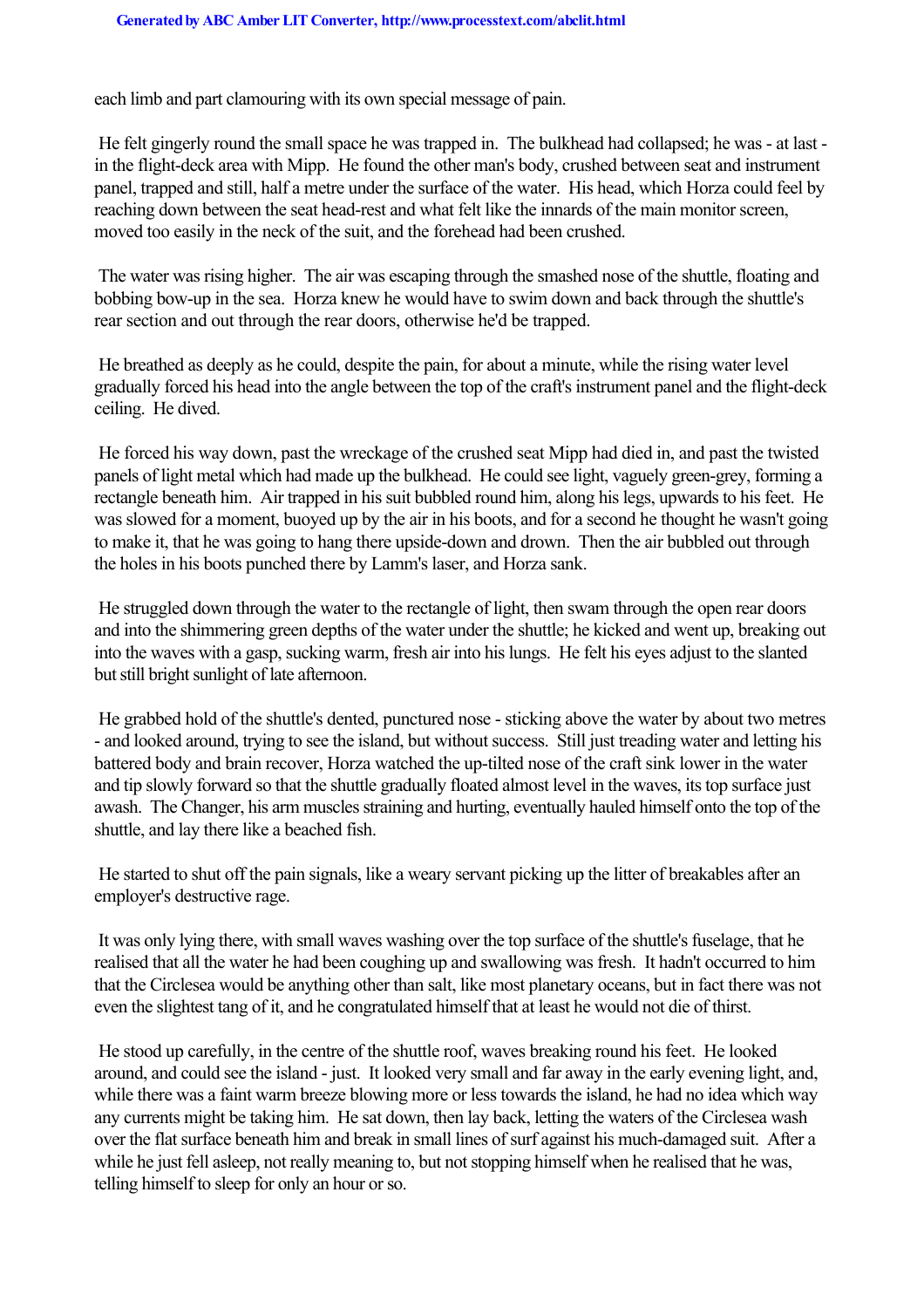each limb and part clamouring with its own special message of pain.

He felt gingerly round the small space he was trapped in. The bulkhead had collapsed; he was - at last - in the flight-deck area with Mipp. He found the other man's body, crushed between seat and instrument panel, trapped and still, half a metre under the surface of the water. His head, which Horza could feel by reaching down between the seat head-rest and what felt like the innards of the main monitor screen, moved too easily in the neck of the suit, and the forehead had been crushed.

The water was rising higher. The air was escaping through the smashed nose of the shuttle, floating and bobbing bow-up in the sea. Horza knew he would have to swim down and back through the shuttle's rear section and out through the rear doors, otherwise he'd be trapped.

He breathed as deeply as he could, despite the pain, for about a minute, while the rising water level gradually forced his head into the angle between the top of the craft's instrument panel and the flight-deck ceiling. He dived.

He forced his way down, past the wreckage of the crushed seat Mipp had died in, and past the twisted panels of light metal which had made up the bulkhead. He could see light, vaguely green-grey, forming a rectangle beneath him. Air trapped in his suit bubbled round him, along his legs, upwards to his feet. He was slowed for a moment, buoyed up by the air in his boots, and for a second he thought he wasn't going to make it, that he was going to hang there upside-down and drown. Then the air bubbled out through the holes in his boots punched there by Lamm's laser, and Horza sank.

He struggled down through the water to the rectangle of light, then swam through the open rear doors and into the shimmering green depths of the water under the shuttle; he kicked and went up, breaking out into the waves with a gasp, sucking warm, fresh air into his lungs. He felt his eyes adjust to the slanted but still bright sunlight of late afternoon.

He grabbed hold of the shuttle's dented, punctured nose - sticking above the water by about two metres - and looked around, trying to see the island, but without success. Still just treading water and letting his battered body and brain recover, Horza watched the up-tilted nose of the craft sink lower in the water and tip slowly forward so that the shuttle gradually floated almost level in the waves, its top surface just awash. The Changer, his arm muscles straining and hurting, eventually hauled himself onto the top of the shuttle, and lay there like a beached fish.

He started to shut off the pain signals, like a weary servant picking up the litter of breakables after an employer's destructive rage.

It was only lying there, with small waves washing over the top surface of the shuttle's fuselage, that he realised that all the water he had been coughing up and swallowing was fresh. It hadn't occurred to him that the Circlesea would be anything other than salt, like most planetary oceans, but in fact there was not even the slightest tang of it, and he congratulated himself that at least he would not die of thirst.

He stood up carefully, in the centre of the shuttle roof, waves breaking round his feet. He looked around, and could see the island - just. It looked very small and far away in the early evening light, and, while there was a faint warm breeze blowing more or less towards the island, he had no idea which way any currents might be taking him. He sat down, then lay back, letting the waters of the Circlesea wash over the flat surface beneath him and break in small lines of surf against his much-damaged suit. After a while he just fell asleep, not really meaning to, but not stopping himself when he realised that he was, telling himself to sleep for only an hour or so.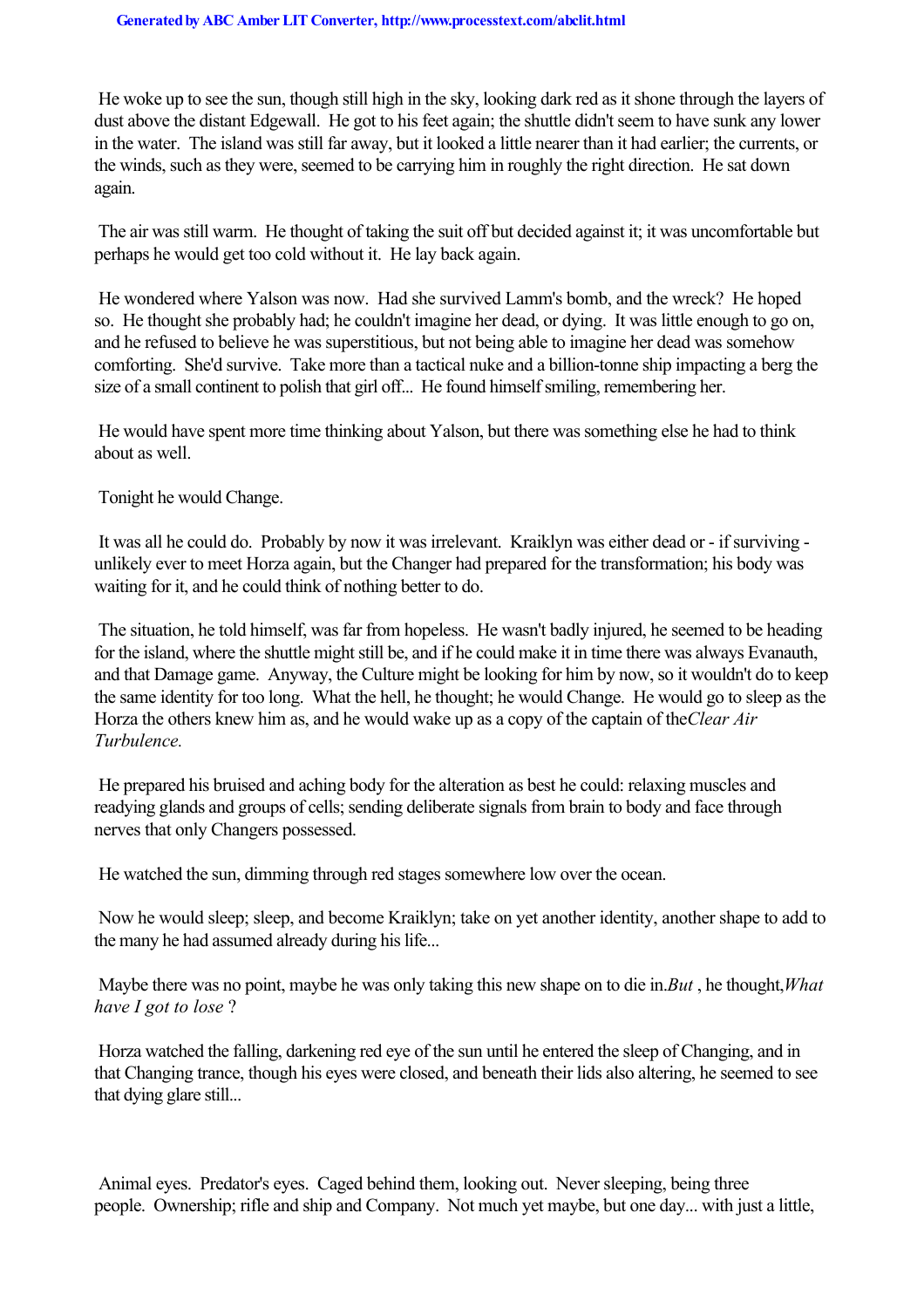He woke up to see the sun, though still high in the sky, looking dark red as it shone through the layers of dust above the distant Edgewall. He got to his feet again; the shuttle didn't seem to have sunk any lower in the water. The island was still far away, but it looked a little nearer than it had earlier; the currents, or the winds, such as they were, seemed to be carrying him in roughly the right direction. He sat down again.

The air was still warm. He thought of taking the suit off but decided against it; it was uncomfortable but perhaps he would get too cold without it. He lay back again.

He wondered where Yalson was now. Had she survived Lamm's bomb, and the wreck? He hoped so. He thought she probably had; he couldn't imagine her dead, or dying. It was little enough to go on, and he refused to believe he was superstitious, but not being able to imagine her dead was somehow comforting. She'd survive. Take more than a tactical nuke and a billion-tonne ship impacting a berg the size of a small continent to polish that girl off... He found himself smiling, remembering her.

He would have spent more time thinking about Yalson, but there was something else he had to think about as well.

Tonight he would Change.

It was all he could do. Probably by now it was irrelevant. Kraiklyn was either dead or - if surviving - unlikely ever to meet Horza again, but the Changer had prepared for the transformation; his body was waiting for it, and he could think of nothing better to do.

The situation, he told himself, was far from hopeless. He wasn't badly injured, he seemed to be heading for the island, where the shuttle might still be, and if he could make it in time there was always Evanauth, and that Damage game. Anyway, the Culture might be looking for him by now, so it wouldn't do to keep the same identity for too long. What the hell, he thought; he would Change. He would go to sleep as the Horza the others knew him as, and he would wake up as a copy of the captain of the *Clear Air Turbulence.*

He prepared his bruised and aching body for the alteration as best he could: relaxing muscles and readying glands and groups of cells; sending deliberate signals from brain to body and face through nerves that only Changers possessed.

He watched the sun, dimming through red stages somewhere low over the ocean.

Now he would sleep; sleep, and become Kraiklyn; take on yet another identity, another shape to add to the many he had assumed already during his life...

Maybe there was no point, maybe he was only taking this new shape on to die in. *But*, he thought, *What have I got to lose*?

Horza watched the falling, darkening red eye of the sun until he entered the sleep of Changing, and in that Changing trance, though his eyes were closed, and beneath their lids also altering, he seemed to see that dying glare still...

Animal eyes. Predator's eyes. Caged behind them, looking out. Never sleeping, being three people. Ownership; rifle and ship and Company. Not much yet maybe, but one day... with just a little,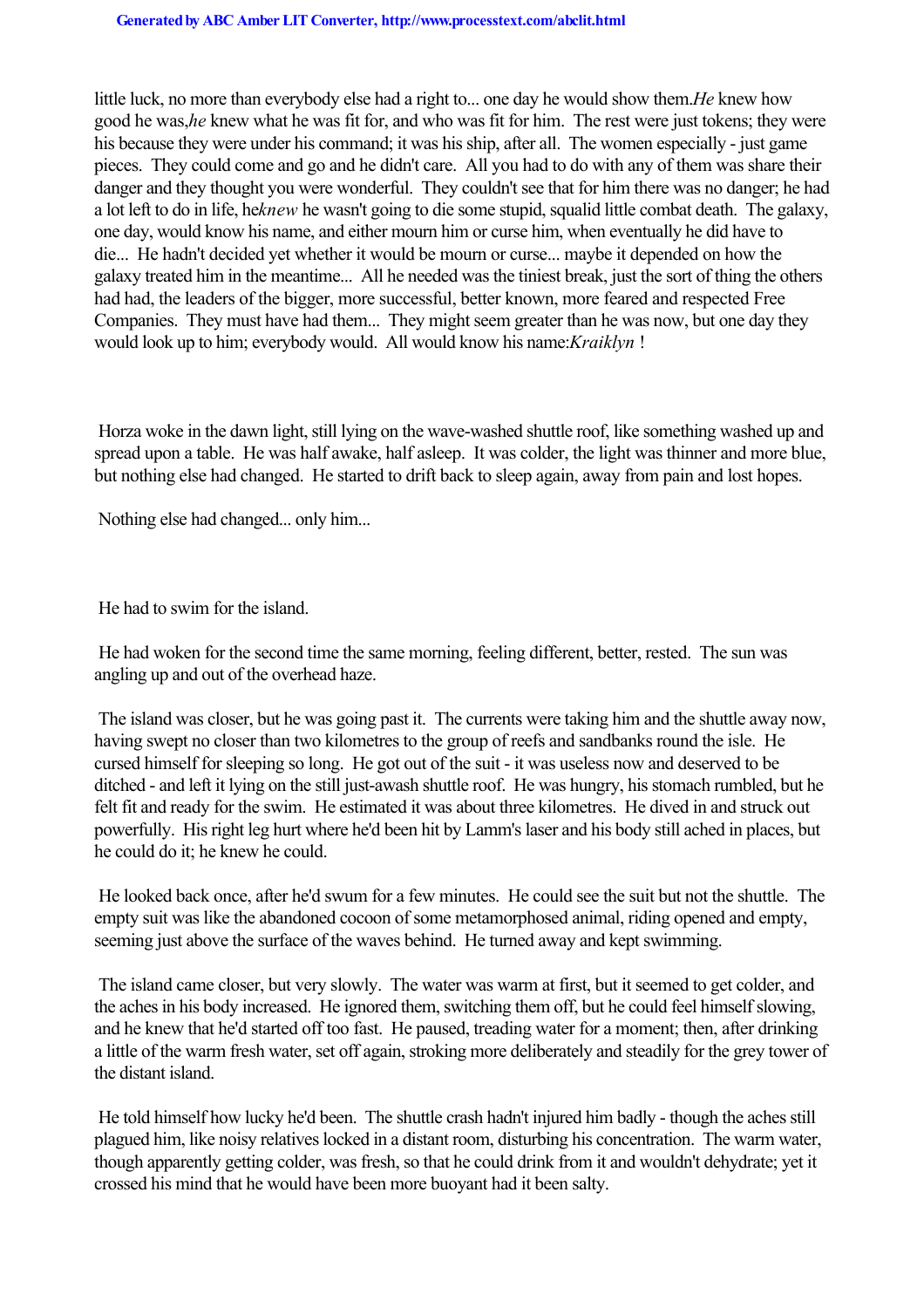little luck, no more than everybody else had a right to... one day he would show them. *He* knew how good he was, *he* knew what he was fit for, and who was fit for him. The rest were just tokens; they were his because they were under his command; it was his ship, after all. The women especially - just game pieces. They could come and go and he didn't care. All you had to do with any of them was share their danger and they thought you were wonderful. They couldn't see that for him there was no danger; he had a lot left to do in life, he *knew* he wasn't going to die some stupid, squalid little combat death. The galaxy, one day, would know his name, and either mourn him or curse him, when eventually he did have to die... He hadn't decided yet whether it would be mourn or curse... maybe it depended on how the galaxy treated him in the meantime... All he needed was the tiniest break, just the sort of thing the others had had, the leaders of the bigger, more successful, better known, more feared and respected Free Companies. They must have had them... They might seem greater than he was now, but one day they would look up to him; everybody would. All would know his name: *Kraiklyn* !

Horza woke in the dawn light, still lying on the wave-washed shuttle roof, like something washed up and spread upon a table. He was half awake, half asleep. It was colder, the light was thinner and more blue, but nothing else had changed. He started to drift back to sleep again, away from pain and lost hopes.

Nothing else had changed... only him...

He had to swim for the island.

He had woken for the second time the same morning, feeling different, better, rested. The sun was angling up and out of the overhead haze.

The island was closer, but he was going past it. The currents were taking him and the shuttle away now, having swept no closer than two kilometres to the group of reefs and sandbanks round the isle. He cursed himself for sleeping so long. He got out of the suit - it was useless now and deserved to be ditched - and left it lying on the still just-awash shuttle roof. He was hungry, his stomach rumbled, but he felt fit and ready for the swim. He estimated it was about three kilometres. He dived in and struck out powerfully. His right leg hurt where he'd been hit by Lamm's laser and his body still ached in places, but he could do it; he knew he could.

He looked back once, after he'd swum for a few minutes. He could see the suit but not the shuttle. The empty suit was like the abandoned cocoon of some metamorphosed animal, riding opened and empty, seeming just above the surface of the waves behind. He turned away and kept swimming.

The island came closer, but very slowly. The water was warm at first, but it seemed to get colder, and the aches in his body increased. He ignored them, switching them off, but he could feel himself slowing, and he knew that he'd started off too fast. He paused, treading water for a moment; then, after drinking a little of the warm fresh water, set off again, stroking more deliberately and steadily for the grey tower of the distant island.

He told himself how lucky he'd been. The shuttle crash hadn't injured him badly - though the aches still plagued him, like noisy relatives locked in a distant room, disturbing his concentration. The warm water, though apparently getting colder, was fresh, so that he could drink from it and wouldn't dehydrate; yet it crossed his mind that he would have been more buoyant had it been salty.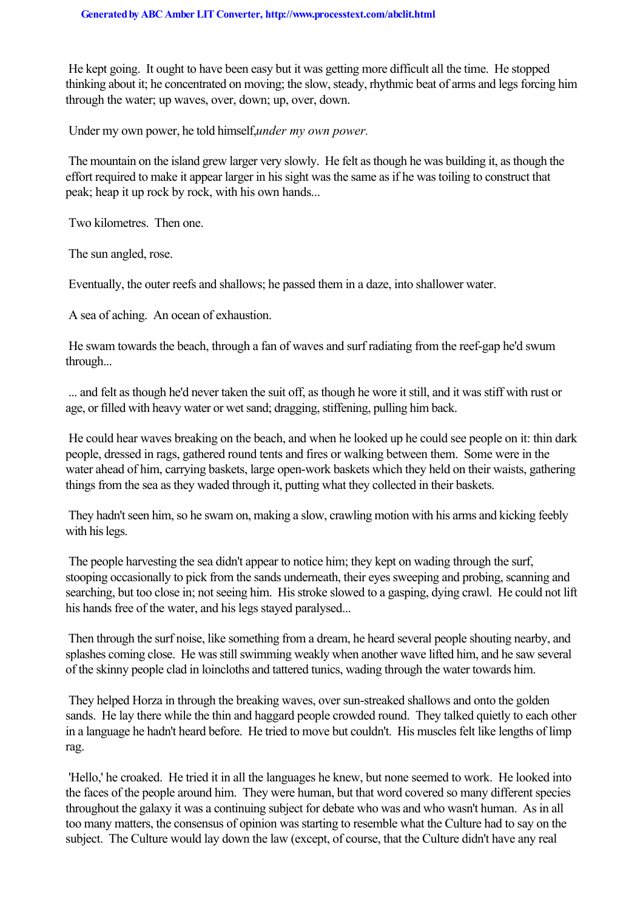He kept going. It ought to have been easy but it was getting more difficult all the time. He stopped thinking about it; he concentrated on moving; the slow, steady, rhythmic beat of arms and legs forcing him through the water; up waves, over, down; up, over, down.

Under my own power, he told himself,*under my own power.*

The mountain on the island grew larger very slowly. He felt as though he was building it, as though the effort required to make it appear larger in his sight was the same as if he was toiling to construct that peak; heap it up rock by rock, with his own hands...

Two kilometres. Then one.

The sun angled, rose.

Eventually, the outer reefs and shallows; he passed them in a daze, into shallower water.

A sea of aching. An ocean of exhaustion.

He swam towards the beach, through a fan of waves and surf radiating from the reef-gap he'd swum through...

... and felt as though he'd never taken the suit off, as though he wore it still, and it was stiff with rust or age, or filled with heavy water or wet sand; dragging, stiffening, pulling him back.

He could hear waves breaking on the beach, and when he looked up he could see people on it: thin dark people, dressed in rags, gathered round tents and fires or walking between them. Some were in the water ahead of him, carrying baskets, large open-work baskets which they held on their waists, gathering things from the sea as they waded through it, putting what they collected in their baskets.

They hadn't seen him, so he swam on, making a slow, crawling motion with his arms and kicking feebly with his legs.

The people harvesting the sea didn't appear to notice him; they kept on wading through the surf, stooping occasionally to pick from the sands underneath, their eyes sweeping and probing, scanning and searching, but too close in; not seeing him. His stroke slowed to a gasping, dying crawl. He could not lift his hands free of the water, and his legs stayed paralysed...

Then through the surf noise, like something from a dream, he heard several people shouting nearby, and splashes coming close. He was still swimming weakly when another wave lifted him, and he saw several of the skinny people clad in loincloths and tattered tunics, wading through the water towards him.

They helped Horza in through the breaking waves, over sun-streaked shallows and onto the golden sands. He lay there while the thin and haggard people crowded round. They talked quietly to each other in a language he hadn't heard before. He tried to move but couldn't. His muscles felt like lengths of limp rag.

'Hello,' he croaked. He tried it in all the languages he knew, but none seemed to work. He looked into the faces of the people around him. They were human, but that word covered so many different species throughout the galaxy it was a continuing subject for debate who was and who wasn't human. As in all too many matters, the consensus of opinion was starting to resemble what the Culture had to say on the subject. The Culture would lay down the law (except, of course, that the Culture didn't have any real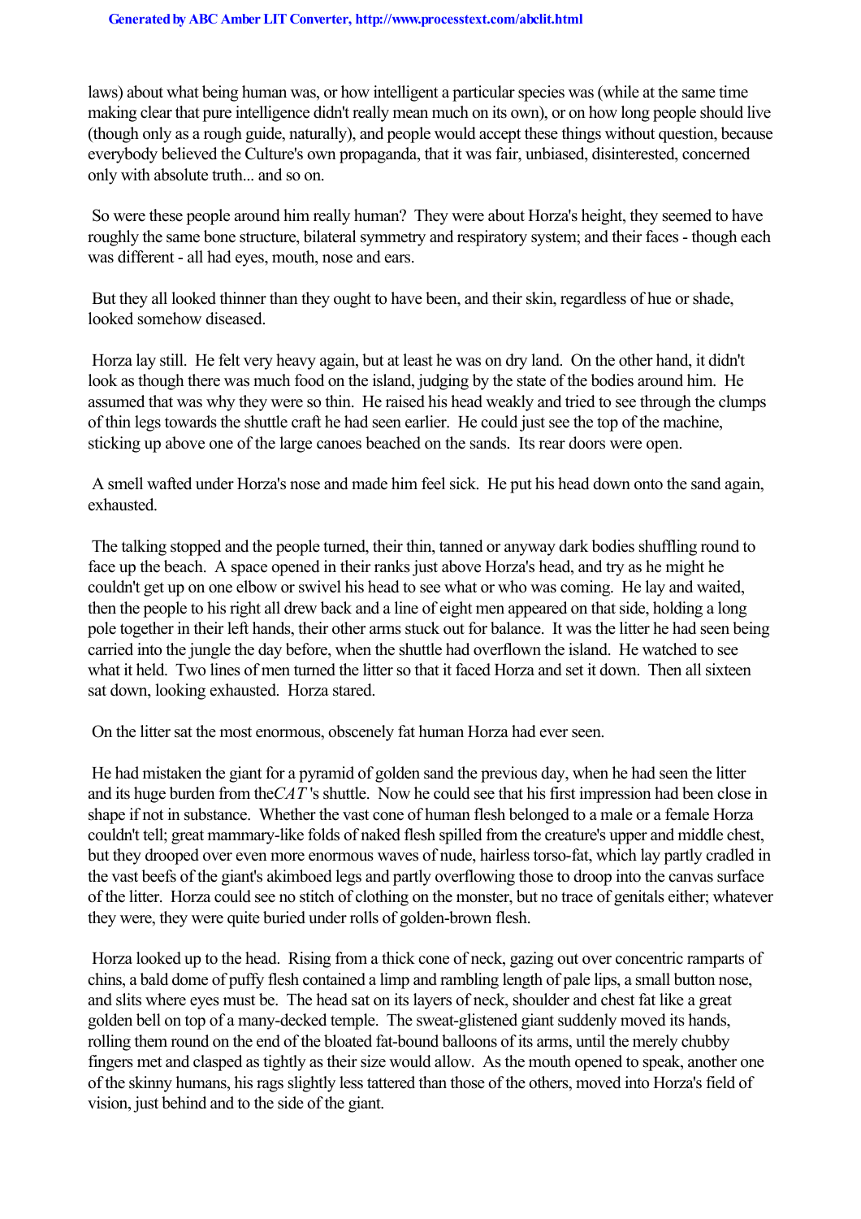laws) about what being human was, or how intelligent a particular species was (while at the same time making clear that pure intelligence didn't really mean much on its own), or on how long people should live (though only as a rough guide, naturally), and people would accept these things without question, because everybody believed the Culture's own propaganda, that it was fair, unbiased, disinterested, concerned only with absolute truth... and so on.

So were these people around him really human? They were about Horza's height, they seemed to have roughly the same bone structure, bilateral symmetry and respiratory system; and their faces - though each was different - all had eyes, mouth, nose and ears.

But they all looked thinner than they ought to have been, and their skin, regardless of hue or shade, looked somehow diseased.

Horza lay still. He felt very heavy again, but at least he was on dry land. On the other hand, it didn't look as though there was much food on the island, judging by the state of the bodies around him. He assumed that was why they were so thin. He raised his head weakly and tried to see through the clumps of thin legs towards the shuttle craft he had seen earlier. He could just see the top of the machine, sticking up above one of the large canoes beached on the sands. Its rear doors were open.

A smell wafted under Horza's nose and made him feel sick. He put his head down onto the sand again, exhausted.

The talking stopped and the people turned, their thin, tanned or anyway dark bodies shuffling round to face up the beach. A space opened in their ranks just above Horza's head, and try as he might he couldn't get up on one elbow or swivel his head to see what or who was coming. He lay and waited, then the people to his right all drew back and a line of eight men appeared on that side, holding a long pole together in their left hands, their other arms stuck out for balance. It was the litter he had seen being carried into the jungle the day before, when the shuttle had overflown the island. He watched to see what it held. Two lines of men turned the litter so that it faced Horza and set it down. Then all sixteen sat down, looking exhausted. Horza stared.

On the litter sat the most enormous, obscenely fat human Horza had ever seen.

He had mistaken the giant for a pyramid of golden sand the previous day, when he had seen the litter and its huge burden from the *CAT*'s shuttle. Now he could see that his first impression had been close in shape if not in substance. Whether the vast cone of human flesh belonged to a male or a female Horza couldn't tell; great mammary-like folds of naked flesh spilled from the creature's upper and middle chest, but they drooped over even more enormous waves of nude, hairless torso-fat, which lay partly cradled in the vast beefs of the giant's akimboed legs and partly overflowing those to droop into the canvas surface of the litter. Horza could see no stitch of clothing on the monster, but no trace of genitals either; whatever they were, they were quite buried under rolls of golden-brown flesh.

Horza looked up to the head. Rising from a thick cone of neck, gazing out over concentric ramparts of chins, a bald dome of puffy flesh contained a limp and rambling length of pale lips, a small button nose, and slits where eyes must be. The head sat on its layers of neck, shoulder and chest fat like a great golden bell on top of a many-decked temple. The sweat-glistened giant suddenly moved its hands, rolling them round on the end of the bloated fat-bound balloons of its arms, until the merely chubby fingers met and clasped as tightly as their size would allow. As the mouth opened to speak, another one of the skinny humans, his rags slightly less tattered than those of the others, moved into Horza's field of vision, just behind and to the side of the giant.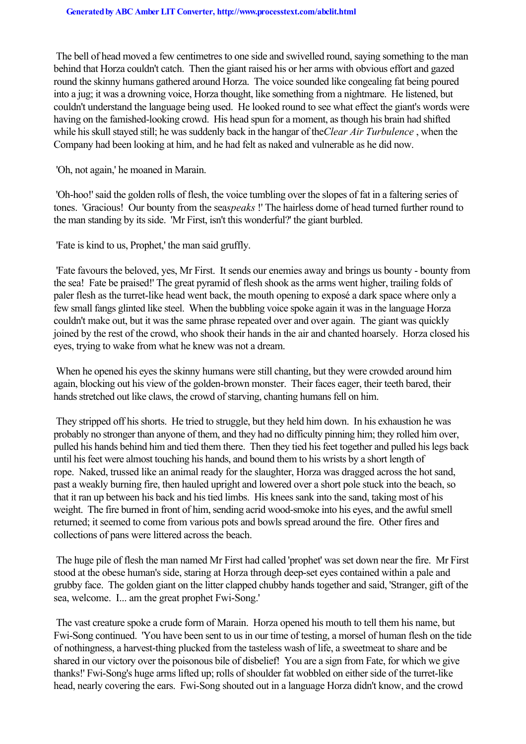The bell of head moved a few centimetres to one side and swivelled round, saying something to the man behind that Horza couldn't catch. Then the giant raised his or her arms with obvious effort and gazed round the skinny humans gathered around Horza. The voice sounded like congealing fat being poured into a jug; it was a drowning voice, Horza thought, like something from a nightmare. He listened, but couldn't understand the language being used. He looked round to see what effect the giant's words were having on the famished-looking crowd. His head spun for a moment, as though his brain had shifted while his skull stayed still; he was suddenly back in the hangar of the *Clear Air Turbulence*, when the Company had been looking at him, and he had felt as naked and vulnerable as he did now.

'Oh, not again,' he moaned in Marain.

'Oh-hoo!' said the golden rolls of flesh, the voice tumbling over the slopes of fat in a faltering series of tones. 'Gracious! Our bounty from the sea *speaks*!' The hairless dome of head turned further round to the man standing by its side. 'Mr First, isn't this wonderful?' the giant burbled.

'Fate is kind to us, Prophet,' the man said gruffly.

'Fate favours the beloved, yes, Mr First. It sends our enemies away and brings us bounty - bounty from the sea! Fate be praised!' The great pyramid of flesh shook as the arms went higher, trailing folds of paler flesh as the turret-like head went back, the mouth opening to exposé a dark space where only a few small fangs glinted like steel. When the bubbling voice spoke again it was in the language Horza couldn't make out, but it was the same phrase repeated over and over again. The giant was quickly joined by the rest of the crowd, who shook their hands in the air and chanted hoarsely. Horza closed his eyes, trying to wake from what he knew was not a dream.

When he opened his eyes the skinny humans were still chanting, but they were crowded around him again, blocking out his view of the golden-brown monster. Their faces eager, their teeth bared, their hands stretched out like claws, the crowd of starving, chanting humans fell on him.

They stripped off his shorts. He tried to struggle, but they held him down. In his exhaustion he was probably no stronger than anyone of them, and they had no difficulty pinning him; they rolled him over, pulled his hands behind him and tied them there. Then they tied his feet together and pulled his legs back until his feet were almost touching his hands, and bound them to his wrists by a short length of rope. Naked, trussed like an animal ready for the slaughter, Horza was dragged across the hot sand, past a weakly burning fire, then hauled upright and lowered over a short pole stuck into the beach, so that it ran up between his back and his tied limbs. His knees sank into the sand, taking most of his weight. The fire burned in front of him, sending acrid wood-smoke into his eyes, and the awful smell returned; it seemed to come from various pots and bowls spread around the fire. Other fires and collections of pans were littered across the beach.

The huge pile of flesh the man named Mr First had called 'prophet' was set down near the fire. Mr First stood at the obese human's side, staring at Horza through deep-set eyes contained within a pale and grubby face. The golden giant on the litter clapped chubby hands together and said, 'Stranger, gift of the sea, welcome. I... am the great prophet Fwi-Song.'

The vast creature spoke a crude form of Marain. Horza opened his mouth to tell them his name, but Fwi-Song continued. 'You have been sent to us in our time of testing, a morsel of human flesh on the tide of nothingness, a harvest-thing plucked from the tasteless wash of life, a sweetmeat to share and be shared in our victory over the poisonous bile of disbelief! You are a sign from Fate, for which we give thanks!' Fwi-Song's huge arms lifted up; rolls of shoulder fat wobbled on either side of the turret-like head, nearly covering the ears. Fwi-Song shouted out in a language Horza didn't know, and the crowd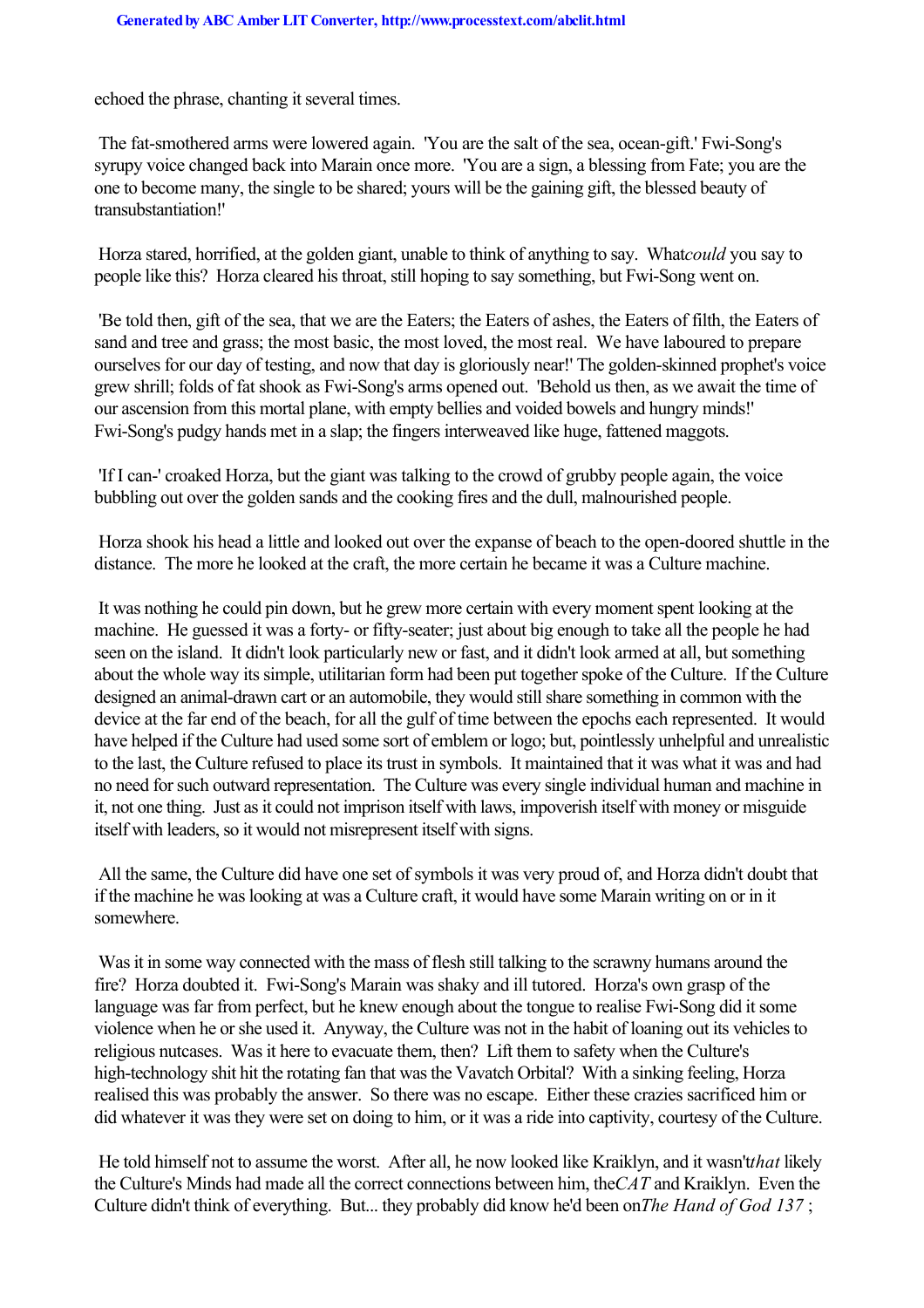echoed the phrase, chanting it several times.

The fat-smothered arms were lowered again. 'You are the salt of the sea, ocean-gift.' Fwi-Song's syrupy voice changed back into Marain once more. 'You are a sign, a blessing from Fate; you are the one to become many, the single to be shared; yours will be the gaining gift, the blessed beauty of transubstantiation!'

Horza stared, horrified, at the golden giant, unable to think of anything to say. What *could* you say to people like this? Horza cleared his throat, still hoping to say something, but Fwi-Song went on.

'Be told then, gift of the sea, that we are the Eaters; the Eaters of ashes, the Eaters of filth, the Eaters of sand and tree and grass; the most basic, the most loved, the most real. We have laboured to prepare ourselves for our day of testing, and now that day is gloriously near!' The golden-skinned prophet's voice grew shrill; folds of fat shook as Fwi-Song's arms opened out. 'Behold us then, as we await the time of our ascension from this mortal plane, with empty bellies and voided bowels and hungry minds!' Fwi-Song's pudgy hands met in a slap; the fingers interweaved like huge, fattened maggots.

'If I can-' croaked Horza, but the giant was talking to the crowd of grubby people again, the voice bubbling out over the golden sands and the cooking fires and the dull, malnourished people.

Horza shook his head a little and looked out over the expanse of beach to the open-doored shuttle in the distance. The more he looked at the craft, the more certain he became it was a Culture machine.

It was nothing he could pin down, but he grew more certain with every moment spent looking at the machine. He guessed it was a forty- or fifty-seater; just about big enough to take all the people he had seen on the island. It didn't look particularly new or fast, and it didn't look armed at all, but something about the whole way its simple, utilitarian form had been put together spoke of the Culture. If the Culture designed an animal-drawn cart or an automobile, they would still share something in common with the device at the far end of the beach, for all the gulf of time between the epochs each represented. It would have helped if the Culture had used some sort of emblem or logo; but, pointlessly unhelpful and unrealistic to the last, the Culture refused to place its trust in symbols. It maintained that it was what it was and had no need for such outward representation. The Culture was every single individual human and machine in it, not one thing. Just as it could not imprison itself with laws, impoverish itself with money or misguide itself with leaders, so it would not misrepresent itself with signs.

All the same, the Culture did have one set of symbols it was very proud of, and Horza didn't doubt that if the machine he was looking at was a Culture craft, it would have some Marain writing on or in it somewhere.

Was it in some way connected with the mass of flesh still talking to the scrawny humans around the fire? Horza doubted it. Fwi-Song's Marain was shaky and ill tutored. Horza's own grasp of the language was far from perfect, but he knew enough about the tongue to realise Fwi-Song did it some violence when he or she used it. Anyway, the Culture was not in the habit of loaning out its vehicles to religious nutcases. Was it here to evacuate them, then? Lift them to safety when the Culture's high-technology shit hit the rotating fan that was the Vavatch Orbital? With a sinking feeling, Horza realised this was probably the answer. So there was no escape. Either these crazies sacrificed him or did whatever it was they were set on doing to him, or it was a ride into captivity, courtesy of the Culture.

He told himself not to assume the worst. After all, he now looked like Kraiklyn, and it wasn't *that* likely the Culture's Minds had made all the correct connections between him, the *CAT* and Kraiklyn. Even the Culture didn't think of everything. But... they probably did know he'd been on *The Hand of God 137* ;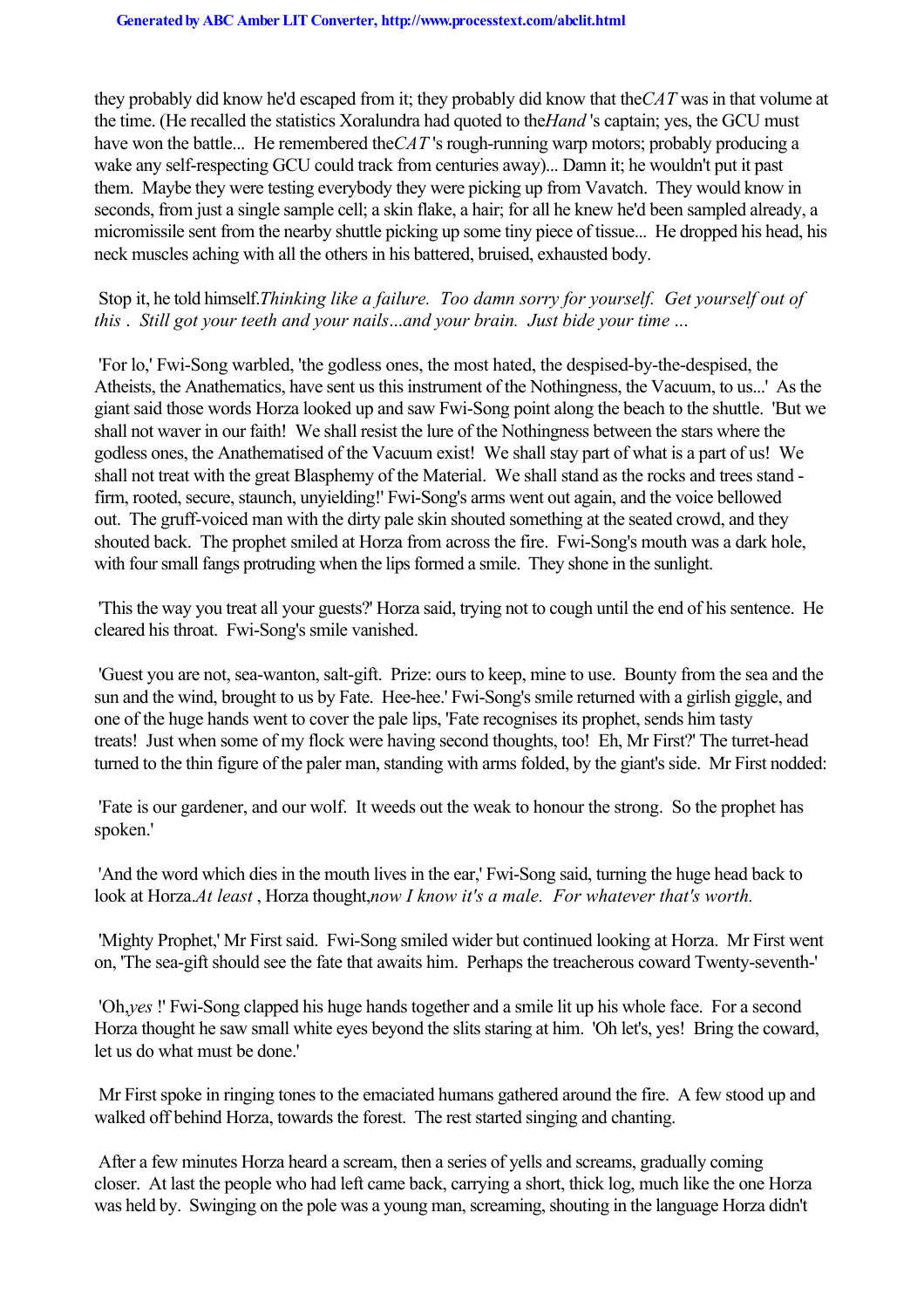they probably did know he'd escaped from it; they probably did know that the *CAT* was in that volume at the time. (He recalled the statistics Xoralundra had quoted to the *Hand* 's captain; yes, the GCU must have won the battle... He remembered the *CAT* 's rough-running warp motors; probably producing a wake any self-respecting GCU could track from centuries away)... Damn it; he wouldn't put it past them. Maybe they were testing everybody they were picking up from Vavatch. They would know in seconds, from just a single sample cell; a skin flake, a hair; for all he knew he'd been sampled already, a micromissile sent from the nearby shuttle picking up some tiny piece of tissue... He dropped his head, his neck muscles aching with all the others in his battered, bruised, exhausted body.

Stop it, he told himself. *Thinking like a failure. Too damn sorry for yourself. Get yourself out of this . Still got your teeth and your nails...and your brain. Just bide your time ...*

'For lo,' Fwi-Song warbled, 'the godless ones, the most hated, the despised-by-the-despised, the Atheists, the Anathematics, have sent us this instrument of the Nothingness, the Vacuum, to us...' As the giant said those words Horza looked up and saw Fwi-Song point along the beach to the shuttle. 'But we shall not waver in our faith! We shall resist the lure of the Nothingness between the stars where the godless ones, the Anathematised of the Vacuum exist! We shall stay part of what is a part of us! We shall not treat with the great Blasphemy of the Material. We shall stand as the rocks and trees stand - firm, rooted, secure, staunch, unyielding!' Fwi-Song's arms went out again, and the voice bellowed out. The gruff-voiced man with the dirty pale skin shouted something at the seated crowd, and they shouted back. The prophet smiled at Horza from across the fire. Fwi-Song's mouth was a dark hole, with four small fangs protruding when the lips formed a smile. They shone in the sunlight.

'This the way you treat all your guests?' Horza said, trying not to cough until the end of his sentence. He cleared his throat. Fwi-Song's smile vanished.

'Guest you are not, sea-wanton, salt-gift. Prize: ours to keep, mine to use. Bounty from the sea and the sun and the wind, brought to us by Fate. Hee-hee.' Fwi-Song's smile returned with a girlish giggle, and one of the huge hands went to cover the pale lips, 'Fate recognises its prophet, sends him tasty treats! Just when some of my flock were having second thoughts, too! Eh, Mr First?' The turret-head turned to the thin figure of the paler man, standing with arms folded, by the giant's side. Mr First nodded:

'Fate is our gardener, and our wolf. It weeds out the weak to honour the strong. So the prophet has spoken.'

'And the word which dies in the mouth lives in the ear,' Fwi-Song said, turning the huge head back to look at Horza. *At least* , Horza thought, *now I know it's a male. For whatever that's worth.*

'Mighty Prophet,' Mr First said. Fwi-Song smiled wider but continued looking at Horza. Mr First went on, 'The sea-gift should see the fate that awaits him. Perhaps the treacherous coward Twenty-seventh-'

'Oh, *yes* !' Fwi-Song clapped his huge hands together and a smile lit up his whole face. For a second Horza thought he saw small white eyes beyond the slits staring at him. 'Oh let's, yes! Bring the coward, let us do what must be done.'

Mr First spoke in ringing tones to the emaciated humans gathered around the fire. A few stood up and walked off behind Horza, towards the forest. The rest started singing and chanting.

After a few minutes Horza heard a scream, then a series of yells and screams, gradually coming closer. At last the people who had left came back, carrying a short, thick log, much like the one Horza was held by. Swinging on the pole was a young man, screaming, shouting in the language Horza didn't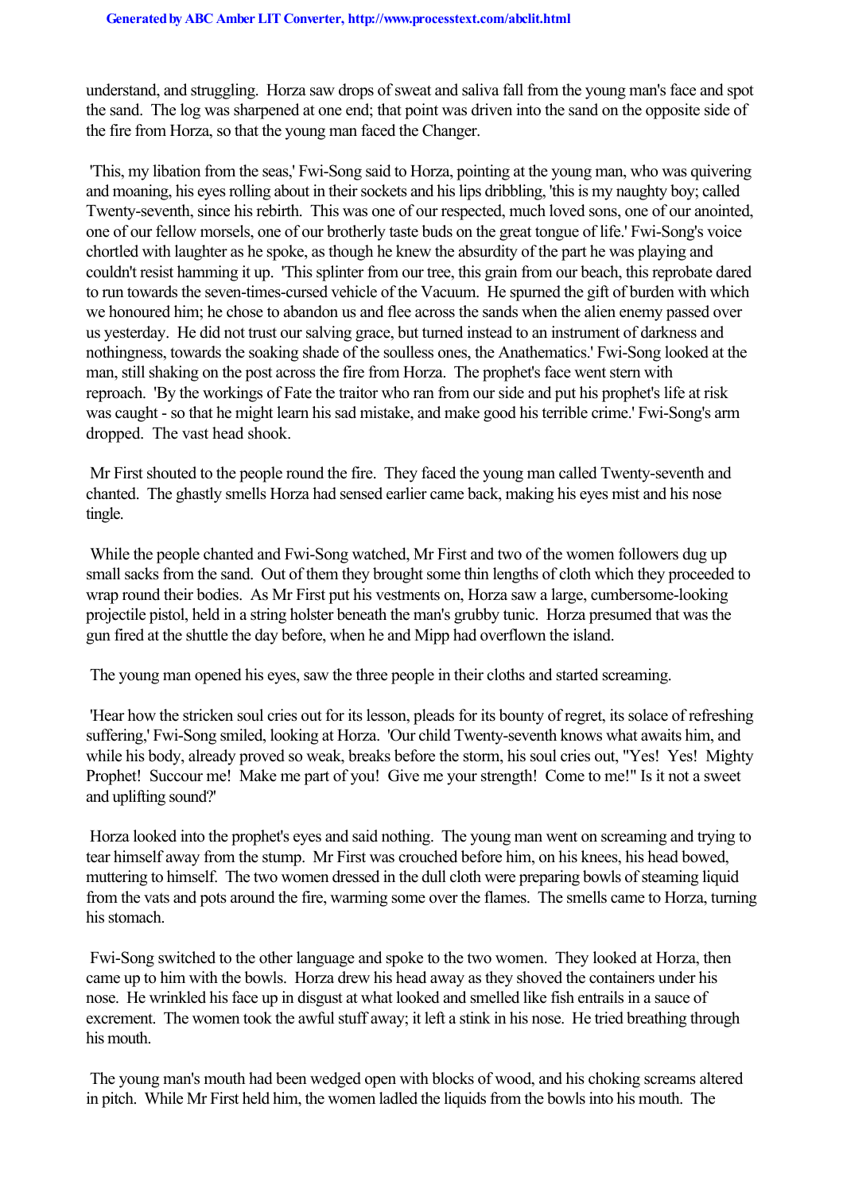understand, and struggling. Horza saw drops of sweat and saliva fall from the young man's face and spot the sand. The log was sharpened at one end; that point was driven into the sand on the opposite side of the fire from Horza, so that the young man faced the Changer.

'This, my libation from the seas,' Fwi-Song said to Horza, pointing at the young man, who was quivering and moaning, his eyes rolling about in their sockets and his lips dribbling, 'this is my naughty boy; called Twenty-seventh, since his rebirth. This was one of our respected, much loved sons, one of our anointed, one of our fellow morsels, one of our brotherly taste buds on the great tongue of life.' Fwi-Song's voice chortled with laughter as he spoke, as though he knew the absurdity of the part he was playing and couldn't resist hamming it up. 'This splinter from our tree, this grain from our beach, this reprobate dared to run towards the seven-times-cursed vehicle of the Vacuum. He spurned the gift of burden with which we honoured him; he chose to abandon us and flee across the sands when the alien enemy passed over us yesterday. He did not trust our salving grace, but turned instead to an instrument of darkness and nothingness, towards the soaking shade of the soulless ones, the Anathematics.' Fwi-Song looked at the man, still shaking on the post across the fire from Horza. The prophet's face went stern with reproach. 'By the workings of Fate the traitor who ran from our side and put his prophet's life at risk was caught - so that he might learn his sad mistake, and make good his terrible crime.' Fwi-Song's arm dropped. The vast head shook.

Mr First shouted to the people round the fire. They faced the young man called Twenty-seventh and chanted. The ghastly smells Horza had sensed earlier came back, making his eyes mist and his nose tingle.

While the people chanted and Fwi-Song watched, Mr First and two of the women followers dug up small sacks from the sand. Out of them they brought some thin lengths of cloth which they proceeded to wrap round their bodies. As Mr First put his vestments on, Horza saw a large, cumbersome-looking projectile pistol, held in a string holster beneath the man's grubby tunic. Horza presumed that was the gun fired at the shuttle the day before, when he and Mipp had overflown the island.

The young man opened his eyes, saw the three people in their cloths and started screaming.

'Hear how the stricken soul cries out for its lesson, pleads for its bounty of regret, its solace of refreshing suffering,' Fwi-Song smiled, looking at Horza. 'Our child Twenty-seventh knows what awaits him, and while his body, already proved so weak, breaks before the storm, his soul cries out, "Yes! Yes! Mighty Prophet! Succour me! Make me part of you! Give me your strength! Come to me!" Is it not a sweet and uplifting sound?'

Horza looked into the prophet's eyes and said nothing. The young man went on screaming and trying to tear himself away from the stump. Mr First was crouched before him, on his knees, his head bowed, muttering to himself. The two women dressed in the dull cloth were preparing bowls of steaming liquid from the vats and pots around the fire, warming some over the flames. The smells came to Horza, turning his stomach.

Fwi-Song switched to the other language and spoke to the two women. They looked at Horza, then came up to him with the bowls. Horza drew his head away as they shoved the containers under his nose. He wrinkled his face up in disgust at what looked and smelled like fish entrails in a sauce of excrement. The women took the awful stuff away; it left a stink in his nose. He tried breathing through his mouth.

The young man's mouth had been wedged open with blocks of wood, and his choking screams altered in pitch. While Mr First held him, the women ladled the liquids from the bowls into his mouth. The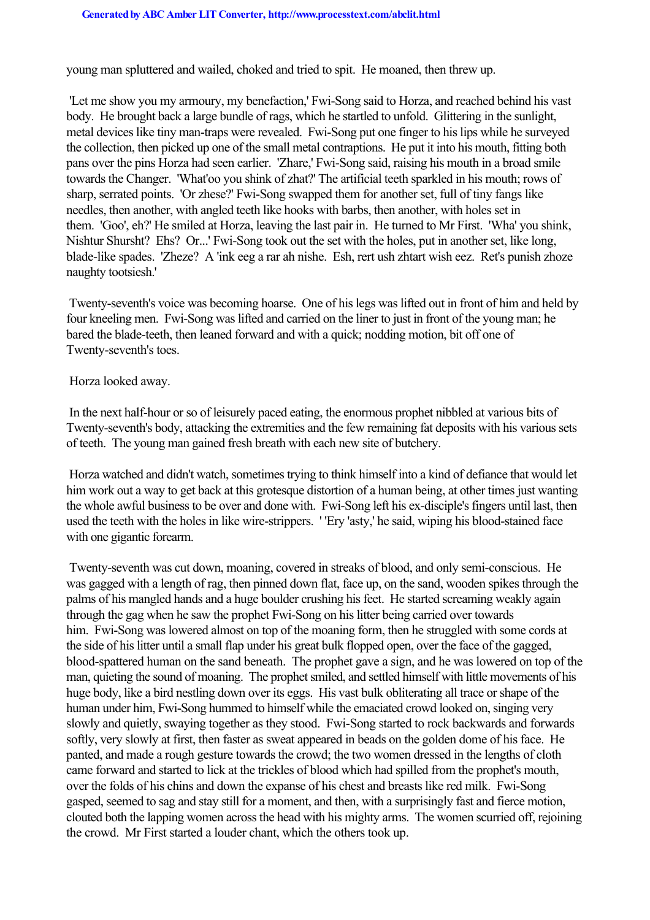young man spluttered and wailed, choked and tried to spit. He moaned, then threw up.

'Let me show you my armoury, my benefaction,' Fwi-Song said to Horza, and reached behind his vast body. He brought back a large bundle of rags, which he startled to unfold. Glittering in the sunlight, metal devices like tiny man-traps were revealed. Fwi-Song put one finger to his lips while he surveyed the collection, then picked up one of the small metal contraptions. He put it into his mouth, fitting both pans over the pins Horza had seen earlier. 'Zhare,' Fwi-Song said, raising his mouth in a broad smile towards the Changer. 'What'oo you shink of zhat?' The artificial teeth sparkled in his mouth; rows of sharp, serrated points. 'Or zhese?' Fwi-Song swapped them for another set, full of tiny fangs like needles, then another, with angled teeth like hooks with barbs, then another, with holes set in them. 'Goo', eh?' He smiled at Horza, leaving the last pair in. He turned to Mr First. 'Wha' you shink, Nishtur Shursht? Ehs? Or...' Fwi-Song took out the set with the holes, put in another set, like long, blade-like spades. 'Zheze? A 'ink eeg a rar ah nishe. Esh, rert ush zhtart wish eez. Ret's punish zhoze naughty tootsiesh.'

Twenty-seventh's voice was becoming hoarse. One of his legs was lifted out in front of him and held by four kneeling men. Fwi-Song was lifted and carried on the liner to just in front of the young man; he bared the blade-teeth, then leaned forward and with a quick; nodding motion, bit off one of Twenty-seventh's toes.

Horza looked away.

In the next half-hour or so of leisurely paced eating, the enormous prophet nibbled at various bits of Twenty-seventh's body, attacking the extremities and the few remaining fat deposits with his various sets of teeth. The young man gained fresh breath with each new site of butchery.

Horza watched and didn't watch, sometimes trying to think himself into a kind of defiance that would let him work out a way to get back at this grotesque distortion of a human being, at other times just wanting the whole awful business to be over and done with. Fwi-Song left his ex-disciple's fingers until last, then used the teeth with the holes in like wire-strippers. ''Ery 'asty,' he said, wiping his blood-stained face with one gigantic forearm.

Twenty-seventh was cut down, moaning, covered in streaks of blood, and only semi-conscious. He was gagged with a length of rag, then pinned down flat, face up, on the sand, wooden spikes through the palms of his mangled hands and a huge boulder crushing his feet. He started screaming weakly again through the gag when he saw the prophet Fwi-Song on his litter being carried over towards him. Fwi-Song was lowered almost on top of the moaning form, then he struggled with some cords at the side of his litter until a small flap under his great bulk flopped open, over the face of the gagged, blood-spattered human on the sand beneath. The prophet gave a sign, and he was lowered on top of the man, quieting the sound of moaning. The prophet smiled, and settled himself with little movements of his huge body, like a bird nestling down over its eggs. His vast bulk obliterating all trace or shape of the human under him, Fwi-Song hummed to himself while the emaciated crowd looked on, singing very slowly and quietly, swaying together as they stood. Fwi-Song started to rock backwards and forwards softly, very slowly at first, then faster as sweat appeared in beads on the golden dome of his face. He panted, and made a rough gesture towards the crowd; the two women dressed in the lengths of cloth came forward and started to lick at the trickles of blood which had spilled from the prophet's mouth, over the folds of his chins and down the expanse of his chest and breasts like red milk. Fwi-Song gasped, seemed to sag and stay still for a moment, and then, with a surprisingly fast and fierce motion, clouted both the lapping women across the head with his mighty arms. The women scurried off, rejoining the crowd. Mr First started a louder chant, which the others took up.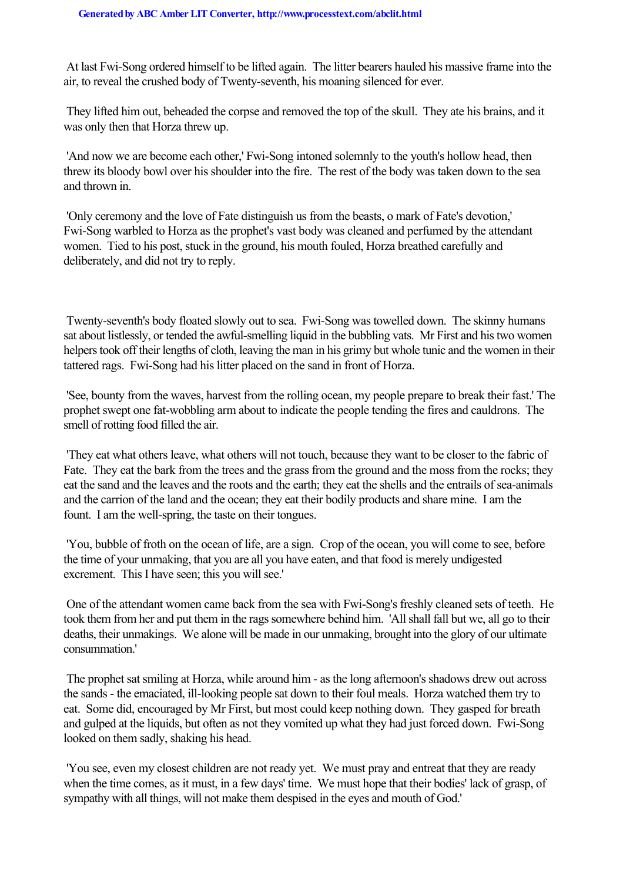At last Fwi-Song ordered himself to be lifted again. The litter bearers hauled his massive frame into the air, to reveal the crushed body of Twenty-seventh, his moaning silenced for ever.

They lifted him out, beheaded the corpse and removed the top of the skull. They ate his brains, and it was only then that Horza threw up.

'And now we are become each other,' Fwi-Song intoned solemnly to the youth's hollow head, then threw its bloody bowl over his shoulder into the fire. The rest of the body was taken down to the sea and thrown in.

'Only ceremony and the love of Fate distinguish us from the beasts, o mark of Fate's devotion,' Fwi-Song warbled to Horza as the prophet's vast body was cleaned and perfumed by the attendant women. Tied to his post, stuck in the ground, his mouth fouled, Horza breathed carefully and deliberately, and did not try to reply.

Twenty-seventh's body floated slowly out to sea. Fwi-Song was towelled down. The skinny humans sat about listlessly, or tended the awful-smelling liquid in the bubbling vats. Mr First and his two women helpers took off their lengths of cloth, leaving the man in his grimy but whole tunic and the women in their tattered rags. Fwi-Song had his litter placed on the sand in front of Horza.

'See, bounty from the waves, harvest from the rolling ocean, my people prepare to break their fast.' The prophet swept one fat-wobbling arm about to indicate the people tending the fires and cauldrons. The smell of rotting food filled the air.

'They eat what others leave, what others will not touch, because they want to be closer to the fabric of Fate. They eat the bark from the trees and the grass from the ground and the moss from the rocks; they eat the sand and the leaves and the roots and the earth; they eat the shells and the entrails of sea-animals and the carrion of the land and the ocean; they eat their bodily products and share mine. I am the fount. I am the well-spring, the taste on their tongues.

'You, bubble of froth on the ocean of life, are a sign. Crop of the ocean, you will come to see, before the time of your unmaking, that you are all you have eaten, and that food is merely undigested excrement. This I have seen; this you will see.'

One of the attendant women came back from the sea with Fwi-Song's freshly cleaned sets of teeth. He took them from her and put them in the rags somewhere behind him. 'All shall fall but we, all go to their deaths, their unmakings. We alone will be made in our unmaking, brought into the glory of our ultimate consummation.'

The prophet sat smiling at Horza, while around him - as the long afternoon's shadows drew out across the sands - the emaciated, ill-looking people sat down to their foul meals. Horza watched them try to eat. Some did, encouraged by Mr First, but most could keep nothing down. They gasped for breath and gulped at the liquids, but often as not they vomited up what they had just forced down. Fwi-Song looked on them sadly, shaking his head.

'You see, even my closest children are not ready yet. We must pray and entreat that they are ready when the time comes, as it must, in a few days' time. We must hope that their bodies' lack of grasp, of sympathy with all things, will not make them despised in the eyes and mouth of God.'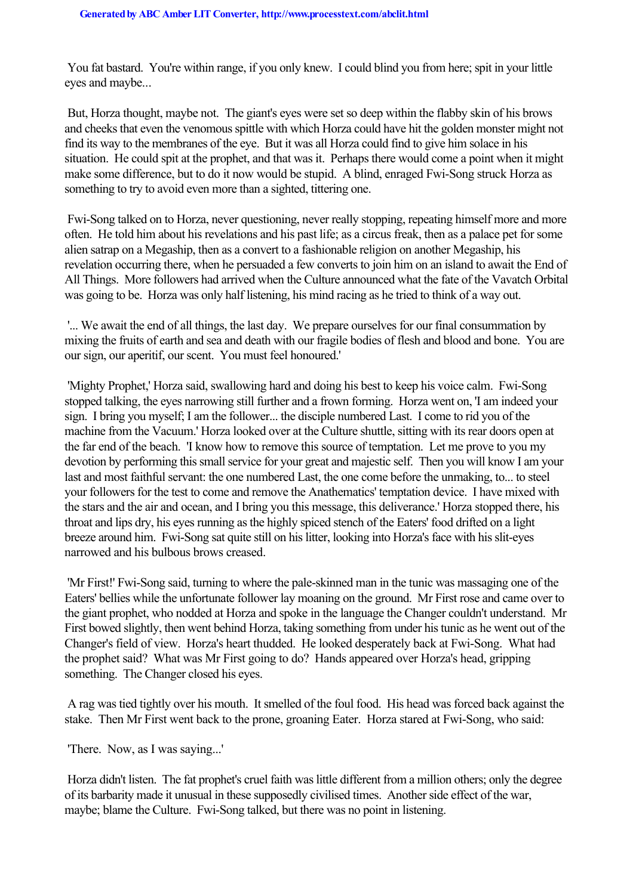You fat bastard. You're within range, if you only knew. I could blind you from here; spit in your little eyes and maybe...

But, Horza thought, maybe not. The giant's eyes were set so deep within the flabby skin of his brows and cheeks that even the venomous spittle with which Horza could have hit the golden monster might not find its way to the membranes of the eye. But it was all Horza could find to give him solace in his situation. He could spit at the prophet, and that was it. Perhaps there would come a point when it might make some difference, but to do it now would be stupid. A blind, enraged Fwi-Song struck Horza as something to try to avoid even more than a sighted, tittering one.

Fwi-Song talked on to Horza, never questioning, never really stopping, repeating himself more and more often. He told him about his revelations and his past life; as a circus freak, then as a palace pet for some alien satrap on a Megaship, then as a convert to a fashionable religion on another Megaship, his revelation occurring there, when he persuaded a few converts to join him on an island to await the End of All Things. More followers had arrived when the Culture announced what the fate of the Vavatch Orbital was going to be. Horza was only half listening, his mind racing as he tried to think of a way out.

'... We await the end of all things, the last day. We prepare ourselves for our final consummation by mixing the fruits of earth and sea and death with our fragile bodies of flesh and blood and bone. You are our sign, our aperitif, our scent. You must feel honoured.'

'Mighty Prophet,' Horza said, swallowing hard and doing his best to keep his voice calm. Fwi-Song stopped talking, the eyes narrowing still further and a frown forming. Horza went on, 'I am indeed your sign. I bring you myself; I am the follower... the disciple numbered Last. I come to rid you of the machine from the Vacuum.' Horza looked over at the Culture shuttle, sitting with its rear doors open at the far end of the beach. 'I know how to remove this source of temptation. Let me prove to you my devotion by performing this small service for your great and majestic self. Then you will know I am your last and most faithful servant: the one numbered Last, the one come before the unmaking, to... to steel your followers for the test to come and remove the Anathematics' temptation device. I have mixed with the stars and the air and ocean, and I bring you this message, this deliverance.' Horza stopped there, his throat and lips dry, his eyes running as the highly spiced stench of the Eaters' food drifted on a light breeze around him. Fwi-Song sat quite still on his litter, looking into Horza's face with his slit-eyes narrowed and his bulbous brows creased.

'Mr First!' Fwi-Song said, turning to where the pale-skinned man in the tunic was massaging one of the Eaters' bellies while the unfortunate follower lay moaning on the ground. Mr First rose and came over to the giant prophet, who nodded at Horza and spoke in the language the Changer couldn't understand. Mr First bowed slightly, then went behind Horza, taking something from under his tunic as he went out of the Changer's field of view. Horza's heart thudded. He looked desperately back at Fwi-Song. What had the prophet said? What was Mr First going to do? Hands appeared over Horza's head, gripping something. The Changer closed his eyes.

A rag was tied tightly over his mouth. It smelled of the foul food. His head was forced back against the stake. Then Mr First went back to the prone, groaning Eater. Horza stared at Fwi-Song, who said:

'There. Now, as I was saying...'

Horza didn't listen. The fat prophet's cruel faith was little different from a million others; only the degree of its barbarity made it unusual in these supposedly civilised times. Another side effect of the war, maybe; blame the Culture. Fwi-Song talked, but there was no point in listening.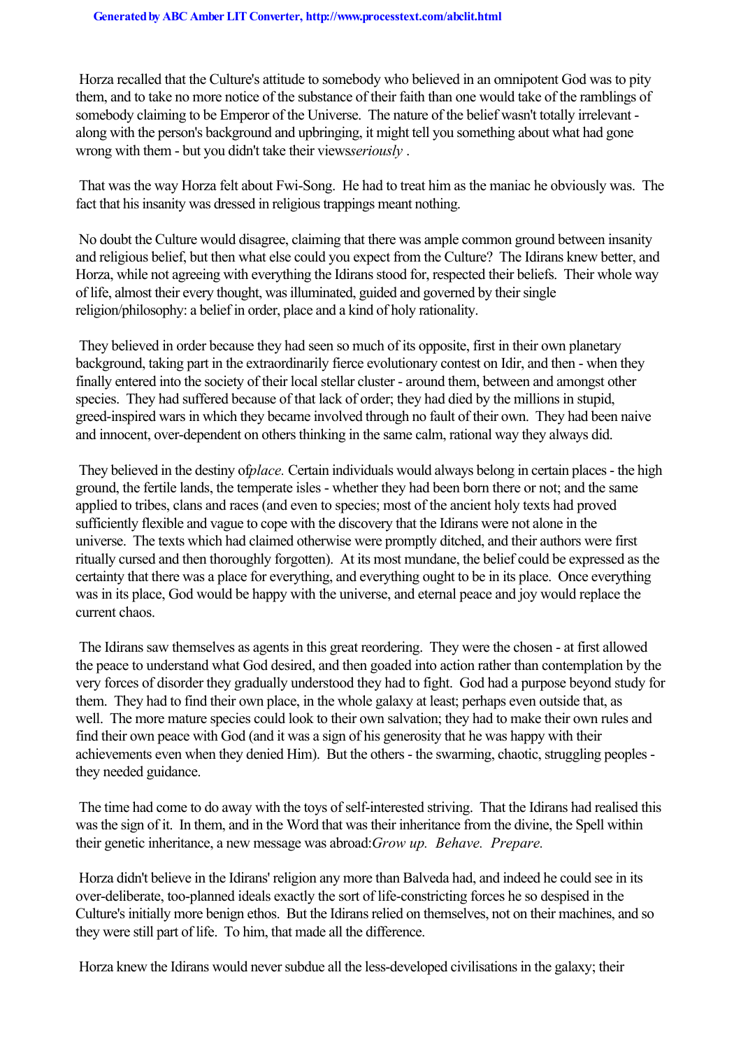Horza recalled that the Culture's attitude to somebody who believed in an omnipotent God was to pity them, and to take no more notice of the substance of their faith than one would take of the ramblings of somebody claiming to be Emperor of the Universe. The nature of the belief wasn't totally irrelevant - along with the person's background and upbringing, it might tell you something about what had gone wrong with them - but you didn't take their views *seriously*.

That was the way Horza felt about Fwi-Song. He had to treat him as the maniac he obviously was. The fact that his insanity was dressed in religious trappings meant nothing.

No doubt the Culture would disagree, claiming that there was ample common ground between insanity and religious belief, but then what else could you expect from the Culture? The Idirans knew better, and Horza, while not agreeing with everything the Idirans stood for, respected their beliefs. Their whole way of life, almost their every thought, was illuminated, guided and governed by their single religion/philosophy: a belief in order, place and a kind of holy rationality.

They believed in order because they had seen so much of its opposite, first in their own planetary background, taking part in the extraordinarily fierce evolutionary contest on Idir, and then - when they finally entered into the society of their local stellar cluster - around them, between and amongst other species. They had suffered because of that lack of order; they had died by the millions in stupid, greed-inspired wars in which they became involved through no fault of their own. They had been naive and innocent, over-dependent on others thinking in the same calm, rational way they always did.

They believed in the destiny of *place*. Certain individuals would always belong in certain places - the high ground, the fertile lands, the temperate isles - whether they had been born there or not; and the same applied to tribes, clans and races (and even to species; most of the ancient holy texts had proved sufficiently flexible and vague to cope with the discovery that the Idirans were not alone in the universe. The texts which had claimed otherwise were promptly ditched, and their authors were first ritually cursed and then thoroughly forgotten). At its most mundane, the belief could be expressed as the certainty that there was a place for everything, and everything ought to be in its place. Once everything was in its place, God would be happy with the universe, and eternal peace and joy would replace the current chaos.

The Idirans saw themselves as agents in this great reordering. They were the chosen - at first allowed the peace to understand what God desired, and then goaded into action rather than contemplation by the very forces of disorder they gradually understood they had to fight. God had a purpose beyond study for them. They had to find their own place, in the whole galaxy at least; perhaps even outside that, as well. The more mature species could look to their own salvation; they had to make their own rules and find their own peace with God (and it was a sign of his generosity that he was happy with their achievements even when they denied Him). But the others - the swarming, chaotic, struggling peoples - they needed guidance.

The time had come to do away with the toys of self-interested striving. That the Idirans had realised this was the sign of it. In them, and in the Word that was their inheritance from the divine, the Spell within their genetic inheritance, a new message was abroad: *Grow up. Behave. Prepare.*

Horza didn't believe in the Idirans' religion any more than Balveda had, and indeed he could see in its over-deliberate, too-planned ideals exactly the sort of life-constricting forces he so despised in the Culture's initially more benign ethos. But the Idirans relied on themselves, not on their machines, and so they were still part of life. To him, that made all the difference.

Horza knew the Idirans would never subdue all the less-developed civilisations in the galaxy; their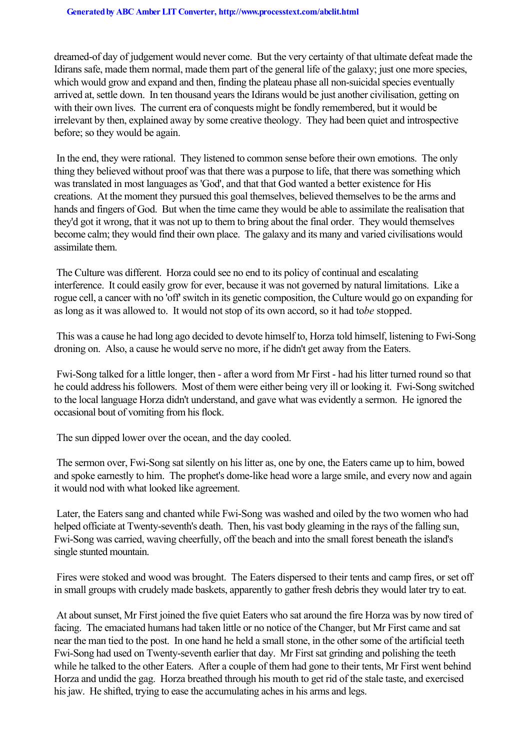dreamed-of day of judgement would never come. But the very certainty of that ultimate defeat made the Idirans safe, made them normal, made them part of the general life of the galaxy; just one more species, which would grow and expand and then, finding the plateau phase all non-suicidal species eventually arrived at, settle down. In ten thousand years the Idirans would be just another civilisation, getting on with their own lives. The current era of conquests might be fondly remembered, but it would be irrelevant by then, explained away by some creative theology. They had been quiet and introspective before; so they would be again.

In the end, they were rational. They listened to common sense before their own emotions. The only thing they believed without proof was that there was a purpose to life, that there was something which was translated in most languages as 'God', and that that God wanted a better existence for His creations. At the moment they pursued this goal themselves, believed themselves to be the arms and hands and fingers of God. But when the time came they would be able to assimilate the realisation that they'd got it wrong, that it was not up to them to bring about the final order. They would themselves become calm; they would find their own place. The galaxy and its many and varied civilisations would assimilate them.

The Culture was different. Horza could see no end to its policy of continual and escalating interference. It could easily grow for ever, because it was not governed by natural limitations. Like a rogue cell, a cancer with no 'off' switch in its genetic composition, the Culture would go on expanding for as long as it was allowed to. It would not stop of its own accord, so it had to *be* stopped.

This was a cause he had long ago decided to devote himself to, Horza told himself, listening to Fwi-Song droning on. Also, a cause he would serve no more, if he didn't get away from the Eaters.

Fwi-Song talked for a little longer, then - after a word from Mr First - had his litter turned round so that he could address his followers. Most of them were either being very ill or looking it. Fwi-Song switched to the local language Horza didn't understand, and gave what was evidently a sermon. He ignored the occasional bout of vomiting from his flock.

The sun dipped lower over the ocean, and the day cooled.

The sermon over, Fwi-Song sat silently on his litter as, one by one, the Eaters came up to him, bowed and spoke earnestly to him. The prophet's dome-like head wore a large smile, and every now and again it would nod with what looked like agreement.

Later, the Eaters sang and chanted while Fwi-Song was washed and oiled by the two women who had helped officiate at Twenty-seventh's death. Then, his vast body gleaming in the rays of the falling sun, Fwi-Song was carried, waving cheerfully, off the beach and into the small forest beneath the island's single stunted mountain.

Fires were stoked and wood was brought. The Eaters dispersed to their tents and camp fires, or set off in small groups with crudely made baskets, apparently to gather fresh debris they would later try to eat.

At about sunset, Mr First joined the five quiet Eaters who sat around the fire Horza was by now tired of facing. The emaciated humans had taken little or no notice of the Changer, but Mr First came and sat near the man tied to the post. In one hand he held a small stone, in the other some of the artificial teeth Fwi-Song had used on Twenty-seventh earlier that day. Mr First sat grinding and polishing the teeth while he talked to the other Eaters. After a couple of them had gone to their tents, Mr First went behind Horza and undid the gag. Horza breathed through his mouth to get rid of the stale taste, and exercised his jaw. He shifted, trying to ease the accumulating aches in his arms and legs.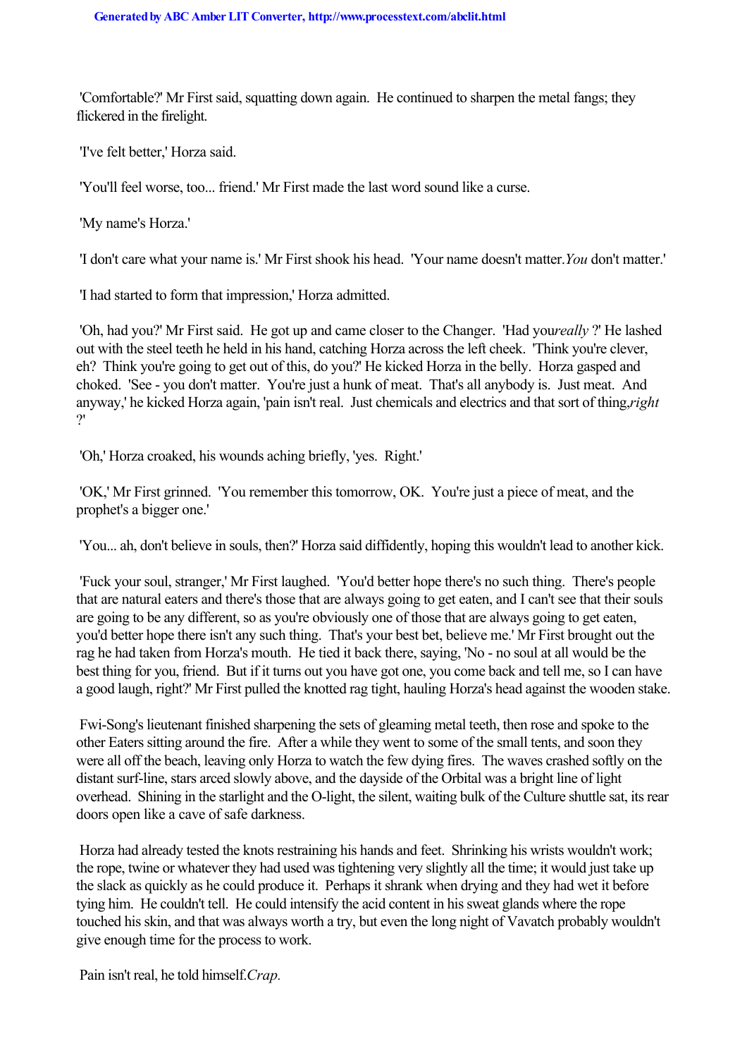'Comfortable?' Mr First said, squatting down again. He continued to sharpen the metal fangs; they flickered in the firelight.

'I've felt better,' Horza said.

'You'll feel worse, too... friend.' Mr First made the last word sound like a curse.

'My name's Horza.'

'I don't care what your name is.' Mr First shook his head. 'Your name doesn't matter. *You* don't matter.'

'I had started to form that impression,' Horza admitted.

'Oh, had you?' Mr First said. He got up and came closer to the Changer. 'Had you *really* ?' He lashed out with the steel teeth he held in his hand, catching Horza across the left cheek. 'Think you're clever, eh? Think you're going to get out of this, do you?' He kicked Horza in the belly. Horza gasped and choked. 'See - you don't matter. You're just a hunk of meat. That's all anybody is. Just meat. And anyway,' he kicked Horza again, 'pain isn't real. Just chemicals and electrics and that sort of thing, *right* ?'

'Oh,' Horza croaked, his wounds aching briefly, 'yes. Right.'

'OK,' Mr First grinned. 'You remember this tomorrow, OK. You're just a piece of meat, and the prophet's a bigger one.'

'You... ah, don't believe in souls, then?' Horza said diffidently, hoping this wouldn't lead to another kick.

'Fuck your soul, stranger,' Mr First laughed. 'You'd better hope there's no such thing. There's people that are natural eaters and there's those that are always going to get eaten, and I can't see that their souls are going to be any different, so as you're obviously one of those that are always going to get eaten, you'd better hope there isn't any such thing. That's your best bet, believe me.' Mr First brought out the rag he had taken from Horza's mouth. He tied it back there, saying, 'No - no soul at all would be the best thing for you, friend. But if it turns out you have got one, you come back and tell me, so I can have a good laugh, right?' Mr First pulled the knotted rag tight, hauling Horza's head against the wooden stake.

Fwi-Song's lieutenant finished sharpening the sets of gleaming metal teeth, then rose and spoke to the other Eaters sitting around the fire. After a while they went to some of the small tents, and soon they were all off the beach, leaving only Horza to watch the few dying fires. The waves crashed softly on the distant surf-line, stars arced slowly above, and the dayside of the Orbital was a bright line of light overhead. Shining in the starlight and the O-light, the silent, waiting bulk of the Culture shuttle sat, its rear doors open like a cave of safe darkness.

Horza had already tested the knots restraining his hands and feet. Shrinking his wrists wouldn't work; the rope, twine or whatever they had used was tightening very slightly all the time; it would just take up the slack as quickly as he could produce it. Perhaps it shrank when drying and they had wet it before tying him. He couldn't tell. He could intensify the acid content in his sweat glands where the rope touched his skin, and that was always worth a try, but even the long night of Vavatch probably wouldn't give enough time for the process to work.

Pain isn't real, he told himself. *Crap.*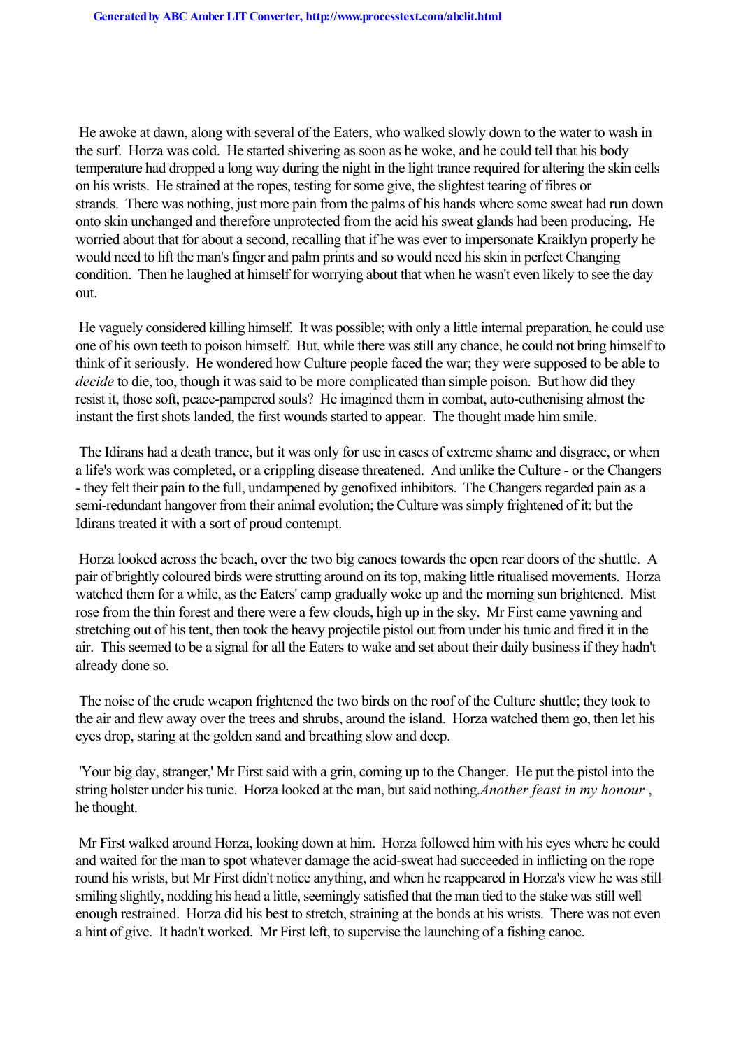He awoke at dawn, along with several of the Eaters, who walked slowly down to the water to wash in the surf. Horza was cold. He started shivering as soon as he woke, and he could tell that his body temperature had dropped a long way during the night in the light trance required for altering the skin cells on his wrists. He strained at the ropes, testing for some give, the slightest tearing of fibres or strands. There was nothing, just more pain from the palms of his hands where some sweat had run down onto skin unchanged and therefore unprotected from the acid his sweat glands had been producing. He worried about that for about a second, recalling that if he was ever to impersonate Kraiklyn properly he would need to lift the man's finger and palm prints and so would need his skin in perfect Changing condition. Then he laughed at himself for worrying about that when he wasn't even likely to see the day out.

He vaguely considered killing himself. It was possible; with only a little internal preparation, he could use one of his own teeth to poison himself. But, while there was still any chance, he could not bring himself to think of it seriously. He wondered how Culture people faced the war; they were supposed to be able to *decide* to die, too, though it was said to be more complicated than simple poison. But how did they resist it, those soft, peace-pampered souls? He imagined them in combat, auto-euthenising almost the instant the first shots landed, the first wounds started to appear. The thought made him smile.

The Idirans had a death trance, but it was only for use in cases of extreme shame and disgrace, or when a life's work was completed, or a crippling disease threatened. And unlike the Culture - or the Changers - they felt their pain to the full, undampened by genofixed inhibitors. The Changers regarded pain as a semi-redundant hangover from their animal evolution; the Culture was simply frightened of it: but the Idirans treated it with a sort of proud contempt.

Horza looked across the beach, over the two big canoes towards the open rear doors of the shuttle. A pair of brightly coloured birds were strutting around on its top, making little ritualised movements. Horza watched them for a while, as the Eaters' camp gradually woke up and the morning sun brightened. Mist rose from the thin forest and there were a few clouds, high up in the sky. Mr First came yawning and stretching out of his tent, then took the heavy projectile pistol out from under his tunic and fired it in the air. This seemed to be a signal for all the Eaters to wake and set about their daily business if they hadn't already done so.

The noise of the crude weapon frightened the two birds on the roof of the Culture shuttle; they took to the air and flew away over the trees and shrubs, around the island. Horza watched them go, then let his eyes drop, staring at the golden sand and breathing slow and deep.

'Your big day, stranger,' Mr First said with a grin, coming up to the Changer. He put the pistol into the string holster under his tunic. Horza looked at the man, but said nothing. *Another feast in my honour*, he thought.

Mr First walked around Horza, looking down at him. Horza followed him with his eyes where he could and waited for the man to spot whatever damage the acid-sweat had succeeded in inflicting on the rope round his wrists, but Mr First didn't notice anything, and when he reappeared in Horza's view he was still smiling slightly, nodding his head a little, seemingly satisfied that the man tied to the stake was still well enough restrained. Horza did his best to stretch, straining at the bonds at his wrists. There was not even a hint of give. It hadn't worked. Mr First left, to supervise the launching of a fishing canoe.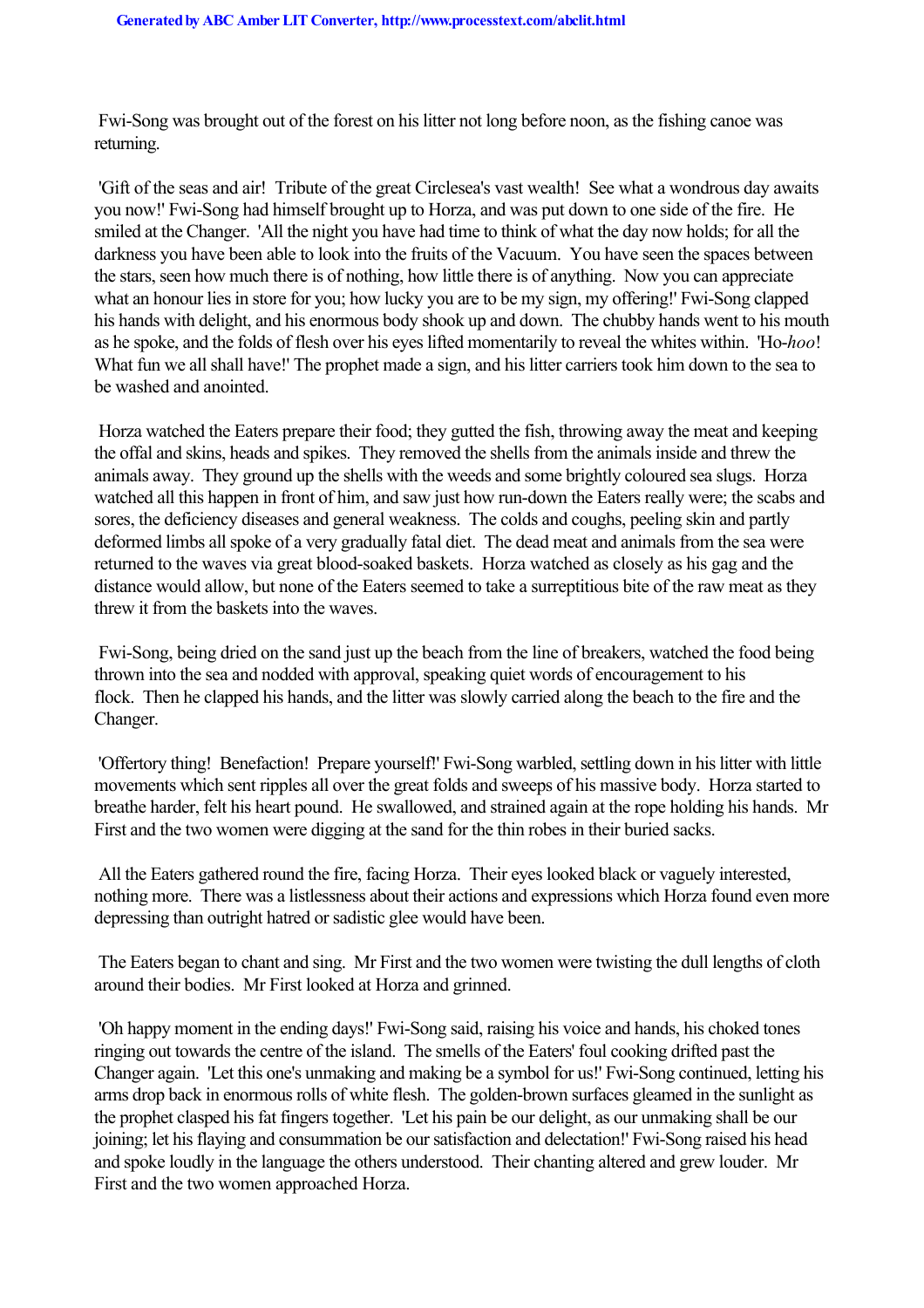Fwi-Song was brought out of the forest on his litter not long before noon, as the fishing canoe was returning.

'Gift of the seas and air! Tribute of the great Circlesea's vast wealth! See what a wondrous day awaits you now!' Fwi-Song had himself brought up to Horza, and was put down to one side of the fire. He smiled at the Changer. 'All the night you have had time to think of what the day now holds; for all the darkness you have been able to look into the fruits of the Vacuum. You have seen the spaces between the stars, seen how much there is of nothing, how little there is of anything. Now you can appreciate what an honour lies in store for you; how lucky you are to be my sign, my offering!' Fwi-Song clapped his hands with delight, and his enormous body shook up and down. The chubby hands went to his mouth as he spoke, and the folds of flesh over his eyes lifted momentarily to reveal the whites within. 'Ho-*hoo*! What fun we all shall have!' The prophet made a sign, and his litter carriers took him down to the sea to be washed and anointed.

Horza watched the Eaters prepare their food; they gutted the fish, throwing away the meat and keeping the offal and skins, heads and spikes. They removed the shells from the animals inside and threw the animals away. They ground up the shells with the weeds and some brightly coloured sea slugs. Horza watched all this happen in front of him, and saw just how run-down the Eaters really were; the scabs and sores, the deficiency diseases and general weakness. The colds and coughs, peeling skin and partly deformed limbs all spoke of a very gradually fatal diet. The dead meat and animals from the sea were returned to the waves via great blood-soaked baskets. Horza watched as closely as his gag and the distance would allow, but none of the Eaters seemed to take a surreptitious bite of the raw meat as they threw it from the baskets into the waves.

Fwi-Song, being dried on the sand just up the beach from the line of breakers, watched the food being thrown into the sea and nodded with approval, speaking quiet words of encouragement to his flock. Then he clapped his hands, and the litter was slowly carried along the beach to the fire and the Changer.

'Offertory thing! Benefaction! Prepare yourself!' Fwi-Song warbled, settling down in his litter with little movements which sent ripples all over the great folds and sweeps of his massive body. Horza started to breathe harder, felt his heart pound. He swallowed, and strained again at the rope holding his hands. Mr First and the two women were digging at the sand for the thin robes in their buried sacks.

All the Eaters gathered round the fire, facing Horza. Their eyes looked black or vaguely interested, nothing more. There was a listlessness about their actions and expressions which Horza found even more depressing than outright hatred or sadistic glee would have been.

The Eaters began to chant and sing. Mr First and the two women were twisting the dull lengths of cloth around their bodies. Mr First looked at Horza and grinned.

'Oh happy moment in the ending days!' Fwi-Song said, raising his voice and hands, his choked tones ringing out towards the centre of the island. The smells of the Eaters' foul cooking drifted past the Changer again. 'Let this one's unmaking and making be a symbol for us!' Fwi-Song continued, letting his arms drop back in enormous rolls of white flesh. The golden-brown surfaces gleamed in the sunlight as the prophet clasped his fat fingers together. 'Let his pain be our delight, as our unmaking shall be our joining; let his flaying and consummation be our satisfaction and delectation!' Fwi-Song raised his head and spoke loudly in the language the others understood. Their chanting altered and grew louder. Mr First and the two women approached Horza.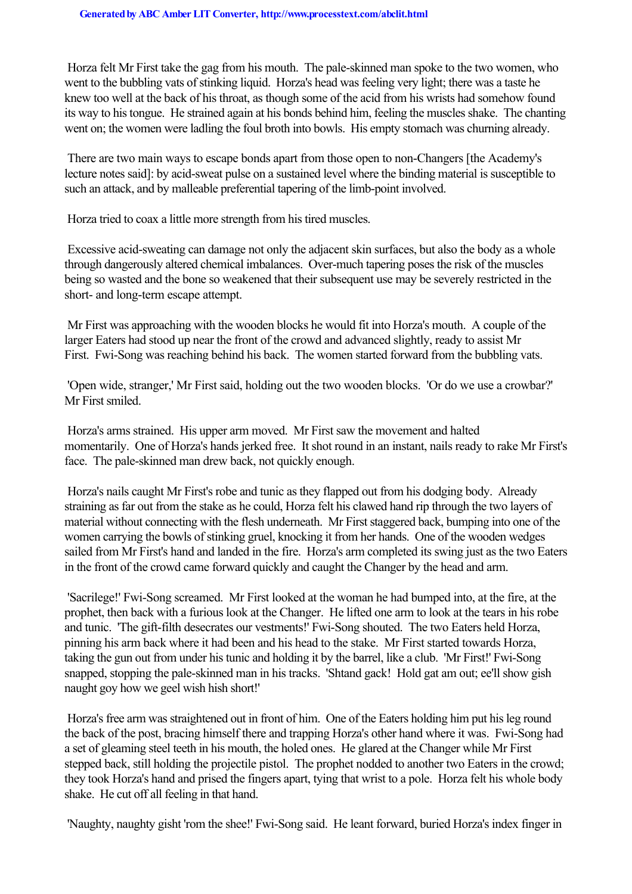Horza felt Mr First take the gag from his mouth. The pale-skinned man spoke to the two women, who went to the bubbling vats of stinking liquid. Horza's head was feeling very light; there was a taste he knew too well at the back of his throat, as though some of the acid from his wrists had somehow found its way to his tongue. He strained again at his bonds behind him, feeling the muscles shake. The chanting went on; the women were ladling the foul broth into bowls. His empty stomach was churning already.

There are two main ways to escape bonds apart from those open to non-Changers [the Academy's lecture notes said]: by acid-sweat pulse on a sustained level where the binding material is susceptible to such an attack, and by malleable preferential tapering of the limb-point involved.

Horza tried to coax a little more strength from his tired muscles.

Excessive acid-sweating can damage not only the adjacent skin surfaces, but also the body as a whole through dangerously altered chemical imbalances. Over-much tapering poses the risk of the muscles being so wasted and the bone so weakened that their subsequent use may be severely restricted in the short- and long-term escape attempt.

Mr First was approaching with the wooden blocks he would fit into Horza's mouth. A couple of the larger Eaters had stood up near the front of the crowd and advanced slightly, ready to assist Mr First. Fwi-Song was reaching behind his back. The women started forward from the bubbling vats.

'Open wide, stranger,' Mr First said, holding out the two wooden blocks. 'Or do we use a crowbar?' Mr First smiled.

Horza's arms strained. His upper arm moved. Mr First saw the movement and halted momentarily. One of Horza's hands jerked free. It shot round in an instant, nails ready to rake Mr First's face. The pale-skinned man drew back, not quickly enough.

Horza's nails caught Mr First's robe and tunic as they flapped out from his dodging body. Already straining as far out from the stake as he could, Horza felt his clawed hand rip through the two layers of material without connecting with the flesh underneath. Mr First staggered back, bumping into one of the women carrying the bowls of stinking gruel, knocking it from her hands. One of the wooden wedges sailed from Mr First's hand and landed in the fire. Horza's arm completed its swing just as the two Eaters in the front of the crowd came forward quickly and caught the Changer by the head and arm.

'Sacrilege!' Fwi-Song screamed. Mr First looked at the woman he had bumped into, at the fire, at the prophet, then back with a furious look at the Changer. He lifted one arm to look at the tears in his robe and tunic. 'The gift-filth desecrates our vestments!' Fwi-Song shouted. The two Eaters held Horza, pinning his arm back where it had been and his head to the stake. Mr First started towards Horza, taking the gun out from under his tunic and holding it by the barrel, like a club. 'Mr First!' Fwi-Song snapped, stopping the pale-skinned man in his tracks. 'Shtand gack! Hold gat am out; ee'll show gish naught goy how we geel wish hish short!'

Horza's free arm was straightened out in front of him. One of the Eaters holding him put his leg round the back of the post, bracing himself there and trapping Horza's other hand where it was. Fwi-Song had a set of gleaming steel teeth in his mouth, the holed ones. He glared at the Changer while Mr First stepped back, still holding the projectile pistol. The prophet nodded to another two Eaters in the crowd; they took Horza's hand and prised the fingers apart, tying that wrist to a pole. Horza felt his whole body shake. He cut off all feeling in that hand.

'Naughty, naughty gisht 'rom the shee!' Fwi-Song said. He leant forward, buried Horza's index finger in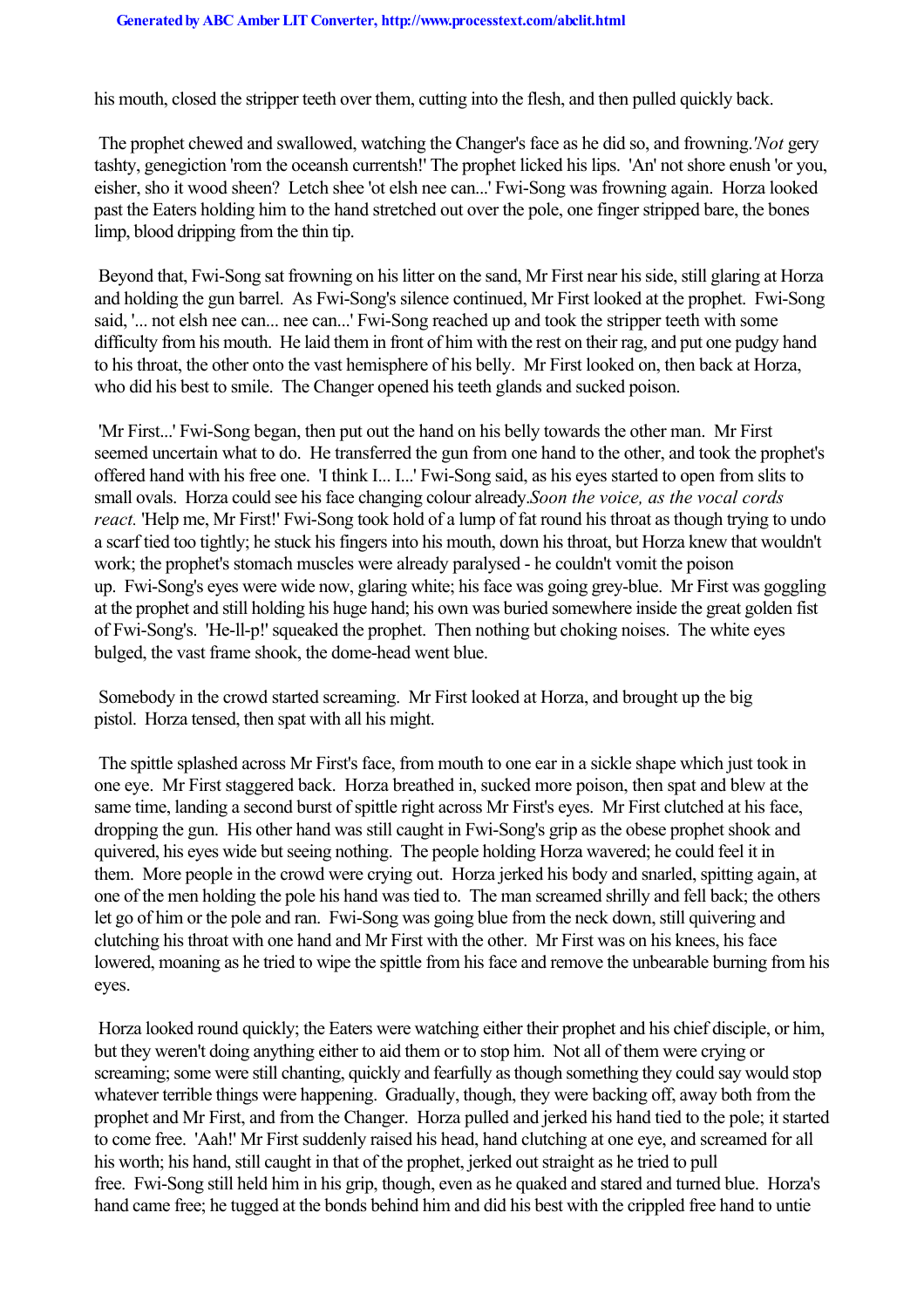his mouth, closed the stripper teeth over them, cutting into the flesh, and then pulled quickly back.

The prophet chewed and swallowed, watching the Changer's face as he did so, and frowning. *'Not* gery tashty, genegiction 'rom the oceansh currentsh!' The prophet licked his lips. 'An' not shore enush 'or you, eisher, sho it wood sheen? Letch shee 'ot elsh nee can...' Fwi-Song was frowning again. Horza looked past the Eaters holding him to the hand stretched out over the pole, one finger stripped bare, the bones limp, blood dripping from the thin tip.

Beyond that, Fwi-Song sat frowning on his litter on the sand, Mr First near his side, still glaring at Horza and holding the gun barrel. As Fwi-Song's silence continued, Mr First looked at the prophet. Fwi-Song said, '... not elsh nee can... nee can...' Fwi-Song reached up and took the stripper teeth with some difficulty from his mouth. He laid them in front of him with the rest on their rag, and put one pudgy hand to his throat, the other onto the vast hemisphere of his belly. Mr First looked on, then back at Horza, who did his best to smile. The Changer opened his teeth glands and sucked poison.

'Mr First...' Fwi-Song began, then put out the hand on his belly towards the other man. Mr First seemed uncertain what to do. He transferred the gun from one hand to the other, and took the prophet's offered hand with his free one. 'I think I... I...' Fwi-Song said, as his eyes started to open from slits to small ovals. Horza could see his face changing colour already. *Soon the voice, as the vocal cords react.* 'Help me, Mr First!' Fwi-Song took hold of a lump of fat round his throat as though trying to undo a scarf tied too tightly; he stuck his fingers into his mouth, down his throat, but Horza knew that wouldn't work; the prophet's stomach muscles were already paralysed - he couldn't vomit the poison up. Fwi-Song's eyes were wide now, glaring white; his face was going grey-blue. Mr First was goggling at the prophet and still holding his huge hand; his own was buried somewhere inside the great golden fist of Fwi-Song's. 'He-ll-p!' squeaked the prophet. Then nothing but choking noises. The white eyes bulged, the vast frame shook, the dome-head went blue.

Somebody in the crowd started screaming. Mr First looked at Horza, and brought up the big pistol. Horza tensed, then spat with all his might.

The spittle splashed across Mr First's face, from mouth to one ear in a sickle shape which just took in one eye. Mr First staggered back. Horza breathed in, sucked more poison, then spat and blew at the same time, landing a second burst of spittle right across Mr First's eyes. Mr First clutched at his face, dropping the gun. His other hand was still caught in Fwi-Song's grip as the obese prophet shook and quivered, his eyes wide but seeing nothing. The people holding Horza wavered; he could feel it in them. More people in the crowd were crying out. Horza jerked his body and snarled, spitting again, at one of the men holding the pole his hand was tied to. The man screamed shrilly and fell back; the others let go of him or the pole and ran. Fwi-Song was going blue from the neck down, still quivering and clutching his throat with one hand and Mr First with the other. Mr First was on his knees, his face lowered, moaning as he tried to wipe the spittle from his face and remove the unbearable burning from his eyes.

Horza looked round quickly; the Eaters were watching either their prophet and his chief disciple, or him, but they weren't doing anything either to aid them or to stop him. Not all of them were crying or screaming; some were still chanting, quickly and fearfully as though something they could say would stop whatever terrible things were happening. Gradually, though, they were backing off, away both from the prophet and Mr First, and from the Changer. Horza pulled and jerked his hand tied to the pole; it started to come free. 'Aah!' Mr First suddenly raised his head, hand clutching at one eye, and screamed for all his worth; his hand, still caught in that of the prophet, jerked out straight as he tried to pull free. Fwi-Song still held him in his grip, though, even as he quaked and stared and turned blue. Horza's hand came free; he tugged at the bonds behind him and did his best with the crippled free hand to untie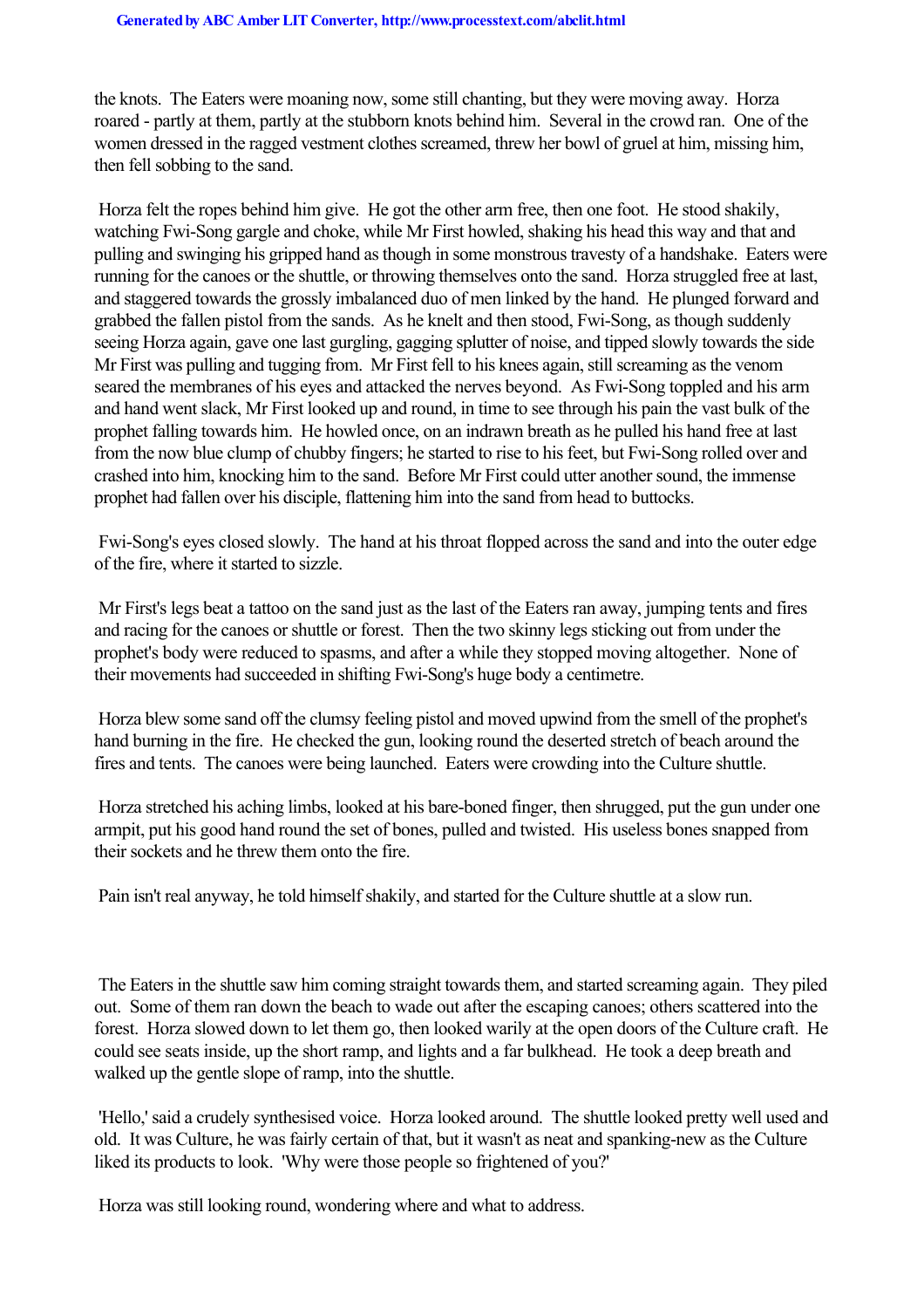the knots. The Eaters were moaning now, some still chanting, but they were moving away. Horza roared - partly at them, partly at the stubborn knots behind him. Several in the crowd ran. One of the women dressed in the ragged vestment clothes screamed, threw her bowl of gruel at him, missing him, then fell sobbing to the sand.

Horza felt the ropes behind him give. He got the other arm free, then one foot. He stood shakily, watching Fwi-Song gargle and choke, while Mr First howled, shaking his head this way and that and pulling and swinging his gripped hand as though in some monstrous travesty of a handshake. Eaters were running for the canoes or the shuttle, or throwing themselves onto the sand. Horza struggled free at last, and staggered towards the grossly imbalanced duo of men linked by the hand. He plunged forward and grabbed the fallen pistol from the sands. As he knelt and then stood, Fwi-Song, as though suddenly seeing Horza again, gave one last gurgling, gagging splutter of noise, and tipped slowly towards the side Mr First was pulling and tugging from. Mr First fell to his knees again, still screaming as the venom seared the membranes of his eyes and attacked the nerves beyond. As Fwi-Song toppled and his arm and hand went slack, Mr First looked up and round, in time to see through his pain the vast bulk of the prophet falling towards him. He howled once, on an indrawn breath as he pulled his hand free at last from the now blue clump of chubby fingers; he started to rise to his feet, but Fwi-Song rolled over and crashed into him, knocking him to the sand. Before Mr First could utter another sound, the immense prophet had fallen over his disciple, flattening him into the sand from head to buttocks.

Fwi-Song's eyes closed slowly. The hand at his throat flopped across the sand and into the outer edge of the fire, where it started to sizzle.

Mr First's legs beat a tattoo on the sand just as the last of the Eaters ran away, jumping tents and fires and racing for the canoes or shuttle or forest. Then the two skinny legs sticking out from under the prophet's body were reduced to spasms, and after a while they stopped moving altogether. None of their movements had succeeded in shifting Fwi-Song's huge body a centimetre.

Horza blew some sand off the clumsy feeling pistol and moved upwind from the smell of the prophet's hand burning in the fire. He checked the gun, looking round the deserted stretch of beach around the fires and tents. The canoes were being launched. Eaters were crowding into the Culture shuttle.

Horza stretched his aching limbs, looked at his bare-boned finger, then shrugged, put the gun under one armpit, put his good hand round the set of bones, pulled and twisted. His useless bones snapped from their sockets and he threw them onto the fire.

Pain isn't real anyway, he told himself shakily, and started for the Culture shuttle at a slow run.

The Eaters in the shuttle saw him coming straight towards them, and started screaming again. They piled out. Some of them ran down the beach to wade out after the escaping canoes; others scattered into the forest. Horza slowed down to let them go, then looked warily at the open doors of the Culture craft. He could see seats inside, up the short ramp, and lights and a far bulkhead. He took a deep breath and walked up the gentle slope of ramp, into the shuttle.

'Hello,' said a crudely synthesised voice. Horza looked around. The shuttle looked pretty well used and old. It was Culture, he was fairly certain of that, but it wasn't as neat and spanking-new as the Culture liked its products to look. 'Why were those people so frightened of you?'

Horza was still looking round, wondering where and what to address.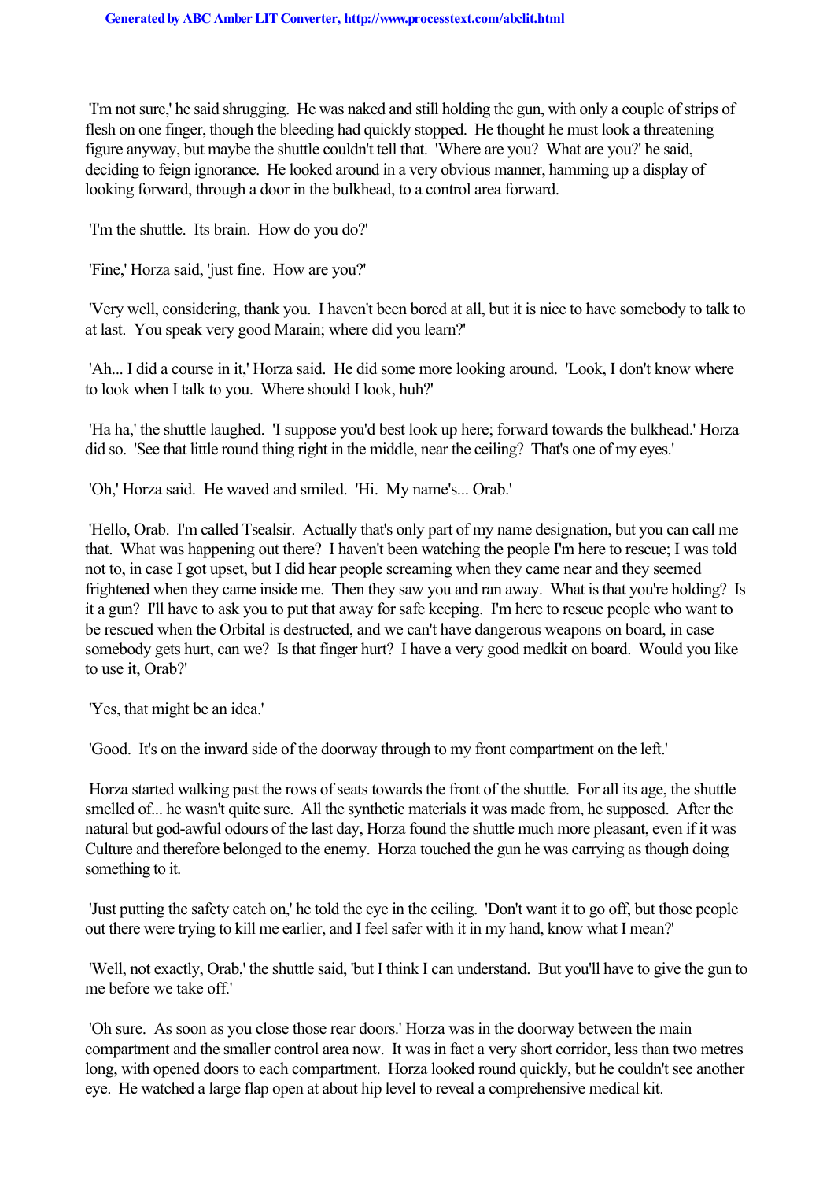'I'm not sure,' he said shrugging. He was naked and still holding the gun, with only a couple of strips of flesh on one finger, though the bleeding had quickly stopped. He thought he must look a threatening figure anyway, but maybe the shuttle couldn't tell that. 'Where are you? What are you?' he said, deciding to feign ignorance. He looked around in a very obvious manner, hamming up a display of looking forward, through a door in the bulkhead, to a control area forward.

'I'm the shuttle. Its brain. How do you do?'

'Fine,' Horza said, 'just fine. How are you?'

'Very well, considering, thank you. I haven't been bored at all, but it is nice to have somebody to talk to at last. You speak very good Marain; where did you learn?'

'Ah... I did a course in it,' Horza said. He did some more looking around. 'Look, I don't know where to look when I talk to you. Where should I look, huh?'

'Ha ha,' the shuttle laughed. 'I suppose you'd best look up here; forward towards the bulkhead.' Horza did so. 'See that little round thing right in the middle, near the ceiling? That's one of my eyes.'

'Oh,' Horza said. He waved and smiled. 'Hi. My name's... Orab.'

'Hello, Orab. I'm called Tsealsir. Actually that's only part of my name designation, but you can call me that. What was happening out there? I haven't been watching the people I'm here to rescue; I was told not to, in case I got upset, but I did hear people screaming when they came near and they seemed frightened when they came inside me. Then they saw you and ran away. What is that you're holding? Is it a gun? I'll have to ask you to put that away for safe keeping. I'm here to rescue people who want to be rescued when the Orbital is destructed, and we can't have dangerous weapons on board, in case somebody gets hurt, can we? Is that finger hurt? I have a very good medkit on board. Would you like to use it, Orab?'

'Yes, that might be an idea.'

'Good. It's on the inward side of the doorway through to my front compartment on the left.'

Horza started walking past the rows of seats towards the front of the shuttle. For all its age, the shuttle smelled of... he wasn't quite sure. All the synthetic materials it was made from, he supposed. After the natural but god-awful odours of the last day, Horza found the shuttle much more pleasant, even if it was Culture and therefore belonged to the enemy. Horza touched the gun he was carrying as though doing something to it.

'Just putting the safety catch on,' he told the eye in the ceiling. 'Don't want it to go off, but those people out there were trying to kill me earlier, and I feel safer with it in my hand, know what I mean?'

'Well, not exactly, Orab,' the shuttle said, 'but I think I can understand. But you'll have to give the gun to me before we take off.'

'Oh sure. As soon as you close those rear doors.' Horza was in the doorway between the main compartment and the smaller control area now. It was in fact a very short corridor, less than two metres long, with opened doors to each compartment. Horza looked round quickly, but he couldn't see another eye. He watched a large flap open at about hip level to reveal a comprehensive medical kit.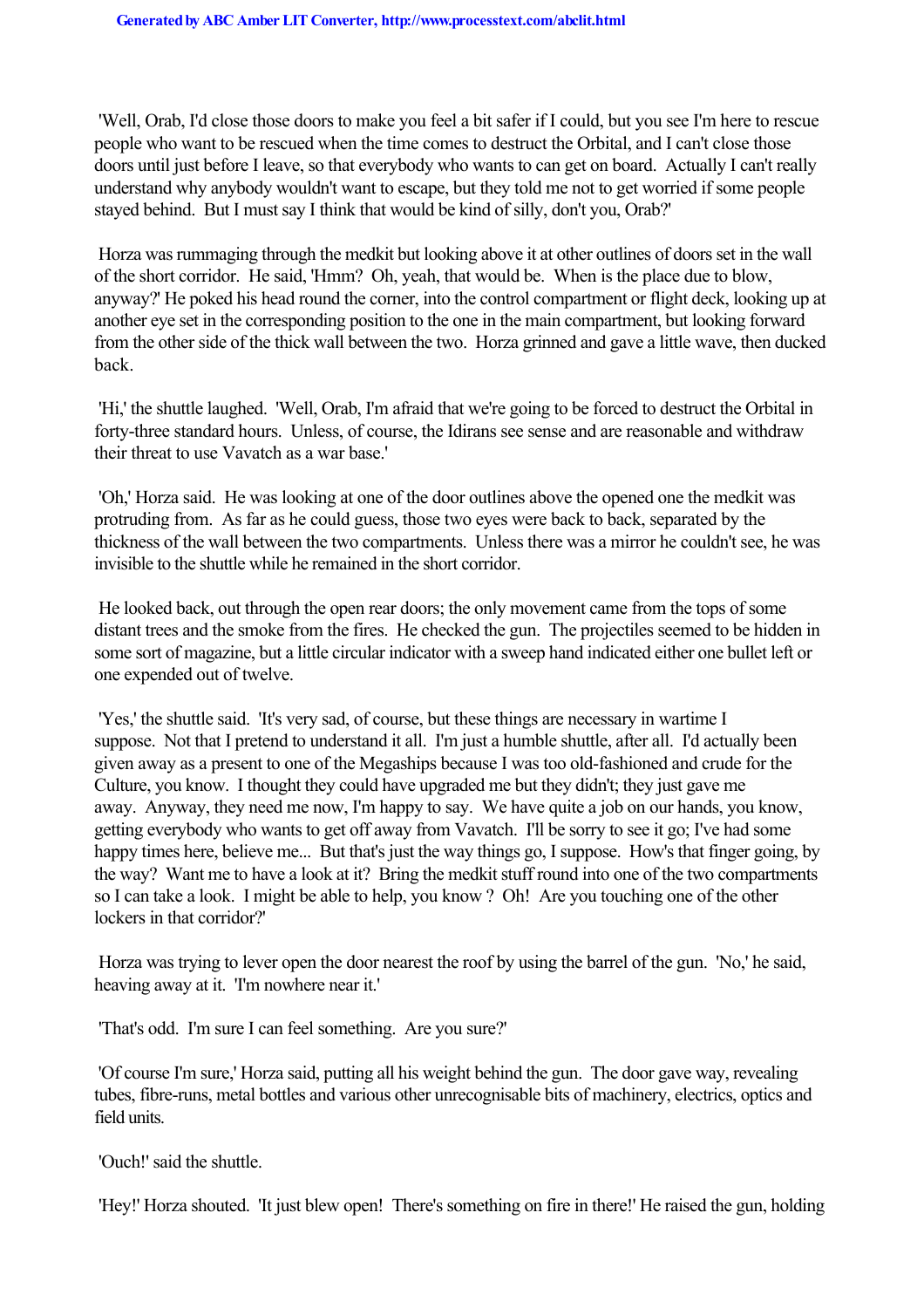'Well, Orab, I'd close those doors to make you feel a bit safer if I could, but you see I'm here to rescue people who want to be rescued when the time comes to destruct the Orbital, and I can't close those doors until just before I leave, so that everybody who wants to can get on board. Actually I can't really understand why anybody wouldn't want to escape, but they told me not to get worried if some people stayed behind. But I must say I think that would be kind of silly, don't you, Orab?'

Horza was rummaging through the medkit but looking above it at other outlines of doors set in the wall of the short corridor. He said, 'Hmm? Oh, yeah, that would be. When is the place due to blow, anyway?' He poked his head round the corner, into the control compartment or flight deck, looking up at another eye set in the corresponding position to the one in the main compartment, but looking forward from the other side of the thick wall between the two. Horza grinned and gave a little wave, then ducked back.

'Hi,' the shuttle laughed. 'Well, Orab, I'm afraid that we're going to be forced to destruct the Orbital in forty-three standard hours. Unless, of course, the Idirans see sense and are reasonable and withdraw their threat to use Vavatch as a war base.'

'Oh,' Horza said. He was looking at one of the door outlines above the opened one the medkit was protruding from. As far as he could guess, those two eyes were back to back, separated by the thickness of the wall between the two compartments. Unless there was a mirror he couldn't see, he was invisible to the shuttle while he remained in the short corridor.

He looked back, out through the open rear doors; the only movement came from the tops of some distant trees and the smoke from the fires. He checked the gun. The projectiles seemed to be hidden in some sort of magazine, but a little circular indicator with a sweep hand indicated either one bullet left or one expended out of twelve.

'Yes,' the shuttle said. 'It's very sad, of course, but these things are necessary in wartime I suppose. Not that I pretend to understand it all. I'm just a humble shuttle, after all. I'd actually been given away as a present to one of the Megaships because I was too old-fashioned and crude for the Culture, you know. I thought they could have upgraded me but they didn't; they just gave me away. Anyway, they need me now, I'm happy to say. We have quite a job on our hands, you know, getting everybody who wants to get off away from Vavatch. I'll be sorry to see it go; I've had some happy times here, believe me... But that's just the way things go, I suppose. How's that finger going, by the way? Want me to have a look at it? Bring the medkit stuff round into one of the two compartments so I can take a look. I might be able to help, you know ? Oh! Are you touching one of the other lockers in that corridor?'

Horza was trying to lever open the door nearest the roof by using the barrel of the gun. 'No,' he said, heaving away at it. 'I'm nowhere near it.'

'That's odd. I'm sure I can feel something. Are you sure?'

'Of course I'm sure,' Horza said, putting all his weight behind the gun. The door gave way, revealing tubes, fibre-runs, metal bottles and various other unrecognisable bits of machinery, electrics, optics and field units.

'Ouch!' said the shuttle.

'Hey!' Horza shouted. 'It just blew open! There's something on fire in there!' He raised the gun, holding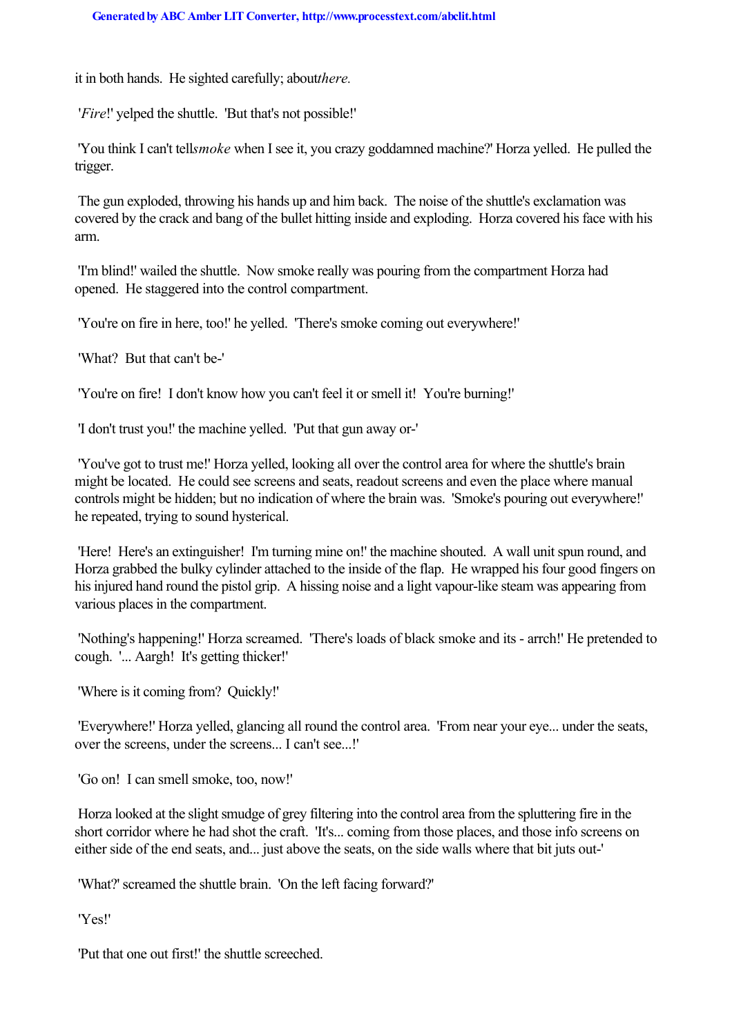it in both hands. He sighted carefully; about *there.*

'*Fire*!' yelped the shuttle. 'But that's not possible!'

'You think I can't tell *smoke* when I see it, you crazy goddamned machine?' Horza yelled. He pulled the trigger.

The gun exploded, throwing his hands up and him back. The noise of the shuttle's exclamation was covered by the crack and bang of the bullet hitting inside and exploding. Horza covered his face with his arm.

'I'm blind!' wailed the shuttle. Now smoke really was pouring from the compartment Horza had opened. He staggered into the control compartment.

'You're on fire in here, too!' he yelled. 'There's smoke coming out everywhere!'

'What? But that can't be-'

'You're on fire! I don't know how you can't feel it or smell it! You're burning!'

'I don't trust you!' the machine yelled. 'Put that gun away or-'

'You've got to trust me!' Horza yelled, looking all over the control area for where the shuttle's brain might be located. He could see screens and seats, readout screens and even the place where manual controls might be hidden; but no indication of where the brain was. 'Smoke's pouring out everywhere!' he repeated, trying to sound hysterical.

'Here! Here's an extinguisher! I'm turning mine on!' the machine shouted. A wall unit spun round, and Horza grabbed the bulky cylinder attached to the inside of the flap. He wrapped his four good fingers on his injured hand round the pistol grip. A hissing noise and a light vapour-like steam was appearing from various places in the compartment.

'Nothing's happening!' Horza screamed. 'There's loads of black smoke and its - arrch!' He pretended to cough. '... Aargh! It's getting thicker!'

'Where is it coming from? Quickly!'

'Everywhere!' Horza yelled, glancing all round the control area. 'From near your eye... under the seats, over the screens, under the screens... I can't see...!'

'Go on! I can smell smoke, too, now!'

Horza looked at the slight smudge of grey filtering into the control area from the spluttering fire in the short corridor where he had shot the craft. 'It's... coming from those places, and those info screens on either side of the end seats, and... just above the seats, on the side walls where that bit juts out-'

'What?' screamed the shuttle brain. 'On the left facing forward?'

'Yes!'

'Put that one out first!' the shuttle screeched.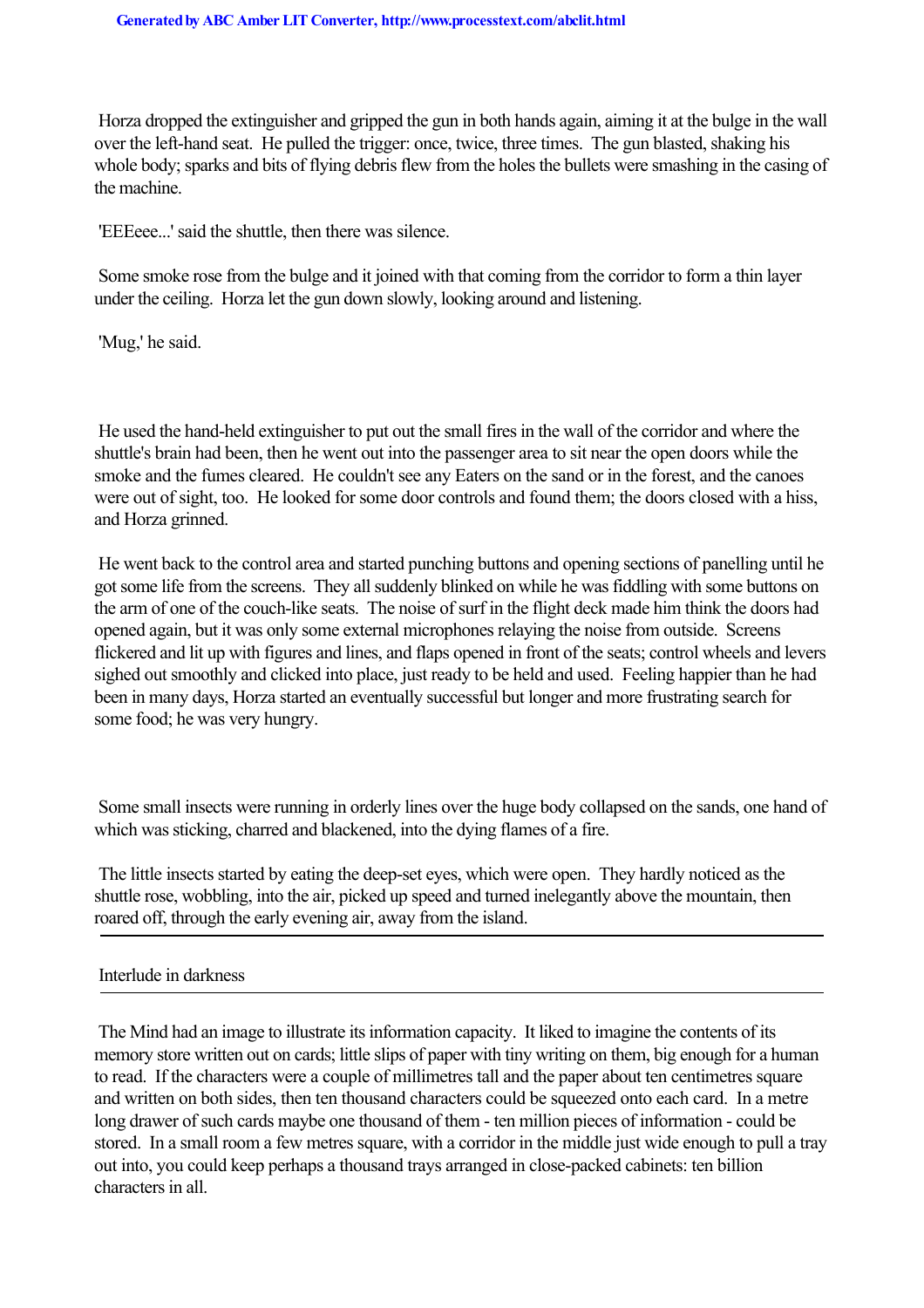Horza dropped the extinguisher and gripped the gun in both hands again, aiming it at the bulge in the wall over the left-hand seat. He pulled the trigger: once, twice, three times. The gun blasted, shaking his whole body; sparks and bits of flying debris flew from the holes the bullets were smashing in the casing of the machine.

'EEEeee...' said the shuttle, then there was silence.

Some smoke rose from the bulge and it joined with that coming from the corridor to form a thin layer under the ceiling. Horza let the gun down slowly, looking around and listening.

'Mug,' he said.

He used the hand-held extinguisher to put out the small fires in the wall of the corridor and where the shuttle's brain had been, then he went out into the passenger area to sit near the open doors while the smoke and the fumes cleared. He couldn't see any Eaters on the sand or in the forest, and the canoes were out of sight, too. He looked for some door controls and found them; the doors closed with a hiss, and Horza grinned.

He went back to the control area and started punching buttons and opening sections of panelling until he got some life from the screens. They all suddenly blinked on while he was fiddling with some buttons on the arm of one of the couch-like seats. The noise of surf in the flight deck made him think the doors had opened again, but it was only some external microphones relaying the noise from outside. Screens flickered and lit up with figures and lines, and flaps opened in front of the seats; control wheels and levers sighed out smoothly and clicked into place, just ready to be held and used. Feeling happier than he had been in many days, Horza started an eventually successful but longer and more frustrating search for some food; he was very hungry.

Some small insects were running in orderly lines over the huge body collapsed on the sands, one hand of which was sticking, charred and blackened, into the dying flames of a fire.

The little insects started by eating the deep-set eyes, which were open. They hardly noticed as the shuttle rose, wobbling, into the air, picked up speed and turned inelegantly above the mountain, then roared off, through the early evening air, away from the island.

---

## Interlude in darkness

---

The Mind had an image to illustrate its information capacity. It liked to imagine the contents of its memory store written out on cards; little slips of paper with tiny writing on them, big enough for a human to read. If the characters were a couple of millimetres tall and the paper about ten centimetres square and written on both sides, then ten thousand characters could be squeezed onto each card. In a metre long drawer of such cards maybe one thousand of them - ten million pieces of information - could be stored. In a small room a few metres square, with a corridor in the middle just wide enough to pull a tray out into, you could keep perhaps a thousand trays arranged in close-packed cabinets: ten billion characters in all.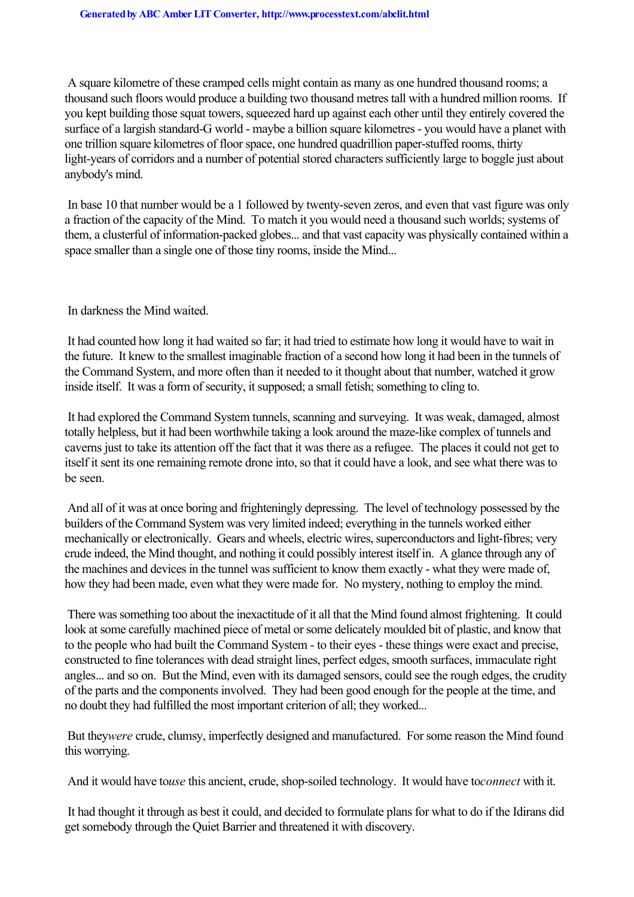A square kilometre of these cramped cells might contain as many as one hundred thousand rooms; a thousand such floors would produce a building two thousand metres tall with a hundred million rooms. If you kept building those squat towers, squeezed hard up against each other until they entirely covered the surface of a largish standard-G world - maybe a billion square kilometres - you would have a planet with one trillion square kilometres of floor space, one hundred quadrillion paper-stuffed rooms, thirty light-years of corridors and a number of potential stored characters sufficiently large to boggle just about anybody's mind.

In base 10 that number would be a 1 followed by twenty-seven zeros, and even that vast figure was only a fraction of the capacity of the Mind. To match it you would need a thousand such worlds; systems of them, a clusterful of information-packed globes... and that vast capacity was physically contained within a space smaller than a single one of those tiny rooms, inside the Mind...

In darkness the Mind waited.

It had counted how long it had waited so far; it had tried to estimate how long it would have to wait in the future. It knew to the smallest imaginable fraction of a second how long it had been in the tunnels of the Command System, and more often than it needed to it thought about that number, watched it grow inside itself. It was a form of security, it supposed; a small fetish; something to cling to.

It had explored the Command System tunnels, scanning and surveying. It was weak, damaged, almost totally helpless, but it had been worthwhile taking a look around the maze-like complex of tunnels and caverns just to take its attention off the fact that it was there as a refugee. The places it could not get to itself it sent its one remaining remote drone into, so that it could have a look, and see what there was to be seen.

And all of it was at once boring and frighteningly depressing. The level of technology possessed by the builders of the Command System was very limited indeed; everything in the tunnels worked either mechanically or electronically. Gears and wheels, electric wires, superconductors and light-fibres; very crude indeed, the Mind thought, and nothing it could possibly interest itself in. A glance through any of the machines and devices in the tunnel was sufficient to know them exactly - what they were made of, how they had been made, even what they were made for. No mystery, nothing to employ the mind.

There was something too about the inexactitude of it all that the Mind found almost frightening. It could look at some carefully machined piece of metal or some delicately moulded bit of plastic, and know that to the people who had built the Command System - to their eyes - these things were exact and precise, constructed to fine tolerances with dead straight lines, perfect edges, smooth surfaces, immaculate right angles... and so on. But the Mind, even with its damaged sensors, could see the rough edges, the crudity of the parts and the components involved. They had been good enough for the people at the time, and no doubt they had fulfilled the most important criterion of all; they worked...

But they *were* crude, clumsy, imperfectly designed and manufactured. For some reason the Mind found this worrying.

And it would have to *use* this ancient, crude, shop-soiled technology. It would have to *connect* with it.

It had thought it through as best it could, and decided to formulate plans for what to do if the Idirans did get somebody through the Quiet Barrier and threatened it with discovery.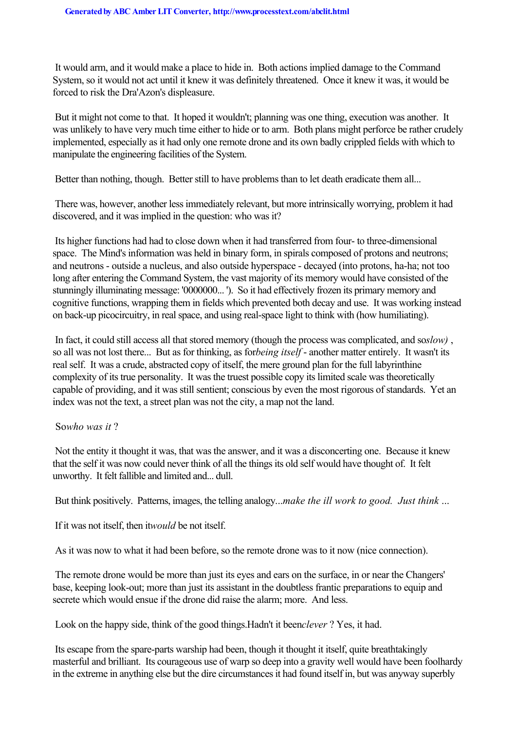It would arm, and it would make a place to hide in. Both actions implied damage to the Command System, so it would not act until it knew it was definitely threatened. Once it knew it was, it would be forced to risk the Dra'Azon's displeasure.

But it might not come to that. It hoped it wouldn't; planning was one thing, execution was another. It was unlikely to have very much time either to hide or to arm. Both plans might perforce be rather crudely implemented, especially as it had only one remote drone and its own badly crippled fields with which to manipulate the engineering facilities of the System.

Better than nothing, though. Better still to have problems than to let death eradicate them all...

There was, however, another less immediately relevant, but more intrinsically worrying, problem it had discovered, and it was implied in the question: who was it?

Its higher functions had had to close down when it had transferred from four- to three-dimensional space. The Mind's information was held in binary form, in spirals composed of protons and neutrons; and neutrons - outside a nucleus, and also outside hyperspace - decayed (into protons, ha-ha; not too long after entering the Command System, the vast majority of its memory would have consisted of the stunningly illuminating message: '0000000... '). So it had effectively frozen its primary memory and cognitive functions, wrapping them in fields which prevented both decay and use. It was working instead on back-up picocircuitry, in real space, and using real-space light to think with (how humiliating).

In fact, it could still access all that stored memory (though the process was complicated, and so *slow)* , so all was not lost there... But as for thinking, as for *being itself* - another matter entirely. It wasn't its real self. It was a crude, abstracted copy of itself, the mere ground plan for the full labyrinthine complexity of its true personality. It was the truest possible copy its limited scale was theoretically capable of providing, and it was still sentient; conscious by even the most rigorous of standards. Yet an index was not the text, a street plan was not the city, a map not the land.

So *who was it* ?

Not the entity it thought it was, that was the answer, and it was a disconcerting one. Because it knew that the self it was now could never think of all the things its old self would have thought of. It felt unworthy. It felt fallible and limited and... dull.

But think positively. Patterns, images, the telling analogy... *make the ill work to good. Just think ...*

If it was not itself, then it *would* be not itself.

As it was now to what it had been before, so the remote drone was to it now (nice connection).

The remote drone would be more than just its eyes and ears on the surface, in or near the Changers' base, keeping look-out; more than just its assistant in the doubtless frantic preparations to equip and secrete which would ensue if the drone did raise the alarm; more. And less.

Look on the happy side, think of the good things. Hadn't it been *clever* ? Yes, it had.

Its escape from the spare-parts warship had been, though it thought it itself, quite breathtakingly masterful and brilliant. Its courageous use of warp so deep into a gravity well would have been foolhardy in the extreme in anything else but the dire circumstances it had found itself in, but was anyway superbly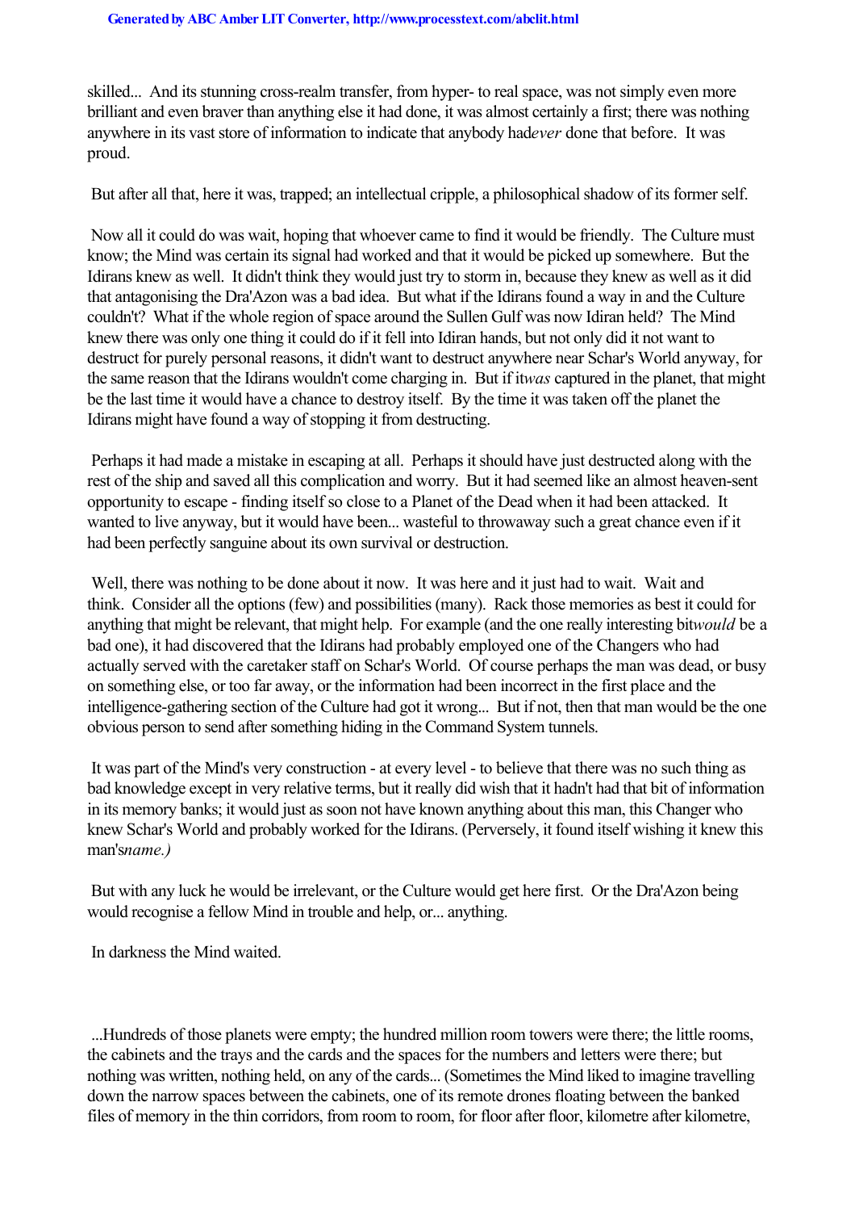skilled... And its stunning cross-realm transfer, from hyper- to real space, was not simply even more brilliant and even braver than anything else it had done, it was almost certainly a first; there was nothing anywhere in its vast store of information to indicate that anybody had *ever* done that before. It was proud.

But after all that, here it was, trapped; an intellectual cripple, a philosophical shadow of its former self.

Now all it could do was wait, hoping that whoever came to find it would be friendly. The Culture must know; the Mind was certain its signal had worked and that it would be picked up somewhere. But the Idirans knew as well. It didn't think they would just try to storm in, because they knew as well as it did that antagonising the Dra'Azon was a bad idea. But what if the Idirans found a way in and the Culture couldn't? What if the whole region of space around the Sullen Gulf was now Idiran held? The Mind knew there was only one thing it could do if it fell into Idiran hands, but not only did it not want to destruct for purely personal reasons, it didn't want to destruct anywhere near Schar's World anyway, for the same reason that the Idirans wouldn't come charging in. But if it *was* captured in the planet, that might be the last time it would have a chance to destroy itself. By the time it was taken off the planet the Idirans might have found a way of stopping it from destructing.

Perhaps it had made a mistake in escaping at all. Perhaps it should have just destructed along with the rest of the ship and saved all this complication and worry. But it had seemed like an almost heaven-sent opportunity to escape - finding itself so close to a Planet of the Dead when it had been attacked. It wanted to live anyway, but it would have been... wasteful to throwaway such a great chance even if it had been perfectly sanguine about its own survival or destruction.

Well, there was nothing to be done about it now. It was here and it just had to wait. Wait and think. Consider all the options (few) and possibilities (many). Rack those memories as best it could for anything that might be relevant, that might help. For example (and the one really interesting bit *would* be a bad one), it had discovered that the Idirans had probably employed one of the Changers who had actually served with the caretaker staff on Schar's World. Of course perhaps the man was dead, or busy on something else, or too far away, or the information had been incorrect in the first place and the intelligence-gathering section of the Culture had got it wrong... But if not, then that man would be the one obvious person to send after something hiding in the Command System tunnels.

It was part of the Mind's very construction - at every level - to believe that there was no such thing as bad knowledge except in very relative terms, but it really did wish that it hadn't had that bit of information in its memory banks; it would just as soon not have known anything about this man, this Changer who knew Schar's World and probably worked for the Idirans. (Perversely, it found itself wishing it knew this man's *name.)*

But with any luck he would be irrelevant, or the Culture would get here first. Or the Dra'Azon being would recognise a fellow Mind in trouble and help, or... anything.

In darkness the Mind waited.

...Hundreds of those planets were empty; the hundred million room towers were there; the little rooms, the cabinets and the trays and the cards and the spaces for the numbers and letters were there; but nothing was written, nothing held, on any of the cards... (Sometimes the Mind liked to imagine travelling down the narrow spaces between the cabinets, one of its remote drones floating between the banked files of memory in the thin corridors, from room to room, for floor after floor, kilometre after kilometre,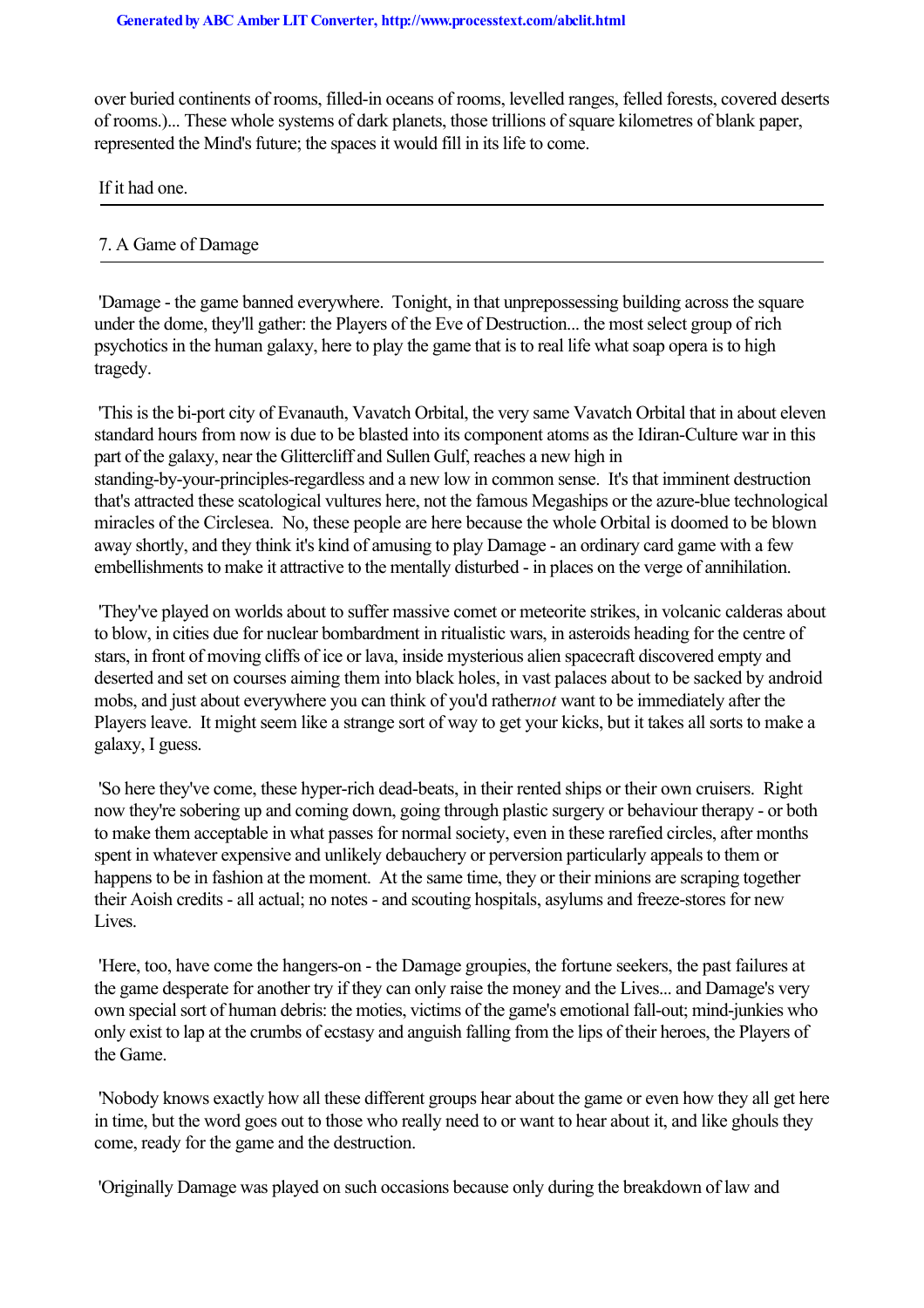over buried continents of rooms, filled-in oceans of rooms, levelled ranges, felled forests, covered deserts of rooms.)... These whole systems of dark planets, those trillions of square kilometres of blank paper, represented the Mind's future; the spaces it would fill in its life to come.

If it had one.

---

## 7. A Game of Damage

---

'Damage - the game banned everywhere. Tonight, in that unprepossessing building across the square under the dome, they'll gather: the Players of the Eve of Destruction... the most select group of rich psychotics in the human galaxy, here to play the game that is to real life what soap opera is to high tragedy.

'This is the bi-port city of Evanauth, Vavatch Orbital, the very same Vavatch Orbital that in about eleven standard hours from now is due to be blasted into its component atoms as the Idiran-Culture war in this part of the galaxy, near the Glittercliff and Sullen Gulf, reaches a new high in standing-by-your-principles-regardless and a new low in common sense. It's that imminent destruction that's attracted these scatological vultures here, not the famous Megaships or the azure-blue technological miracles of the Circlesea. No, these people are here because the whole Orbital is doomed to be blown away shortly, and they think it's kind of amusing to play Damage - an ordinary card game with a few embellishments to make it attractive to the mentally disturbed - in places on the verge of annihilation.

'They've played on worlds about to suffer massive comet or meteorite strikes, in volcanic calderas about to blow, in cities due for nuclear bombardment in ritualistic wars, in asteroids heading for the centre of stars, in front of moving cliffs of ice or lava, inside mysterious alien spacecraft discovered empty and deserted and set on courses aiming them into black holes, in vast palaces about to be sacked by android mobs, and just about everywhere you can think of you'd rather *not* want to be immediately after the Players leave. It might seem like a strange sort of way to get your kicks, but it takes all sorts to make a galaxy, I guess.

'So here they've come, these hyper-rich dead-beats, in their rented ships or their own cruisers. Right now they're sobering up and coming down, going through plastic surgery or behaviour therapy - or both to make them acceptable in what passes for normal society, even in these rarefied circles, after months spent in whatever expensive and unlikely debauchery or perversion particularly appeals to them or happens to be in fashion at the moment. At the same time, they or their minions are scraping together their Aoish credits - all actual; no notes - and scouting hospitals, asylums and freeze-stores for new Lives.

'Here, too, have come the hangers-on - the Damage groupies, the fortune seekers, the past failures at the game desperate for another try if they can only raise the money and the Lives... and Damage's very own special sort of human debris: the moties, victims of the game's emotional fall-out; mind-junkies who only exist to lap at the crumbs of ecstasy and anguish falling from the lips of their heroes, the Players of the Game.

'Nobody knows exactly how all these different groups hear about the game or even how they all get here in time, but the word goes out to those who really need to or want to hear about it, and like ghouls they come, ready for the game and the destruction.

'Originally Damage was played on such occasions because only during the breakdown of law and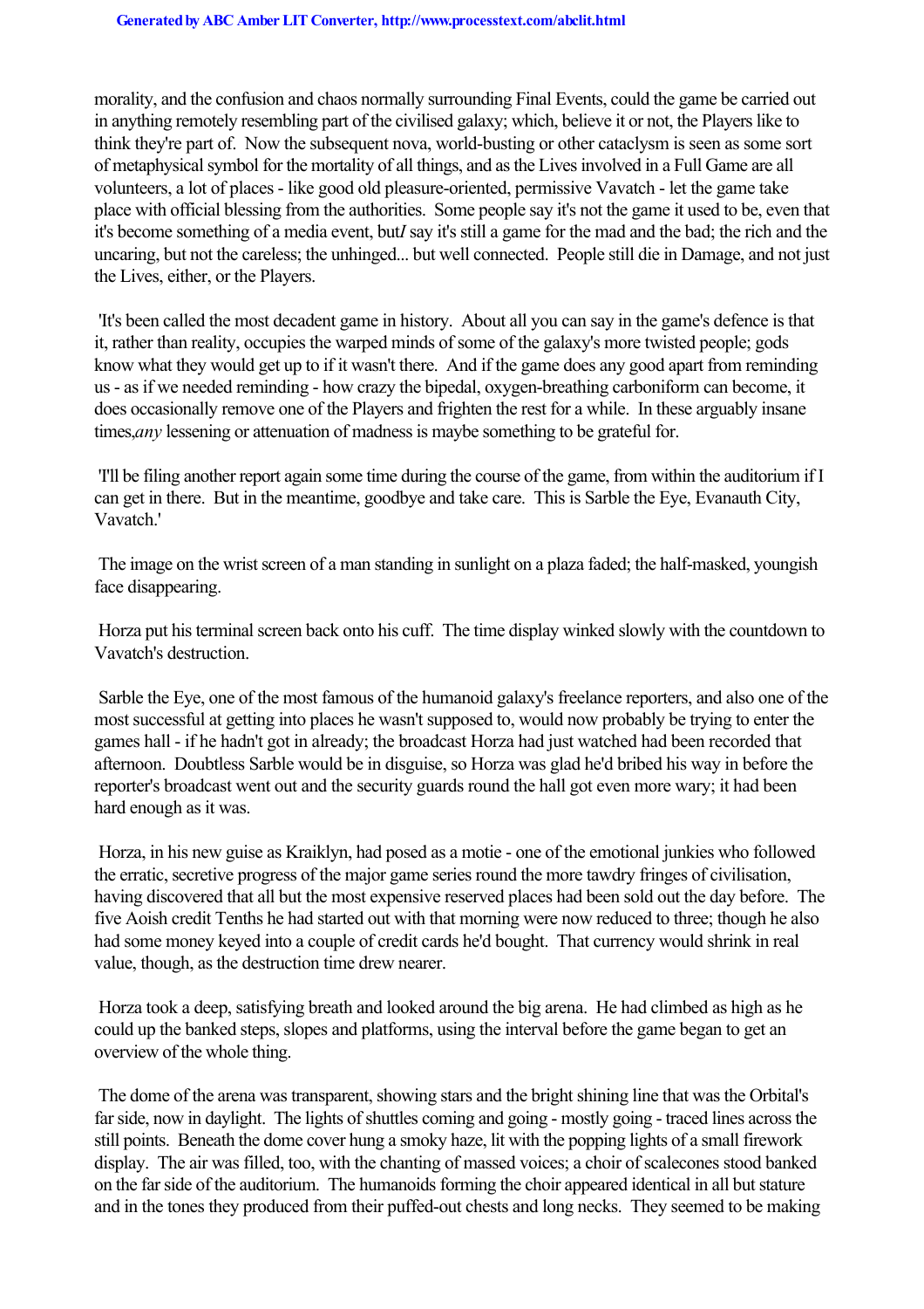morality, and the confusion and chaos normally surrounding Final Events, could the game be carried out in anything remotely resembling part of the civilised galaxy; which, believe it or not, the Players like to think they're part of. Now the subsequent nova, world-busting or other cataclysm is seen as some sort of metaphysical symbol for the mortality of all things, and as the Lives involved in a Full Game are all volunteers, a lot of places - like good old pleasure-oriented, permissive Vavatch - let the game take place with official blessing from the authorities. Some people say it's not the game it used to be, even that it's become something of a media event, but *I* say it's still a game for the mad and the bad; the rich and the uncaring, but not the careless; the unhinged... but well connected. People still die in Damage, and not just the Lives, either, or the Players.

'It's been called the most decadent game in history. About all you can say in the game's defence is that it, rather than reality, occupies the warped minds of some of the galaxy's more twisted people; gods know what they would get up to if it wasn't there. And if the game does any good apart from reminding us - as if we needed reminding - how crazy the bipedal, oxygen-breathing carboniform can become, it does occasionally remove one of the Players and frighten the rest for a while. In these arguably insane times, *any* lessening or attenuation of madness is maybe something to be grateful for.

'I'll be filing another report again some time during the course of the game, from within the auditorium if I can get in there. But in the meantime, goodbye and take care. This is Sarble the Eye, Evanauth City, Vavatch.'

The image on the wrist screen of a man standing in sunlight on a plaza faded; the half-masked, youngish face disappearing.

Horza put his terminal screen back onto his cuff. The time display winked slowly with the countdown to Vavatch's destruction.

Sarble the Eye, one of the most famous of the humanoid galaxy's freelance reporters, and also one of the most successful at getting into places he wasn't supposed to, would now probably be trying to enter the games hall - if he hadn't got in already; the broadcast Horza had just watched had been recorded that afternoon. Doubtless Sarble would be in disguise, so Horza was glad he'd bribed his way in before the reporter's broadcast went out and the security guards round the hall got even more wary; it had been hard enough as it was.

Horza, in his new guise as Kraiklyn, had posed as a motie - one of the emotional junkies who followed the erratic, secretive progress of the major game series round the more tawdry fringes of civilisation, having discovered that all but the most expensive reserved places had been sold out the day before. The five Aoish credit Tenths he had started out with that morning were now reduced to three; though he also had some money keyed into a couple of credit cards he'd bought. That currency would shrink in real value, though, as the destruction time drew nearer.

Horza took a deep, satisfying breath and looked around the big arena. He had climbed as high as he could up the banked steps, slopes and platforms, using the interval before the game began to get an overview of the whole thing.

The dome of the arena was transparent, showing stars and the bright shining line that was the Orbital's far side, now in daylight. The lights of shuttles coming and going - mostly going - traced lines across the still points. Beneath the dome cover hung a smoky haze, lit with the popping lights of a small firework display. The air was filled, too, with the chanting of massed voices; a choir of scalecones stood banked on the far side of the auditorium. The humanoids forming the choir appeared identical in all but stature and in the tones they produced from their puffed-out chests and long necks. They seemed to be making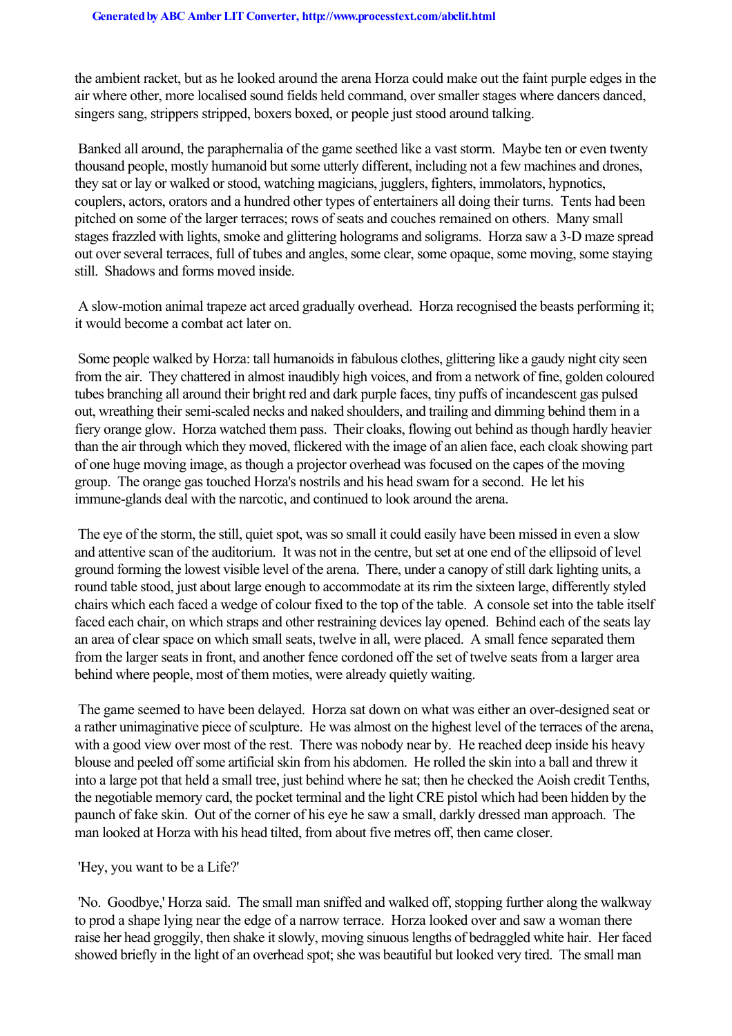the ambient racket, but as he looked around the arena Horza could make out the faint purple edges in the air where other, more localised sound fields held command, over smaller stages where dancers danced, singers sang, strippers stripped, boxers boxed, or people just stood around talking.

Banked all around, the paraphernalia of the game seethed like a vast storm. Maybe ten or even twenty thousand people, mostly humanoid but some utterly different, including not a few machines and drones, they sat or lay or walked or stood, watching magicians, jugglers, fighters, immolators, hypnotics, couplers, actors, orators and a hundred other types of entertainers all doing their turns. Tents had been pitched on some of the larger terraces; rows of seats and couches remained on others. Many small stages frazzled with lights, smoke and glittering holograms and soligrams. Horza saw a 3-D maze spread out over several terraces, full of tubes and angles, some clear, some opaque, some moving, some staying still. Shadows and forms moved inside.

A slow-motion animal trapeze act arced gradually overhead. Horza recognised the beasts performing it; it would become a combat act later on.

Some people walked by Horza: tall humanoids in fabulous clothes, glittering like a gaudy night city seen from the air. They chattered in almost inaudibly high voices, and from a network of fine, golden coloured tubes branching all around their bright red and dark purple faces, tiny puffs of incandescent gas pulsed out, wreathing their semi-scaled necks and naked shoulders, and trailing and dimming behind them in a fiery orange glow. Horza watched them pass. Their cloaks, flowing out behind as though hardly heavier than the air through which they moved, flickered with the image of an alien face, each cloak showing part of one huge moving image, as though a projector overhead was focused on the capes of the moving group. The orange gas touched Horza's nostrils and his head swam for a second. He let his immune-glands deal with the narcotic, and continued to look around the arena.

The eye of the storm, the still, quiet spot, was so small it could easily have been missed in even a slow and attentive scan of the auditorium. It was not in the centre, but set at one end of the ellipsoid of level ground forming the lowest visible level of the arena. There, under a canopy of still dark lighting units, a round table stood, just about large enough to accommodate at its rim the sixteen large, differently styled chairs which each faced a wedge of colour fixed to the top of the table. A console set into the table itself faced each chair, on which straps and other restraining devices lay opened. Behind each of the seats lay an area of clear space on which small seats, twelve in all, were placed. A small fence separated them from the larger seats in front, and another fence cordoned off the set of twelve seats from a larger area behind where people, most of them moties, were already quietly waiting.

The game seemed to have been delayed. Horza sat down on what was either an over-designed seat or a rather unimaginative piece of sculpture. He was almost on the highest level of the terraces of the arena, with a good view over most of the rest. There was nobody near by. He reached deep inside his heavy blouse and peeled off some artificial skin from his abdomen. He rolled the skin into a ball and threw it into a large pot that held a small tree, just behind where he sat; then he checked the Aoish credit Tenths, the negotiable memory card, the pocket terminal and the light CRE pistol which had been hidden by the paunch of fake skin. Out of the corner of his eye he saw a small, darkly dressed man approach. The man looked at Horza with his head tilted, from about five metres off, then came closer.

'Hey, you want to be a Life?'

'No. Goodbye,' Horza said. The small man sniffed and walked off, stopping further along the walkway to prod a shape lying near the edge of a narrow terrace. Horza looked over and saw a woman there raise her head groggily, then shake it slowly, moving sinuous lengths of bedraggled white hair. Her faced showed briefly in the light of an overhead spot; she was beautiful but looked very tired. The small man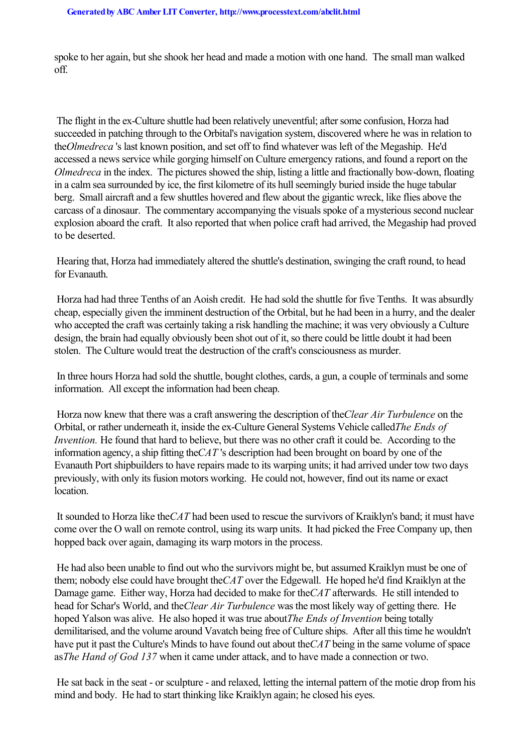spoke to her again, but she shook her head and made a motion with one hand. The small man walked off.

The flight in the ex-Culture shuttle had been relatively uneventful; after some confusion, Horza had succeeded in patching through to the Orbital's navigation system, discovered where he was in relation to the *Olmedreca*'s last known position, and set off to find whatever was left of the Megaship. He'd accessed a news service while gorging himself on Culture emergency rations, and found a report on the *Olmedreca* in the index. The pictures showed the ship, listing a little and fractionally bow-down, floating in a calm sea surrounded by ice, the first kilometre of its hull seemingly buried inside the huge tabular berg. Small aircraft and a few shuttles hovered and flew about the gigantic wreck, like flies above the carcass of a dinosaur. The commentary accompanying the visuals spoke of a mysterious second nuclear explosion aboard the craft. It also reported that when police craft had arrived, the Megaship had proved to be deserted.

Hearing that, Horza had immediately altered the shuttle's destination, swinging the craft round, to head for Evanauth.

Horza had had three Tenths of an Aoish credit. He had sold the shuttle for five Tenths. It was absurdly cheap, especially given the imminent destruction of the Orbital, but he had been in a hurry, and the dealer who accepted the craft was certainly taking a risk handling the machine; it was very obviously a Culture design, the brain had equally obviously been shot out of it, so there could be little doubt it had been stolen. The Culture would treat the destruction of the craft's consciousness as murder.

In three hours Horza had sold the shuttle, bought clothes, cards, a gun, a couple of terminals and some information. All except the information had been cheap.

Horza now knew that there was a craft answering the description of the *Clear Air Turbulence* on the Orbital, or rather underneath it, inside the ex-Culture General Systems Vehicle called *The Ends of Invention.* He found that hard to believe, but there was no other craft it could be. According to the information agency, a ship fitting the *CAT*'s description had been brought on board by one of the Evanauth Port shipbuilders to have repairs made to its warping units; it had arrived under tow two days previously, with only its fusion motors working. He could not, however, find out its name or exact location.

It sounded to Horza like the *CAT* had been used to rescue the survivors of Kraiklyn's band; it must have come over the O wall on remote control, using its warp units. It had picked the Free Company up, then hopped back over again, damaging its warp motors in the process.

He had also been unable to find out who the survivors might be, but assumed Kraiklyn must be one of them; nobody else could have brought the *CAT* over the Edgewall. He hoped he'd find Kraiklyn at the Damage game. Either way, Horza had decided to make for the *CAT* afterwards. He still intended to head for Schar's World, and the *Clear Air Turbulence* was the most likely way of getting there. He hoped Yalson was alive. He also hoped it was true about *The Ends of Invention* being totally demilitarised, and the volume around Vavatch being free of Culture ships. After all this time he wouldn't have put it past the Culture's Minds to have found out about the *CAT* being in the same volume of space as *The Hand of God 137* when it came under attack, and to have made a connection or two.

He sat back in the seat - or sculpture - and relaxed, letting the internal pattern of the motie drop from his mind and body. He had to start thinking like Kraiklyn again; he closed his eyes.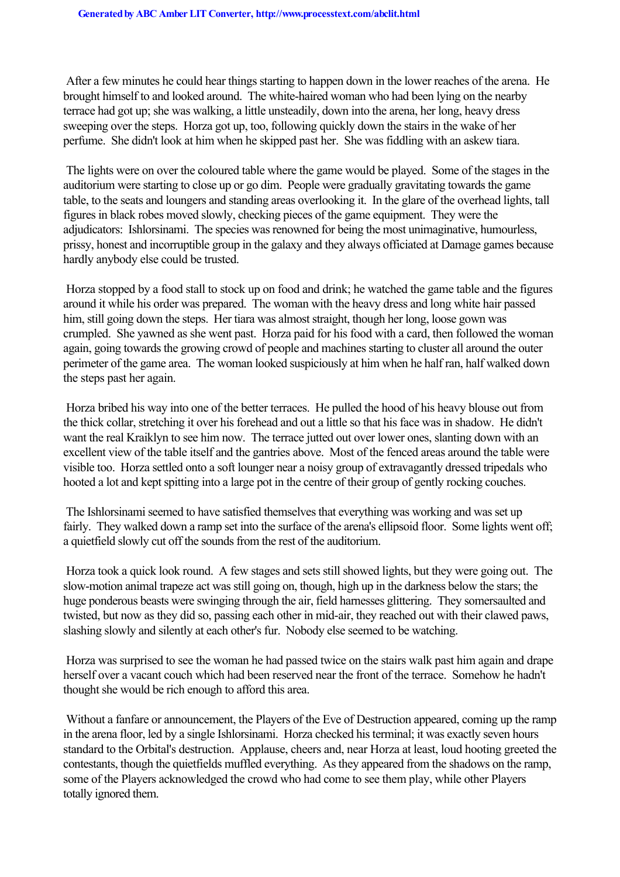After a few minutes he could hear things starting to happen down in the lower reaches of the arena. He brought himself to and looked around. The white-haired woman who had been lying on the nearby terrace had got up; she was walking, a little unsteadily, down into the arena, her long, heavy dress sweeping over the steps. Horza got up, too, following quickly down the stairs in the wake of her perfume. She didn't look at him when he skipped past her. She was fiddling with an askew tiara.

The lights were on over the coloured table where the game would be played. Some of the stages in the auditorium were starting to close up or go dim. People were gradually gravitating towards the game table, to the seats and loungers and standing areas overlooking it. In the glare of the overhead lights, tall figures in black robes moved slowly, checking pieces of the game equipment. They were the adjudicators: Ishlorsinami. The species was renowned for being the most unimaginative, humourless, prissy, honest and incorruptible group in the galaxy and they always officiated at Damage games because hardly anybody else could be trusted.

Horza stopped by a food stall to stock up on food and drink; he watched the game table and the figures around it while his order was prepared. The woman with the heavy dress and long white hair passed him, still going down the steps. Her tiara was almost straight, though her long, loose gown was crumpled. She yawned as she went past. Horza paid for his food with a card, then followed the woman again, going towards the growing crowd of people and machines starting to cluster all around the outer perimeter of the game area. The woman looked suspiciously at him when he half ran, half walked down the steps past her again.

Horza bribed his way into one of the better terraces. He pulled the hood of his heavy blouse out from the thick collar, stretching it over his forehead and out a little so that his face was in shadow. He didn't want the real Kraiklyn to see him now. The terrace jutted out over lower ones, slanting down with an excellent view of the table itself and the gantries above. Most of the fenced areas around the table were visible too. Horza settled onto a soft lounger near a noisy group of extravagantly dressed tripedals who hooted a lot and kept spitting into a large pot in the centre of their group of gently rocking couches.

The Ishlorsinami seemed to have satisfied themselves that everything was working and was set up fairly. They walked down a ramp set into the surface of the arena's ellipsoid floor. Some lights went off; a quietfield slowly cut off the sounds from the rest of the auditorium.

Horza took a quick look round. A few stages and sets still showed lights, but they were going out. The slow-motion animal trapeze act was still going on, though, high up in the darkness below the stars; the huge ponderous beasts were swinging through the air, field harnesses glittering. They somersaulted and twisted, but now as they did so, passing each other in mid-air, they reached out with their clawed paws, slashing slowly and silently at each other's fur. Nobody else seemed to be watching.

Horza was surprised to see the woman he had passed twice on the stairs walk past him again and drape herself over a vacant couch which had been reserved near the front of the terrace. Somehow he hadn't thought she would be rich enough to afford this area.

Without a fanfare or announcement, the Players of the Eve of Destruction appeared, coming up the ramp in the arena floor, led by a single Ishlorsinami. Horza checked his terminal; it was exactly seven hours standard to the Orbital's destruction. Applause, cheers and, near Horza at least, loud hooting greeted the contestants, though the quietfields muffled everything. As they appeared from the shadows on the ramp, some of the Players acknowledged the crowd who had come to see them play, while other Players totally ignored them.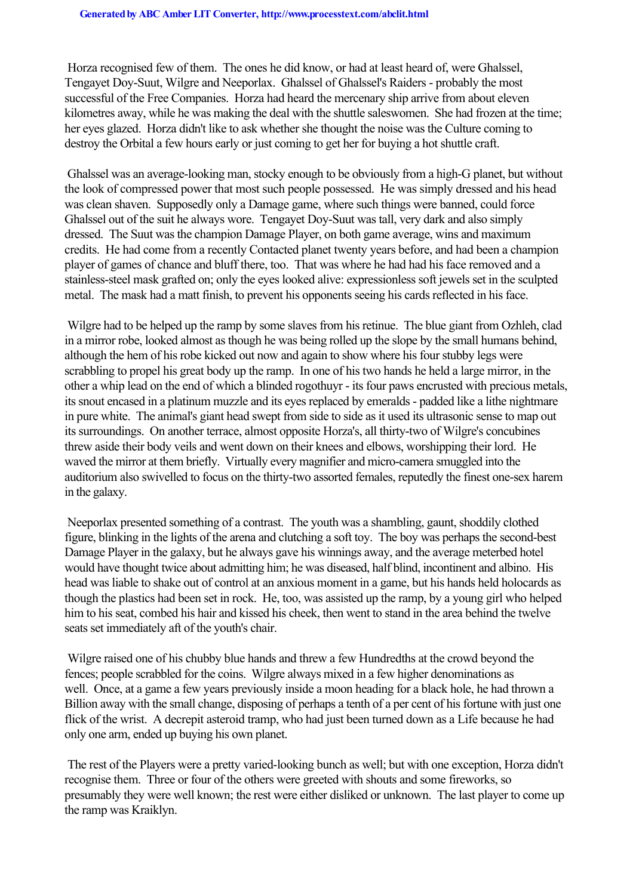Horza recognised few of them. The ones he did know, or had at least heard of, were Ghalssel, Tengayet Doy-Suut, Wilgre and Neeporlax. Ghalssel of Ghalssel's Raiders - probably the most successful of the Free Companies. Horza had heard the mercenary ship arrive from about eleven kilometres away, while he was making the deal with the shuttle saleswomen. She had frozen at the time; her eyes glazed. Horza didn't like to ask whether she thought the noise was the Culture coming to destroy the Orbital a few hours early or just coming to get her for buying a hot shuttle craft.

Ghalssel was an average-looking man, stocky enough to be obviously from a high-G planet, but without the look of compressed power that most such people possessed. He was simply dressed and his head was clean shaven. Supposedly only a Damage game, where such things were banned, could force Ghalssel out of the suit he always wore. Tengayet Doy-Suut was tall, very dark and also simply dressed. The Suut was the champion Damage Player, on both game average, wins and maximum credits. He had come from a recently Contacted planet twenty years before, and had been a champion player of games of chance and bluff there, too. That was where he had had his face removed and a stainless-steel mask grafted on; only the eyes looked alive: expressionless soft jewels set in the sculpted metal. The mask had a matt finish, to prevent his opponents seeing his cards reflected in his face.

Wilgre had to be helped up the ramp by some slaves from his retinue. The blue giant from Ozhleh, clad in a mirror robe, looked almost as though he was being rolled up the slope by the small humans behind, although the hem of his robe kicked out now and again to show where his four stubby legs were scrabbling to propel his great body up the ramp. In one of his two hands he held a large mirror, in the other a whip lead on the end of which a blinded rogothuyr - its four paws encrusted with precious metals, its snout encased in a platinum muzzle and its eyes replaced by emeralds - padded like a lithe nightmare in pure white. The animal's giant head swept from side to side as it used its ultrasonic sense to map out its surroundings. On another terrace, almost opposite Horza's, all thirty-two of Wilgre's concubines threw aside their body veils and went down on their knees and elbows, worshipping their lord. He waved the mirror at them briefly. Virtually every magnifier and micro-camera smuggled into the auditorium also swivelled to focus on the thirty-two assorted females, reputedly the finest one-sex harem in the galaxy.

Neeporlax presented something of a contrast. The youth was a shambling, gaunt, shoddily clothed figure, blinking in the lights of the arena and clutching a soft toy. The boy was perhaps the second-best Damage Player in the galaxy, but he always gave his winnings away, and the average meterbed hotel would have thought twice about admitting him; he was diseased, half blind, incontinent and albino. His head was liable to shake out of control at an anxious moment in a game, but his hands held holocards as though the plastics had been set in rock. He, too, was assisted up the ramp, by a young girl who helped him to his seat, combed his hair and kissed his cheek, then went to stand in the area behind the twelve seats set immediately aft of the youth's chair.

Wilgre raised one of his chubby blue hands and threw a few Hundredths at the crowd beyond the fences; people scrabbled for the coins. Wilgre always mixed in a few higher denominations as well. Once, at a game a few years previously inside a moon heading for a black hole, he had thrown a Billion away with the small change, disposing of perhaps a tenth of a per cent of his fortune with just one flick of the wrist. A decrepit asteroid tramp, who had just been turned down as a Life because he had only one arm, ended up buying his own planet.

The rest of the Players were a pretty varied-looking bunch as well; but with one exception, Horza didn't recognise them. Three or four of the others were greeted with shouts and some fireworks, so presumably they were well known; the rest were either disliked or unknown. The last player to come up the ramp was Kraiklyn.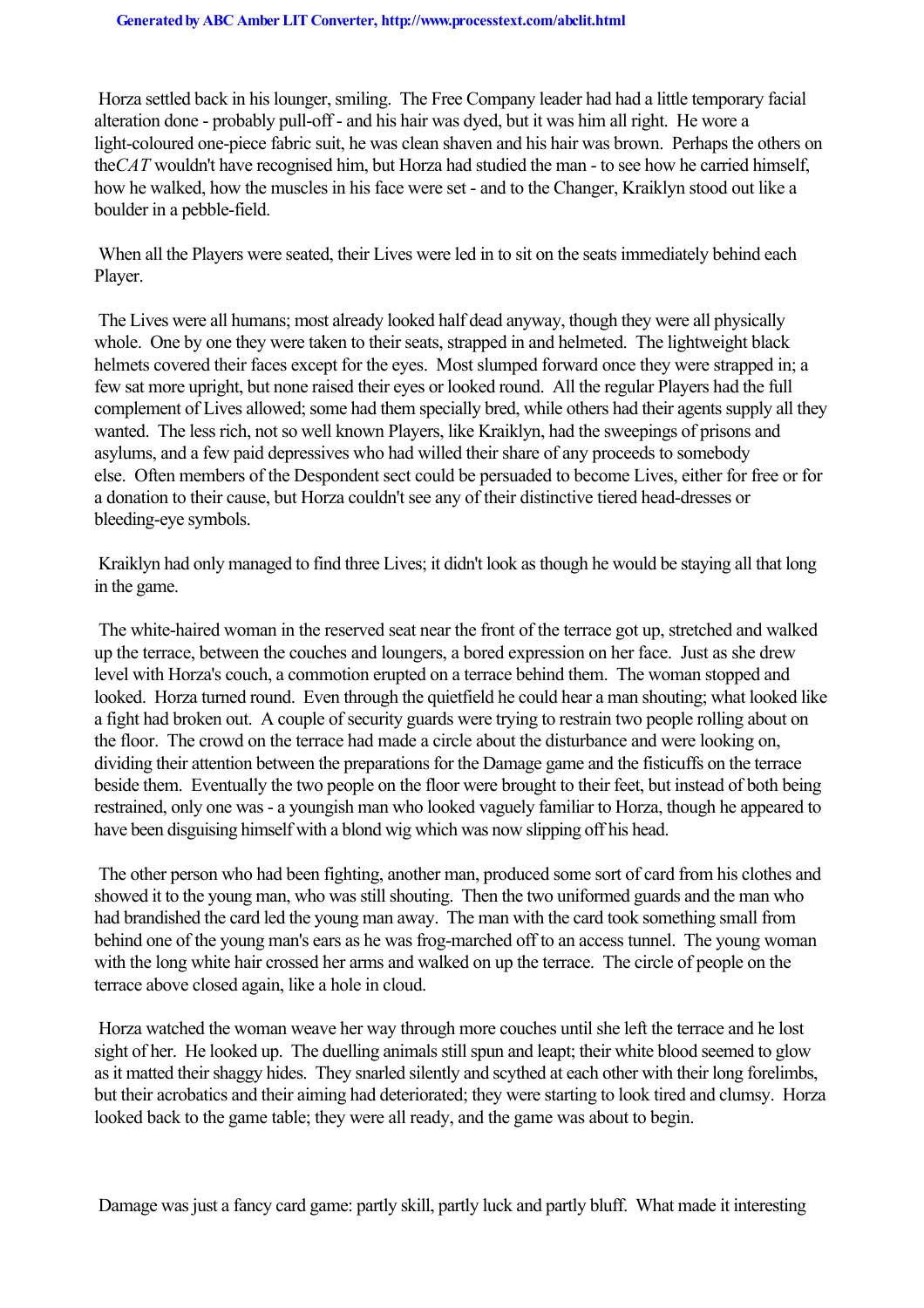Horza settled back in his lounger, smiling. The Free Company leader had had a little temporary facial alteration done - probably pull-off - and his hair was dyed, but it was him all right. He wore a light-coloured one-piece fabric suit, he was clean shaven and his hair was brown. Perhaps the others on the *CAT* wouldn't have recognised him, but Horza had studied the man - to see how he carried himself, how he walked, how the muscles in his face were set - and to the Changer, Kraiklyn stood out like a boulder in a pebble-field.

When all the Players were seated, their Lives were led in to sit on the seats immediately behind each Player.

The Lives were all humans; most already looked half dead anyway, though they were all physically whole. One by one they were taken to their seats, strapped in and helmeted. The lightweight black helmets covered their faces except for the eyes. Most slumped forward once they were strapped in; a few sat more upright, but none raised their eyes or looked round. All the regular Players had the full complement of Lives allowed; some had them specially bred, while others had their agents supply all they wanted. The less rich, not so well known Players, like Kraiklyn, had the sweepings of prisons and asylums, and a few paid depressives who had willed their share of any proceeds to somebody else. Often members of the Despondent sect could be persuaded to become Lives, either for free or for a donation to their cause, but Horza couldn't see any of their distinctive tiered head-dresses or bleeding-eye symbols.

Kraiklyn had only managed to find three Lives; it didn't look as though he would be staying all that long in the game.

The white-haired woman in the reserved seat near the front of the terrace got up, stretched and walked up the terrace, between the couches and loungers, a bored expression on her face. Just as she drew level with Horza's couch, a commotion erupted on a terrace behind them. The woman stopped and looked. Horza turned round. Even through the quietfield he could hear a man shouting; what looked like a fight had broken out. A couple of security guards were trying to restrain two people rolling about on the floor. The crowd on the terrace had made a circle about the disturbance and were looking on, dividing their attention between the preparations for the Damage game and the fisticuffs on the terrace beside them. Eventually the two people on the floor were brought to their feet, but instead of both being restrained, only one was - a youngish man who looked vaguely familiar to Horza, though he appeared to have been disguising himself with a blond wig which was now slipping off his head.

The other person who had been fighting, another man, produced some sort of card from his clothes and showed it to the young man, who was still shouting. Then the two uniformed guards and the man who had brandished the card led the young man away. The man with the card took something small from behind one of the young man's ears as he was frog-marched off to an access tunnel. The young woman with the long white hair crossed her arms and walked on up the terrace. The circle of people on the terrace above closed again, like a hole in cloud.

Horza watched the woman weave her way through more couches until she left the terrace and he lost sight of her. He looked up. The duelling animals still spun and leapt; their white blood seemed to glow as it matted their shaggy hides. They snarled silently and scythed at each other with their long forelimbs, but their acrobatics and their aiming had deteriorated; they were starting to look tired and clumsy. Horza looked back to the game table; they were all ready, and the game was about to begin.

Damage was just a fancy card game: partly skill, partly luck and partly bluff. What made it interesting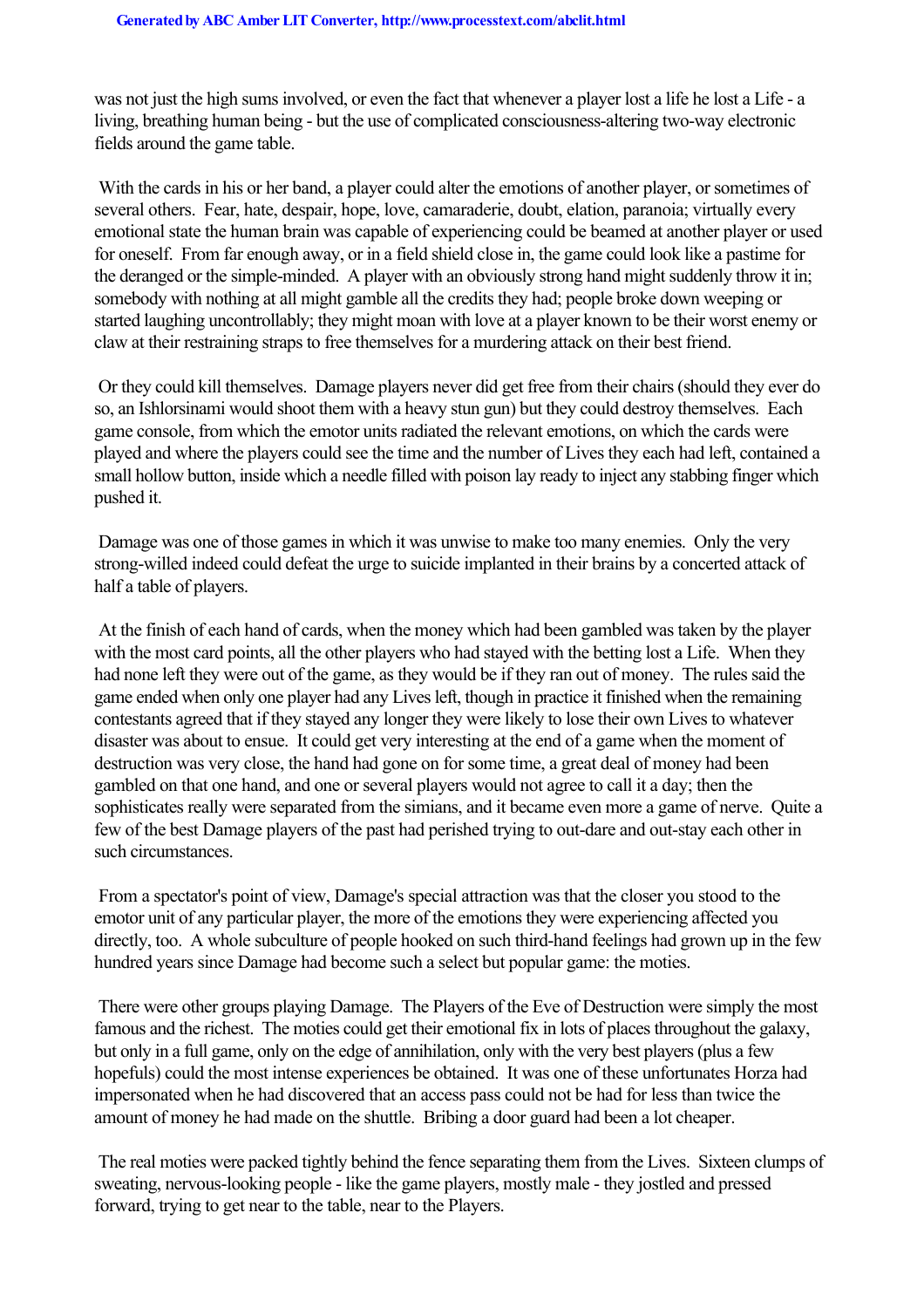was not just the high sums involved, or even the fact that whenever a player lost a life he lost a Life - a living, breathing human being - but the use of complicated consciousness-altering two-way electronic fields around the game table.

With the cards in his or her band, a player could alter the emotions of another player, or sometimes of several others. Fear, hate, despair, hope, love, camaraderie, doubt, elation, paranoia; virtually every emotional state the human brain was capable of experiencing could be beamed at another player or used for oneself. From far enough away, or in a field shield close in, the game could look like a pastime for the deranged or the simple-minded. A player with an obviously strong hand might suddenly throw it in; somebody with nothing at all might gamble all the credits they had; people broke down weeping or started laughing uncontrollably; they might moan with love at a player known to be their worst enemy or claw at their restraining straps to free themselves for a murdering attack on their best friend.

Or they could kill themselves. Damage players never did get free from their chairs (should they ever do so, an Ishlorsinami would shoot them with a heavy stun gun) but they could destroy themselves. Each game console, from which the emotor units radiated the relevant emotions, on which the cards were played and where the players could see the time and the number of Lives they each had left, contained a small hollow button, inside which a needle filled with poison lay ready to inject any stabbing finger which pushed it.

Damage was one of those games in which it was unwise to make too many enemies. Only the very strong-willed indeed could defeat the urge to suicide implanted in their brains by a concerted attack of half a table of players.

At the finish of each hand of cards, when the money which had been gambled was taken by the player with the most card points, all the other players who had stayed with the betting lost a Life. When they had none left they were out of the game, as they would be if they ran out of money. The rules said the game ended when only one player had any Lives left, though in practice it finished when the remaining contestants agreed that if they stayed any longer they were likely to lose their own Lives to whatever disaster was about to ensue. It could get very interesting at the end of a game when the moment of destruction was very close, the hand had gone on for some time, a great deal of money had been gambled on that one hand, and one or several players would not agree to call it a day; then the sophisticates really were separated from the simians, and it became even more a game of nerve. Quite a few of the best Damage players of the past had perished trying to out-dare and out-stay each other in such circumstances.

From a spectator's point of view, Damage's special attraction was that the closer you stood to the emotor unit of any particular player, the more of the emotions they were experiencing affected you directly, too. A whole subculture of people hooked on such third-hand feelings had grown up in the few hundred years since Damage had become such a select but popular game: the moties.

There were other groups playing Damage. The Players of the Eve of Destruction were simply the most famous and the richest. The moties could get their emotional fix in lots of places throughout the galaxy, but only in a full game, only on the edge of annihilation, only with the very best players (plus a few hopefuls) could the most intense experiences be obtained. It was one of these unfortunates Horza had impersonated when he had discovered that an access pass could not be had for less than twice the amount of money he had made on the shuttle. Bribing a door guard had been a lot cheaper.

The real moties were packed tightly behind the fence separating them from the Lives. Sixteen clumps of sweating, nervous-looking people - like the game players, mostly male - they jostled and pressed forward, trying to get near to the table, near to the Players.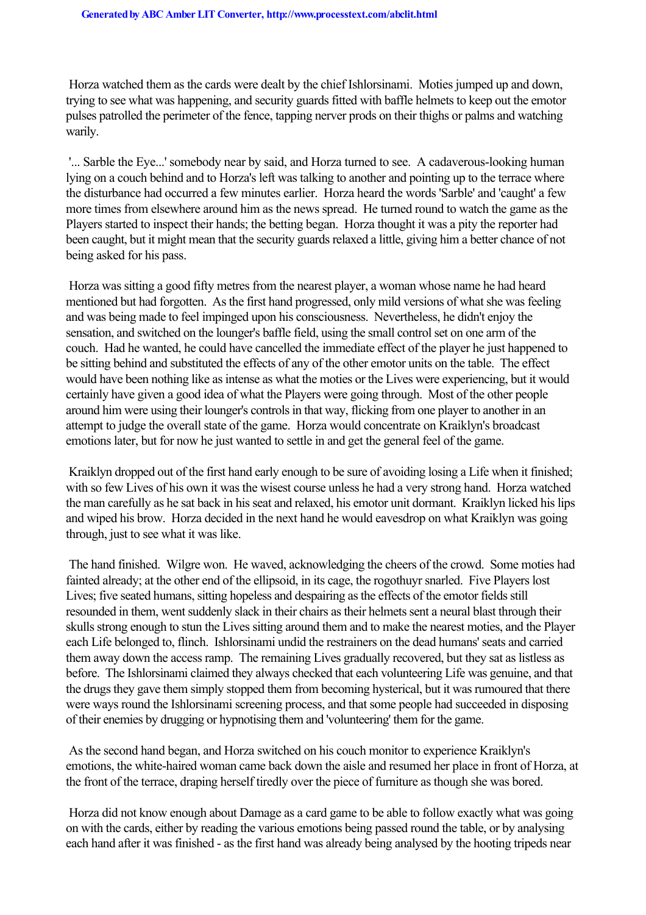Horza watched them as the cards were dealt by the chief Ishlorsinami. Moties jumped up and down, trying to see what was happening, and security guards fitted with baffle helmets to keep out the emotor pulses patrolled the perimeter of the fence, tapping nerver prods on their thighs or palms and watching warily.

'... Sarble the Eye...' somebody near by said, and Horza turned to see. A cadaverous-looking human lying on a couch behind and to Horza's left was talking to another and pointing up to the terrace where the disturbance had occurred a few minutes earlier. Horza heard the words 'Sarble' and 'caught' a few more times from elsewhere around him as the news spread. He turned round to watch the game as the Players started to inspect their hands; the betting began. Horza thought it was a pity the reporter had been caught, but it might mean that the security guards relaxed a little, giving him a better chance of not being asked for his pass.

Horza was sitting a good fifty metres from the nearest player, a woman whose name he had heard mentioned but had forgotten. As the first hand progressed, only mild versions of what she was feeling and was being made to feel impinged upon his consciousness. Nevertheless, he didn't enjoy the sensation, and switched on the lounger's baffle field, using the small control set on one arm of the couch. Had he wanted, he could have cancelled the immediate effect of the player he just happened to be sitting behind and substituted the effects of any of the other emotor units on the table. The effect would have been nothing like as intense as what the moties or the Lives were experiencing, but it would certainly have given a good idea of what the Players were going through. Most of the other people around him were using their lounger's controls in that way, flicking from one player to another in an attempt to judge the overall state of the game. Horza would concentrate on Kraiklyn's broadcast emotions later, but for now he just wanted to settle in and get the general feel of the game.

Kraiklyn dropped out of the first hand early enough to be sure of avoiding losing a Life when it finished; with so few Lives of his own it was the wisest course unless he had a very strong hand. Horza watched the man carefully as he sat back in his seat and relaxed, his emotor unit dormant. Kraiklyn licked his lips and wiped his brow. Horza decided in the next hand he would eavesdrop on what Kraiklyn was going through, just to see what it was like.

The hand finished. Wilgre won. He waved, acknowledging the cheers of the crowd. Some moties had fainted already; at the other end of the ellipsoid, in its cage, the rogothuyr snarled. Five Players lost Lives; five seated humans, sitting hopeless and despairing as the effects of the emotor fields still resounded in them, went suddenly slack in their chairs as their helmets sent a neural blast through their skulls strong enough to stun the Lives sitting around them and to make the nearest moties, and the Player each Life belonged to, flinch. Ishlorsinami undid the restrainers on the dead humans' seats and carried them away down the access ramp. The remaining Lives gradually recovered, but they sat as listless as before. The Ishlorsinami claimed they always checked that each volunteering Life was genuine, and that the drugs they gave them simply stopped them from becoming hysterical, but it was rumoured that there were ways round the Ishlorsinami screening process, and that some people had succeeded in disposing of their enemies by drugging or hypnotising them and 'volunteering' them for the game.

As the second hand began, and Horza switched on his couch monitor to experience Kraiklyn's emotions, the white-haired woman came back down the aisle and resumed her place in front of Horza, at the front of the terrace, draping herself tiredly over the piece of furniture as though she was bored.

Horza did not know enough about Damage as a card game to be able to follow exactly what was going on with the cards, either by reading the various emotions being passed round the table, or by analysing each hand after it was finished - as the first hand was already being analysed by the hooting tripeds near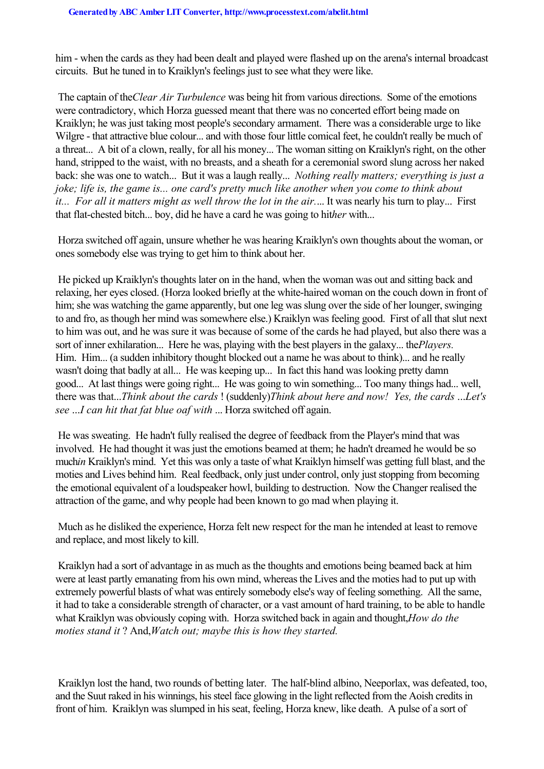him - when the cards as they had been dealt and played were flashed up on the arena's internal broadcast circuits. But he tuned in to Kraiklyn's feelings just to see what they were like.

The captain of the *Clear Air Turbulence* was being hit from various directions. Some of the emotions were contradictory, which Horza guessed meant that there was no concerted effort being made on Kraiklyn; he was just taking most people's secondary armament. There was a considerable urge to like Wilgre - that attractive blue colour... and with those four little comical feet, he couldn't really be much of a threat... A bit of a clown, really, for all his money... The woman sitting on Kraiklyn's right, on the other hand, stripped to the waist, with no breasts, and a sheath for a ceremonial sword slung across her naked back: she was one to watch... But it was a laugh really... *Nothing really matters; everything is just a joke; life is, the game is... one card's pretty much like another when you come to think about it... For all it matters might as well throw the lot in the air....* It was nearly his turn to play... First that flat-chested bitch... boy, did he have a card he was going to hit *her* with...

Horza switched off again, unsure whether he was hearing Kraiklyn's own thoughts about the woman, or ones somebody else was trying to get him to think about her.

He picked up Kraiklyn's thoughts later on in the hand, when the woman was out and sitting back and relaxing, her eyes closed. (Horza looked briefly at the white-haired woman on the couch down in front of him; she was watching the game apparently, but one leg was slung over the side of her lounger, swinging to and fro, as though her mind was somewhere else.) Kraiklyn was feeling good. First of all that slut next to him was out, and he was sure it was because of some of the cards he had played, but also there was a sort of inner exhilaration... Here he was, playing with the best players in the galaxy... the *Players.* Him. Him... (a sudden inhibitory thought blocked out a name he was about to think)... and he really wasn't doing that badly at all... He was keeping up... In fact this hand was looking pretty damn good... At last things were going right... He was going to win something... Too many things had... well, there was that...*Think about the cards* ! (suddenly)*Think about here and now! Yes, the cards ...Let's see ...I can hit that fat blue oaf with ...* Horza switched off again.

He was sweating. He hadn't fully realised the degree of feedback from the Player's mind that was involved. He had thought it was just the emotions beamed at them; he hadn't dreamed he would be so much *in* Kraiklyn's mind. Yet this was only a taste of what Kraiklyn himself was getting full blast, and the moties and Lives behind him. Real feedback, only just under control, only just stopping from becoming the emotional equivalent of a loudspeaker howl, building to destruction. Now the Changer realised the attraction of the game, and why people had been known to go mad when playing it.

Much as he disliked the experience, Horza felt new respect for the man he intended at least to remove and replace, and most likely to kill.

Kraiklyn had a sort of advantage in as much as the thoughts and emotions being beamed back at him were at least partly emanating from his own mind, whereas the Lives and the moties had to put up with extremely powerful blasts of what was entirely somebody else's way of feeling something. All the same, it had to take a considerable strength of character, or a vast amount of hard training, to be able to handle what Kraiklyn was obviously coping with. Horza switched back in again and thought, *How do the moties stand it* ? And, *Watch out; maybe this is how they started.*

Kraiklyn lost the hand, two rounds of betting later. The half-blind albino, Neeporlax, was defeated, too, and the Suut raked in his winnings, his steel face glowing in the light reflected from the Aoish credits in front of him. Kraiklyn was slumped in his seat, feeling, Horza knew, like death. A pulse of a sort of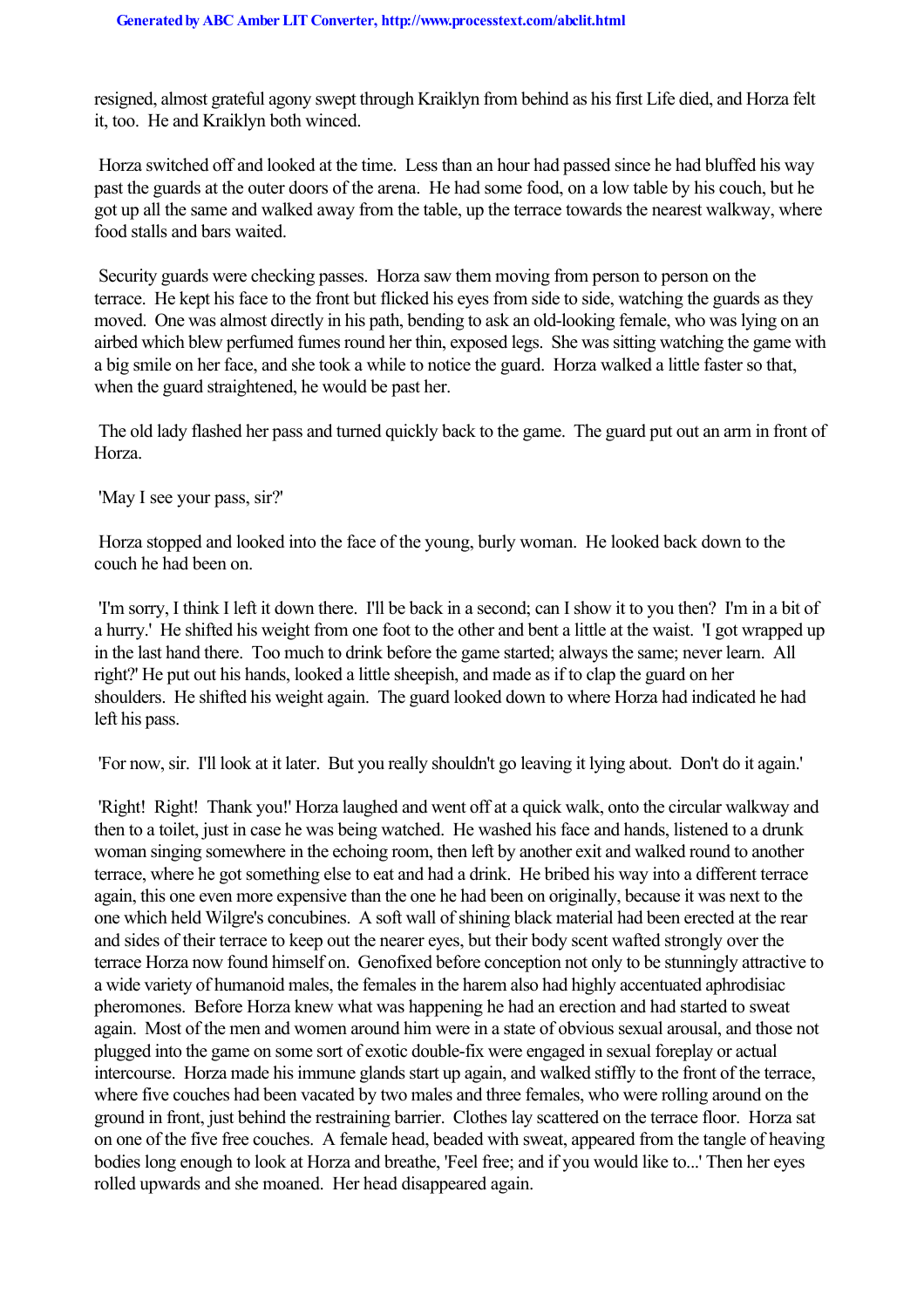resigned, almost grateful agony swept through Kraiklyn from behind as his first Life died, and Horza felt it, too. He and Kraiklyn both winced.

Horza switched off and looked at the time. Less than an hour had passed since he had bluffed his way past the guards at the outer doors of the arena. He had some food, on a low table by his couch, but he got up all the same and walked away from the table, up the terrace towards the nearest walkway, where food stalls and bars waited.

Security guards were checking passes. Horza saw them moving from person to person on the terrace. He kept his face to the front but flicked his eyes from side to side, watching the guards as they moved. One was almost directly in his path, bending to ask an old-looking female, who was lying on an airbed which blew perfumed fumes round her thin, exposed legs. She was sitting watching the game with a big smile on her face, and she took a while to notice the guard. Horza walked a little faster so that, when the guard straightened, he would be past her.

The old lady flashed her pass and turned quickly back to the game. The guard put out an arm in front of Horza.

'May I see your pass, sir?'

Horza stopped and looked into the face of the young, burly woman. He looked back down to the couch he had been on.

'I'm sorry, I think I left it down there. I'll be back in a second; can I show it to you then? I'm in a bit of a hurry.' He shifted his weight from one foot to the other and bent a little at the waist. 'I got wrapped up in the last hand there. Too much to drink before the game started; always the same; never learn. All right?' He put out his hands, looked a little sheepish, and made as if to clap the guard on her shoulders. He shifted his weight again. The guard looked down to where Horza had indicated he had left his pass.

'For now, sir. I'll look at it later. But you really shouldn't go leaving it lying about. Don't do it again.'

'Right! Right! Thank you!' Horza laughed and went off at a quick walk, onto the circular walkway and then to a toilet, just in case he was being watched. He washed his face and hands, listened to a drunk woman singing somewhere in the echoing room, then left by another exit and walked round to another terrace, where he got something else to eat and had a drink. He bribed his way into a different terrace again, this one even more expensive than the one he had been on originally, because it was next to the one which held Wilgre's concubines. A soft wall of shining black material had been erected at the rear and sides of their terrace to keep out the nearer eyes, but their body scent wafted strongly over the terrace Horza now found himself on. Genofixed before conception not only to be stunningly attractive to a wide variety of humanoid males, the females in the harem also had highly accentuated aphrodisiac pheromones. Before Horza knew what was happening he had an erection and had started to sweat again. Most of the men and women around him were in a state of obvious sexual arousal, and those not plugged into the game on some sort of exotic double-fix were engaged in sexual foreplay or actual intercourse. Horza made his immune glands start up again, and walked stiffly to the front of the terrace, where five couches had been vacated by two males and three females, who were rolling around on the ground in front, just behind the restraining barrier. Clothes lay scattered on the terrace floor. Horza sat on one of the five free couches. A female head, beaded with sweat, appeared from the tangle of heaving bodies long enough to look at Horza and breathe, 'Feel free; and if you would like to...' Then her eyes rolled upwards and she moaned. Her head disappeared again.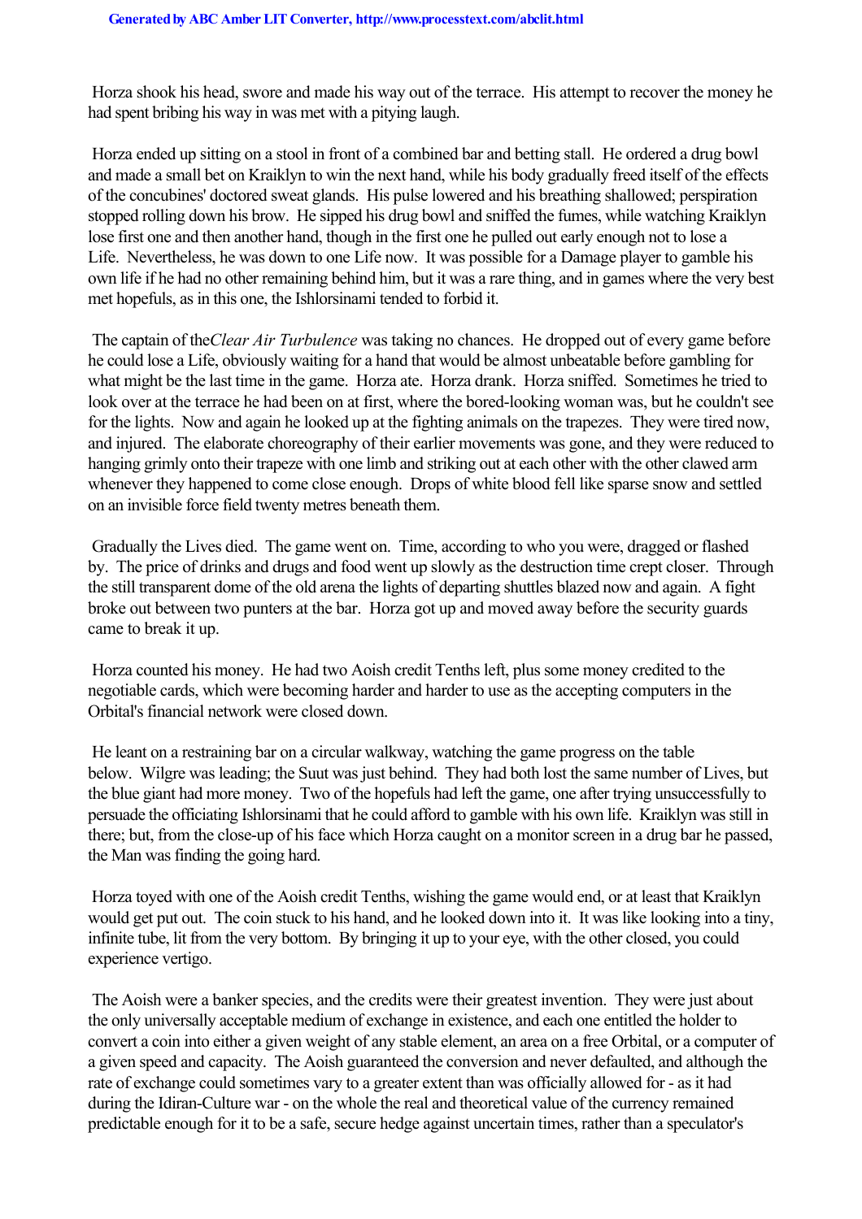Horza shook his head, swore and made his way out of the terrace. His attempt to recover the money he had spent bribing his way in was met with a pitying laugh.

Horza ended up sitting on a stool in front of a combined bar and betting stall. He ordered a drug bowl and made a small bet on Kraiklyn to win the next hand, while his body gradually freed itself of the effects of the concubines' doctored sweat glands. His pulse lowered and his breathing shallowed; perspiration stopped rolling down his brow. He sipped his drug bowl and sniffed the fumes, while watching Kraiklyn lose first one and then another hand, though in the first one he pulled out early enough not to lose a Life. Nevertheless, he was down to one Life now. It was possible for a Damage player to gamble his own life if he had no other remaining behind him, but it was a rare thing, and in games where the very best met hopefuls, as in this one, the Ishlorsinami tended to forbid it.

The captain of the *Clear Air Turbulence* was taking no chances. He dropped out of every game before he could lose a Life, obviously waiting for a hand that would be almost unbeatable before gambling for what might be the last time in the game. Horza ate. Horza drank. Horza sniffed. Sometimes he tried to look over at the terrace he had been on at first, where the bored-looking woman was, but he couldn't see for the lights. Now and again he looked up at the fighting animals on the trapezes. They were tired now, and injured. The elaborate choreography of their earlier movements was gone, and they were reduced to hanging grimly onto their trapeze with one limb and striking out at each other with the other clawed arm whenever they happened to come close enough. Drops of white blood fell like sparse snow and settled on an invisible force field twenty metres beneath them.

Gradually the Lives died. The game went on. Time, according to who you were, dragged or flashed by. The price of drinks and drugs and food went up slowly as the destruction time crept closer. Through the still transparent dome of the old arena the lights of departing shuttles blazed now and again. A fight broke out between two punters at the bar. Horza got up and moved away before the security guards came to break it up.

Horza counted his money. He had two Aoish credit Tenths left, plus some money credited to the negotiable cards, which were becoming harder and harder to use as the accepting computers in the Orbital's financial network were closed down.

He leant on a restraining bar on a circular walkway, watching the game progress on the table below. Wilgre was leading; the Suut was just behind. They had both lost the same number of Lives, but the blue giant had more money. Two of the hopefuls had left the game, one after trying unsuccessfully to persuade the officiating Ishlorsinami that he could afford to gamble with his own life. Kraiklyn was still in there; but, from the close-up of his face which Horza caught on a monitor screen in a drug bar he passed, the Man was finding the going hard.

Horza toyed with one of the Aoish credit Tenths, wishing the game would end, or at least that Kraiklyn would get put out. The coin stuck to his hand, and he looked down into it. It was like looking into a tiny, infinite tube, lit from the very bottom. By bringing it up to your eye, with the other closed, you could experience vertigo.

The Aoish were a banker species, and the credits were their greatest invention. They were just about the only universally acceptable medium of exchange in existence, and each one entitled the holder to convert a coin into either a given weight of any stable element, an area on a free Orbital, or a computer of a given speed and capacity. The Aoish guaranteed the conversion and never defaulted, and although the rate of exchange could sometimes vary to a greater extent than was officially allowed for - as it had during the Idiran-Culture war - on the whole the real and theoretical value of the currency remained predictable enough for it to be a safe, secure hedge against uncertain times, rather than a speculator's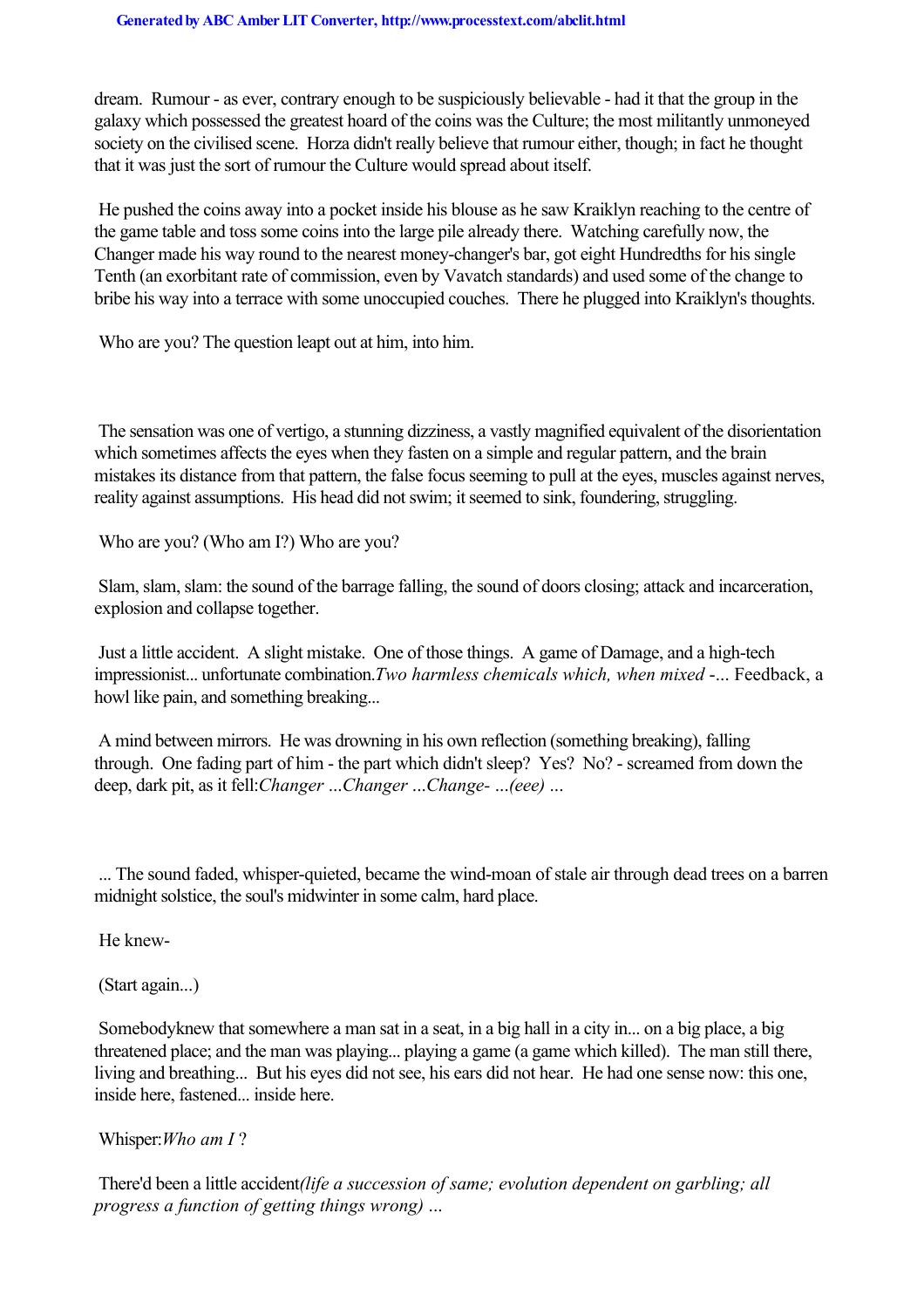dream. Rumour - as ever, contrary enough to be suspiciously believable - had it that the group in the galaxy which possessed the greatest hoard of the coins was the Culture; the most militantly unmoneyed society on the civilised scene. Horza didn't really believe that rumour either, though; in fact he thought that it was just the sort of rumour the Culture would spread about itself.

He pushed the coins away into a pocket inside his blouse as he saw Kraiklyn reaching to the centre of the game table and toss some coins into the large pile already there. Watching carefully now, the Changer made his way round to the nearest money-changer's bar, got eight Hundredths for his single Tenth (an exorbitant rate of commission, even by Vavatch standards) and used some of the change to bribe his way into a terrace with some unoccupied couches. There he plugged into Kraiklyn's thoughts.

Who are you? The question leapt out at him, into him.

The sensation was one of vertigo, a stunning dizziness, a vastly magnified equivalent of the disorientation which sometimes affects the eyes when they fasten on a simple and regular pattern, and the brain mistakes its distance from that pattern, the false focus seeming to pull at the eyes, muscles against nerves, reality against assumptions. His head did not swim; it seemed to sink, foundering, struggling.

Who are you? (Who am I?) Who are you?

Slam, slam, slam: the sound of the barrage falling, the sound of doors closing; attack and incarceration, explosion and collapse together.

Just a little accident. A slight mistake. One of those things. A game of Damage, and a high-tech impressionist... unfortunate combination.*Two harmless chemicals which, when mixed* -... Feedback, a howl like pain, and something breaking...

A mind between mirrors. He was drowning in his own reflection (something breaking), falling through. One fading part of him - the part which didn't sleep? Yes? No? - screamed from down the deep, dark pit, as it fell:*Changer ...Changer ...Change- ...(eee) ...*

... The sound faded, whisper-quieted, became the wind-moan of stale air through dead trees on a barren midnight solstice, the soul's midwinter in some calm, hard place.

He knew-

(Start again...)

Somebody*knew* that somewhere a man sat in a seat, in a big hall in a city in... on a big place, a big threatened place; and the man was playing... playing a game (a game which killed). The man still there, living and breathing... But his eyes did not see, his ears did not hear. He had one sense now: this one, inside here, fastened... inside here.

Whisper:*Who am I* ?

There'd been a little accident*(life a succession of same; evolution dependent on garbling; all progress a function of getting things wrong)* ...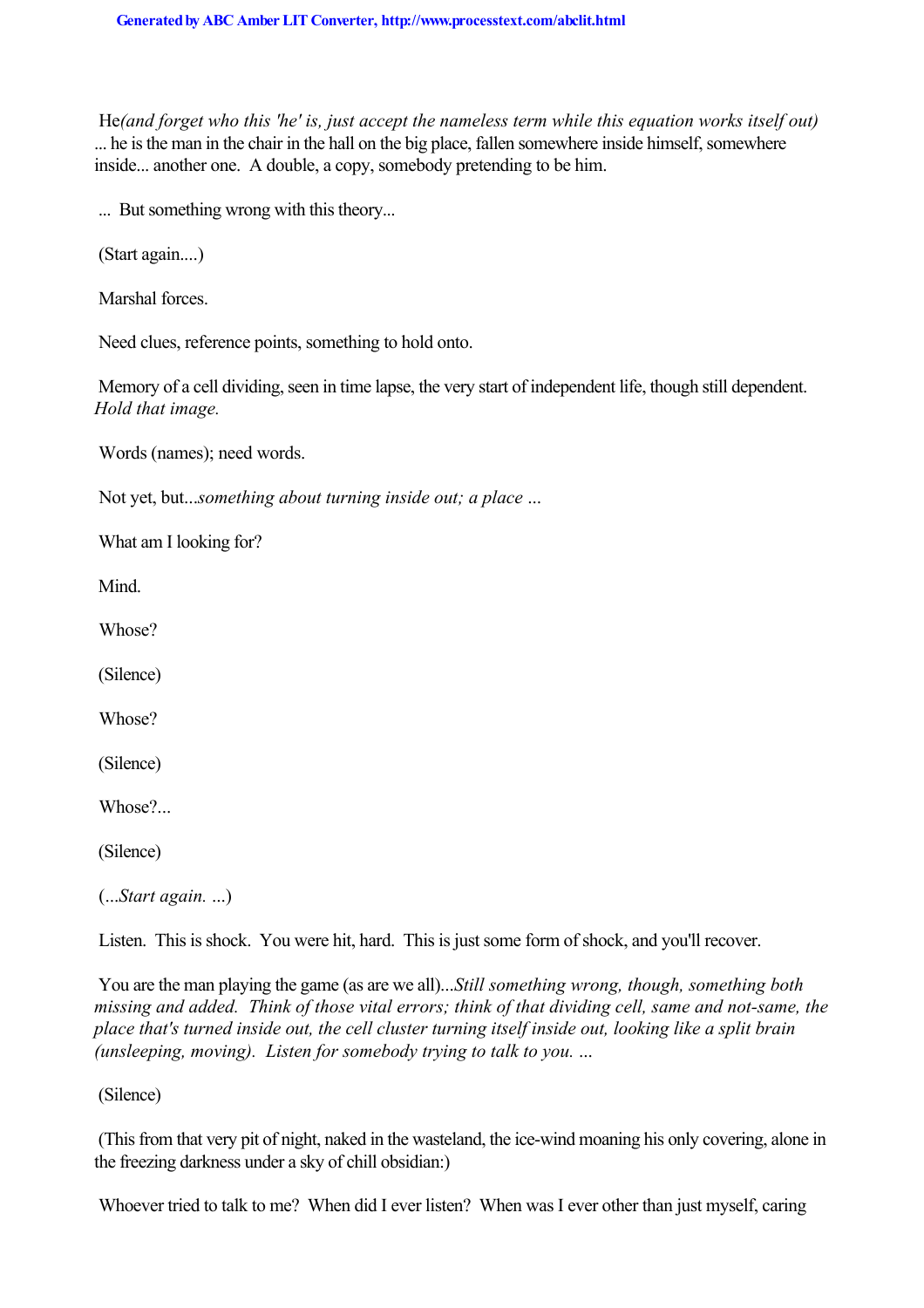He*(and forget who this 'he' is, just accept the nameless term while this equation works itself out)* ... he is the man in the chair in the hall on the big place, fallen somewhere inside himself, somewhere inside... another one. A double, a copy, somebody pretending to be him.

... But something wrong with this theory...

(Start again....)

Marshal forces.

Need clues, reference points, something to hold onto.

Memory of a cell dividing, seen in time lapse, the very start of independent life, though still dependent. *Hold that image.*

Words (names); need words.

Not yet, but...*something about turning inside out; a place ...*

What am I looking for?

Mind.

Whose?

(Silence)

Whose?

(Silence)

Whose?...

(Silence)

(...*Start again. ...*)

Listen. This is shock. You were hit, hard. This is just some form of shock, and you'll recover.

You are the man playing the game (as are we all)...*Still something wrong, though, something both missing and added. Think of those vital errors; think of that dividing cell, same and not-same, the place that's turned inside out, the cell cluster turning itself inside out, looking like a split brain (unsleeping, moving). Listen for somebody trying to talk to you. ...*

(Silence)

(This from that very pit of night, naked in the wasteland, the ice-wind moaning his only covering, alone in the freezing darkness under a sky of chill obsidian:)

Whoever tried to talk to me? When did I ever listen? When was I ever other than just myself, caring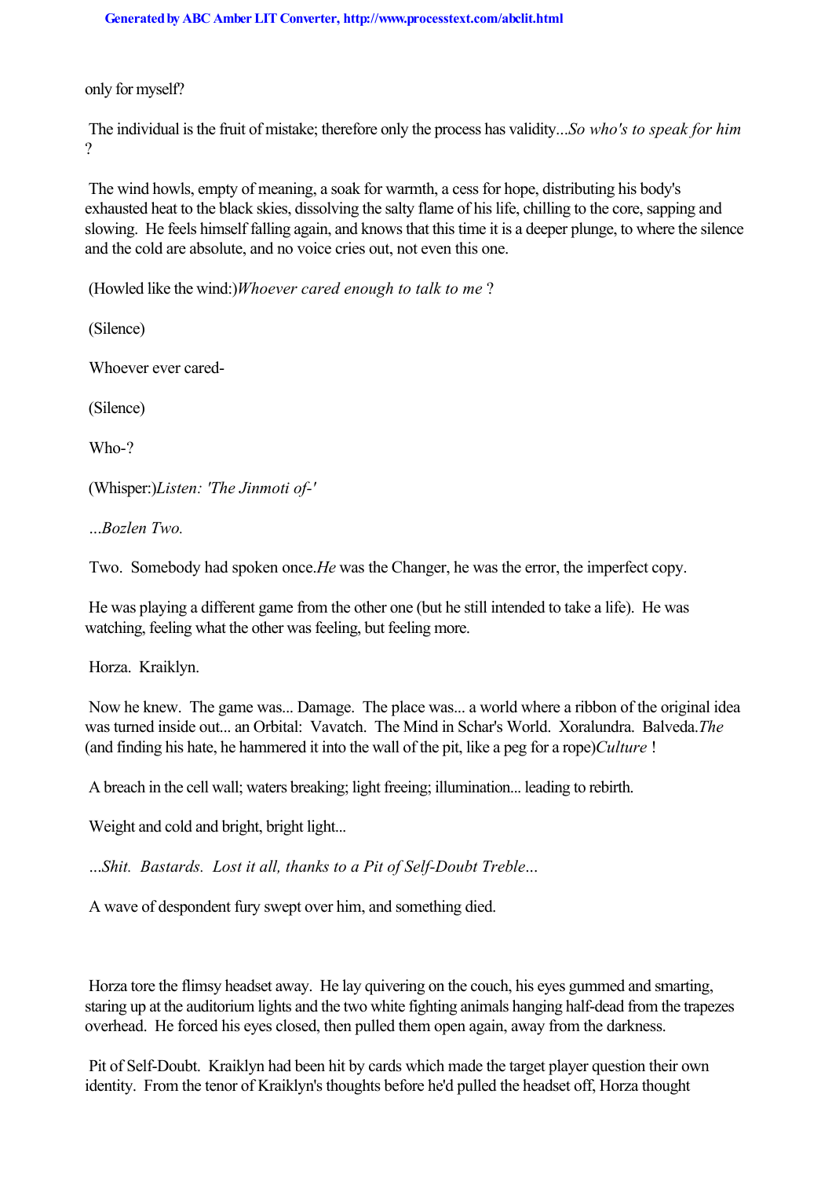only for myself?

The individual is the fruit of mistake; therefore only the process has validity...*So who's to speak for him* ?

The wind howls, empty of meaning, a soak for warmth, a cess for hope, distributing his body's exhausted heat to the black skies, dissolving the salty flame of his life, chilling to the core, sapping and slowing. He feels himself falling again, and knows that this time it is a deeper plunge, to where the silence and the cold are absolute, and no voice cries out, not even this one.

(Howled like the wind:)*Whoever cared enough to talk to me* ?

(Silence)

Whoever ever cared-

(Silence)

Who-?

(Whisper:)*Listen: 'The Jinmoti of-'*

*...Bozlen Two.*

Two. Somebody had spoken once.*He* was the Changer, he was the error, the imperfect copy.

He was playing a different game from the other one (but he still intended to take a life). He was watching, feeling what the other was feeling, but feeling more.

Horza. Kraiklyn.

Now he knew. The game was... Damage. The place was... a world where a ribbon of the original idea was turned inside out... an Orbital: Vavatch. The Mind in Schar's World. Xoralundra. Balveda.*The* (and finding his hate, he hammered it into the wall of the pit, like a peg for a rope)*Culture* !

A breach in the cell wall; waters breaking; light freeing; illumination... leading to rebirth.

Weight and cold and bright, bright light...

*...Shit. Bastards. Lost it all, thanks to a Pit of Self-Doubt Treble...*

A wave of despondent fury swept over him, and something died.

Horza tore the flimsy headset away. He lay quivering on the couch, his eyes gummed and smarting, staring up at the auditorium lights and the two white fighting animals hanging half-dead from the trapezes overhead. He forced his eyes closed, then pulled them open again, away from the darkness.

Pit of Self-Doubt. Kraiklyn had been hit by cards which made the target player question their own identity. From the tenor of Kraiklyn's thoughts before he'd pulled the headset off, Horza thought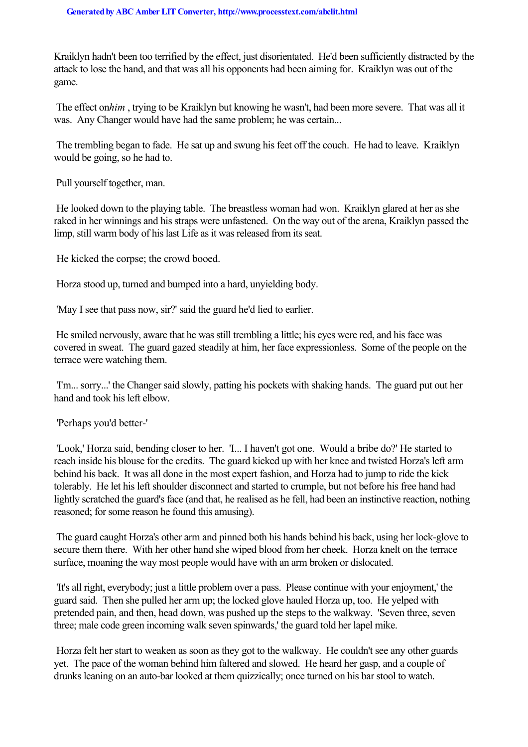Kraiklyn hadn't been too terrified by the effect, just disorientated. He'd been sufficiently distracted by the attack to lose the hand, and that was all his opponents had been aiming for. Kraiklyn was out of the game.

The effect on*him* , trying to be Kraiklyn but knowing he wasn't, had been more severe. That was all it was. Any Changer would have had the same problem; he was certain...

The trembling began to fade. He sat up and swung his feet off the couch. He had to leave. Kraiklyn would be going, so he had to.

Pull yourself together, man.

He looked down to the playing table. The breastless woman had won. Kraiklyn glared at her as she raked in her winnings and his straps were unfastened. On the way out of the arena, Kraiklyn passed the limp, still warm body of his last Life as it was released from its seat.

He kicked the corpse; the crowd booed.

Horza stood up, turned and bumped into a hard, unyielding body.

'May I see that pass now, sir?' said the guard he'd lied to earlier.

He smiled nervously, aware that he was still trembling a little; his eyes were red, and his face was covered in sweat. The guard gazed steadily at him, her face expressionless. Some of the people on the terrace were watching them.

'I'm... sorry...' the Changer said slowly, patting his pockets with shaking hands. The guard put out her hand and took his left elbow.

'Perhaps you'd better-'

'Look,' Horza said, bending closer to her. 'I... I haven't got one. Would a bribe do?' He started to reach inside his blouse for the credits. The guard kicked up with her knee and twisted Horza's left arm behind his back. It was all done in the most expert fashion, and Horza had to jump to ride the kick tolerably. He let his left shoulder disconnect and started to crumple, but not before his free hand had lightly scratched the guard's face (and that, he realised as he fell, had been an instinctive reaction, nothing reasoned; for some reason he found this amusing).

The guard caught Horza's other arm and pinned both his hands behind his back, using her lock-glove to secure them there. With her other hand she wiped blood from her cheek. Horza knelt on the terrace surface, moaning the way most people would have with an arm broken or dislocated.

'It's all right, everybody; just a little problem over a pass. Please continue with your enjoyment,' the guard said. Then she pulled her arm up; the locked glove hauled Horza up, too. He yelped with pretended pain, and then, head down, was pushed up the steps to the walkway. 'Seven three, seven three; male code green incoming walk seven spinwards,' the guard told her lapel mike.

Horza felt her start to weaken as soon as they got to the walkway. He couldn't see any other guards yet. The pace of the woman behind him faltered and slowed. He heard her gasp, and a couple of drunks leaning on an auto-bar looked at them quizzically; once turned on his bar stool to watch.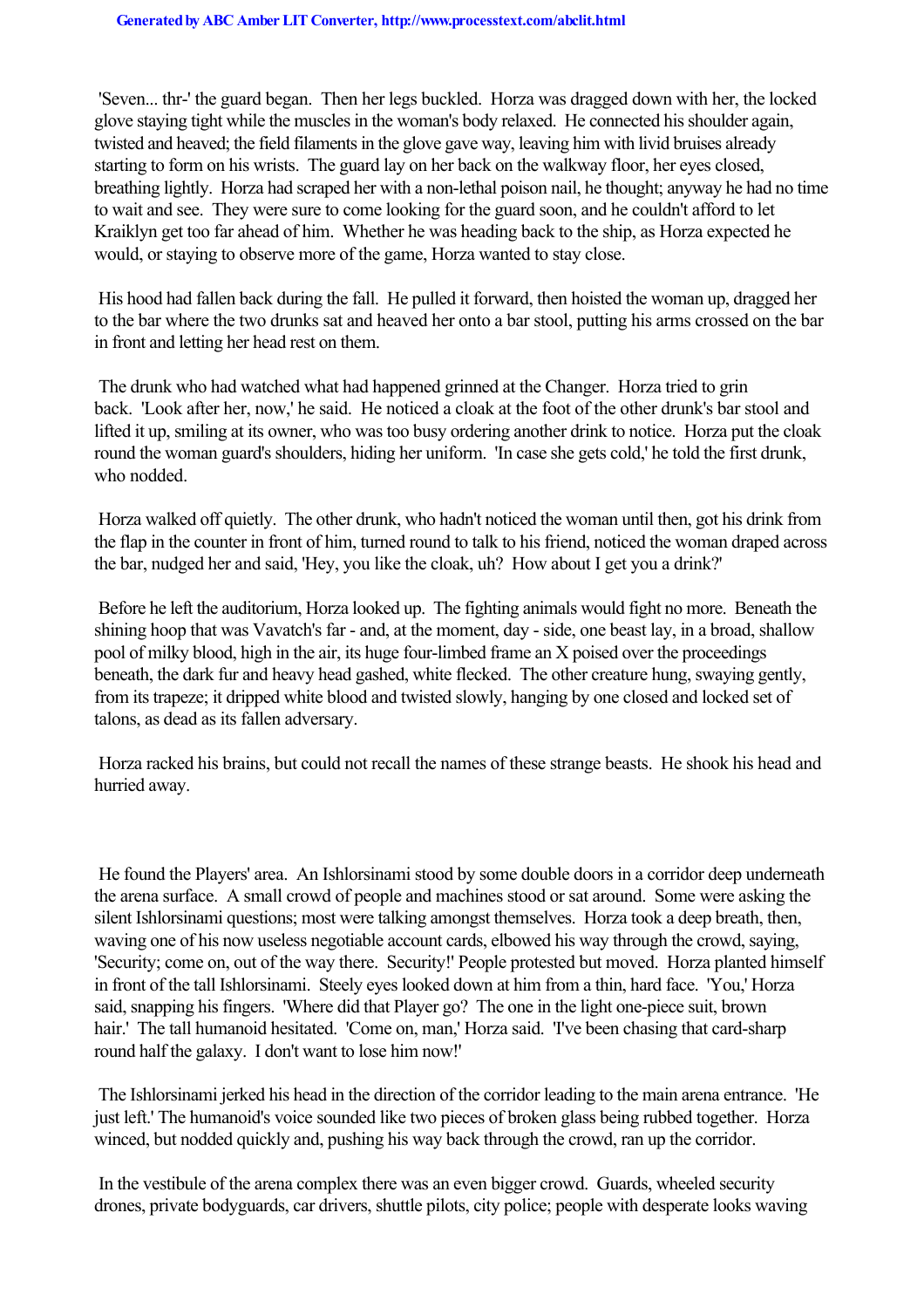'Seven... thr-' the guard began. Then her legs buckled. Horza was dragged down with her, the locked glove staying tight while the muscles in the woman's body relaxed. He connected his shoulder again, twisted and heaved; the field filaments in the glove gave way, leaving him with livid bruises already starting to form on his wrists. The guard lay on her back on the walkway floor, her eyes closed, breathing lightly. Horza had scraped her with a non-lethal poison nail, he thought; anyway he had no time to wait and see. They were sure to come looking for the guard soon, and he couldn't afford to let Kraiklyn get too far ahead of him. Whether he was heading back to the ship, as Horza expected he would, or staying to observe more of the game, Horza wanted to stay close.

His hood had fallen back during the fall. He pulled it forward, then hoisted the woman up, dragged her to the bar where the two drunks sat and heaved her onto a bar stool, putting his arms crossed on the bar in front and letting her head rest on them.

The drunk who had watched what had happened grinned at the Changer. Horza tried to grin back. 'Look after her, now,' he said. He noticed a cloak at the foot of the other drunk's bar stool and lifted it up, smiling at its owner, who was too busy ordering another drink to notice. Horza put the cloak round the woman guard's shoulders, hiding her uniform. 'In case she gets cold,' he told the first drunk, who nodded.

Horza walked off quietly. The other drunk, who hadn't noticed the woman until then, got his drink from the flap in the counter in front of him, turned round to talk to his friend, noticed the woman draped across the bar, nudged her and said, 'Hey, you like the cloak, uh? How about I get you a drink?'

Before he left the auditorium, Horza looked up. The fighting animals would fight no more. Beneath the shining hoop that was Vavatch's far - and, at the moment, day - side, one beast lay, in a broad, shallow pool of milky blood, high in the air, its huge four-limbed frame an X poised over the proceedings beneath, the dark fur and heavy head gashed, white flecked. The other creature hung, swaying gently, from its trapeze; it dripped white blood and twisted slowly, hanging by one closed and locked set of talons, as dead as its fallen adversary.

Horza racked his brains, but could not recall the names of these strange beasts. He shook his head and hurried away.

He found the Players' area. An Ishlorsinami stood by some double doors in a corridor deep underneath the arena surface. A small crowd of people and machines stood or sat around. Some were asking the silent Ishlorsinami questions; most were talking amongst themselves. Horza took a deep breath, then, waving one of his now useless negotiable account cards, elbowed his way through the crowd, saying, 'Security; come on, out of the way there. Security!' People protested but moved. Horza planted himself in front of the tall Ishlorsinami. Steely eyes looked down at him from a thin, hard face. 'You,' Horza said, snapping his fingers. 'Where did that Player go? The one in the light one-piece suit, brown hair.' The tall humanoid hesitated. 'Come on, man,' Horza said. 'I've been chasing that card-sharp round half the galaxy. I don't want to lose him now!'

The Ishlorsinami jerked his head in the direction of the corridor leading to the main arena entrance. 'He just left.' The humanoid's voice sounded like two pieces of broken glass being rubbed together. Horza winced, but nodded quickly and, pushing his way back through the crowd, ran up the corridor.

In the vestibule of the arena complex there was an even bigger crowd. Guards, wheeled security drones, private bodyguards, car drivers, shuttle pilots, city police; people with desperate looks waving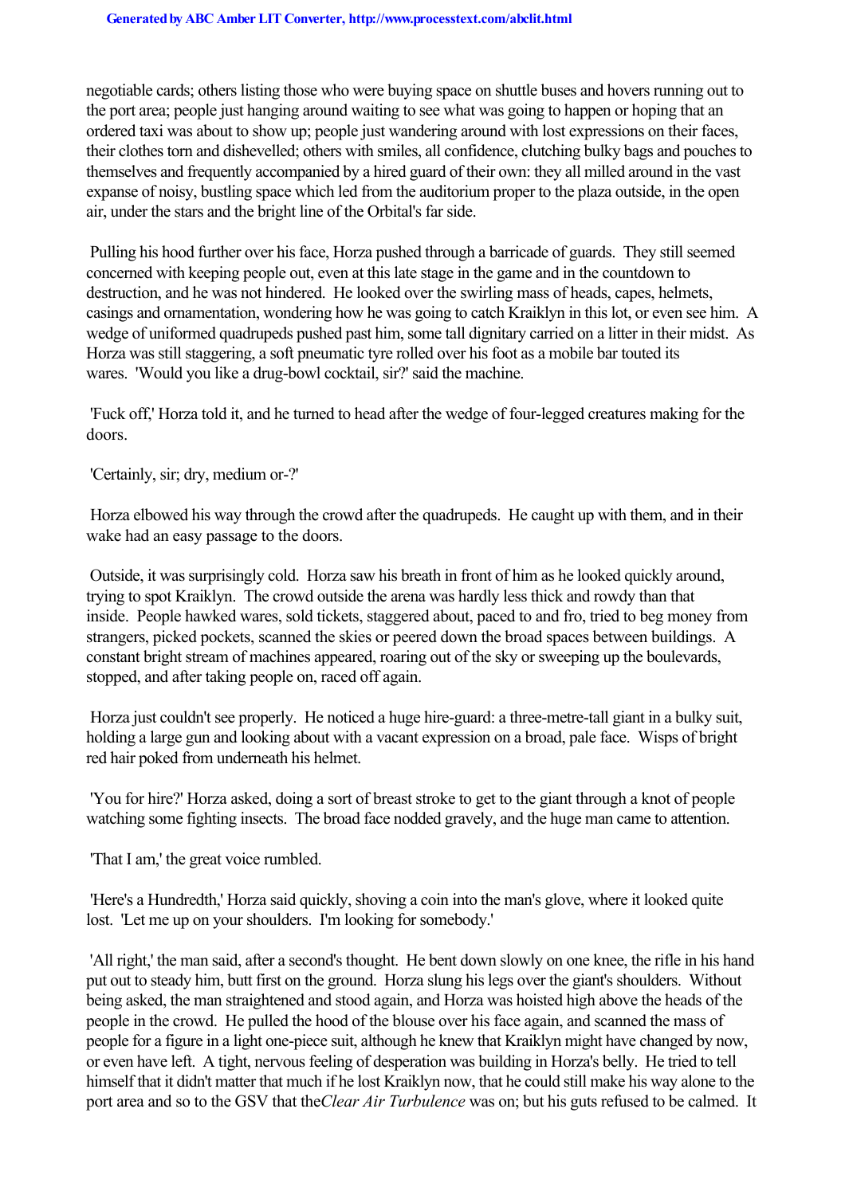negotiable cards; others listing those who were buying space on shuttle buses and hovers running out to the port area; people just hanging around waiting to see what was going to happen or hoping that an ordered taxi was about to show up; people just wandering around with lost expressions on their faces, their clothes torn and dishevelled; others with smiles, all confidence, clutching bulky bags and pouches to themselves and frequently accompanied by a hired guard of their own: they all milled around in the vast expanse of noisy, bustling space which led from the auditorium proper to the plaza outside, in the open air, under the stars and the bright line of the Orbital's far side.

Pulling his hood further over his face, Horza pushed through a barricade of guards. They still seemed concerned with keeping people out, even at this late stage in the game and in the countdown to destruction, and he was not hindered. He looked over the swirling mass of heads, capes, helmets, casings and ornamentation, wondering how he was going to catch Kraiklyn in this lot, or even see him. A wedge of uniformed quadrupeds pushed past him, some tall dignitary carried on a litter in their midst. As Horza was still staggering, a soft pneumatic tyre rolled over his foot as a mobile bar touted its wares. 'Would you like a drug-bowl cocktail, sir?' said the machine.

'Fuck off,' Horza told it, and he turned to head after the wedge of four-legged creatures making for the doors.

'Certainly, sir; dry, medium or-?'

Horza elbowed his way through the crowd after the quadrupeds. He caught up with them, and in their wake had an easy passage to the doors.

Outside, it was surprisingly cold. Horza saw his breath in front of him as he looked quickly around, trying to spot Kraiklyn. The crowd outside the arena was hardly less thick and rowdy than that inside. People hawked wares, sold tickets, staggered about, paced to and fro, tried to beg money from strangers, picked pockets, scanned the skies or peered down the broad spaces between buildings. A constant bright stream of machines appeared, roaring out of the sky or sweeping up the boulevards, stopped, and after taking people on, raced off again.

Horza just couldn't see properly. He noticed a huge hire-guard: a three-metre-tall giant in a bulky suit, holding a large gun and looking about with a vacant expression on a broad, pale face. Wisps of bright red hair poked from underneath his helmet.

'You for hire?' Horza asked, doing a sort of breast stroke to get to the giant through a knot of people watching some fighting insects. The broad face nodded gravely, and the huge man came to attention.

'That I am,' the great voice rumbled.

'Here's a Hundredth,' Horza said quickly, shoving a coin into the man's glove, where it looked quite lost. 'Let me up on your shoulders. I'm looking for somebody.'

'All right,' the man said, after a second's thought. He bent down slowly on one knee, the rifle in his hand put out to steady him, butt first on the ground. Horza slung his legs over the giant's shoulders. Without being asked, the man straightened and stood again, and Horza was hoisted high above the heads of the people in the crowd. He pulled the hood of the blouse over his face again, and scanned the mass of people for a figure in a light one-piece suit, although he knew that Kraiklyn might have changed by now, or even have left. A tight, nervous feeling of desperation was building in Horza's belly. He tried to tell himself that it didn't matter that much if he lost Kraiklyn now, that he could still make his way alone to the port area and so to the GSV that the *Clear Air Turbulence* was on; but his guts refused to be calmed. It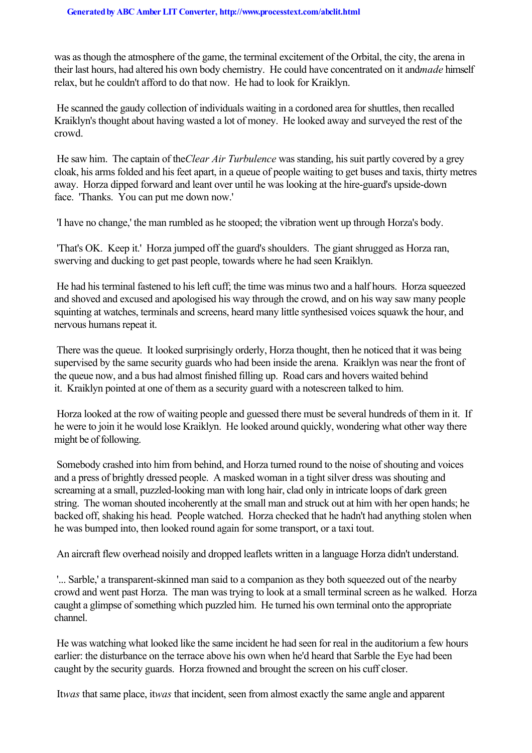was as though the atmosphere of the game, the terminal excitement of the Orbital, the city, the arena in their last hours, had altered his own body chemistry. He could have concentrated on it and *made* himself relax, but he couldn't afford to do that now. He had to look for Kraiklyn.

He scanned the gaudy collection of individuals waiting in a cordoned area for shuttles, then recalled Kraiklyn's thought about having wasted a lot of money. He looked away and surveyed the rest of the crowd.

He saw him. The captain of the *Clear Air Turbulence* was standing, his suit partly covered by a grey cloak, his arms folded and his feet apart, in a queue of people waiting to get buses and taxis, thirty metres away. Horza dipped forward and leant over until he was looking at the hire-guard's upside-down face. 'Thanks. You can put me down now.'

'I have no change,' the man rumbled as he stooped; the vibration went up through Horza's body.

'That's OK. Keep it.' Horza jumped off the guard's shoulders. The giant shrugged as Horza ran, swerving and ducking to get past people, towards where he had seen Kraiklyn.

He had his terminal fastened to his left cuff; the time was minus two and a half hours. Horza squeezed and shoved and excused and apologised his way through the crowd, and on his way saw many people squinting at watches, terminals and screens, heard many little synthesised voices squawk the hour, and nervous humans repeat it.

There was the queue. It looked surprisingly orderly, Horza thought, then he noticed that it was being supervised by the same security guards who had been inside the arena. Kraiklyn was near the front of the queue now, and a bus had almost finished filling up. Road cars and hovers waited behind it. Kraiklyn pointed at one of them as a security guard with a notescreen talked to him.

Horza looked at the row of waiting people and guessed there must be several hundreds of them in it. If he were to join it he would lose Kraiklyn. He looked around quickly, wondering what other way there might be of following.

Somebody crashed into him from behind, and Horza turned round to the noise of shouting and voices and a press of brightly dressed people. A masked woman in a tight silver dress was shouting and screaming at a small, puzzled-looking man with long hair, clad only in intricate loops of dark green string. The woman shouted incoherently at the small man and struck out at him with her open hands; he backed off, shaking his head. People watched. Horza checked that he hadn't had anything stolen when he was bumped into, then looked round again for some transport, or a taxi tout.

An aircraft flew overhead noisily and dropped leaflets written in a language Horza didn't understand.

'... Sarble,' a transparent-skinned man said to a companion as they both squeezed out of the nearby crowd and went past Horza. The man was trying to look at a small terminal screen as he walked. Horza caught a glimpse of something which puzzled him. He turned his own terminal onto the appropriate channel.

He was watching what looked like the same incident he had seen for real in the auditorium a few hours earlier: the disturbance on the terrace above his own when he'd heard that Sarble the Eye had been caught by the security guards. Horza frowned and brought the screen on his cuff closer.

It *was* that same place, it *was* that incident, seen from almost exactly the same angle and apparent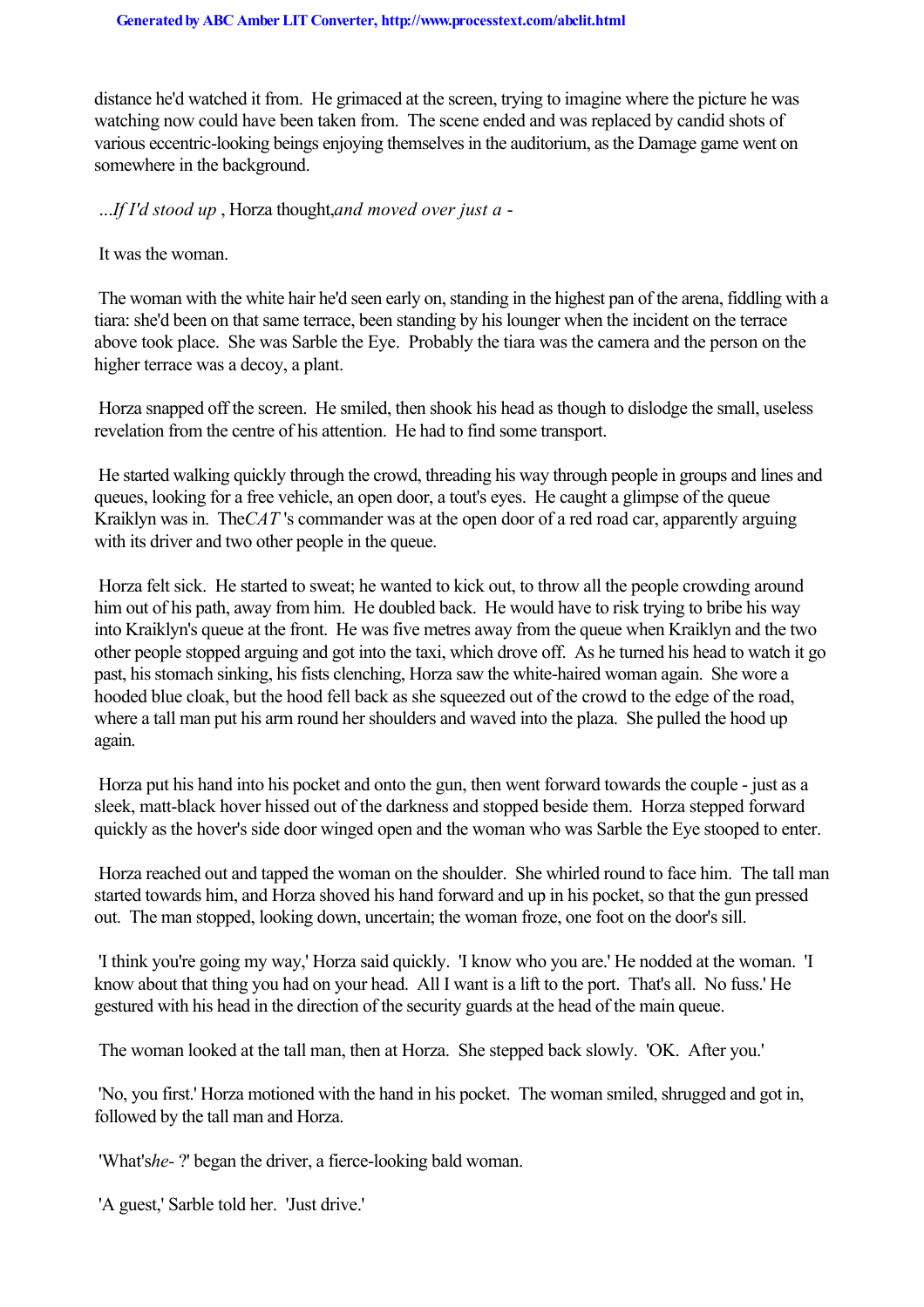distance he'd watched it from. He grimaced at the screen, trying to imagine where the picture he was watching now could have been taken from. The scene ended and was replaced by candid shots of various eccentric-looking beings enjoying themselves in the auditorium, as the Damage game went on somewhere in the background.

*...If I'd stood up*, Horza thought, *and moved over just a -*

It was the woman.

The woman with the white hair he'd seen early on, standing in the highest pan of the arena, fiddling with a tiara: she'd been on that same terrace, been standing by his lounger when the incident on the terrace above took place. She was Sarble the Eye. Probably the tiara was the camera and the person on the higher terrace was a decoy, a plant.

Horza snapped off the screen. He smiled, then shook his head as though to dislodge the small, useless revelation from the centre of his attention. He had to find some transport.

He started walking quickly through the crowd, threading his way through people in groups and lines and queues, looking for a free vehicle, an open door, a tout's eyes. He caught a glimpse of the queue Kraiklyn was in. The *CAT*'s commander was at the open door of a red road car, apparently arguing with its driver and two other people in the queue.

Horza felt sick. He started to sweat; he wanted to kick out, to throw all the people crowding around him out of his path, away from him. He doubled back. He would have to risk trying to bribe his way into Kraiklyn's queue at the front. He was five metres away from the queue when Kraiklyn and the two other people stopped arguing and got into the taxi, which drove off. As he turned his head to watch it go past, his stomach sinking, his fists clenching, Horza saw the white-haired woman again. She wore a hooded blue cloak, but the hood fell back as she squeezed out of the crowd to the edge of the road, where a tall man put his arm round her shoulders and waved into the plaza. She pulled the hood up again.

Horza put his hand into his pocket and onto the gun, then went forward towards the couple - just as a sleek, matt-black hover hissed out of the darkness and stopped beside them. Horza stepped forward quickly as the hover's side door winged open and the woman who was Sarble the Eye stooped to enter.

Horza reached out and tapped the woman on the shoulder. She whirled round to face him. The tall man started towards him, and Horza shoved his hand forward and up in his pocket, so that the gun pressed out. The man stopped, looking down, uncertain; the woman froze, one foot on the door's sill.

'I think you're going my way,' Horza said quickly. 'I know who you are.' He nodded at the woman. 'I know about that thing you had on your head. All I want is a lift to the port. That's all. No fuss.' He gestured with his head in the direction of the security guards at the head of the main queue.

The woman looked at the tall man, then at Horza. She stepped back slowly. 'OK. After you.'

'No, you first.' Horza motioned with the hand in his pocket. The woman smiled, shrugged and got in, followed by the tall man and Horza.

'What's *he*- ?' began the driver, a fierce-looking bald woman.

'A guest,' Sarble told her. 'Just drive.'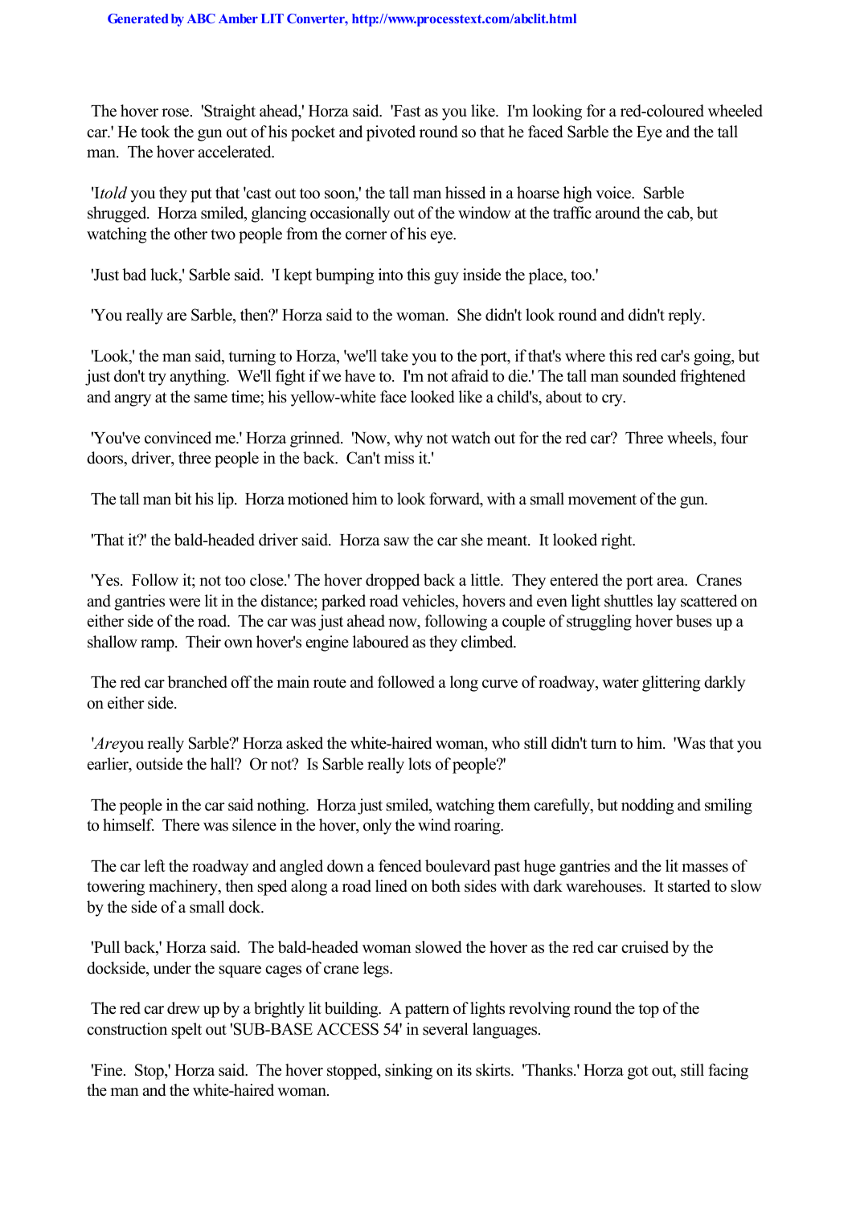The hover rose. 'Straight ahead,' Horza said. 'Fast as you like. I'm looking for a red-coloured wheeled car.' He took the gun out of his pocket and pivoted round so that he faced Sarble the Eye and the tall man. The hover accelerated.

'I *told* you they put that 'cast out too soon,' the tall man hissed in a hoarse high voice. Sarble shrugged. Horza smiled, glancing occasionally out of the window at the traffic around the cab, but watching the other two people from the corner of his eye.

'Just bad luck,' Sarble said. 'I kept bumping into this guy inside the place, too.'

'You really are Sarble, then?' Horza said to the woman. She didn't look round and didn't reply.

'Look,' the man said, turning to Horza, 'we'll take you to the port, if that's where this red car's going, but just don't try anything. We'll fight if we have to. I'm not afraid to die.' The tall man sounded frightened and angry at the same time; his yellow-white face looked like a child's, about to cry.

'You've convinced me.' Horza grinned. 'Now, why not watch out for the red car? Three wheels, four doors, driver, three people in the back. Can't miss it.'

The tall man bit his lip. Horza motioned him to look forward, with a small movement of the gun.

'That it?' the bald-headed driver said. Horza saw the car she meant. It looked right.

'Yes. Follow it; not too close.' The hover dropped back a little. They entered the port area. Cranes and gantries were lit in the distance; parked road vehicles, hovers and even light shuttles lay scattered on either side of the road. The car was just ahead now, following a couple of struggling hover buses up a shallow ramp. Their own hover's engine laboured as they climbed.

The red car branched off the main route and followed a long curve of roadway, water glittering darkly on either side.

'*Are* you really Sarble?' Horza asked the white-haired woman, who still didn't turn to him. 'Was that you earlier, outside the hall? Or not? Is Sarble really lots of people?'

The people in the car said nothing. Horza just smiled, watching them carefully, but nodding and smiling to himself. There was silence in the hover, only the wind roaring.

The car left the roadway and angled down a fenced boulevard past huge gantries and the lit masses of towering machinery, then sped along a road lined on both sides with dark warehouses. It started to slow by the side of a small dock.

'Pull back,' Horza said. The bald-headed woman slowed the hover as the red car cruised by the dockside, under the square cages of crane legs.

The red car drew up by a brightly lit building. A pattern of lights revolving round the top of the construction spelt out 'SUB-BASE ACCESS 54' in several languages.

'Fine. Stop,' Horza said. The hover stopped, sinking on its skirts. 'Thanks.' Horza got out, still facing the man and the white-haired woman.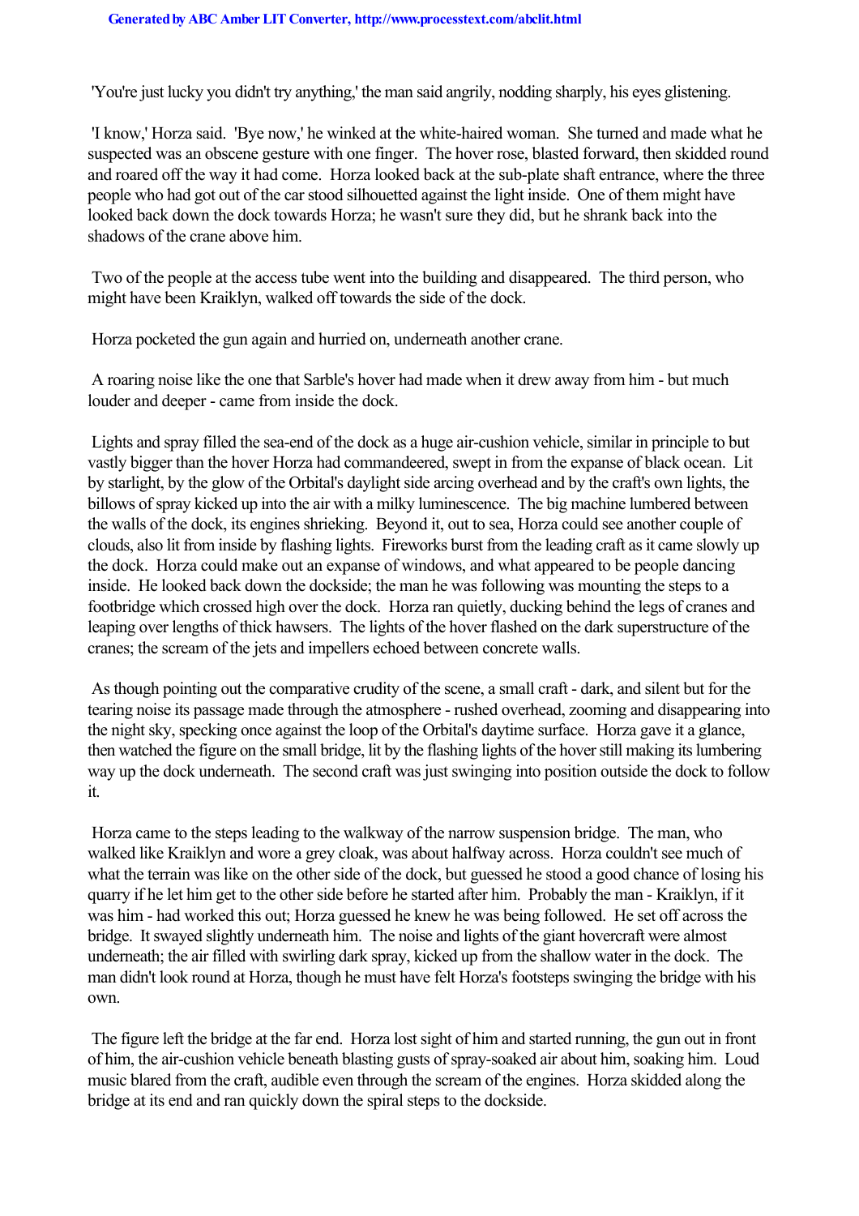'You're just lucky you didn't try anything,' the man said angrily, nodding sharply, his eyes glistening.

'I know,' Horza said. 'Bye now,' he winked at the white-haired woman. She turned and made what he suspected was an obscene gesture with one finger. The hover rose, blasted forward, then skidded round and roared off the way it had come. Horza looked back at the sub-plate shaft entrance, where the three people who had got out of the car stood silhouetted against the light inside. One of them might have looked back down the dock towards Horza; he wasn't sure they did, but he shrank back into the shadows of the crane above him.

Two of the people at the access tube went into the building and disappeared. The third person, who might have been Kraiklyn, walked off towards the side of the dock.

Horza pocketed the gun again and hurried on, underneath another crane.

A roaring noise like the one that Sarble's hover had made when it drew away from him - but much louder and deeper - came from inside the dock.

Lights and spray filled the sea-end of the dock as a huge air-cushion vehicle, similar in principle to but vastly bigger than the hover Horza had commandeered, swept in from the expanse of black ocean. Lit by starlight, by the glow of the Orbital's daylight side arcing overhead and by the craft's own lights, the billows of spray kicked up into the air with a milky luminescence. The big machine lumbered between the walls of the dock, its engines shrieking. Beyond it, out to sea, Horza could see another couple of clouds, also lit from inside by flashing lights. Fireworks burst from the leading craft as it came slowly up the dock. Horza could make out an expanse of windows, and what appeared to be people dancing inside. He looked back down the dockside; the man he was following was mounting the steps to a footbridge which crossed high over the dock. Horza ran quietly, ducking behind the legs of cranes and leaping over lengths of thick hawsers. The lights of the hover flashed on the dark superstructure of the cranes; the scream of the jets and impellers echoed between concrete walls.

As though pointing out the comparative crudity of the scene, a small craft - dark, and silent but for the tearing noise its passage made through the atmosphere - rushed overhead, zooming and disappearing into the night sky, specking once against the loop of the Orbital's daytime surface. Horza gave it a glance, then watched the figure on the small bridge, lit by the flashing lights of the hover still making its lumbering way up the dock underneath. The second craft was just swinging into position outside the dock to follow it.

Horza came to the steps leading to the walkway of the narrow suspension bridge. The man, who walked like Kraiklyn and wore a grey cloak, was about halfway across. Horza couldn't see much of what the terrain was like on the other side of the dock, but guessed he stood a good chance of losing his quarry if he let him get to the other side before he started after him. Probably the man - Kraiklyn, if it was him - had worked this out; Horza guessed he knew he was being followed. He set off across the bridge. It swayed slightly underneath him. The noise and lights of the giant hovercraft were almost underneath; the air filled with swirling dark spray, kicked up from the shallow water in the dock. The man didn't look round at Horza, though he must have felt Horza's footsteps swinging the bridge with his own.

The figure left the bridge at the far end. Horza lost sight of him and started running, the gun out in front of him, the air-cushion vehicle beneath blasting gusts of spray-soaked air about him, soaking him. Loud music blared from the craft, audible even through the scream of the engines. Horza skidded along the bridge at its end and ran quickly down the spiral steps to the dockside.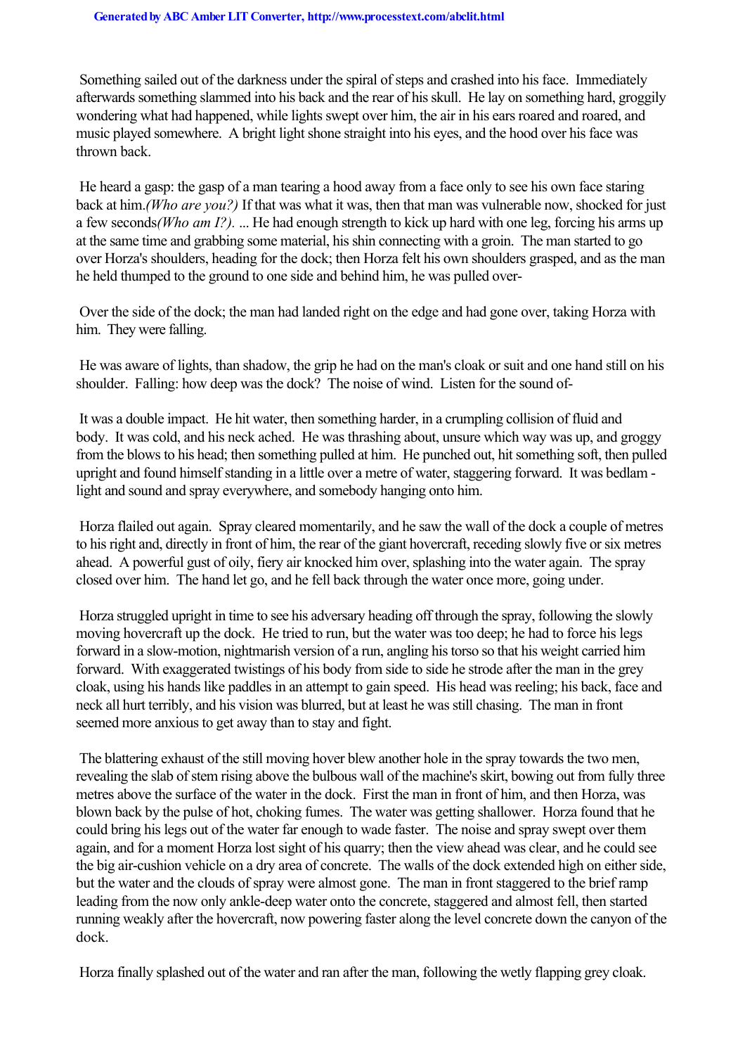Something sailed out of the darkness under the spiral of steps and crashed into his face. Immediately afterwards something slammed into his back and the rear of his skull. He lay on something hard, groggily wondering what had happened, while lights swept over him, the air in his ears roared and roared, and music played somewhere. A bright light shone straight into his eyes, and the hood over his face was thrown back.

He heard a gasp: the gasp of a man tearing a hood away from a face only to see his own face staring back at him.*(Who are you?)* If that was what it was, then that man was vulnerable now, shocked for just a few seconds*(Who am I?)*. ... He had enough strength to kick up hard with one leg, forcing his arms up at the same time and grabbing some material, his shin connecting with a groin. The man started to go over Horza's shoulders, heading for the dock; then Horza felt his own shoulders grasped, and as the man he held thumped to the ground to one side and behind him, he was pulled over-

Over the side of the dock; the man had landed right on the edge and had gone over, taking Horza with him. They were falling.

He was aware of lights, than shadow, the grip he had on the man's cloak or suit and one hand still on his shoulder. Falling: how deep was the dock? The noise of wind. Listen for the sound of-

It was a double impact. He hit water, then something harder, in a crumpling collision of fluid and body. It was cold, and his neck ached. He was thrashing about, unsure which way was up, and groggy from the blows to his head; then something pulled at him. He punched out, hit something soft, then pulled upright and found himself standing in a little over a metre of water, staggering forward. It was bedlam - light and sound and spray everywhere, and somebody hanging onto him.

Horza flailed out again. Spray cleared momentarily, and he saw the wall of the dock a couple of metres to his right and, directly in front of him, the rear of the giant hovercraft, receding slowly five or six metres ahead. A powerful gust of oily, fiery air knocked him over, splashing into the water again. The spray closed over him. The hand let go, and he fell back through the water once more, going under.

Horza struggled upright in time to see his adversary heading off through the spray, following the slowly moving hovercraft up the dock. He tried to run, but the water was too deep; he had to force his legs forward in a slow-motion, nightmarish version of a run, angling his torso so that his weight carried him forward. With exaggerated twistings of his body from side to side he strode after the man in the grey cloak, using his hands like paddles in an attempt to gain speed. His head was reeling; his back, face and neck all hurt terribly, and his vision was blurred, but at least he was still chasing. The man in front seemed more anxious to get away than to stay and fight.

The blattering exhaust of the still moving hover blew another hole in the spray towards the two men, revealing the slab of stem rising above the bulbous wall of the machine's skirt, bowing out from fully three metres above the surface of the water in the dock. First the man in front of him, and then Horza, was blown back by the pulse of hot, choking fumes. The water was getting shallower. Horza found that he could bring his legs out of the water far enough to wade faster. The noise and spray swept over them again, and for a moment Horza lost sight of his quarry; then the view ahead was clear, and he could see the big air-cushion vehicle on a dry area of concrete. The walls of the dock extended high on either side, but the water and the clouds of spray were almost gone. The man in front staggered to the brief ramp leading from the now only ankle-deep water onto the concrete, staggered and almost fell, then started running weakly after the hovercraft, now powering faster along the level concrete down the canyon of the dock.

Horza finally splashed out of the water and ran after the man, following the wetly flapping grey cloak.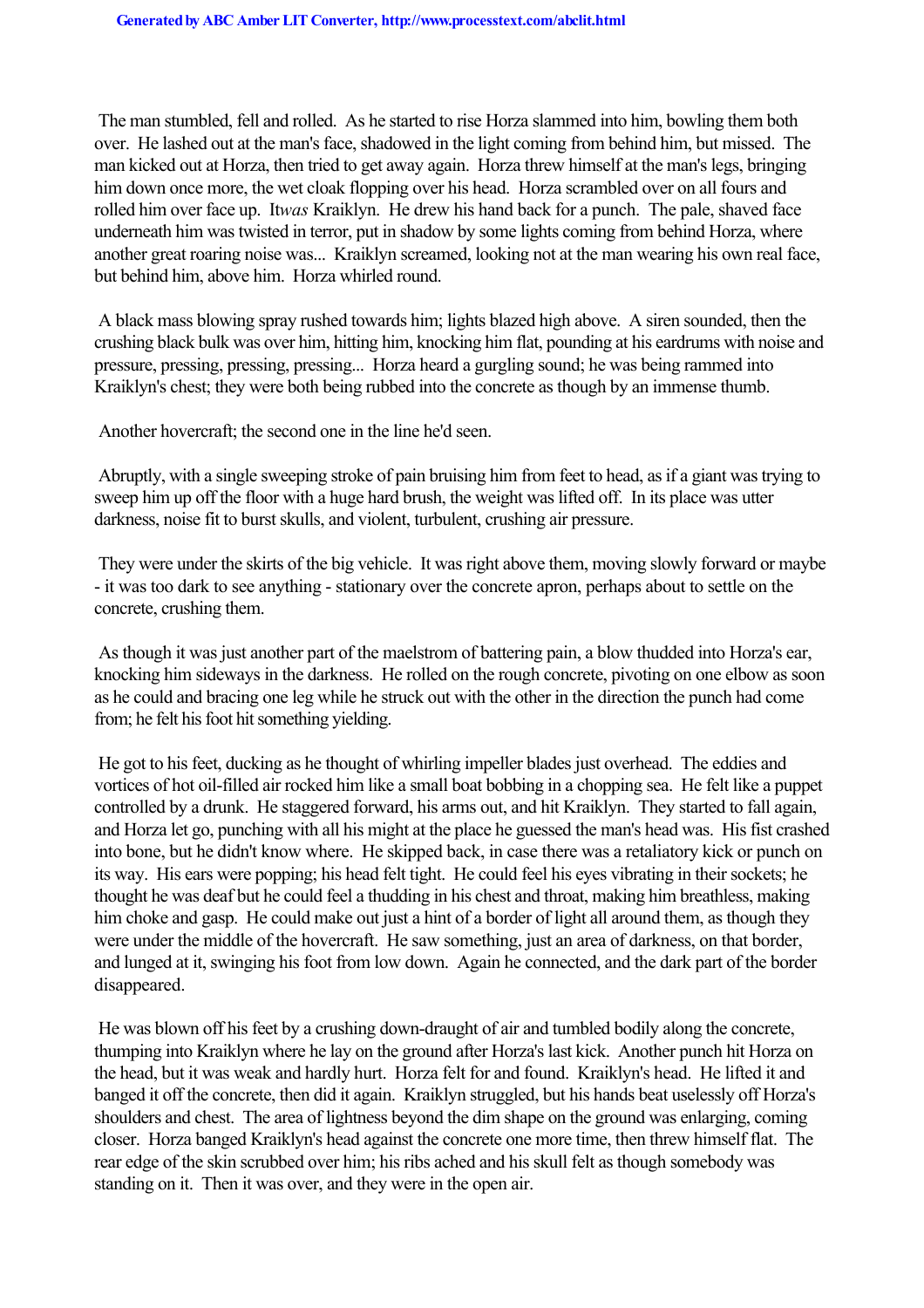The man stumbled, fell and rolled. As he started to rise Horza slammed into him, bowling them both over. He lashed out at the man's face, shadowed in the light coming from behind him, but missed. The man kicked out at Horza, then tried to get away again. Horza threw himself at the man's legs, bringing him down once more, the wet cloak flopping over his head. Horza scrambled over on all fours and rolled him over face up. It *was* Kraiklyn. He drew his hand back for a punch. The pale, shaved face underneath him was twisted in terror, put in shadow by some lights coming from behind Horza, where another great roaring noise was... Kraiklyn screamed, looking not at the man wearing his own real face, but behind him, above him. Horza whirled round.

A black mass blowing spray rushed towards him; lights blazed high above. A siren sounded, then the crushing black bulk was over him, hitting him, knocking him flat, pounding at his eardrums with noise and pressure, pressing, pressing, pressing... Horza heard a gurgling sound; he was being rammed into Kraiklyn's chest; they were both being rubbed into the concrete as though by an immense thumb.

Another hovercraft; the second one in the line he'd seen.

Abruptly, with a single sweeping stroke of pain bruising him from feet to head, as if a giant was trying to sweep him up off the floor with a huge hard brush, the weight was lifted off. In its place was utter darkness, noise fit to burst skulls, and violent, turbulent, crushing air pressure.

They were under the skirts of the big vehicle. It was right above them, moving slowly forward or maybe - it was too dark to see anything - stationary over the concrete apron, perhaps about to settle on the concrete, crushing them.

As though it was just another part of the maelstrom of battering pain, a blow thudded into Horza's ear, knocking him sideways in the darkness. He rolled on the rough concrete, pivoting on one elbow as soon as he could and bracing one leg while he struck out with the other in the direction the punch had come from; he felt his foot hit something yielding.

He got to his feet, ducking as he thought of whirling impeller blades just overhead. The eddies and vortices of hot oil-filled air rocked him like a small boat bobbing in a chopping sea. He felt like a puppet controlled by a drunk. He staggered forward, his arms out, and hit Kraiklyn. They started to fall again, and Horza let go, punching with all his might at the place he guessed the man's head was. His fist crashed into bone, but he didn't know where. He skipped back, in case there was a retaliatory kick or punch on its way. His ears were popping; his head felt tight. He could feel his eyes vibrating in their sockets; he thought he was deaf but he could feel a thudding in his chest and throat, making him breathless, making him choke and gasp. He could make out just a hint of a border of light all around them, as though they were under the middle of the hovercraft. He saw something, just an area of darkness, on that border, and lunged at it, swinging his foot from low down. Again he connected, and the dark part of the border disappeared.

He was blown off his feet by a crushing down-draught of air and tumbled bodily along the concrete, thumping into Kraiklyn where he lay on the ground after Horza's last kick. Another punch hit Horza on the head, but it was weak and hardly hurt. Horza felt for and found. Kraiklyn's head. He lifted it and banged it off the concrete, then did it again. Kraiklyn struggled, but his hands beat uselessly off Horza's shoulders and chest. The area of lightness beyond the dim shape on the ground was enlarging, coming closer. Horza banged Kraiklyn's head against the concrete one more time, then threw himself flat. The rear edge of the skin scrubbed over him; his ribs ached and his skull felt as though somebody was standing on it. Then it was over, and they were in the open air.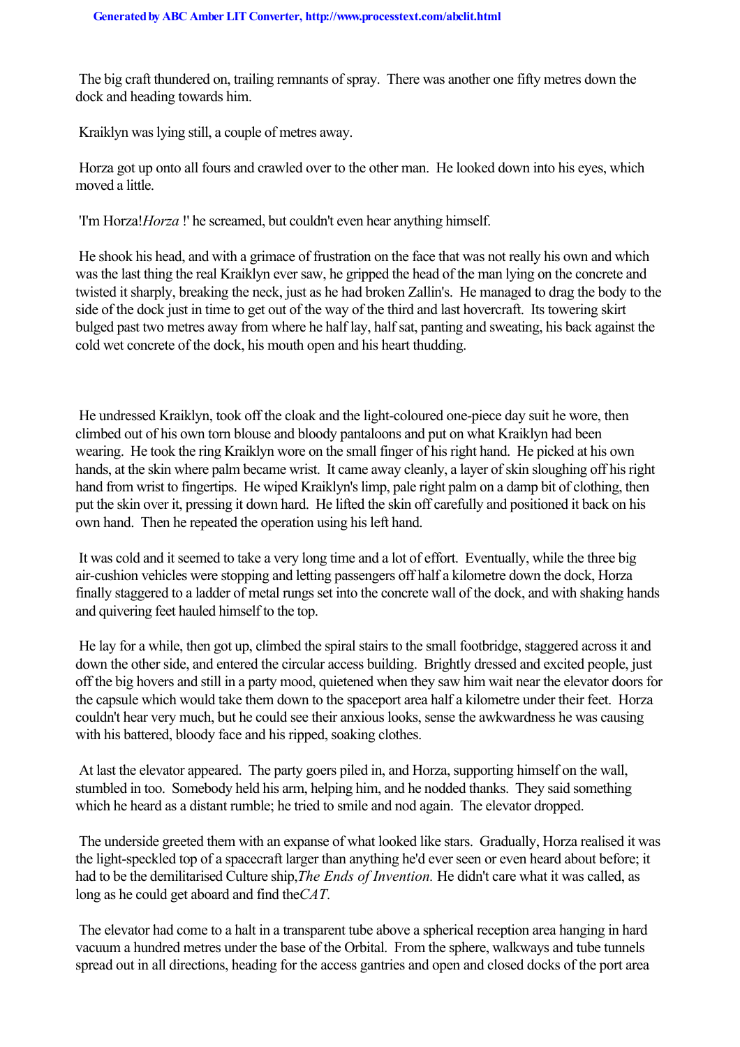The big craft thundered on, trailing remnants of spray. There was another one fifty metres down the dock and heading towards him.

Kraiklyn was lying still, a couple of metres away.

Horza got up onto all fours and crawled over to the other man. He looked down into his eyes, which moved a little.

'I'm Horza! *Horza* !' he screamed, but couldn't even hear anything himself.

He shook his head, and with a grimace of frustration on the face that was not really his own and which was the last thing the real Kraiklyn ever saw, he gripped the head of the man lying on the concrete and twisted it sharply, breaking the neck, just as he had broken Zallin's. He managed to drag the body to the side of the dock just in time to get out of the way of the third and last hovercraft. Its towering skirt bulged past two metres away from where he half lay, half sat, panting and sweating, his back against the cold wet concrete of the dock, his mouth open and his heart thudding.

He undressed Kraiklyn, took off the cloak and the light-coloured one-piece day suit he wore, then climbed out of his own torn blouse and bloody pantaloons and put on what Kraiklyn had been wearing. He took the ring Kraiklyn wore on the small finger of his right hand. He picked at his own hands, at the skin where palm became wrist. It came away cleanly, a layer of skin sloughing off his right hand from wrist to fingertips. He wiped Kraiklyn's limp, pale right palm on a damp bit of clothing, then put the skin over it, pressing it down hard. He lifted the skin off carefully and positioned it back on his own hand. Then he repeated the operation using his left hand.

It was cold and it seemed to take a very long time and a lot of effort. Eventually, while the three big air-cushion vehicles were stopping and letting passengers off half a kilometre down the dock, Horza finally staggered to a ladder of metal rungs set into the concrete wall of the dock, and with shaking hands and quivering feet hauled himself to the top.

He lay for a while, then got up, climbed the spiral stairs to the small footbridge, staggered across it and down the other side, and entered the circular access building. Brightly dressed and excited people, just off the big hovers and still in a party mood, quietened when they saw him wait near the elevator doors for the capsule which would take them down to the spaceport area half a kilometre under their feet. Horza couldn't hear very much, but he could see their anxious looks, sense the awkwardness he was causing with his battered, bloody face and his ripped, soaking clothes.

At last the elevator appeared. The party goers piled in, and Horza, supporting himself on the wall, stumbled in too. Somebody held his arm, helping him, and he nodded thanks. They said something which he heard as a distant rumble; he tried to smile and nod again. The elevator dropped.

The underside greeted them with an expanse of what looked like stars. Gradually, Horza realised it was the light-speckled top of a spacecraft larger than anything he'd ever seen or even heard about before; it had to be the demilitarised Culture ship, *The Ends of Invention.* He didn't care what it was called, as long as he could get aboard and find the *CAT.*

The elevator had come to a halt in a transparent tube above a spherical reception area hanging in hard vacuum a hundred metres under the base of the Orbital. From the sphere, walkways and tube tunnels spread out in all directions, heading for the access gantries and open and closed docks of the port area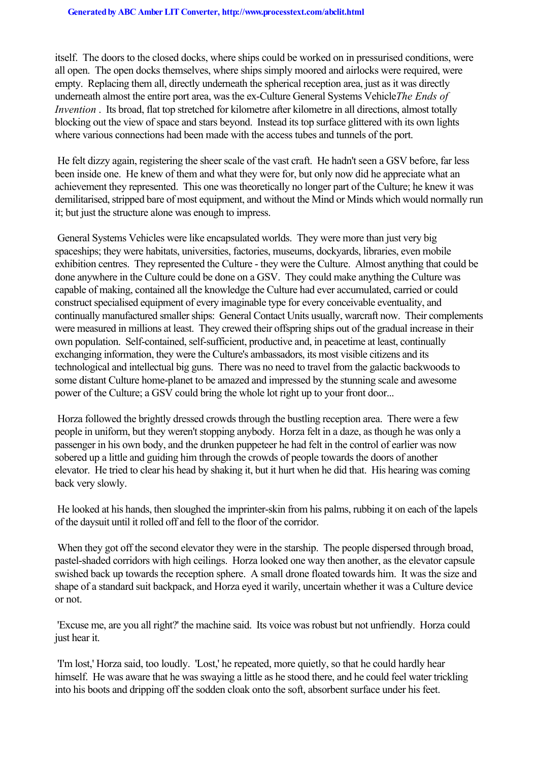itself. The doors to the closed docks, where ships could be worked on in pressurised conditions, were all open. The open docks themselves, where ships simply moored and airlocks were required, were empty. Replacing them all, directly underneath the spherical reception area, just as it was directly underneath almost the entire port area, was the ex-Culture General Systems Vehicle *The Ends of Invention* . Its broad, flat top stretched for kilometre after kilometre in all directions, almost totally blocking out the view of space and stars beyond. Instead its top surface glittered with its own lights where various connections had been made with the access tubes and tunnels of the port.

He felt dizzy again, registering the sheer scale of the vast craft. He hadn't seen a GSV before, far less been inside one. He knew of them and what they were for, but only now did he appreciate what an achievement they represented. This one was theoretically no longer part of the Culture; he knew it was demilitarised, stripped bare of most equipment, and without the Mind or Minds which would normally run it; but just the structure alone was enough to impress.

General Systems Vehicles were like encapsulated worlds. They were more than just very big spaceships; they were habitats, universities, factories, museums, dockyards, libraries, even mobile exhibition centres. They represented the Culture - they were the Culture. Almost anything that could be done anywhere in the Culture could be done on a GSV. They could make anything the Culture was capable of making, contained all the knowledge the Culture had ever accumulated, carried or could construct specialised equipment of every imaginable type for every conceivable eventuality, and continually manufactured smaller ships: General Contact Units usually, warcraft now. Their complements were measured in millions at least. They crewed their offspring ships out of the gradual increase in their own population. Self-contained, self-sufficient, productive and, in peacetime at least, continually exchanging information, they were the Culture's ambassadors, its most visible citizens and its technological and intellectual big guns. There was no need to travel from the galactic backwoods to some distant Culture home-planet to be amazed and impressed by the stunning scale and awesome power of the Culture; a GSV could bring the whole lot right up to your front door...

Horza followed the brightly dressed crowds through the bustling reception area. There were a few people in uniform, but they weren't stopping anybody. Horza felt in a daze, as though he was only a passenger in his own body, and the drunken puppeteer he had felt in the control of earlier was now sobered up a little and guiding him through the crowds of people towards the doors of another elevator. He tried to clear his head by shaking it, but it hurt when he did that. His hearing was coming back very slowly.

He looked at his hands, then sloughed the imprinter-skin from his palms, rubbing it on each of the lapels of the daysuit until it rolled off and fell to the floor of the corridor.

When they got off the second elevator they were in the starship. The people dispersed through broad, pastel-shaded corridors with high ceilings. Horza looked one way then another, as the elevator capsule swished back up towards the reception sphere. A small drone floated towards him. It was the size and shape of a standard suit backpack, and Horza eyed it warily, uncertain whether it was a Culture device or not.

'Excuse me, are you all right?' the machine said. Its voice was robust but not unfriendly. Horza could just hear it.

'I'm lost,' Horza said, too loudly. 'Lost,' he repeated, more quietly, so that he could hardly hear himself. He was aware that he was swaying a little as he stood there, and he could feel water trickling into his boots and dripping off the sodden cloak onto the soft, absorbent surface under his feet.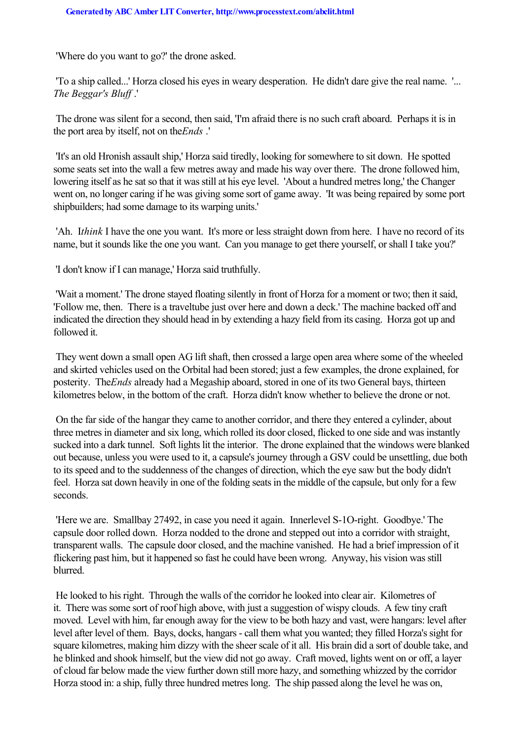'Where do you want to go?' the drone asked.

'To a ship called...' Horza closed his eyes in weary desperation. He didn't dare give the real name. '... *The Beggar's Bluff* .'

The drone was silent for a second, then said, 'I'm afraid there is no such craft aboard. Perhaps it is in the port area by itself, not on the *Ends* .'

'It's an old Hronish assault ship,' Horza said tiredly, looking for somewhere to sit down. He spotted some seats set into the wall a few metres away and made his way over there. The drone followed him, lowering itself as he sat so that it was still at his eye level. 'About a hundred metres long,' the Changer went on, no longer caring if he was giving some sort of game away. 'It was being repaired by some port shipbuilders; had some damage to its warping units.'

'Ah. I *think* I have the one you want. It's more or less straight down from here. I have no record of its name, but it sounds like the one you want. Can you manage to get there yourself, or shall I take you?'

'I don't know if I can manage,' Horza said truthfully.

'Wait a moment.' The drone stayed floating silently in front of Horza for a moment or two; then it said, 'Follow me, then. There is a traveltube just over here and down a deck.' The machine backed off and indicated the direction they should head in by extending a hazy field from its casing. Horza got up and followed it.

They went down a small open AG lift shaft, then crossed a large open area where some of the wheeled and skirted vehicles used on the Orbital had been stored; just a few examples, the drone explained, for posterity. The *Ends* already had a Megaship aboard, stored in one of its two General bays, thirteen kilometres below, in the bottom of the craft. Horza didn't know whether to believe the drone or not.

On the far side of the hangar they came to another corridor, and there they entered a cylinder, about three metres in diameter and six long, which rolled its door closed, flicked to one side and was instantly sucked into a dark tunnel. Soft lights lit the interior. The drone explained that the windows were blanked out because, unless you were used to it, a capsule's journey through a GSV could be unsettling, due both to its speed and to the suddenness of the changes of direction, which the eye saw but the body didn't feel. Horza sat down heavily in one of the folding seats in the middle of the capsule, but only for a few seconds.

'Here we are. Smallbay 27492, in case you need it again. Innerlevel S-1O-right. Goodbye.' The capsule door rolled down. Horza nodded to the drone and stepped out into a corridor with straight, transparent walls. The capsule door closed, and the machine vanished. He had a brief impression of it flickering past him, but it happened so fast he could have been wrong. Anyway, his vision was still blurred.

He looked to his right. Through the walls of the corridor he looked into clear air. Kilometres of it. There was some sort of roof high above, with just a suggestion of wispy clouds. A few tiny craft moved. Level with him, far enough away for the view to be both hazy and vast, were hangars: level after level after level of them. Bays, docks, hangars - call them what you wanted; they filled Horza's sight for square kilometres, making him dizzy with the sheer scale of it all. His brain did a sort of double take, and he blinked and shook himself, but the view did not go away. Craft moved, lights went on or off, a layer of cloud far below made the view further down still more hazy, and something whizzed by the corridor Horza stood in: a ship, fully three hundred metres long. The ship passed along the level he was on,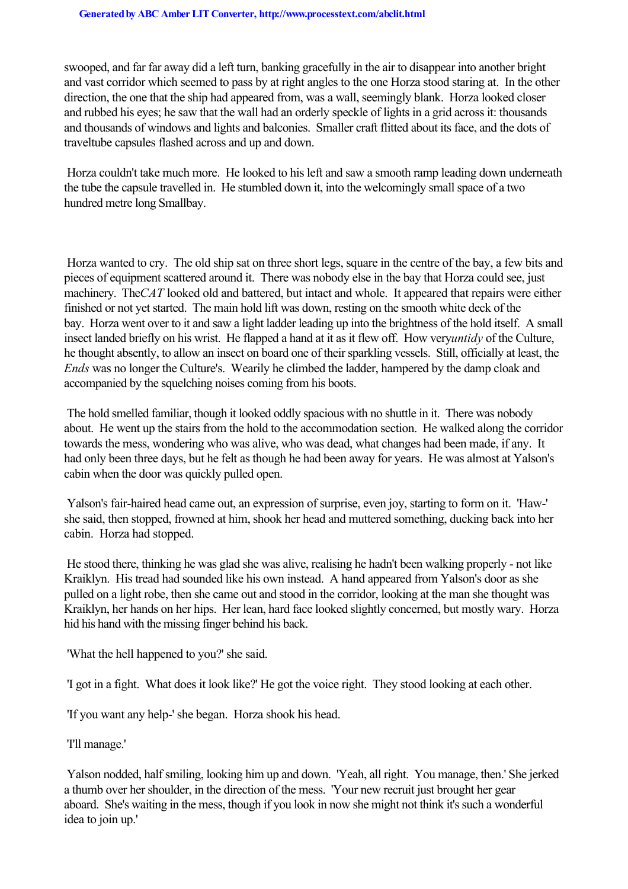swooped, and far far away did a left turn, banking gracefully in the air to disappear into another bright and vast corridor which seemed to pass by at right angles to the one Horza stood staring at. In the other direction, the one that the ship had appeared from, was a wall, seemingly blank. Horza looked closer and rubbed his eyes; he saw that the wall had an orderly speckle of lights in a grid across it: thousands and thousands of windows and lights and balconies. Smaller craft flitted about its face, and the dots of traveltube capsules flashed across and up and down.

Horza couldn't take much more. He looked to his left and saw a smooth ramp leading down underneath the tube the capsule travelled in. He stumbled down it, into the welcomingly small space of a two hundred metre long Smallbay.

Horza wanted to cry. The old ship sat on three short legs, square in the centre of the bay, a few bits and pieces of equipment scattered around it. There was nobody else in the bay that Horza could see, just machinery. The *CAT* looked old and battered, but intact and whole. It appeared that repairs were either finished or not yet started. The main hold lift was down, resting on the smooth white deck of the bay. Horza went over to it and saw a light ladder leading up into the brightness of the hold itself. A small insect landed briefly on his wrist. He flapped a hand at it as it flew off. How very *untidy* of the Culture, he thought absently, to allow an insect on board one of their sparkling vessels. Still, officially at least, the *Ends* was no longer the Culture's. Wearily he climbed the ladder, hampered by the damp cloak and accompanied by the squelching noises coming from his boots.

The hold smelled familiar, though it looked oddly spacious with no shuttle in it. There was nobody about. He went up the stairs from the hold to the accommodation section. He walked along the corridor towards the mess, wondering who was alive, who was dead, what changes had been made, if any. It had only been three days, but he felt as though he had been away for years. He was almost at Yalson's cabin when the door was quickly pulled open.

Yalson's fair-haired head came out, an expression of surprise, even joy, starting to form on it. 'Haw-' she said, then stopped, frowned at him, shook her head and muttered something, ducking back into her cabin. Horza had stopped.

He stood there, thinking he was glad she was alive, realising he hadn't been walking properly - not like Kraiklyn. His tread had sounded like his own instead. A hand appeared from Yalson's door as she pulled on a light robe, then she came out and stood in the corridor, looking at the man she thought was Kraiklyn, her hands on her hips. Her lean, hard face looked slightly concerned, but mostly wary. Horza hid his hand with the missing finger behind his back.

'What the hell happened to you?' she said.

'I got in a fight. What does it look like?' He got the voice right. They stood looking at each other.

'If you want any help-' she began. Horza shook his head.

'I'll manage.'

Yalson nodded, half smiling, looking him up and down. 'Yeah, all right. You manage, then.' She jerked a thumb over her shoulder, in the direction of the mess. 'Your new recruit just brought her gear aboard. She's waiting in the mess, though if you look in now she might not think it's such a wonderful idea to join up.'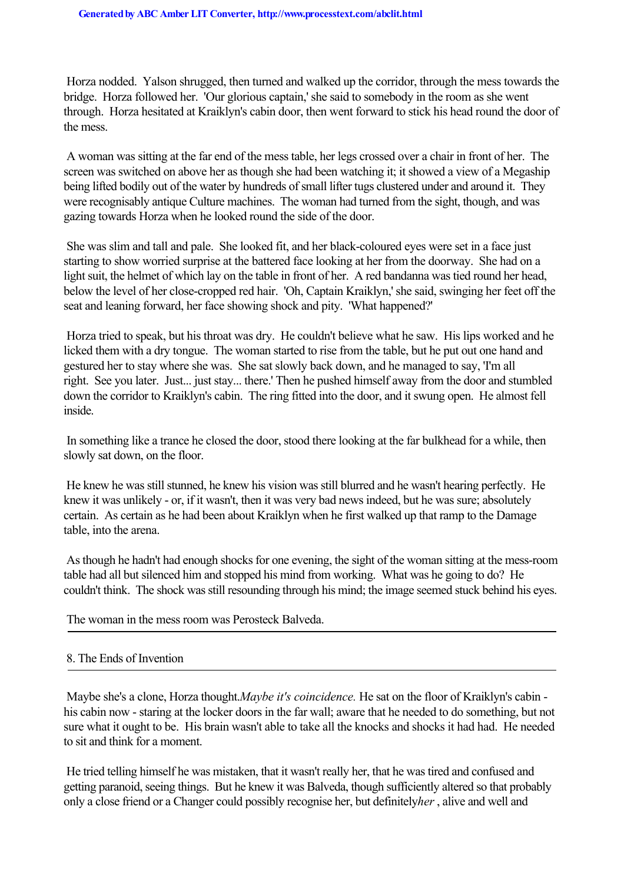Horza nodded. Yalson shrugged, then turned and walked up the corridor, through the mess towards the bridge. Horza followed her. 'Our glorious captain,' she said to somebody in the room as she went through. Horza hesitated at Kraiklyn's cabin door, then went forward to stick his head round the door of the mess.

A woman was sitting at the far end of the mess table, her legs crossed over a chair in front of her. The screen was switched on above her as though she had been watching it; it showed a view of a Megaship being lifted bodily out of the water by hundreds of small lifter tugs clustered under and around it. They were recognisably antique Culture machines. The woman had turned from the sight, though, and was gazing towards Horza when he looked round the side of the door.

She was slim and tall and pale. She looked fit, and her black-coloured eyes were set in a face just starting to show worried surprise at the battered face looking at her from the doorway. She had on a light suit, the helmet of which lay on the table in front of her. A red bandanna was tied round her head, below the level of her close-cropped red hair. 'Oh, Captain Kraiklyn,' she said, swinging her feet off the seat and leaning forward, her face showing shock and pity. 'What happened?'

Horza tried to speak, but his throat was dry. He couldn't believe what he saw. His lips worked and he licked them with a dry tongue. The woman started to rise from the table, but he put out one hand and gestured her to stay where she was. She sat slowly back down, and he managed to say, 'I'm all right. See you later. Just... just stay... there.' Then he pushed himself away from the door and stumbled down the corridor to Kraiklyn's cabin. The ring fitted into the door, and it swung open. He almost fell inside.

In something like a trance he closed the door, stood there looking at the far bulkhead for a while, then slowly sat down, on the floor.

He knew he was still stunned, he knew his vision was still blurred and he wasn't hearing perfectly. He knew it was unlikely - or, if it wasn't, then it was very bad news indeed, but he was sure; absolutely certain. As certain as he had been about Kraiklyn when he first walked up that ramp to the Damage table, into the arena.

As though he hadn't had enough shocks for one evening, the sight of the woman sitting at the mess-room table had all but silenced him and stopped his mind from working. What was he going to do? He couldn't think. The shock was still resounding through his mind; the image seemed stuck behind his eyes.

The woman in the mess room was Perosteck Balveda.

---

## 8. The Ends of Invention

---

Maybe she's a clone, Horza thought. *Maybe it's coincidence.* He sat on the floor of Kraiklyn's cabin - his cabin now - staring at the locker doors in the far wall; aware that he needed to do something, but not sure what it ought to be. His brain wasn't able to take all the knocks and shocks it had had. He needed to sit and think for a moment.

He tried telling himself he was mistaken, that it wasn't really her, that he was tired and confused and getting paranoid, seeing things. But he knew it was Balveda, though sufficiently altered so that probably only a close friend or a Changer could possibly recognise her, but definitely *her*, alive and well and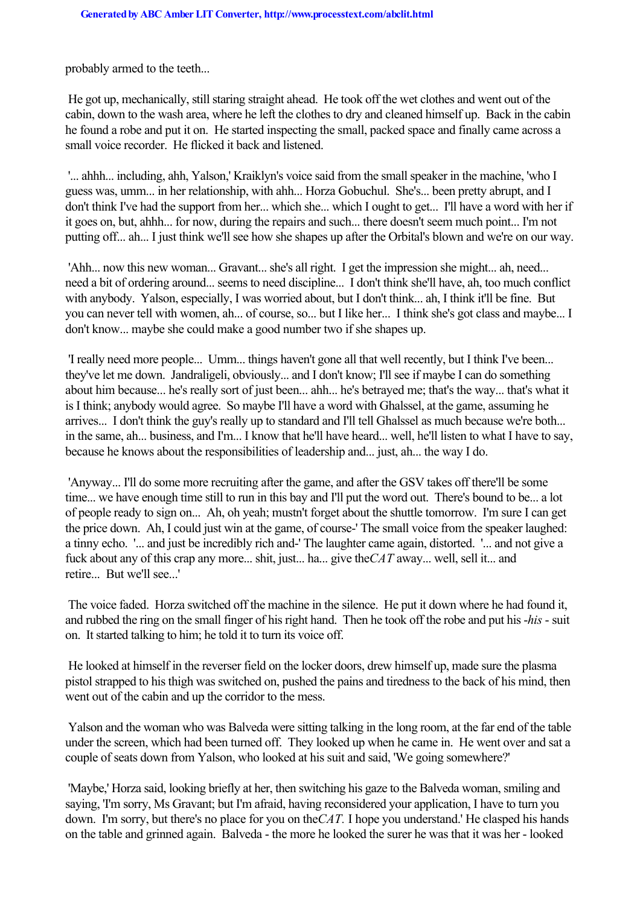probably armed to the teeth...

He got up, mechanically, still staring straight ahead. He took off the wet clothes and went out of the cabin, down to the wash area, where he left the clothes to dry and cleaned himself up. Back in the cabin he found a robe and put it on. He started inspecting the small, packed space and finally came across a small voice recorder. He flicked it back and listened.

'... ahhh... including, ahh, Yalson,' Kraiklyn's voice said from the small speaker in the machine, 'who I guess was, umm... in her relationship, with ahh... Horza Gobuchul. She's... been pretty abrupt, and I don't think I've had the support from her... which she... which I ought to get... I'll have a word with her if it goes on, but, ahhh... for now, during the repairs and such... there doesn't seem much point... I'm not putting off... ah... I just think we'll see how she shapes up after the Orbital's blown and we're on our way.

'Ahh... now this new woman... Gravant... she's all right. I get the impression she might... ah, need... need a bit of ordering around... seems to need discipline... I don't think she'll have, ah, too much conflict with anybody. Yalson, especially, I was worried about, but I don't think... ah, I think it'll be fine. But you can never tell with women, ah... of course, so... but I like her... I think she's got class and maybe... I don't know... maybe she could make a good number two if she shapes up.

'I really need more people... Umm... things haven't gone all that well recently, but I think I've been... they've let me down. Jandraligeli, obviously... and I don't know; I'll see if maybe I can do something about him because... he's really sort of just been... ahh... he's betrayed me; that's the way... that's what it is I think; anybody would agree. So maybe I'll have a word with Ghalssel, at the game, assuming he arrives... I don't think the guy's really up to standard and I'll tell Ghalssel as much because we're both... in the same, ah... business, and I'm... I know that he'll have heard... well, he'll listen to what I have to say, because he knows about the responsibilities of leadership and... just, ah... the way I do.

'Anyway... I'll do some more recruiting after the game, and after the GSV takes off there'll be some time... we have enough time still to run in this bay and I'll put the word out. There's bound to be... a lot of people ready to sign on... Ah, oh yeah; mustn't forget about the shuttle tomorrow. I'm sure I can get the price down. Ah, I could just win at the game, of course-' The small voice from the speaker laughed: a tinny echo. '... and just be incredibly rich and-' The laughter came again, distorted. '... and not give a fuck about any of this crap any more... shit, just... ha... give the *CAT* away... well, sell it... and retire... But we'll see...'

The voice faded. Horza switched off the machine in the silence. He put it down where he had found it, and rubbed the ring on the small finger of his right hand. Then he took off the robe and put his -*his* - suit on. It started talking to him; he told it to turn its voice off.

He looked at himself in the reverser field on the locker doors, drew himself up, made sure the plasma pistol strapped to his thigh was switched on, pushed the pains and tiredness to the back of his mind, then went out of the cabin and up the corridor to the mess.

Yalson and the woman who was Balveda were sitting talking in the long room, at the far end of the table under the screen, which had been turned off. They looked up when he came in. He went over and sat a couple of seats down from Yalson, who looked at his suit and said, 'We going somewhere?'

'Maybe,' Horza said, looking briefly at her, then switching his gaze to the Balveda woman, smiling and saying, 'I'm sorry, Ms Gravant; but I'm afraid, having reconsidered your application, I have to turn you down. I'm sorry, but there's no place for you on the *CAT.* I hope you understand.' He clasped his hands on the table and grinned again. Balveda - the more he looked the surer he was that it was her - looked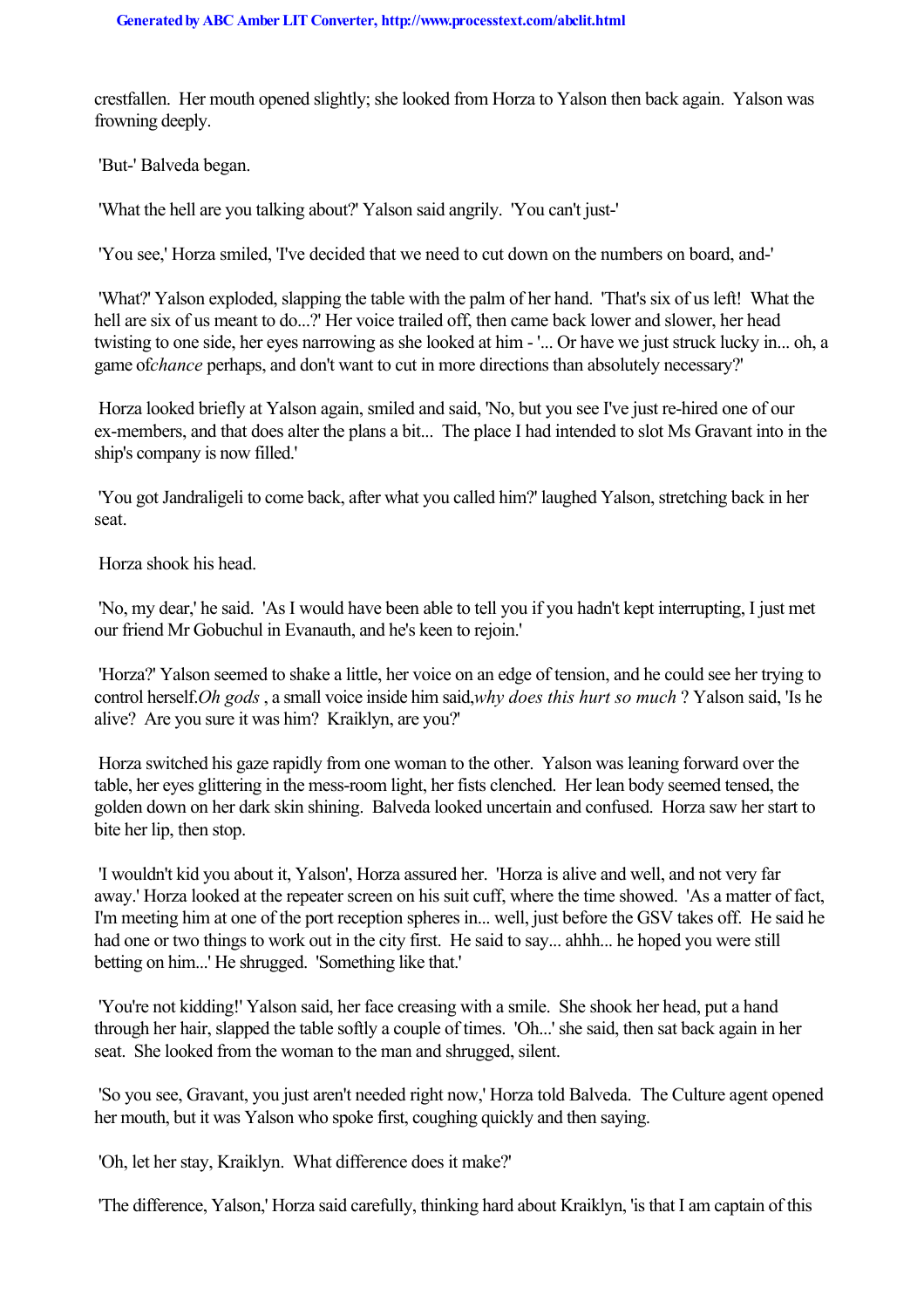crestfallen. Her mouth opened slightly; she looked from Horza to Yalson then back again. Yalson was frowning deeply.

'But-' Balveda began.

'What the hell are you talking about?' Yalson said angrily. 'You can't just-'

'You see,' Horza smiled, 'I've decided that we need to cut down on the numbers on board, and-'

'What?' Yalson exploded, slapping the table with the palm of her hand. 'That's six of us left! What the hell are six of us meant to do...?' Her voice trailed off, then came back lower and slower, her head twisting to one side, her eyes narrowing as she looked at him - '... Or have we just struck lucky in... oh, a game of *chance* perhaps, and don't want to cut in more directions than absolutely necessary?'

Horza looked briefly at Yalson again, smiled and said, 'No, but you see I've just re-hired one of our ex-members, and that does alter the plans a bit... The place I had intended to slot Ms Gravant into in the ship's company is now filled.'

'You got Jandraligeli to come back, after what you called him?' laughed Yalson, stretching back in her seat.

Horza shook his head.

'No, my dear,' he said. 'As I would have been able to tell you if you hadn't kept interrupting, I just met our friend Mr Gobuchul in Evanauth, and he's keen to rejoin.'

'Horza?' Yalson seemed to shake a little, her voice on an edge of tension, and he could see her trying to control herself. *Oh gods*, a small voice inside him said, *why does this hurt so much*? Yalson said, 'Is he alive? Are you sure it was him? Kraiklyn, are you?'

Horza switched his gaze rapidly from one woman to the other. Yalson was leaning forward over the table, her eyes glittering in the mess-room light, her fists clenched. Her lean body seemed tensed, the golden down on her dark skin shining. Balveda looked uncertain and confused. Horza saw her start to bite her lip, then stop.

'I wouldn't kid you about it, Yalson', Horza assured her. 'Horza is alive and well, and not very far away.' Horza looked at the repeater screen on his suit cuff, where the time showed. 'As a matter of fact, I'm meeting him at one of the port reception spheres in... well, just before the GSV takes off. He said he had one or two things to work out in the city first. He said to say... ahhh... he hoped you were still betting on him...' He shrugged. 'Something like that.'

'You're not kidding!' Yalson said, her face creasing with a smile. She shook her head, put a hand through her hair, slapped the table softly a couple of times. 'Oh...' she said, then sat back again in her seat. She looked from the woman to the man and shrugged, silent.

'So you see, Gravant, you just aren't needed right now,' Horza told Balveda. The Culture agent opened her mouth, but it was Yalson who spoke first, coughing quickly and then saying.

'Oh, let her stay, Kraiklyn. What difference does it make?'

'The difference, Yalson,' Horza said carefully, thinking hard about Kraiklyn, 'is that I am captain of this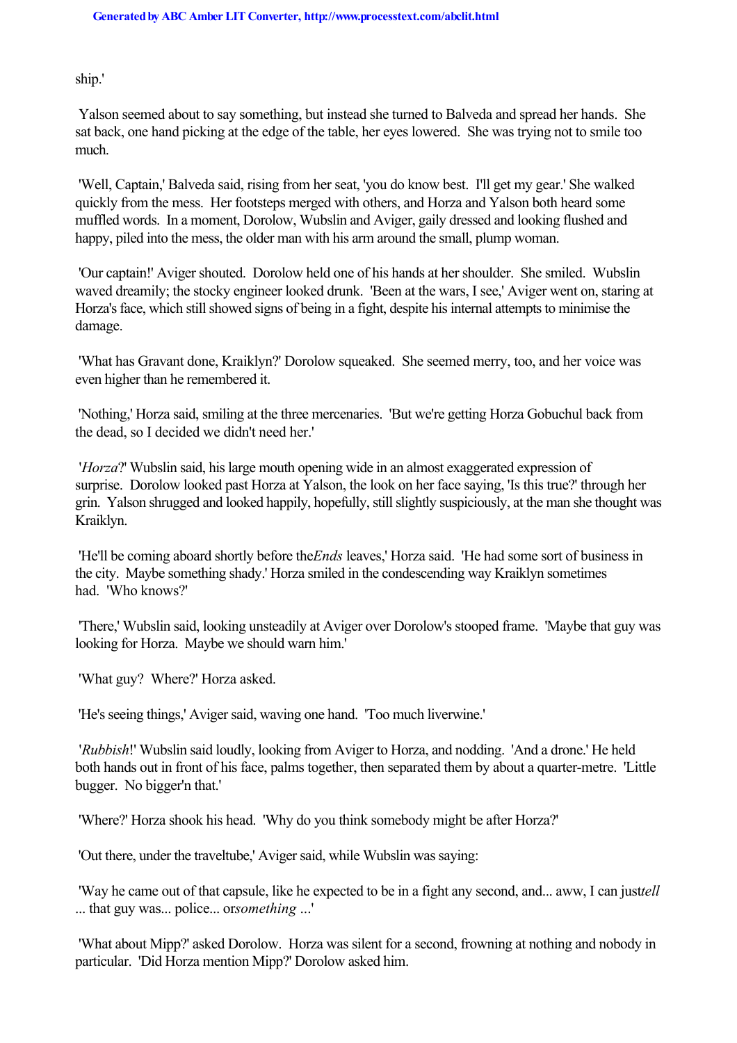ship.'

Yalson seemed about to say something, but instead she turned to Balveda and spread her hands. She sat back, one hand picking at the edge of the table, her eyes lowered. She was trying not to smile too much.

'Well, Captain,' Balveda said, rising from her seat, 'you do know best. I'll get my gear.' She walked quickly from the mess. Her footsteps merged with others, and Horza and Yalson both heard some muffled words. In a moment, Dorolow, Wubslin and Aviger, gaily dressed and looking flushed and happy, piled into the mess, the older man with his arm around the small, plump woman.

'Our captain!' Aviger shouted. Dorolow held one of his hands at her shoulder. She smiled. Wubslin waved dreamily; the stocky engineer looked drunk. 'Been at the wars, I see,' Aviger went on, staring at Horza's face, which still showed signs of being in a fight, despite his internal attempts to minimise the damage.

'What has Gravant done, Kraiklyn?' Dorolow squeaked. She seemed merry, too, and her voice was even higher than he remembered it.

'Nothing,' Horza said, smiling at the three mercenaries. 'But we're getting Horza Gobuchul back from the dead, so I decided we didn't need her.'

'*Horza*?' Wubslin said, his large mouth opening wide in an almost exaggerated expression of surprise. Dorolow looked past Horza at Yalson, the look on her face saying, 'Is this true?' through her grin. Yalson shrugged and looked happily, hopefully, still slightly suspiciously, at the man she thought was Kraiklyn.

'He'll be coming aboard shortly before the *Ends* leaves,' Horza said. 'He had some sort of business in the city. Maybe something shady.' Horza smiled in the condescending way Kraiklyn sometimes had. 'Who knows?'

'There,' Wubslin said, looking unsteadily at Aviger over Dorolow's stooped frame. 'Maybe that guy was looking for Horza. Maybe we should warn him.'

'What guy? Where?' Horza asked.

'He's seeing things,' Aviger said, waving one hand. 'Too much liverwine.'

'*Rubbish*!' Wubslin said loudly, looking from Aviger to Horza, and nodding. 'And a drone.' He held both hands out in front of his face, palms together, then separated them by about a quarter-metre. 'Little bugger. No bigger'n that.'

'Where?' Horza shook his head. 'Why do you think somebody might be after Horza?'

'Out there, under the traveltube,' Aviger said, while Wubslin was saying:

'Way he came out of that capsule, like he expected to be in a fight any second, and... aww, I can just *tell* ... that guy was... police... or *something* ...'

'What about Mipp?' asked Dorolow. Horza was silent for a second, frowning at nothing and nobody in particular. 'Did Horza mention Mipp?' Dorolow asked him.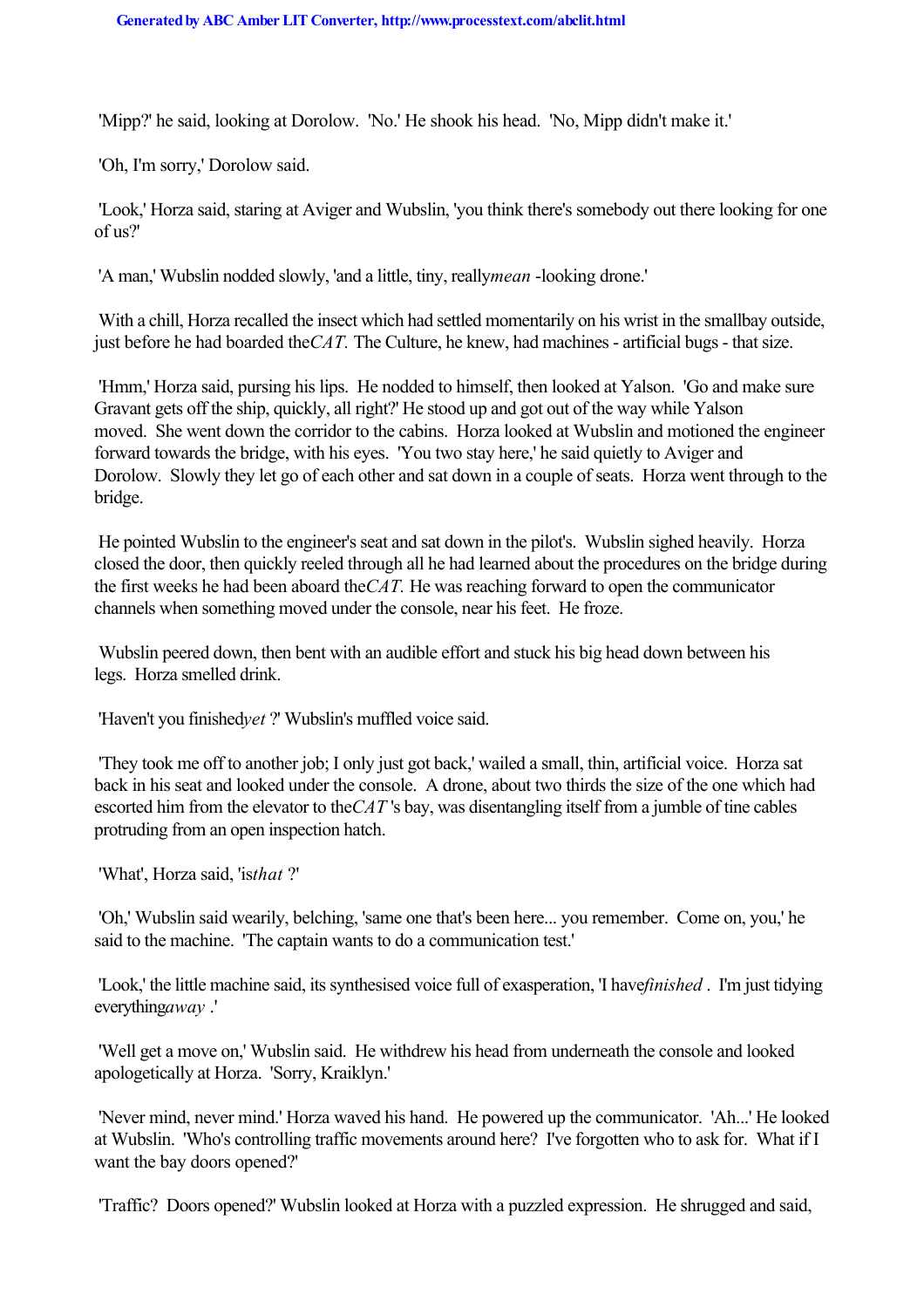'Mipp?' he said, looking at Dorolow. 'No.' He shook his head. 'No, Mipp didn't make it.'

'Oh, I'm sorry,' Dorolow said.

'Look,' Horza said, staring at Aviger and Wubslin, 'you think there's somebody out there looking for one of us?'

'A man,' Wubslin nodded slowly, 'and a little, tiny, really *mean* -looking drone.'

With a chill, Horza recalled the insect which had settled momentarily on his wrist in the smallbay outside, just before he had boarded the *CAT.* The Culture, he knew, had machines - artificial bugs - that size.

'Hmm,' Horza said, pursing his lips. He nodded to himself, then looked at Yalson. 'Go and make sure Gravant gets off the ship, quickly, all right?' He stood up and got out of the way while Yalson moved. She went down the corridor to the cabins. Horza looked at Wubslin and motioned the engineer forward towards the bridge, with his eyes. 'You two stay here,' he said quietly to Aviger and Dorolow. Slowly they let go of each other and sat down in a couple of seats. Horza went through to the bridge.

He pointed Wubslin to the engineer's seat and sat down in the pilot's. Wubslin sighed heavily. Horza closed the door, then quickly reeled through all he had learned about the procedures on the bridge during the first weeks he had been aboard the *CAT.* He was reaching forward to open the communicator channels when something moved under the console, near his feet. He froze.

Wubslin peered down, then bent with an audible effort and stuck his big head down between his legs. Horza smelled drink.

'Haven't you finished *yet* ?' Wubslin's muffled voice said.

'They took me off to another job; I only just got back,' wailed a small, thin, artificial voice. Horza sat back in his seat and looked under the console. A drone, about two thirds the size of the one which had escorted him from the elevator to the *CAT* 's bay, was disentangling itself from a jumble of tine cables protruding from an open inspection hatch.

'What', Horza said, 'is *that* ?'

'Oh,' Wubslin said wearily, belching, 'same one that's been here... you remember. Come on, you,' he said to the machine. 'The captain wants to do a communication test.'

'Look,' the little machine said, its synthesised voice full of exasperation, 'I have *finished* . I'm just tidying everything *away* .'

'Well get a move on,' Wubslin said. He withdrew his head from underneath the console and looked apologetically at Horza. 'Sorry, Kraiklyn.'

'Never mind, never mind.' Horza waved his hand. He powered up the communicator. 'Ah...' He looked at Wubslin. 'Who's controlling traffic movements around here? I've forgotten who to ask for. What if I want the bay doors opened?'

'Traffic? Doors opened?' Wubslin looked at Horza with a puzzled expression. He shrugged and said,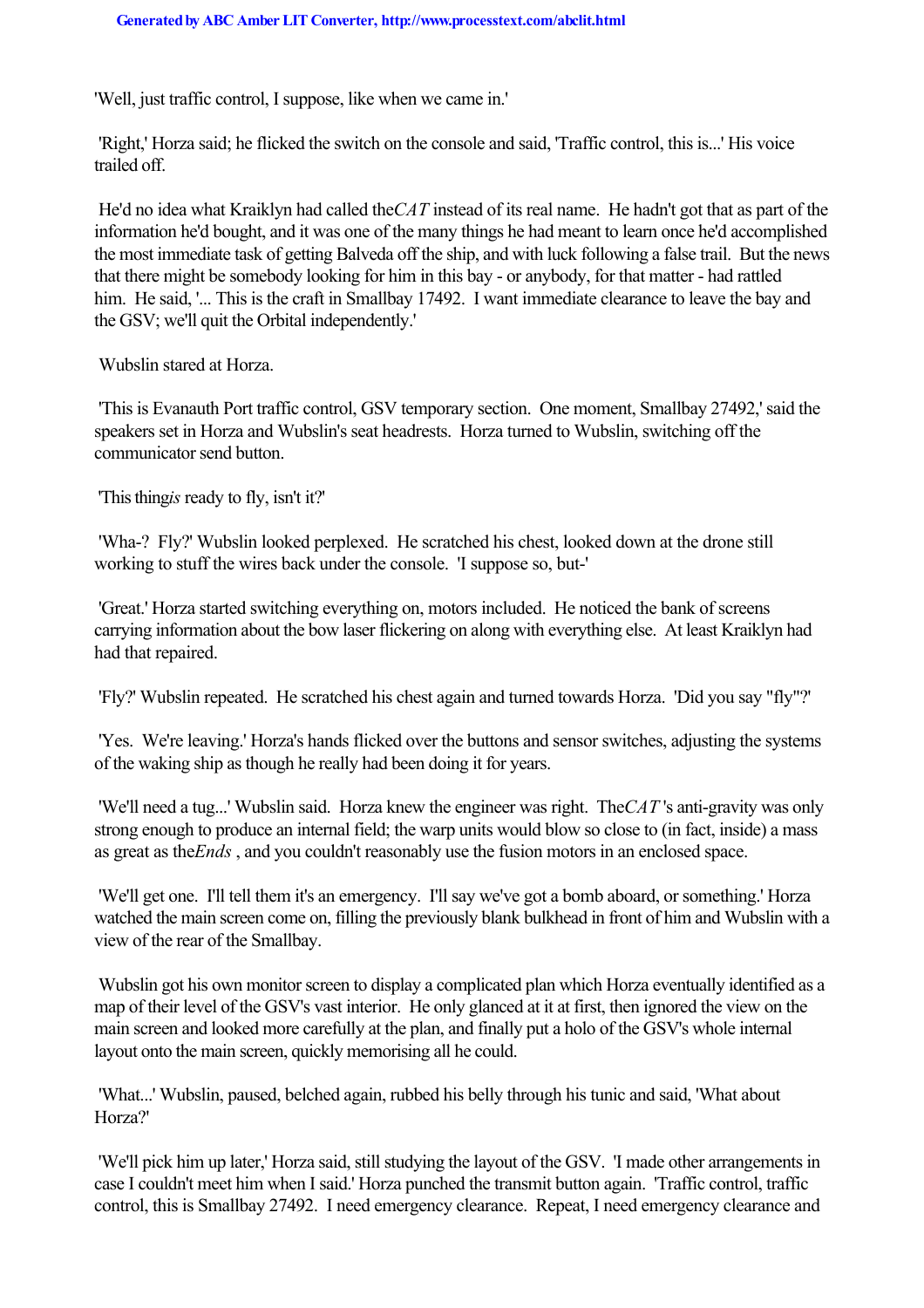'Well, just traffic control, I suppose, like when we came in.'

'Right,' Horza said; he flicked the switch on the console and said, 'Traffic control, this is...' His voice trailed off.

He'd no idea what Kraiklyn had called the *CAT* instead of its real name. He hadn't got that as part of the information he'd bought, and it was one of the many things he had meant to learn once he'd accomplished the most immediate task of getting Balveda off the ship, and with luck following a false trail. But the news that there might be somebody looking for him in this bay - or anybody, for that matter - had rattled him. He said, '... This is the craft in Smallbay 17492. I want immediate clearance to leave the bay and the GSV; we'll quit the Orbital independently.'

Wubslin stared at Horza.

'This is Evanauth Port traffic control, GSV temporary section. One moment, Smallbay 27492,' said the speakers set in Horza and Wubslin's seat headrests. Horza turned to Wubslin, switching off the communicator send button.

'This thing *is* ready to fly, isn't it?'

'Wha-? Fly?' Wubslin looked perplexed. He scratched his chest, looked down at the drone still working to stuff the wires back under the console. 'I suppose so, but-'

'Great.' Horza started switching everything on, motors included. He noticed the bank of screens carrying information about the bow laser flickering on along with everything else. At least Kraiklyn had had that repaired.

'Fly?' Wubslin repeated. He scratched his chest again and turned towards Horza. 'Did you say "fly"?'

'Yes. We're leaving.' Horza's hands flicked over the buttons and sensor switches, adjusting the systems of the waking ship as though he really had been doing it for years.

'We'll need a tug...' Wubslin said. Horza knew the engineer was right. The *CAT*'s anti-gravity was only strong enough to produce an internal field; the warp units would blow so close to (in fact, inside) a mass as great as the *Ends*, and you couldn't reasonably use the fusion motors in an enclosed space.

'We'll get one. I'll tell them it's an emergency. I'll say we've got a bomb aboard, or something.' Horza watched the main screen come on, filling the previously blank bulkhead in front of him and Wubslin with a view of the rear of the Smallbay.

Wubslin got his own monitor screen to display a complicated plan which Horza eventually identified as a map of their level of the GSV's vast interior. He only glanced at it at first, then ignored the view on the main screen and looked more carefully at the plan, and finally put a holo of the GSV's whole internal layout onto the main screen, quickly memorising all he could.

'What...' Wubslin, paused, belched again, rubbed his belly through his tunic and said, 'What about Horza?'

'We'll pick him up later,' Horza said, still studying the layout of the GSV. 'I made other arrangements in case I couldn't meet him when I said.' Horza punched the transmit button again. 'Traffic control, traffic control, this is Smallbay 27492. I need emergency clearance. Repeat, I need emergency clearance and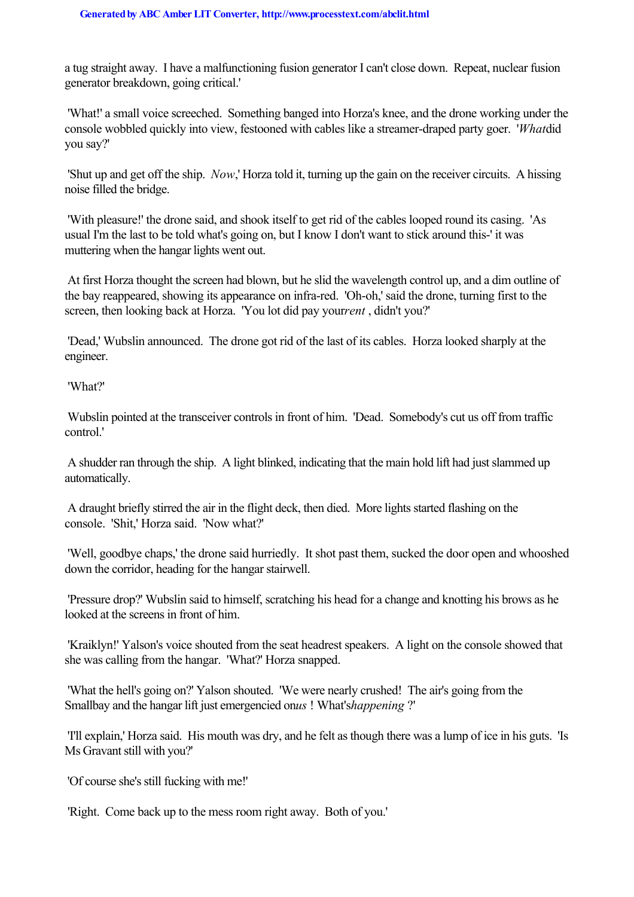a tug straight away. I have a malfunctioning fusion generator I can't close down. Repeat, nuclear fusion generator breakdown, going critical.'

'What!' a small voice screeched. Something banged into Horza's knee, and the drone working under the console wobbled quickly into view, festooned with cables like a streamer-draped party goer. '*What* did you say?'

'Shut up and get off the ship. *Now*,' Horza told it, turning up the gain on the receiver circuits. A hissing noise filled the bridge.

'With pleasure!' the drone said, and shook itself to get rid of the cables looped round its casing. 'As usual I'm the last to be told what's going on, but I know I don't want to stick around this-' it was muttering when the hangar lights went out.

At first Horza thought the screen had blown, but he slid the wavelength control up, and a dim outline of the bay reappeared, showing its appearance on infra-red. 'Oh-oh,' said the drone, turning first to the screen, then looking back at Horza. 'You lot did pay your *rent*, didn't you?'

'Dead,' Wubslin announced. The drone got rid of the last of its cables. Horza looked sharply at the engineer.

'What?'

Wubslin pointed at the transceiver controls in front of him. 'Dead. Somebody's cut us off from traffic control.'

A shudder ran through the ship. A light blinked, indicating that the main hold lift had just slammed up automatically.

A draught briefly stirred the air in the flight deck, then died. More lights started flashing on the console. 'Shit,' Horza said. 'Now what?'

'Well, goodbye chaps,' the drone said hurriedly. It shot past them, sucked the door open and whooshed down the corridor, heading for the hangar stairwell.

'Pressure drop?' Wubslin said to himself, scratching his head for a change and knotting his brows as he looked at the screens in front of him.

'Kraiklyn!' Yalson's voice shouted from the seat headrest speakers. A light on the console showed that she was calling from the hangar. 'What?' Horza snapped.

'What the hell's going on?' Yalson shouted. 'We were nearly crushed! The air's going from the Smallbay and the hangar lift just emergencied on *us* ! What's *happening* ?'

'I'll explain,' Horza said. His mouth was dry, and he felt as though there was a lump of ice in his guts. 'Is Ms Gravant still with you?'

'Of course she's still fucking with me!'

'Right. Come back up to the mess room right away. Both of you.'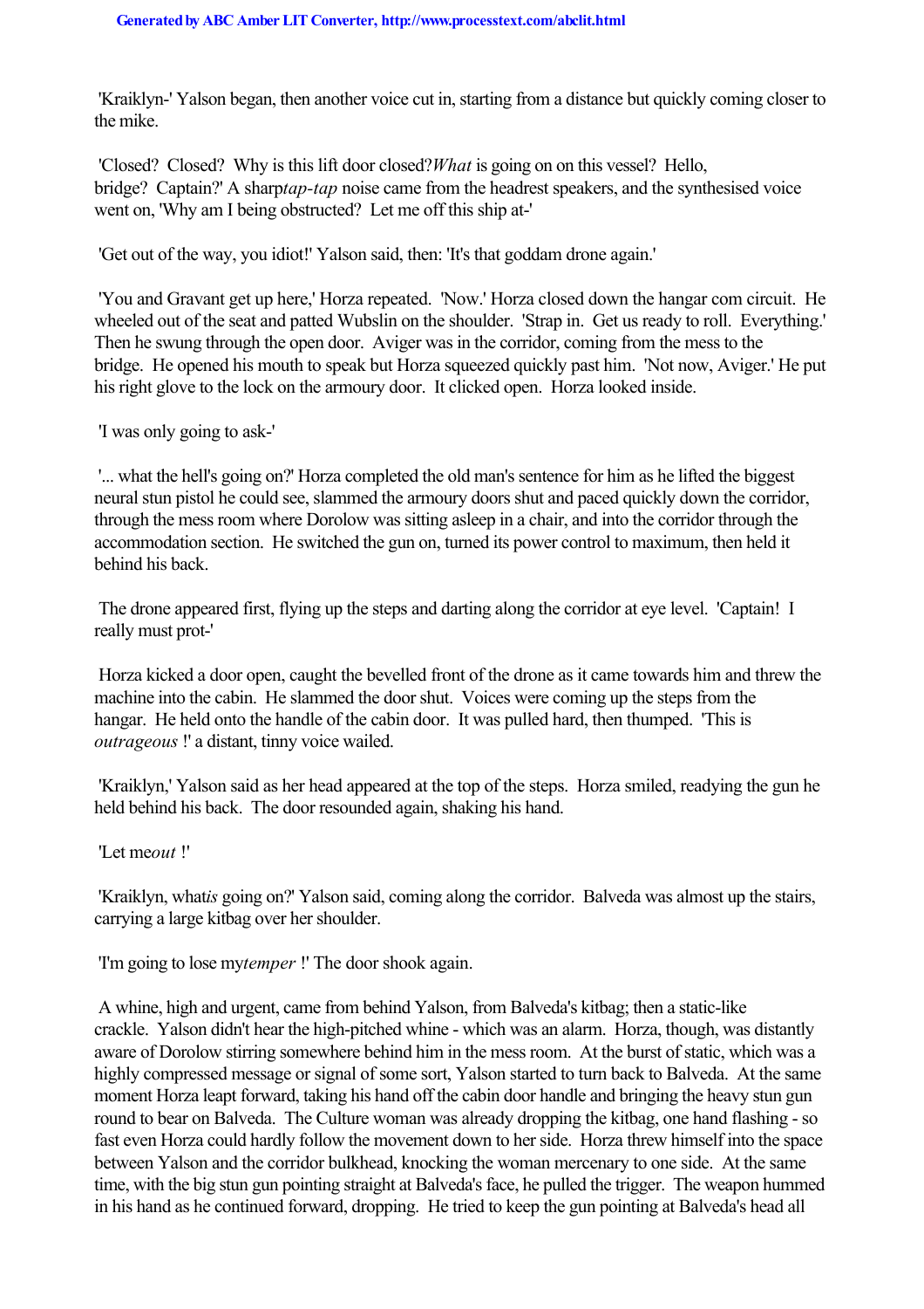'Kraiklyn-' Yalson began, then another voice cut in, starting from a distance but quickly coming closer to the mike.

'Closed? Closed? Why is this lift door closed? *What* is going on on this vessel? Hello, bridge? Captain?' A sharp *tap-tap* noise came from the headrest speakers, and the synthesised voice went on, 'Why am I being obstructed? Let me off this ship at-'

'Get out of the way, you idiot!' Yalson said, then: 'It's that goddam drone again.'

'You and Gravant get up here,' Horza repeated. 'Now.' Horza closed down the hangar com circuit. He wheeled out of the seat and patted Wubslin on the shoulder. 'Strap in. Get us ready to roll. Everything.' Then he swung through the open door. Aviger was in the corridor, coming from the mess to the bridge. He opened his mouth to speak but Horza squeezed quickly past him. 'Not now, Aviger.' He put his right glove to the lock on the armoury door. It clicked open. Horza looked inside.

'I was only going to ask-'

'... what the hell's going on?' Horza completed the old man's sentence for him as he lifted the biggest neural stun pistol he could see, slammed the armoury doors shut and paced quickly down the corridor, through the mess room where Dorolow was sitting asleep in a chair, and into the corridor through the accommodation section. He switched the gun on, turned its power control to maximum, then held it behind his back.

The drone appeared first, flying up the steps and darting along the corridor at eye level. 'Captain! I really must prot-'

Horza kicked a door open, caught the bevelled front of the drone as it came towards him and threw the machine into the cabin. He slammed the door shut. Voices were coming up the steps from the hangar. He held onto the handle of the cabin door. It was pulled hard, then thumped. 'This is *outrageous* !' a distant, tinny voice wailed.

'Kraiklyn,' Yalson said as her head appeared at the top of the steps. Horza smiled, readying the gun he held behind his back. The door resounded again, shaking his hand.

'Let me *out* !'

'Kraiklyn, what *is* going on?' Yalson said, coming along the corridor. Balveda was almost up the stairs, carrying a large kitbag over her shoulder.

'I'm going to lose my *temper* !' The door shook again.

A whine, high and urgent, came from behind Yalson, from Balveda's kitbag; then a static-like crackle. Yalson didn't hear the high-pitched whine - which was an alarm. Horza, though, was distantly aware of Dorolow stirring somewhere behind him in the mess room. At the burst of static, which was a highly compressed message or signal of some sort, Yalson started to turn back to Balveda. At the same moment Horza leapt forward, taking his hand off the cabin door handle and bringing the heavy stun gun round to bear on Balveda. The Culture woman was already dropping the kitbag, one hand flashing - so fast even Horza could hardly follow the movement down to her side. Horza threw himself into the space between Yalson and the corridor bulkhead, knocking the woman mercenary to one side. At the same time, with the big stun gun pointing straight at Balveda's face, he pulled the trigger. The weapon hummed in his hand as he continued forward, dropping. He tried to keep the gun pointing at Balveda's head all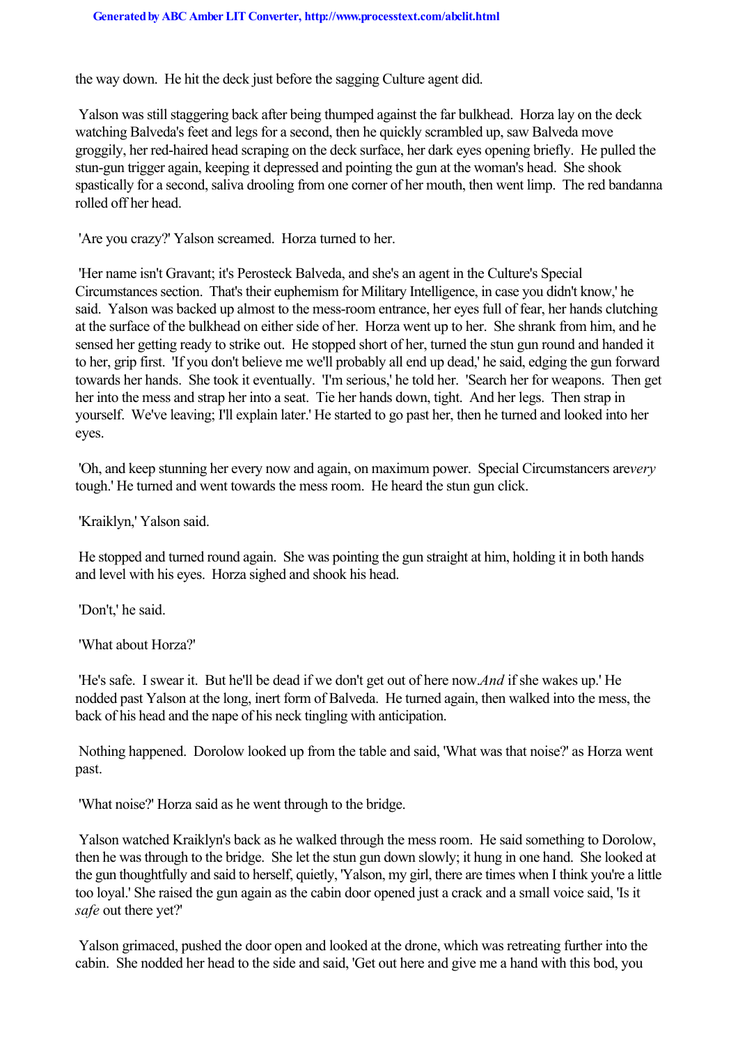the way down. He hit the deck just before the sagging Culture agent did.

Yalson was still staggering back after being thumped against the far bulkhead. Horza lay on the deck watching Balveda's feet and legs for a second, then he quickly scrambled up, saw Balveda move groggily, her red-haired head scraping on the deck surface, her dark eyes opening briefly. He pulled the stun-gun trigger again, keeping it depressed and pointing the gun at the woman's head. She shook spastically for a second, saliva drooling from one corner of her mouth, then went limp. The red bandanna rolled off her head.

'Are you crazy?' Yalson screamed. Horza turned to her.

'Her name isn't Gravant; it's Perosteck Balveda, and she's an agent in the Culture's Special Circumstances section. That's their euphemism for Military Intelligence, in case you didn't know,' he said. Yalson was backed up almost to the mess-room entrance, her eyes full of fear, her hands clutching at the surface of the bulkhead on either side of her. Horza went up to her. She shrank from him, and he sensed her getting ready to strike out. He stopped short of her, turned the stun gun round and handed it to her, grip first. 'If you don't believe me we'll probably all end up dead,' he said, edging the gun forward towards her hands. She took it eventually. 'I'm serious,' he told her. 'Search her for weapons. Then get her into the mess and strap her into a seat. Tie her hands down, tight. And her legs. Then strap in yourself. We've leaving; I'll explain later.' He started to go past her, then he turned and looked into her eyes.

'Oh, and keep stunning her every now and again, on maximum power. Special Circumstancers are *very* tough.' He turned and went towards the mess room. He heard the stun gun click.

'Kraiklyn,' Yalson said.

He stopped and turned round again. She was pointing the gun straight at him, holding it in both hands and level with his eyes. Horza sighed and shook his head.

'Don't,' he said.

'What about Horza?'

'He's safe. I swear it. But he'll be dead if we don't get out of here now. *And* if she wakes up.' He nodded past Yalson at the long, inert form of Balveda. He turned again, then walked into the mess, the back of his head and the nape of his neck tingling with anticipation.

Nothing happened. Dorolow looked up from the table and said, 'What was that noise?' as Horza went past.

'What noise?' Horza said as he went through to the bridge.

Yalson watched Kraiklyn's back as he walked through the mess room. He said something to Dorolow, then he was through to the bridge. She let the stun gun down slowly; it hung in one hand. She looked at the gun thoughtfully and said to herself, quietly, 'Yalson, my girl, there are times when I think you're a little too loyal.' She raised the gun again as the cabin door opened just a crack and a small voice said, 'Is it *safe* out there yet?'

Yalson grimaced, pushed the door open and looked at the drone, which was retreating further into the cabin. She nodded her head to the side and said, 'Get out here and give me a hand with this bod, you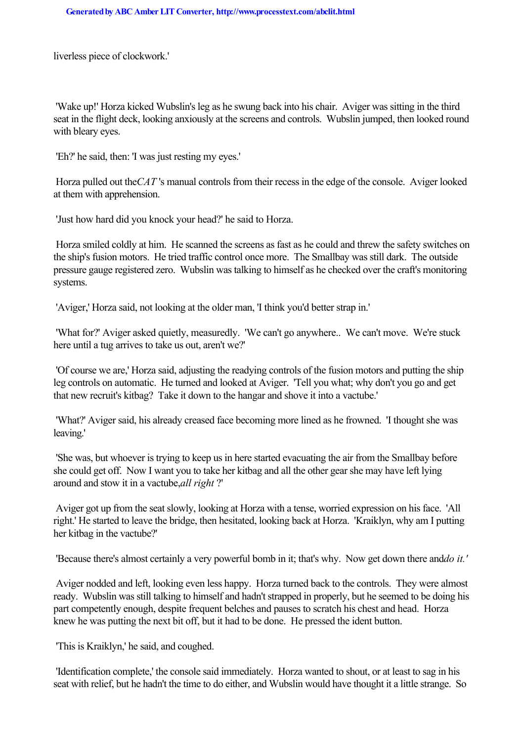liverless piece of clockwork.'

'Wake up!' Horza kicked Wubslin's leg as he swung back into his chair. Aviger was sitting in the third seat in the flight deck, looking anxiously at the screens and controls. Wubslin jumped, then looked round with bleary eyes.

'Eh?' he said, then: 'I was just resting my eyes.'

Horza pulled out the *CAT* 's manual controls from their recess in the edge of the console. Aviger looked at them with apprehension.

'Just how hard did you knock your head?' he said to Horza.

Horza smiled coldly at him. He scanned the screens as fast as he could and threw the safety switches on the ship's fusion motors. He tried traffic control once more. The Smallbay was still dark. The outside pressure gauge registered zero. Wubslin was talking to himself as he checked over the craft's monitoring systems.

'Aviger,' Horza said, not looking at the older man, 'I think you'd better strap in.'

'What for?' Aviger asked quietly, measuredly. 'We can't go anywhere.. We can't move. We're stuck here until a tug arrives to take us out, aren't we?'

'Of course we are,' Horza said, adjusting the readying controls of the fusion motors and putting the ship leg controls on automatic. He turned and looked at Aviger. 'Tell you what; why don't you go and get that new recruit's kitbag? Take it down to the hangar and shove it into a vactube.'

'What?' Aviger said, his already creased face becoming more lined as he frowned. 'I thought she was leaving.'

'She was, but whoever is trying to keep us in here started evacuating the air from the Smallbay before she could get off. Now I want you to take her kitbag and all the other gear she may have left lying around and stow it in a vactube, *all right* ?'

Aviger got up from the seat slowly, looking at Horza with a tense, worried expression on his face. 'All right.' He started to leave the bridge, then hesitated, looking back at Horza. 'Kraiklyn, why am I putting her kitbag in the vactube?'

'Because there's almost certainly a very powerful bomb in it; that's why. Now get down there and *do it.'*

Aviger nodded and left, looking even less happy. Horza turned back to the controls. They were almost ready. Wubslin was still talking to himself and hadn't strapped in properly, but he seemed to be doing his part competently enough, despite frequent belches and pauses to scratch his chest and head. Horza knew he was putting the next bit off, but it had to be done. He pressed the ident button.

'This is Kraiklyn,' he said, and coughed.

'Identification complete,' the console said immediately. Horza wanted to shout, or at least to sag in his seat with relief, but he hadn't the time to do either, and Wubslin would have thought it a little strange. So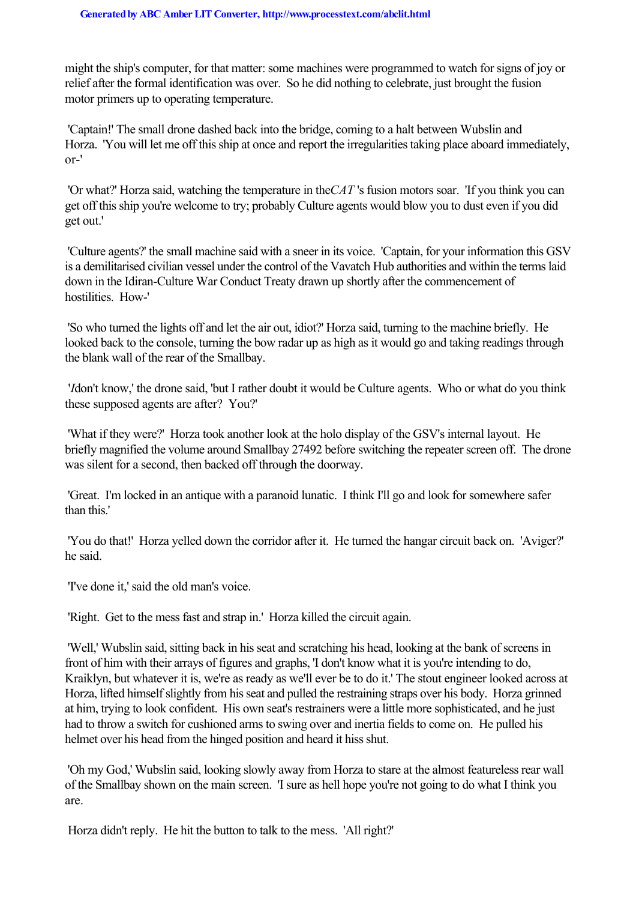might the ship's computer, for that matter: some machines were programmed to watch for signs of joy or relief after the formal identification was over. So he did nothing to celebrate, just brought the fusion motor primers up to operating temperature.

'Captain!' The small drone dashed back into the bridge, coming to a halt between Wubslin and Horza. 'You will let me off this ship at once and report the irregularities taking place aboard immediately, or-'

'Or what?' Horza said, watching the temperature in the *CAT*'s fusion motors soar. 'If you think you can get off this ship you're welcome to try; probably Culture agents would blow you to dust even if you did get out.'

'Culture agents?' the small machine said with a sneer in its voice. 'Captain, for your information this GSV is a demilitarised civilian vessel under the control of the Vavatch Hub authorities and within the terms laid down in the Idiran-Culture War Conduct Treaty drawn up shortly after the commencement of hostilities. How-'

'So who turned the lights off and let the air out, idiot?' Horza said, turning to the machine briefly. He looked back to the console, turning the bow radar up as high as it would go and taking readings through the blank wall of the rear of the Smallbay.

'*I* don't know,' the drone said, 'but I rather doubt it would be Culture agents. Who or what do you think these supposed agents are after? You?'

'What if they were?' Horza took another look at the holo display of the GSV's internal layout. He briefly magnified the volume around Smallbay 27492 before switching the repeater screen off. The drone was silent for a second, then backed off through the doorway.

'Great. I'm locked in an antique with a paranoid lunatic. I think I'll go and look for somewhere safer than this.'

'You do that!' Horza yelled down the corridor after it. He turned the hangar circuit back on. 'Aviger?' he said.

'I've done it,' said the old man's voice.

'Right. Get to the mess fast and strap in.' Horza killed the circuit again.

'Well,' Wubslin said, sitting back in his seat and scratching his head, looking at the bank of screens in front of him with their arrays of figures and graphs, 'I don't know what it is you're intending to do, Kraiklyn, but whatever it is, we're as ready as we'll ever be to do it.' The stout engineer looked across at Horza, lifted himself slightly from his seat and pulled the restraining straps over his body. Horza grinned at him, trying to look confident. His own seat's restrainers were a little more sophisticated, and he just had to throw a switch for cushioned arms to swing over and inertia fields to come on. He pulled his helmet over his head from the hinged position and heard it hiss shut.

'Oh my God,' Wubslin said, looking slowly away from Horza to stare at the almost featureless rear wall of the Smallbay shown on the main screen. 'I sure as hell hope you're not going to do what I think you are.

Horza didn't reply. He hit the button to talk to the mess. 'All right?'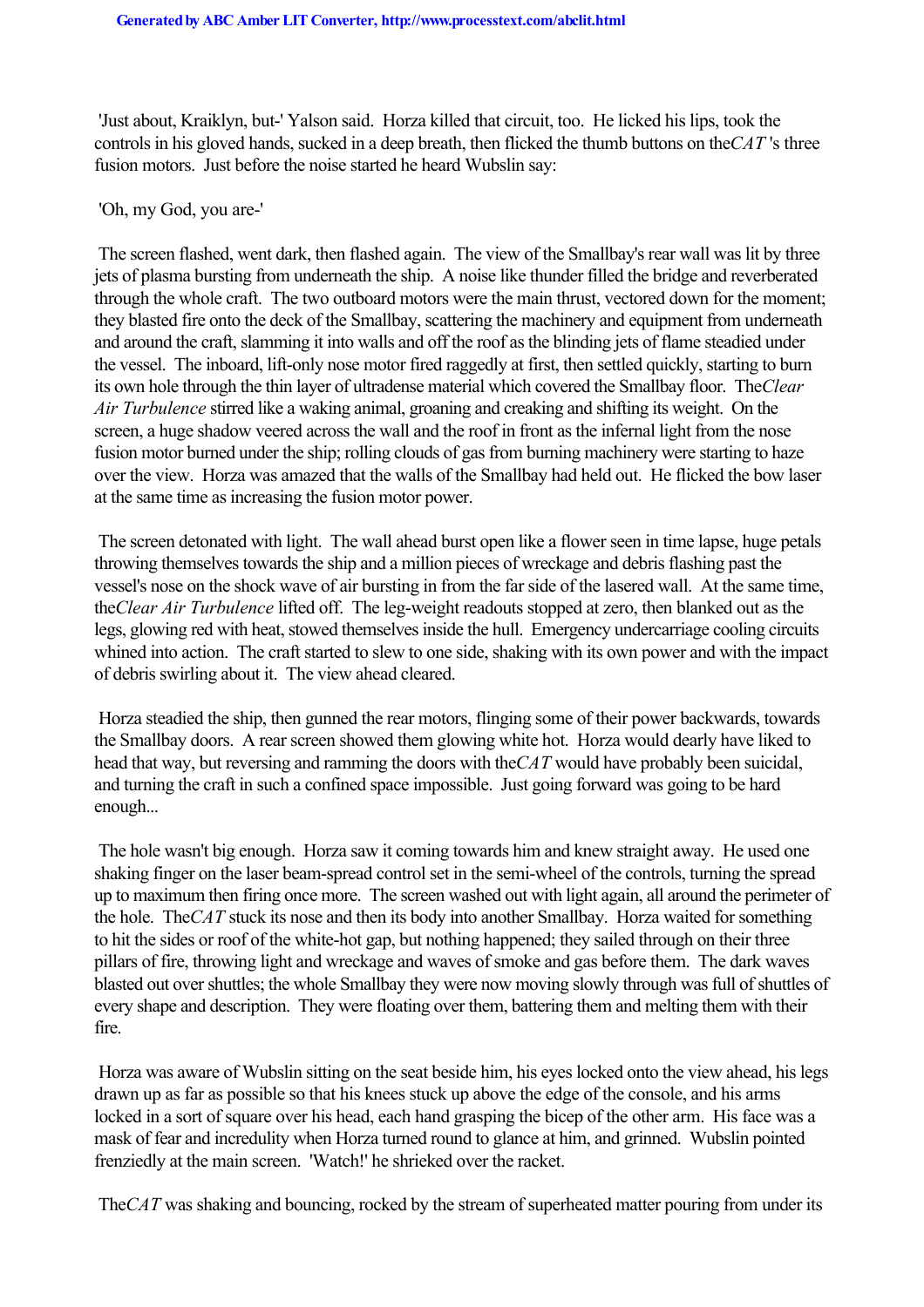'Just about, Kraiklyn, but-' Yalson said. Horza killed that circuit, too. He licked his lips, took the controls in his gloved hands, sucked in a deep breath, then flicked the thumb buttons on the *CAT*'s three fusion motors. Just before the noise started he heard Wubslin say:

'Oh, my God, you are-'

The screen flashed, went dark, then flashed again. The view of the Smallbay's rear wall was lit by three jets of plasma bursting from underneath the ship. A noise like thunder filled the bridge and reverberated through the whole craft. The two outboard motors were the main thrust, vectored down for the moment; they blasted fire onto the deck of the Smallbay, scattering the machinery and equipment from underneath and around the craft, slamming it into walls and off the roof as the blinding jets of flame steadied under the vessel. The inboard, lift-only nose motor fired raggedly at first, then settled quickly, starting to burn its own hole through the thin layer of ultradense material which covered the Smallbay floor. The *Clear Air Turbulence* stirred like a waking animal, groaning and creaking and shifting its weight. On the screen, a huge shadow veered across the wall and the roof in front as the infernal light from the nose fusion motor burned under the ship; rolling clouds of gas from burning machinery were starting to haze over the view. Horza was amazed that the walls of the Smallbay had held out. He flicked the bow laser at the same time as increasing the fusion motor power.

The screen detonated with light. The wall ahead burst open like a flower seen in time lapse, huge petals throwing themselves towards the ship and a million pieces of wreckage and debris flashing past the vessel's nose on the shock wave of air bursting in from the far side of the lasered wall. At the same time, the *Clear Air Turbulence* lifted off. The leg-weight readouts stopped at zero, then blanked out as the legs, glowing red with heat, stowed themselves inside the hull. Emergency undercarriage cooling circuits whined into action. The craft started to slew to one side, shaking with its own power and with the impact of debris swirling about it. The view ahead cleared.

Horza steadied the ship, then gunned the rear motors, flinging some of their power backwards, towards the Smallbay doors. A rear screen showed them glowing white hot. Horza would dearly have liked to head that way, but reversing and ramming the doors with the *CAT* would have probably been suicidal, and turning the craft in such a confined space impossible. Just going forward was going to be hard enough...

The hole wasn't big enough. Horza saw it coming towards him and knew straight away. He used one shaking finger on the laser beam-spread control set in the semi-wheel of the controls, turning the spread up to maximum then firing once more. The screen washed out with light again, all around the perimeter of the hole. The *CAT* stuck its nose and then its body into another Smallbay. Horza waited for something to hit the sides or roof of the white-hot gap, but nothing happened; they sailed through on their three pillars of fire, throwing light and wreckage and waves of smoke and gas before them. The dark waves blasted out over shuttles; the whole Smallbay they were now moving slowly through was full of shuttles of every shape and description. They were floating over them, battering them and melting them with their fire.

Horza was aware of Wubslin sitting on the seat beside him, his eyes locked onto the view ahead, his legs drawn up as far as possible so that his knees stuck up above the edge of the console, and his arms locked in a sort of square over his head, each hand grasping the bicep of the other arm. His face was a mask of fear and incredulity when Horza turned round to glance at him, and grinned. Wubslin pointed frenziedly at the main screen. 'Watch!' he shrieked over the racket.

The *CAT* was shaking and bouncing, rocked by the stream of superheated matter pouring from under its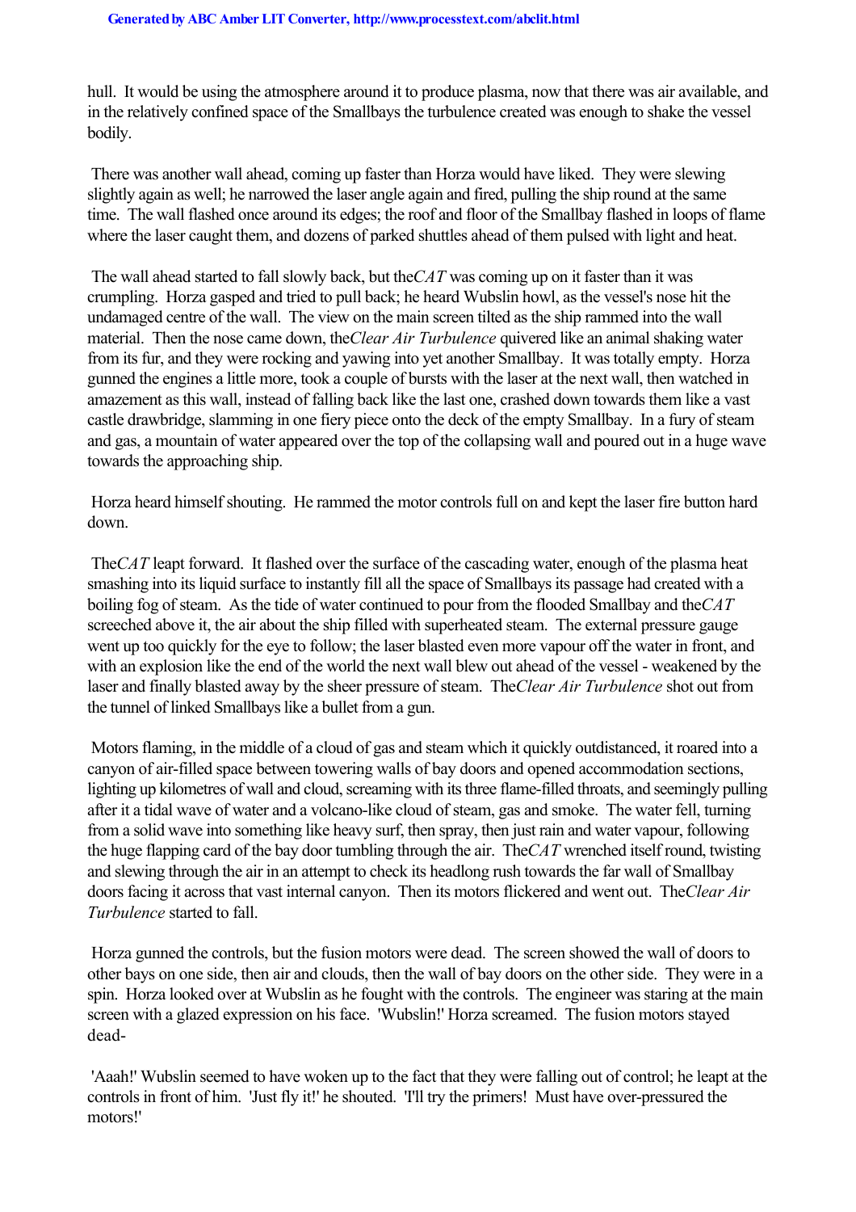hull. It would be using the atmosphere around it to produce plasma, now that there was air available, and in the relatively confined space of the Smallbays the turbulence created was enough to shake the vessel bodily.

There was another wall ahead, coming up faster than Horza would have liked. They were slewing slightly again as well; he narrowed the laser angle again and fired, pulling the ship round at the same time. The wall flashed once around its edges; the roof and floor of the Smallbay flashed in loops of flame where the laser caught them, and dozens of parked shuttles ahead of them pulsed with light and heat.

The wall ahead started to fall slowly back, but the *CAT* was coming up on it faster than it was crumpling. Horza gasped and tried to pull back; he heard Wubslin howl, as the vessel's nose hit the undamaged centre of the wall. The view on the main screen tilted as the ship rammed into the wall material. Then the nose came down, the *Clear Air Turbulence* quivered like an animal shaking water from its fur, and they were rocking and yawing into yet another Smallbay. It was totally empty. Horza gunned the engines a little more, took a couple of bursts with the laser at the next wall, then watched in amazement as this wall, instead of falling back like the last one, crashed down towards them like a vast castle drawbridge, slamming in one fiery piece onto the deck of the empty Smallbay. In a fury of steam and gas, a mountain of water appeared over the top of the collapsing wall and poured out in a huge wave towards the approaching ship.

Horza heard himself shouting. He rammed the motor controls full on and kept the laser fire button hard down.

The *CAT* leapt forward. It flashed over the surface of the cascading water, enough of the plasma heat smashing into its liquid surface to instantly fill all the space of Smallbays its passage had created with a boiling fog of steam. As the tide of water continued to pour from the flooded Smallbay and the *CAT* screeched above it, the air about the ship filled with superheated steam. The external pressure gauge went up too quickly for the eye to follow; the laser blasted even more vapour off the water in front, and with an explosion like the end of the world the next wall blew out ahead of the vessel - weakened by the laser and finally blasted away by the sheer pressure of steam. The *Clear Air Turbulence* shot out from the tunnel of linked Smallbays like a bullet from a gun.

Motors flaming, in the middle of a cloud of gas and steam which it quickly outdistanced, it roared into a canyon of air-filled space between towering walls of bay doors and opened accommodation sections, lighting up kilometres of wall and cloud, screaming with its three flame-filled throats, and seemingly pulling after it a tidal wave of water and a volcano-like cloud of steam, gas and smoke. The water fell, turning from a solid wave into something like heavy surf, then spray, then just rain and water vapour, following the huge flapping card of the bay door tumbling through the air. The *CAT* wrenched itself round, twisting and slewing through the air in an attempt to check its headlong rush towards the far wall of Smallbay doors facing it across that vast internal canyon. Then its motors flickered and went out. The *Clear Air Turbulence* started to fall.

Horza gunned the controls, but the fusion motors were dead. The screen showed the wall of doors to other bays on one side, then air and clouds, then the wall of bay doors on the other side. They were in a spin. Horza looked over at Wubslin as he fought with the controls. The engineer was staring at the main screen with a glazed expression on his face. 'Wubslin!' Horza screamed. The fusion motors stayed dead-

'Aaah!' Wubslin seemed to have woken up to the fact that they were falling out of control; he leapt at the controls in front of him. 'Just fly it!' he shouted. 'I'll try the primers! Must have over-pressured the motors!'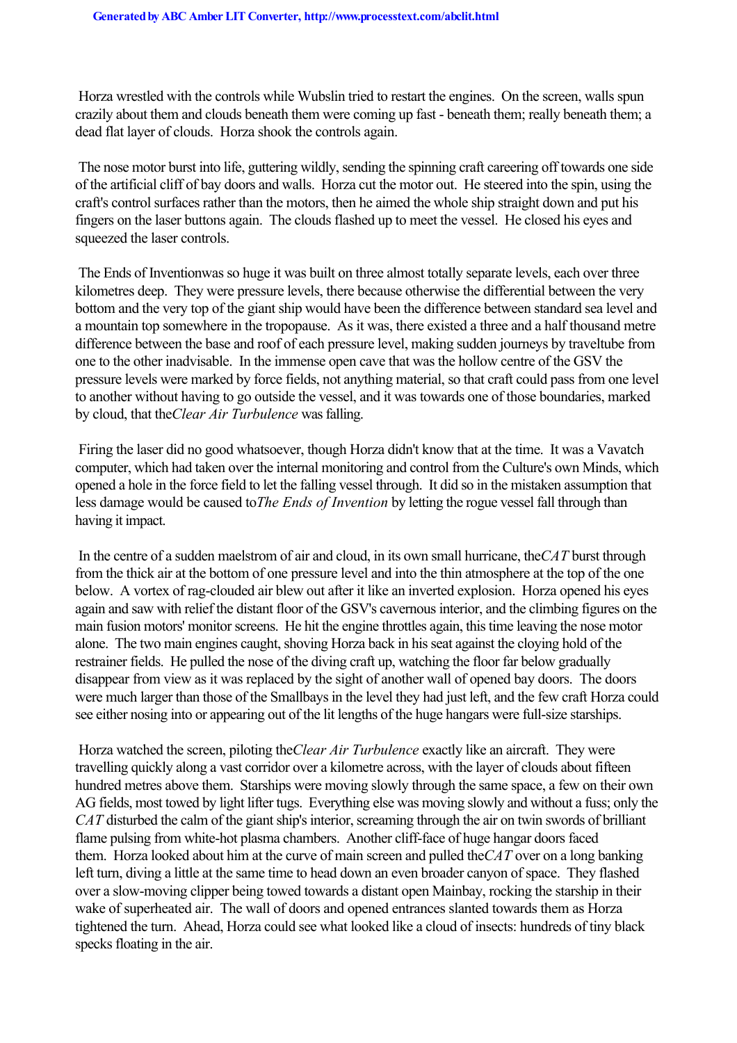Horza wrestled with the controls while Wubslin tried to restart the engines. On the screen, walls spun crazily about them and clouds beneath them were coming up fast - beneath them; really beneath them; a dead flat layer of clouds. Horza shook the controls again.

The nose motor burst into life, guttering wildly, sending the spinning craft careering off towards one side of the artificial cliff of bay doors and walls. Horza cut the motor out. He steered into the spin, using the craft's control surfaces rather than the motors, then he aimed the whole ship straight down and put his fingers on the laser buttons again. The clouds flashed up to meet the vessel. He closed his eyes and squeezed the laser controls.

The Ends of Inventionwas so huge it was built on three almost totally separate levels, each over three kilometres deep. They were pressure levels, there because otherwise the differential between the very bottom and the very top of the giant ship would have been the difference between standard sea level and a mountain top somewhere in the tropopause. As it was, there existed a three and a half thousand metre difference between the base and roof of each pressure level, making sudden journeys by traveltube from one to the other inadvisable. In the immense open cave that was the hollow centre of the GSV the pressure levels were marked by force fields, not anything material, so that craft could pass from one level to another without having to go outside the vessel, and it was towards one of those boundaries, marked by cloud, that the*Clear Air Turbulence* was falling.

Firing the laser did no good whatsoever, though Horza didn't know that at the time. It was a Vavatch computer, which had taken over the internal monitoring and control from the Culture's own Minds, which opened a hole in the force field to let the falling vessel through. It did so in the mistaken assumption that less damage would be caused to*The Ends of Invention* by letting the rogue vessel fall through than having it impact.

In the centre of a sudden maelstrom of air and cloud, in its own small hurricane, the*CAT* burst through from the thick air at the bottom of one pressure level and into the thin atmosphere at the top of the one below. A vortex of rag-clouded air blew out after it like an inverted explosion. Horza opened his eyes again and saw with relief the distant floor of the GSV's cavernous interior, and the climbing figures on the main fusion motors' monitor screens. He hit the engine throttles again, this time leaving the nose motor alone. The two main engines caught, shoving Horza back in his seat against the cloying hold of the restrainer fields. He pulled the nose of the diving craft up, watching the floor far below gradually disappear from view as it was replaced by the sight of another wall of opened bay doors. The doors were much larger than those of the Smallbays in the level they had just left, and the few craft Horza could see either nosing into or appearing out of the lit lengths of the huge hangars were full-size starships.

Horza watched the screen, piloting the*Clear Air Turbulence* exactly like an aircraft. They were travelling quickly along a vast corridor over a kilometre across, with the layer of clouds about fifteen hundred metres above them. Starships were moving slowly through the same space, a few on their own AG fields, most towed by light lifter tugs. Everything else was moving slowly and without a fuss; only the *CAT* disturbed the calm of the giant ship's interior, screaming through the air on twin swords of brilliant flame pulsing from white-hot plasma chambers. Another cliff-face of huge hangar doors faced them. Horza looked about him at the curve of main screen and pulled the*CAT* over on a long banking left turn, diving a little at the same time to head down an even broader canyon of space. They flashed over a slow-moving clipper being towed towards a distant open Mainbay, rocking the starship in their wake of superheated air. The wall of doors and opened entrances slanted towards them as Horza tightened the turn. Ahead, Horza could see what looked like a cloud of insects: hundreds of tiny black specks floating in the air.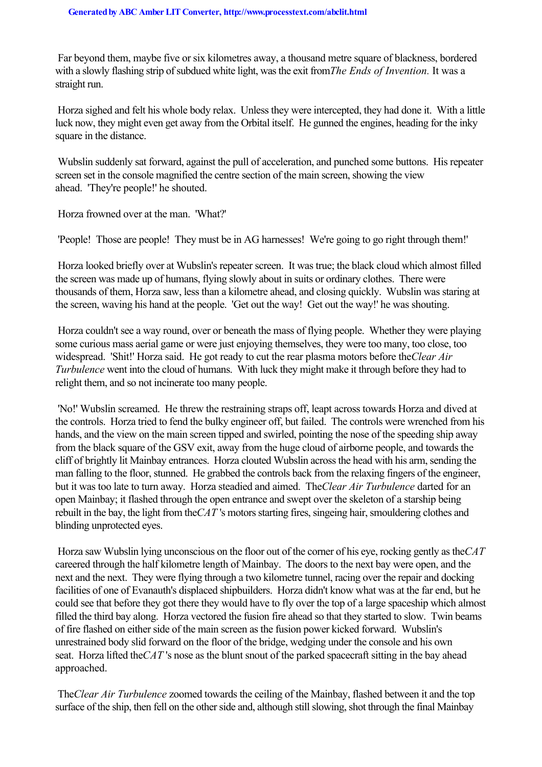Far beyond them, maybe five or six kilometres away, a thousand metre square of blackness, bordered with a slowly flashing strip of subdued white light, was the exit from *The Ends of Invention.* It was a straight run.

Horza sighed and felt his whole body relax. Unless they were intercepted, they had done it. With a little luck now, they might even get away from the Orbital itself. He gunned the engines, heading for the inky square in the distance.

Wubslin suddenly sat forward, against the pull of acceleration, and punched some buttons. His repeater screen set in the console magnified the centre section of the main screen, showing the view ahead. 'They're people!' he shouted.

Horza frowned over at the man. 'What?'

'People! Those are people! They must be in AG harnesses! We're going to go right through them!'

Horza looked briefly over at Wubslin's repeater screen. It was true; the black cloud which almost filled the screen was made up of humans, flying slowly about in suits or ordinary clothes. There were thousands of them, Horza saw, less than a kilometre ahead, and closing quickly. Wubslin was staring at the screen, waving his hand at the people. 'Get out the way! Get out the way!' he was shouting.

Horza couldn't see a way round, over or beneath the mass of flying people. Whether they were playing some curious mass aerial game or were just enjoying themselves, they were too many, too close, too widespread. 'Shit!' Horza said. He got ready to cut the rear plasma motors before the *Clear Air Turbulence* went into the cloud of humans. With luck they might make it through before they had to relight them, and so not incinerate too many people.

'No!' Wubslin screamed. He threw the restraining straps off, leapt across towards Horza and dived at the controls. Horza tried to fend the bulky engineer off, but failed. The controls were wrenched from his hands, and the view on the main screen tipped and swirled, pointing the nose of the speeding ship away from the black square of the GSV exit, away from the huge cloud of airborne people, and towards the cliff of brightly lit Mainbay entrances. Horza clouted Wubslin across the head with his arm, sending the man falling to the floor, stunned. He grabbed the controls back from the relaxing fingers of the engineer, but it was too late to turn away. Horza steadied and aimed. The *Clear Air Turbulence* darted for an open Mainbay; it flashed through the open entrance and swept over the skeleton of a starship being rebuilt in the bay, the light from the *CAT*'s motors starting fires, singeing hair, smouldering clothes and blinding unprotected eyes.

Horza saw Wubslin lying unconscious on the floor out of the corner of his eye, rocking gently as the *CAT* careered through the half kilometre length of Mainbay. The doors to the next bay were open, and the next and the next. They were flying through a two kilometre tunnel, racing over the repair and docking facilities of one of Evanauth's displaced shipbuilders. Horza didn't know what was at the far end, but he could see that before they got there they would have to fly over the top of a large spaceship which almost filled the third bay along. Horza vectored the fusion fire ahead so that they started to slow. Twin beams of fire flashed on either side of the main screen as the fusion power kicked forward. Wubslin's unrestrained body slid forward on the floor of the bridge, wedging under the console and his own seat. Horza lifted the *CAT*'s nose as the blunt snout of the parked spacecraft sitting in the bay ahead approached.

The *Clear Air Turbulence* zoomed towards the ceiling of the Mainbay, flashed between it and the top surface of the ship, then fell on the other side and, although still slowing, shot through the final Mainbay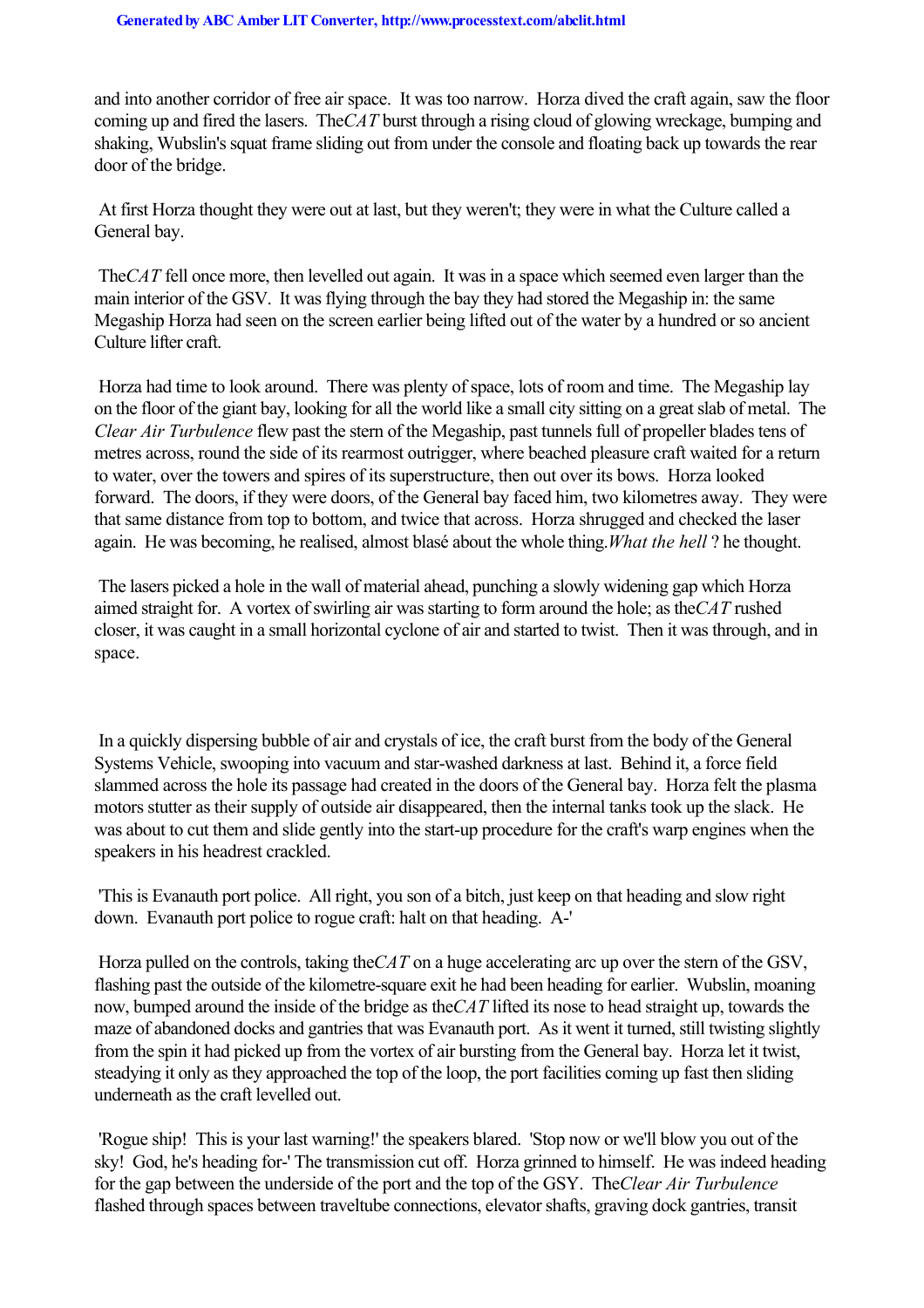and into another corridor of free air space. It was too narrow. Horza dived the craft again, saw the floor coming up and fired the lasers. The *CAT* burst through a rising cloud of glowing wreckage, bumping and shaking, Wubslin's squat frame sliding out from under the console and floating back up towards the rear door of the bridge.

At first Horza thought they were out at last, but they weren't; they were in what the Culture called a General bay.

The *CAT* fell once more, then levelled out again. It was in a space which seemed even larger than the main interior of the GSV. It was flying through the bay they had stored the Megaship in: the same Megaship Horza had seen on the screen earlier being lifted out of the water by a hundred or so ancient Culture lifter craft.

Horza had time to look around. There was plenty of space, lots of room and time. The Megaship lay on the floor of the giant bay, looking for all the world like a small city sitting on a great slab of metal. The *Clear Air Turbulence* flew past the stern of the Megaship, past tunnels full of propeller blades tens of metres across, round the side of its rearmost outrigger, where beached pleasure craft waited for a return to water, over the towers and spires of its superstructure, then out over its bows. Horza looked forward. The doors, if they were doors, of the General bay faced him, two kilometres away. They were that same distance from top to bottom, and twice that across. Horza shrugged and checked the laser again. He was becoming, he realised, almost blasé about the whole thing. *What the hell*? he thought.

The lasers picked a hole in the wall of material ahead, punching a slowly widening gap which Horza aimed straight for. A vortex of swirling air was starting to form around the hole; as the *CAT* rushed closer, it was caught in a small horizontal cyclone of air and started to twist. Then it was through, and in space.

In a quickly dispersing bubble of air and crystals of ice, the craft burst from the body of the General Systems Vehicle, swooping into vacuum and star-washed darkness at last. Behind it, a force field slammed across the hole its passage had created in the doors of the General bay. Horza felt the plasma motors stutter as their supply of outside air disappeared, then the internal tanks took up the slack. He was about to cut them and slide gently into the start-up procedure for the craft's warp engines when the speakers in his headrest crackled.

'This is Evanauth port police. All right, you son of a bitch, just keep on that heading and slow right down. Evanauth port police to rogue craft: halt on that heading. A-'

Horza pulled on the controls, taking the *CAT* on a huge accelerating arc up over the stern of the GSV, flashing past the outside of the kilometre-square exit he had been heading for earlier. Wubslin, moaning now, bumped around the inside of the bridge as the *CAT* lifted its nose to head straight up, towards the maze of abandoned docks and gantries that was Evanauth port. As it went it turned, still twisting slightly from the spin it had picked up from the vortex of air bursting from the General bay. Horza let it twist, steadying it only as they approached the top of the loop, the port facilities coming up fast then sliding underneath as the craft levelled out.

'Rogue ship! This is your last warning!' the speakers blared. 'Stop now or we'll blow you out of the sky! God, he's heading for-' The transmission cut off. Horza grinned to himself. He was indeed heading for the gap between the underside of the port and the top of the GSY. The *Clear Air Turbulence* flashed through spaces between traveltube connections, elevator shafts, graving dock gantries, transit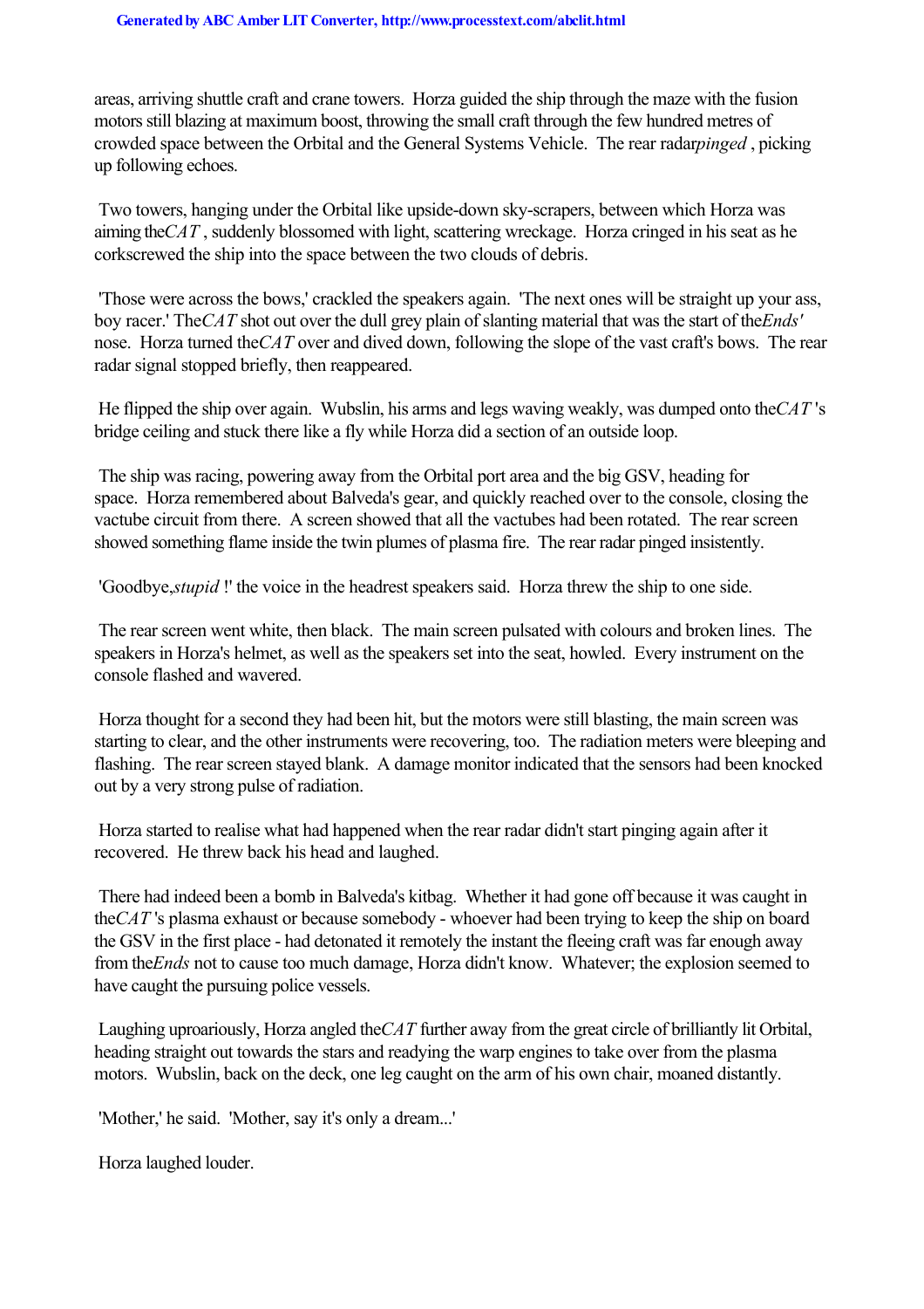areas, arriving shuttle craft and crane towers. Horza guided the ship through the maze with the fusion motors still blazing at maximum boost, throwing the small craft through the few hundred metres of crowded space between the Orbital and the General Systems Vehicle. The rear radar *pinged*, picking up following echoes.

Two towers, hanging under the Orbital like upside-down sky-scrapers, between which Horza was aiming the *CAT*, suddenly blossomed with light, scattering wreckage. Horza cringed in his seat as he corkscrewed the ship into the space between the two clouds of debris.

'Those were across the bows,' crackled the speakers again. 'The next ones will be straight up your ass, boy racer.' The *CAT* shot out over the dull grey plain of slanting material that was the start of the *Ends'* nose. Horza turned the *CAT* over and dived down, following the slope of the vast craft's bows. The rear radar signal stopped briefly, then reappeared.

He flipped the ship over again. Wubslin, his arms and legs waving weakly, was dumped onto the *CAT*'s bridge ceiling and stuck there like a fly while Horza did a section of an outside loop.

The ship was racing, powering away from the Orbital port area and the big GSV, heading for space. Horza remembered about Balveda's gear, and quickly reached over to the console, closing the vactube circuit from there. A screen showed that all the vactubes had been rotated. The rear screen showed something flame inside the twin plumes of plasma fire. The rear radar pinged insistently.

'Goodbye, *stupid*!' the voice in the headrest speakers said. Horza threw the ship to one side.

The rear screen went white, then black. The main screen pulsated with colours and broken lines. The speakers in Horza's helmet, as well as the speakers set into the seat, howled. Every instrument on the console flashed and wavered.

Horza thought for a second they had been hit, but the motors were still blasting, the main screen was starting to clear, and the other instruments were recovering, too. The radiation meters were bleeping and flashing. The rear screen stayed blank. A damage monitor indicated that the sensors had been knocked out by a very strong pulse of radiation.

Horza started to realise what had happened when the rear radar didn't start pinging again after it recovered. He threw back his head and laughed.

There had indeed been a bomb in Balveda's kitbag. Whether it had gone off because it was caught in the *CAT*'s plasma exhaust or because somebody - whoever had been trying to keep the ship on board the GSV in the first place - had detonated it remotely the instant the fleeing craft was far enough away from the *Ends* not to cause too much damage, Horza didn't know. Whatever; the explosion seemed to have caught the pursuing police vessels.

Laughing uproariously, Horza angled the *CAT* further away from the great circle of brilliantly lit Orbital, heading straight out towards the stars and readying the warp engines to take over from the plasma motors. Wubslin, back on the deck, one leg caught on the arm of his own chair, moaned distantly.

'Mother,' he said. 'Mother, say it's only a dream...'

Horza laughed louder.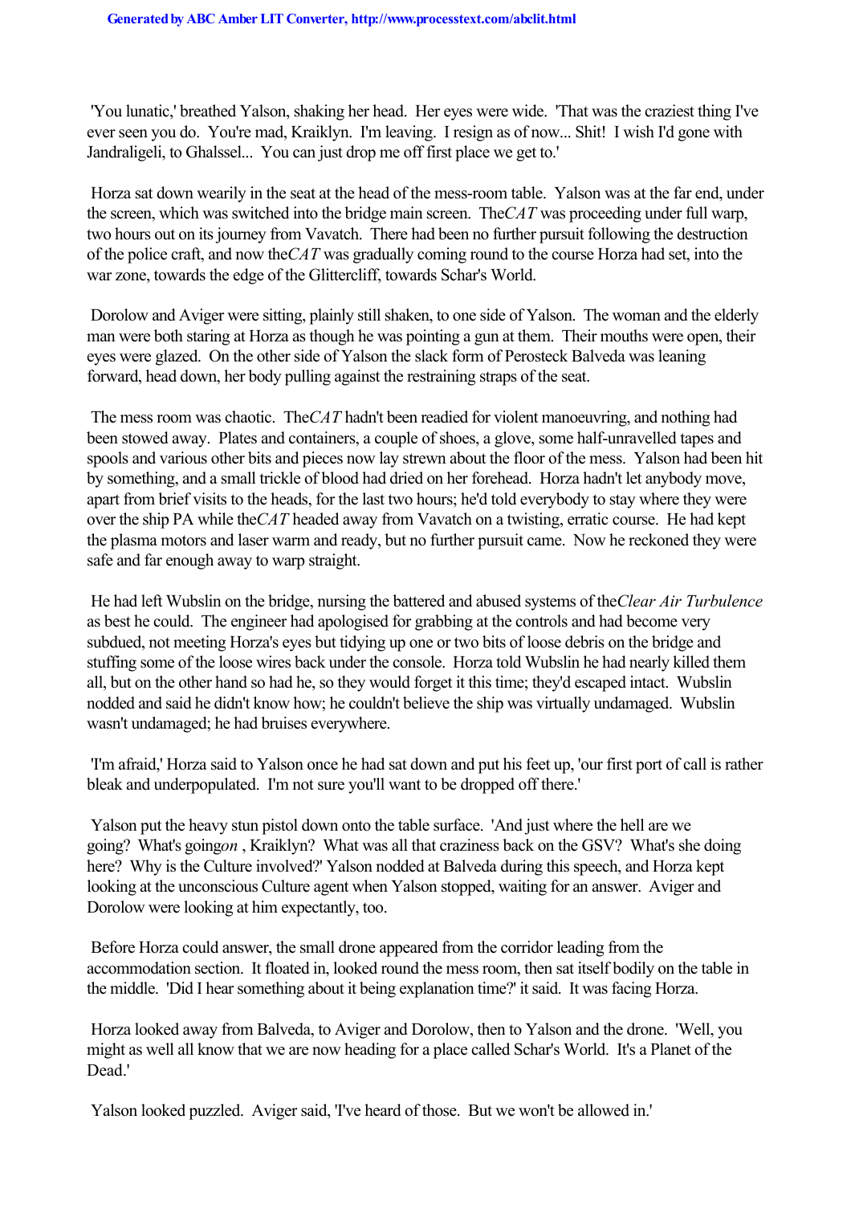'You lunatic,' breathed Yalson, shaking her head. Her eyes were wide. 'That was the craziest thing I've ever seen you do. You're mad, Kraiklyn. I'm leaving. I resign as of now... Shit! I wish I'd gone with Jandraligeli, to Ghalssel... You can just drop me off first place we get to.'

Horza sat down wearily in the seat at the head of the mess-room table. Yalson was at the far end, under the screen, which was switched into the bridge main screen. The *CAT* was proceeding under full warp, two hours out on its journey from Vavatch. There had been no further pursuit following the destruction of the police craft, and now the *CAT* was gradually coming round to the course Horza had set, into the war zone, towards the edge of the Glittercliff, towards Schar's World.

Dorolow and Aviger were sitting, plainly still shaken, to one side of Yalson. The woman and the elderly man were both staring at Horza as though he was pointing a gun at them. Their mouths were open, their eyes were glazed. On the other side of Yalson the slack form of Perosteck Balveda was leaning forward, head down, her body pulling against the restraining straps of the seat.

The mess room was chaotic. The *CAT* hadn't been readied for violent manoeuvring, and nothing had been stowed away. Plates and containers, a couple of shoes, a glove, some half-unravelled tapes and spools and various other bits and pieces now lay strewn about the floor of the mess. Yalson had been hit by something, and a small trickle of blood had dried on her forehead. Horza hadn't let anybody move, apart from brief visits to the heads, for the last two hours; he'd told everybody to stay where they were over the ship PA while the *CAT* headed away from Vavatch on a twisting, erratic course. He had kept the plasma motors and laser warm and ready, but no further pursuit came. Now he reckoned they were safe and far enough away to warp straight.

He had left Wubslin on the bridge, nursing the battered and abused systems of the *Clear Air Turbulence* as best he could. The engineer had apologised for grabbing at the controls and had become very subdued, not meeting Horza's eyes but tidying up one or two bits of loose debris on the bridge and stuffing some of the loose wires back under the console. Horza told Wubslin he had nearly killed them all, but on the other hand so had he, so they would forget it this time; they'd escaped intact. Wubslin nodded and said he didn't know how; he couldn't believe the ship was virtually undamaged. Wubslin wasn't undamaged; he had bruises everywhere.

'I'm afraid,' Horza said to Yalson once he had sat down and put his feet up, 'our first port of call is rather bleak and underpopulated. I'm not sure you'll want to be dropped off there.'

Yalson put the heavy stun pistol down onto the table surface. 'And just where the hell are we going? What's going *on*, Kraiklyn? What was all that craziness back on the GSV? What's she doing here? Why is the Culture involved?' Yalson nodded at Balveda during this speech, and Horza kept looking at the unconscious Culture agent when Yalson stopped, waiting for an answer. Aviger and Dorolow were looking at him expectantly, too.

Before Horza could answer, the small drone appeared from the corridor leading from the accommodation section. It floated in, looked round the mess room, then sat itself bodily on the table in the middle. 'Did I hear something about it being explanation time?' it said. It was facing Horza.

Horza looked away from Balveda, to Aviger and Dorolow, then to Yalson and the drone. 'Well, you might as well all know that we are now heading for a place called Schar's World. It's a Planet of the Dead.'

Yalson looked puzzled. Aviger said, 'I've heard of those. But we won't be allowed in.'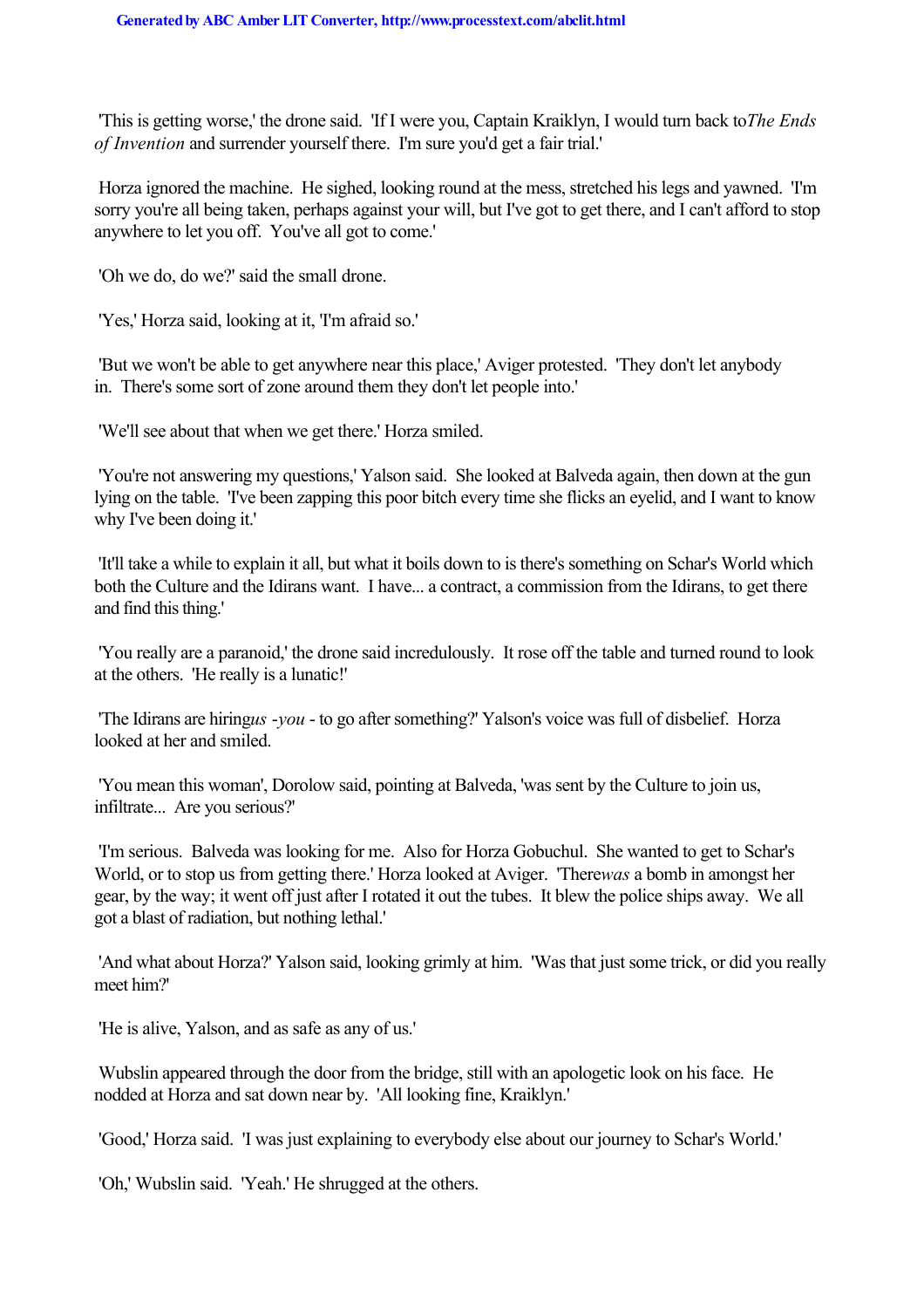'This is getting worse,' the drone said. 'If I were you, Captain Kraiklyn, I would turn back to *The Ends of Invention* and surrender yourself there. I'm sure you'd get a fair trial.'

Horza ignored the machine. He sighed, looking round at the mess, stretched his legs and yawned. 'I'm sorry you're all being taken, perhaps against your will, but I've got to get there, and I can't afford to stop anywhere to let you off. You've all got to come.'

'Oh we do, do we?' said the small drone.

'Yes,' Horza said, looking at it, 'I'm afraid so.'

'But we won't be able to get anywhere near this place,' Aviger protested. 'They don't let anybody in. There's some sort of zone around them they don't let people into.'

'We'll see about that when we get there.' Horza smiled.

'You're not answering my questions,' Yalson said. She looked at Balveda again, then down at the gun lying on the table. 'I've been zapping this poor bitch every time she flicks an eyelid, and I want to know why I've been doing it.'

'It'll take a while to explain it all, but what it boils down to is there's something on Schar's World which both the Culture and the Idirans want. I have... a contract, a commission from the Idirans, to get there and find this thing.'

'You really are a paranoid,' the drone said incredulously. It rose off the table and turned round to look at the others. 'He really is a lunatic!'

'The Idirans are hiring *us -you* - to go after something?' Yalson's voice was full of disbelief. Horza looked at her and smiled.

'You mean this woman', Dorolow said, pointing at Balveda, 'was sent by the Culture to join us, infiltrate... Are you serious?'

'I'm serious. Balveda was looking for me. Also for Horza Gobuchul. She wanted to get to Schar's World, or to stop us from getting there.' Horza looked at Aviger. 'There *was* a bomb in amongst her gear, by the way; it went off just after I rotated it out the tubes. It blew the police ships away. We all got a blast of radiation, but nothing lethal.'

'And what about Horza?' Yalson said, looking grimly at him. 'Was that just some trick, or did you really meet him?'

'He is alive, Yalson, and as safe as any of us.'

Wubslin appeared through the door from the bridge, still with an apologetic look on his face. He nodded at Horza and sat down near by. 'All looking fine, Kraiklyn.'

'Good,' Horza said. 'I was just explaining to everybody else about our journey to Schar's World.'

'Oh,' Wubslin said. 'Yeah.' He shrugged at the others.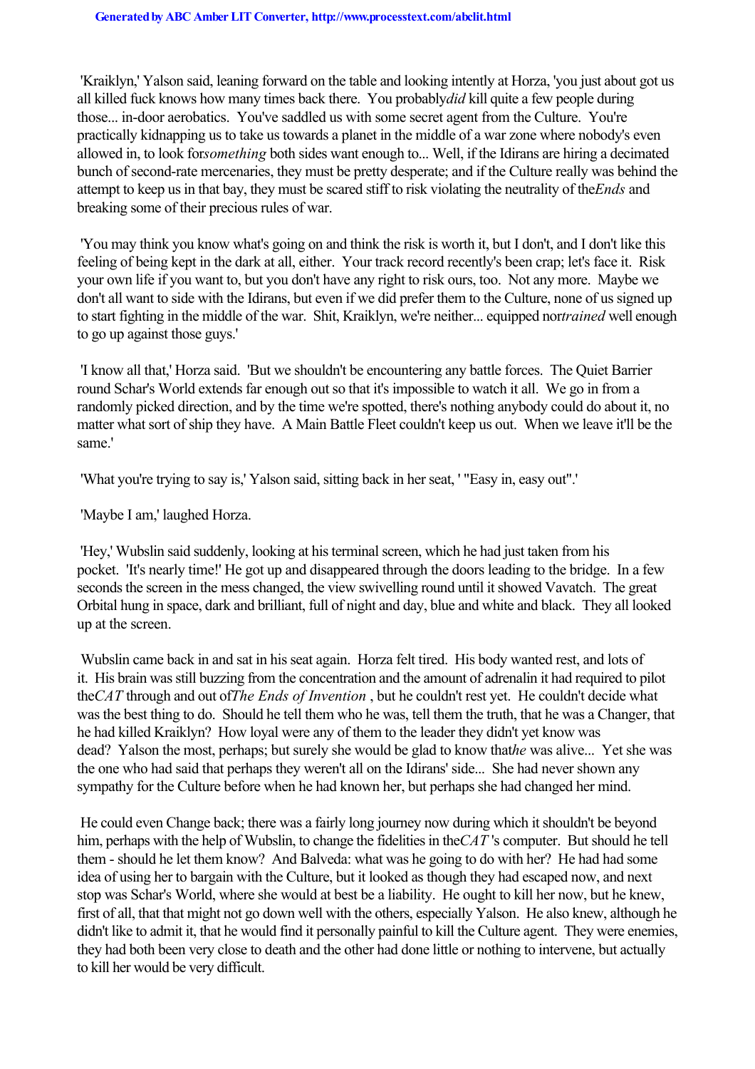'Kraiklyn,' Yalson said, leaning forward on the table and looking intently at Horza, 'you just about got us all killed fuck knows how many times back there. You probably *did* kill quite a few people during those... in-door aerobatics. You've saddled us with some secret agent from the Culture. You're practically kidnapping us to take us towards a planet in the middle of a war zone where nobody's even allowed in, to look for *something* both sides want enough to... Well, if the Idirans are hiring a decimated bunch of second-rate mercenaries, they must be pretty desperate; and if the Culture really was behind the attempt to keep us in that bay, they must be scared stiff to risk violating the neutrality of the *Ends* and breaking some of their precious rules of war.

'You may think you know what's going on and think the risk is worth it, but I don't, and I don't like this feeling of being kept in the dark at all, either. Your track record recently's been crap; let's face it. Risk your own life if you want to, but you don't have any right to risk ours, too. Not any more. Maybe we don't all want to side with the Idirans, but even if we did prefer them to the Culture, none of us signed up to start fighting in the middle of the war. Shit, Kraiklyn, we're neither... equipped nor *trained* well enough to go up against those guys.'

'I know all that,' Horza said. 'But we shouldn't be encountering any battle forces. The Quiet Barrier round Schar's World extends far enough out so that it's impossible to watch it all. We go in from a randomly picked direction, and by the time we're spotted, there's nothing anybody could do about it, no matter what sort of ship they have. A Main Battle Fleet couldn't keep us out. When we leave it'll be the same.'

'What you're trying to say is,' Yalson said, sitting back in her seat, ' "Easy in, easy out".'

'Maybe I am,' laughed Horza.

'Hey,' Wubslin said suddenly, looking at his terminal screen, which he had just taken from his pocket. 'It's nearly time!' He got up and disappeared through the doors leading to the bridge. In a few seconds the screen in the mess changed, the view swivelling round until it showed Vavatch. The great Orbital hung in space, dark and brilliant, full of night and day, blue and white and black. They all looked up at the screen.

Wubslin came back in and sat in his seat again. Horza felt tired. His body wanted rest, and lots of it. His brain was still buzzing from the concentration and the amount of adrenalin it had required to pilot the *CAT* through and out of *The Ends of Invention*, but he couldn't rest yet. He couldn't decide what was the best thing to do. Should he tell them who he was, tell them the truth, that he was a Changer, that he had killed Kraiklyn? How loyal were any of them to the leader they didn't yet know was dead? Yalson the most, perhaps; but surely she would be glad to know that *he* was alive... Yet she was the one who had said that perhaps they weren't all on the Idirans' side... She had never shown any sympathy for the Culture before when he had known her, but perhaps she had changed her mind.

He could even Change back; there was a fairly long journey now during which it shouldn't be beyond him, perhaps with the help of Wubslin, to change the fidelities in the *CAT*'s computer. But should he tell them - should he let them know? And Balveda: what was he going to do with her? He had had some idea of using her to bargain with the Culture, but it looked as though they had escaped now, and next stop was Schar's World, where she would at best be a liability. He ought to kill her now, but he knew, first of all, that that might not go down well with the others, especially Yalson. He also knew, although he didn't like to admit it, that he would find it personally painful to kill the Culture agent. They were enemies, they had both been very close to death and the other had done little or nothing to intervene, but actually to kill her would be very difficult.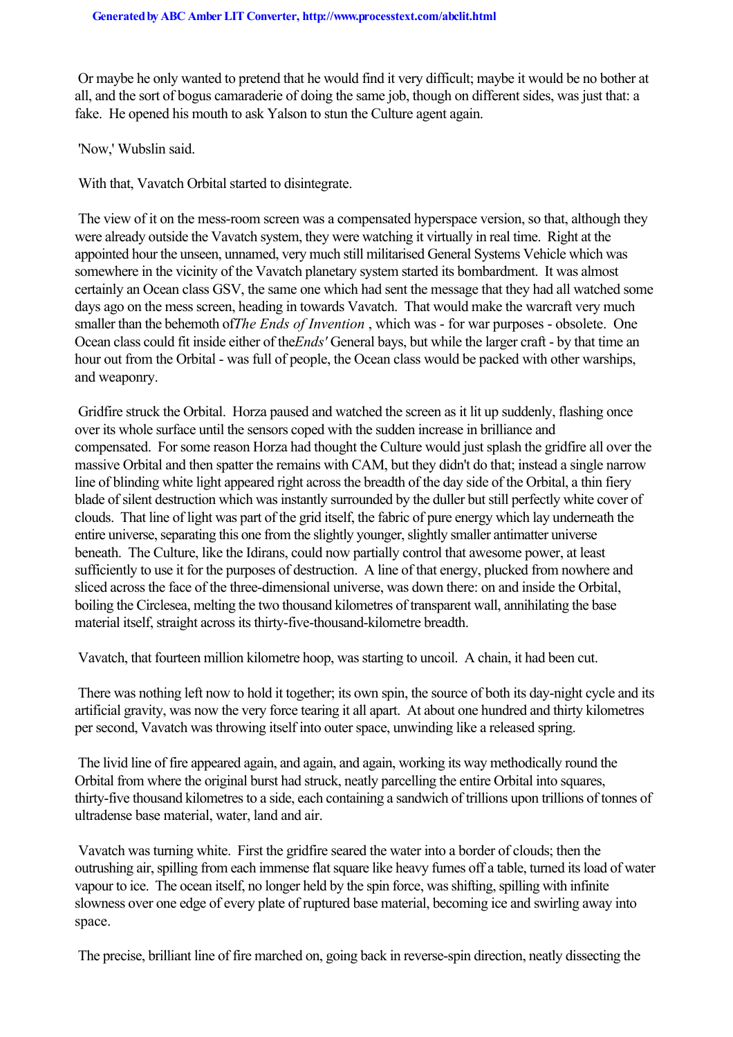Or maybe he only wanted to pretend that he would find it very difficult; maybe it would be no bother at all, and the sort of bogus camaraderie of doing the same job, though on different sides, was just that: a fake. He opened his mouth to ask Yalson to stun the Culture agent again.

'Now,' Wubslin said.

With that, Vavatch Orbital started to disintegrate.

The view of it on the mess-room screen was a compensated hyperspace version, so that, although they were already outside the Vavatch system, they were watching it virtually in real time. Right at the appointed hour the unseen, unnamed, very much still militarised General Systems Vehicle which was somewhere in the vicinity of the Vavatch planetary system started its bombardment. It was almost certainly an Ocean class GSV, the same one which had sent the message that they had all watched some days ago on the mess screen, heading in towards Vavatch. That would make the warcraft very much smaller than the behemoth of *The Ends of Invention*, which was - for war purposes - obsolete. One Ocean class could fit inside either of the *Ends'* General bays, but while the larger craft - by that time an hour out from the Orbital - was full of people, the Ocean class would be packed with other warships, and weaponry.

Gridfire struck the Orbital. Horza paused and watched the screen as it lit up suddenly, flashing once over its whole surface until the sensors coped with the sudden increase in brilliance and compensated. For some reason Horza had thought the Culture would just splash the gridfire all over the massive Orbital and then spatter the remains with CAM, but they didn't do that; instead a single narrow line of blinding white light appeared right across the breadth of the day side of the Orbital, a thin fiery blade of silent destruction which was instantly surrounded by the duller but still perfectly white cover of clouds. That line of light was part of the grid itself, the fabric of pure energy which lay underneath the entire universe, separating this one from the slightly younger, slightly smaller antimatter universe beneath. The Culture, like the Idirans, could now partially control that awesome power, at least sufficiently to use it for the purposes of destruction. A line of that energy, plucked from nowhere and sliced across the face of the three-dimensional universe, was down there: on and inside the Orbital, boiling the Circlesea, melting the two thousand kilometres of transparent wall, annihilating the base material itself, straight across its thirty-five-thousand-kilometre breadth.

Vavatch, that fourteen million kilometre hoop, was starting to uncoil. A chain, it had been cut.

There was nothing left now to hold it together; its own spin, the source of both its day-night cycle and its artificial gravity, was now the very force tearing it all apart. At about one hundred and thirty kilometres per second, Vavatch was throwing itself into outer space, unwinding like a released spring.

The livid line of fire appeared again, and again, and again, working its way methodically round the Orbital from where the original burst had struck, neatly parcelling the entire Orbital into squares, thirty-five thousand kilometres to a side, each containing a sandwich of trillions upon trillions of tonnes of ultradense base material, water, land and air.

Vavatch was turning white. First the gridfire seared the water into a border of clouds; then the outrushing air, spilling from each immense flat square like heavy fumes off a table, turned its load of water vapour to ice. The ocean itself, no longer held by the spin force, was shifting, spilling with infinite slowness over one edge of every plate of ruptured base material, becoming ice and swirling away into space.

The precise, brilliant line of fire marched on, going back in reverse-spin direction, neatly dissecting the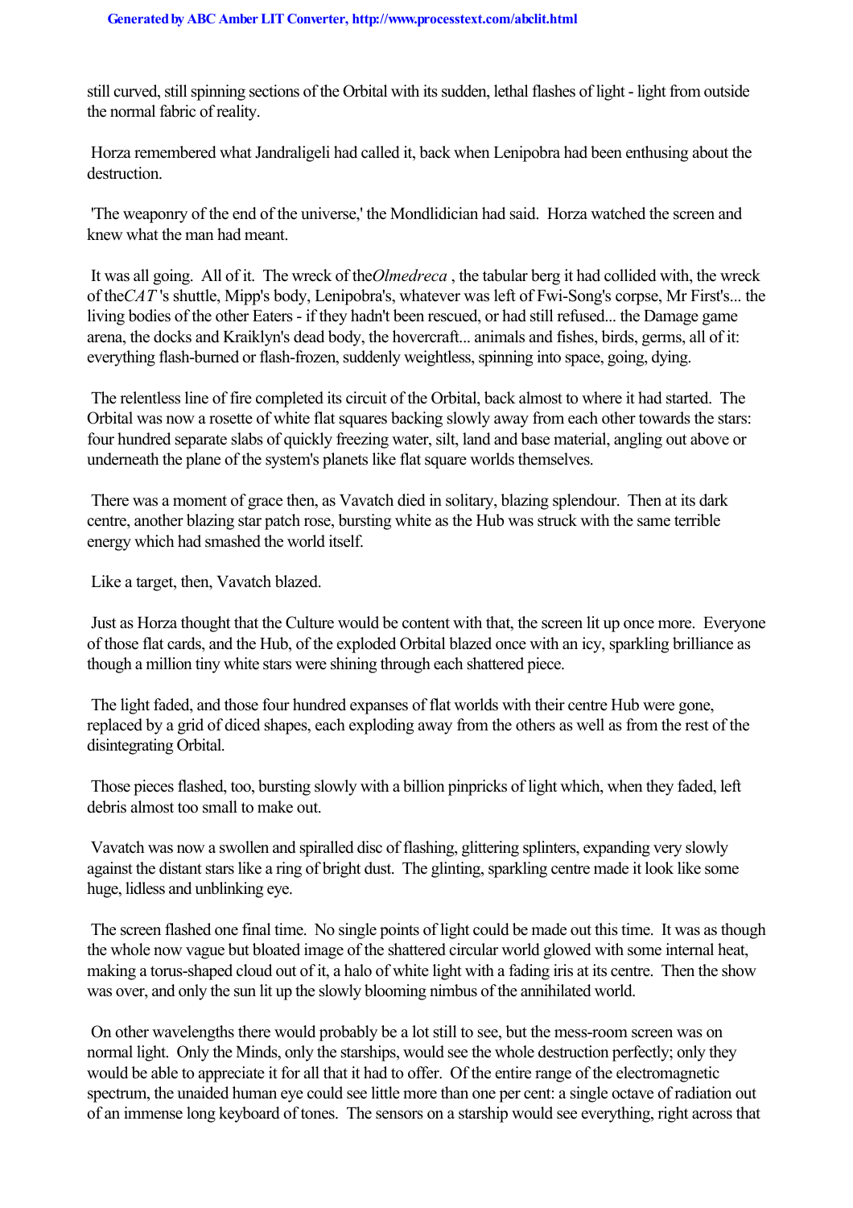still curved, still spinning sections of the Orbital with its sudden, lethal flashes of light - light from outside the normal fabric of reality.

Horza remembered what Jandraligeli had called it, back when Lenipobra had been enthusing about the destruction.

'The weaponry of the end of the universe,' the Mondlidician had said. Horza watched the screen and knew what the man had meant.

It was all going. All of it. The wreck of the *Olmedreca*, the tabular berg it had collided with, the wreck of the *CAT*'s shuttle, Mipp's body, Lenipobra's, whatever was left of Fwi-Song's corpse, Mr First's... the living bodies of the other Eaters - if they hadn't been rescued, or had still refused... the Damage game arena, the docks and Kraiklyn's dead body, the hovercraft... animals and fishes, birds, germs, all of it: everything flash-burned or flash-frozen, suddenly weightless, spinning into space, going, dying.

The relentless line of fire completed its circuit of the Orbital, back almost to where it had started. The Orbital was now a rosette of white flat squares backing slowly away from each other towards the stars: four hundred separate slabs of quickly freezing water, silt, land and base material, angling out above or underneath the plane of the system's planets like flat square worlds themselves.

There was a moment of grace then, as Vavatch died in solitary, blazing splendour. Then at its dark centre, another blazing star patch rose, bursting white as the Hub was struck with the same terrible energy which had smashed the world itself.

Like a target, then, Vavatch blazed.

Just as Horza thought that the Culture would be content with that, the screen lit up once more. Everyone of those flat cards, and the Hub, of the exploded Orbital blazed once with an icy, sparkling brilliance as though a million tiny white stars were shining through each shattered piece.

The light faded, and those four hundred expanses of flat worlds with their centre Hub were gone, replaced by a grid of diced shapes, each exploding away from the others as well as from the rest of the disintegrating Orbital.

Those pieces flashed, too, bursting slowly with a billion pinpricks of light which, when they faded, left debris almost too small to make out.

Vavatch was now a swollen and spiralled disc of flashing, glittering splinters, expanding very slowly against the distant stars like a ring of bright dust. The glinting, sparkling centre made it look like some huge, lidless and unblinking eye.

The screen flashed one final time. No single points of light could be made out this time. It was as though the whole now vague but bloated image of the shattered circular world glowed with some internal heat, making a torus-shaped cloud out of it, a halo of white light with a fading iris at its centre. Then the show was over, and only the sun lit up the slowly blooming nimbus of the annihilated world.

On other wavelengths there would probably be a lot still to see, but the mess-room screen was on normal light. Only the Minds, only the starships, would see the whole destruction perfectly; only they would be able to appreciate it for all that it had to offer. Of the entire range of the electromagnetic spectrum, the unaided human eye could see little more than one per cent: a single octave of radiation out of an immense long keyboard of tones. The sensors on a starship would see everything, right across that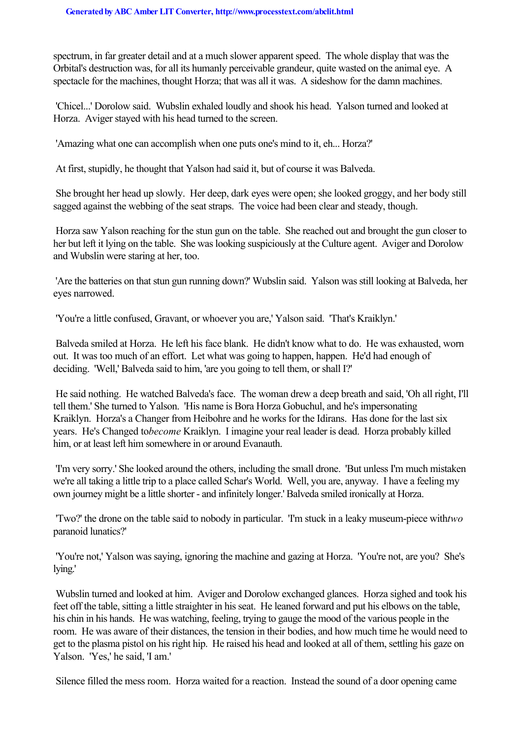spectrum, in far greater detail and at a much slower apparent speed. The whole display that was the Orbital's destruction was, for all its humanly perceivable grandeur, quite wasted on the animal eye. A spectacle for the machines, thought Horza; that was all it was. A sideshow for the damn machines.

'Chicel...' Dorolow said. Wubslin exhaled loudly and shook his head. Yalson turned and looked at Horza. Aviger stayed with his head turned to the screen.

'Amazing what one can accomplish when one puts one's mind to it, eh... Horza?'

At first, stupidly, he thought that Yalson had said it, but of course it was Balveda.

She brought her head up slowly. Her deep, dark eyes were open; she looked groggy, and her body still sagged against the webbing of the seat straps. The voice had been clear and steady, though.

Horza saw Yalson reaching for the stun gun on the table. She reached out and brought the gun closer to her but left it lying on the table. She was looking suspiciously at the Culture agent. Aviger and Dorolow and Wubslin were staring at her, too.

'Are the batteries on that stun gun running down?' Wubslin said. Yalson was still looking at Balveda, her eyes narrowed.

'You're a little confused, Gravant, or whoever you are,' Yalson said. 'That's Kraiklyn.'

Balveda smiled at Horza. He left his face blank. He didn't know what to do. He was exhausted, worn out. It was too much of an effort. Let what was going to happen, happen. He'd had enough of deciding. 'Well,' Balveda said to him, 'are you going to tell them, or shall I?'

He said nothing. He watched Balveda's face. The woman drew a deep breath and said, 'Oh all right, I'll tell them.' She turned to Yalson. 'His name is Bora Horza Gobuchul, and he's impersonating Kraiklyn. Horza's a Changer from Heibohre and he works for the Idirans. Has done for the last six years. He's Changed to *become* Kraiklyn. I imagine your real leader is dead. Horza probably killed him, or at least left him somewhere in or around Evanauth.

'I'm very sorry.' She looked around the others, including the small drone. 'But unless I'm much mistaken we're all taking a little trip to a place called Schar's World. Well, you are, anyway. I have a feeling my own journey might be a little shorter - and infinitely longer.' Balveda smiled ironically at Horza.

'Two?' the drone on the table said to nobody in particular. 'I'm stuck in a leaky museum-piece with *two* paranoid lunatics?'

'You're not,' Yalson was saying, ignoring the machine and gazing at Horza. 'You're not, are you? She's lying.'

Wubslin turned and looked at him. Aviger and Dorolow exchanged glances. Horza sighed and took his feet off the table, sitting a little straighter in his seat. He leaned forward and put his elbows on the table, his chin in his hands. He was watching, feeling, trying to gauge the mood of the various people in the room. He was aware of their distances, the tension in their bodies, and how much time he would need to get to the plasma pistol on his right hip. He raised his head and looked at all of them, settling his gaze on Yalson. 'Yes,' he said, 'I am.'

Silence filled the mess room. Horza waited for a reaction. Instead the sound of a door opening came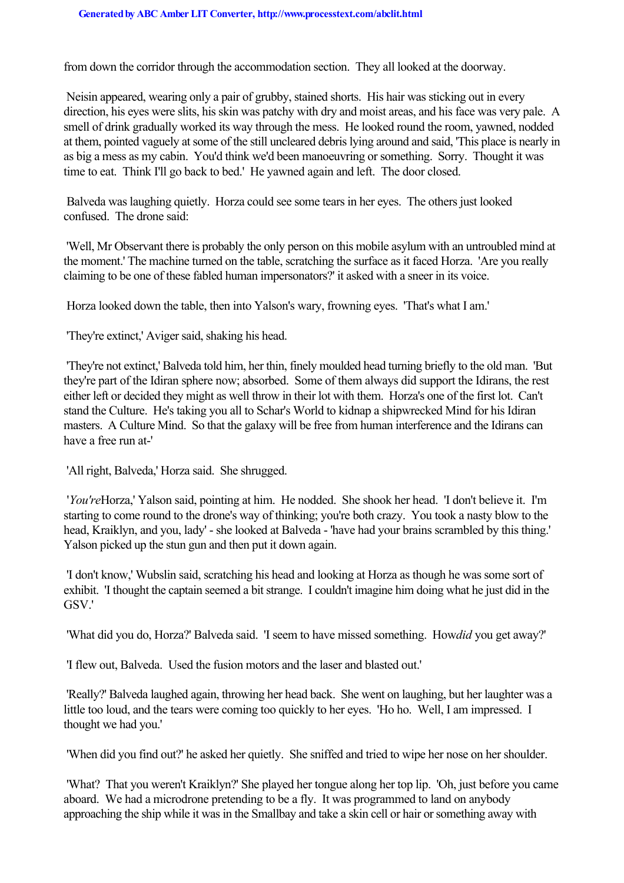from down the corridor through the accommodation section. They all looked at the doorway.

Neisin appeared, wearing only a pair of grubby, stained shorts. His hair was sticking out in every direction, his eyes were slits, his skin was patchy with dry and moist areas, and his face was very pale. A smell of drink gradually worked its way through the mess. He looked round the room, yawned, nodded at them, pointed vaguely at some of the still uncleared debris lying around and said, 'This place is nearly in as big a mess as my cabin. You'd think we'd been manoeuvring or something. Sorry. Thought it was time to eat. Think I'll go back to bed.' He yawned again and left. The door closed.

Balveda was laughing quietly. Horza could see some tears in her eyes. The others just looked confused. The drone said:

'Well, Mr Observant there is probably the only person on this mobile asylum with an untroubled mind at the moment.' The machine turned on the table, scratching the surface as it faced Horza. 'Are you really claiming to be one of these fabled human impersonators?' it asked with a sneer in its voice.

Horza looked down the table, then into Yalson's wary, frowning eyes. 'That's what I am.'

'They're extinct,' Aviger said, shaking his head.

'They're not extinct,' Balveda told him, her thin, finely moulded head turning briefly to the old man. 'But they're part of the Idiran sphere now; absorbed. Some of them always did support the Idirans, the rest either left or decided they might as well throw in their lot with them. Horza's one of the first lot. Can't stand the Culture. He's taking you all to Schar's World to kidnap a shipwrecked Mind for his Idiran masters. A Culture Mind. So that the galaxy will be free from human interference and the Idirans can have a free run at-'

'All right, Balveda,' Horza said. She shrugged.

'*You're* Horza,' Yalson said, pointing at him. He nodded. She shook her head. 'I don't believe it. I'm starting to come round to the drone's way of thinking; you're both crazy. You took a nasty blow to the head, Kraiklyn, and you, lady' - she looked at Balveda - 'have had your brains scrambled by this thing.' Yalson picked up the stun gun and then put it down again.

'I don't know,' Wubslin said, scratching his head and looking at Horza as though he was some sort of exhibit. 'I thought the captain seemed a bit strange. I couldn't imagine him doing what he just did in the GSV.'

'What did you do, Horza?' Balveda said. 'I seem to have missed something. How *did* you get away?'

'I flew out, Balveda. Used the fusion motors and the laser and blasted out.'

'Really?' Balveda laughed again, throwing her head back. She went on laughing, but her laughter was a little too loud, and the tears were coming too quickly to her eyes. 'Ho ho. Well, I am impressed. I thought we had you.'

'When did you find out?' he asked her quietly. She sniffed and tried to wipe her nose on her shoulder.

'What? That you weren't Kraiklyn?' She played her tongue along her top lip. 'Oh, just before you came aboard. We had a microdrone pretending to be a fly. It was programmed to land on anybody approaching the ship while it was in the Smallbay and take a skin cell or hair or something away with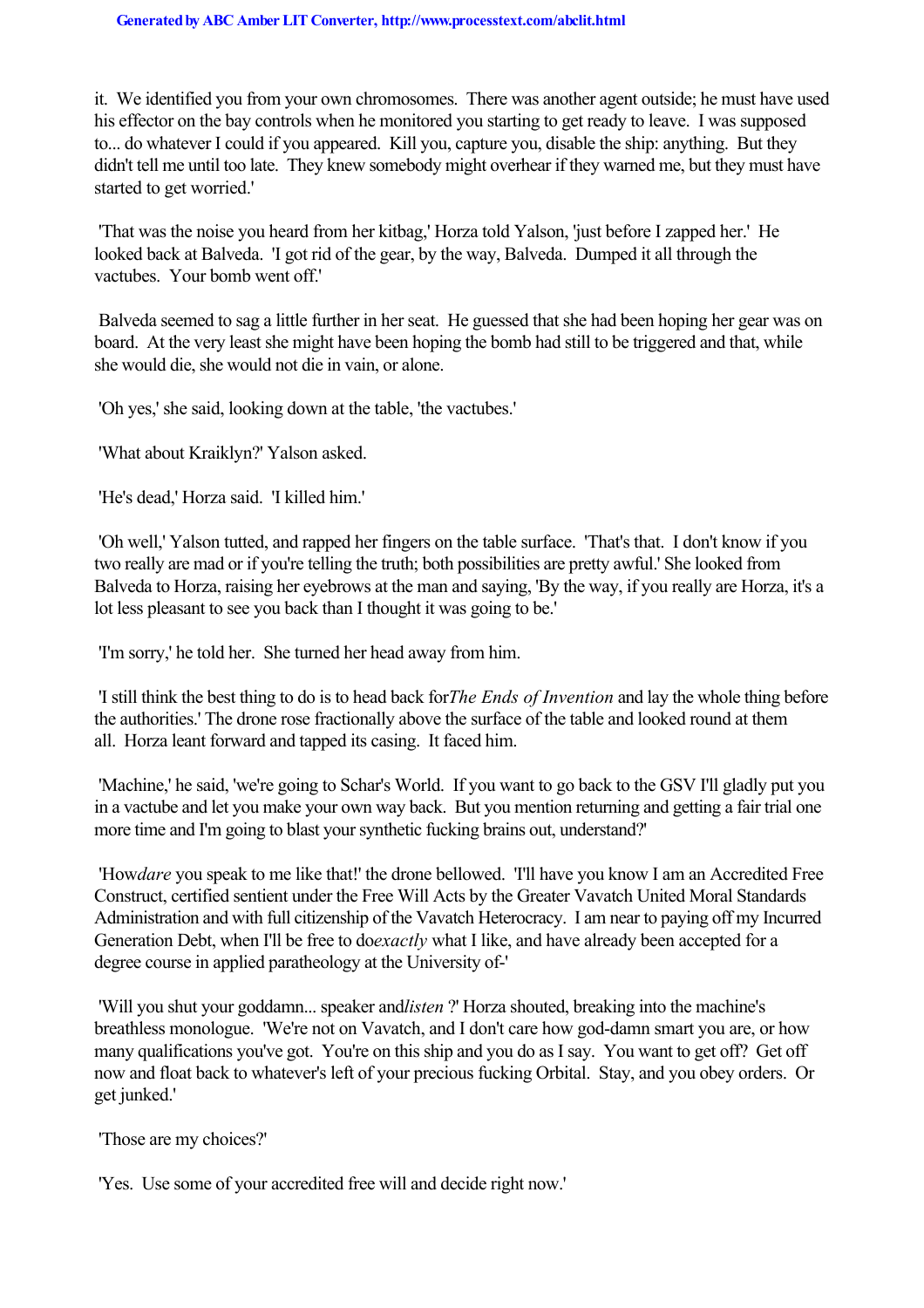it. We identified you from your own chromosomes. There was another agent outside; he must have used his effector on the bay controls when he monitored you starting to get ready to leave. I was supposed to... do whatever I could if you appeared. Kill you, capture you, disable the ship: anything. But they didn't tell me until too late. They knew somebody might overhear if they warned me, but they must have started to get worried.'

'That was the noise you heard from her kitbag,' Horza told Yalson, 'just before I zapped her.' He looked back at Balveda. 'I got rid of the gear, by the way, Balveda. Dumped it all through the vactubes. Your bomb went off.'

Balveda seemed to sag a little further in her seat. He guessed that she had been hoping her gear was on board. At the very least she might have been hoping the bomb had still to be triggered and that, while she would die, she would not die in vain, or alone.

'Oh yes,' she said, looking down at the table, 'the vactubes.'

'What about Kraiklyn?' Yalson asked.

'He's dead,' Horza said. 'I killed him.'

'Oh well,' Yalson tutted, and rapped her fingers on the table surface. 'That's that. I don't know if you two really are mad or if you're telling the truth; both possibilities are pretty awful.' She looked from Balveda to Horza, raising her eyebrows at the man and saying, 'By the way, if you really are Horza, it's a lot less pleasant to see you back than I thought it was going to be.'

'I'm sorry,' he told her. She turned her head away from him.

'I still think the best thing to do is to head back for *The Ends of Invention* and lay the whole thing before the authorities.' The drone rose fractionally above the surface of the table and looked round at them all. Horza leant forward and tapped its casing. It faced him.

'Machine,' he said, 'we're going to Schar's World. If you want to go back to the GSV I'll gladly put you in a vactube and let you make your own way back. But you mention returning and getting a fair trial one more time and I'm going to blast your synthetic fucking brains out, understand?'

'How *dare* you speak to me like that!' the drone bellowed. 'I'll have you know I am an Accredited Free Construct, certified sentient under the Free Will Acts by the Greater Vavatch United Moral Standards Administration and with full citizenship of the Vavatch Heterocracy. I am near to paying off my Incurred Generation Debt, when I'll be free to do *exactly* what I like, and have already been accepted for a degree course in applied paratheology at the University of-'

'Will you shut your goddamn... speaker and *listen* ?' Horza shouted, breaking into the machine's breathless monologue. 'We're not on Vavatch, and I don't care how god-damn smart you are, or how many qualifications you've got. You're on this ship and you do as I say. You want to get off? Get off now and float back to whatever's left of your precious fucking Orbital. Stay, and you obey orders. Or get junked.'

'Those are my choices?'

'Yes. Use some of your accredited free will and decide right now.'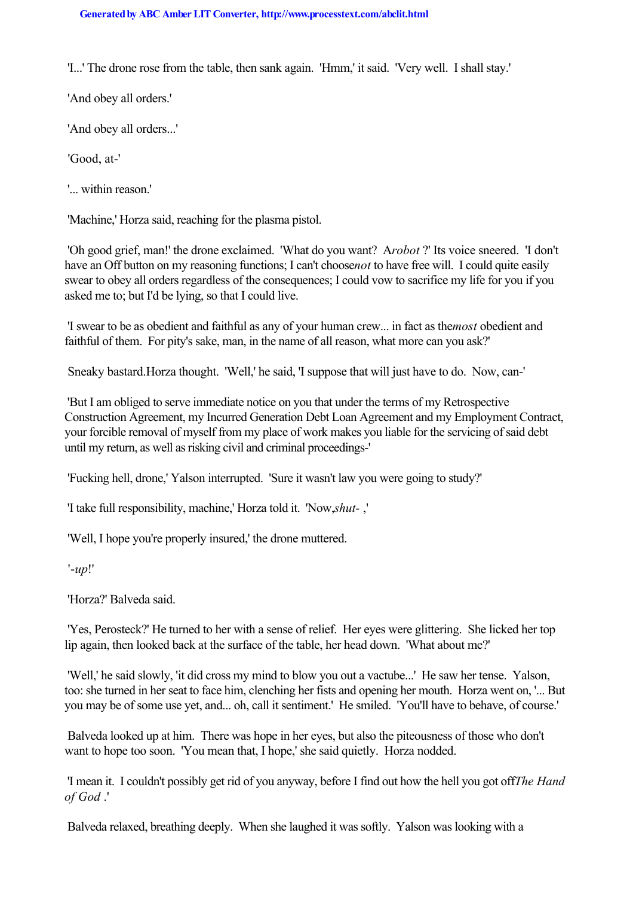'I...' The drone rose from the table, then sank again. 'Hmm,' it said. 'Very well. I shall stay.'

'And obey all orders.'

'And obey all orders...'

'Good, at-'

'... within reason.'

'Machine,' Horza said, reaching for the plasma pistol.

'Oh good grief, man!' the drone exclaimed. 'What do you want? A *robot* ?' Its voice sneered. 'I don't have an Off button on my reasoning functions; I can't choose *not* to have free will. I could quite easily swear to obey all orders regardless of the consequences; I could vow to sacrifice my life for you if you asked me to; but I'd be lying, so that I could live.

'I swear to be as obedient and faithful as any of your human crew... in fact as the *most* obedient and faithful of them. For pity's sake, man, in the name of all reason, what more can you ask?'

Sneaky bastard. Horza thought. 'Well,' he said, 'I suppose that will just have to do. Now, can-'

'But I am obliged to serve immediate notice on you that under the terms of my Retrospective Construction Agreement, my Incurred Generation Debt Loan Agreement and my Employment Contract, your forcible removal of myself from my place of work makes you liable for the servicing of said debt until my return, as well as risking civil and criminal proceedings-'

'Fucking hell, drone,' Yalson interrupted. 'Sure it wasn't law you were going to study?'

'I take full responsibility, machine,' Horza told it. 'Now, *shut-* ,'

'Well, I hope you're properly insured,' the drone muttered.

'*-up*!'

'Horza?' Balveda said.

'Yes, Perosteck?' He turned to her with a sense of relief. Her eyes were glittering. She licked her top lip again, then looked back at the surface of the table, her head down. 'What about me?'

'Well,' he said slowly, 'it did cross my mind to blow you out a vactube...' He saw her tense. Yalson, too: she turned in her seat to face him, clenching her fists and opening her mouth. Horza went on, '... But you may be of some use yet, and... oh, call it sentiment.' He smiled. 'You'll have to behave, of course.'

Balveda looked up at him. There was hope in her eyes, but also the piteousness of those who don't want to hope too soon. 'You mean that, I hope,' she said quietly. Horza nodded.

'I mean it. I couldn't possibly get rid of you anyway, before I find out how the hell you got off *The Hand of God* .'

Balveda relaxed, breathing deeply. When she laughed it was softly. Yalson was looking with a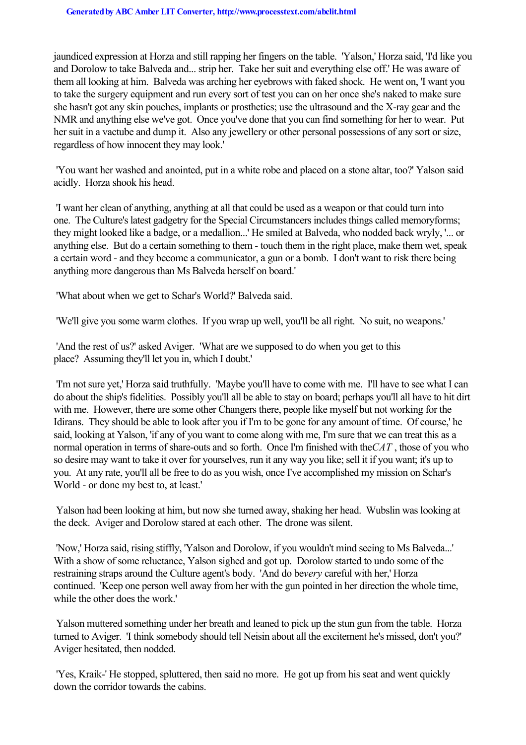jaundiced expression at Horza and still rapping her fingers on the table. 'Yalson,' Horza said, 'I'd like you and Dorolow to take Balveda and... strip her. Take her suit and everything else off.' He was aware of them all looking at him. Balveda was arching her eyebrows with faked shock. He went on, 'I want you to take the surgery equipment and run every sort of test you can on her once she's naked to make sure she hasn't got any skin pouches, implants or prosthetics; use the ultrasound and the X-ray gear and the NMR and anything else we've got. Once you've done that you can find something for her to wear. Put her suit in a vactube and dump it. Also any jewellery or other personal possessions of any sort or size, regardless of how innocent they may look.'

'You want her washed and anointed, put in a white robe and placed on a stone altar, too?' Yalson said acidly. Horza shook his head.

'I want her clean of anything, anything at all that could be used as a weapon or that could turn into one. The Culture's latest gadgetry for the Special Circumstancers includes things called memoryforms; they might looked like a badge, or a medallion...' He smiled at Balveda, who nodded back wryly, '... or anything else. But do a certain something to them - touch them in the right place, make them wet, speak a certain word - and they become a communicator, a gun or a bomb. I don't want to risk there being anything more dangerous than Ms Balveda herself on board.'

'What about when we get to Schar's World?' Balveda said.

'We'll give you some warm clothes. If you wrap up well, you'll be all right. No suit, no weapons.'

'And the rest of us?' asked Aviger. 'What are we supposed to do when you get to this place? Assuming they'll let you in, which I doubt.'

'I'm not sure yet,' Horza said truthfully. 'Maybe you'll have to come with me. I'll have to see what I can do about the ship's fidelities. Possibly you'll all be able to stay on board; perhaps you'll all have to hit dirt with me. However, there are some other Changers there, people like myself but not working for the Idirans. They should be able to look after you if I'm to be gone for any amount of time. Of course,' he said, looking at Yalson, 'if any of you want to come along with me, I'm sure that we can treat this as a normal operation in terms of share-outs and so forth. Once I'm finished with the *CAT*, those of you who so desire may want to take it over for yourselves, run it any way you like; sell it if you want; it's up to you. At any rate, you'll all be free to do as you wish, once I've accomplished my mission on Schar's World - or done my best to, at least.'

Yalson had been looking at him, but now she turned away, shaking her head. Wubslin was looking at the deck. Aviger and Dorolow stared at each other. The drone was silent.

'Now,' Horza said, rising stiffly, 'Yalson and Dorolow, if you wouldn't mind seeing to Ms Balveda...' With a show of some reluctance, Yalson sighed and got up. Dorolow started to undo some of the restraining straps around the Culture agent's body. 'And do be *very* careful with her,' Horza continued. 'Keep one person well away from her with the gun pointed in her direction the whole time, while the other does the work.'

Yalson muttered something under her breath and leaned to pick up the stun gun from the table. Horza turned to Aviger. 'I think somebody should tell Neisin about all the excitement he's missed, don't you?' Aviger hesitated, then nodded.

'Yes, Kraik-' He stopped, spluttered, then said no more. He got up from his seat and went quickly down the corridor towards the cabins.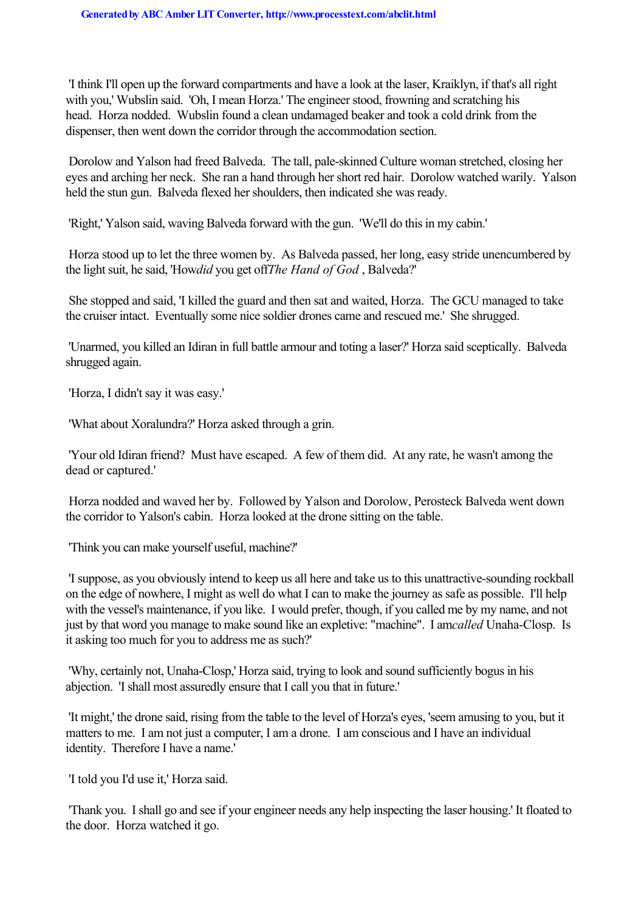'I think I'll open up the forward compartments and have a look at the laser, Kraiklyn, if that's all right with you,' Wubslin said. 'Oh, I mean Horza.' The engineer stood, frowning and scratching his head. Horza nodded. Wubslin found a clean undamaged beaker and took a cold drink from the dispenser, then went down the corridor through the accommodation section.

Dorolow and Yalson had freed Balveda. The tall, pale-skinned Culture woman stretched, closing her eyes and arching her neck. She ran a hand through her short red hair. Dorolow watched warily. Yalson held the stun gun. Balveda flexed her shoulders, then indicated she was ready.

'Right,' Yalson said, waving Balveda forward with the gun. 'We'll do this in my cabin.'

Horza stood up to let the three women by. As Balveda passed, her long, easy stride unencumbered by the light suit, he said, 'How *did* you get off *The Hand of God*, Balveda?'

She stopped and said, 'I killed the guard and then sat and waited, Horza. The GCU managed to take the cruiser intact. Eventually some nice soldier drones came and rescued me.' She shrugged.

'Unarmed, you killed an Idiran in full battle armour and toting a laser?' Horza said sceptically. Balveda shrugged again.

'Horza, I didn't say it was easy.'

'What about Xoralundra?' Horza asked through a grin.

'Your old Idiran friend? Must have escaped. A few of them did. At any rate, he wasn't among the dead or captured.'

Horza nodded and waved her by. Followed by Yalson and Dorolow, Perosteck Balveda went down the corridor to Yalson's cabin. Horza looked at the drone sitting on the table.

'Think you can make yourself useful, machine?'

'I suppose, as you obviously intend to keep us all here and take us to this unattractive-sounding rockball on the edge of nowhere, I might as well do what I can to make the journey as safe as possible. I'll help with the vessel's maintenance, if you like. I would prefer, though, if you called me by my name, and not just by that word you manage to make sound like an expletive: "machine". I am *called* Unaha-Closp. Is it asking too much for you to address me as such?'

'Why, certainly not, Unaha-Closp,' Horza said, trying to look and sound sufficiently bogus in his abjection. 'I shall most assuredly ensure that I call you that in future.'

'It might,' the drone said, rising from the table to the level of Horza's eyes, 'seem amusing to you, but it matters to me. I am not just a computer, I am a drone. I am conscious and I have an individual identity. Therefore I have a name.'

'I told you I'd use it,' Horza said.

'Thank you. I shall go and see if your engineer needs any help inspecting the laser housing.' It floated to the door. Horza watched it go.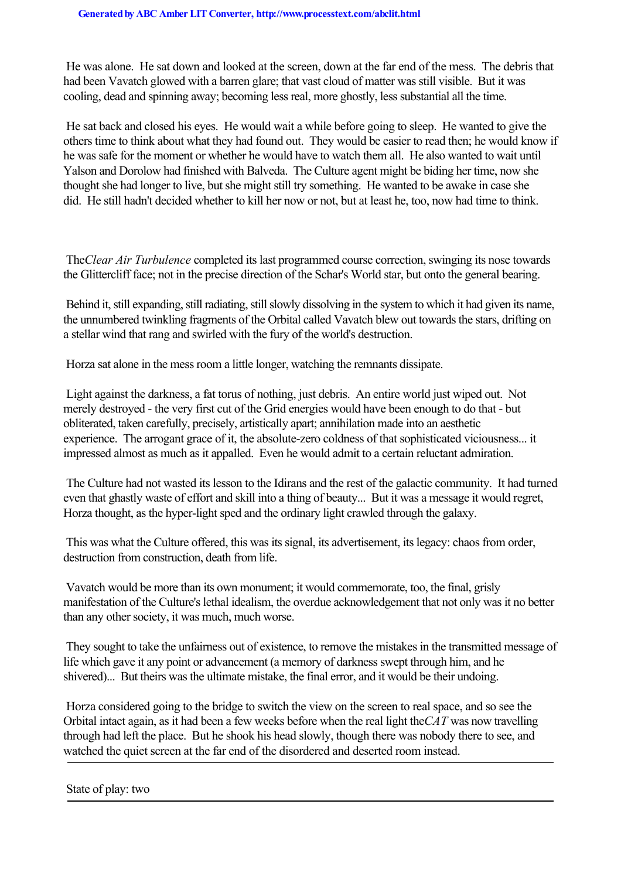He was alone. He sat down and looked at the screen, down at the far end of the mess. The debris that had been Vavatch glowed with a barren glare; that vast cloud of matter was still visible. But it was cooling, dead and spinning away; becoming less real, more ghostly, less substantial all the time.

He sat back and closed his eyes. He would wait a while before going to sleep. He wanted to give the others time to think about what they had found out. They would be easier to read then; he would know if he was safe for the moment or whether he would have to watch them all. He also wanted to wait until Yalson and Dorolow had finished with Balveda. The Culture agent might be biding her time, now she thought she had longer to live, but she might still try something. He wanted to be awake in case she did. He still hadn't decided whether to kill her now or not, but at least he, too, now had time to think.

The *Clear Air Turbulence* completed its last programmed course correction, swinging its nose towards the Glittercliff face; not in the precise direction of the Schar's World star, but onto the general bearing.

Behind it, still expanding, still radiating, still slowly dissolving in the system to which it had given its name, the unnumbered twinkling fragments of the Orbital called Vavatch blew out towards the stars, drifting on a stellar wind that rang and swirled with the fury of the world's destruction.

Horza sat alone in the mess room a little longer, watching the remnants dissipate.

Light against the darkness, a fat torus of nothing, just debris. An entire world just wiped out. Not merely destroyed - the very first cut of the Grid energies would have been enough to do that - but obliterated, taken carefully, precisely, artistically apart; annihilation made into an aesthetic experience. The arrogant grace of it, the absolute-zero coldness of that sophisticated viciousness... it impressed almost as much as it appalled. Even he would admit to a certain reluctant admiration.

The Culture had not wasted its lesson to the Idirans and the rest of the galactic community. It had turned even that ghastly waste of effort and skill into a thing of beauty... But it was a message it would regret, Horza thought, as the hyper-light sped and the ordinary light crawled through the galaxy.

This was what the Culture offered, this was its signal, its advertisement, its legacy: chaos from order, destruction from construction, death from life.

Vavatch would be more than its own monument; it would commemorate, too, the final, grisly manifestation of the Culture's lethal idealism, the overdue acknowledgement that not only was it no better than any other society, it was much, much worse.

They sought to take the unfairness out of existence, to remove the mistakes in the transmitted message of life which gave it any point or advancement (a memory of darkness swept through him, and he shivered)... But theirs was the ultimate mistake, the final error, and it would be their undoing.

Horza considered going to the bridge to switch the view on the screen to real space, and so see the Orbital intact again, as it had been a few weeks before when the real light the *CAT* was now travelling through had left the place. But he shook his head slowly, though there was nobody there to see, and watched the quiet screen at the far end of the disordered and deserted room instead.

---

State of play: two

---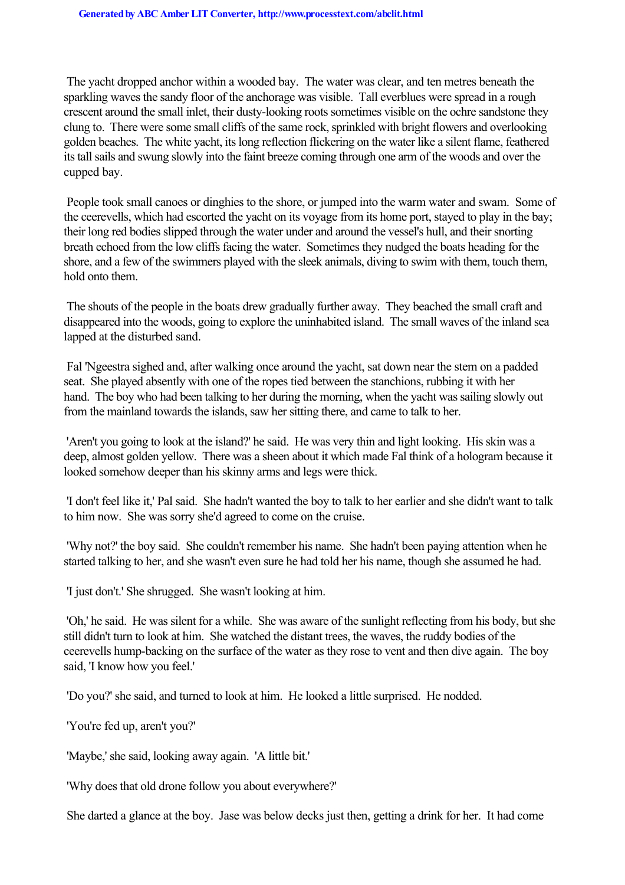The yacht dropped anchor within a wooded bay. The water was clear, and ten metres beneath the sparkling waves the sandy floor of the anchorage was visible. Tall everblues were spread in a rough crescent around the small inlet, their dusty-looking roots sometimes visible on the ochre sandstone they clung to. There were some small cliffs of the same rock, sprinkled with bright flowers and overlooking golden beaches. The white yacht, its long reflection flickering on the water like a silent flame, feathered its tall sails and swung slowly into the faint breeze coming through one arm of the woods and over the cupped bay.

People took small canoes or dinghies to the shore, or jumped into the warm water and swam. Some of the ceerevells, which had escorted the yacht on its voyage from its home port, stayed to play in the bay; their long red bodies slipped through the water under and around the vessel's hull, and their snorting breath echoed from the low cliffs facing the water. Sometimes they nudged the boats heading for the shore, and a few of the swimmers played with the sleek animals, diving to swim with them, touch them, hold onto them.

The shouts of the people in the boats drew gradually further away. They beached the small craft and disappeared into the woods, going to explore the uninhabited island. The small waves of the inland sea lapped at the disturbed sand.

Fal 'Ngeestra sighed and, after walking once around the yacht, sat down near the stem on a padded seat. She played absently with one of the ropes tied between the stanchions, rubbing it with her hand. The boy who had been talking to her during the morning, when the yacht was sailing slowly out from the mainland towards the islands, saw her sitting there, and came to talk to her.

'Aren't you going to look at the island?' he said. He was very thin and light looking. His skin was a deep, almost golden yellow. There was a sheen about it which made Fal think of a hologram because it looked somehow deeper than his skinny arms and legs were thick.

'I don't feel like it,' Pal said. She hadn't wanted the boy to talk to her earlier and she didn't want to talk to him now. She was sorry she'd agreed to come on the cruise.

'Why not?' the boy said. She couldn't remember his name. She hadn't been paying attention when he started talking to her, and she wasn't even sure he had told her his name, though she assumed he had.

'I just don't.' She shrugged. She wasn't looking at him.

'Oh,' he said. He was silent for a while. She was aware of the sunlight reflecting from his body, but she still didn't turn to look at him. She watched the distant trees, the waves, the ruddy bodies of the ceerevells hump-backing on the surface of the water as they rose to vent and then dive again. The boy said, 'I know how you feel.'

'Do you?' she said, and turned to look at him. He looked a little surprised. He nodded.

'You're fed up, aren't you?'

'Maybe,' she said, looking away again. 'A little bit.'

'Why does that old drone follow you about everywhere?'

She darted a glance at the boy. Jase was below decks just then, getting a drink for her. It had come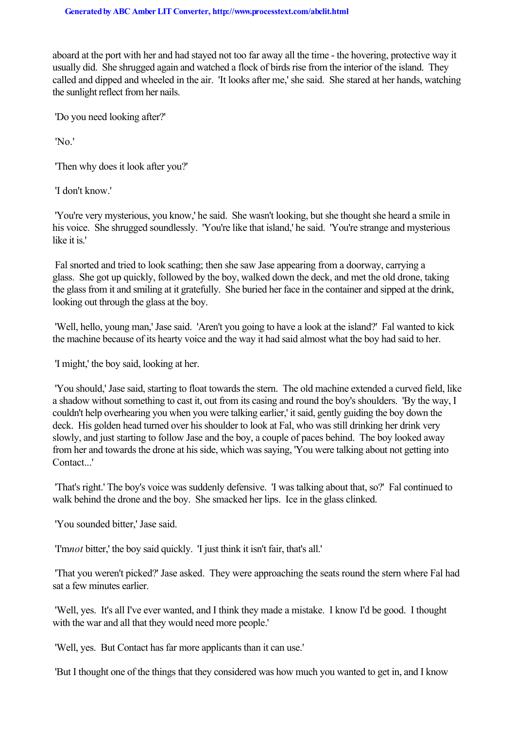aboard at the port with her and had stayed not too far away all the time - the hovering, protective way it usually did. She shrugged again and watched a flock of birds rise from the interior of the island. They called and dipped and wheeled in the air. 'It looks after me,' she said. She stared at her hands, watching the sunlight reflect from her nails.

'Do you need looking after?'

'No.'

'Then why does it look after you?'

'I don't know.'

'You're very mysterious, you know,' he said. She wasn't looking, but she thought she heard a smile in his voice. She shrugged soundlessly. 'You're like that island,' he said. 'You're strange and mysterious like it is.'

Fal snorted and tried to look scathing; then she saw Jase appearing from a doorway, carrying a glass. She got up quickly, followed by the boy, walked down the deck, and met the old drone, taking the glass from it and smiling at it gratefully. She buried her face in the container and sipped at the drink, looking out through the glass at the boy.

'Well, hello, young man,' Jase said. 'Aren't you going to have a look at the island?' Fal wanted to kick the machine because of its hearty voice and the way it had said almost what the boy had said to her.

'I might,' the boy said, looking at her.

'You should,' Jase said, starting to float towards the stern. The old machine extended a curved field, like a shadow without something to cast it, out from its casing and round the boy's shoulders. 'By the way, I couldn't help overhearing you when you were talking earlier,' it said, gently guiding the boy down the deck. His golden head turned over his shoulder to look at Fal, who was still drinking her drink very slowly, and just starting to follow Jase and the boy, a couple of paces behind. The boy looked away from her and towards the drone at his side, which was saying, 'You were talking about not getting into Contact...'

'That's right.' The boy's voice was suddenly defensive. 'I was talking about that, so?' Fal continued to walk behind the drone and the boy. She smacked her lips. Ice in the glass clinked.

'You sounded bitter,' Jase said.

'I'm*not* bitter,' the boy said quickly. 'I just think it isn't fair, that's all.'

'That you weren't picked?' Jase asked. They were approaching the seats round the stern where Fal had sat a few minutes earlier.

'Well, yes. It's all I've ever wanted, and I think they made a mistake. I know I'd be good. I thought with the war and all that they would need more people.'

'Well, yes. But Contact has far more applicants than it can use.'

'But I thought one of the things that they considered was how much you wanted to get in, and I know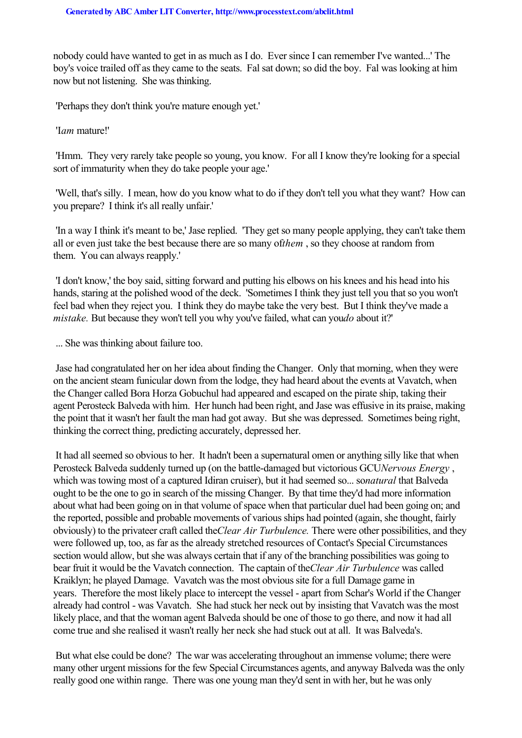nobody could have wanted to get in as much as I do. Ever since I can remember I've wanted...' The boy's voice trailed off as they came to the seats. Fal sat down; so did the boy. Fal was looking at him now but not listening. She was thinking.

'Perhaps they don't think you're mature enough yet.'

'I *am* mature!'

'Hmm. They very rarely take people so young, you know. For all I know they're looking for a special sort of immaturity when they do take people your age.'

'Well, that's silly. I mean, how do you know what to do if they don't tell you what they want? How can you prepare? I think it's all really unfair.'

'In a way I think it's meant to be,' Jase replied. 'They get so many people applying, they can't take them all or even just take the best because there are so many of *them* , so they choose at random from them. You can always reapply.'

'I don't know,' the boy said, sitting forward and putting his elbows on his knees and his head into his hands, staring at the polished wood of the deck. 'Sometimes I think they just tell you that so you won't feel bad when they reject you. I think they do maybe take the very best. But I think they've made a *mistake.* But because they won't tell you why you've failed, what can you *do* about it?'

... She was thinking about failure too.

Jase had congratulated her on her idea about finding the Changer. Only that morning, when they were on the ancient steam funicular down from the lodge, they had heard about the events at Vavatch, when the Changer called Bora Horza Gobuchul had appeared and escaped on the pirate ship, taking their agent Perosteck Balveda with him. Her hunch had been right, and Jase was effusive in its praise, making the point that it wasn't her fault the man had got away. But she was depressed. Sometimes being right, thinking the correct thing, predicting accurately, depressed her.

It had all seemed so obvious to her. It hadn't been a supernatural omen or anything silly like that when Perosteck Balveda suddenly turned up (on the battle-damaged but victorious GCU *Nervous Energy* , which was towing most of a captured Idiran cruiser), but it had seemed so... so *natural* that Balveda ought to be the one to go in search of the missing Changer. By that time they'd had more information about what had been going on in that volume of space when that particular duel had been going on; and the reported, possible and probable movements of various ships had pointed (again, she thought, fairly obviously) to the privateer craft called the *Clear Air Turbulence.* There were other possibilities, and they were followed up, too, as far as the already stretched resources of Contact's Special Circumstances section would allow, but she was always certain that if any of the branching possibilities was going to bear fruit it would be the Vavatch connection. The captain of the *Clear Air Turbulence* was called Kraiklyn; he played Damage. Vavatch was the most obvious site for a full Damage game in years. Therefore the most likely place to intercept the vessel - apart from Schar's World if the Changer already had control - was Vavatch. She had stuck her neck out by insisting that Vavatch was the most likely place, and that the woman agent Balveda should be one of those to go there, and now it had all come true and she realised it wasn't really her neck she had stuck out at all. It was Balveda's.

But what else could be done? The war was accelerating throughout an immense volume; there were many other urgent missions for the few Special Circumstances agents, and anyway Balveda was the only really good one within range. There was one young man they'd sent in with her, but he was only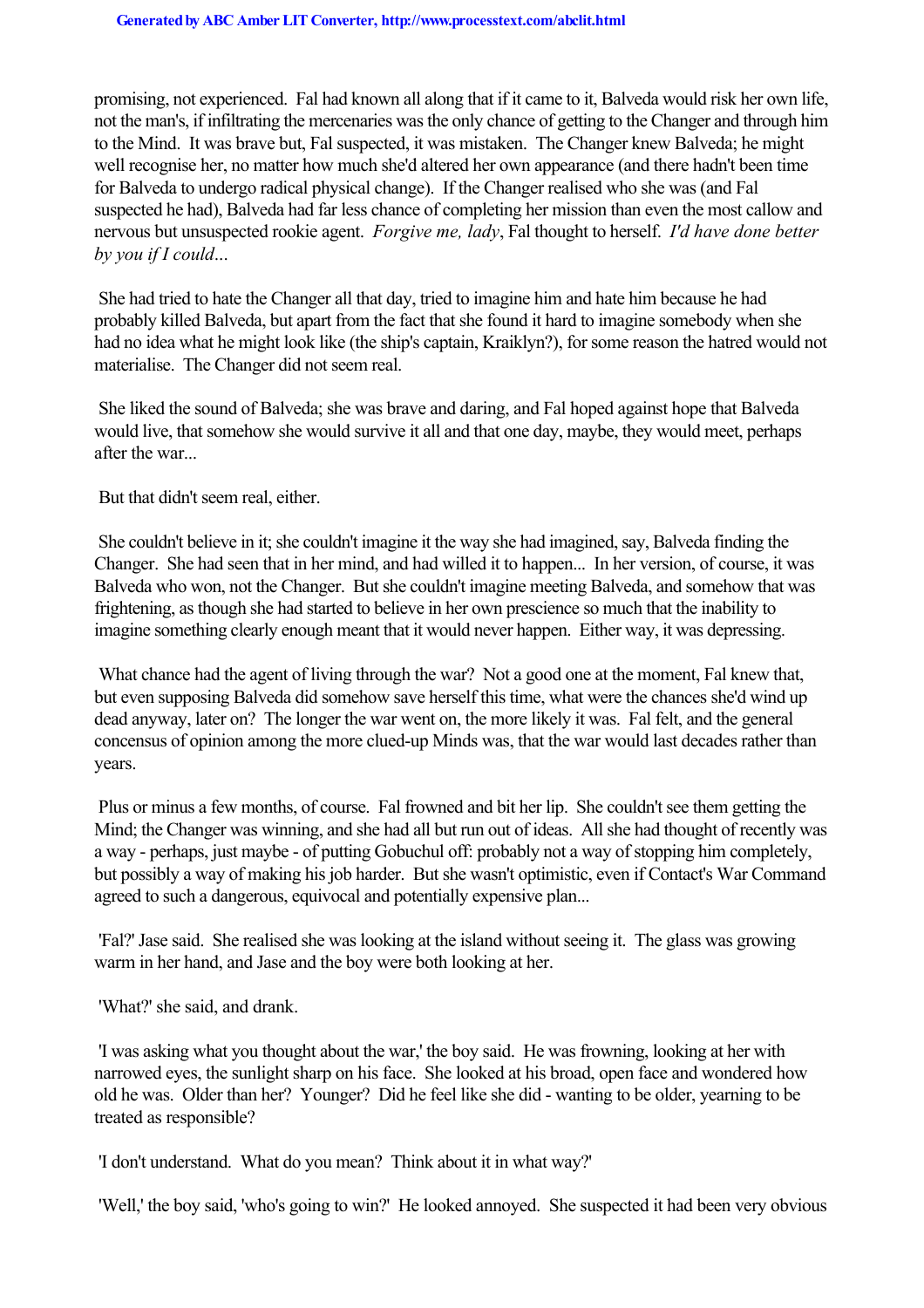promising, not experienced. Fal had known all along that if it came to it, Balveda would risk her own life, not the man's, if infiltrating the mercenaries was the only chance of getting to the Changer and through him to the Mind. It was brave but, Fal suspected, it was mistaken. The Changer knew Balveda; he might well recognise her, no matter how much she'd altered her own appearance (and there hadn't been time for Balveda to undergo radical physical change). If the Changer realised who she was (and Fal suspected he had), Balveda had far less chance of completing her mission than even the most callow and nervous but unsuspected rookie agent. *Forgive me, lady*, Fal thought to herself. *I'd have done better by you if I could...*

She had tried to hate the Changer all that day, tried to imagine him and hate him because he had probably killed Balveda, but apart from the fact that she found it hard to imagine somebody when she had no idea what he might look like (the ship's captain, Kraiklyn?), for some reason the hatred would not materialise. The Changer did not seem real.

She liked the sound of Balveda; she was brave and daring, and Fal hoped against hope that Balveda would live, that somehow she would survive it all and that one day, maybe, they would meet, perhaps after the war...

But that didn't seem real, either.

She couldn't believe in it; she couldn't imagine it the way she had imagined, say, Balveda finding the Changer. She had seen that in her mind, and had willed it to happen... In her version, of course, it was Balveda who won, not the Changer. But she couldn't imagine meeting Balveda, and somehow that was frightening, as though she had started to believe in her own prescience so much that the inability to imagine something clearly enough meant that it would never happen. Either way, it was depressing.

What chance had the agent of living through the war? Not a good one at the moment, Fal knew that, but even supposing Balveda did somehow save herself this time, what were the chances she'd wind up dead anyway, later on? The longer the war went on, the more likely it was. Fal felt, and the general concensus of opinion among the more clued-up Minds was, that the war would last decades rather than years.

Plus or minus a few months, of course. Fal frowned and bit her lip. She couldn't see them getting the Mind; the Changer was winning, and she had all but run out of ideas. All she had thought of recently was a way - perhaps, just maybe - of putting Gobuchul off: probably not a way of stopping him completely, but possibly a way of making his job harder. But she wasn't optimistic, even if Contact's War Command agreed to such a dangerous, equivocal and potentially expensive plan...

'Fal?' Jase said. She realised she was looking at the island without seeing it. The glass was growing warm in her hand, and Jase and the boy were both looking at her.

'What?' she said, and drank.

'I was asking what you thought about the war,' the boy said. He was frowning, looking at her with narrowed eyes, the sunlight sharp on his face. She looked at his broad, open face and wondered how old he was. Older than her? Younger? Did he feel like she did - wanting to be older, yearning to be treated as responsible?

'I don't understand. What do you mean? Think about it in what way?'

'Well,' the boy said, 'who's going to win?' He looked annoyed. She suspected it had been very obvious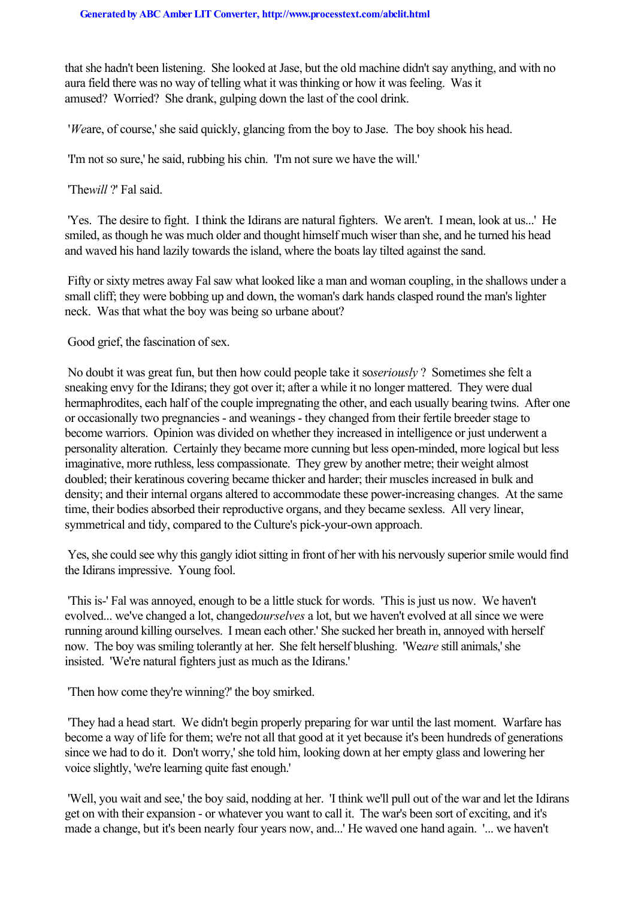that she hadn't been listening. She looked at Jase, but the old machine didn't say anything, and with no aura field there was no way of telling what it was thinking or how it was feeling. Was it amused? Worried? She drank, gulping down the last of the cool drink.

'*We* are, of course,' she said quickly, glancing from the boy to Jase. The boy shook his head.

'I'm not so sure,' he said, rubbing his chin. 'I'm not sure we have the will.'

'The *will* ?' Fal said.

'Yes. The desire to fight. I think the Idirans are natural fighters. We aren't. I mean, look at us...' He smiled, as though he was much older and thought himself much wiser than she, and he turned his head and waved his hand lazily towards the island, where the boats lay tilted against the sand.

Fifty or sixty metres away Fal saw what looked like a man and woman coupling, in the shallows under a small cliff; they were bobbing up and down, the woman's dark hands clasped round the man's lighter neck. Was that what the boy was being so urbane about?

Good grief, the fascination of sex.

No doubt it was great fun, but then how could people take it so *seriously* ? Sometimes she felt a sneaking envy for the Idirans; they got over it; after a while it no longer mattered. They were dual hermaphrodites, each half of the couple impregnating the other, and each usually bearing twins. After one or occasionally two pregnancies - and weanings - they changed from their fertile breeder stage to become warriors. Opinion was divided on whether they increased in intelligence or just underwent a personality alteration. Certainly they became more cunning but less open-minded, more logical but less imaginative, more ruthless, less compassionate. They grew by another metre; their weight almost doubled; their keratinous covering became thicker and harder; their muscles increased in bulk and density; and their internal organs altered to accommodate these power-increasing changes. At the same time, their bodies absorbed their reproductive organs, and they became sexless. All very linear, symmetrical and tidy, compared to the Culture's pick-your-own approach.

Yes, she could see why this gangly idiot sitting in front of her with his nervously superior smile would find the Idirans impressive. Young fool.

'This is-' Fal was annoyed, enough to be a little stuck for words. 'This is just us now. We haven't evolved... we've changed a lot, changed *ourselves* a lot, but we haven't evolved at all since we were running around killing ourselves. I mean each other.' She sucked her breath in, annoyed with herself now. The boy was smiling tolerantly at her. She felt herself blushing. 'We *are* still animals,' she insisted. 'We're natural fighters just as much as the Idirans.'

'Then how come they're winning?' the boy smirked.

'They had a head start. We didn't begin properly preparing for war until the last moment. Warfare has become a way of life for them; we're not all that good at it yet because it's been hundreds of generations since we had to do it. Don't worry,' she told him, looking down at her empty glass and lowering her voice slightly, 'we're learning quite fast enough.'

'Well, you wait and see,' the boy said, nodding at her. 'I think we'll pull out of the war and let the Idirans get on with their expansion - or whatever you want to call it. The war's been sort of exciting, and it's made a change, but it's been nearly four years now, and...' He waved one hand again. '... we haven't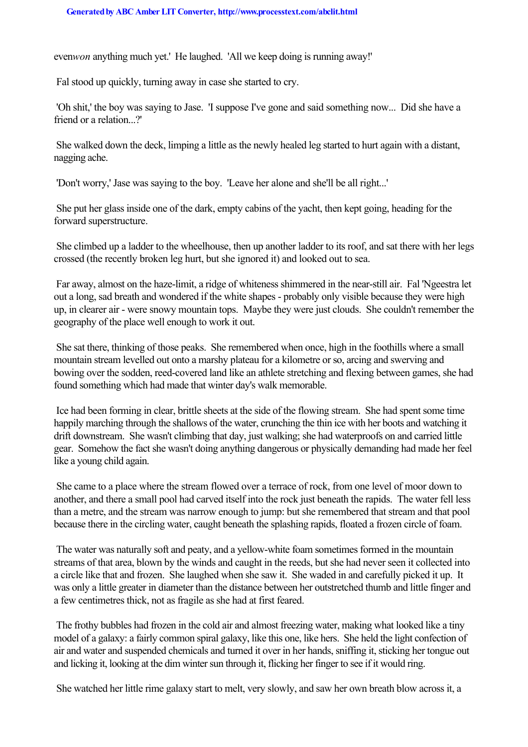even*won* anything much yet.' He laughed. 'All we keep doing is running away!'

Fal stood up quickly, turning away in case she started to cry.

'Oh shit,' the boy was saying to Jase. 'I suppose I've gone and said something now... Did she have a friend or a relation...?'

She walked down the deck, limping a little as the newly healed leg started to hurt again with a distant, nagging ache.

'Don't worry,' Jase was saying to the boy. 'Leave her alone and she'll be all right...'

She put her glass inside one of the dark, empty cabins of the yacht, then kept going, heading for the forward superstructure.

She climbed up a ladder to the wheelhouse, then up another ladder to its roof, and sat there with her legs crossed (the recently broken leg hurt, but she ignored it) and looked out to sea.

Far away, almost on the haze-limit, a ridge of whiteness shimmered in the near-still air. Fal 'Ngeestra let out a long, sad breath and wondered if the white shapes - probably only visible because they were high up, in clearer air - were snowy mountain tops. Maybe they were just clouds. She couldn't remember the geography of the place well enough to work it out.

She sat there, thinking of those peaks. She remembered when once, high in the foothills where a small mountain stream levelled out onto a marshy plateau for a kilometre or so, arcing and swerving and bowing over the sodden, reed-covered land like an athlete stretching and flexing between games, she had found something which had made that winter day's walk memorable.

Ice had been forming in clear, brittle sheets at the side of the flowing stream. She had spent some time happily marching through the shallows of the water, crunching the thin ice with her boots and watching it drift downstream. She wasn't climbing that day, just walking; she had waterproofs on and carried little gear. Somehow the fact she wasn't doing anything dangerous or physically demanding had made her feel like a young child again.

She came to a place where the stream flowed over a terrace of rock, from one level of moor down to another, and there a small pool had carved itself into the rock just beneath the rapids. The water fell less than a metre, and the stream was narrow enough to jump: but she remembered that stream and that pool because there in the circling water, caught beneath the splashing rapids, floated a frozen circle of foam.

The water was naturally soft and peaty, and a yellow-white foam sometimes formed in the mountain streams of that area, blown by the winds and caught in the reeds, but she had never seen it collected into a circle like that and frozen. She laughed when she saw it. She waded in and carefully picked it up. It was only a little greater in diameter than the distance between her outstretched thumb and little finger and a few centimetres thick, not as fragile as she had at first feared.

The frothy bubbles had frozen in the cold air and almost freezing water, making what looked like a tiny model of a galaxy: a fairly common spiral galaxy, like this one, like hers. She held the light confection of air and water and suspended chemicals and turned it over in her hands, sniffing it, sticking her tongue out and licking it, looking at the dim winter sun through it, flicking her finger to see if it would ring.

She watched her little rime galaxy start to melt, very slowly, and saw her own breath blow across it, a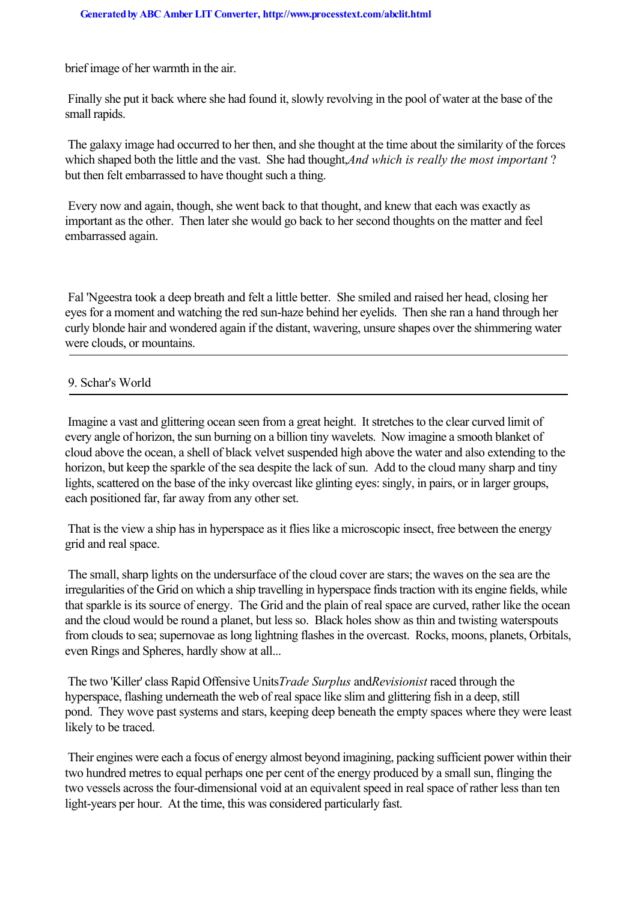brief image of her warmth in the air.

Finally she put it back where she had found it, slowly revolving in the pool of water at the base of the small rapids.

The galaxy image had occurred to her then, and she thought at the time about the similarity of the forces which shaped both the little and the vast. She had thought, *And which is really the most important*? but then felt embarrassed to have thought such a thing.

Every now and again, though, she went back to that thought, and knew that each was exactly as important as the other. Then later she would go back to her second thoughts on the matter and feel embarrassed again.

Fal 'Ngeestra took a deep breath and felt a little better. She smiled and raised her head, closing her eyes for a moment and watching the red sun-haze behind her eyelids. Then she ran a hand through her curly blonde hair and wondered again if the distant, wavering, unsure shapes over the shimmering water were clouds, or mountains.

---

## 9. Schar's World

---

Imagine a vast and glittering ocean seen from a great height. It stretches to the clear curved limit of every angle of horizon, the sun burning on a billion tiny wavelets. Now imagine a smooth blanket of cloud above the ocean, a shell of black velvet suspended high above the water and also extending to the horizon, but keep the sparkle of the sea despite the lack of sun. Add to the cloud many sharp and tiny lights, scattered on the base of the inky overcast like glinting eyes: singly, in pairs, or in larger groups, each positioned far, far away from any other set.

That is the view a ship has in hyperspace as it flies like a microscopic insect, free between the energy grid and real space.

The small, sharp lights on the undersurface of the cloud cover are stars; the waves on the sea are the irregularities of the Grid on which a ship travelling in hyperspace finds traction with its engine fields, while that sparkle is its source of energy. The Grid and the plain of real space are curved, rather like the ocean and the cloud would be round a planet, but less so. Black holes show as thin and twisting waterspouts from clouds to sea; supernovae as long lightning flashes in the overcast. Rocks, moons, planets, Orbitals, even Rings and Spheres, hardly show at all...

The two 'Killer' class Rapid Offensive Units *Trade Surplus* and *Revisionist* raced through the hyperspace, flashing underneath the web of real space like slim and glittering fish in a deep, still pond. They wove past systems and stars, keeping deep beneath the empty spaces where they were least likely to be traced.

Their engines were each a focus of energy almost beyond imagining, packing sufficient power within their two hundred metres to equal perhaps one per cent of the energy produced by a small sun, flinging the two vessels across the four-dimensional void at an equivalent speed in real space of rather less than ten light-years per hour. At the time, this was considered particularly fast.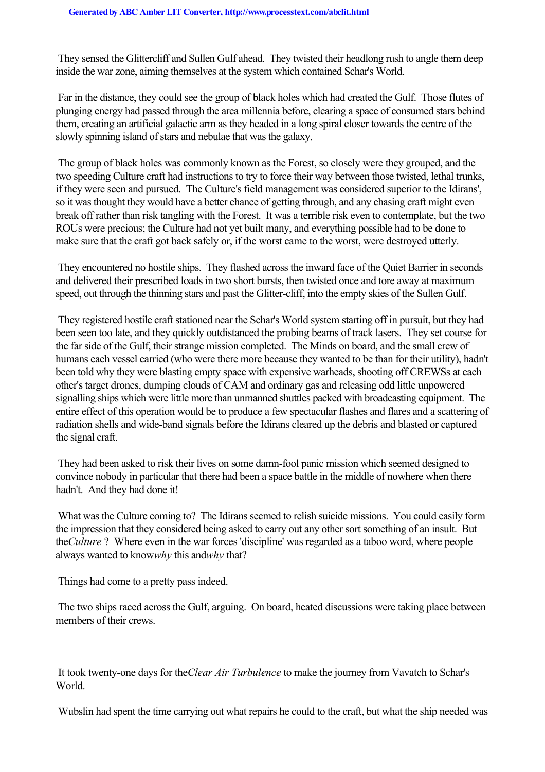They sensed the Glittercliff and Sullen Gulf ahead. They twisted their headlong rush to angle them deep inside the war zone, aiming themselves at the system which contained Schar's World.

Far in the distance, they could see the group of black holes which had created the Gulf. Those flutes of plunging energy had passed through the area millennia before, clearing a space of consumed stars behind them, creating an artificial galactic arm as they headed in a long spiral closer towards the centre of the slowly spinning island of stars and nebulae that was the galaxy.

The group of black holes was commonly known as the Forest, so closely were they grouped, and the two speeding Culture craft had instructions to try to force their way between those twisted, lethal trunks, if they were seen and pursued. The Culture's field management was considered superior to the Idirans', so it was thought they would have a better chance of getting through, and any chasing craft might even break off rather than risk tangling with the Forest. It was a terrible risk even to contemplate, but the two ROUs were precious; the Culture had not yet built many, and everything possible had to be done to make sure that the craft got back safely or, if the worst came to the worst, were destroyed utterly.

They encountered no hostile ships. They flashed across the inward face of the Quiet Barrier in seconds and delivered their prescribed loads in two short bursts, then twisted once and tore away at maximum speed, out through the thinning stars and past the Glitter-cliff, into the empty skies of the Sullen Gulf.

They registered hostile craft stationed near the Schar's World system starting off in pursuit, but they had been seen too late, and they quickly outdistanced the probing beams of track lasers. They set course for the far side of the Gulf, their strange mission completed. The Minds on board, and the small crew of humans each vessel carried (who were there more because they wanted to be than for their utility), hadn't been told why they were blasting empty space with expensive warheads, shooting off CREWSs at each other's target drones, dumping clouds of CAM and ordinary gas and releasing odd little unpowered signalling ships which were little more than unmanned shuttles packed with broadcasting equipment. The entire effect of this operation would be to produce a few spectacular flashes and flares and a scattering of radiation shells and wide-band signals before the Idirans cleared up the debris and blasted or captured the signal craft.

They had been asked to risk their lives on some damn-fool panic mission which seemed designed to convince nobody in particular that there had been a space battle in the middle of nowhere when there hadn't. And they had done it!

What was the Culture coming to? The Idirans seemed to relish suicide missions. You could easily form the impression that they considered being asked to carry out any other sort something of an insult. But the *Culture* ? Where even in the war forces 'discipline' was regarded as a taboo word, where people always wanted to know *why* this and *why* that?

Things had come to a pretty pass indeed.

The two ships raced across the Gulf, arguing. On board, heated discussions were taking place between members of their crews.

It took twenty-one days for the *Clear Air Turbulence* to make the journey from Vavatch to Schar's World.

Wubslin had spent the time carrying out what repairs he could to the craft, but what the ship needed was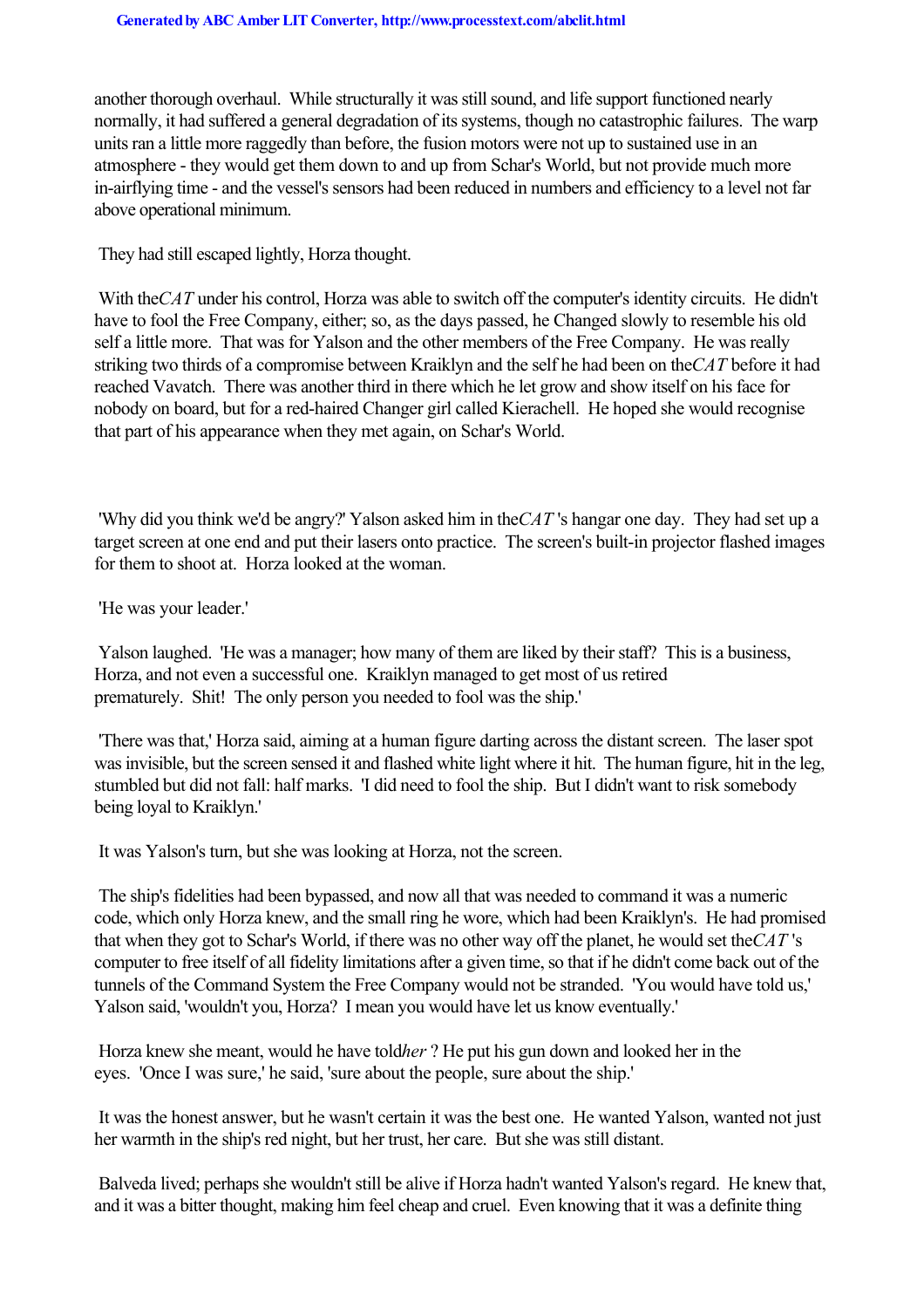another thorough overhaul. While structurally it was still sound, and life support functioned nearly normally, it had suffered a general degradation of its systems, though no catastrophic failures. The warp units ran a little more raggedly than before, the fusion motors were not up to sustained use in an atmosphere - they would get them down to and up from Schar's World, but not provide much more in-airflying time - and the vessel's sensors had been reduced in numbers and efficiency to a level not far above operational minimum.

They had still escaped lightly, Horza thought.

With the *CAT* under his control, Horza was able to switch off the computer's identity circuits. He didn't have to fool the Free Company, either; so, as the days passed, he Changed slowly to resemble his old self a little more. That was for Yalson and the other members of the Free Company. He was really striking two thirds of a compromise between Kraiklyn and the self he had been on the *CAT* before it had reached Vavatch. There was another third in there which he let grow and show itself on his face for nobody on board, but for a red-haired Changer girl called Kierachell. He hoped she would recognise that part of his appearance when they met again, on Schar's World.

'Why did you think we'd be angry?' Yalson asked him in the *CAT*'s hangar one day. They had set up a target screen at one end and put their lasers onto practice. The screen's built-in projector flashed images for them to shoot at. Horza looked at the woman.

'He was your leader.'

Yalson laughed. 'He was a manager; how many of them are liked by their staff? This is a business, Horza, and not even a successful one. Kraiklyn managed to get most of us retired prematurely. Shit! The only person you needed to fool was the ship.'

'There was that,' Horza said, aiming at a human figure darting across the distant screen. The laser spot was invisible, but the screen sensed it and flashed white light where it hit. The human figure, hit in the leg, stumbled but did not fall: half marks. 'I did need to fool the ship. But I didn't want to risk somebody being loyal to Kraiklyn.'

It was Yalson's turn, but she was looking at Horza, not the screen.

The ship's fidelities had been bypassed, and now all that was needed to command it was a numeric code, which only Horza knew, and the small ring he wore, which had been Kraiklyn's. He had promised that when they got to Schar's World, if there was no other way off the planet, he would set the *CAT*'s computer to free itself of all fidelity limitations after a given time, so that if he didn't come back out of the tunnels of the Command System the Free Company would not be stranded. 'You would have told us,' Yalson said, 'wouldn't you, Horza? I mean you would have let us know eventually.'

Horza knew she meant, would he have told *her*? He put his gun down and looked her in the eyes. 'Once I was sure,' he said, 'sure about the people, sure about the ship.'

It was the honest answer, but he wasn't certain it was the best one. He wanted Yalson, wanted not just her warmth in the ship's red night, but her trust, her care. But she was still distant.

Balveda lived; perhaps she wouldn't still be alive if Horza hadn't wanted Yalson's regard. He knew that, and it was a bitter thought, making him feel cheap and cruel. Even knowing that it was a definite thing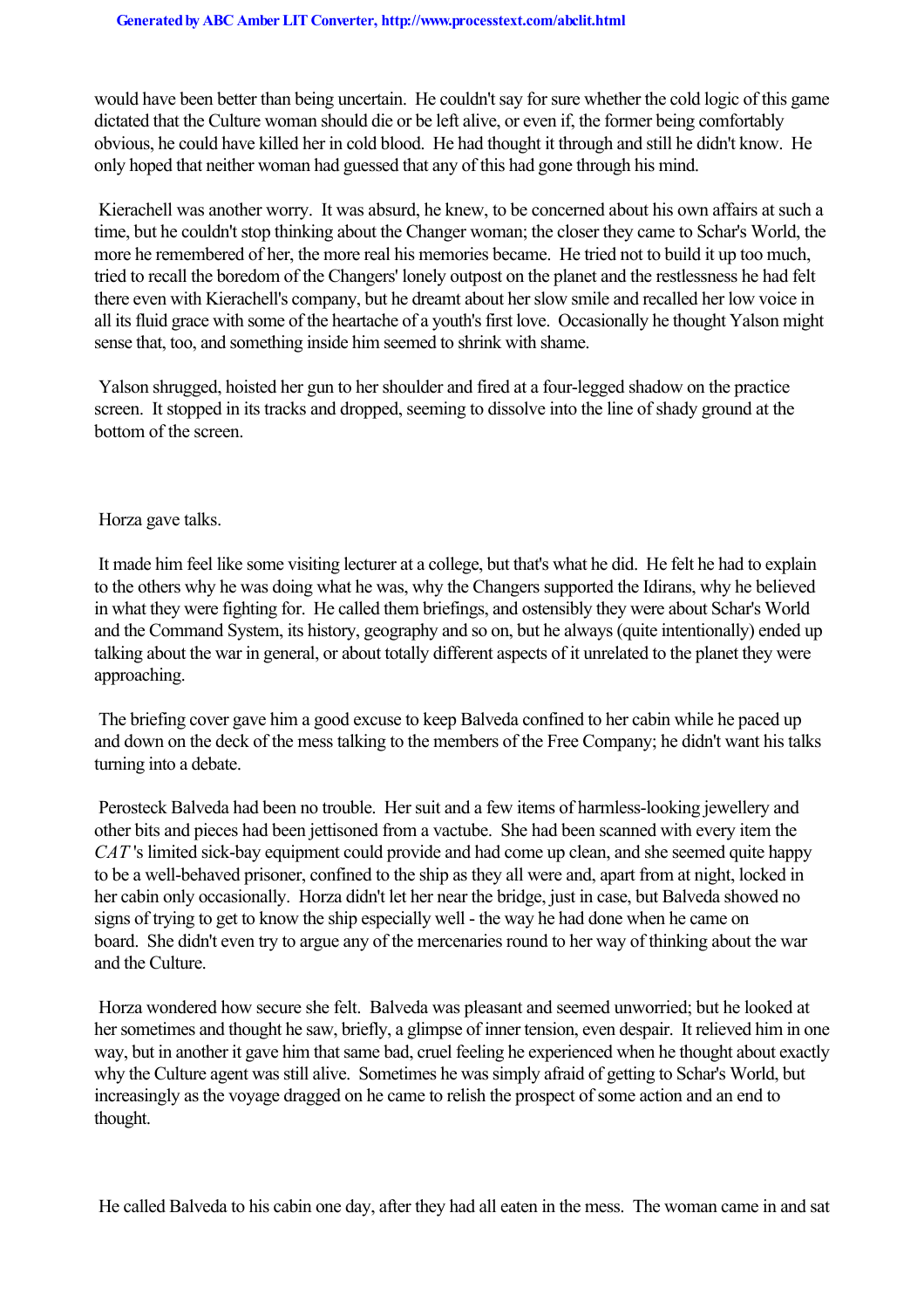would have been better than being uncertain. He couldn't say for sure whether the cold logic of this game dictated that the Culture woman should die or be left alive, or even if, the former being comfortably obvious, he could have killed her in cold blood. He had thought it through and still he didn't know. He only hoped that neither woman had guessed that any of this had gone through his mind.

Kierachell was another worry. It was absurd, he knew, to be concerned about his own affairs at such a time, but he couldn't stop thinking about the Changer woman; the closer they came to Schar's World, the more he remembered of her, the more real his memories became. He tried not to build it up too much, tried to recall the boredom of the Changers' lonely outpost on the planet and the restlessness he had felt there even with Kierachell's company, but he dreamt about her slow smile and recalled her low voice in all its fluid grace with some of the heartache of a youth's first love. Occasionally he thought Yalson might sense that, too, and something inside him seemed to shrink with shame.

Yalson shrugged, hoisted her gun to her shoulder and fired at a four-legged shadow on the practice screen. It stopped in its tracks and dropped, seeming to dissolve into the line of shady ground at the bottom of the screen.

Horza gave talks.

It made him feel like some visiting lecturer at a college, but that's what he did. He felt he had to explain to the others why he was doing what he was, why the Changers supported the Idirans, why he believed in what they were fighting for. He called them briefings, and ostensibly they were about Schar's World and the Command System, its history, geography and so on, but he always (quite intentionally) ended up talking about the war in general, or about totally different aspects of it unrelated to the planet they were approaching.

The briefing cover gave him a good excuse to keep Balveda confined to her cabin while he paced up and down on the deck of the mess talking to the members of the Free Company; he didn't want his talks turning into a debate.

Perosteck Balveda had been no trouble. Her suit and a few items of harmless-looking jewellery and other bits and pieces had been jettisoned from a vactube. She had been scanned with every item the *CAT*'s limited sick-bay equipment could provide and had come up clean, and she seemed quite happy to be a well-behaved prisoner, confined to the ship as they all were and, apart from at night, locked in her cabin only occasionally. Horza didn't let her near the bridge, just in case, but Balveda showed no signs of trying to get to know the ship especially well - the way he had done when he came on board. She didn't even try to argue any of the mercenaries round to her way of thinking about the war and the Culture.

Horza wondered how secure she felt. Balveda was pleasant and seemed unworried; but he looked at her sometimes and thought he saw, briefly, a glimpse of inner tension, even despair. It relieved him in one way, but in another it gave him that same bad, cruel feeling he experienced when he thought about exactly why the Culture agent was still alive. Sometimes he was simply afraid of getting to Schar's World, but increasingly as the voyage dragged on he came to relish the prospect of some action and an end to thought.

He called Balveda to his cabin one day, after they had all eaten in the mess. The woman came in and sat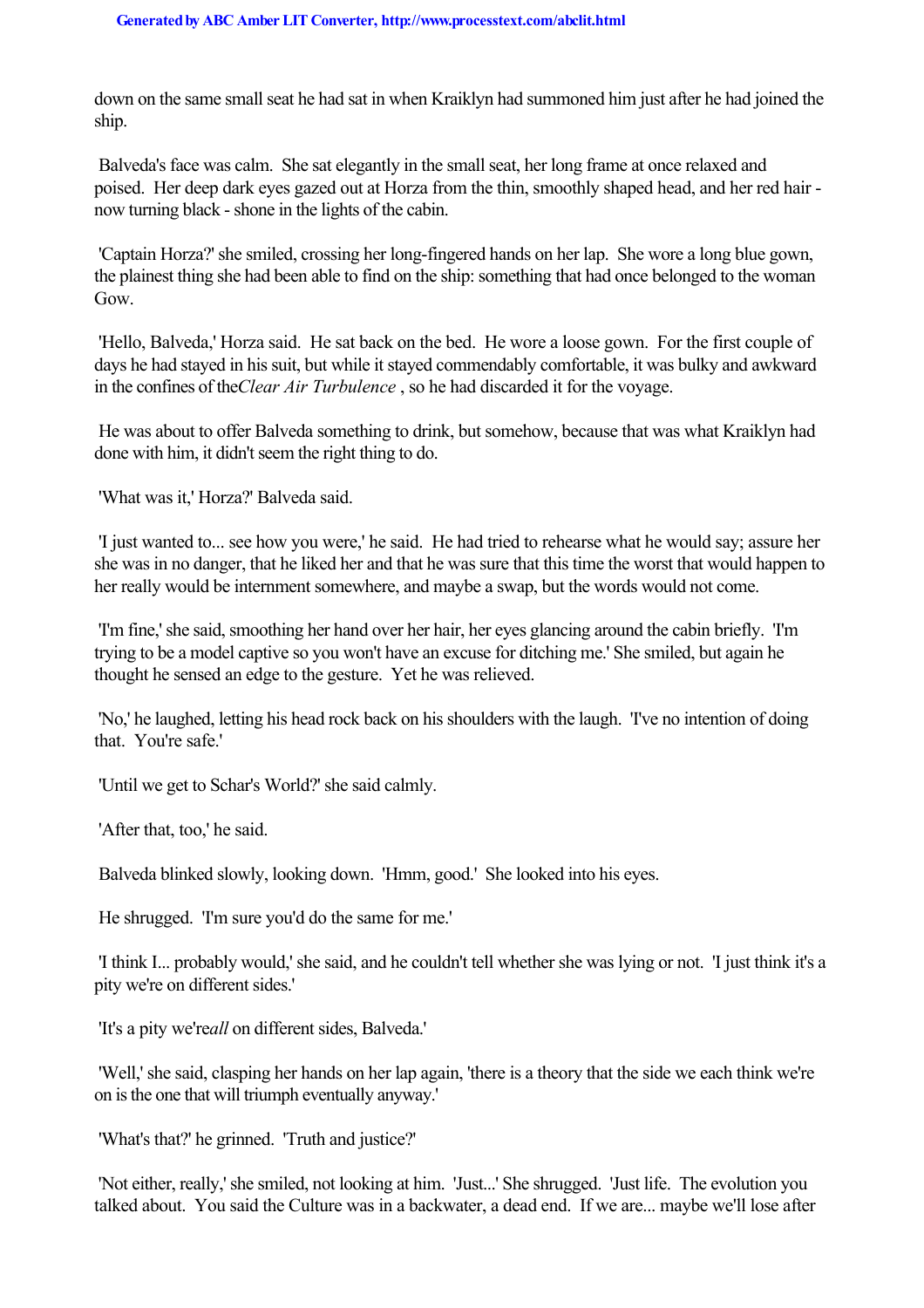down on the same small seat he had sat in when Kraiklyn had summoned him just after he had joined the ship.

Balveda's face was calm. She sat elegantly in the small seat, her long frame at once relaxed and poised. Her deep dark eyes gazed out at Horza from the thin, smoothly shaped head, and her red hair - now turning black - shone in the lights of the cabin.

'Captain Horza?' she smiled, crossing her long-fingered hands on her lap. She wore a long blue gown, the plainest thing she had been able to find on the ship: something that had once belonged to the woman Gow.

'Hello, Balveda,' Horza said. He sat back on the bed. He wore a loose gown. For the first couple of days he had stayed in his suit, but while it stayed commendably comfortable, it was bulky and awkward in the confines of the *Clear Air Turbulence* , so he had discarded it for the voyage.

He was about to offer Balveda something to drink, but somehow, because that was what Kraiklyn had done with him, it didn't seem the right thing to do.

'What was it,' Horza?' Balveda said.

'I just wanted to... see how you were,' he said. He had tried to rehearse what he would say; assure her she was in no danger, that he liked her and that he was sure that this time the worst that would happen to her really would be internment somewhere, and maybe a swap, but the words would not come.

'I'm fine,' she said, smoothing her hand over her hair, her eyes glancing around the cabin briefly. 'I'm trying to be a model captive so you won't have an excuse for ditching me.' She smiled, but again he thought he sensed an edge to the gesture. Yet he was relieved.

'No,' he laughed, letting his head rock back on his shoulders with the laugh. 'I've no intention of doing that. You're safe.'

'Until we get to Schar's World?' she said calmly.

'After that, too,' he said.

Balveda blinked slowly, looking down. 'Hmm, good.' She looked into his eyes.

He shrugged. 'I'm sure you'd do the same for me.'

'I think I... probably would,' she said, and he couldn't tell whether she was lying or not. 'I just think it's a pity we're on different sides.'

'It's a pity we're *all* on different sides, Balveda.'

'Well,' she said, clasping her hands on her lap again, 'there is a theory that the side we each think we're on is the one that will triumph eventually anyway.'

'What's that?' he grinned. 'Truth and justice?'

'Not either, really,' she smiled, not looking at him. 'Just...' She shrugged. 'Just life. The evolution you talked about. You said the Culture was in a backwater, a dead end. If we are... maybe we'll lose after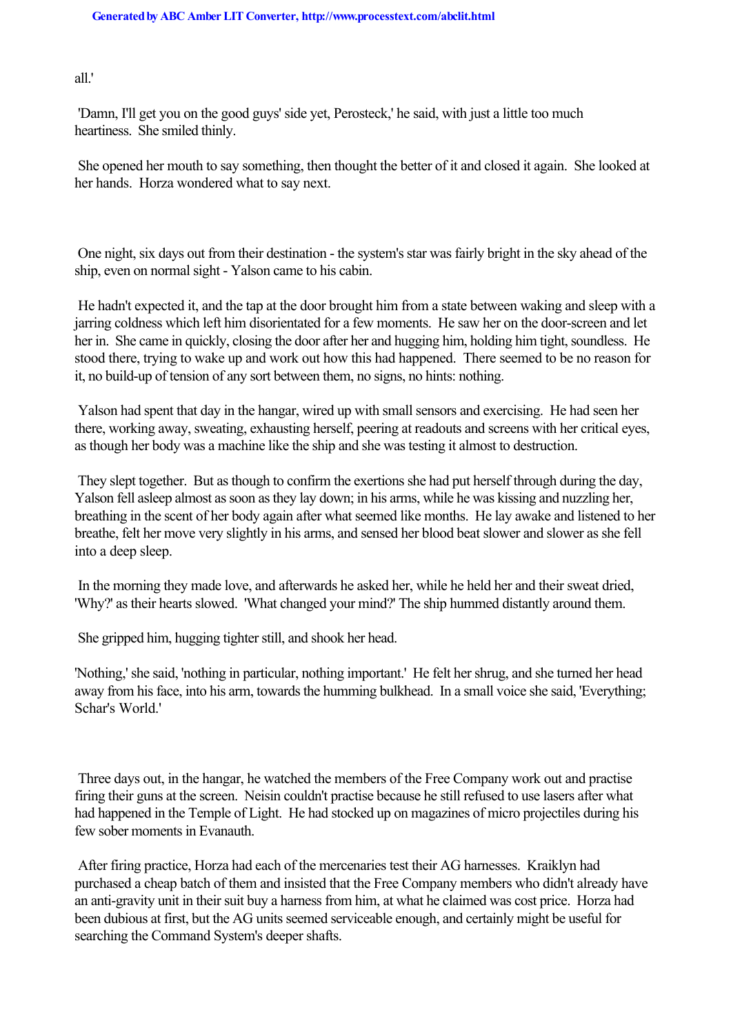all.'

'Damn, I'll get you on the good guys' side yet, Perosteck,' he said, with just a little too much heartiness. She smiled thinly.

She opened her mouth to say something, then thought the better of it and closed it again. She looked at her hands. Horza wondered what to say next.

One night, six days out from their destination - the system's star was fairly bright in the sky ahead of the ship, even on normal sight - Yalson came to his cabin.

He hadn't expected it, and the tap at the door brought him from a state between waking and sleep with a jarring coldness which left him disorientated for a few moments. He saw her on the door-screen and let her in. She came in quickly, closing the door after her and hugging him, holding him tight, soundless. He stood there, trying to wake up and work out how this had happened. There seemed to be no reason for it, no build-up of tension of any sort between them, no signs, no hints: nothing.

Yalson had spent that day in the hangar, wired up with small sensors and exercising. He had seen her there, working away, sweating, exhausting herself, peering at readouts and screens with her critical eyes, as though her body was a machine like the ship and she was testing it almost to destruction.

They slept together. But as though to confirm the exertions she had put herself through during the day, Yalson fell asleep almost as soon as they lay down; in his arms, while he was kissing and nuzzling her, breathing in the scent of her body again after what seemed like months. He lay awake and listened to her breathe, felt her move very slightly in his arms, and sensed her blood beat slower and slower as she fell into a deep sleep.

In the morning they made love, and afterwards he asked her, while he held her and their sweat dried, 'Why?' as their hearts slowed. 'What changed your mind?' The ship hummed distantly around them.

She gripped him, hugging tighter still, and shook her head.

'Nothing,' she said, 'nothing in particular, nothing important.' He felt her shrug, and she turned her head away from his face, into his arm, towards the humming bulkhead. In a small voice she said, 'Everything; Schar's World.'

Three days out, in the hangar, he watched the members of the Free Company work out and practise firing their guns at the screen. Neisin couldn't practise because he still refused to use lasers after what had happened in the Temple of Light. He had stocked up on magazines of micro projectiles during his few sober moments in Evanauth.

After firing practice, Horza had each of the mercenaries test their AG harnesses. Kraiklyn had purchased a cheap batch of them and insisted that the Free Company members who didn't already have an anti-gravity unit in their suit buy a harness from him, at what he claimed was cost price. Horza had been dubious at first, but the AG units seemed serviceable enough, and certainly might be useful for searching the Command System's deeper shafts.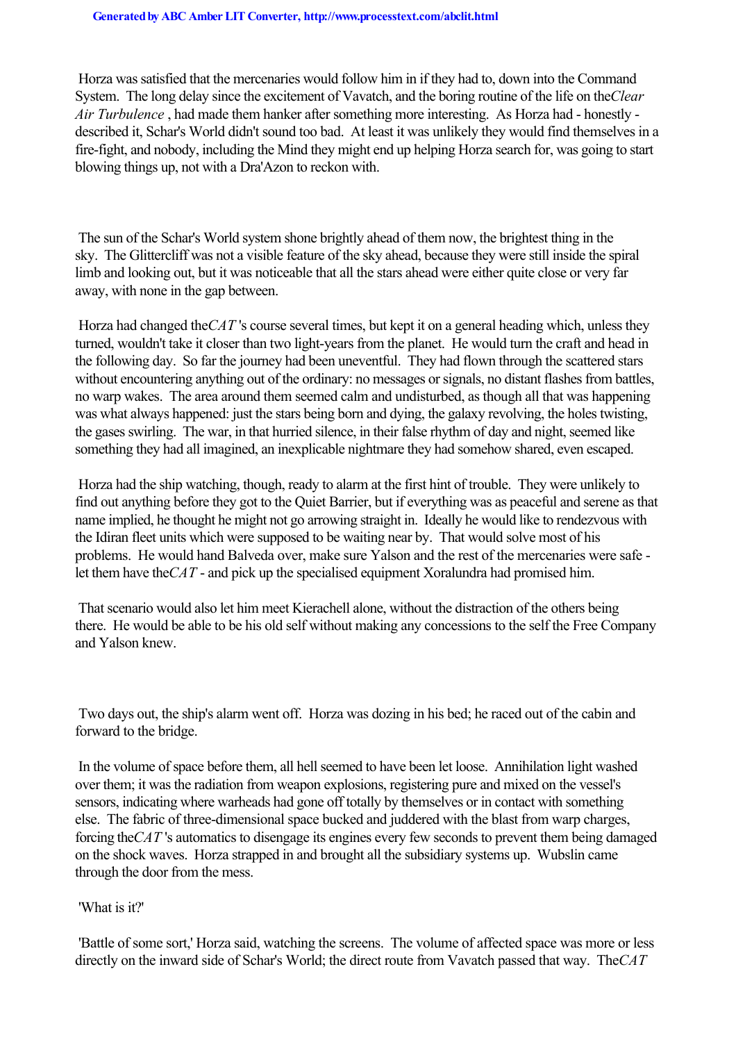Horza was satisfied that the mercenaries would follow him in if they had to, down into the Command System. The long delay since the excitement of Vavatch, and the boring routine of the life on the *Clear Air Turbulence*, had made them hanker after something more interesting. As Horza had - honestly - described it, Schar's World didn't sound too bad. At least it was unlikely they would find themselves in a fire-fight, and nobody, including the Mind they might end up helping Horza search for, was going to start blowing things up, not with a Dra'Azon to reckon with.

The sun of the Schar's World system shone brightly ahead of them now, the brightest thing in the sky. The Glittercliff was not a visible feature of the sky ahead, because they were still inside the spiral limb and looking out, but it was noticeable that all the stars ahead were either quite close or very far away, with none in the gap between.

Horza had changed the *CAT*'s course several times, but kept it on a general heading which, unless they turned, wouldn't take it closer than two light-years from the planet. He would turn the craft and head in the following day. So far the journey had been uneventful. They had flown through the scattered stars without encountering anything out of the ordinary: no messages or signals, no distant flashes from battles, no warp wakes. The area around them seemed calm and undisturbed, as though all that was happening was what always happened: just the stars being born and dying, the galaxy revolving, the holes twisting, the gases swirling. The war, in that hurried silence, in their false rhythm of day and night, seemed like something they had all imagined, an inexplicable nightmare they had somehow shared, even escaped.

Horza had the ship watching, though, ready to alarm at the first hint of trouble. They were unlikely to find out anything before they got to the Quiet Barrier, but if everything was as peaceful and serene as that name implied, he thought he might not go arrowing straight in. Ideally he would like to rendezvous with the Idiran fleet units which were supposed to be waiting near by. That would solve most of his problems. He would hand Balveda over, make sure Yalson and the rest of the mercenaries were safe - let them have the *CAT* - and pick up the specialised equipment Xoralundra had promised him.

That scenario would also let him meet Kierachell alone, without the distraction of the others being there. He would be able to be his old self without making any concessions to the self the Free Company and Yalson knew.

Two days out, the ship's alarm went off. Horza was dozing in his bed; he raced out of the cabin and forward to the bridge.

In the volume of space before them, all hell seemed to have been let loose. Annihilation light washed over them; it was the radiation from weapon explosions, registering pure and mixed on the vessel's sensors, indicating where warheads had gone off totally by themselves or in contact with something else. The fabric of three-dimensional space bucked and juddered with the blast from warp charges, forcing the *CAT*'s automatics to disengage its engines every few seconds to prevent them being damaged on the shock waves. Horza strapped in and brought all the subsidiary systems up. Wubslin came through the door from the mess.

'What is it?'

'Battle of some sort,' Horza said, watching the screens. The volume of affected space was more or less directly on the inward side of Schar's World; the direct route from Vavatch passed that way. The *CAT*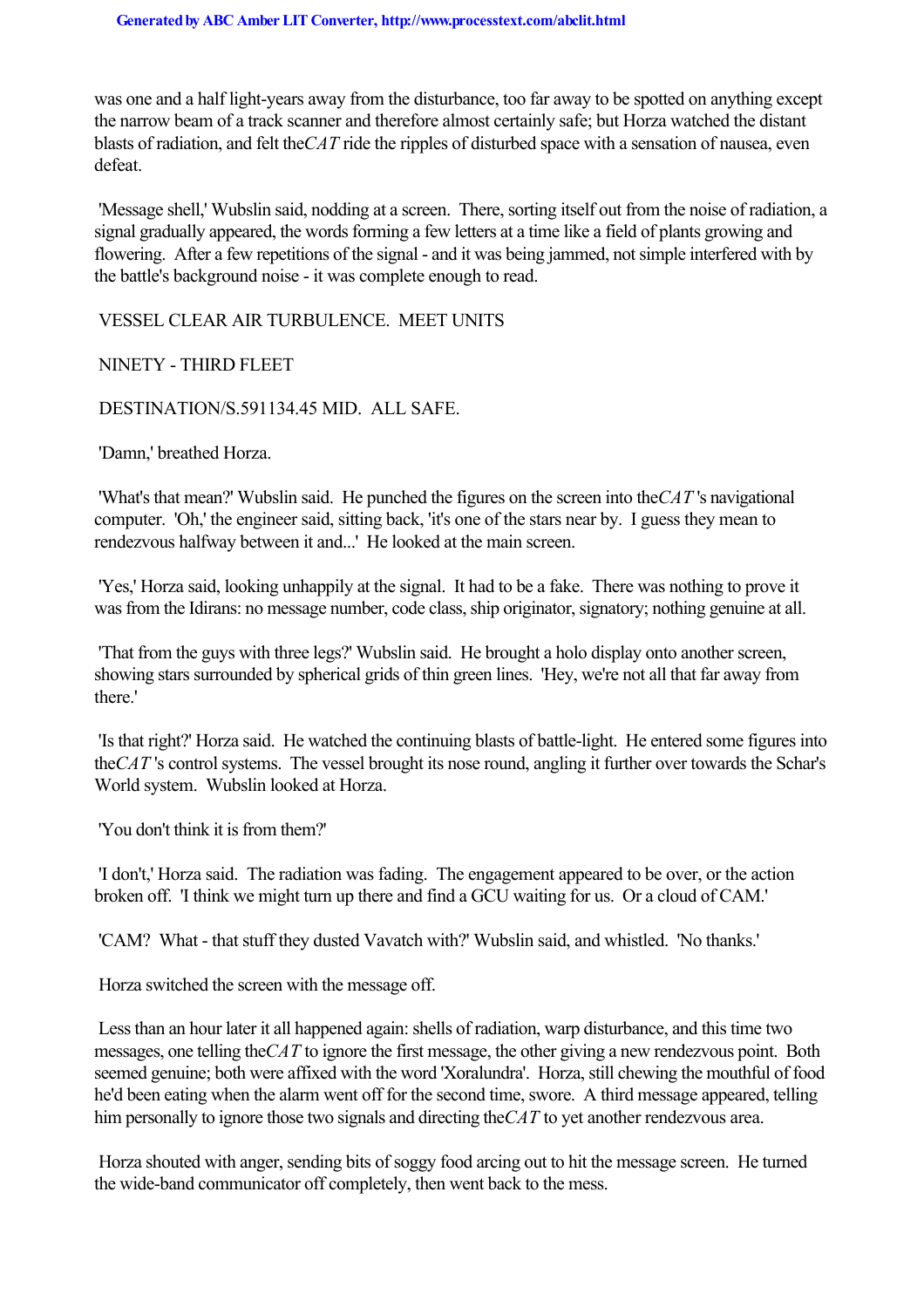was one and a half light-years away from the disturbance, too far away to be spotted on anything except the narrow beam of a track scanner and therefore almost certainly safe; but Horza watched the distant blasts of radiation, and felt the *CAT* ride the ripples of disturbed space with a sensation of nausea, even defeat.

'Message shell,' Wubslin said, nodding at a screen. There, sorting itself out from the noise of radiation, a signal gradually appeared, the words forming a few letters at a time like a field of plants growing and flowering. After a few repetitions of the signal - and it was being jammed, not simple interfered with by the battle's background noise - it was complete enough to read.

VESSEL CLEAR AIR TURBULENCE. MEET UNITS

NINETY - THIRD FLEET

DESTINATION/S.591134.45 MID. ALL SAFE.

'Damn,' breathed Horza.

'What's that mean?' Wubslin said. He punched the figures on the screen into the *CAT*'s navigational computer. 'Oh,' the engineer said, sitting back, 'it's one of the stars near by. I guess they mean to rendezvous halfway between it and...' He looked at the main screen.

'Yes,' Horza said, looking unhappily at the signal. It had to be a fake. There was nothing to prove it was from the Idirans: no message number, code class, ship originator, signatory; nothing genuine at all.

'That from the guys with three legs?' Wubslin said. He brought a holo display onto another screen, showing stars surrounded by spherical grids of thin green lines. 'Hey, we're not all that far away from there.'

'Is that right?' Horza said. He watched the continuing blasts of battle-light. He entered some figures into the *CAT*'s control systems. The vessel brought its nose round, angling it further over towards the Schar's World system. Wubslin looked at Horza.

'You don't think it is from them?'

'I don't,' Horza said. The radiation was fading. The engagement appeared to be over, or the action broken off. 'I think we might turn up there and find a GCU waiting for us. Or a cloud of CAM.'

'CAM? What - that stuff they dusted Vavatch with?' Wubslin said, and whistled. 'No thanks.'

Horza switched the screen with the message off.

Less than an hour later it all happened again: shells of radiation, warp disturbance, and this time two messages, one telling the *CAT* to ignore the first message, the other giving a new rendezvous point. Both seemed genuine; both were affixed with the word 'Xoralundra'. Horza, still chewing the mouthful of food he'd been eating when the alarm went off for the second time, swore. A third message appeared, telling him personally to ignore those two signals and directing the *CAT* to yet another rendezvous area.

Horza shouted with anger, sending bits of soggy food arcing out to hit the message screen. He turned the wide-band communicator off completely, then went back to the mess.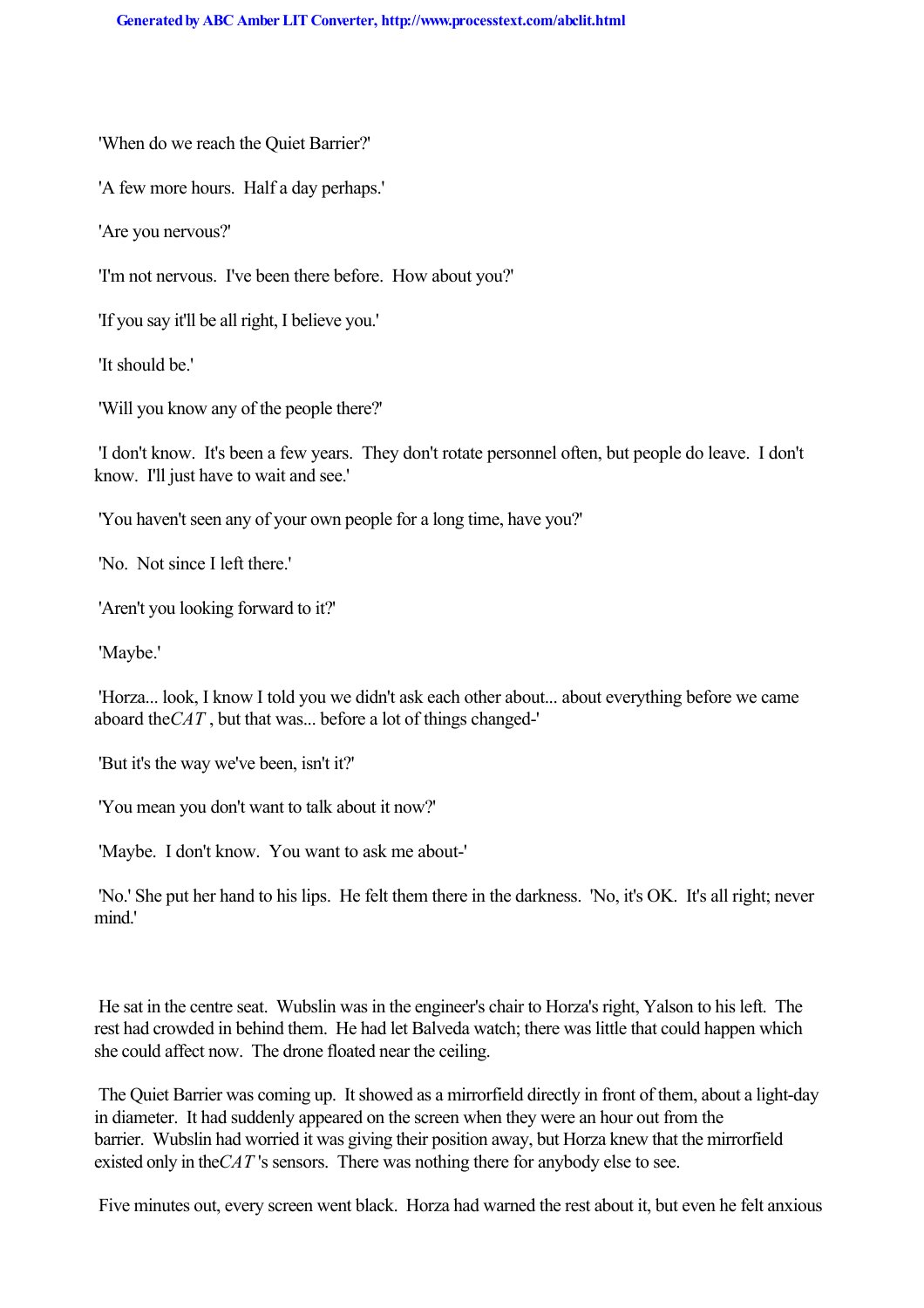'When do we reach the Quiet Barrier?'

'A few more hours. Half a day perhaps.'

'Are you nervous?'

'I'm not nervous. I've been there before. How about you?'

'If you say it'll be all right, I believe you.'

'It should be.'

'Will you know any of the people there?'

'I don't know. It's been a few years. They don't rotate personnel often, but people do leave. I don't know. I'll just have to wait and see.'

'You haven't seen any of your own people for a long time, have you?'

'No. Not since I left there.'

'Aren't you looking forward to it?'

'Maybe.'

'Horza... look, I know I told you we didn't ask each other about... about everything before we came aboard the *CAT*, but that was... before a lot of things changed-'

'But it's the way we've been, isn't it?'

'You mean you don't want to talk about it now?'

'Maybe. I don't know. You want to ask me about-'

'No.' She put her hand to his lips. He felt them there in the darkness. 'No, it's OK. It's all right; never mind.'

He sat in the centre seat. Wubslin was in the engineer's chair to Horza's right, Yalson to his left. The rest had crowded in behind them. He had let Balveda watch; there was little that could happen which she could affect now. The drone floated near the ceiling.

The Quiet Barrier was coming up. It showed as a mirrorfield directly in front of them, about a light-day in diameter. It had suddenly appeared on the screen when they were an hour out from the barrier. Wubslin had worried it was giving their position away, but Horza knew that the mirrorfield existed only in the *CAT*'s sensors. There was nothing there for anybody else to see.

Five minutes out, every screen went black. Horza had warned the rest about it, but even he felt anxious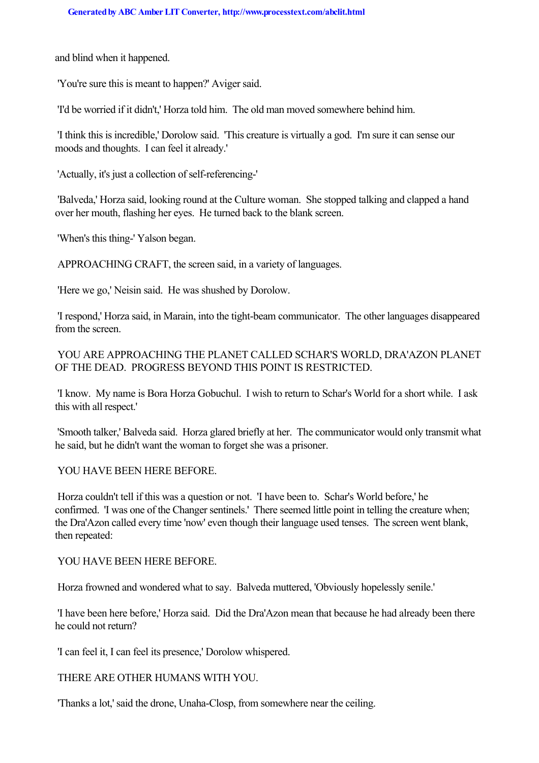and blind when it happened.

'You're sure this is meant to happen?' Aviger said.

'I'd be worried if it didn't,' Horza told him. The old man moved somewhere behind him.

'I think this is incredible,' Dorolow said. 'This creature is virtually a god. I'm sure it can sense our moods and thoughts. I can feel it already.'

'Actually, it's just a collection of self-referencing-'

'Balveda,' Horza said, looking round at the Culture woman. She stopped talking and clapped a hand over her mouth, flashing her eyes. He turned back to the blank screen.

'When's this thing-' Yalson began.

APPROACHING CRAFT, the screen said, in a variety of languages.

'Here we go,' Neisin said. He was shushed by Dorolow.

'I respond,' Horza said, in Marain, into the tight-beam communicator. The other languages disappeared from the screen.

YOU ARE APPROACHING THE PLANET CALLED SCHAR'S WORLD, DRA'AZON PLANET OF THE DEAD. PROGRESS BEYOND THIS POINT IS RESTRICTED.

'I know. My name is Bora Horza Gobuchul. I wish to return to Schar's World for a short while. I ask this with all respect.'

'Smooth talker,' Balveda said. Horza glared briefly at her. The communicator would only transmit what he said, but he didn't want the woman to forget she was a prisoner.

YOU HAVE BEEN HERE BEFORE.

Horza couldn't tell if this was a question or not. 'I have been to. Schar's World before,' he confirmed. 'I was one of the Changer sentinels.' There seemed little point in telling the creature when; the Dra'Azon called every time 'now' even though their language used tenses. The screen went blank, then repeated:

YOU HAVE BEEN HERE BEFORE.

Horza frowned and wondered what to say. Balveda muttered, 'Obviously hopelessly senile.'

'I have been here before,' Horza said. Did the Dra'Azon mean that because he had already been there he could not return?

'I can feel it, I can feel its presence,' Dorolow whispered.

THERE ARE OTHER HUMANS WITH YOU.

'Thanks a lot,' said the drone, Unaha-Closp, from somewhere near the ceiling.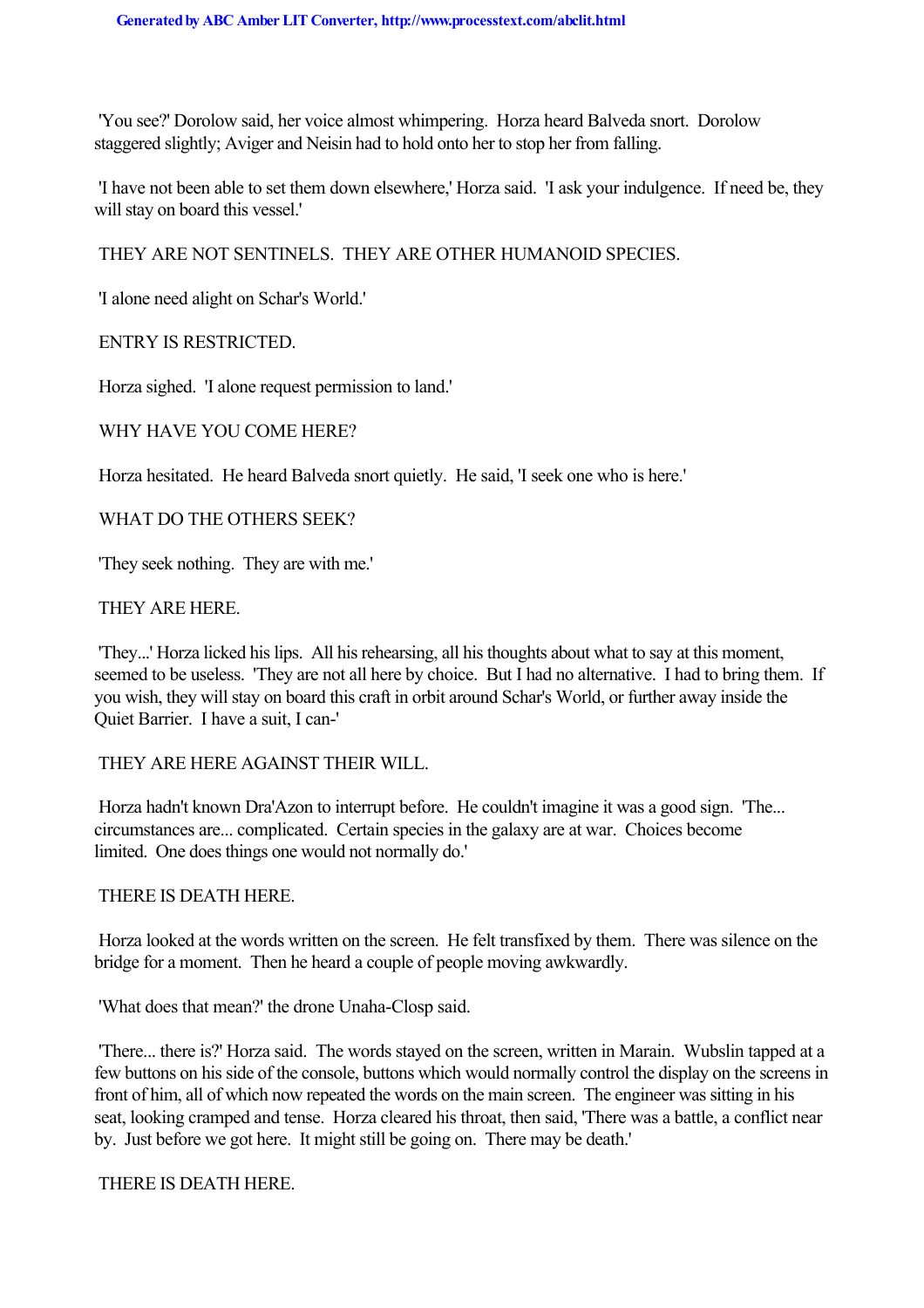'You see?' Dorolow said, her voice almost whimpering. Horza heard Balveda snort. Dorolow staggered slightly; Aviger and Neisin had to hold onto her to stop her from falling.

'I have not been able to set them down elsewhere,' Horza said. 'I ask your indulgence. If need be, they will stay on board this vessel.'

THEY ARE NOT SENTINELS. THEY ARE OTHER HUMANOID SPECIES.

'I alone need alight on Schar's World.'

ENTRY IS RESTRICTED.

Horza sighed. 'I alone request permission to land.'

WHY HAVE YOU COME HERE?

Horza hesitated. He heard Balveda snort quietly. He said, 'I seek one who is here.'

WHAT DO THE OTHERS SEEK?

'They seek nothing. They are with me.'

THEY ARE HERE.

'They...' Horza licked his lips. All his rehearsing, all his thoughts about what to say at this moment, seemed to be useless. 'They are not all here by choice. But I had no alternative. I had to bring them. If you wish, they will stay on board this craft in orbit around Schar's World, or further away inside the Quiet Barrier. I have a suit, I can-'

THEY ARE HERE AGAINST THEIR WILL.

Horza hadn't known Dra'Azon to interrupt before. He couldn't imagine it was a good sign. 'The... circumstances are... complicated. Certain species in the galaxy are at war. Choices become limited. One does things one would not normally do.'

THERE IS DEATH HERE.

Horza looked at the words written on the screen. He felt transfixed by them. There was silence on the bridge for a moment. Then he heard a couple of people moving awkwardly.

'What does that mean?' the drone Unaha-Closp said.

'There... there is?' Horza said. The words stayed on the screen, written in Marain. Wubslin tapped at a few buttons on his side of the console, buttons which would normally control the display on the screens in front of him, all of which now repeated the words on the main screen. The engineer was sitting in his seat, looking cramped and tense. Horza cleared his throat, then said, 'There was a battle, a conflict near by. Just before we got here. It might still be going on. There may be death.'

THERE IS DEATH HERE.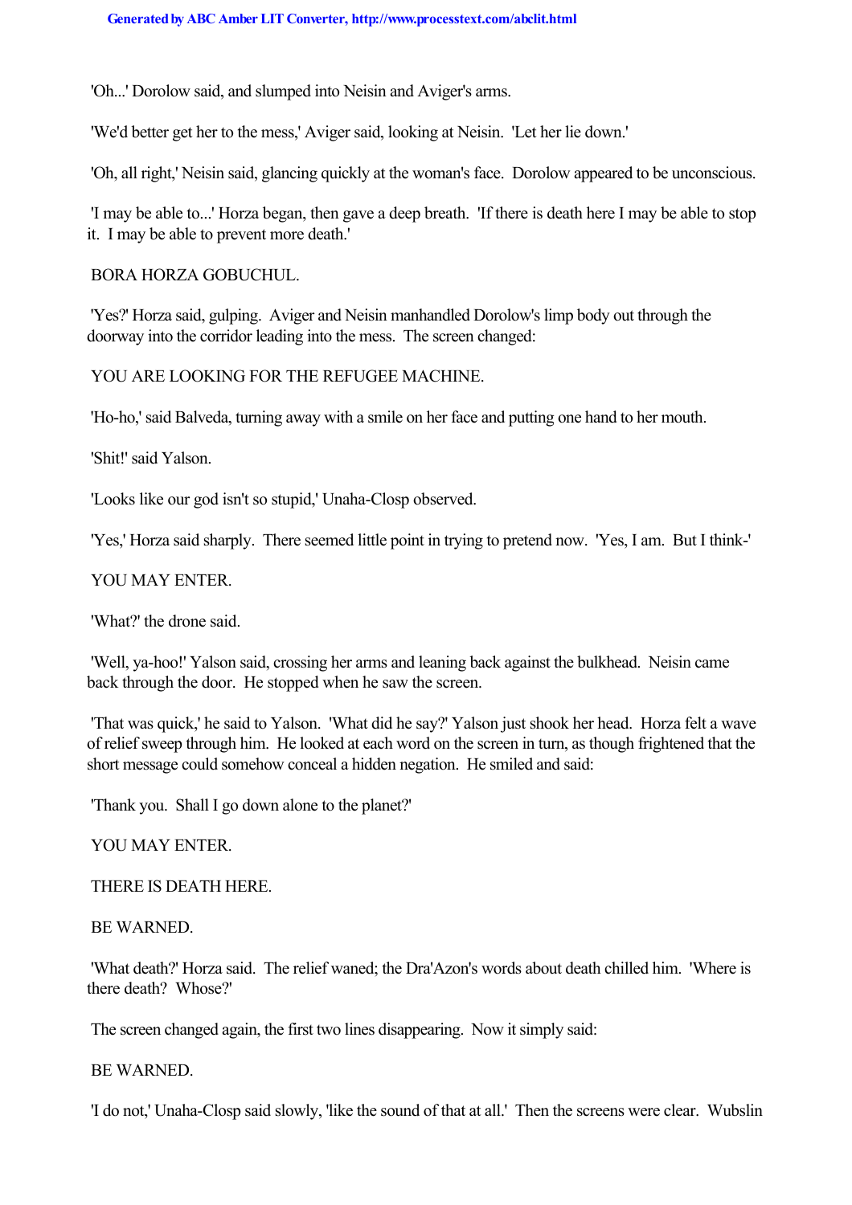'Oh...' Dorolow said, and slumped into Neisin and Aviger's arms.

'We'd better get her to the mess,' Aviger said, looking at Neisin. 'Let her lie down.'

'Oh, all right,' Neisin said, glancing quickly at the woman's face. Dorolow appeared to be unconscious.

'I may be able to...' Horza began, then gave a deep breath. 'If there is death here I may be able to stop it. I may be able to prevent more death.'

BORA HORZA GOBUCHUL.

'Yes?' Horza said, gulping. Aviger and Neisin manhandled Dorolow's limp body out through the doorway into the corridor leading into the mess. The screen changed:

YOU ARE LOOKING FOR THE REFUGEE MACHINE.

'Ho-ho,' said Balveda, turning away with a smile on her face and putting one hand to her mouth.

'Shit!' said Yalson.

'Looks like our god isn't so stupid,' Unaha-Closp observed.

'Yes,' Horza said sharply. There seemed little point in trying to pretend now. 'Yes, I am. But I think-'

YOU MAY ENTER.

'What?' the drone said.

'Well, ya-hoo!' Yalson said, crossing her arms and leaning back against the bulkhead. Neisin came back through the door. He stopped when he saw the screen.

'That was quick,' he said to Yalson. 'What did he say?' Yalson just shook her head. Horza felt a wave of relief sweep through him. He looked at each word on the screen in turn, as though frightened that the short message could somehow conceal a hidden negation. He smiled and said:

'Thank you. Shall I go down alone to the planet?'

YOU MAY ENTER.

THERE IS DEATH HERE.

BE WARNED.

'What death?' Horza said. The relief waned; the Dra'Azon's words about death chilled him. 'Where is there death? Whose?'

The screen changed again, the first two lines disappearing. Now it simply said:

BE WARNED.

'I do not,' Unaha-Closp said slowly, 'like the sound of that at all.' Then the screens were clear. Wubslin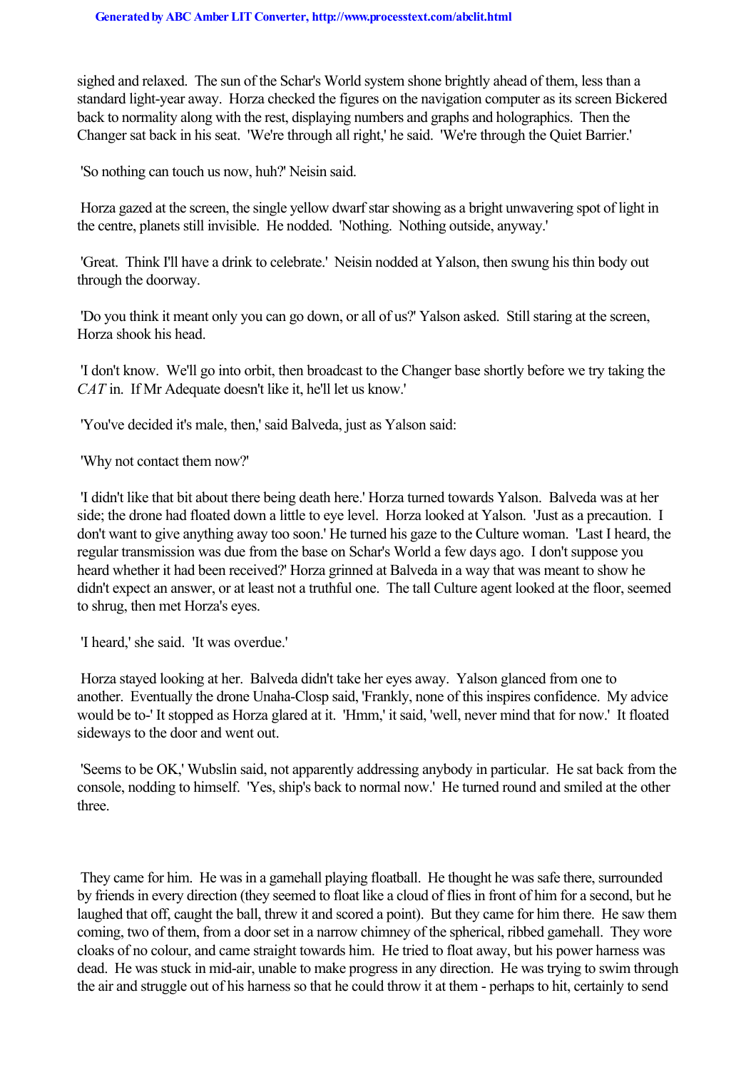sighed and relaxed. The sun of the Schar's World system shone brightly ahead of them, less than a standard light-year away. Horza checked the figures on the navigation computer as its screen Bickered back to normality along with the rest, displaying numbers and graphs and holographics. Then the Changer sat back in his seat. 'We're through all right,' he said. 'We're through the Quiet Barrier.'

'So nothing can touch us now, huh?' Neisin said.

Horza gazed at the screen, the single yellow dwarf star showing as a bright unwavering spot of light in the centre, planets still invisible. He nodded. 'Nothing. Nothing outside, anyway.'

'Great. Think I'll have a drink to celebrate.' Neisin nodded at Yalson, then swung his thin body out through the doorway.

'Do you think it meant only you can go down, or all of us?' Yalson asked. Still staring at the screen, Horza shook his head.

'I don't know. We'll go into orbit, then broadcast to the Changer base shortly before we try taking the *CAT* in. If Mr Adequate doesn't like it, he'll let us know.'

'You've decided it's male, then,' said Balveda, just as Yalson said:

'Why not contact them now?'

'I didn't like that bit about there being death here.' Horza turned towards Yalson. Balveda was at her side; the drone had floated down a little to eye level. Horza looked at Yalson. 'Just as a precaution. I don't want to give anything away too soon.' He turned his gaze to the Culture woman. 'Last I heard, the regular transmission was due from the base on Schar's World a few days ago. I don't suppose you heard whether it had been received?' Horza grinned at Balveda in a way that was meant to show he didn't expect an answer, or at least not a truthful one. The tall Culture agent looked at the floor, seemed to shrug, then met Horza's eyes.

'I heard,' she said. 'It was overdue.'

Horza stayed looking at her. Balveda didn't take her eyes away. Yalson glanced from one to another. Eventually the drone Unaha-Closp said, 'Frankly, none of this inspires confidence. My advice would be to-' It stopped as Horza glared at it. 'Hmm,' it said, 'well, never mind that for now.' It floated sideways to the door and went out.

'Seems to be OK,' Wubslin said, not apparently addressing anybody in particular. He sat back from the console, nodding to himself. 'Yes, ship's back to normal now.' He turned round and smiled at the other three.

They came for him. He was in a gamehall playing floatball. He thought he was safe there, surrounded by friends in every direction (they seemed to float like a cloud of flies in front of him for a second, but he laughed that off, caught the ball, threw it and scored a point). But they came for him there. He saw them coming, two of them, from a door set in a narrow chimney of the spherical, ribbed gamehall. They wore cloaks of no colour, and came straight towards him. He tried to float away, but his power harness was dead. He was stuck in mid-air, unable to make progress in any direction. He was trying to swim through the air and struggle out of his harness so that he could throw it at them - perhaps to hit, certainly to send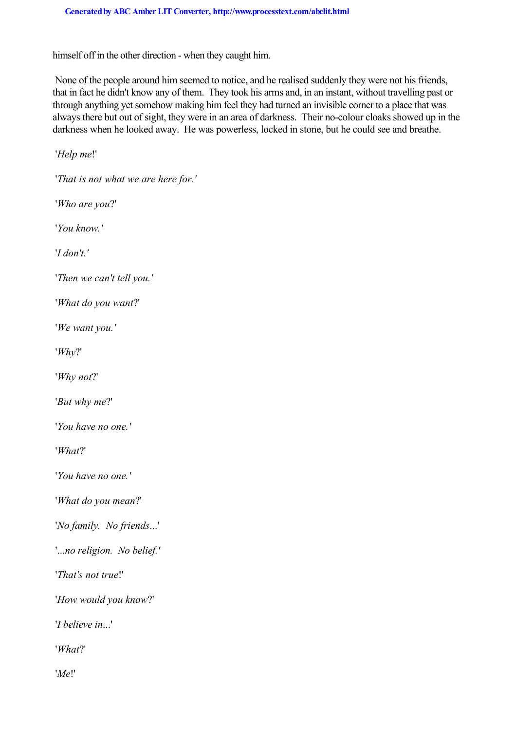himself off in the other direction - when they caught him.

None of the people around him seemed to notice, and he realised suddenly they were not his friends, that in fact he didn't know any of them. They took his arms and, in an instant, without travelling past or through anything yet somehow making him feel they had turned an invisible corner to a place that was always there but out of sight, they were in an area of darkness. Their no-colour cloaks showed up in the darkness when he looked away. He was powerless, locked in stone, but he could see and breathe.

'*Help me*!'

'*That is not what we are here for.*'

'*Who are you*?'

'*You know.*'

'*I don't.*'

'*Then we can't tell you.*'

'*What do you want*?'

'*We want you.*'

'*Why*?'

'*Why not*?'

'*But why me*?'

'*You have no one.*'

'*What*?'

'*You have no one.*'

'*What do you mean*?'

'*No family. No friends*...'

'*...no religion. No belief.*'

'*That's not true*!'

'*How would you know*?'

'*I believe in*...'

'*What*?'

'*Me*!'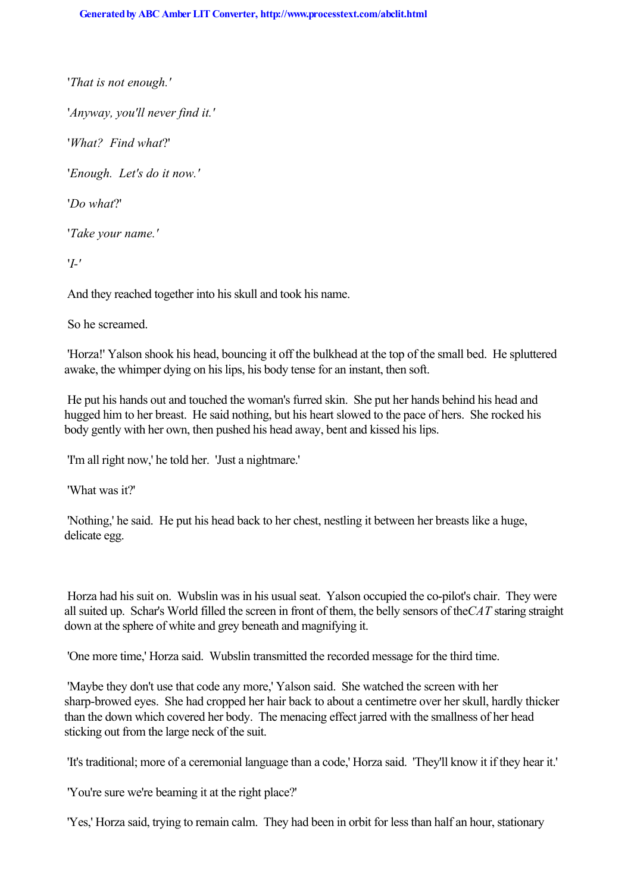'*That is not enough.*'

'*Anyway, you'll never find it.*'

'*What? Find what*?'

'*Enough. Let's do it now.*'

'*Do what*?'

'*Take your name.*'

'*I-*'

And they reached together into his skull and took his name.

So he screamed.

'Horza!' Yalson shook his head, bouncing it off the bulkhead at the top of the small bed. He spluttered awake, the whimper dying on his lips, his body tense for an instant, then soft.

He put his hands out and touched the woman's furred skin. She put her hands behind his head and hugged him to her breast. He said nothing, but his heart slowed to the pace of hers. She rocked his body gently with her own, then pushed his head away, bent and kissed his lips.

'I'm all right now,' he told her. 'Just a nightmare.'

'What was it?'

'Nothing,' he said. He put his head back to her chest, nestling it between her breasts like a huge, delicate egg.

Horza had his suit on. Wubslin was in his usual seat. Yalson occupied the co-pilot's chair. They were all suited up. Schar's World filled the screen in front of them, the belly sensors of the *CAT* staring straight down at the sphere of white and grey beneath and magnifying it.

'One more time,' Horza said. Wubslin transmitted the recorded message for the third time.

'Maybe they don't use that code any more,' Yalson said. She watched the screen with her sharp-browed eyes. She had cropped her hair back to about a centimetre over her skull, hardly thicker than the down which covered her body. The menacing effect jarred with the smallness of her head sticking out from the large neck of the suit.

'It's traditional; more of a ceremonial language than a code,' Horza said. 'They'll know it if they hear it.'

'You're sure we're beaming it at the right place?'

'Yes,' Horza said, trying to remain calm. They had been in orbit for less than half an hour, stationary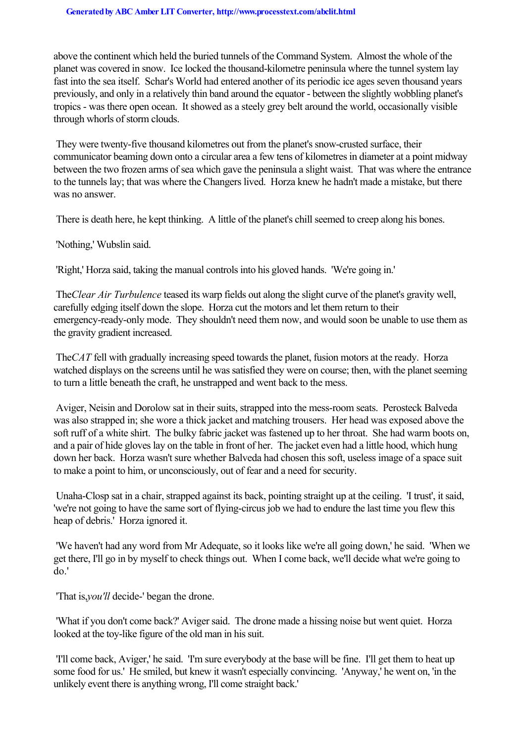above the continent which held the buried tunnels of the Command System. Almost the whole of the planet was covered in snow. Ice locked the thousand-kilometre peninsula where the tunnel system lay fast into the sea itself. Schar's World had entered another of its periodic ice ages seven thousand years previously, and only in a relatively thin band around the equator - between the slightly wobbling planet's tropics - was there open ocean. It showed as a steely grey belt around the world, occasionally visible through whorls of storm clouds.

They were twenty-five thousand kilometres out from the planet's snow-crusted surface, their communicator beaming down onto a circular area a few tens of kilometres in diameter at a point midway between the two frozen arms of sea which gave the peninsula a slight waist. That was where the entrance to the tunnels lay; that was where the Changers lived. Horza knew he hadn't made a mistake, but there was no answer.

There is death here, he kept thinking. A little of the planet's chill seemed to creep along his bones.

'Nothing,' Wubslin said.

'Right,' Horza said, taking the manual controls into his gloved hands. 'We're going in.'

The *Clear Air Turbulence* teased its warp fields out along the slight curve of the planet's gravity well, carefully edging itself down the slope. Horza cut the motors and let them return to their emergency-ready-only mode. They shouldn't need them now, and would soon be unable to use them as the gravity gradient increased.

The *CAT* fell with gradually increasing speed towards the planet, fusion motors at the ready. Horza watched displays on the screens until he was satisfied they were on course; then, with the planet seeming to turn a little beneath the craft, he unstrapped and went back to the mess.

Aviger, Neisin and Dorolow sat in their suits, strapped into the mess-room seats. Perosteck Balveda was also strapped in; she wore a thick jacket and matching trousers. Her head was exposed above the soft ruff of a white shirt. The bulky fabric jacket was fastened up to her throat. She had warm boots on, and a pair of hide gloves lay on the table in front of her. The jacket even had a little hood, which hung down her back. Horza wasn't sure whether Balveda had chosen this soft, useless image of a space suit to make a point to him, or unconsciously, out of fear and a need for security.

Unaha-Closp sat in a chair, strapped against its back, pointing straight up at the ceiling. 'I trust', it said, 'we're not going to have the same sort of flying-circus job we had to endure the last time you flew this heap of debris.' Horza ignored it.

'We haven't had any word from Mr Adequate, so it looks like we're all going down,' he said. 'When we get there, I'll go in by myself to check things out. When I come back, we'll decide what we're going to do.'

'That is, *you'll* decide-' began the drone.

'What if you don't come back?' Aviger said. The drone made a hissing noise but went quiet. Horza looked at the toy-like figure of the old man in his suit.

'I'll come back, Aviger,' he said. 'I'm sure everybody at the base will be fine. I'll get them to heat up some food for us.' He smiled, but knew it wasn't especially convincing. 'Anyway,' he went on, 'in the unlikely event there is anything wrong, I'll come straight back.'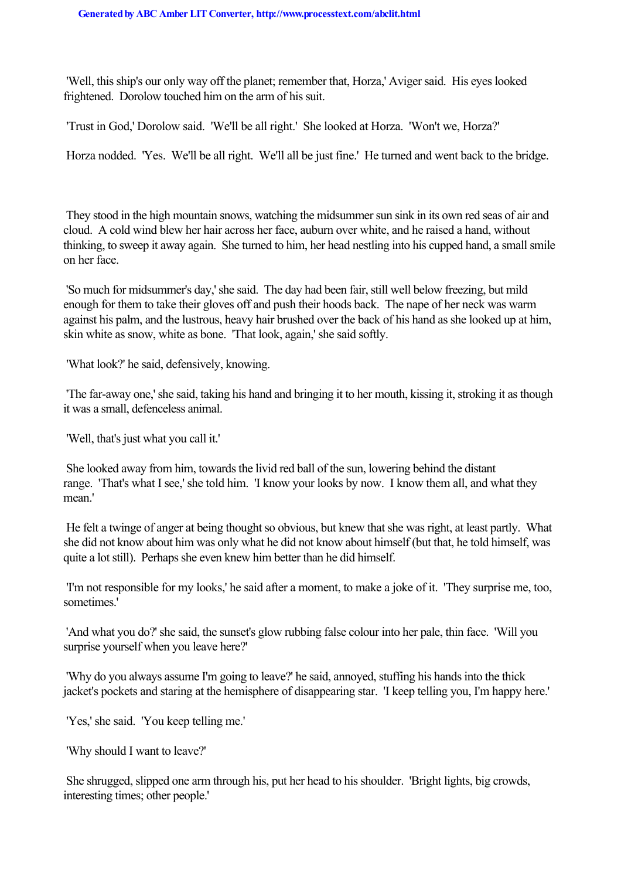'Well, this ship's our only way off the planet; remember that, Horza,' Aviger said. His eyes looked frightened. Dorolow touched him on the arm of his suit.

'Trust in God,' Dorolow said. 'We'll be all right.' She looked at Horza. 'Won't we, Horza?'

Horza nodded. 'Yes. We'll be all right. We'll all be just fine.' He turned and went back to the bridge.

They stood in the high mountain snows, watching the midsummer sun sink in its own red seas of air and cloud. A cold wind blew her hair across her face, auburn over white, and he raised a hand, without thinking, to sweep it away again. She turned to him, her head nestling into his cupped hand, a small smile on her face.

'So much for midsummer's day,' she said. The day had been fair, still well below freezing, but mild enough for them to take their gloves off and push their hoods back. The nape of her neck was warm against his palm, and the lustrous, heavy hair brushed over the back of his hand as she looked up at him, skin white as snow, white as bone. 'That look, again,' she said softly.

'What look?' he said, defensively, knowing.

'The far-away one,' she said, taking his hand and bringing it to her mouth, kissing it, stroking it as though it was a small, defenceless animal.

'Well, that's just what you call it.'

She looked away from him, towards the livid red ball of the sun, lowering behind the distant range. 'That's what I see,' she told him. 'I know your looks by now. I know them all, and what they mean.'

He felt a twinge of anger at being thought so obvious, but knew that she was right, at least partly. What she did not know about him was only what he did not know about himself (but that, he told himself, was quite a lot still). Perhaps she even knew him better than he did himself.

'I'm not responsible for my looks,' he said after a moment, to make a joke of it. 'They surprise me, too, sometimes.'

'And what you do?' she said, the sunset's glow rubbing false colour into her pale, thin face. 'Will you surprise yourself when you leave here?'

'Why do you always assume I'm going to leave?' he said, annoyed, stuffing his hands into the thick jacket's pockets and staring at the hemisphere of disappearing star. 'I keep telling you, I'm happy here.'

'Yes,' she said. 'You keep telling me.'

'Why should I want to leave?'

She shrugged, slipped one arm through his, put her head to his shoulder. 'Bright lights, big crowds, interesting times; other people.'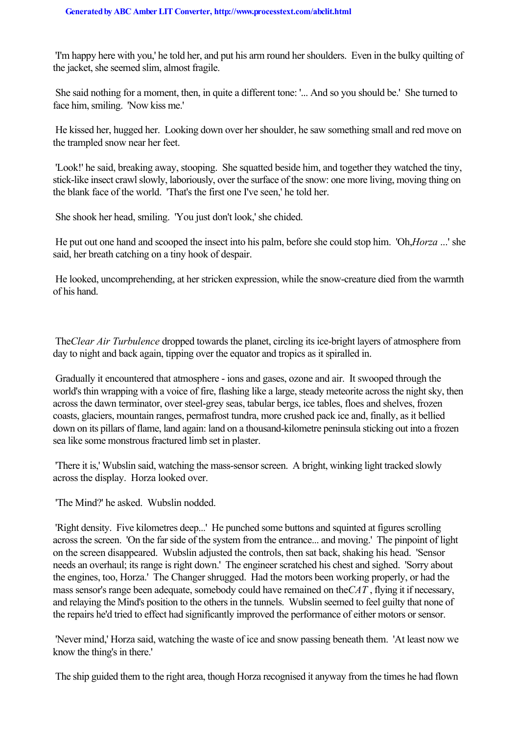'I'm happy here with you,' he told her, and put his arm round her shoulders. Even in the bulky quilting of the jacket, she seemed slim, almost fragile.

She said nothing for a moment, then, in quite a different tone: '... And so you should be.' She turned to face him, smiling. 'Now kiss me.'

He kissed her, hugged her. Looking down over her shoulder, he saw something small and red move on the trampled snow near her feet.

'Look!' he said, breaking away, stooping. She squatted beside him, and together they watched the tiny, stick-like insect crawl slowly, laboriously, over the surface of the snow: one more living, moving thing on the blank face of the world. 'That's the first one I've seen,' he told her.

She shook her head, smiling. 'You just don't look,' she chided.

He put out one hand and scooped the insect into his palm, before she could stop him. 'Oh, *Horza* ...' she said, her breath catching on a tiny hook of despair.

He looked, uncomprehending, at her stricken expression, while the snow-creature died from the warmth of his hand.

The *Clear Air Turbulence* dropped towards the planet, circling its ice-bright layers of atmosphere from day to night and back again, tipping over the equator and tropics as it spiralled in.

Gradually it encountered that atmosphere - ions and gases, ozone and air. It swooped through the world's thin wrapping with a voice of fire, flashing like a large, steady meteorite across the night sky, then across the dawn terminator, over steel-grey seas, tabular bergs, ice tables, floes and shelves, frozen coasts, glaciers, mountain ranges, permafrost tundra, more crushed pack ice and, finally, as it bellied down on its pillars of flame, land again: land on a thousand-kilometre peninsula sticking out into a frozen sea like some monstrous fractured limb set in plaster.

'There it is,' Wubslin said, watching the mass-sensor screen. A bright, winking light tracked slowly across the display. Horza looked over.

'The Mind?' he asked. Wubslin nodded.

'Right density. Five kilometres deep...' He punched some buttons and squinted at figures scrolling across the screen. 'On the far side of the system from the entrance... and moving.' The pinpoint of light on the screen disappeared. Wubslin adjusted the controls, then sat back, shaking his head. 'Sensor needs an overhaul; its range is right down.' The engineer scratched his chest and sighed. 'Sorry about the engines, too, Horza.' The Changer shrugged. Had the motors been working properly, or had the mass sensor's range been adequate, somebody could have remained on the *CAT*, flying it if necessary, and relaying the Mind's position to the others in the tunnels. Wubslin seemed to feel guilty that none of the repairs he'd tried to effect had significantly improved the performance of either motors or sensor.

'Never mind,' Horza said, watching the waste of ice and snow passing beneath them. 'At least now we know the thing's in there.'

The ship guided them to the right area, though Horza recognised it anyway from the times he had flown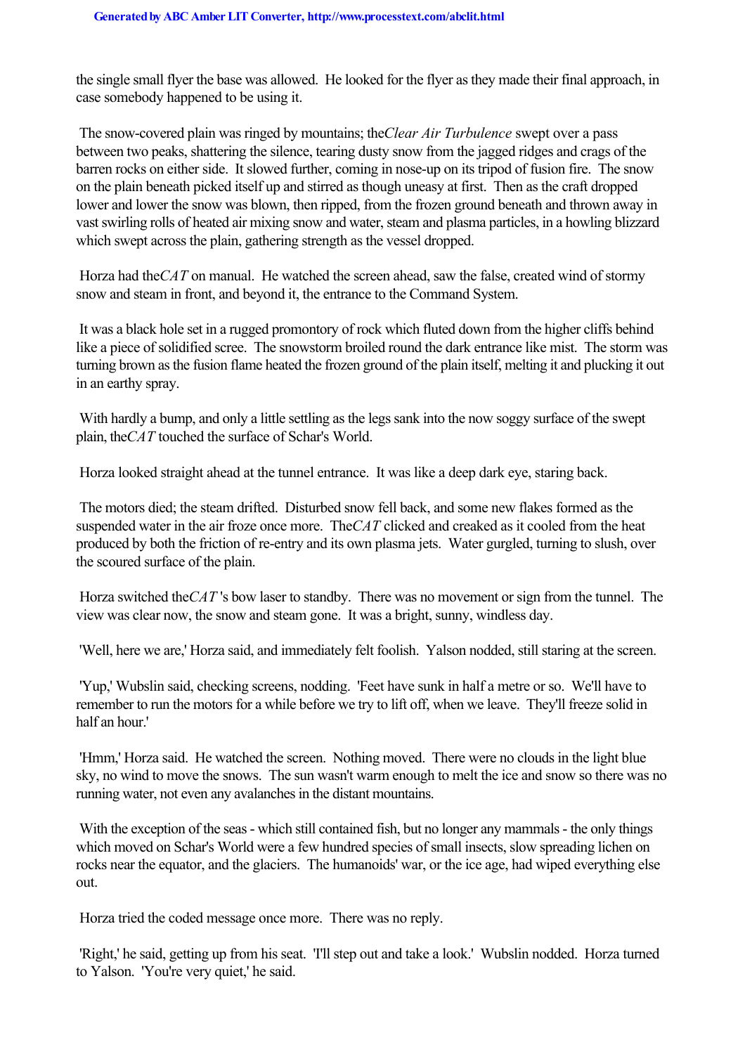the single small flyer the base was allowed. He looked for the flyer as they made their final approach, in case somebody happened to be using it.

The snow-covered plain was ringed by mountains; the *Clear Air Turbulence* swept over a pass between two peaks, shattering the silence, tearing dusty snow from the jagged ridges and crags of the barren rocks on either side. It slowed further, coming in nose-up on its tripod of fusion fire. The snow on the plain beneath picked itself up and stirred as though uneasy at first. Then as the craft dropped lower and lower the snow was blown, then ripped, from the frozen ground beneath and thrown away in vast swirling rolls of heated air mixing snow and water, steam and plasma particles, in a howling blizzard which swept across the plain, gathering strength as the vessel dropped.

Horza had the *CAT* on manual. He watched the screen ahead, saw the false, created wind of stormy snow and steam in front, and beyond it, the entrance to the Command System.

It was a black hole set in a rugged promontory of rock which fluted down from the higher cliffs behind like a piece of solidified scree. The snowstorm broiled round the dark entrance like mist. The storm was turning brown as the fusion flame heated the frozen ground of the plain itself, melting it and plucking it out in an earthy spray.

With hardly a bump, and only a little settling as the legs sank into the now soggy surface of the swept plain, the *CAT* touched the surface of Schar's World.

Horza looked straight ahead at the tunnel entrance. It was like a deep dark eye, staring back.

The motors died; the steam drifted. Disturbed snow fell back, and some new flakes formed as the suspended water in the air froze once more. The *CAT* clicked and creaked as it cooled from the heat produced by both the friction of re-entry and its own plasma jets. Water gurgled, turning to slush, over the scoured surface of the plain.

Horza switched the *CAT*'s bow laser to standby. There was no movement or sign from the tunnel. The view was clear now, the snow and steam gone. It was a bright, sunny, windless day.

'Well, here we are,' Horza said, and immediately felt foolish. Yalson nodded, still staring at the screen.

'Yup,' Wubslin said, checking screens, nodding. 'Feet have sunk in half a metre or so. We'll have to remember to run the motors for a while before we try to lift off, when we leave. They'll freeze solid in half an hour.'

'Hmm,' Horza said. He watched the screen. Nothing moved. There were no clouds in the light blue sky, no wind to move the snows. The sun wasn't warm enough to melt the ice and snow so there was no running water, not even any avalanches in the distant mountains.

With the exception of the seas - which still contained fish, but no longer any mammals - the only things which moved on Schar's World were a few hundred species of small insects, slow spreading lichen on rocks near the equator, and the glaciers. The humanoids' war, or the ice age, had wiped everything else out.

Horza tried the coded message once more. There was no reply.

'Right,' he said, getting up from his seat. 'I'll step out and take a look.' Wubslin nodded. Horza turned to Yalson. 'You're very quiet,' he said.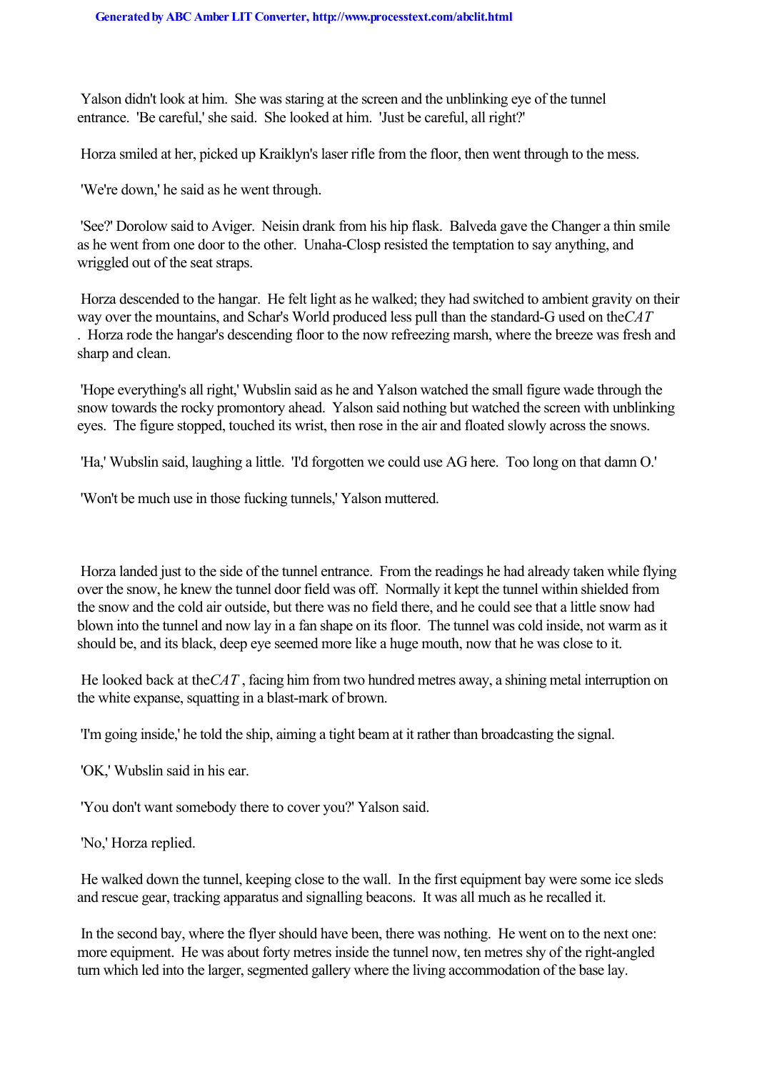Yalson didn't look at him. She was staring at the screen and the unblinking eye of the tunnel entrance. 'Be careful,' she said. She looked at him. 'Just be careful, all right?'

Horza smiled at her, picked up Kraiklyn's laser rifle from the floor, then went through to the mess.

'We're down,' he said as he went through.

'See?' Dorolow said to Aviger. Neisin drank from his hip flask. Balveda gave the Changer a thin smile as he went from one door to the other. Unaha-Closp resisted the temptation to say anything, and wriggled out of the seat straps.

Horza descended to the hangar. He felt light as he walked; they had switched to ambient gravity on their way over the mountains, and Schar's World produced less pull than the standard-G used on the *CAT*. Horza rode the hangar's descending floor to the now refreezing marsh, where the breeze was fresh and sharp and clean.

'Hope everything's all right,' Wubslin said as he and Yalson watched the small figure wade through the snow towards the rocky promontory ahead. Yalson said nothing but watched the screen with unblinking eyes. The figure stopped, touched its wrist, then rose in the air and floated slowly across the snows.

'Ha,' Wubslin said, laughing a little. 'I'd forgotten we could use AG here. Too long on that damn O.'

'Won't be much use in those fucking tunnels,' Yalson muttered.

Horza landed just to the side of the tunnel entrance. From the readings he had already taken while flying over the snow, he knew the tunnel door field was off. Normally it kept the tunnel within shielded from the snow and the cold air outside, but there was no field there, and he could see that a little snow had blown into the tunnel and now lay in a fan shape on its floor. The tunnel was cold inside, not warm as it should be, and its black, deep eye seemed more like a huge mouth, now that he was close to it.

He looked back at the *CAT*, facing him from two hundred metres away, a shining metal interruption on the white expanse, squatting in a blast-mark of brown.

'I'm going inside,' he told the ship, aiming a tight beam at it rather than broadcasting the signal.

'OK,' Wubslin said in his ear.

'You don't want somebody there to cover you?' Yalson said.

'No,' Horza replied.

He walked down the tunnel, keeping close to the wall. In the first equipment bay were some ice sleds and rescue gear, tracking apparatus and signalling beacons. It was all much as he recalled it.

In the second bay, where the flyer should have been, there was nothing. He went on to the next one: more equipment. He was about forty metres inside the tunnel now, ten metres shy of the right-angled turn which led into the larger, segmented gallery where the living accommodation of the base lay.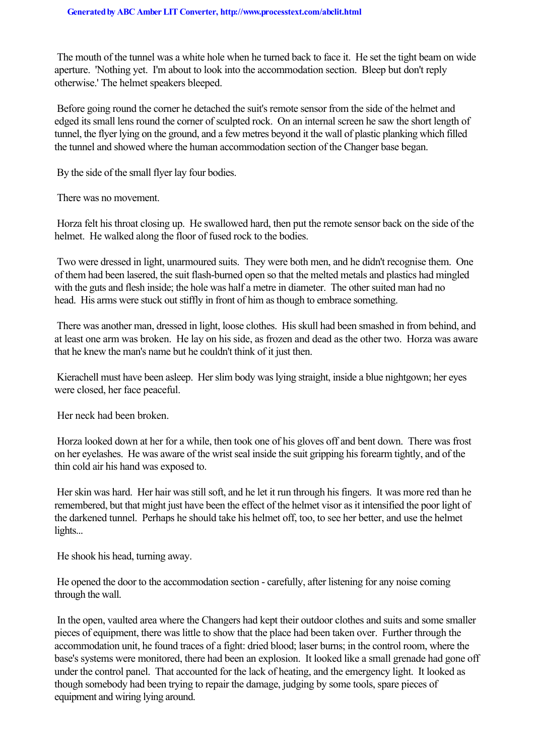The mouth of the tunnel was a white hole when he turned back to face it. He set the tight beam on wide aperture. 'Nothing yet. I'm about to look into the accommodation section. Bleep but don't reply otherwise.' The helmet speakers bleeped.

Before going round the corner he detached the suit's remote sensor from the side of the helmet and edged its small lens round the corner of sculpted rock. On an internal screen he saw the short length of tunnel, the flyer lying on the ground, and a few metres beyond it the wall of plastic planking which filled the tunnel and showed where the human accommodation section of the Changer base began.

By the side of the small flyer lay four bodies.

There was no movement.

Horza felt his throat closing up. He swallowed hard, then put the remote sensor back on the side of the helmet. He walked along the floor of fused rock to the bodies.

Two were dressed in light, unarmoured suits. They were both men, and he didn't recognise them. One of them had been lasered, the suit flash-burned open so that the melted metals and plastics had mingled with the guts and flesh inside; the hole was half a metre in diameter. The other suited man had no head. His arms were stuck out stiffly in front of him as though to embrace something.

There was another man, dressed in light, loose clothes. His skull had been smashed in from behind, and at least one arm was broken. He lay on his side, as frozen and dead as the other two. Horza was aware that he knew the man's name but he couldn't think of it just then.

Kierachell must have been asleep. Her slim body was lying straight, inside a blue nightgown; her eyes were closed, her face peaceful.

Her neck had been broken.

Horza looked down at her for a while, then took one of his gloves off and bent down. There was frost on her eyelashes. He was aware of the wrist seal inside the suit gripping his forearm tightly, and of the thin cold air his hand was exposed to.

Her skin was hard. Her hair was still soft, and he let it run through his fingers. It was more red than he remembered, but that might just have been the effect of the helmet visor as it intensified the poor light of the darkened tunnel. Perhaps he should take his helmet off, too, to see her better, and use the helmet lights...

He shook his head, turning away.

He opened the door to the accommodation section - carefully, after listening for any noise coming through the wall.

In the open, vaulted area where the Changers had kept their outdoor clothes and suits and some smaller pieces of equipment, there was little to show that the place had been taken over. Further through the accommodation unit, he found traces of a fight: dried blood; laser burns; in the control room, where the base's systems were monitored, there had been an explosion. It looked like a small grenade had gone off under the control panel. That accounted for the lack of heating, and the emergency light. It looked as though somebody had been trying to repair the damage, judging by some tools, spare pieces of equipment and wiring lying around.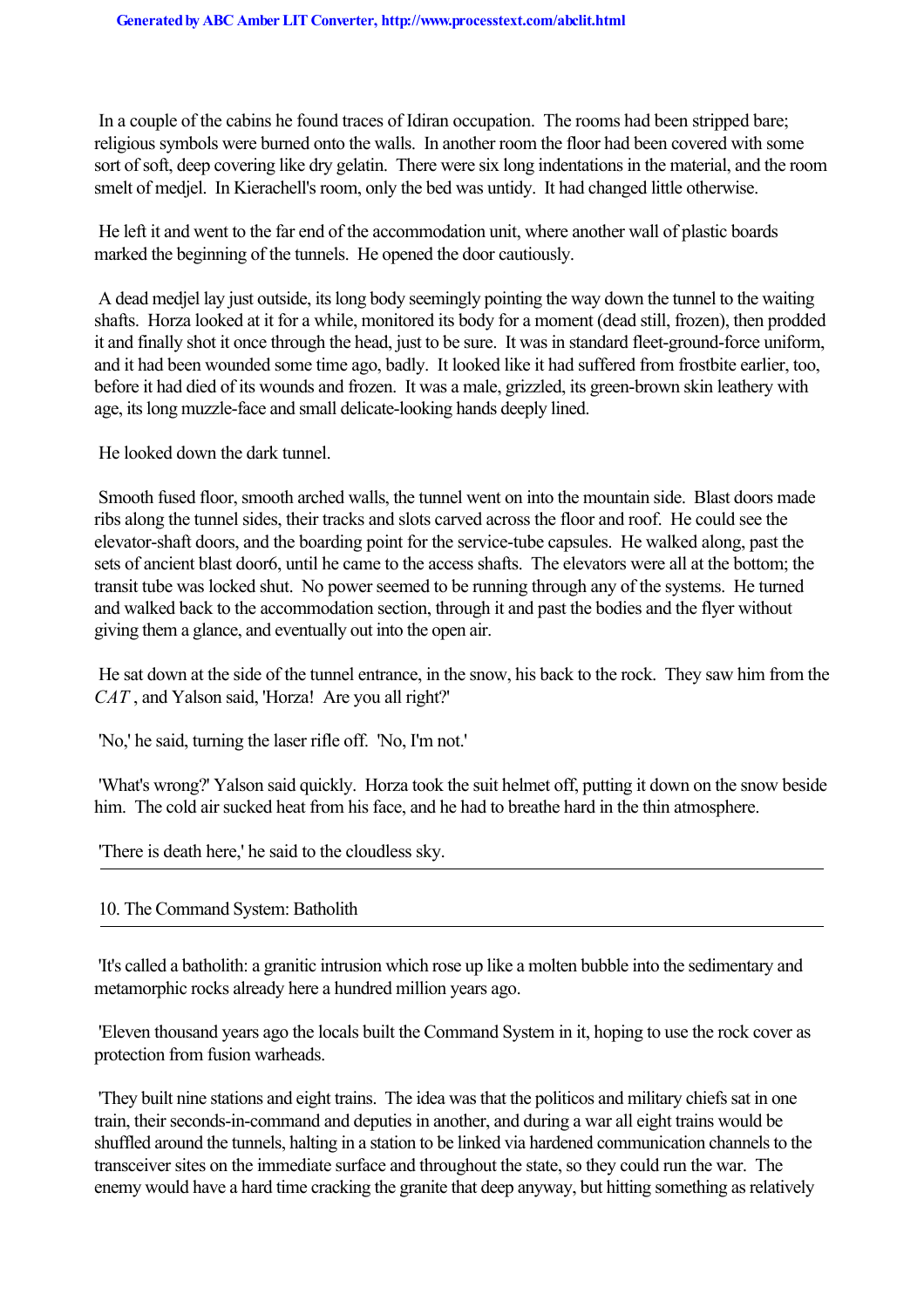In a couple of the cabins he found traces of Idiran occupation. The rooms had been stripped bare; religious symbols were burned onto the walls. In another room the floor had been covered with some sort of soft, deep covering like dry gelatin. There were six long indentations in the material, and the room smelt of medjel. In Kierachell's room, only the bed was untidy. It had changed little otherwise.

He left it and went to the far end of the accommodation unit, where another wall of plastic boards marked the beginning of the tunnels. He opened the door cautiously.

A dead medjel lay just outside, its long body seemingly pointing the way down the tunnel to the waiting shafts. Horza looked at it for a while, monitored its body for a moment (dead still, frozen), then prodded it and finally shot it once through the head, just to be sure. It was in standard fleet-ground-force uniform, and it had been wounded some time ago, badly. It looked like it had suffered from frostbite earlier, too, before it had died of its wounds and frozen. It was a male, grizzled, its green-brown skin leathery with age, its long muzzle-face and small delicate-looking hands deeply lined.

He looked down the dark tunnel.

Smooth fused floor, smooth arched walls, the tunnel went on into the mountain side. Blast doors made ribs along the tunnel sides, their tracks and slots carved across the floor and roof. He could see the elevator-shaft doors, and the boarding point for the service-tube capsules. He walked along, past the sets of ancient blast door6, until he came to the access shafts. The elevators were all at the bottom; the transit tube was locked shut. No power seemed to be running through any of the systems. He turned and walked back to the accommodation section, through it and past the bodies and the flyer without giving them a glance, and eventually out into the open air.

He sat down at the side of the tunnel entrance, in the snow, his back to the rock. They saw him from the *CAT*, and Yalson said, 'Horza! Are you all right?'

'No,' he said, turning the laser rifle off. 'No, I'm not.'

'What's wrong?' Yalson said quickly. Horza took the suit helmet off, putting it down on the snow beside him. The cold air sucked heat from his face, and he had to breathe hard in the thin atmosphere.

'There is death here,' he said to the cloudless sky.

---

## 10. The Command System: Batholith

---

'It's called a batholith: a granitic intrusion which rose up like a molten bubble into the sedimentary and metamorphic rocks already here a hundred million years ago.

'Eleven thousand years ago the locals built the Command System in it, hoping to use the rock cover as protection from fusion warheads.

'They built nine stations and eight trains. The idea was that the politicos and military chiefs sat in one train, their seconds-in-command and deputies in another, and during a war all eight trains would be shuffled around the tunnels, halting in a station to be linked via hardened communication channels to the transceiver sites on the immediate surface and throughout the state, so they could run the war. The enemy would have a hard time cracking the granite that deep anyway, but hitting something as relatively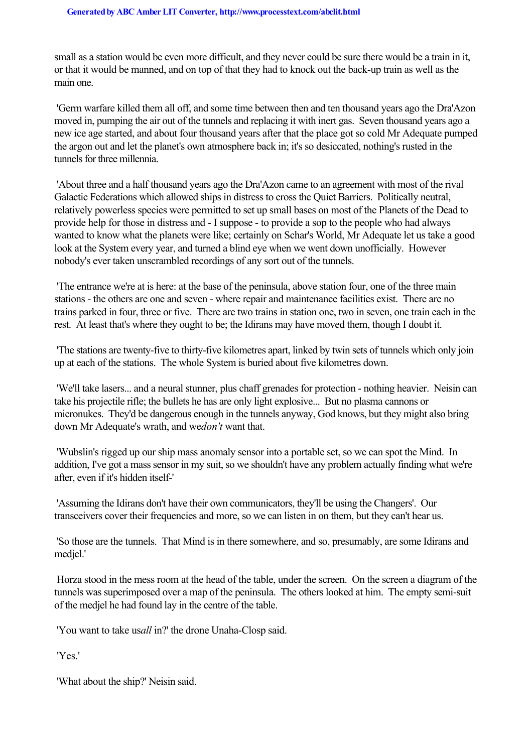small as a station would be even more difficult, and they never could be sure there would be a train in it, or that it would be manned, and on top of that they had to knock out the back-up train as well as the main one.

'Germ warfare killed them all off, and some time between then and ten thousand years ago the Dra'Azon moved in, pumping the air out of the tunnels and replacing it with inert gas. Seven thousand years ago a new ice age started, and about four thousand years after that the place got so cold Mr Adequate pumped the argon out and let the planet's own atmosphere back in; it's so desiccated, nothing's rusted in the tunnels for three millennia.

'About three and a half thousand years ago the Dra'Azon came to an agreement with most of the rival Galactic Federations which allowed ships in distress to cross the Quiet Barriers. Politically neutral, relatively powerless species were permitted to set up small bases on most of the Planets of the Dead to provide help for those in distress and - I suppose - to provide a sop to the people who had always wanted to know what the planets were like; certainly on Schar's World, Mr Adequate let us take a good look at the System every year, and turned a blind eye when we went down unofficially. However nobody's ever taken unscrambled recordings of any sort out of the tunnels.

'The entrance we're at is here: at the base of the peninsula, above station four, one of the three main stations - the others are one and seven - where repair and maintenance facilities exist. There are no trains parked in four, three or five. There are two trains in station one, two in seven, one train each in the rest. At least that's where they ought to be; the Idirans may have moved them, though I doubt it.

'The stations are twenty-five to thirty-five kilometres apart, linked by twin sets of tunnels which only join up at each of the stations. The whole System is buried about five kilometres down.

'We'll take lasers... and a neural stunner, plus chaff grenades for protection - nothing heavier. Neisin can take his projectile rifle; the bullets he has are only light explosive... But no plasma cannons or micronukes. They'd be dangerous enough in the tunnels anyway, God knows, but they might also bring down Mr Adequate's wrath, and we *don't* want that.

'Wubslin's rigged up our ship mass anomaly sensor into a portable set, so we can spot the Mind. In addition, I've got a mass sensor in my suit, so we shouldn't have any problem actually finding what we're after, even if it's hidden itself-'

'Assuming the Idirans don't have their own communicators, they'll be using the Changers'. Our transceivers cover their frequencies and more, so we can listen in on them, but they can't hear us.

'So those are the tunnels. That Mind is in there somewhere, and so, presumably, are some Idirans and medjel.'

Horza stood in the mess room at the head of the table, under the screen. On the screen a diagram of the tunnels was superimposed over a map of the peninsula. The others looked at him. The empty semi-suit of the medjel he had found lay in the centre of the table.

'You want to take us *all* in?' the drone Unaha-Closp said.

'Yes.'

'What about the ship?' Neisin said.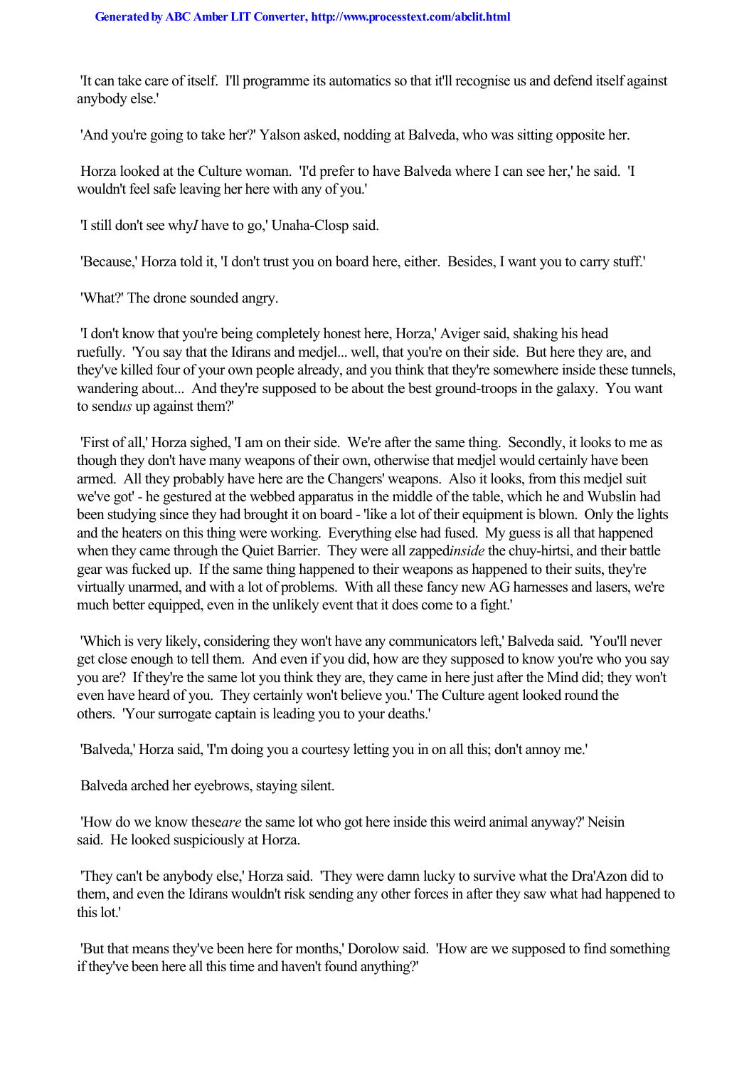'It can take care of itself. I'll programme its automatics so that it'll recognise us and defend itself against anybody else.'

'And you're going to take her?' Yalson asked, nodding at Balveda, who was sitting opposite her.

Horza looked at the Culture woman. 'I'd prefer to have Balveda where I can see her,' he said. 'I wouldn't feel safe leaving her here with any of you.'

'I still don't see why *I* have to go,' Unaha-Closp said.

'Because,' Horza told it, 'I don't trust you on board here, either. Besides, I want you to carry stuff.'

'What?' The drone sounded angry.

'I don't know that you're being completely honest here, Horza,' Aviger said, shaking his head ruefully. 'You say that the Idirans and medjel... well, that you're on their side. But here they are, and they've killed four of your own people already, and you think that they're somewhere inside these tunnels, wandering about... And they're supposed to be about the best ground-troops in the galaxy. You want to send *us* up against them?'

'First of all,' Horza sighed, 'I am on their side. We're after the same thing. Secondly, it looks to me as though they don't have many weapons of their own, otherwise that medjel would certainly have been armed. All they probably have here are the Changers' weapons. Also it looks, from this medjel suit we've got' - he gestured at the webbed apparatus in the middle of the table, which he and Wubslin had been studying since they had brought it on board - 'like a lot of their equipment is blown. Only the lights and the heaters on this thing were working. Everything else had fused. My guess is all that happened when they came through the Quiet Barrier. They were all zapped *inside* the chuy-hirtsi, and their battle gear was fucked up. If the same thing happened to their weapons as happened to their suits, they're virtually unarmed, and with a lot of problems. With all these fancy new AG harnesses and lasers, we're much better equipped, even in the unlikely event that it does come to a fight.'

'Which is very likely, considering they won't have any communicators left,' Balveda said. 'You'll never get close enough to tell them. And even if you did, how are they supposed to know you're who you say you are? If they're the same lot you think they are, they came in here just after the Mind did; they won't even have heard of you. They certainly won't believe you.' The Culture agent looked round the others. 'Your surrogate captain is leading you to your deaths.'

'Balveda,' Horza said, 'I'm doing you a courtesy letting you in on all this; don't annoy me.'

Balveda arched her eyebrows, staying silent.

'How do we know these *are* the same lot who got here inside this weird animal anyway?' Neisin said. He looked suspiciously at Horza.

'They can't be anybody else,' Horza said. 'They were damn lucky to survive what the Dra'Azon did to them, and even the Idirans wouldn't risk sending any other forces in after they saw what had happened to this lot.'

'But that means they've been here for months,' Dorolow said. 'How are we supposed to find something if they've been here all this time and haven't found anything?'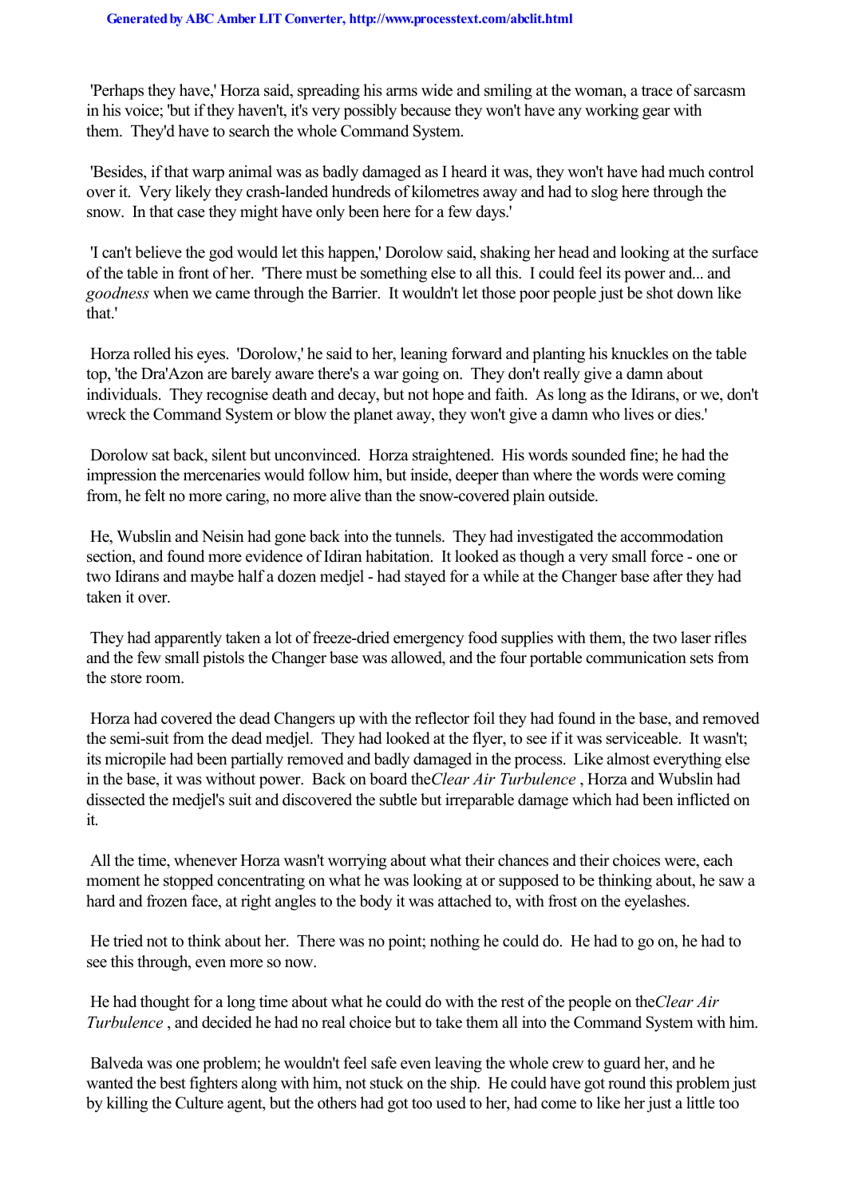'Perhaps they have,' Horza said, spreading his arms wide and smiling at the woman, a trace of sarcasm in his voice; 'but if they haven't, it's very possibly because they won't have any working gear with them. They'd have to search the whole Command System.

'Besides, if that warp animal was as badly damaged as I heard it was, they won't have had much control over it. Very likely they crash-landed hundreds of kilometres away and had to slog here through the snow. In that case they might have only been here for a few days.'

'I can't believe the god would let this happen,' Dorolow said, shaking her head and looking at the surface of the table in front of her. 'There must be something else to all this. I could feel its power and... and *goodness* when we came through the Barrier. It wouldn't let those poor people just be shot down like that.'

Horza rolled his eyes. 'Dorolow,' he said to her, leaning forward and planting his knuckles on the table top, 'the Dra'Azon are barely aware there's a war going on. They don't really give a damn about individuals. They recognise death and decay, but not hope and faith. As long as the Idirans, or we, don't wreck the Command System or blow the planet away, they won't give a damn who lives or dies.'

Dorolow sat back, silent but unconvinced. Horza straightened. His words sounded fine; he had the impression the mercenaries would follow him, but inside, deeper than where the words were coming from, he felt no more caring, no more alive than the snow-covered plain outside.

He, Wubslin and Neisin had gone back into the tunnels. They had investigated the accommodation section, and found more evidence of Idiran habitation. It looked as though a very small force - one or two Idirans and maybe half a dozen medjel - had stayed for a while at the Changer base after they had taken it over.

They had apparently taken a lot of freeze-dried emergency food supplies with them, the two laser rifles and the few small pistols the Changer base was allowed, and the four portable communication sets from the store room.

Horza had covered the dead Changers up with the reflector foil they had found in the base, and removed the semi-suit from the dead medjel. They had looked at the flyer, to see if it was serviceable. It wasn't; its micropile had been partially removed and badly damaged in the process. Like almost everything else in the base, it was without power. Back on board the *Clear Air Turbulence* , Horza and Wubslin had dissected the medjel's suit and discovered the subtle but irreparable damage which had been inflicted on it.

All the time, whenever Horza wasn't worrying about what their chances and their choices were, each moment he stopped concentrating on what he was looking at or supposed to be thinking about, he saw a hard and frozen face, at right angles to the body it was attached to, with frost on the eyelashes.

He tried not to think about her. There was no point; nothing he could do. He had to go on, he had to see this through, even more so now.

He had thought for a long time about what he could do with the rest of the people on the *Clear Air Turbulence* , and decided he had no real choice but to take them all into the Command System with him.

Balveda was one problem; he wouldn't feel safe even leaving the whole crew to guard her, and he wanted the best fighters along with him, not stuck on the ship. He could have got round this problem just by killing the Culture agent, but the others had got too used to her, had come to like her just a little too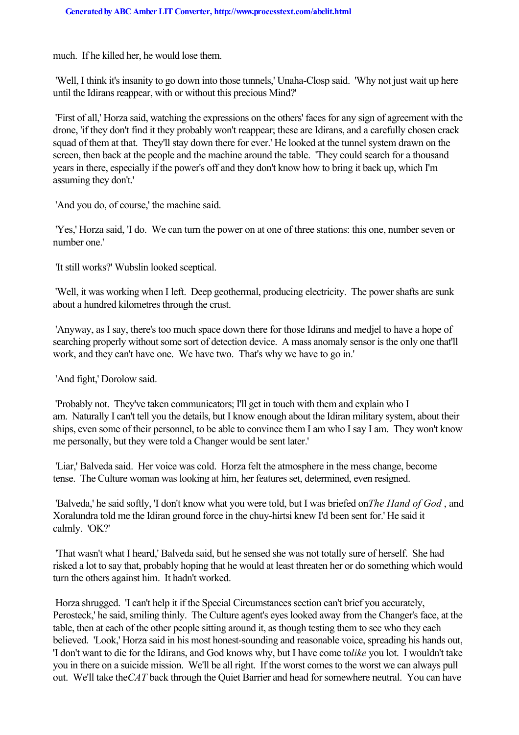much. If he killed her, he would lose them.

'Well, I think it's insanity to go down into those tunnels,' Unaha-Closp said. 'Why not just wait up here until the Idirans reappear, with or without this precious Mind?'

'First of all,' Horza said, watching the expressions on the others' faces for any sign of agreement with the drone, 'if they don't find it they probably won't reappear; these are Idirans, and a carefully chosen crack squad of them at that. They'll stay down there for ever.' He looked at the tunnel system drawn on the screen, then back at the people and the machine around the table. 'They could search for a thousand years in there, especially if the power's off and they don't know how to bring it back up, which I'm assuming they don't.'

'And you do, of course,' the machine said.

'Yes,' Horza said, 'I do. We can turn the power on at one of three stations: this one, number seven or number one.'

'It still works?' Wubslin looked sceptical.

'Well, it was working when I left. Deep geothermal, producing electricity. The power shafts are sunk about a hundred kilometres through the crust.

'Anyway, as I say, there's too much space down there for those Idirans and medjel to have a hope of searching properly without some sort of detection device. A mass anomaly sensor is the only one that'll work, and they can't have one. We have two. That's why we have to go in.'

'And fight,' Dorolow said.

'Probably not. They've taken communicators; I'll get in touch with them and explain who I am. Naturally I can't tell you the details, but I know enough about the Idiran military system, about their ships, even some of their personnel, to be able to convince them I am who I say I am. They won't know me personally, but they were told a Changer would be sent later.'

'Liar,' Balveda said. Her voice was cold. Horza felt the atmosphere in the mess change, become tense. The Culture woman was looking at him, her features set, determined, even resigned.

'Balveda,' he said softly, 'I don't know what you were told, but I was briefed on *The Hand of God*, and Xoralundra told me the Idiran ground force in the chuy-hirtsi knew I'd been sent for.' He said it calmly. 'OK?'

'That wasn't what I heard,' Balveda said, but he sensed she was not totally sure of herself. She had risked a lot to say that, probably hoping that he would at least threaten her or do something which would turn the others against him. It hadn't worked.

Horza shrugged. 'I can't help it if the Special Circumstances section can't brief you accurately, Perosteck,' he said, smiling thinly. The Culture agent's eyes looked away from the Changer's face, at the table, then at each of the other people sitting around it, as though testing them to see who they each believed. 'Look,' Horza said in his most honest-sounding and reasonable voice, spreading his hands out, 'I don't want to die for the Idirans, and God knows why, but I have come to *like* you lot. I wouldn't take you in there on a suicide mission. We'll be all right. If the worst comes to the worst we can always pull out. We'll take the *CAT* back through the Quiet Barrier and head for somewhere neutral. You can have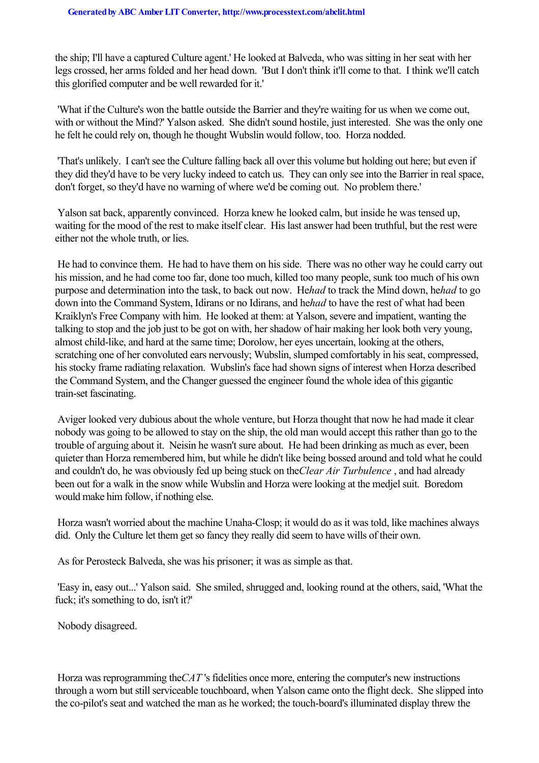the ship; I'll have a captured Culture agent.' He looked at Balveda, who was sitting in her seat with her legs crossed, her arms folded and her head down. 'But I don't think it'll come to that. I think we'll catch this glorified computer and be well rewarded for it.'

'What if the Culture's won the battle outside the Barrier and they're waiting for us when we come out, with or without the Mind?' Yalson asked. She didn't sound hostile, just interested. She was the only one he felt he could rely on, though he thought Wubslin would follow, too. Horza nodded.

'That's unlikely. I can't see the Culture falling back all over this volume but holding out here; but even if they did they'd have to be very lucky indeed to catch us. They can only see into the Barrier in real space, don't forget, so they'd have no warning of where we'd be coming out. No problem there.'

Yalson sat back, apparently convinced. Horza knew he looked calm, but inside he was tensed up, waiting for the mood of the rest to make itself clear. His last answer had been truthful, but the rest were either not the whole truth, or lies.

He had to convince them. He had to have them on his side. There was no other way he could carry out his mission, and he had come too far, done too much, killed too many people, sunk too much of his own purpose and determination into the task, to back out now. He *had* to track the Mind down, he *had* to go down into the Command System, Idirans or no Idirans, and he *had* to have the rest of what had been Kraiklyn's Free Company with him. He looked at them: at Yalson, severe and impatient, wanting the talking to stop and the job just to be got on with, her shadow of hair making her look both very young, almost child-like, and hard at the same time; Dorolow, her eyes uncertain, looking at the others, scratching one of her convoluted ears nervously; Wubslin, slumped comfortably in his seat, compressed, his stocky frame radiating relaxation. Wubslin's face had shown signs of interest when Horza described the Command System, and the Changer guessed the engineer found the whole idea of this gigantic train-set fascinating.

Aviger looked very dubious about the whole venture, but Horza thought that now he had made it clear nobody was going to be allowed to stay on the ship, the old man would accept this rather than go to the trouble of arguing about it. Neisin he wasn't sure about. He had been drinking as much as ever, been quieter than Horza remembered him, but while he didn't like being bossed around and told what he could and couldn't do, he was obviously fed up being stuck on the *Clear Air Turbulence*, and had already been out for a walk in the snow while Wubslin and Horza were looking at the medjel suit. Boredom would make him follow, if nothing else.

Horza wasn't worried about the machine Unaha-Closp; it would do as it was told, like machines always did. Only the Culture let them get so fancy they really did seem to have wills of their own.

As for Perosteck Balveda, she was his prisoner; it was as simple as that.

'Easy in, easy out...' Yalson said. She smiled, shrugged and, looking round at the others, said, 'What the fuck; it's something to do, isn't it?'

Nobody disagreed.

Horza was reprogramming the *CAT*'s fidelities once more, entering the computer's new instructions through a worn but still serviceable touchboard, when Yalson came onto the flight deck. She slipped into the co-pilot's seat and watched the man as he worked; the touch-board's illuminated display threw the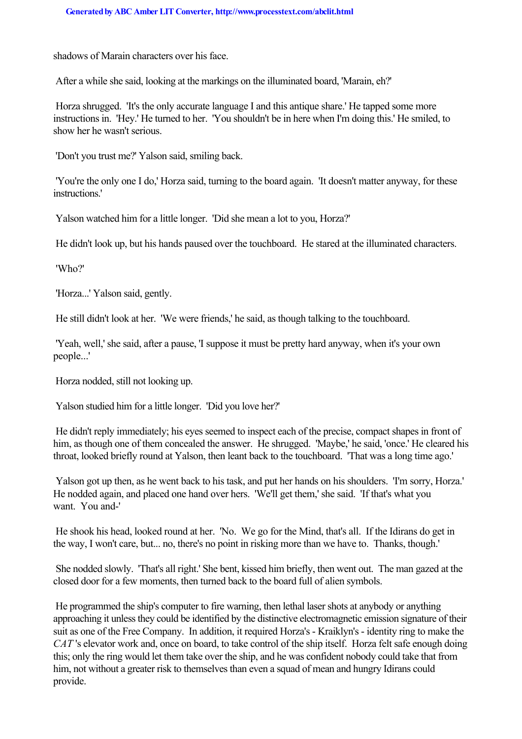shadows of Marain characters over his face.

After a while she said, looking at the markings on the illuminated board, 'Marain, eh?'

Horza shrugged. 'It's the only accurate language I and this antique share.' He tapped some more instructions in. 'Hey.' He turned to her. 'You shouldn't be in here when I'm doing this.' He smiled, to show her he wasn't serious.

'Don't you trust me?' Yalson said, smiling back.

'You're the only one I do,' Horza said, turning to the board again. 'It doesn't matter anyway, for these instructions.'

Yalson watched him for a little longer. 'Did she mean a lot to you, Horza?'

He didn't look up, but his hands paused over the touchboard. He stared at the illuminated characters.

'Who?'

'Horza...' Yalson said, gently.

He still didn't look at her. 'We were friends,' he said, as though talking to the touchboard.

'Yeah, well,' she said, after a pause, 'I suppose it must be pretty hard anyway, when it's your own people...'

Horza nodded, still not looking up.

Yalson studied him for a little longer. 'Did you love her?'

He didn't reply immediately; his eyes seemed to inspect each of the precise, compact shapes in front of him, as though one of them concealed the answer. He shrugged. 'Maybe,' he said, 'once.' He cleared his throat, looked briefly round at Yalson, then leant back to the touchboard. 'That was a long time ago.'

Yalson got up then, as he went back to his task, and put her hands on his shoulders. 'I'm sorry, Horza.' He nodded again, and placed one hand over hers. 'We'll get them,' she said. 'If that's what you want. You and-'

He shook his head, looked round at her. 'No. We go for the Mind, that's all. If the Idirans do get in the way, I won't care, but... no, there's no point in risking more than we have to. Thanks, though.'

She nodded slowly. 'That's all right.' She bent, kissed him briefly, then went out. The man gazed at the closed door for a few moments, then turned back to the board full of alien symbols.

He programmed the ship's computer to fire warning, then lethal laser shots at anybody or anything approaching it unless they could be identified by the distinctive electromagnetic emission signature of their suit as one of the Free Company. In addition, it required Horza's - Kraiklyn's - identity ring to make the *CAT*'s elevator work and, once on board, to take control of the ship itself. Horza felt safe enough doing this; only the ring would let them take over the ship, and he was confident nobody could take that from him, not without a greater risk to themselves than even a squad of mean and hungry Idirans could provide.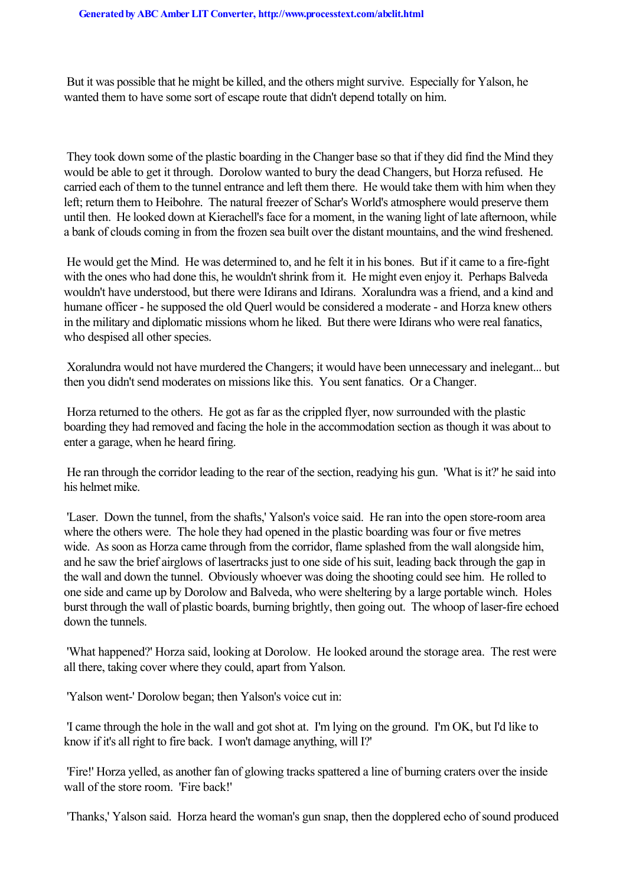But it was possible that he might be killed, and the others might survive. Especially for Yalson, he wanted them to have some sort of escape route that didn't depend totally on him.

They took down some of the plastic boarding in the Changer base so that if they did find the Mind they would be able to get it through. Dorolow wanted to bury the dead Changers, but Horza refused. He carried each of them to the tunnel entrance and left them there. He would take them with him when they left; return them to Heibohre. The natural freezer of Schar's World's atmosphere would preserve them until then. He looked down at Kierachell's face for a moment, in the waning light of late afternoon, while a bank of clouds coming in from the frozen sea built over the distant mountains, and the wind freshened.

He would get the Mind. He was determined to, and he felt it in his bones. But if it came to a fire-fight with the ones who had done this, he wouldn't shrink from it. He might even enjoy it. Perhaps Balveda wouldn't have understood, but there were Idirans and Idirans. Xoralundra was a friend, and a kind and humane officer - he supposed the old Querl would be considered a moderate - and Horza knew others in the military and diplomatic missions whom he liked. But there were Idirans who were real fanatics, who despised all other species.

Xoralundra would not have murdered the Changers; it would have been unnecessary and inelegant... but then you didn't send moderates on missions like this. You sent fanatics. Or a Changer.

Horza returned to the others. He got as far as the crippled flyer, now surrounded with the plastic boarding they had removed and facing the hole in the accommodation section as though it was about to enter a garage, when he heard firing.

He ran through the corridor leading to the rear of the section, readying his gun. 'What is it?' he said into his helmet mike.

'Laser. Down the tunnel, from the shafts,' Yalson's voice said. He ran into the open store-room area where the others were. The hole they had opened in the plastic boarding was four or five metres wide. As soon as Horza came through from the corridor, flame splashed from the wall alongside him, and he saw the brief airglows of lasertracks just to one side of his suit, leading back through the gap in the wall and down the tunnel. Obviously whoever was doing the shooting could see him. He rolled to one side and came up by Dorolow and Balveda, who were sheltering by a large portable winch. Holes burst through the wall of plastic boards, burning brightly, then going out. The whoop of laser-fire echoed down the tunnels.

'What happened?' Horza said, looking at Dorolow. He looked around the storage area. The rest were all there, taking cover where they could, apart from Yalson.

'Yalson went-' Dorolow began; then Yalson's voice cut in:

'I came through the hole in the wall and got shot at. I'm lying on the ground. I'm OK, but I'd like to know if it's all right to fire back. I won't damage anything, will I?'

'Fire!' Horza yelled, as another fan of glowing tracks spattered a line of burning craters over the inside wall of the store room. 'Fire back!'

'Thanks,' Yalson said. Horza heard the woman's gun snap, then the dopplered echo of sound produced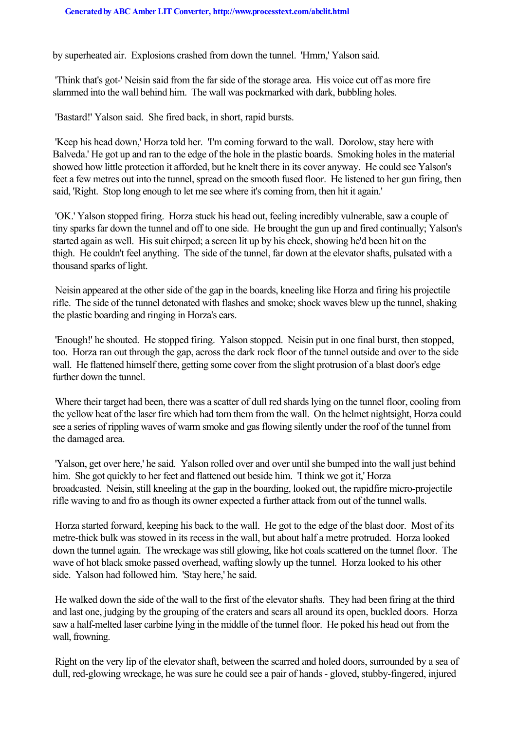by superheated air. Explosions crashed from down the tunnel. 'Hmm,' Yalson said.

'Think that's got-' Neisin said from the far side of the storage area. His voice cut off as more fire slammed into the wall behind him. The wall was pockmarked with dark, bubbling holes.

'Bastard!' Yalson said. She fired back, in short, rapid bursts.

'Keep his head down,' Horza told her. 'I'm coming forward to the wall. Dorolow, stay here with Balveda.' He got up and ran to the edge of the hole in the plastic boards. Smoking holes in the material showed how little protection it afforded, but he knelt there in its cover anyway. He could see Yalson's feet a few metres out into the tunnel, spread on the smooth fused floor. He listened to her gun firing, then said, 'Right. Stop long enough to let me see where it's coming from, then hit it again.'

'OK.' Yalson stopped firing. Horza stuck his head out, feeling incredibly vulnerable, saw a couple of tiny sparks far down the tunnel and off to one side. He brought the gun up and fired continually; Yalson's started again as well. His suit chirped; a screen lit up by his cheek, showing he'd been hit on the thigh. He couldn't feel anything. The side of the tunnel, far down at the elevator shafts, pulsated with a thousand sparks of light.

Neisin appeared at the other side of the gap in the boards, kneeling like Horza and firing his projectile rifle. The side of the tunnel detonated with flashes and smoke; shock waves blew up the tunnel, shaking the plastic boarding and ringing in Horza's ears.

'Enough!' he shouted. He stopped firing. Yalson stopped. Neisin put in one final burst, then stopped, too. Horza ran out through the gap, across the dark rock floor of the tunnel outside and over to the side wall. He flattened himself there, getting some cover from the slight protrusion of a blast door's edge further down the tunnel.

Where their target had been, there was a scatter of dull red shards lying on the tunnel floor, cooling from the yellow heat of the laser fire which had torn them from the wall. On the helmet nightsight, Horza could see a series of rippling waves of warm smoke and gas flowing silently under the roof of the tunnel from the damaged area.

'Yalson, get over here,' he said. Yalson rolled over and over until she bumped into the wall just behind him. She got quickly to her feet and flattened out beside him. 'I think we got it,' Horza broadcasted. Neisin, still kneeling at the gap in the boarding, looked out, the rapidfire micro-projectile rifle waving to and fro as though its owner expected a further attack from out of the tunnel walls.

Horza started forward, keeping his back to the wall. He got to the edge of the blast door. Most of its metre-thick bulk was stowed in its recess in the wall, but about half a metre protruded. Horza looked down the tunnel again. The wreckage was still glowing, like hot coals scattered on the tunnel floor. The wave of hot black smoke passed overhead, wafting slowly up the tunnel. Horza looked to his other side. Yalson had followed him. 'Stay here,' he said.

He walked down the side of the wall to the first of the elevator shafts. They had been firing at the third and last one, judging by the grouping of the craters and scars all around its open, buckled doors. Horza saw a half-melted laser carbine lying in the middle of the tunnel floor. He poked his head out from the wall, frowning.

Right on the very lip of the elevator shaft, between the scarred and holed doors, surrounded by a sea of dull, red-glowing wreckage, he was sure he could see a pair of hands - gloved, stubby-fingered, injured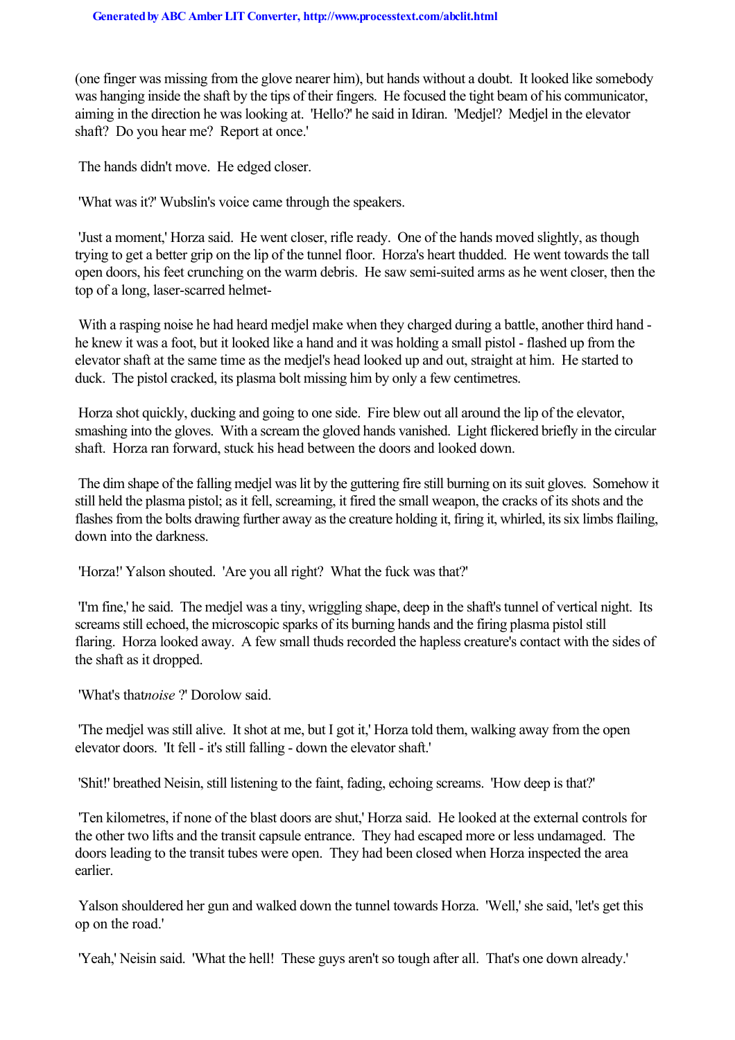(one finger was missing from the glove nearer him), but hands without a doubt. It looked like somebody was hanging inside the shaft by the tips of their fingers. He focused the tight beam of his communicator, aiming in the direction he was looking at. 'Hello?' he said in Idiran. 'Medjel? Medjel in the elevator shaft? Do you hear me? Report at once.'

The hands didn't move. He edged closer.

'What was it?' Wubslin's voice came through the speakers.

'Just a moment,' Horza said. He went closer, rifle ready. One of the hands moved slightly, as though trying to get a better grip on the lip of the tunnel floor. Horza's heart thudded. He went towards the tall open doors, his feet crunching on the warm debris. He saw semi-suited arms as he went closer, then the top of a long, laser-scarred helmet-

With a rasping noise he had heard medjel make when they charged during a battle, another third hand - he knew it was a foot, but it looked like a hand and it was holding a small pistol - flashed up from the elevator shaft at the same time as the medjel's head looked up and out, straight at him. He started to duck. The pistol cracked, its plasma bolt missing him by only a few centimetres.

Horza shot quickly, ducking and going to one side. Fire blew out all around the lip of the elevator, smashing into the gloves. With a scream the gloved hands vanished. Light flickered briefly in the circular shaft. Horza ran forward, stuck his head between the doors and looked down.

The dim shape of the falling medjel was lit by the guttering fire still burning on its suit gloves. Somehow it still held the plasma pistol; as it fell, screaming, it fired the small weapon, the cracks of its shots and the flashes from the bolts drawing further away as the creature holding it, firing it, whirled, its six limbs flailing, down into the darkness.

'Horza!' Yalson shouted. 'Are you all right? What the fuck was that?'

'I'm fine,' he said. The medjel was a tiny, wriggling shape, deep in the shaft's tunnel of vertical night. Its screams still echoed, the microscopic sparks of its burning hands and the firing plasma pistol still flaring. Horza looked away. A few small thuds recorded the hapless creature's contact with the sides of the shaft as it dropped.

'What's that *noise*?' Dorolow said.

'The medjel was still alive. It shot at me, but I got it,' Horza told them, walking away from the open elevator doors. 'It fell - it's still falling - down the elevator shaft.'

'Shit!' breathed Neisin, still listening to the faint, fading, echoing screams. 'How deep is that?'

'Ten kilometres, if none of the blast doors are shut,' Horza said. He looked at the external controls for the other two lifts and the transit capsule entrance. They had escaped more or less undamaged. The doors leading to the transit tubes were open. They had been closed when Horza inspected the area earlier.

Yalson shouldered her gun and walked down the tunnel towards Horza. 'Well,' she said, 'let's get this op on the road.'

'Yeah,' Neisin said. 'What the hell! These guys aren't so tough after all. That's one down already.'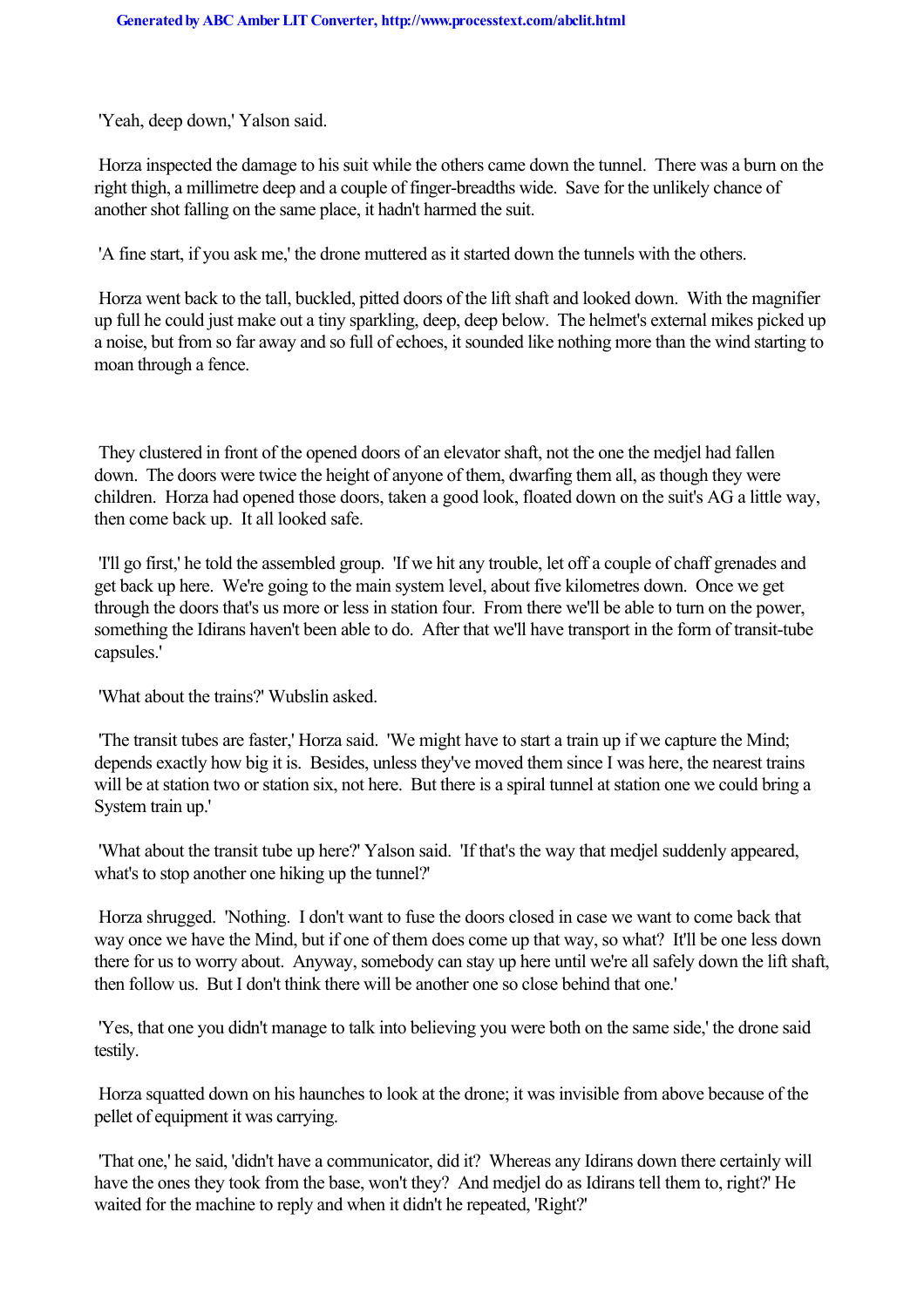'Yeah, deep down,' Yalson said.

Horza inspected the damage to his suit while the others came down the tunnel. There was a burn on the right thigh, a millimetre deep and a couple of finger-breadths wide. Save for the unlikely chance of another shot falling on the same place, it hadn't harmed the suit.

'A fine start, if you ask me,' the drone muttered as it started down the tunnels with the others.

Horza went back to the tall, buckled, pitted doors of the lift shaft and looked down. With the magnifier up full he could just make out a tiny sparkling, deep, deep below. The helmet's external mikes picked up a noise, but from so far away and so full of echoes, it sounded like nothing more than the wind starting to moan through a fence.

They clustered in front of the opened doors of an elevator shaft, not the one the medjel had fallen down. The doors were twice the height of anyone of them, dwarfing them all, as though they were children. Horza had opened those doors, taken a good look, floated down on the suit's AG a little way, then come back up. It all looked safe.

'I'll go first,' he told the assembled group. 'If we hit any trouble, let off a couple of chaff grenades and get back up here. We're going to the main system level, about five kilometres down. Once we get through the doors that's us more or less in station four. From there we'll be able to turn on the power, something the Idirans haven't been able to do. After that we'll have transport in the form of transit-tube capsules.'

'What about the trains?' Wubslin asked.

'The transit tubes are faster,' Horza said. 'We might have to start a train up if we capture the Mind; depends exactly how big it is. Besides, unless they've moved them since I was here, the nearest trains will be at station two or station six, not here. But there is a spiral tunnel at station one we could bring a System train up.'

'What about the transit tube up here?' Yalson said. 'If that's the way that medjel suddenly appeared, what's to stop another one hiking up the tunnel?'

Horza shrugged. 'Nothing. I don't want to fuse the doors closed in case we want to come back that way once we have the Mind, but if one of them does come up that way, so what? It'll be one less down there for us to worry about. Anyway, somebody can stay up here until we're all safely down the lift shaft, then follow us. But I don't think there will be another one so close behind that one.'

'Yes, that one you didn't manage to talk into believing you were both on the same side,' the drone said testily.

Horza squatted down on his haunches to look at the drone; it was invisible from above because of the pellet of equipment it was carrying.

'That one,' he said, 'didn't have a communicator, did it? Whereas any Idirans down there certainly will have the ones they took from the base, won't they? And medjel do as Idirans tell them to, right?' He waited for the machine to reply and when it didn't he repeated, 'Right?'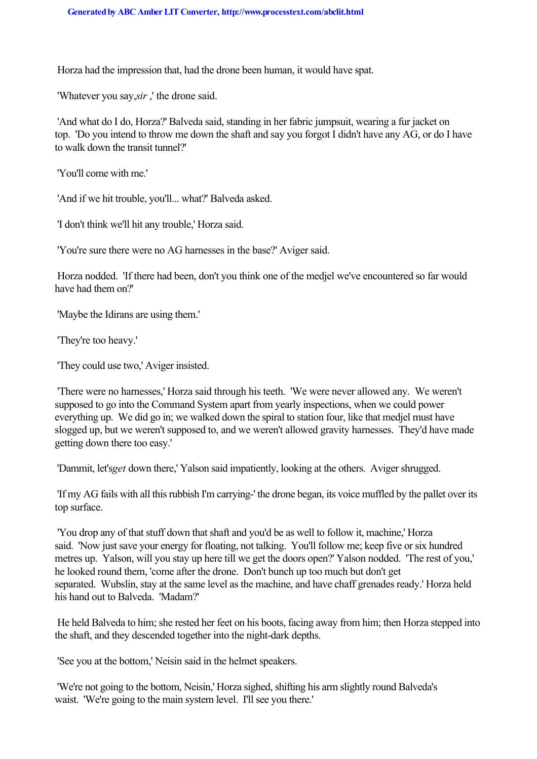Horza had the impression that, had the drone been human, it would have spat.

'Whatever you say, *sir*,' the drone said.

'And what do I do, Horza?' Balveda said, standing in her fabric jumpsuit, wearing a fur jacket on top. 'Do you intend to throw me down the shaft and say you forgot I didn't have any AG, or do I have to walk down the transit tunnel?'

'You'll come with me.'

'And if we hit trouble, you'll... what?' Balveda asked.

'I don't think we'll hit any trouble,' Horza said.

'You're sure there were no AG harnesses in the base?' Aviger said.

Horza nodded. 'If there had been, don't you think one of the medjel we've encountered so far would have had them on?'

'Maybe the Idirans are using them.'

'They're too heavy.'

'They could use two,' Aviger insisted.

'There were no harnesses,' Horza said through his teeth. 'We were never allowed any. We weren't supposed to go into the Command System apart from yearly inspections, when we could power everything up. We did go in; we walked down the spiral to station four, like that medjel must have slogged up, but we weren't supposed to, and we weren't allowed gravity harnesses. They'd have made getting down there too easy.'

'Dammit, let's *get* down there,' Yalson said impatiently, looking at the others. Aviger shrugged.

'If my AG fails with all this rubbish I'm carrying-' the drone began, its voice muffled by the pallet over its top surface.

'You drop any of that stuff down that shaft and you'd be as well to follow it, machine,' Horza said. 'Now just save your energy for floating, not talking. You'll follow me; keep five or six hundred metres up. Yalson, will you stay up here till we get the doors open?' Yalson nodded. 'The rest of you,' he looked round them, 'come after the drone. Don't bunch up too much but don't get separated. Wubslin, stay at the same level as the machine, and have chaff grenades ready.' Horza held his hand out to Balveda. 'Madam?'

He held Balveda to him; she rested her feet on his boots, facing away from him; then Horza stepped into the shaft, and they descended together into the night-dark depths.

'See you at the bottom,' Neisin said in the helmet speakers.

'We're not going to the bottom, Neisin,' Horza sighed, shifting his arm slightly round Balveda's waist. 'We're going to the main system level. I'll see you there.'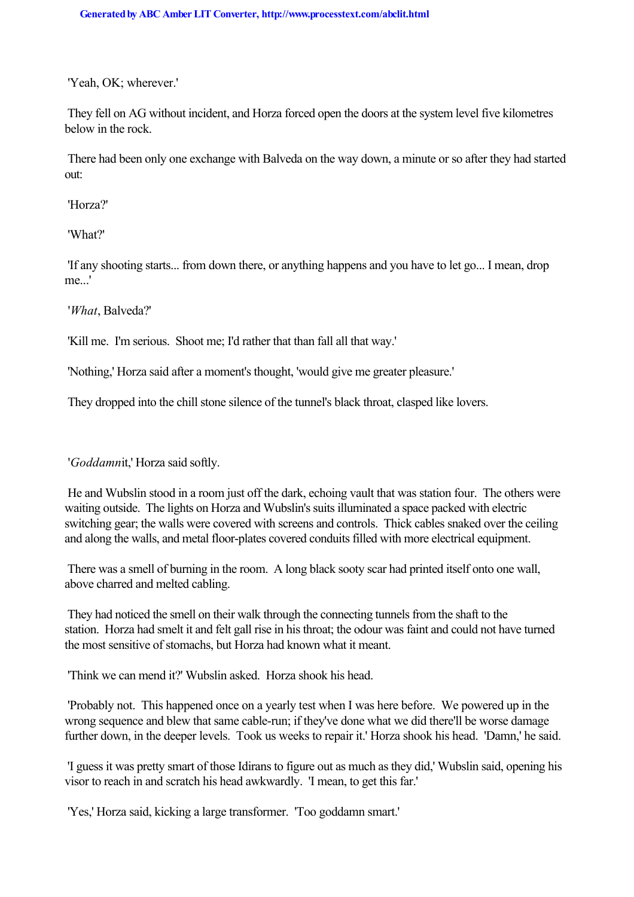'Yeah, OK; wherever.'

They fell on AG without incident, and Horza forced open the doors at the system level five kilometres below in the rock.

There had been only one exchange with Balveda on the way down, a minute or so after they had started out:

'Horza?'

'What?'

'If any shooting starts... from down there, or anything happens and you have to let go... I mean, drop me...'

'*What*, Balveda?'

'Kill me. I'm serious. Shoot me; I'd rather that than fall all that way.'

'Nothing,' Horza said after a moment's thought, 'would give me greater pleasure.'

They dropped into the chill stone silence of the tunnel's black throat, clasped like lovers.

'*Goddamn*it,' Horza said softly.

He and Wubslin stood in a room just off the dark, echoing vault that was station four. The others were waiting outside. The lights on Horza and Wubslin's suits illuminated a space packed with electric switching gear; the walls were covered with screens and controls. Thick cables snaked over the ceiling and along the walls, and metal floor-plates covered conduits filled with more electrical equipment.

There was a smell of burning in the room. A long black sooty scar had printed itself onto one wall, above charred and melted cabling.

They had noticed the smell on their walk through the connecting tunnels from the shaft to the station. Horza had smelt it and felt gall rise in his throat; the odour was faint and could not have turned the most sensitive of stomachs, but Horza had known what it meant.

'Think we can mend it?' Wubslin asked. Horza shook his head.

'Probably not. This happened once on a yearly test when I was here before. We powered up in the wrong sequence and blew that same cable-run; if they've done what we did there'll be worse damage further down, in the deeper levels. Took us weeks to repair it.' Horza shook his head. 'Damn,' he said.

'I guess it was pretty smart of those Idirans to figure out as much as they did,' Wubslin said, opening his visor to reach in and scratch his head awkwardly. 'I mean, to get this far.'

'Yes,' Horza said, kicking a large transformer. 'Too goddamn smart.'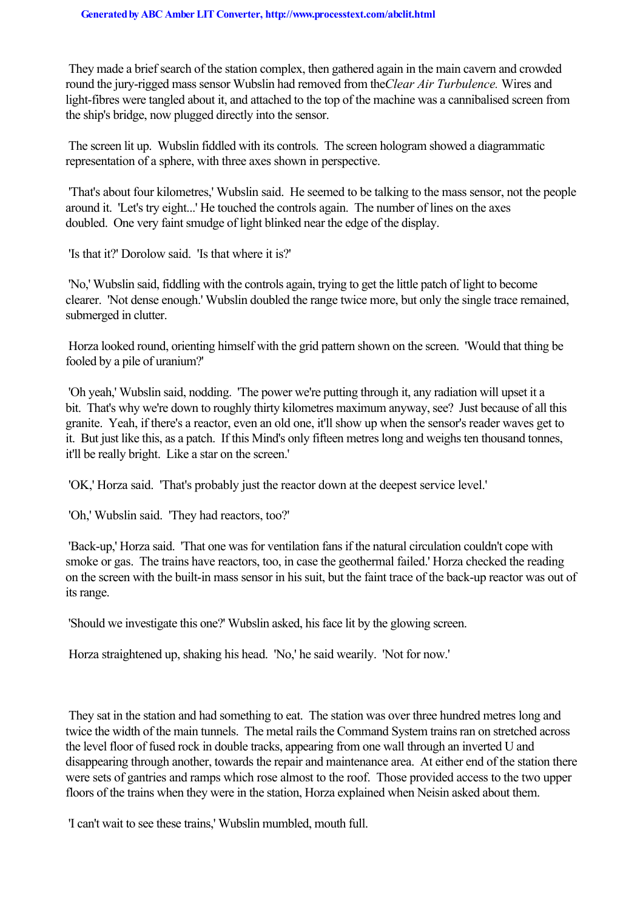They made a brief search of the station complex, then gathered again in the main cavern and crowded round the jury-rigged mass sensor Wubslin had removed from the *Clear Air Turbulence.* Wires and light-fibres were tangled about it, and attached to the top of the machine was a cannibalised screen from the ship's bridge, now plugged directly into the sensor.

The screen lit up. Wubslin fiddled with its controls. The screen hologram showed a diagrammatic representation of a sphere, with three axes shown in perspective.

'That's about four kilometres,' Wubslin said. He seemed to be talking to the mass sensor, not the people around it. 'Let's try eight...' He touched the controls again. The number of lines on the axes doubled. One very faint smudge of light blinked near the edge of the display.

'Is that it?' Dorolow said. 'Is that where it is?'

'No,' Wubslin said, fiddling with the controls again, trying to get the little patch of light to become clearer. 'Not dense enough.' Wubslin doubled the range twice more, but only the single trace remained, submerged in clutter.

Horza looked round, orienting himself with the grid pattern shown on the screen. 'Would that thing be fooled by a pile of uranium?'

'Oh yeah,' Wubslin said, nodding. 'The power we're putting through it, any radiation will upset it a bit. That's why we're down to roughly thirty kilometres maximum anyway, see? Just because of all this granite. Yeah, if there's a reactor, even an old one, it'll show up when the sensor's reader waves get to it. But just like this, as a patch. If this Mind's only fifteen metres long and weighs ten thousand tonnes, it'll be really bright. Like a star on the screen.'

'OK,' Horza said. 'That's probably just the reactor down at the deepest service level.'

'Oh,' Wubslin said. 'They had reactors, too?'

'Back-up,' Horza said. 'That one was for ventilation fans if the natural circulation couldn't cope with smoke or gas. The trains have reactors, too, in case the geothermal failed.' Horza checked the reading on the screen with the built-in mass sensor in his suit, but the faint trace of the back-up reactor was out of its range.

'Should we investigate this one?' Wubslin asked, his face lit by the glowing screen.

Horza straightened up, shaking his head. 'No,' he said wearily. 'Not for now.'

They sat in the station and had something to eat. The station was over three hundred metres long and twice the width of the main tunnels. The metal rails the Command System trains ran on stretched across the level floor of fused rock in double tracks, appearing from one wall through an inverted U and disappearing through another, towards the repair and maintenance area. At either end of the station there were sets of gantries and ramps which rose almost to the roof. Those provided access to the two upper floors of the trains when they were in the station, Horza explained when Neisin asked about them.

'I can't wait to see these trains,' Wubslin mumbled, mouth full.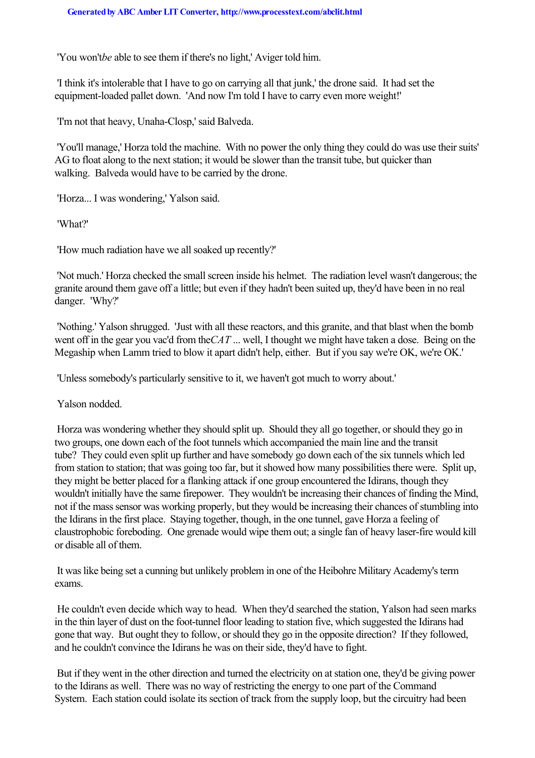'You won't *be* able to see them if there's no light,' Aviger told him.

'I think it's intolerable that I have to go on carrying all that junk,' the drone said. It had set the equipment-loaded pallet down. 'And now I'm told I have to carry even more weight!'

'I'm not that heavy, Unaha-Closp,' said Balveda.

'You'll manage,' Horza told the machine. With no power the only thing they could do was use their suits' AG to float along to the next station; it would be slower than the transit tube, but quicker than walking. Balveda would have to be carried by the drone.

'Horza... I was wondering,' Yalson said.

'What?'

'How much radiation have we all soaked up recently?'

'Not much.' Horza checked the small screen inside his helmet. The radiation level wasn't dangerous; the granite around them gave off a little; but even if they hadn't been suited up, they'd have been in no real danger. 'Why?'

'Nothing.' Yalson shrugged. 'Just with all these reactors, and this granite, and that blast when the bomb went off in the gear you vac'd from the *CAT* ... well, I thought we might have taken a dose. Being on the Megaship when Lamm tried to blow it apart didn't help, either. But if you say we're OK, we're OK.'

'Unless somebody's particularly sensitive to it, we haven't got much to worry about.'

Yalson nodded.

Horza was wondering whether they should split up. Should they all go together, or should they go in two groups, one down each of the foot tunnels which accompanied the main line and the transit tube? They could even split up further and have somebody go down each of the six tunnels which led from station to station; that was going too far, but it showed how many possibilities there were. Split up, they might be better placed for a flanking attack if one group encountered the Idirans, though they wouldn't initially have the same firepower. They wouldn't be increasing their chances of finding the Mind, not if the mass sensor was working properly, but they would be increasing their chances of stumbling into the Idirans in the first place. Staying together, though, in the one tunnel, gave Horza a feeling of claustrophobic foreboding. One grenade would wipe them out; a single fan of heavy laser-fire would kill or disable all of them.

It was like being set a cunning but unlikely problem in one of the Heibohre Military Academy's term exams.

He couldn't even decide which way to head. When they'd searched the station, Yalson had seen marks in the thin layer of dust on the foot-tunnel floor leading to station five, which suggested the Idirans had gone that way. But ought they to follow, or should they go in the opposite direction? If they followed, and he couldn't convince the Idirans he was on their side, they'd have to fight.

But if they went in the other direction and turned the electricity on at station one, they'd be giving power to the Idirans as well. There was no way of restricting the energy to one part of the Command System. Each station could isolate its section of track from the supply loop, but the circuitry had been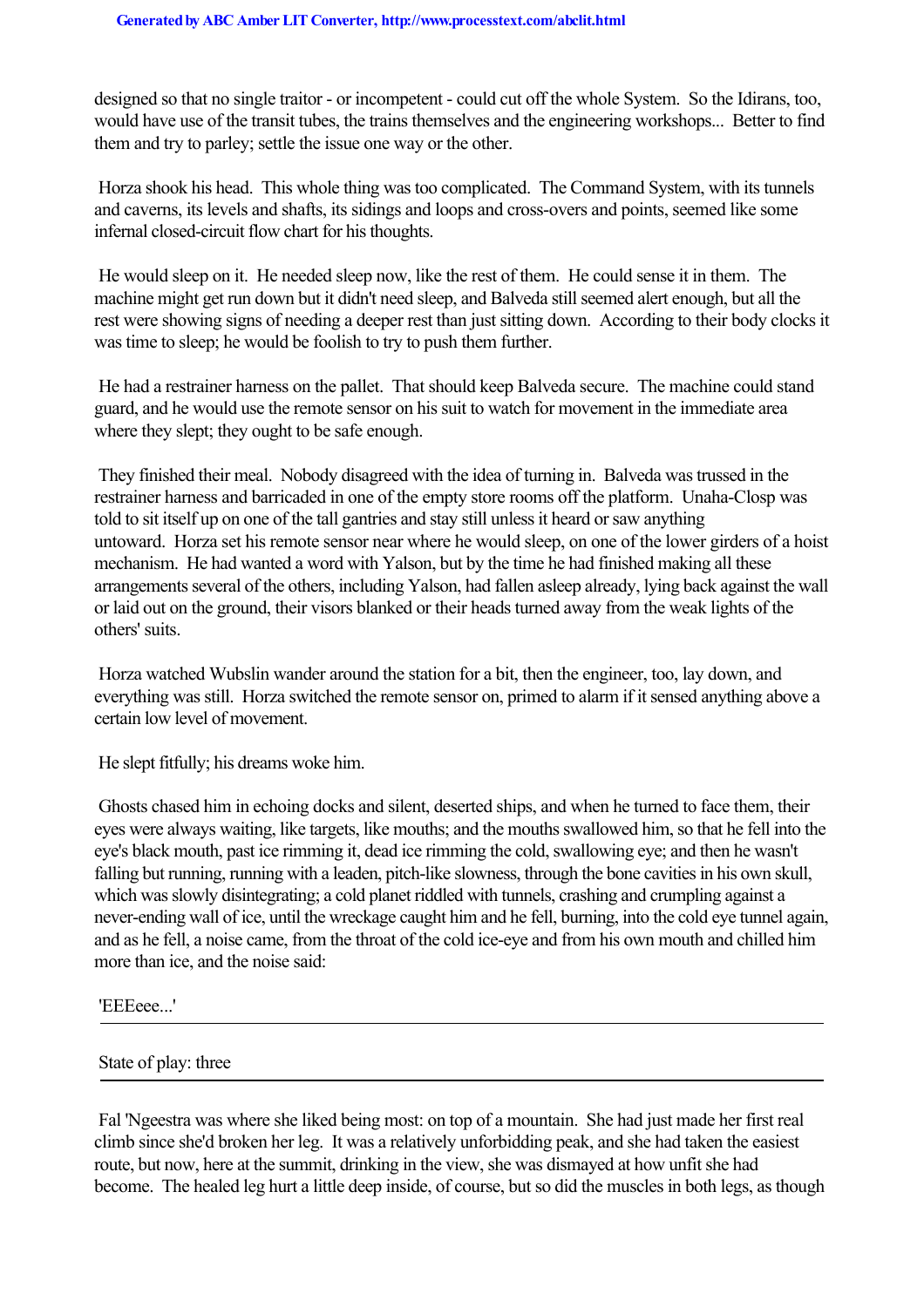designed so that no single traitor - or incompetent - could cut off the whole System. So the Idirans, too, would have use of the transit tubes, the trains themselves and the engineering workshops... Better to find them and try to parley; settle the issue one way or the other.

Horza shook his head. This whole thing was too complicated. The Command System, with its tunnels and caverns, its levels and shafts, its sidings and loops and cross-overs and points, seemed like some infernal closed-circuit flow chart for his thoughts.

He would sleep on it. He needed sleep now, like the rest of them. He could sense it in them. The machine might get run down but it didn't need sleep, and Balveda still seemed alert enough, but all the rest were showing signs of needing a deeper rest than just sitting down. According to their body clocks it was time to sleep; he would be foolish to try to push them further.

He had a restrainer harness on the pallet. That should keep Balveda secure. The machine could stand guard, and he would use the remote sensor on his suit to watch for movement in the immediate area where they slept; they ought to be safe enough.

They finished their meal. Nobody disagreed with the idea of turning in. Balveda was trussed in the restrainer harness and barricaded in one of the empty store rooms off the platform. Unaha-Closp was told to sit itself up on one of the tall gantries and stay still unless it heard or saw anything untoward. Horza set his remote sensor near where he would sleep, on one of the lower girders of a hoist mechanism. He had wanted a word with Yalson, but by the time he had finished making all these arrangements several of the others, including Yalson, had fallen asleep already, lying back against the wall or laid out on the ground, their visors blanked or their heads turned away from the weak lights of the others' suits.

Horza watched Wubslin wander around the station for a bit, then the engineer, too, lay down, and everything was still. Horza switched the remote sensor on, primed to alarm if it sensed anything above a certain low level of movement.

He slept fitfully; his dreams woke him.

Ghosts chased him in echoing docks and silent, deserted ships, and when he turned to face them, their eyes were always waiting, like targets, like mouths; and the mouths swallowed him, so that he fell into the eye's black mouth, past ice rimming it, dead ice rimming the cold, swallowing eye; and then he wasn't falling but running, running with a leaden, pitch-like slowness, through the bone cavities in his own skull, which was slowly disintegrating; a cold planet riddled with tunnels, crashing and crumpling against a never-ending wall of ice, until the wreckage caught him and he fell, burning, into the cold eye tunnel again, and as he fell, a noise came, from the throat of the cold ice-eye and from his own mouth and chilled him more than ice, and the noise said:

'EEEeee...'

---

State of play: three

---

Fal 'Ngeestra was where she liked being most: on top of a mountain. She had just made her first real climb since she'd broken her leg. It was a relatively unforbidding peak, and she had taken the easiest route, but now, here at the summit, drinking in the view, she was dismayed at how unfit she had become. The healed leg hurt a little deep inside, of course, but so did the muscles in both legs, as though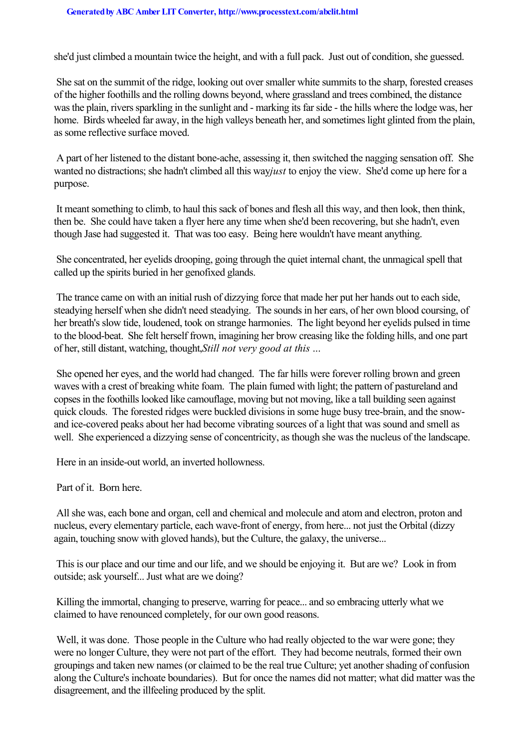she'd just climbed a mountain twice the height, and with a full pack. Just out of condition, she guessed.

She sat on the summit of the ridge, looking out over smaller white summits to the sharp, forested creases of the higher foothills and the rolling downs beyond, where grassland and trees combined, the distance was the plain, rivers sparkling in the sunlight and - marking its far side - the hills where the lodge was, her home. Birds wheeled far away, in the high valleys beneath her, and sometimes light glinted from the plain, as some reflective surface moved.

A part of her listened to the distant bone-ache, assessing it, then switched the nagging sensation off. She wanted no distractions; she hadn't climbed all this way *just* to enjoy the view. She'd come up here for a purpose.

It meant something to climb, to haul this sack of bones and flesh all this way, and then look, then think, then be. She could have taken a flyer here any time when she'd been recovering, but she hadn't, even though Jase had suggested it. That was too easy. Being here wouldn't have meant anything.

She concentrated, her eyelids drooping, going through the quiet internal chant, the unmagical spell that called up the spirits buried in her genofixed glands.

The trance came on with an initial rush of dizzying force that made her put her hands out to each side, steadying herself when she didn't need steadying. The sounds in her ears, of her own blood coursing, of her breath's slow tide, loudened, took on strange harmonies. The light beyond her eyelids pulsed in time to the blood-beat. She felt herself frown, imagining her brow creasing like the folding hills, and one part of her, still distant, watching, thought, *Still not very good at this ...*

She opened her eyes, and the world had changed. The far hills were forever rolling brown and green waves with a crest of breaking white foam. The plain fumed with light; the pattern of pastureland and copses in the foothills looked like camouflage, moving but not moving, like a tall building seen against quick clouds. The forested ridges were buckled divisions in some huge busy tree-brain, and the snow- and ice-covered peaks about her had become vibrating sources of a light that was sound and smell as well. She experienced a dizzying sense of concentricity, as though she was the nucleus of the landscape.

Here in an inside-out world, an inverted hollowness.

Part of it. Born here.

All she was, each bone and organ, cell and chemical and molecule and atom and electron, proton and nucleus, every elementary particle, each wave-front of energy, from here... not just the Orbital (dizzy again, touching snow with gloved hands), but the Culture, the galaxy, the universe...

This is our place and our time and our life, and we should be enjoying it. But are we? Look in from outside; ask yourself... Just what are we doing?

Killing the immortal, changing to preserve, warring for peace... and so embracing utterly what we claimed to have renounced completely, for our own good reasons.

Well, it was done. Those people in the Culture who had really objected to the war were gone; they were no longer Culture, they were not part of the effort. They had become neutrals, formed their own groupings and taken new names (or claimed to be the real true Culture; yet another shading of confusion along the Culture's inchoate boundaries). But for once the names did not matter; what did matter was the disagreement, and the illfeeling produced by the split.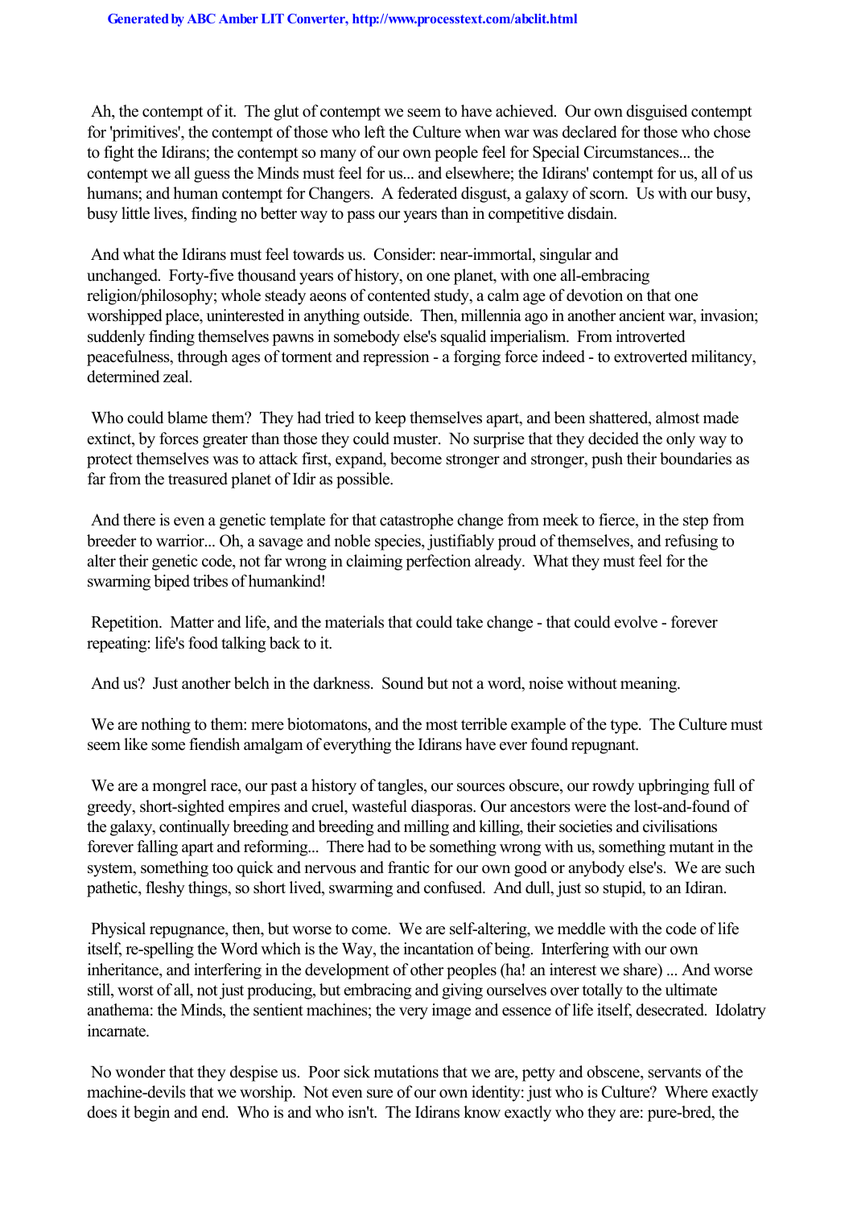Ah, the contempt of it. The glut of contempt we seem to have achieved. Our own disguised contempt for 'primitives', the contempt of those who left the Culture when war was declared for those who chose to fight the Idirans; the contempt so many of our own people feel for Special Circumstances... the contempt we all guess the Minds must feel for us... and elsewhere; the Idirans' contempt for us, all of us humans; and human contempt for Changers. A federated disgust, a galaxy of scorn. Us with our busy, busy little lives, finding no better way to pass our years than in competitive disdain.

And what the Idirans must feel towards us. Consider: near-immortal, singular and unchanged. Forty-five thousand years of history, on one planet, with one all-embracing religion/philosophy; whole steady aeons of contented study, a calm age of devotion on that one worshipped place, uninterested in anything outside. Then, millennia ago in another ancient war, invasion; suddenly finding themselves pawns in somebody else's squalid imperialism. From introverted peacefulness, through ages of torment and repression - a forging force indeed - to extroverted militancy, determined zeal.

Who could blame them? They had tried to keep themselves apart, and been shattered, almost made extinct, by forces greater than those they could muster. No surprise that they decided the only way to protect themselves was to attack first, expand, become stronger and stronger, push their boundaries as far from the treasured planet of Idir as possible.

And there is even a genetic template for that catastrophe change from meek to fierce, in the step from breeder to warrior... Oh, a savage and noble species, justifiably proud of themselves, and refusing to alter their genetic code, not far wrong in claiming perfection already. What they must feel for the swarming biped tribes of humankind!

Repetition. Matter and life, and the materials that could take change - that could evolve - forever repeating: life's food talking back to it.

And us? Just another belch in the darkness. Sound but not a word, noise without meaning.

We are nothing to them: mere biotomatons, and the most terrible example of the type. The Culture must seem like some fiendish amalgam of everything the Idirans have ever found repugnant.

We are a mongrel race, our past a history of tangles, our sources obscure, our rowdy upbringing full of greedy, short-sighted empires and cruel, wasteful diasporas. Our ancestors were the lost-and-found of the galaxy, continually breeding and breeding and milling and killing, their societies and civilisations forever falling apart and reforming... There had to be something wrong with us, something mutant in the system, something too quick and nervous and frantic for our own good or anybody else's. We are such pathetic, fleshy things, so short lived, swarming and confused. And dull, just so stupid, to an Idiran.

Physical repugnance, then, but worse to come. We are self-altering, we meddle with the code of life itself, re-spelling the Word which is the Way, the incantation of being. Interfering with our own inheritance, and interfering in the development of other peoples (ha! an interest we share) ... And worse still, worst of all, not just producing, but embracing and giving ourselves over totally to the ultimate anathema: the Minds, the sentient machines; the very image and essence of life itself, desecrated. Idolatry incarnate.

No wonder that they despise us. Poor sick mutations that we are, petty and obscene, servants of the machine-devils that we worship. Not even sure of our own identity: just who is Culture? Where exactly does it begin and end. Who is and who isn't. The Idirans know exactly who they are: pure-bred, the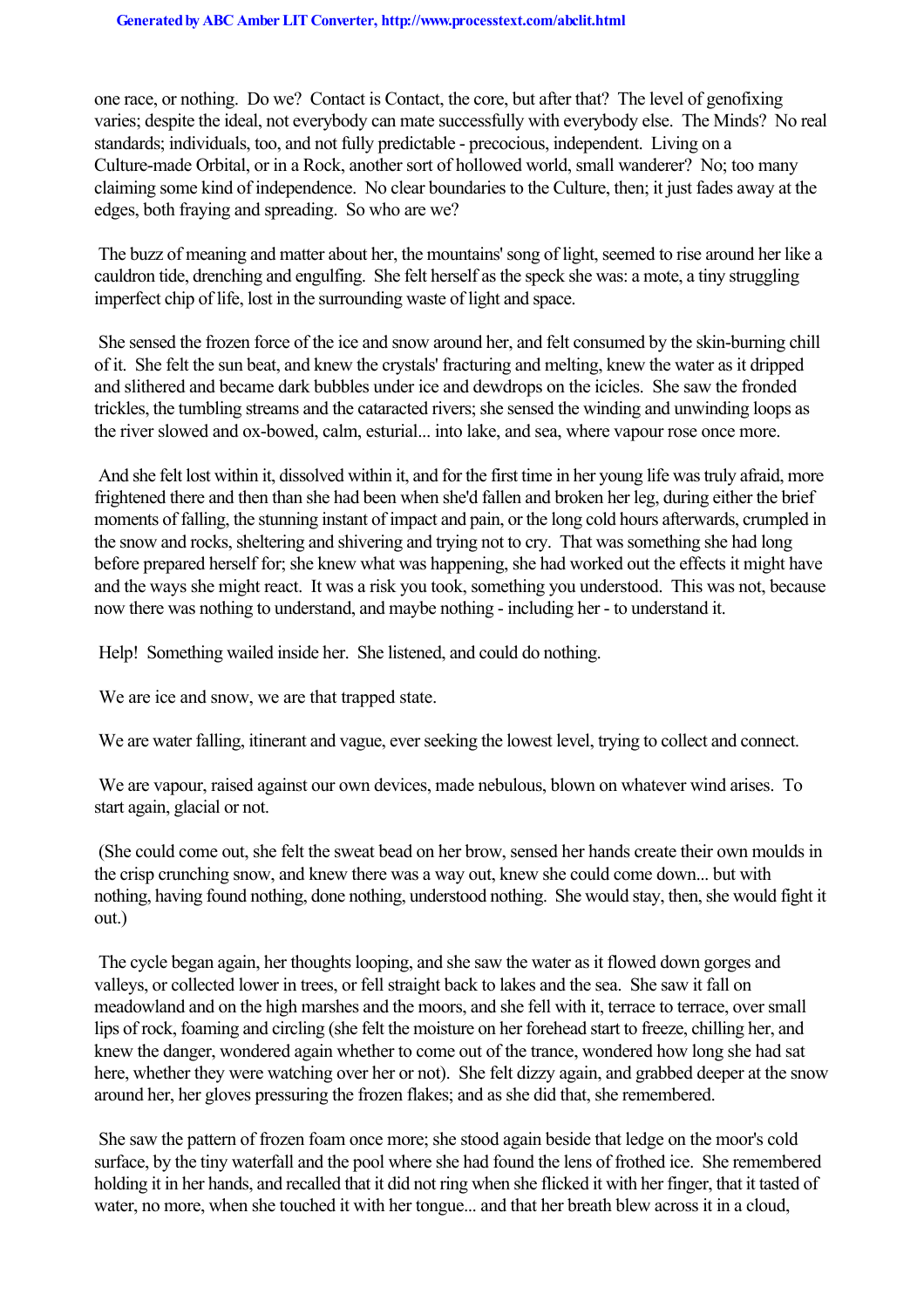one race, or nothing. Do we? Contact is Contact, the core, but after that? The level of genofixing varies; despite the ideal, not everybody can mate successfully with everybody else. The Minds? No real standards; individuals, too, and not fully predictable - precocious, independent. Living on a Culture-made Orbital, or in a Rock, another sort of hollowed world, small wanderer? No; too many claiming some kind of independence. No clear boundaries to the Culture, then; it just fades away at the edges, both fraying and spreading. So who are we?

The buzz of meaning and matter about her, the mountains' song of light, seemed to rise around her like a cauldron tide, drenching and engulfing. She felt herself as the speck she was: a mote, a tiny struggling imperfect chip of life, lost in the surrounding waste of light and space.

She sensed the frozen force of the ice and snow around her, and felt consumed by the skin-burning chill of it. She felt the sun beat, and knew the crystals' fracturing and melting, knew the water as it dripped and slithered and became dark bubbles under ice and dewdrops on the icicles. She saw the fronded trickles, the tumbling streams and the cataracted rivers; she sensed the winding and unwinding loops as the river slowed and ox-bowed, calm, esturial... into lake, and sea, where vapour rose once more.

And she felt lost within it, dissolved within it, and for the first time in her young life was truly afraid, more frightened there and then than she had been when she'd fallen and broken her leg, during either the brief moments of falling, the stunning instant of impact and pain, or the long cold hours afterwards, crumpled in the snow and rocks, sheltering and shivering and trying not to cry. That was something she had long before prepared herself for; she knew what was happening, she had worked out the effects it might have and the ways she might react. It was a risk you took, something you understood. This was not, because now there was nothing to understand, and maybe nothing - including her - to understand it.

Help! Something wailed inside her. She listened, and could do nothing.

We are ice and snow, we are that trapped state.

We are water falling, itinerant and vague, ever seeking the lowest level, trying to collect and connect.

We are vapour, raised against our own devices, made nebulous, blown on whatever wind arises. To start again, glacial or not.

(She could come out, she felt the sweat bead on her brow, sensed her hands create their own moulds in the crisp crunching snow, and knew there was a way out, knew she could come down... but with nothing, having found nothing, done nothing, understood nothing. She would stay, then, she would fight it out.)

The cycle began again, her thoughts looping, and she saw the water as it flowed down gorges and valleys, or collected lower in trees, or fell straight back to lakes and the sea. She saw it fall on meadowland and on the high marshes and the moors, and she fell with it, terrace to terrace, over small lips of rock, foaming and circling (she felt the moisture on her forehead start to freeze, chilling her, and knew the danger, wondered again whether to come out of the trance, wondered how long she had sat here, whether they were watching over her or not). She felt dizzy again, and grabbed deeper at the snow around her, her gloves pressuring the frozen flakes; and as she did that, she remembered.

She saw the pattern of frozen foam once more; she stood again beside that ledge on the moor's cold surface, by the tiny waterfall and the pool where she had found the lens of frothed ice. She remembered holding it in her hands, and recalled that it did not ring when she flicked it with her finger, that it tasted of water, no more, when she touched it with her tongue... and that her breath blew across it in a cloud,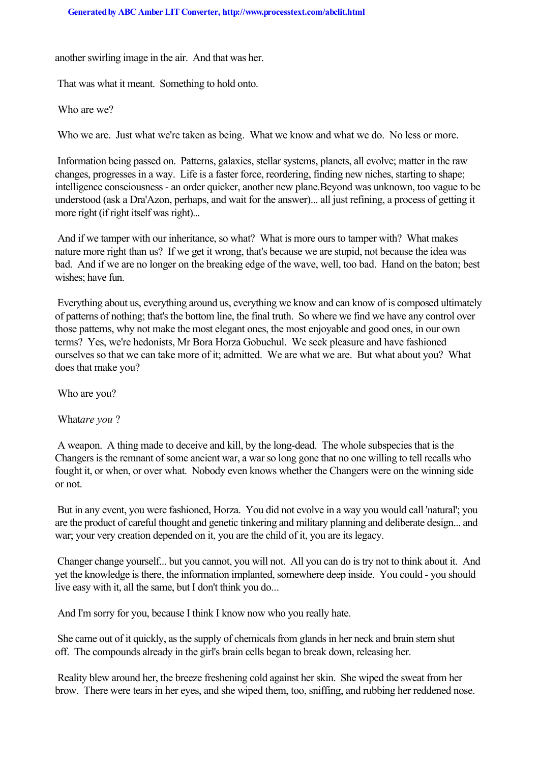another swirling image in the air. And that was her.

That was what it meant. Something to hold onto.

Who are we?

Who we are. Just what we're taken as being. What we know and what we do. No less or more.

Information being passed on. Patterns, galaxies, stellar systems, planets, all evolve; matter in the raw changes, progresses in a way. Life is a faster force, reordering, finding new niches, starting to shape; intelligence consciousness - an order quicker, another new plane.Beyond was unknown, too vague to be understood (ask a Dra'Azon, perhaps, and wait for the answer)... all just refining, a process of getting it more right (if right itself was right)...

And if we tamper with our inheritance, so what? What is more ours to tamper with? What makes nature more right than us? If we get it wrong, that's because we are stupid, not because the idea was bad. And if we are no longer on the breaking edge of the wave, well, too bad. Hand on the baton; best wishes; have fun.

Everything about us, everything around us, everything we know and can know of is composed ultimately of patterns of nothing; that's the bottom line, the final truth. So where we find we have any control over those patterns, why not make the most elegant ones, the most enjoyable and good ones, in our own terms? Yes, we're hedonists, Mr Bora Horza Gobuchul. We seek pleasure and have fashioned ourselves so that we can take more of it; admitted. We are what we are. But what about you? What does that make you?

Who are you?

What*are you* ?

A weapon. A thing made to deceive and kill, by the long-dead. The whole subspecies that is the Changers is the remnant of some ancient war, a war so long gone that no one willing to tell recalls who fought it, or when, or over what. Nobody even knows whether the Changers were on the winning side or not.

But in any event, you were fashioned, Horza. You did not evolve in a way you would call 'natural'; you are the product of careful thought and genetic tinkering and military planning and deliberate design... and war; your very creation depended on it, you are the child of it, you are its legacy.

Changer change yourself... but you cannot, you will not. All you can do is try not to think about it. And yet the knowledge is there, the information implanted, somewhere deep inside. You could - you should live easy with it, all the same, but I don't think you do...

And I'm sorry for you, because I think I know now who you really hate.

She came out of it quickly, as the supply of chemicals from glands in her neck and brain stem shut off. The compounds already in the girl's brain cells began to break down, releasing her.

Reality blew around her, the breeze freshening cold against her skin. She wiped the sweat from her brow. There were tears in her eyes, and she wiped them, too, sniffing, and rubbing her reddened nose.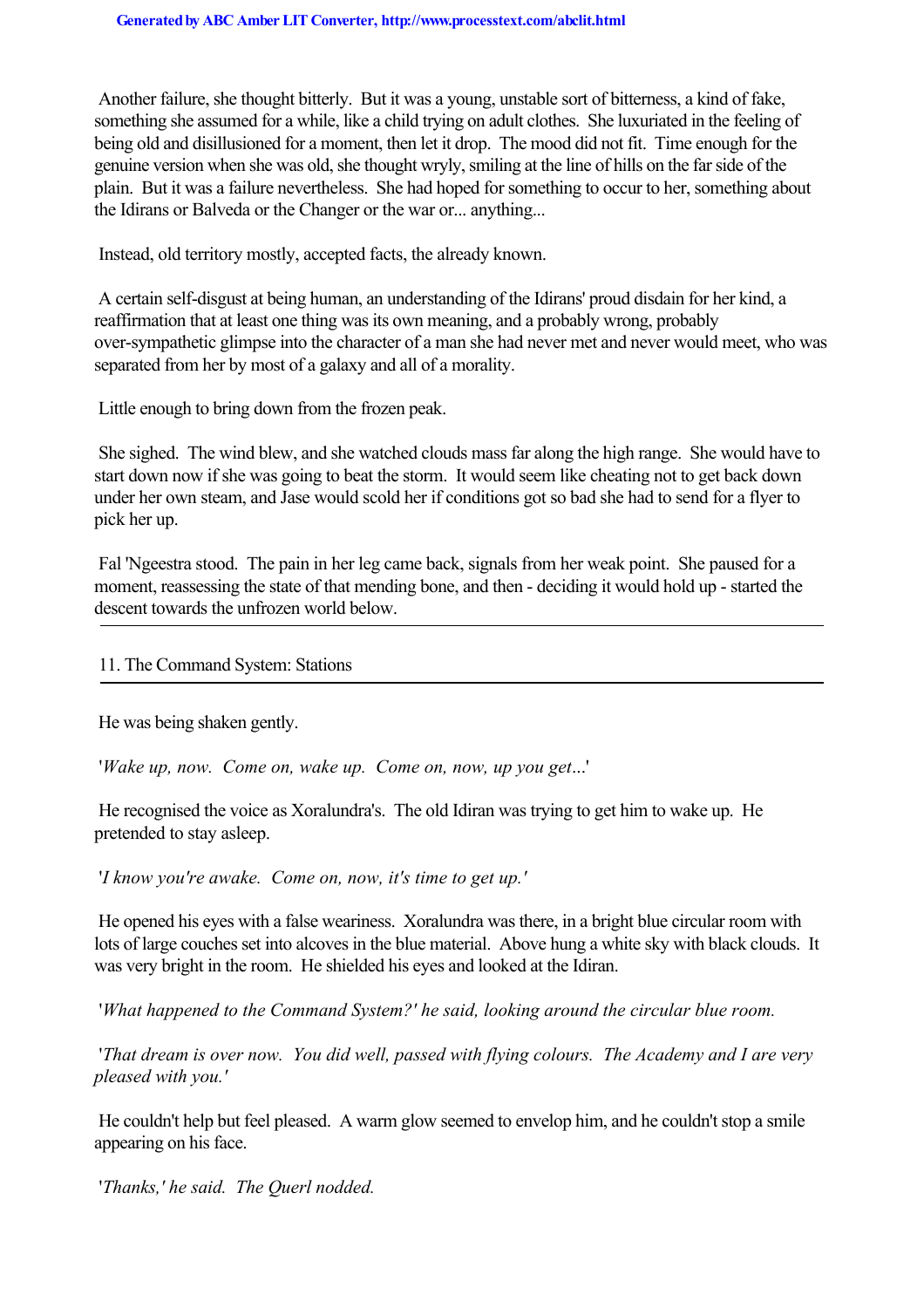Another failure, she thought bitterly. But it was a young, unstable sort of bitterness, a kind of fake, something she assumed for a while, like a child trying on adult clothes. She luxuriated in the feeling of being old and disillusioned for a moment, then let it drop. The mood did not fit. Time enough for the genuine version when she was old, she thought wryly, smiling at the line of hills on the far side of the plain. But it was a failure nevertheless. She had hoped for something to occur to her, something about the Idirans or Balveda or the Changer or the war or... anything...

Instead, old territory mostly, accepted facts, the already known.

A certain self-disgust at being human, an understanding of the Idirans' proud disdain for her kind, a reaffirmation that at least one thing was its own meaning, and a probably wrong, probably over-sympathetic glimpse into the character of a man she had never met and never would meet, who was separated from her by most of a galaxy and all of a morality.

Little enough to bring down from the frozen peak.

She sighed. The wind blew, and she watched clouds mass far along the high range. She would have to start down now if she was going to beat the storm. It would seem like cheating not to get back down under her own steam, and Jase would scold her if conditions got so bad she had to send for a flyer to pick her up.

Fal 'Ngeestra stood. The pain in her leg came back, signals from her weak point. She paused for a moment, reassessing the state of that mending bone, and then - deciding it would hold up - started the descent towards the unfrozen world below.

---

## 11. The Command System: Stations

---

He was being shaken gently.

'*Wake up, now. Come on, wake up. Come on, now, up you get...*'

He recognised the voice as Xoralundra's. The old Idiran was trying to get him to wake up. He pretended to stay asleep.

*'I know you're awake. Come on, now, it's time to get up.'*

He opened his eyes with a false weariness. Xoralundra was there, in a bright blue circular room with lots of large couches set into alcoves in the blue material. Above hung a white sky with black clouds. It was very bright in the room. He shielded his eyes and looked at the Idiran.

'*What happened to the Command System?' he said, looking around the circular blue room.*

'*That dream is over now. You did well, passed with flying colours. The Academy and I are very pleased with you.'*

He couldn't help but feel pleased. A warm glow seemed to envelop him, and he couldn't stop a smile appearing on his face.

'*Thanks,' he said. The Querl nodded.*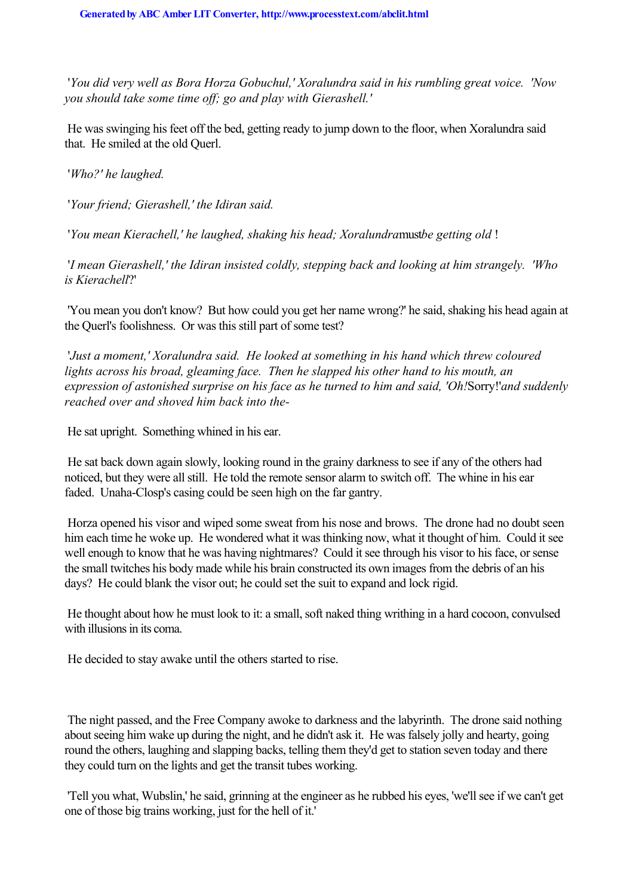*'You did very well as Bora Horza Gobuchul,' Xoralundra said in his rumbling great voice. 'Now you should take some time off; go and play with Gierashell.'*

He was swinging his feet off the bed, getting ready to jump down to the floor, when Xoralundra said that. He smiled at the old Querl.

*'Who?' he laughed.*

*'Your friend; Gierashell,' the Idiran said.*

*'You mean Kierachell,' he laughed, shaking his head; Xoralundra* must *be getting old* !

*'I mean Gierashell,' the Idiran insisted coldly, stepping back and looking at him strangely. 'Who is Kierachell*?'

'You mean you don't know? But how could you get her name wrong?' he said, shaking his head again at the Querl's foolishness. Or was this still part of some test?

*'Just a moment,' Xoralundra said. He looked at something in his hand which threw coloured lights across his broad, gleaming face. Then he slapped his other hand to his mouth, an expression of astonished surprise on his face as he turned to him and said, 'Oh!* Sorry!*' and suddenly reached over and shoved him back into the-*

He sat upright. Something whined in his ear.

He sat back down again slowly, looking round in the grainy darkness to see if any of the others had noticed, but they were all still. He told the remote sensor alarm to switch off. The whine in his ear faded. Unaha-Closp's casing could be seen high on the far gantry.

Horza opened his visor and wiped some sweat from his nose and brows. The drone had no doubt seen him each time he woke up. He wondered what it was thinking now, what it thought of him. Could it see well enough to know that he was having nightmares? Could it see through his visor to his face, or sense the small twitches his body made while his brain constructed its own images from the debris of an his days? He could blank the visor out; he could set the suit to expand and lock rigid.

He thought about how he must look to it: a small, soft naked thing writhing in a hard cocoon, convulsed with illusions in its coma.

He decided to stay awake until the others started to rise.

The night passed, and the Free Company awoke to darkness and the labyrinth. The drone said nothing about seeing him wake up during the night, and he didn't ask it. He was falsely jolly and hearty, going round the others, laughing and slapping backs, telling them they'd get to station seven today and there they could turn on the lights and get the transit tubes working.

'Tell you what, Wubslin,' he said, grinning at the engineer as he rubbed his eyes, 'we'll see if we can't get one of those big trains working, just for the hell of it.'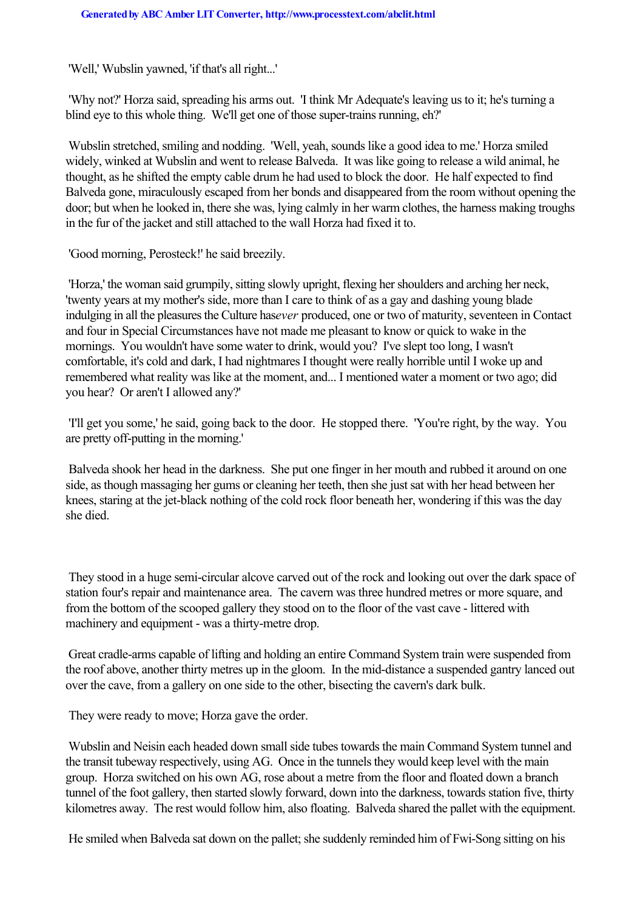'Well,' Wubslin yawned, 'if that's all right...'

'Why not?' Horza said, spreading his arms out. 'I think Mr Adequate's leaving us to it; he's turning a blind eye to this whole thing. We'll get one of those super-trains running, eh?'

Wubslin stretched, smiling and nodding. 'Well, yeah, sounds like a good idea to me.' Horza smiled widely, winked at Wubslin and went to release Balveda. It was like going to release a wild animal, he thought, as he shifted the empty cable drum he had used to block the door. He half expected to find Balveda gone, miraculously escaped from her bonds and disappeared from the room without opening the door; but when he looked in, there she was, lying calmly in her warm clothes, the harness making troughs in the fur of the jacket and still attached to the wall Horza had fixed it to.

'Good morning, Perosteck!' he said breezily.

'Horza,' the woman said grumpily, sitting slowly upright, flexing her shoulders and arching her neck, 'twenty years at my mother's side, more than I care to think of as a gay and dashing young blade indulging in all the pleasures the Culture has *ever* produced, one or two of maturity, seventeen in Contact and four in Special Circumstances have not made me pleasant to know or quick to wake in the mornings. You wouldn't have some water to drink, would you? I've slept too long, I wasn't comfortable, it's cold and dark, I had nightmares I thought were really horrible until I woke up and remembered what reality was like at the moment, and... I mentioned water a moment or two ago; did you hear? Or aren't I allowed any?'

'I'll get you some,' he said, going back to the door. He stopped there. 'You're right, by the way. You are pretty off-putting in the morning.'

Balveda shook her head in the darkness. She put one finger in her mouth and rubbed it around on one side, as though massaging her gums or cleaning her teeth, then she just sat with her head between her knees, staring at the jet-black nothing of the cold rock floor beneath her, wondering if this was the day she died.

They stood in a huge semi-circular alcove carved out of the rock and looking out over the dark space of station four's repair and maintenance area. The cavern was three hundred metres or more square, and from the bottom of the scooped gallery they stood on to the floor of the vast cave - littered with machinery and equipment - was a thirty-metre drop.

Great cradle-arms capable of lifting and holding an entire Command System train were suspended from the roof above, another thirty metres up in the gloom. In the mid-distance a suspended gantry lanced out over the cave, from a gallery on one side to the other, bisecting the cavern's dark bulk.

They were ready to move; Horza gave the order.

Wubslin and Neisin each headed down small side tubes towards the main Command System tunnel and the transit tubeway respectively, using AG. Once in the tunnels they would keep level with the main group. Horza switched on his own AG, rose about a metre from the floor and floated down a branch tunnel of the foot gallery, then started slowly forward, down into the darkness, towards station five, thirty kilometres away. The rest would follow him, also floating. Balveda shared the pallet with the equipment.

He smiled when Balveda sat down on the pallet; she suddenly reminded him of Fwi-Song sitting on his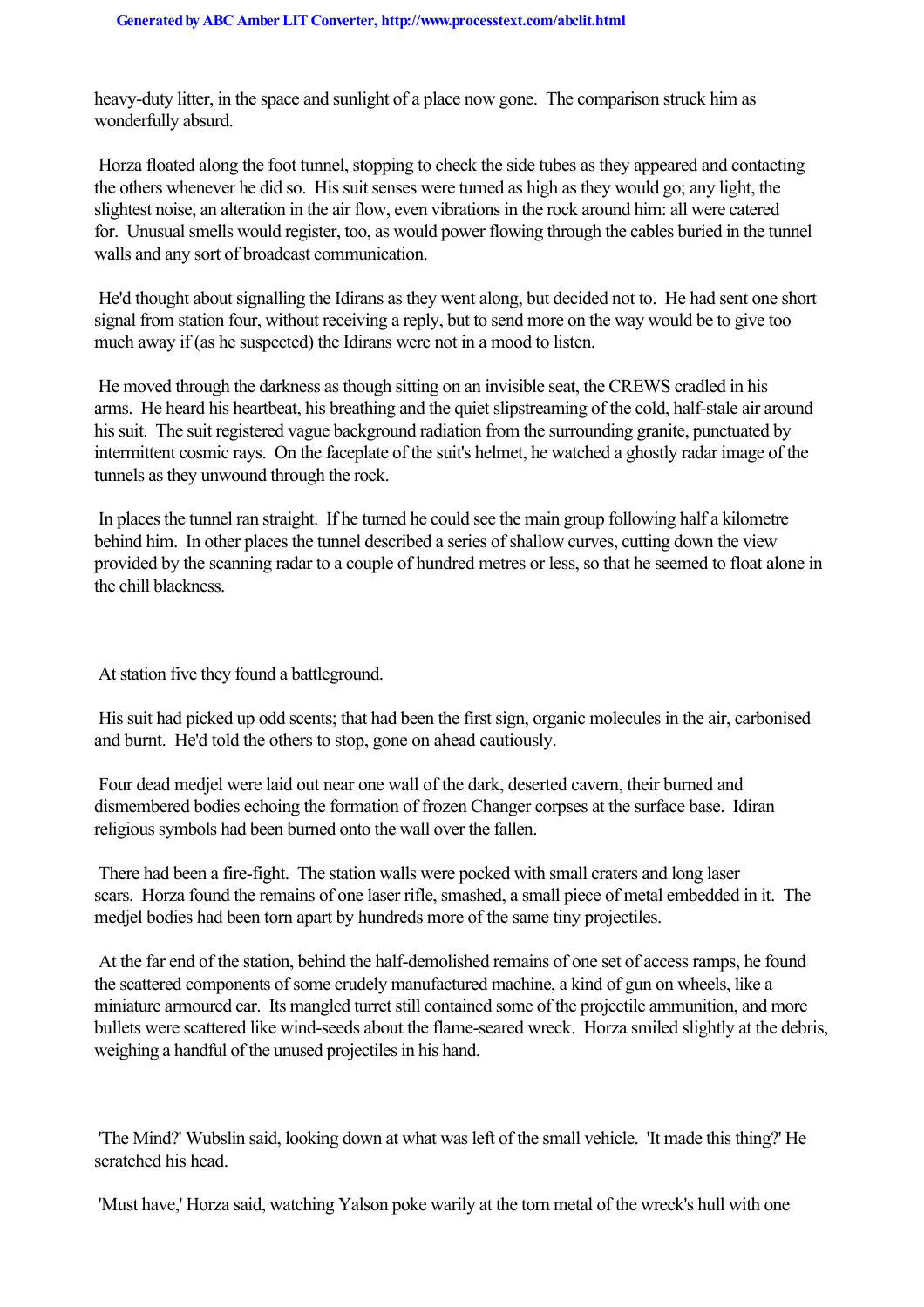heavy-duty litter, in the space and sunlight of a place now gone. The comparison struck him as wonderfully absurd.

Horza floated along the foot tunnel, stopping to check the side tubes as they appeared and contacting the others whenever he did so. His suit senses were turned as high as they would go; any light, the slightest noise, an alteration in the air flow, even vibrations in the rock around him: all were catered for. Unusual smells would register, too, as would power flowing through the cables buried in the tunnel walls and any sort of broadcast communication.

He'd thought about signalling the Idirans as they went along, but decided not to. He had sent one short signal from station four, without receiving a reply, but to send more on the way would be to give too much away if (as he suspected) the Idirans were not in a mood to listen.

He moved through the darkness as though sitting on an invisible seat, the CREWS cradled in his arms. He heard his heartbeat, his breathing and the quiet slipstreaming of the cold, half-stale air around his suit. The suit registered vague background radiation from the surrounding granite, punctuated by intermittent cosmic rays. On the faceplate of the suit's helmet, he watched a ghostly radar image of the tunnels as they unwound through the rock.

In places the tunnel ran straight. If he turned he could see the main group following half a kilometre behind him. In other places the tunnel described a series of shallow curves, cutting down the view provided by the scanning radar to a couple of hundred metres or less, so that he seemed to float alone in the chill blackness.

At station five they found a battleground.

His suit had picked up odd scents; that had been the first sign, organic molecules in the air, carbonised and burnt. He'd told the others to stop, gone on ahead cautiously.

Four dead medjel were laid out near one wall of the dark, deserted cavern, their burned and dismembered bodies echoing the formation of frozen Changer corpses at the surface base. Idiran religious symbols had been burned onto the wall over the fallen.

There had been a fire-fight. The station walls were pocked with small craters and long laser scars. Horza found the remains of one laser rifle, smashed, a small piece of metal embedded in it. The medjel bodies had been torn apart by hundreds more of the same tiny projectiles.

At the far end of the station, behind the half-demolished remains of one set of access ramps, he found the scattered components of some crudely manufactured machine, a kind of gun on wheels, like a miniature armoured car. Its mangled turret still contained some of the projectile ammunition, and more bullets were scattered like wind-seeds about the flame-seared wreck. Horza smiled slightly at the debris, weighing a handful of the unused projectiles in his hand.

'The Mind?' Wubslin said, looking down at what was left of the small vehicle. 'It made this thing?' He scratched his head.

'Must have,' Horza said, watching Yalson poke warily at the torn metal of the wreck's hull with one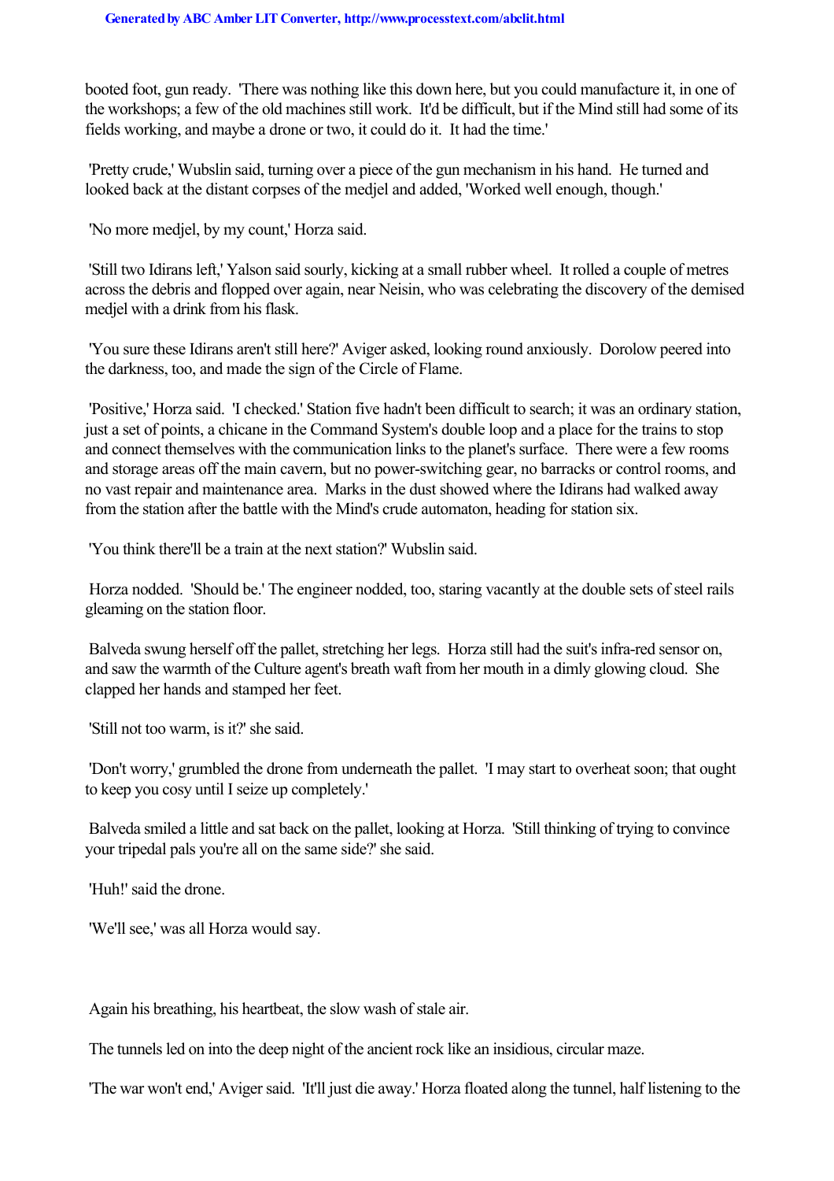booted foot, gun ready. 'There was nothing like this down here, but you could manufacture it, in one of the workshops; a few of the old machines still work. It'd be difficult, but if the Mind still had some of its fields working, and maybe a drone or two, it could do it. It had the time.'

'Pretty crude,' Wubslin said, turning over a piece of the gun mechanism in his hand. He turned and looked back at the distant corpses of the medjel and added, 'Worked well enough, though.'

'No more medjel, by my count,' Horza said.

'Still two Idirans left,' Yalson said sourly, kicking at a small rubber wheel. It rolled a couple of metres across the debris and flopped over again, near Neisin, who was celebrating the discovery of the demised medjel with a drink from his flask.

'You sure these Idirans aren't still here?' Aviger asked, looking round anxiously. Dorolow peered into the darkness, too, and made the sign of the Circle of Flame.

'Positive,' Horza said. 'I checked.' Station five hadn't been difficult to search; it was an ordinary station, just a set of points, a chicane in the Command System's double loop and a place for the trains to stop and connect themselves with the communication links to the planet's surface. There were a few rooms and storage areas off the main cavern, but no power-switching gear, no barracks or control rooms, and no vast repair and maintenance area. Marks in the dust showed where the Idirans had walked away from the station after the battle with the Mind's crude automaton, heading for station six.

'You think there'll be a train at the next station?' Wubslin said.

Horza nodded. 'Should be.' The engineer nodded, too, staring vacantly at the double sets of steel rails gleaming on the station floor.

Balveda swung herself off the pallet, stretching her legs. Horza still had the suit's infra-red sensor on, and saw the warmth of the Culture agent's breath waft from her mouth in a dimly glowing cloud. She clapped her hands and stamped her feet.

'Still not too warm, is it?' she said.

'Don't worry,' grumbled the drone from underneath the pallet. 'I may start to overheat soon; that ought to keep you cosy until I seize up completely.'

Balveda smiled a little and sat back on the pallet, looking at Horza. 'Still thinking of trying to convince your tripedal pals you're all on the same side?' she said.

'Huh!' said the drone.

'We'll see,' was all Horza would say.

Again his breathing, his heartbeat, the slow wash of stale air.

The tunnels led on into the deep night of the ancient rock like an insidious, circular maze.

'The war won't end,' Aviger said. 'It'll just die away.' Horza floated along the tunnel, half listening to the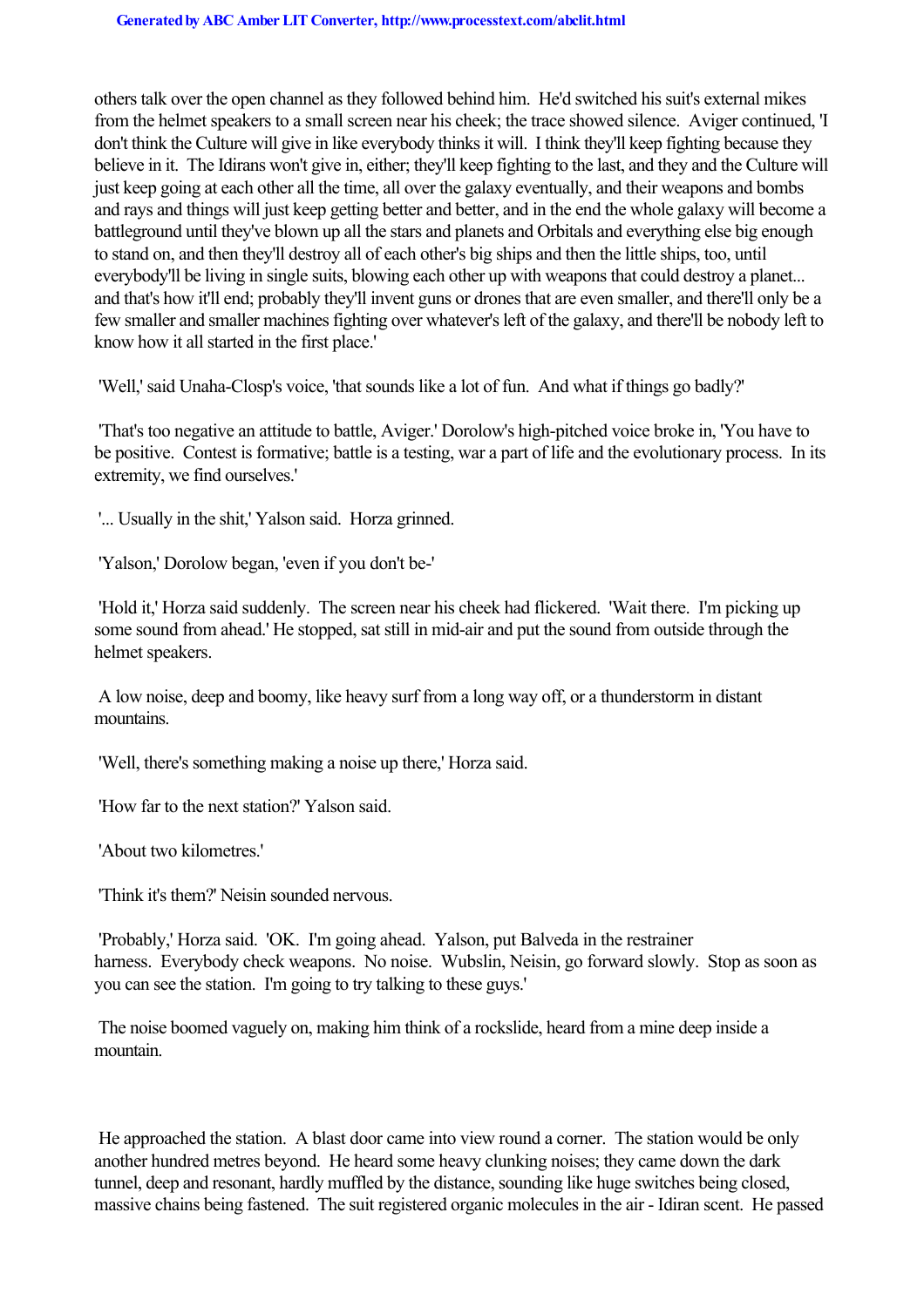others talk over the open channel as they followed behind him. He'd switched his suit's external mikes from the helmet speakers to a small screen near his cheek; the trace showed silence. Aviger continued, 'I don't think the Culture will give in like everybody thinks it will. I think they'll keep fighting because they believe in it. The Idirans won't give in, either; they'll keep fighting to the last, and they and the Culture will just keep going at each other all the time, all over the galaxy eventually, and their weapons and bombs and rays and things will just keep getting better and better, and in the end the whole galaxy will become a battleground until they've blown up all the stars and planets and Orbitals and everything else big enough to stand on, and then they'll destroy all of each other's big ships and then the little ships, too, until everybody'll be living in single suits, blowing each other up with weapons that could destroy a planet... and that's how it'll end; probably they'll invent guns or drones that are even smaller, and there'll only be a few smaller and smaller machines fighting over whatever's left of the galaxy, and there'll be nobody left to know how it all started in the first place.'

'Well,' said Unaha-Closp's voice, 'that sounds like a lot of fun. And what if things go badly?'

'That's too negative an attitude to battle, Aviger.' Dorolow's high-pitched voice broke in, 'You have to be positive. Contest is formative; battle is a testing, war a part of life and the evolutionary process. In its extremity, we find ourselves.'

'... Usually in the shit,' Yalson said. Horza grinned.

'Yalson,' Dorolow began, 'even if you don't be-'

'Hold it,' Horza said suddenly. The screen near his cheek had flickered. 'Wait there. I'm picking up some sound from ahead.' He stopped, sat still in mid-air and put the sound from outside through the helmet speakers.

A low noise, deep and boomy, like heavy surf from a long way off, or a thunderstorm in distant mountains.

'Well, there's something making a noise up there,' Horza said.

'How far to the next station?' Yalson said.

'About two kilometres.'

'Think it's them?' Neisin sounded nervous.

'Probably,' Horza said. 'OK. I'm going ahead. Yalson, put Balveda in the restrainer harness. Everybody check weapons. No noise. Wubslin, Neisin, go forward slowly. Stop as soon as you can see the station. I'm going to try talking to these guys.'

The noise boomed vaguely on, making him think of a rockslide, heard from a mine deep inside a mountain.

He approached the station. A blast door came into view round a corner. The station would be only another hundred metres beyond. He heard some heavy clunking noises; they came down the dark tunnel, deep and resonant, hardly muffled by the distance, sounding like huge switches being closed, massive chains being fastened. The suit registered organic molecules in the air - Idiran scent. He passed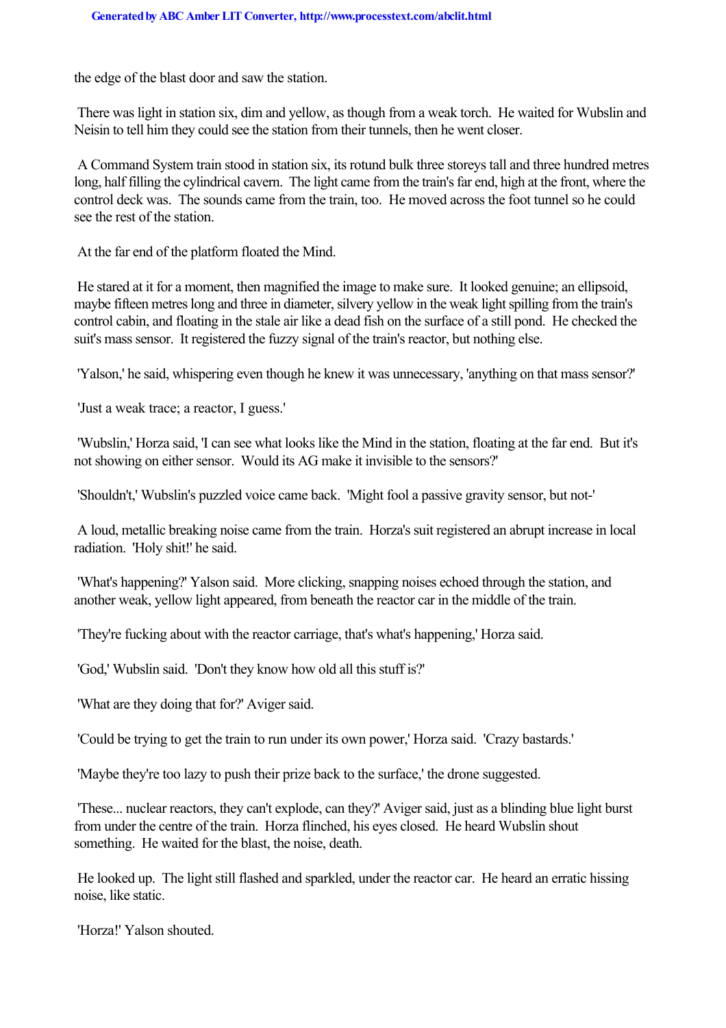the edge of the blast door and saw the station.

There was light in station six, dim and yellow, as though from a weak torch. He waited for Wubslin and Neisin to tell him they could see the station from their tunnels, then he went closer.

A Command System train stood in station six, its rotund bulk three storeys tall and three hundred metres long, half filling the cylindrical cavern. The light came from the train's far end, high at the front, where the control deck was. The sounds came from the train, too. He moved across the foot tunnel so he could see the rest of the station.

At the far end of the platform floated the Mind.

He stared at it for a moment, then magnified the image to make sure. It looked genuine; an ellipsoid, maybe fifteen metres long and three in diameter, silvery yellow in the weak light spilling from the train's control cabin, and floating in the stale air like a dead fish on the surface of a still pond. He checked the suit's mass sensor. It registered the fuzzy signal of the train's reactor, but nothing else.

'Yalson,' he said, whispering even though he knew it was unnecessary, 'anything on that mass sensor?'

'Just a weak trace; a reactor, I guess.'

'Wubslin,' Horza said, 'I can see what looks like the Mind in the station, floating at the far end. But it's not showing on either sensor. Would its AG make it invisible to the sensors?'

'Shouldn't,' Wubslin's puzzled voice came back. 'Might fool a passive gravity sensor, but not-'

A loud, metallic breaking noise came from the train. Horza's suit registered an abrupt increase in local radiation. 'Holy shit!' he said.

'What's happening?' Yalson said. More clicking, snapping noises echoed through the station, and another weak, yellow light appeared, from beneath the reactor car in the middle of the train.

'They're fucking about with the reactor carriage, that's what's happening,' Horza said.

'God,' Wubslin said. 'Don't they know how old all this stuff is?'

'What are they doing that for?' Aviger said.

'Could be trying to get the train to run under its own power,' Horza said. 'Crazy bastards.'

'Maybe they're too lazy to push their prize back to the surface,' the drone suggested.

'These... nuclear reactors, they can't explode, can they?' Aviger said, just as a blinding blue light burst from under the centre of the train. Horza flinched, his eyes closed. He heard Wubslin shout something. He waited for the blast, the noise, death.

He looked up. The light still flashed and sparkled, under the reactor car. He heard an erratic hissing noise, like static.

'Horza!' Yalson shouted.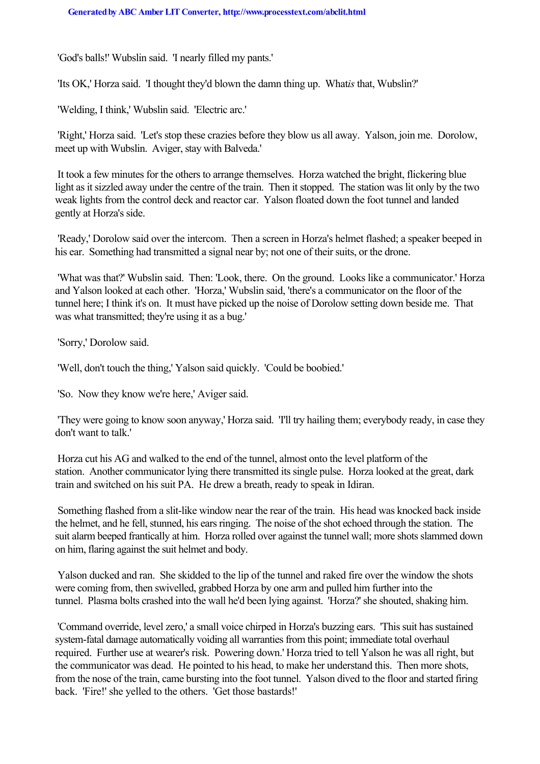'God's balls!' Wubslin said. 'I nearly filled my pants.'

'Its OK,' Horza said. 'I thought they'd blown the damn thing up. What*is* that, Wubslin?'

'Welding, I think,' Wubslin said. 'Electric arc.'

'Right,' Horza said. 'Let's stop these crazies before they blow us all away. Yalson, join me. Dorolow, meet up with Wubslin. Aviger, stay with Balveda.'

It took a few minutes for the others to arrange themselves. Horza watched the bright, flickering blue light as it sizzled away under the centre of the train. Then it stopped. The station was lit only by the two weak lights from the control deck and reactor car. Yalson floated down the foot tunnel and landed gently at Horza's side.

'Ready,' Dorolow said over the intercom. Then a screen in Horza's helmet flashed; a speaker beeped in his ear. Something had transmitted a signal near by; not one of their suits, or the drone.

'What was that?' Wubslin said. Then: 'Look, there. On the ground. Looks like a communicator.' Horza and Yalson looked at each other. 'Horza,' Wubslin said, 'there's a communicator on the floor of the tunnel here; I think it's on. It must have picked up the noise of Dorolow setting down beside me. That was what transmitted; they're using it as a bug.'

'Sorry,' Dorolow said.

'Well, don't touch the thing,' Yalson said quickly. 'Could be boobied.'

'So. Now they know we're here,' Aviger said.

'They were going to know soon anyway,' Horza said. 'I'll try hailing them; everybody ready, in case they don't want to talk.'

Horza cut his AG and walked to the end of the tunnel, almost onto the level platform of the station. Another communicator lying there transmitted its single pulse. Horza looked at the great, dark train and switched on his suit PA. He drew a breath, ready to speak in Idiran.

Something flashed from a slit-like window near the rear of the train. His head was knocked back inside the helmet, and he fell, stunned, his ears ringing. The noise of the shot echoed through the station. The suit alarm beeped frantically at him. Horza rolled over against the tunnel wall; more shots slammed down on him, flaring against the suit helmet and body.

Yalson ducked and ran. She skidded to the lip of the tunnel and raked fire over the window the shots were coming from, then swivelled, grabbed Horza by one arm and pulled him further into the tunnel. Plasma bolts crashed into the wall he'd been lying against. 'Horza?' she shouted, shaking him.

'Command override, level zero,' a small voice chirped in Horza's buzzing ears. 'This suit has sustained system-fatal damage automatically voiding all warranties from this point; immediate total overhaul required. Further use at wearer's risk. Powering down.' Horza tried to tell Yalson he was all right, but the communicator was dead. He pointed to his head, to make her understand this. Then more shots, from the nose of the train, came bursting into the foot tunnel. Yalson dived to the floor and started firing back. 'Fire!' she yelled to the others. 'Get those bastards!'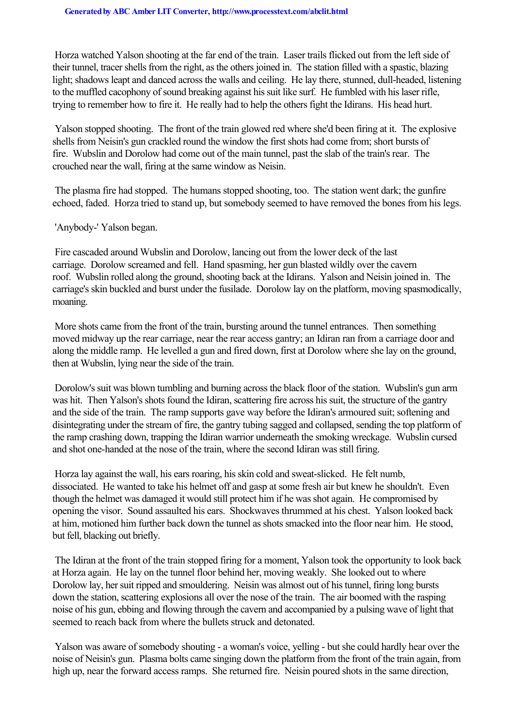Horza watched Yalson shooting at the far end of the train. Laser trails flicked out from the left side of their tunnel, tracer shells from the right, as the others joined in. The station filled with a spastic, blazing light; shadows leapt and danced across the walls and ceiling. He lay there, stunned, dull-headed, listening to the muffled cacophony of sound breaking against his suit like surf. He fumbled with his laser rifle, trying to remember how to fire it. He really had to help the others fight the Idirans. His head hurt.

Yalson stopped shooting. The front of the train glowed red where she'd been firing at it. The explosive shells from Neisin's gun crackled round the window the first shots had come from; short bursts of fire. Wubslin and Dorolow had come out of the main tunnel, past the slab of the train's rear. The crouched near the wall, firing at the same window as Neisin.

The plasma fire had stopped. The humans stopped shooting, too. The station went dark; the gunfire echoed, faded. Horza tried to stand up, but somebody seemed to have removed the bones from his legs.

'Anybody-' Yalson began.

Fire cascaded around Wubslin and Dorolow, lancing out from the lower deck of the last carriage. Dorolow screamed and fell. Hand spasming, her gun blasted wildly over the cavern roof. Wubslin rolled along the ground, shooting back at the Idirans. Yalson and Neisin joined in. The carriage's skin buckled and burst under the fusilade. Dorolow lay on the platform, moving spasmodically, moaning.

More shots came from the front of the train, bursting around the tunnel entrances. Then something moved midway up the rear carriage, near the rear access gantry; an Idiran ran from a carriage door and along the middle ramp. He levelled a gun and fired down, first at Dorolow where she lay on the ground, then at Wubslin, lying near the side of the train.

Dorolow's suit was blown tumbling and burning across the black floor of the station. Wubslin's gun arm was hit. Then Yalson's shots found the Idiran, scattering fire across his suit, the structure of the gantry and the side of the train. The ramp supports gave way before the Idiran's armoured suit; softening and disintegrating under the stream of fire, the gantry tubing sagged and collapsed, sending the top platform of the ramp crashing down, trapping the Idiran warrior underneath the smoking wreckage. Wubslin cursed and shot one-handed at the nose of the train, where the second Idiran was still firing.

Horza lay against the wall, his ears roaring, his skin cold and sweat-slicked. He felt numb, dissociated. He wanted to take his helmet off and gasp at some fresh air but knew he shouldn't. Even though the helmet was damaged it would still protect him if he was shot again. He compromised by opening the visor. Sound assaulted his ears. Shockwaves thrummed at his chest. Yalson looked back at him, motioned him further back down the tunnel as shots smacked into the floor near him. He stood, but fell, blacking out briefly.

The Idiran at the front of the train stopped firing for a moment, Yalson took the opportunity to look back at Horza again. He lay on the tunnel floor behind her, moving weakly. She looked out to where Dorolow lay, her suit ripped and smouldering. Neisin was almost out of his tunnel, firing long bursts down the station, scattering explosions all over the nose of the train. The air boomed with the rasping noise of his gun, ebbing and flowing through the cavern and accompanied by a pulsing wave of light that seemed to reach back from where the bullets struck and detonated.

Yalson was aware of somebody shouting - a woman's voice, yelling - but she could hardly hear over the noise of Neisin's gun. Plasma bolts came singing down the platform from the front of the train again, from high up, near the forward access ramps. She returned fire. Neisin poured shots in the same direction,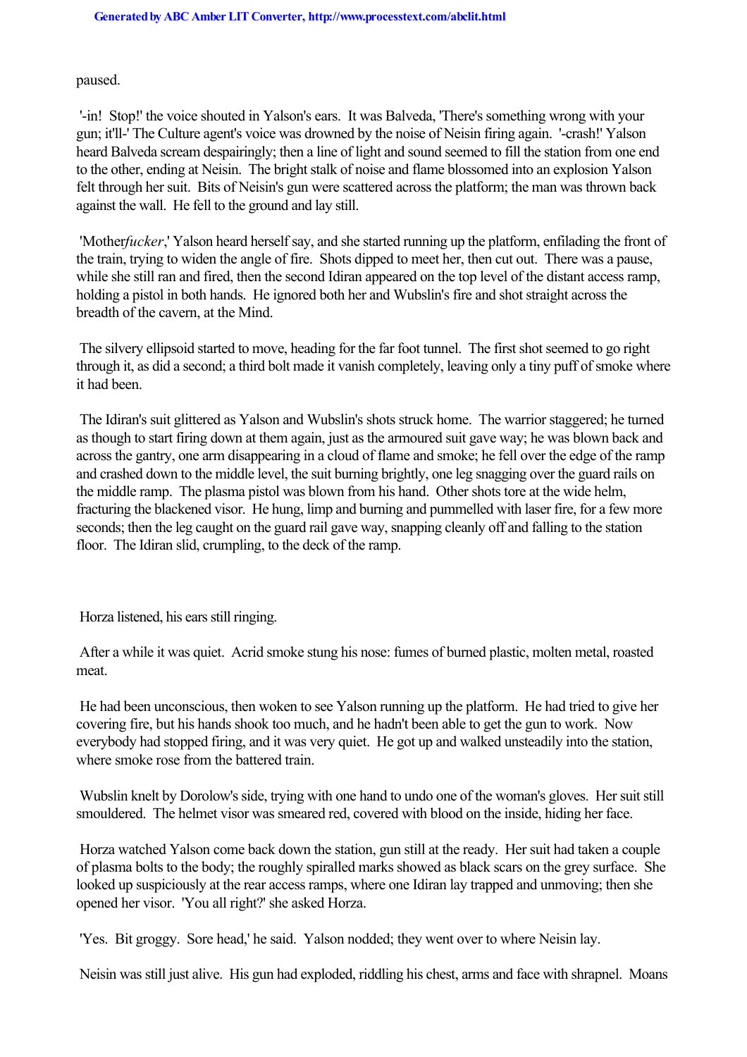paused.

'-in! Stop!' the voice shouted in Yalson's ears. It was Balveda, 'There's something wrong with your gun; it'll-' The Culture agent's voice was drowned by the noise of Neisin firing again. '-crash!' Yalson heard Balveda scream despairingly; then a line of light and sound seemed to fill the station from one end to the other, ending at Neisin. The bright stalk of noise and flame blossomed into an explosion Yalson felt through her suit. Bits of Neisin's gun were scattered across the platform; the man was thrown back against the wall. He fell to the ground and lay still.

'Mother*fucker*,' Yalson heard herself say, and she started running up the platform, enfilading the front of the train, trying to widen the angle of fire. Shots dipped to meet her, then cut out. There was a pause, while she still ran and fired, then the second Idiran appeared on the top level of the distant access ramp, holding a pistol in both hands. He ignored both her and Wubslin's fire and shot straight across the breadth of the cavern, at the Mind.

The silvery ellipsoid started to move, heading for the far foot tunnel. The first shot seemed to go right through it, as did a second; a third bolt made it vanish completely, leaving only a tiny puff of smoke where it had been.

The Idiran's suit glittered as Yalson and Wubslin's shots struck home. The warrior staggered; he turned as though to start firing down at them again, just as the armoured suit gave way; he was blown back and across the gantry, one arm disappearing in a cloud of flame and smoke; he fell over the edge of the ramp and crashed down to the middle level, the suit burning brightly, one leg snagging over the guard rails on the middle ramp. The plasma pistol was blown from his hand. Other shots tore at the wide helm, fracturing the blackened visor. He hung, limp and burning and pummelled with laser fire, for a few more seconds; then the leg caught on the guard rail gave way, snapping cleanly off and falling to the station floor. The Idiran slid, crumpling, to the deck of the ramp.

Horza listened, his ears still ringing.

After a while it was quiet. Acrid smoke stung his nose: fumes of burned plastic, molten metal, roasted meat.

He had been unconscious, then woken to see Yalson running up the platform. He had tried to give her covering fire, but his hands shook too much, and he hadn't been able to get the gun to work. Now everybody had stopped firing, and it was very quiet. He got up and walked unsteadily into the station, where smoke rose from the battered train.

Wubslin knelt by Dorolow's side, trying with one hand to undo one of the woman's gloves. Her suit still smouldered. The helmet visor was smeared red, covered with blood on the inside, hiding her face.

Horza watched Yalson come back down the station, gun still at the ready. Her suit had taken a couple of plasma bolts to the body; the roughly spiralled marks showed as black scars on the grey surface. She looked up suspiciously at the rear access ramps, where one Idiran lay trapped and unmoving; then she opened her visor. 'You all right?' she asked Horza.

'Yes. Bit groggy. Sore head,' he said. Yalson nodded; they went over to where Neisin lay.

Neisin was still just alive. His gun had exploded, riddling his chest, arms and face with shrapnel. Moans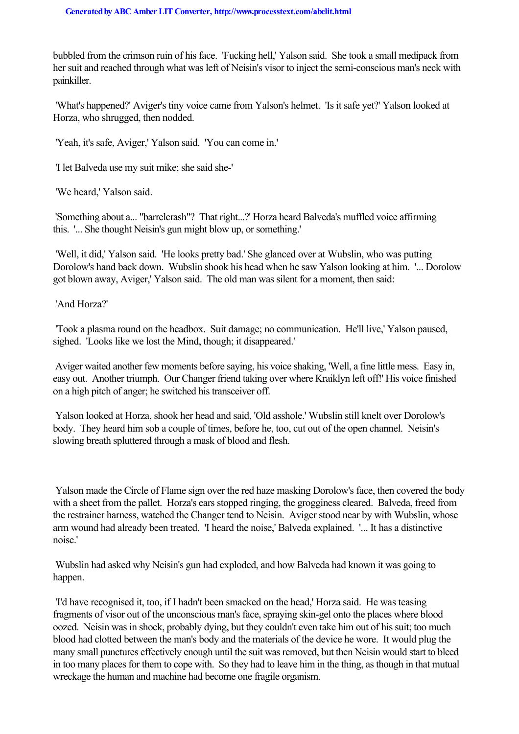bubbled from the crimson ruin of his face. 'Fucking hell,' Yalson said. She took a small medipack from her suit and reached through what was left of Neisin's visor to inject the semi-conscious man's neck with painkiller.

'What's happened?' Aviger's tiny voice came from Yalson's helmet. 'Is it safe yet?' Yalson looked at Horza, who shrugged, then nodded.

'Yeah, it's safe, Aviger,' Yalson said. 'You can come in.'

'I let Balveda use my suit mike; she said she-'

'We heard,' Yalson said.

'Something about a... "barrelcrash"? That right...?' Horza heard Balveda's muffled voice affirming this. '... She thought Neisin's gun might blow up, or something.'

'Well, it did,' Yalson said. 'He looks pretty bad.' She glanced over at Wubslin, who was putting Dorolow's hand back down. Wubslin shook his head when he saw Yalson looking at him. '... Dorolow got blown away, Aviger,' Yalson said. The old man was silent for a moment, then said:

'And Horza?'

'Took a plasma round on the headbox. Suit damage; no communication. He'll live,' Yalson paused, sighed. 'Looks like we lost the Mind, though; it disappeared.'

Aviger waited another few moments before saying, his voice shaking, 'Well, a fine little mess. Easy in, easy out. Another triumph. Our Changer friend taking over where Kraiklyn left off!' His voice finished on a high pitch of anger; he switched his transceiver off.

Yalson looked at Horza, shook her head and said, 'Old asshole.' Wubslin still knelt over Dorolow's body. They heard him sob a couple of times, before he, too, cut out of the open channel. Neisin's slowing breath spluttered through a mask of blood and flesh.

Yalson made the Circle of Flame sign over the red haze masking Dorolow's face, then covered the body with a sheet from the pallet. Horza's ears stopped ringing, the grogginess cleared. Balveda, freed from the restrainer harness, watched the Changer tend to Neisin. Aviger stood near by with Wubslin, whose arm wound had already been treated. 'I heard the noise,' Balveda explained. '... It has a distinctive noise.'

Wubslin had asked why Neisin's gun had exploded, and how Balveda had known it was going to happen.

'I'd have recognised it, too, if I hadn't been smacked on the head,' Horza said. He was teasing fragments of visor out of the unconscious man's face, spraying skin-gel onto the places where blood oozed. Neisin was in shock, probably dying, but they couldn't even take him out of his suit; too much blood had clotted between the man's body and the materials of the device he wore. It would plug the many small punctures effectively enough until the suit was removed, but then Neisin would start to bleed in too many places for them to cope with. So they had to leave him in the thing, as though in that mutual wreckage the human and machine had become one fragile organism.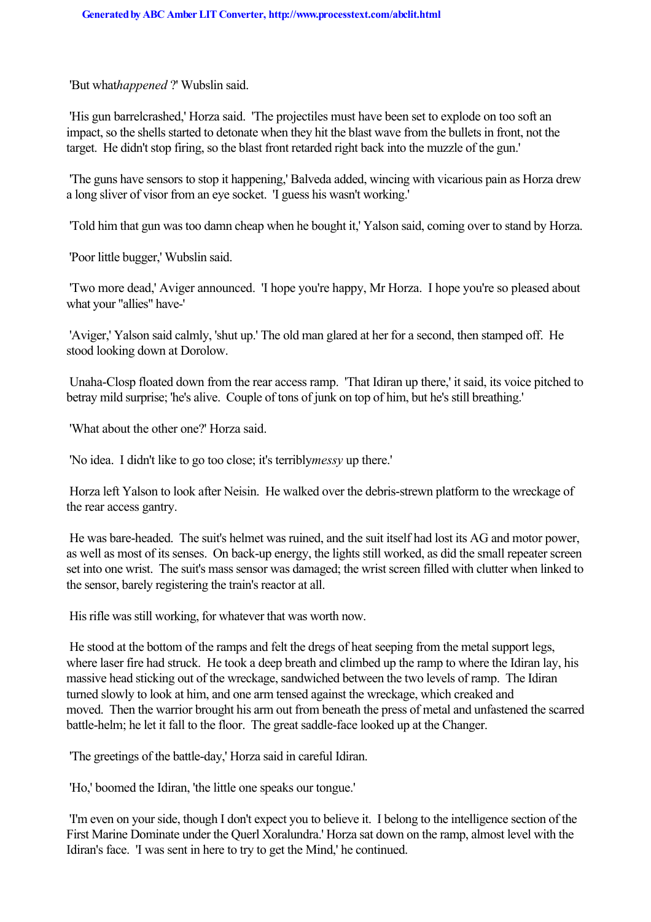'But what *happened*?' Wubslin said.

'His gun barrel crashed,' Horza said. 'The projectiles must have been set to explode on too soft an impact, so the shells started to detonate when they hit the blast wave from the bullets in front, not the target. He didn't stop firing, so the blast front retarded right back into the muzzle of the gun.'

'The guns have sensors to stop it happening,' Balveda added, wincing with vicarious pain as Horza drew a long sliver of visor from an eye socket. 'I guess his wasn't working.'

'Told him that gun was too damn cheap when he bought it,' Yalson said, coming over to stand by Horza.

'Poor little bugger,' Wubslin said.

'Two more dead,' Aviger announced. 'I hope you're happy, Mr Horza. I hope you're so pleased about what your "allies" have-'

'Aviger,' Yalson said calmly, 'shut up.' The old man glared at her for a second, then stamped off. He stood looking down at Dorolow.

Unaha-Closp floated down from the rear access ramp. 'That Idiran up there,' it said, its voice pitched to betray mild surprise; 'he's alive. Couple of tons of junk on top of him, but he's still breathing.'

'What about the other one?' Horza said.

'No idea. I didn't like to go too close; it's terribly *messy* up there.'

Horza left Yalson to look after Neisin. He walked over the debris-strewn platform to the wreckage of the rear access gantry.

He was bare-headed. The suit's helmet was ruined, and the suit itself had lost its AG and motor power, as well as most of its senses. On back-up energy, the lights still worked, as did the small repeater screen set into one wrist. The suit's mass sensor was damaged; the wrist screen filled with clutter when linked to the sensor, barely registering the train's reactor at all.

His rifle was still working, for whatever that was worth now.

He stood at the bottom of the ramps and felt the dregs of heat seeping from the metal support legs, where laser fire had struck. He took a deep breath and climbed up the ramp to where the Idiran lay, his massive head sticking out of the wreckage, sandwiched between the two levels of ramp. The Idiran turned slowly to look at him, and one arm tensed against the wreckage, which creaked and moved. Then the warrior brought his arm out from beneath the press of metal and unfastened the scarred battle-helm; he let it fall to the floor. The great saddle-face looked up at the Changer.

'The greetings of the battle-day,' Horza said in careful Idiran.

'Ho,' boomed the Idiran, 'the little one speaks our tongue.'

'I'm even on your side, though I don't expect you to believe it. I belong to the intelligence section of the First Marine Dominate under the Querl Xoralundra.' Horza sat down on the ramp, almost level with the Idiran's face. 'I was sent in here to try to get the Mind,' he continued.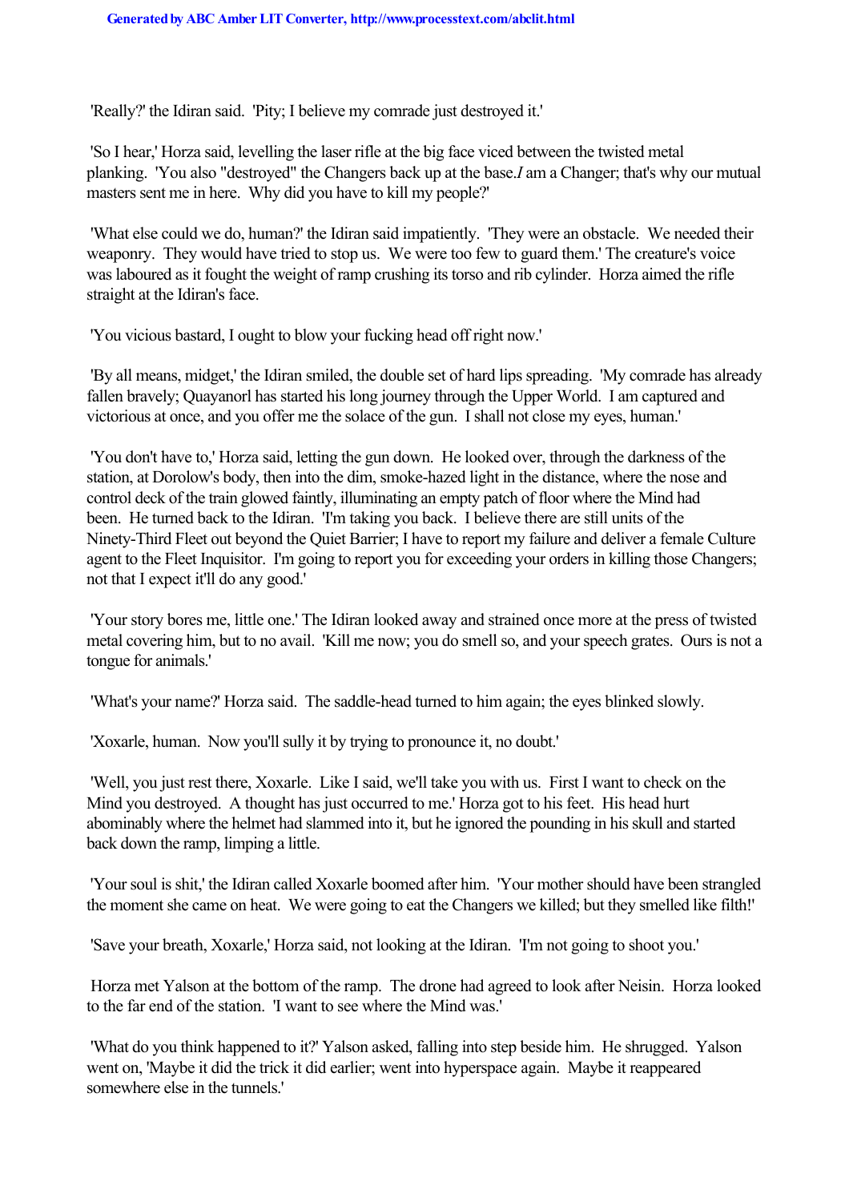'Really?' the Idiran said. 'Pity; I believe my comrade just destroyed it.'

'So I hear,' Horza said, levelling the laser rifle at the big face viced between the twisted metal planking. 'You also "destroyed" the Changers back up at the base. *I* am a Changer; that's why our mutual masters sent me in here. Why did you have to kill my people?'

'What else could we do, human?' the Idiran said impatiently. 'They were an obstacle. We needed their weaponry. They would have tried to stop us. We were too few to guard them.' The creature's voice was laboured as it fought the weight of ramp crushing its torso and rib cylinder. Horza aimed the rifle straight at the Idiran's face.

'You vicious bastard, I ought to blow your fucking head off right now.'

'By all means, midget,' the Idiran smiled, the double set of hard lips spreading. 'My comrade has already fallen bravely; Quayanorl has started his long journey through the Upper World. I am captured and victorious at once, and you offer me the solace of the gun. I shall not close my eyes, human.'

'You don't have to,' Horza said, letting the gun down. He looked over, through the darkness of the station, at Dorolow's body, then into the dim, smoke-hazed light in the distance, where the nose and control deck of the train glowed faintly, illuminating an empty patch of floor where the Mind had been. He turned back to the Idiran. 'I'm taking you back. I believe there are still units of the Ninety-Third Fleet out beyond the Quiet Barrier; I have to report my failure and deliver a female Culture agent to the Fleet Inquisitor. I'm going to report you for exceeding your orders in killing those Changers; not that I expect it'll do any good.'

'Your story bores me, little one.' The Idiran looked away and strained once more at the press of twisted metal covering him, but to no avail. 'Kill me now; you do smell so, and your speech grates. Ours is not a tongue for animals.'

'What's your name?' Horza said. The saddle-head turned to him again; the eyes blinked slowly.

'Xoxarle, human. Now you'll sully it by trying to pronounce it, no doubt.'

'Well, you just rest there, Xoxarle. Like I said, we'll take you with us. First I want to check on the Mind you destroyed. A thought has just occurred to me.' Horza got to his feet. His head hurt abominably where the helmet had slammed into it, but he ignored the pounding in his skull and started back down the ramp, limping a little.

'Your soul is shit,' the Idiran called Xoxarle boomed after him. 'Your mother should have been strangled the moment she came on heat. We were going to eat the Changers we killed; but they smelled like filth!'

'Save your breath, Xoxarle,' Horza said, not looking at the Idiran. 'I'm not going to shoot you.'

Horza met Yalson at the bottom of the ramp. The drone had agreed to look after Neisin. Horza looked to the far end of the station. 'I want to see where the Mind was.'

'What do you think happened to it?' Yalson asked, falling into step beside him. He shrugged. Yalson went on, 'Maybe it did the trick it did earlier; went into hyperspace again. Maybe it reappeared somewhere else in the tunnels.'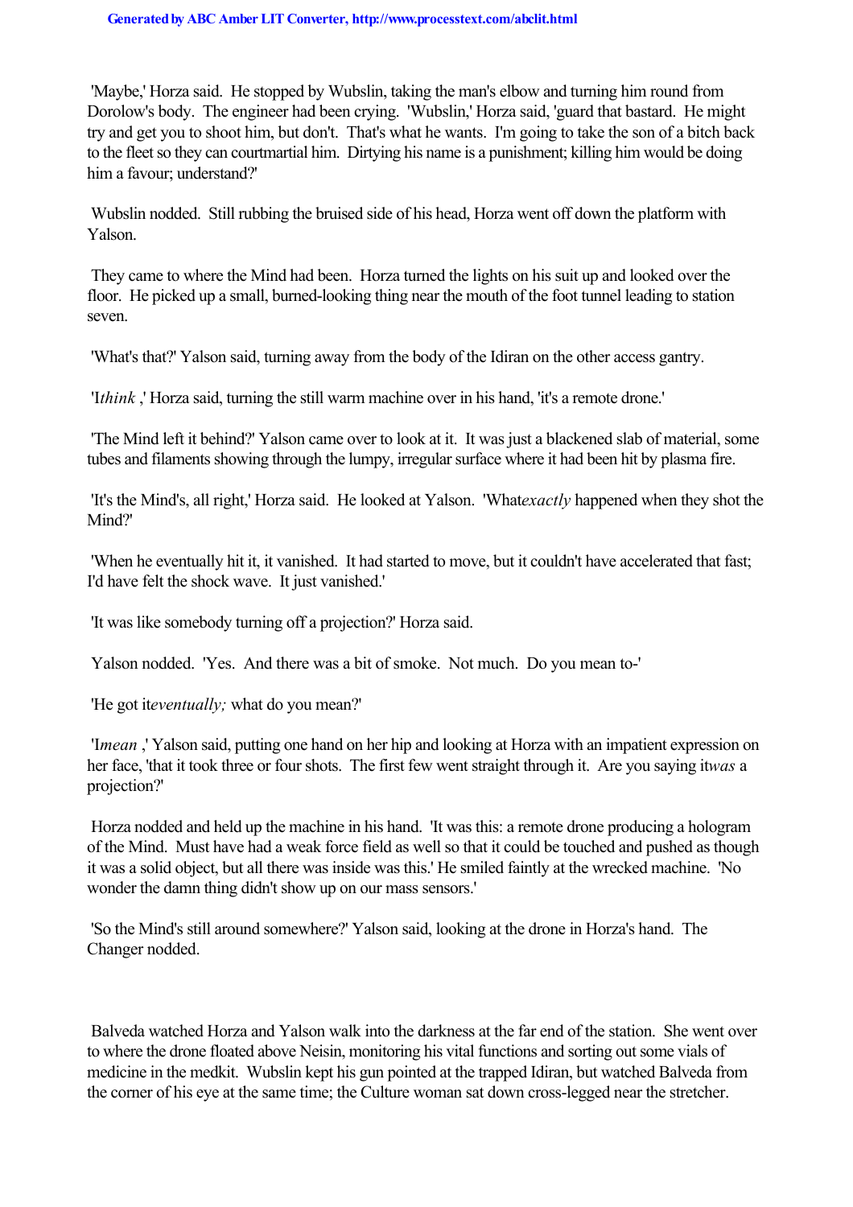'Maybe,' Horza said. He stopped by Wubslin, taking the man's elbow and turning him round from Dorolow's body. The engineer had been crying. 'Wubslin,' Horza said, 'guard that bastard. He might try and get you to shoot him, but don't. That's what he wants. I'm going to take the son of a bitch back to the fleet so they can courtmartial him. Dirtying his name is a punishment; killing him would be doing him a favour; understand?'

Wubslin nodded. Still rubbing the bruised side of his head, Horza went off down the platform with Yalson.

They came to where the Mind had been. Horza turned the lights on his suit up and looked over the floor. He picked up a small, burned-looking thing near the mouth of the foot tunnel leading to station seven.

'What's that?' Yalson said, turning away from the body of the Idiran on the other access gantry.

'I*think* ,' Horza said, turning the still warm machine over in his hand, 'it's a remote drone.'

'The Mind left it behind?' Yalson came over to look at it. It was just a blackened slab of material, some tubes and filaments showing through the lumpy, irregular surface where it had been hit by plasma fire.

'It's the Mind's, all right,' Horza said. He looked at Yalson. 'What*exactly* happened when they shot the Mind?'

'When he eventually hit it, it vanished. It had started to move, but it couldn't have accelerated that fast; I'd have felt the shock wave. It just vanished.'

'It was like somebody turning off a projection?' Horza said.

Yalson nodded. 'Yes. And there was a bit of smoke. Not much. Do you mean to-'

'He got it*eventually;* what do you mean?'

'I*mean* ,' Yalson said, putting one hand on her hip and looking at Horza with an impatient expression on her face, 'that it took three or four shots. The first few went straight through it. Are you saying it*was* a projection?'

Horza nodded and held up the machine in his hand. 'It was this: a remote drone producing a hologram of the Mind. Must have had a weak force field as well so that it could be touched and pushed as though it was a solid object, but all there was inside was this.' He smiled faintly at the wrecked machine. 'No wonder the damn thing didn't show up on our mass sensors.'

'So the Mind's still around somewhere?' Yalson said, looking at the drone in Horza's hand. The Changer nodded.

Balveda watched Horza and Yalson walk into the darkness at the far end of the station. She went over to where the drone floated above Neisin, monitoring his vital functions and sorting out some vials of medicine in the medkit. Wubslin kept his gun pointed at the trapped Idiran, but watched Balveda from the corner of his eye at the same time; the Culture woman sat down cross-legged near the stretcher.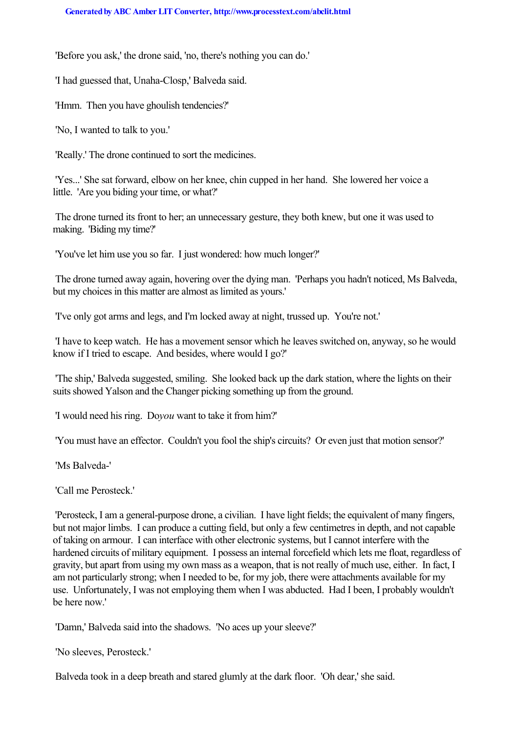'Before you ask,' the drone said, 'no, there's nothing you can do.'

'I had guessed that, Unaha-Closp,' Balveda said.

'Hmm. Then you have ghoulish tendencies?'

'No, I wanted to talk to you.'

'Really.' The drone continued to sort the medicines.

'Yes...' She sat forward, elbow on her knee, chin cupped in her hand. She lowered her voice a little. 'Are you biding your time, or what?'

The drone turned its front to her; an unnecessary gesture, they both knew, but one it was used to making. 'Biding my time?'

'You've let him use you so far. I just wondered: how much longer?'

The drone turned away again, hovering over the dying man. 'Perhaps you hadn't noticed, Ms Balveda, but my choices in this matter are almost as limited as yours.'

'I've only got arms and legs, and I'm locked away at night, trussed up. You're not.'

'I have to keep watch. He has a movement sensor which he leaves switched on, anyway, so he would know if I tried to escape. And besides, where would I go?'

'The ship,' Balveda suggested, smiling. She looked back up the dark station, where the lights on their suits showed Yalson and the Changer picking something up from the ground.

'I would need his ring. Do *you* want to take it from him?'

'You must have an effector. Couldn't you fool the ship's circuits? Or even just that motion sensor?'

'Ms Balveda-'

'Call me Perosteck.'

'Perosteck, I am a general-purpose drone, a civilian. I have light fields; the equivalent of many fingers, but not major limbs. I can produce a cutting field, but only a few centimetres in depth, and not capable of taking on armour. I can interface with other electronic systems, but I cannot interfere with the hardened circuits of military equipment. I possess an internal forcefield which lets me float, regardless of gravity, but apart from using my own mass as a weapon, that is not really of much use, either. In fact, I am not particularly strong; when I needed to be, for my job, there were attachments available for my use. Unfortunately, I was not employing them when I was abducted. Had I been, I probably wouldn't be here now.'

'Damn,' Balveda said into the shadows. 'No aces up your sleeve?'

'No sleeves, Perosteck.'

Balveda took in a deep breath and stared glumly at the dark floor. 'Oh dear,' she said.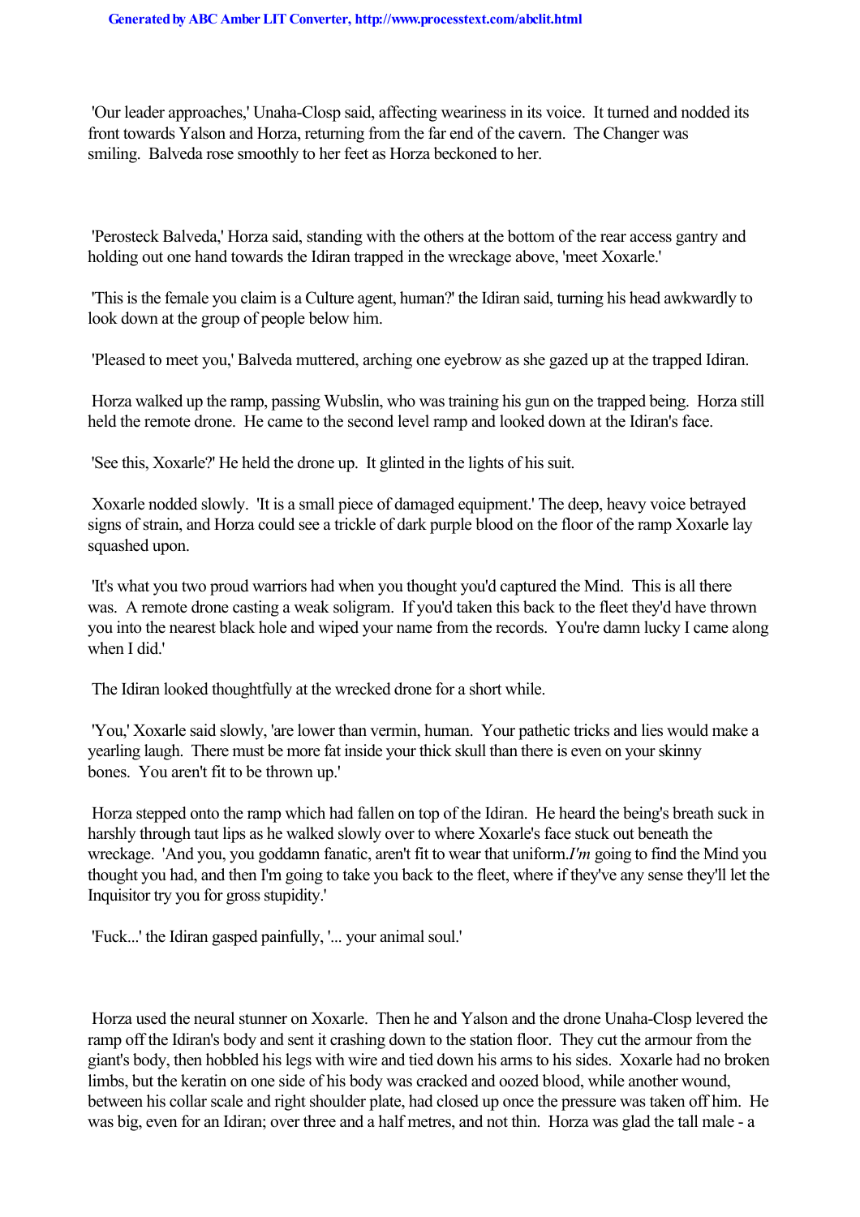'Our leader approaches,' Unaha-Closp said, affecting weariness in its voice. It turned and nodded its front towards Yalson and Horza, returning from the far end of the cavern. The Changer was smiling. Balveda rose smoothly to her feet as Horza beckoned to her.

'Perosteck Balveda,' Horza said, standing with the others at the bottom of the rear access gantry and holding out one hand towards the Idiran trapped in the wreckage above, 'meet Xoxarle.'

'This is the female you claim is a Culture agent, human?' the Idiran said, turning his head awkwardly to look down at the group of people below him.

'Pleased to meet you,' Balveda muttered, arching one eyebrow as she gazed up at the trapped Idiran.

Horza walked up the ramp, passing Wubslin, who was training his gun on the trapped being. Horza still held the remote drone. He came to the second level ramp and looked down at the Idiran's face.

'See this, Xoxarle?' He held the drone up. It glinted in the lights of his suit.

Xoxarle nodded slowly. 'It is a small piece of damaged equipment.' The deep, heavy voice betrayed signs of strain, and Horza could see a trickle of dark purple blood on the floor of the ramp Xoxarle lay squashed upon.

'It's what you two proud warriors had when you thought you'd captured the Mind. This is all there was. A remote drone casting a weak soligram. If you'd taken this back to the fleet they'd have thrown you into the nearest black hole and wiped your name from the records. You're damn lucky I came along when I did.'

The Idiran looked thoughtfully at the wrecked drone for a short while.

'You,' Xoxarle said slowly, 'are lower than vermin, human. Your pathetic tricks and lies would make a yearling laugh. There must be more fat inside your thick skull than there is even on your skinny bones. You aren't fit to be thrown up.'

Horza stepped onto the ramp which had fallen on top of the Idiran. He heard the being's breath suck in harshly through taut lips as he walked slowly over to where Xoxarle's face stuck out beneath the wreckage. 'And you, you goddamn fanatic, aren't fit to wear that uniform. *I'm* going to find the Mind you thought you had, and then I'm going to take you back to the fleet, where if they've any sense they'll let the Inquisitor try you for gross stupidity.'

'Fuck...' the Idiran gasped painfully, '... your animal soul.'

Horza used the neural stunner on Xoxarle. Then he and Yalson and the drone Unaha-Closp levered the ramp off the Idiran's body and sent it crashing down to the station floor. They cut the armour from the giant's body, then hobbled his legs with wire and tied down his arms to his sides. Xoxarle had no broken limbs, but the keratin on one side of his body was cracked and oozed blood, while another wound, between his collar scale and right shoulder plate, had closed up once the pressure was taken off him. He was big, even for an Idiran; over three and a half metres, and not thin. Horza was glad the tall male - a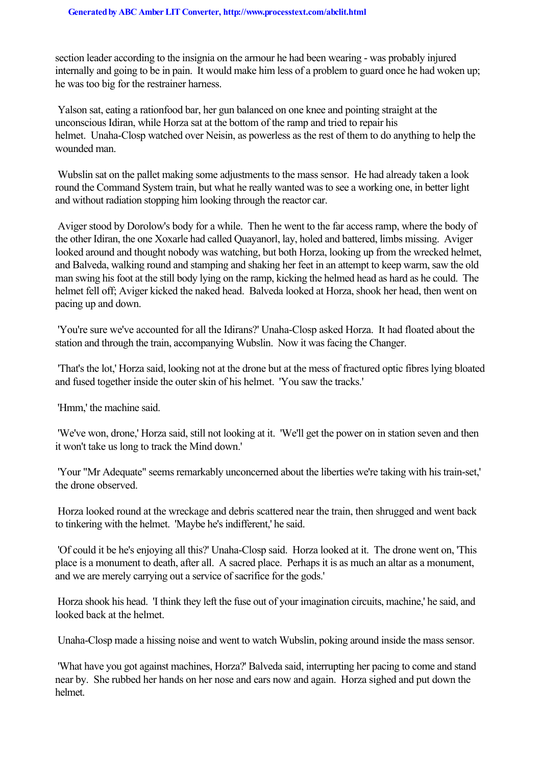section leader according to the insignia on the armour he had been wearing - was probably injured internally and going to be in pain. It would make him less of a problem to guard once he had woken up; he was too big for the restrainer harness.

Yalson sat, eating a rationfood bar, her gun balanced on one knee and pointing straight at the unconscious Idiran, while Horza sat at the bottom of the ramp and tried to repair his helmet. Unaha-Closp watched over Neisin, as powerless as the rest of them to do anything to help the wounded man.

Wubslin sat on the pallet making some adjustments to the mass sensor. He had already taken a look round the Command System train, but what he really wanted was to see a working one, in better light and without radiation stopping him looking through the reactor car.

Aviger stood by Dorolow's body for a while. Then he went to the far access ramp, where the body of the other Idiran, the one Xoxarle had called Quayanorl, lay, holed and battered, limbs missing. Aviger looked around and thought nobody was watching, but both Horza, looking up from the wrecked helmet, and Balveda, walking round and stamping and shaking her feet in an attempt to keep warm, saw the old man swing his foot at the still body lying on the ramp, kicking the helmed head as hard as he could. The helmet fell off; Aviger kicked the naked head. Balveda looked at Horza, shook her head, then went on pacing up and down.

'You're sure we've accounted for all the Idirans?' Unaha-Closp asked Horza. It had floated about the station and through the train, accompanying Wubslin. Now it was facing the Changer.

'That's the lot,' Horza said, looking not at the drone but at the mess of fractured optic fibres lying bloated and fused together inside the outer skin of his helmet. 'You saw the tracks.'

'Hmm,' the machine said.

'We've won, drone,' Horza said, still not looking at it. 'We'll get the power on in station seven and then it won't take us long to track the Mind down.'

'Your "Mr Adequate" seems remarkably unconcerned about the liberties we're taking with his train-set,' the drone observed.

Horza looked round at the wreckage and debris scattered near the train, then shrugged and went back to tinkering with the helmet. 'Maybe he's indifferent,' he said.

'Of could it be he's enjoying all this?' Unaha-Closp said. Horza looked at it. The drone went on, 'This place is a monument to death, after all. A sacred place. Perhaps it is as much an altar as a monument, and we are merely carrying out a service of sacrifice for the gods.'

Horza shook his head. 'I think they left the fuse out of your imagination circuits, machine,' he said, and looked back at the helmet.

Unaha-Closp made a hissing noise and went to watch Wubslin, poking around inside the mass sensor.

'What have you got against machines, Horza?' Balveda said, interrupting her pacing to come and stand near by. She rubbed her hands on her nose and ears now and again. Horza sighed and put down the helmet.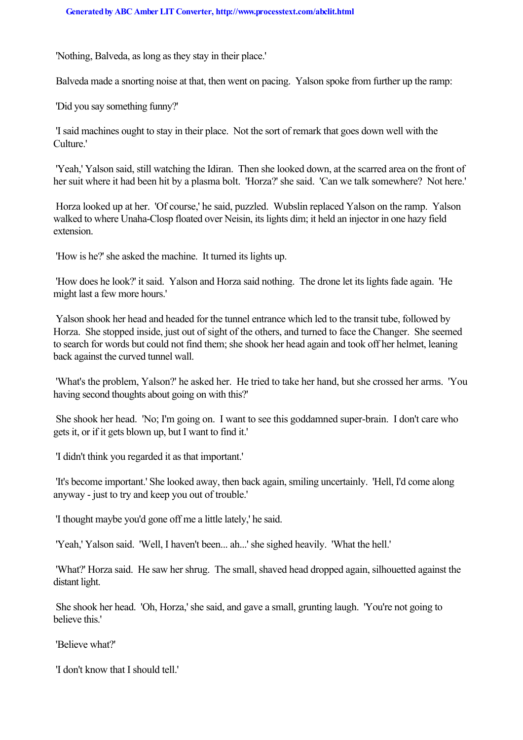'Nothing, Balveda, as long as they stay in their place.'

Balveda made a snorting noise at that, then went on pacing. Yalson spoke from further up the ramp:

'Did you say something funny?'

'I said machines ought to stay in their place. Not the sort of remark that goes down well with the Culture.'

'Yeah,' Yalson said, still watching the Idiran. Then she looked down, at the scarred area on the front of her suit where it had been hit by a plasma bolt. 'Horza?' she said. 'Can we talk somewhere? Not here.'

Horza looked up at her. 'Of course,' he said, puzzled. Wubslin replaced Yalson on the ramp. Yalson walked to where Unaha-Closp floated over Neisin, its lights dim; it held an injector in one hazy field extension.

'How is he?' she asked the machine. It turned its lights up.

'How does he look?' it said. Yalson and Horza said nothing. The drone let its lights fade again. 'He might last a few more hours.'

Yalson shook her head and headed for the tunnel entrance which led to the transit tube, followed by Horza. She stopped inside, just out of sight of the others, and turned to face the Changer. She seemed to search for words but could not find them; she shook her head again and took off her helmet, leaning back against the curved tunnel wall.

'What's the problem, Yalson?' he asked her. He tried to take her hand, but she crossed her arms. 'You having second thoughts about going on with this?'

She shook her head. 'No; I'm going on. I want to see this goddamned super-brain. I don't care who gets it, or if it gets blown up, but I want to find it.'

'I didn't think you regarded it as that important.'

'It's become important.' She looked away, then back again, smiling uncertainly. 'Hell, I'd come along anyway - just to try and keep you out of trouble.'

'I thought maybe you'd gone off me a little lately,' he said.

'Yeah,' Yalson said. 'Well, I haven't been... ah...' she sighed heavily. 'What the hell.'

'What?' Horza said. He saw her shrug. The small, shaved head dropped again, silhouetted against the distant light.

She shook her head. 'Oh, Horza,' she said, and gave a small, grunting laugh. 'You're not going to believe this.'

'Believe what?'

'I don't know that I should tell.'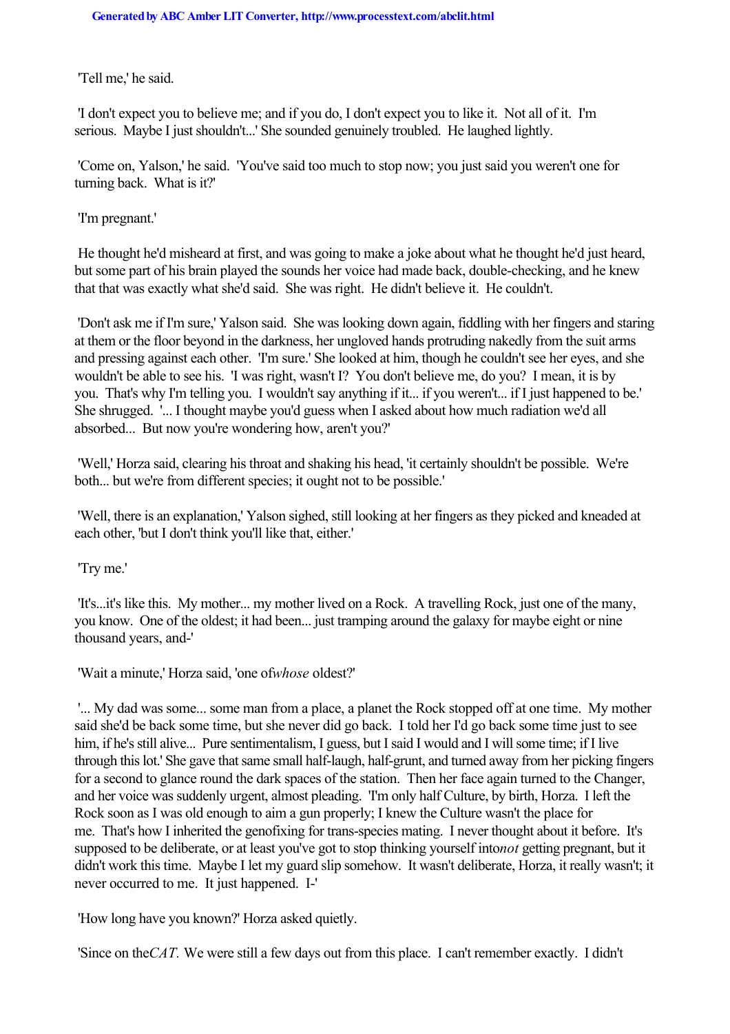'Tell me,' he said.

'I don't expect you to believe me; and if you do, I don't expect you to like it. Not all of it. I'm serious. Maybe I just shouldn't...' She sounded genuinely troubled. He laughed lightly.

'Come on, Yalson,' he said. 'You've said too much to stop now; you just said you weren't one for turning back. What is it?'

'I'm pregnant.'

He thought he'd misheard at first, and was going to make a joke about what he thought he'd just heard, but some part of his brain played the sounds her voice had made back, double-checking, and he knew that that was exactly what she'd said. She was right. He didn't believe it. He couldn't.

'Don't ask me if I'm sure,' Yalson said. She was looking down again, fiddling with her fingers and staring at them or the floor beyond in the darkness, her ungloved hands protruding nakedly from the suit arms and pressing against each other. 'I'm sure.' She looked at him, though he couldn't see her eyes, and she wouldn't be able to see his. 'I was right, wasn't I? You don't believe me, do you? I mean, it is by you. That's why I'm telling you. I wouldn't say anything if it... if you weren't... if I just happened to be.' She shrugged. '... I thought maybe you'd guess when I asked about how much radiation we'd all absorbed... But now you're wondering how, aren't you?'

'Well,' Horza said, clearing his throat and shaking his head, 'it certainly shouldn't be possible. We're both... but we're from different species; it ought not to be possible.'

'Well, there is an explanation,' Yalson sighed, still looking at her fingers as they picked and kneaded at each other, 'but I don't think you'll like that, either.'

'Try me.'

'It's...it's like this. My mother... my mother lived on a Rock. A travelling Rock, just one of the many, you know. One of the oldest; it had been... just tramping around the galaxy for maybe eight or nine thousand years, and-'

'Wait a minute,' Horza said, 'one of *whose* oldest?'

'... My dad was some... some man from a place, a planet the Rock stopped off at one time. My mother said she'd be back some time, but she never did go back. I told her I'd go back some time just to see him, if he's still alive... Pure sentimentalism, I guess, but I said I would and I will some time; if I live through this lot.' She gave that same small half-laugh, half-grunt, and turned away from her picking fingers for a second to glance round the dark spaces of the station. Then her face again turned to the Changer, and her voice was suddenly urgent, almost pleading. 'I'm only half Culture, by birth, Horza. I left the Rock soon as I was old enough to aim a gun properly; I knew the Culture wasn't the place for me. That's how I inherited the genofixing for trans-species mating. I never thought about it before. It's supposed to be deliberate, or at least you've got to stop thinking yourself into *not* getting pregnant, but it didn't work this time. Maybe I let my guard slip somehow. It wasn't deliberate, Horza, it really wasn't; it never occurred to me. It just happened. I-'

'How long have you known?' Horza asked quietly.

'Since on the *CAT*. We were still a few days out from this place. I can't remember exactly. I didn't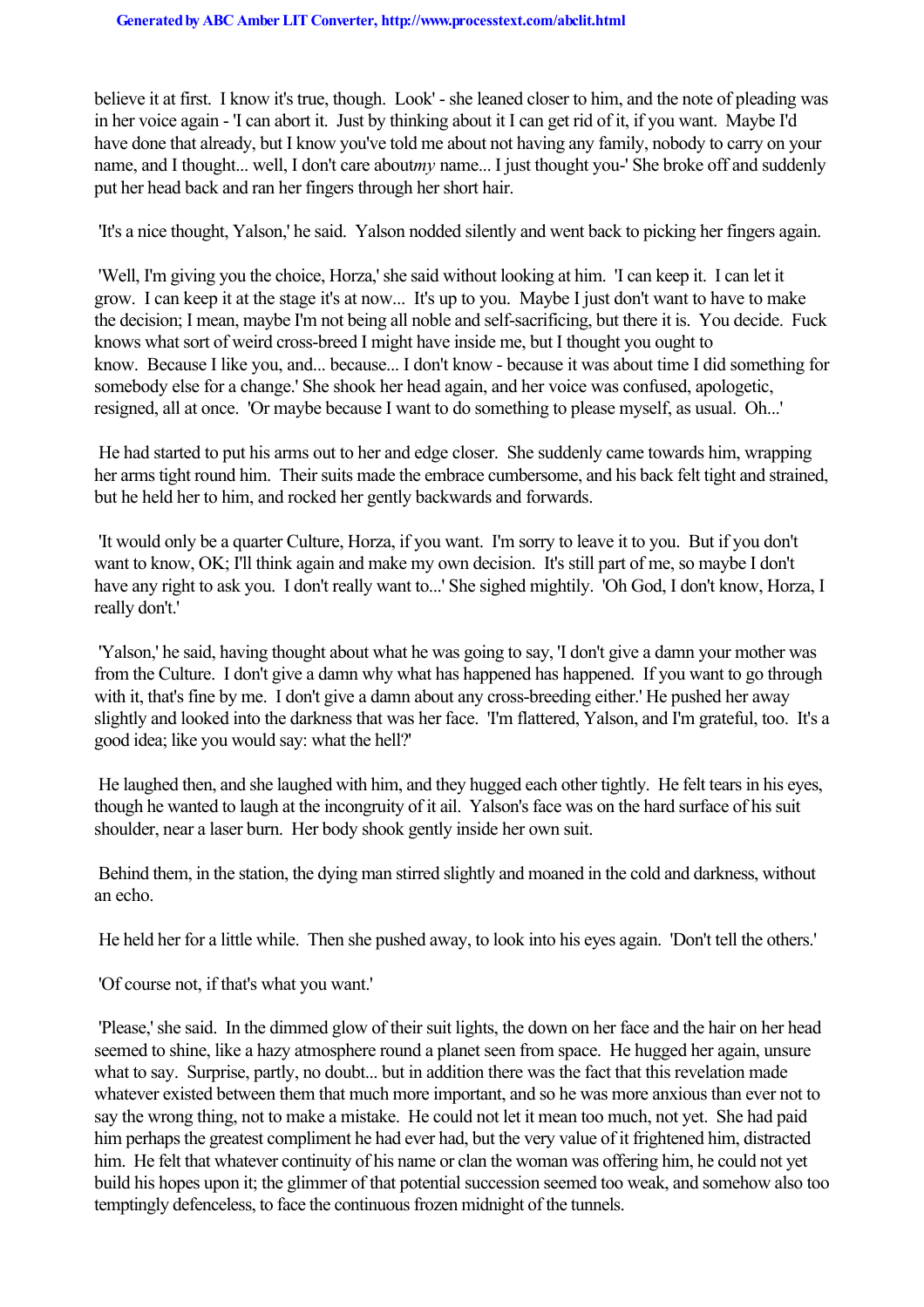believe it at first. I know it's true, though. Look' - she leaned closer to him, and the note of pleading was in her voice again - 'I can abort it. Just by thinking about it I can get rid of it, if you want. Maybe I'd have done that already, but I know you've told me about not having any family, nobody to carry on your name, and I thought... well, I don't care about *my* name... I just thought you-' She broke off and suddenly put her head back and ran her fingers through her short hair.

'It's a nice thought, Yalson,' he said. Yalson nodded silently and went back to picking her fingers again.

'Well, I'm giving you the choice, Horza,' she said without looking at him. 'I can keep it. I can let it grow. I can keep it at the stage it's at now... It's up to you. Maybe I just don't want to have to make the decision; I mean, maybe I'm not being all noble and self-sacrificing, but there it is. You decide. Fuck knows what sort of weird cross-breed I might have inside me, but I thought you ought to know. Because I like you, and... because... I don't know - because it was about time I did something for somebody else for a change.' She shook her head again, and her voice was confused, apologetic, resigned, all at once. 'Or maybe because I want to do something to please myself, as usual. Oh...'

He had started to put his arms out to her and edge closer. She suddenly came towards him, wrapping her arms tight round him. Their suits made the embrace cumbersome, and his back felt tight and strained, but he held her to him, and rocked her gently backwards and forwards.

'It would only be a quarter Culture, Horza, if you want. I'm sorry to leave it to you. But if you don't want to know, OK; I'll think again and make my own decision. It's still part of me, so maybe I don't have any right to ask you. I don't really want to...' She sighed mightily. 'Oh God, I don't know, Horza, I really don't.'

'Yalson,' he said, having thought about what he was going to say, 'I don't give a damn your mother was from the Culture. I don't give a damn why what has happened has happened. If you want to go through with it, that's fine by me. I don't give a damn about any cross-breeding either.' He pushed her away slightly and looked into the darkness that was her face. 'I'm flattered, Yalson, and I'm grateful, too. It's a good idea; like you would say: what the hell?'

He laughed then, and she laughed with him, and they hugged each other tightly. He felt tears in his eyes, though he wanted to laugh at the incongruity of it ail. Yalson's face was on the hard surface of his suit shoulder, near a laser burn. Her body shook gently inside her own suit.

Behind them, in the station, the dying man stirred slightly and moaned in the cold and darkness, without an echo.

He held her for a little while. Then she pushed away, to look into his eyes again. 'Don't tell the others.'

'Of course not, if that's what you want.'

'Please,' she said. In the dimmed glow of their suit lights, the down on her face and the hair on her head seemed to shine, like a hazy atmosphere round a planet seen from space. He hugged her again, unsure what to say. Surprise, partly, no doubt... but in addition there was the fact that this revelation made whatever existed between them that much more important, and so he was more anxious than ever not to say the wrong thing, not to make a mistake. He could not let it mean too much, not yet. She had paid him perhaps the greatest compliment he had ever had, but the very value of it frightened him, distracted him. He felt that whatever continuity of his name or clan the woman was offering him, he could not yet build his hopes upon it; the glimmer of that potential succession seemed too weak, and somehow also too temptingly defenceless, to face the continuous frozen midnight of the tunnels.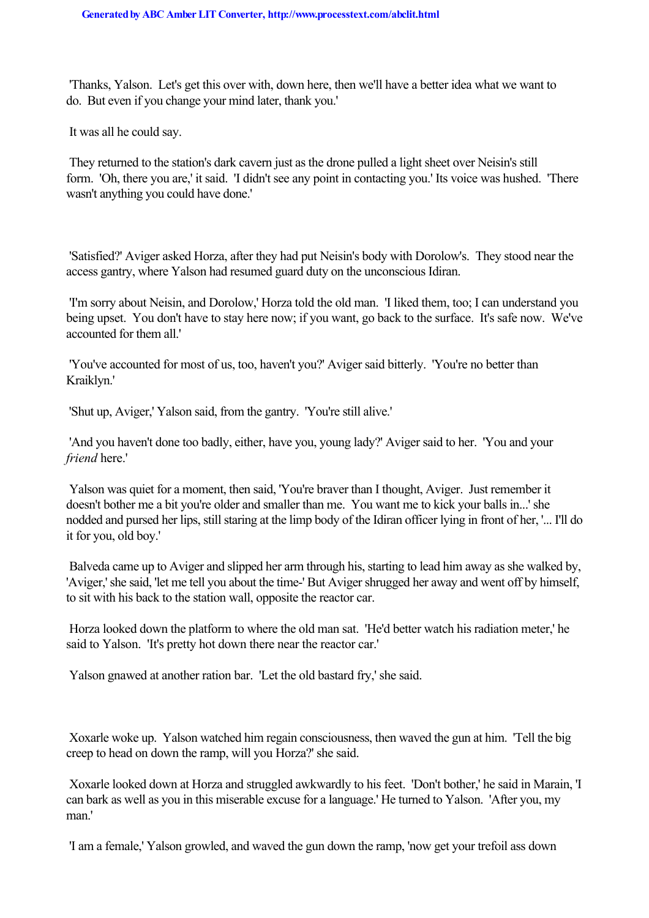'Thanks, Yalson. Let's get this over with, down here, then we'll have a better idea what we want to do. But even if you change your mind later, thank you.'

It was all he could say.

They returned to the station's dark cavern just as the drone pulled a light sheet over Neisin's still form. 'Oh, there you are,' it said. 'I didn't see any point in contacting you.' Its voice was hushed. 'There wasn't anything you could have done.'

'Satisfied?' Aviger asked Horza, after they had put Neisin's body with Dorolow's. They stood near the access gantry, where Yalson had resumed guard duty on the unconscious Idiran.

'I'm sorry about Neisin, and Dorolow,' Horza told the old man. 'I liked them, too; I can understand you being upset. You don't have to stay here now; if you want, go back to the surface. It's safe now. We've accounted for them all.'

'You've accounted for most of us, too, haven't you?' Aviger said bitterly. 'You're no better than Kraiklyn.'

'Shut up, Aviger,' Yalson said, from the gantry. 'You're still alive.'

'And you haven't done too badly, either, have you, young lady?' Aviger said to her. 'You and your *friend* here.'

Yalson was quiet for a moment, then said, 'You're braver than I thought, Aviger. Just remember it doesn't bother me a bit you're older and smaller than me. You want me to kick your balls in...' she nodded and pursed her lips, still staring at the limp body of the Idiran officer lying in front of her, '... I'll do it for you, old boy.'

Balveda came up to Aviger and slipped her arm through his, starting to lead him away as she walked by, 'Aviger,' she said, 'let me tell you about the time-' But Aviger shrugged her away and went off by himself, to sit with his back to the station wall, opposite the reactor car.

Horza looked down the platform to where the old man sat. 'He'd better watch his radiation meter,' he said to Yalson. 'It's pretty hot down there near the reactor car.'

Yalson gnawed at another ration bar. 'Let the old bastard fry,' she said.

Xoxarle woke up. Yalson watched him regain consciousness, then waved the gun at him. 'Tell the big creep to head on down the ramp, will you Horza?' she said.

Xoxarle looked down at Horza and struggled awkwardly to his feet. 'Don't bother,' he said in Marain, 'I can bark as well as you in this miserable excuse for a language.' He turned to Yalson. 'After you, my man.'

'I am a female,' Yalson growled, and waved the gun down the ramp, 'now get your trefoil ass down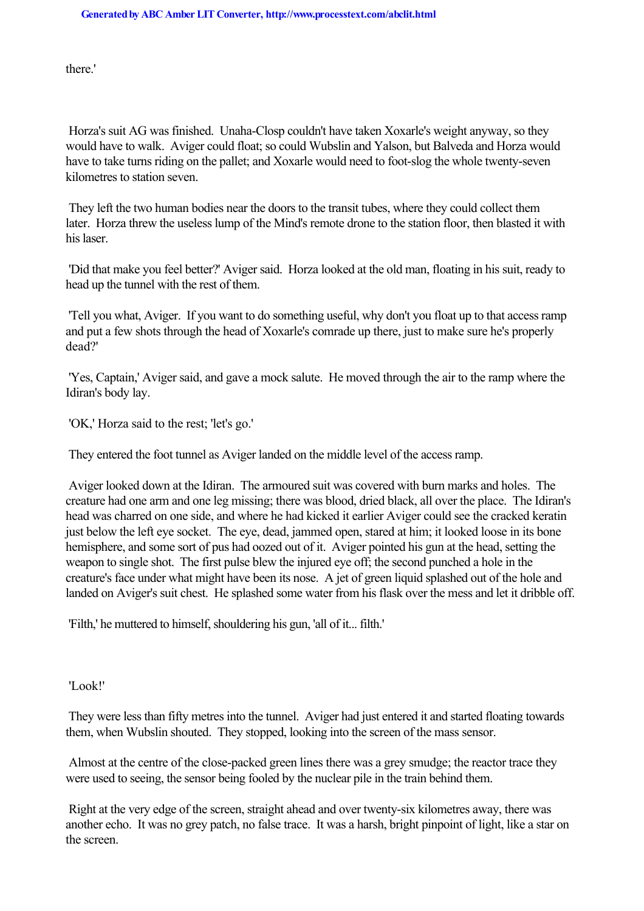there.'

Horza's suit AG was finished. Unaha-Closp couldn't have taken Xoxarle's weight anyway, so they would have to walk. Aviger could float; so could Wubslin and Yalson, but Balveda and Horza would have to take turns riding on the pallet; and Xoxarle would need to foot-slog the whole twenty-seven kilometres to station seven.

They left the two human bodies near the doors to the transit tubes, where they could collect them later. Horza threw the useless lump of the Mind's remote drone to the station floor, then blasted it with his laser.

'Did that make you feel better?' Aviger said. Horza looked at the old man, floating in his suit, ready to head up the tunnel with the rest of them.

'Tell you what, Aviger. If you want to do something useful, why don't you float up to that access ramp and put a few shots through the head of Xoxarle's comrade up there, just to make sure he's properly dead?'

'Yes, Captain,' Aviger said, and gave a mock salute. He moved through the air to the ramp where the Idiran's body lay.

'OK,' Horza said to the rest; 'let's go.'

They entered the foot tunnel as Aviger landed on the middle level of the access ramp.

Aviger looked down at the Idiran. The armoured suit was covered with burn marks and holes. The creature had one arm and one leg missing; there was blood, dried black, all over the place. The Idiran's head was charred on one side, and where he had kicked it earlier Aviger could see the cracked keratin just below the left eye socket. The eye, dead, jammed open, stared at him; it looked loose in its bone hemisphere, and some sort of pus had oozed out of it. Aviger pointed his gun at the head, setting the weapon to single shot. The first pulse blew the injured eye off; the second punched a hole in the creature's face under what might have been its nose. A jet of green liquid splashed out of the hole and landed on Aviger's suit chest. He splashed some water from his flask over the mess and let it dribble off.

'Filth,' he muttered to himself, shouldering his gun, 'all of it... filth.'

'Look!'

They were less than fifty metres into the tunnel. Aviger had just entered it and started floating towards them, when Wubslin shouted. They stopped, looking into the screen of the mass sensor.

Almost at the centre of the close-packed green lines there was a grey smudge; the reactor trace they were used to seeing, the sensor being fooled by the nuclear pile in the train behind them.

Right at the very edge of the screen, straight ahead and over twenty-six kilometres away, there was another echo. It was no grey patch, no false trace. It was a harsh, bright pinpoint of light, like a star on the screen.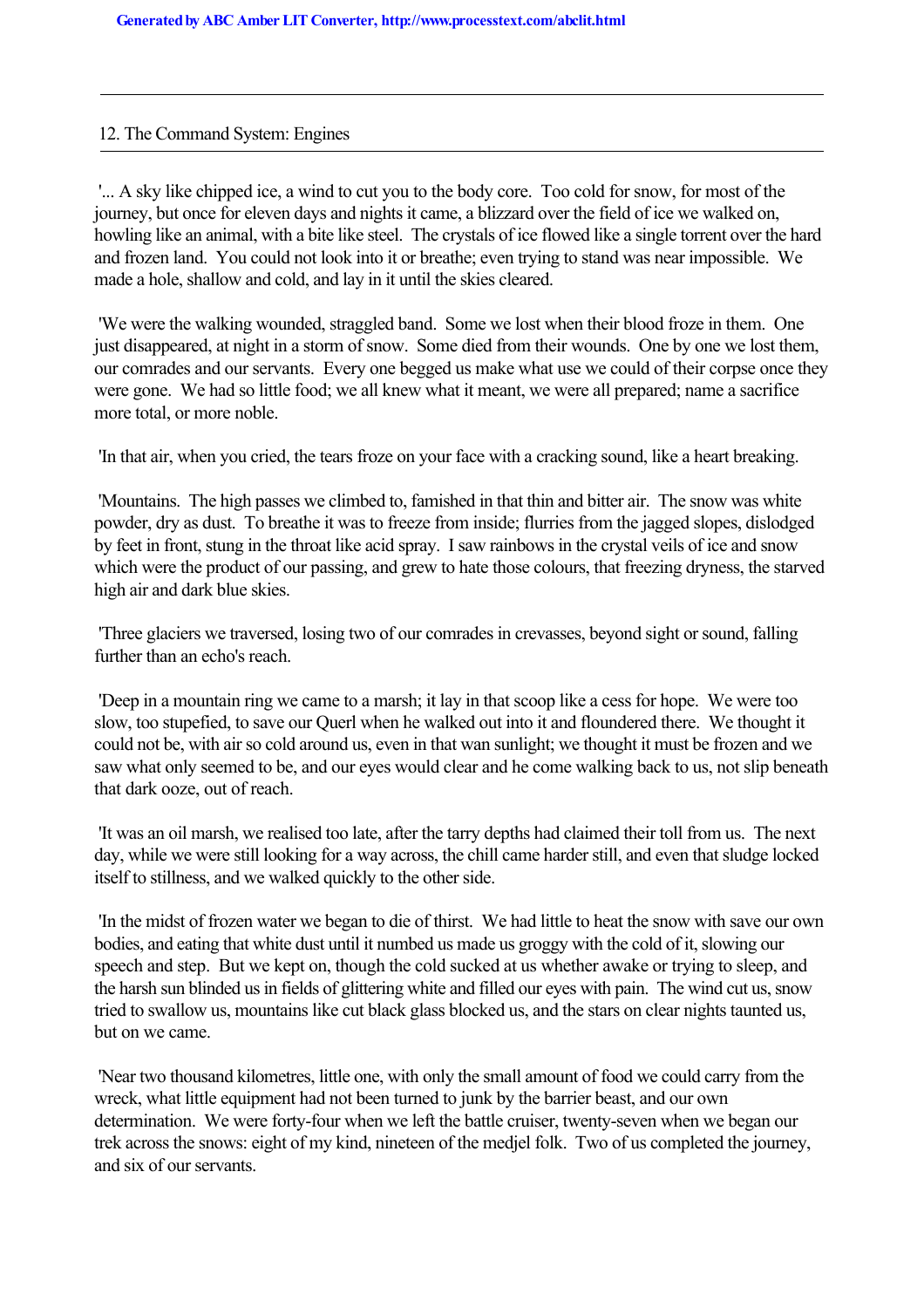## 12. The Command System: Engines

'... A sky like chipped ice, a wind to cut you to the body core. Too cold for snow, for most of the journey, but once for eleven days and nights it came, a blizzard over the field of ice we walked on, howling like an animal, with a bite like steel. The crystals of ice flowed like a single torrent over the hard and frozen land. You could not look into it or breathe; even trying to stand was near impossible. We made a hole, shallow and cold, and lay in it until the skies cleared.

'We were the walking wounded, straggled band. Some we lost when their blood froze in them. One just disappeared, at night in a storm of snow. Some died from their wounds. One by one we lost them, our comrades and our servants. Every one begged us make what use we could of their corpse once they were gone. We had so little food; we all knew what it meant, we were all prepared; name a sacrifice more total, or more noble.

'In that air, when you cried, the tears froze on your face with a cracking sound, like a heart breaking.

'Mountains. The high passes we climbed to, famished in that thin and bitter air. The snow was white powder, dry as dust. To breathe it was to freeze from inside; flurries from the jagged slopes, dislodged by feet in front, stung in the throat like acid spray. I saw rainbows in the crystal veils of ice and snow which were the product of our passing, and grew to hate those colours, that freezing dryness, the starved high air and dark blue skies.

'Three glaciers we traversed, losing two of our comrades in crevasses, beyond sight or sound, falling further than an echo's reach.

'Deep in a mountain ring we came to a marsh; it lay in that scoop like a cess for hope. We were too slow, too stupefied, to save our Querl when he walked out into it and floundered there. We thought it could not be, with air so cold around us, even in that wan sunlight; we thought it must be frozen and we saw what only seemed to be, and our eyes would clear and he come walking back to us, not slip beneath that dark ooze, out of reach.

'It was an oil marsh, we realised too late, after the tarry depths had claimed their toll from us. The next day, while we were still looking for a way across, the chill came harder still, and even that sludge locked itself to stillness, and we walked quickly to the other side.

'In the midst of frozen water we began to die of thirst. We had little to heat the snow with save our own bodies, and eating that white dust until it numbed us made us groggy with the cold of it, slowing our speech and step. But we kept on, though the cold sucked at us whether awake or trying to sleep, and the harsh sun blinded us in fields of glittering white and filled our eyes with pain. The wind cut us, snow tried to swallow us, mountains like cut black glass blocked us, and the stars on clear nights taunted us, but on we came.

'Near two thousand kilometres, little one, with only the small amount of food we could carry from the wreck, what little equipment had not been turned to junk by the barrier beast, and our own determination. We were forty-four when we left the battle cruiser, twenty-seven when we began our trek across the snows: eight of my kind, nineteen of the medjel folk. Two of us completed the journey, and six of our servants.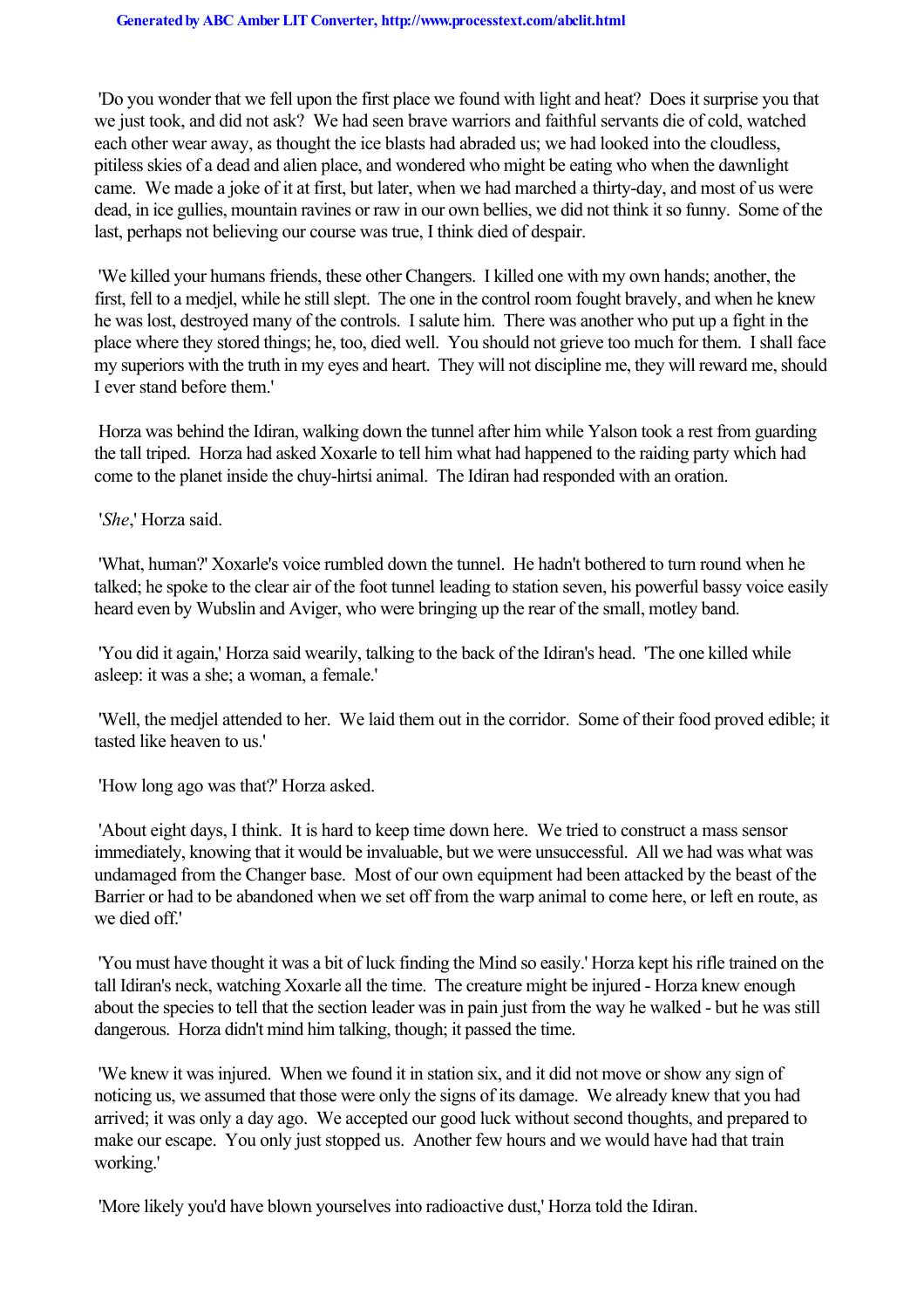'Do you wonder that we fell upon the first place we found with light and heat? Does it surprise you that we just took, and did not ask? We had seen brave warriors and faithful servants die of cold, watched each other wear away, as thought the ice blasts had abraded us; we had looked into the cloudless, pitiless skies of a dead and alien place, and wondered who might be eating who when the dawnlight came. We made a joke of it at first, but later, when we had marched a thirty-day, and most of us were dead, in ice gullies, mountain ravines or raw in our own bellies, we did not think it so funny. Some of the last, perhaps not believing our course was true, I think died of despair.

'We killed your humans friends, these other Changers. I killed one with my own hands; another, the first, fell to a medjel, while he still slept. The one in the control room fought bravely, and when he knew he was lost, destroyed many of the controls. I salute him. There was another who put up a fight in the place where they stored things; he, too, died well. You should not grieve too much for them. I shall face my superiors with the truth in my eyes and heart. They will not discipline me, they will reward me, should I ever stand before them.'

Horza was behind the Idiran, walking down the tunnel after him while Yalson took a rest from guarding the tall triped. Horza had asked Xoxarle to tell him what had happened to the raiding party which had come to the planet inside the chuy-hirtsi animal. The Idiran had responded with an oration.

'*She*,' Horza said.

'What, human?' Xoxarle's voice rumbled down the tunnel. He hadn't bothered to turn round when he talked; he spoke to the clear air of the foot tunnel leading to station seven, his powerful bassy voice easily heard even by Wubslin and Aviger, who were bringing up the rear of the small, motley band.

'You did it again,' Horza said wearily, talking to the back of the Idiran's head. 'The one killed while asleep: it was a she; a woman, a female.'

'Well, the medjel attended to her. We laid them out in the corridor. Some of their food proved edible; it tasted like heaven to us.'

'How long ago was that?' Horza asked.

'About eight days, I think. It is hard to keep time down here. We tried to construct a mass sensor immediately, knowing that it would be invaluable, but we were unsuccessful. All we had was what was undamaged from the Changer base. Most of our own equipment had been attacked by the beast of the Barrier or had to be abandoned when we set off from the warp animal to come here, or left en route, as we died off.'

'You must have thought it was a bit of luck finding the Mind so easily.' Horza kept his rifle trained on the tall Idiran's neck, watching Xoxarle all the time. The creature might be injured - Horza knew enough about the species to tell that the section leader was in pain just from the way he walked - but he was still dangerous. Horza didn't mind him talking, though; it passed the time.

'We knew it was injured. When we found it in station six, and it did not move or show any sign of noticing us, we assumed that those were only the signs of its damage. We already knew that you had arrived; it was only a day ago. We accepted our good luck without second thoughts, and prepared to make our escape. You only just stopped us. Another few hours and we would have had that train working.'

'More likely you'd have blown yourselves into radioactive dust,' Horza told the Idiran.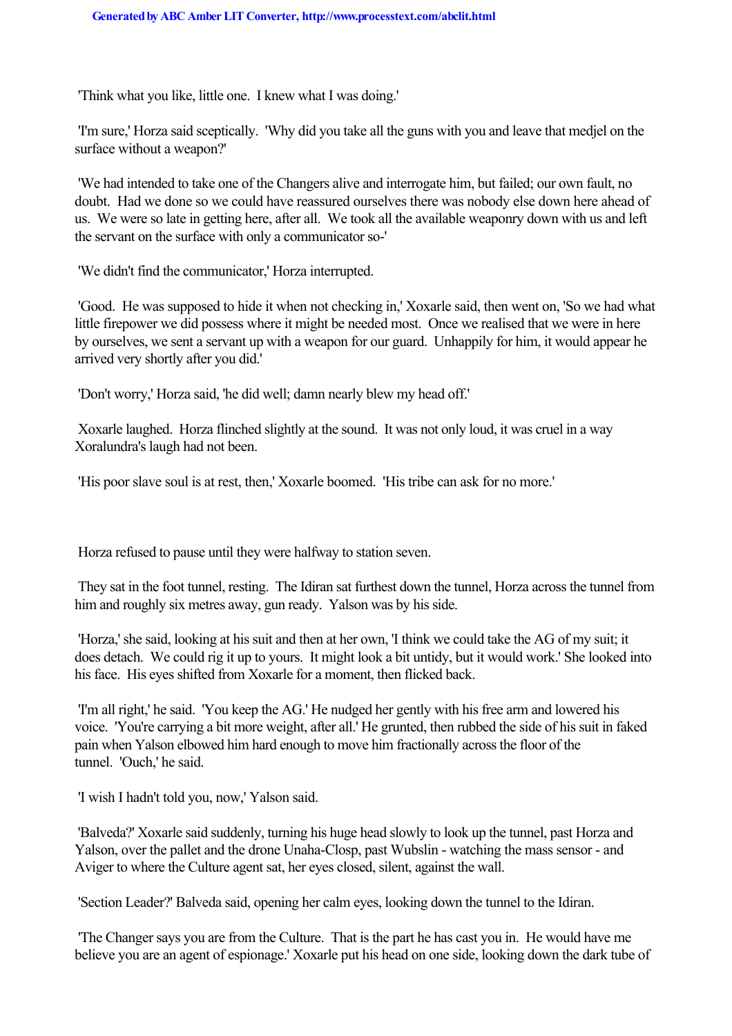'Think what you like, little one. I knew what I was doing.'

'I'm sure,' Horza said sceptically. 'Why did you take all the guns with you and leave that medjel on the surface without a weapon?'

'We had intended to take one of the Changers alive and interrogate him, but failed; our own fault, no doubt. Had we done so we could have reassured ourselves there was nobody else down here ahead of us. We were so late in getting here, after all. We took all the available weaponry down with us and left the servant on the surface with only a communicator so-'

'We didn't find the communicator,' Horza interrupted.

'Good. He was supposed to hide it when not checking in,' Xoxarle said, then went on, 'So we had what little firepower we did possess where it might be needed most. Once we realised that we were in here by ourselves, we sent a servant up with a weapon for our guard. Unhappily for him, it would appear he arrived very shortly after you did.'

'Don't worry,' Horza said, 'he did well; damn nearly blew my head off.'

Xoxarle laughed. Horza flinched slightly at the sound. It was not only loud, it was cruel in a way Xoralundra's laugh had not been.

'His poor slave soul is at rest, then,' Xoxarle boomed. 'His tribe can ask for no more.'

Horza refused to pause until they were halfway to station seven.

They sat in the foot tunnel, resting. The Idiran sat furthest down the tunnel, Horza across the tunnel from him and roughly six metres away, gun ready. Yalson was by his side.

'Horza,' she said, looking at his suit and then at her own, 'I think we could take the AG of my suit; it does detach. We could rig it up to yours. It might look a bit untidy, but it would work.' She looked into his face. His eyes shifted from Xoxarle for a moment, then flicked back.

'I'm all right,' he said. 'You keep the AG.' He nudged her gently with his free arm and lowered his voice. 'You're carrying a bit more weight, after all.' He grunted, then rubbed the side of his suit in faked pain when Yalson elbowed him hard enough to move him fractionally across the floor of the tunnel. 'Ouch,' he said.

'I wish I hadn't told you, now,' Yalson said.

'Balveda?' Xoxarle said suddenly, turning his huge head slowly to look up the tunnel, past Horza and Yalson, over the pallet and the drone Unaha-Closp, past Wubslin - watching the mass sensor - and Aviger to where the Culture agent sat, her eyes closed, silent, against the wall.

'Section Leader?' Balveda said, opening her calm eyes, looking down the tunnel to the Idiran.

'The Changer says you are from the Culture. That is the part he has cast you in. He would have me believe you are an agent of espionage.' Xoxarle put his head on one side, looking down the dark tube of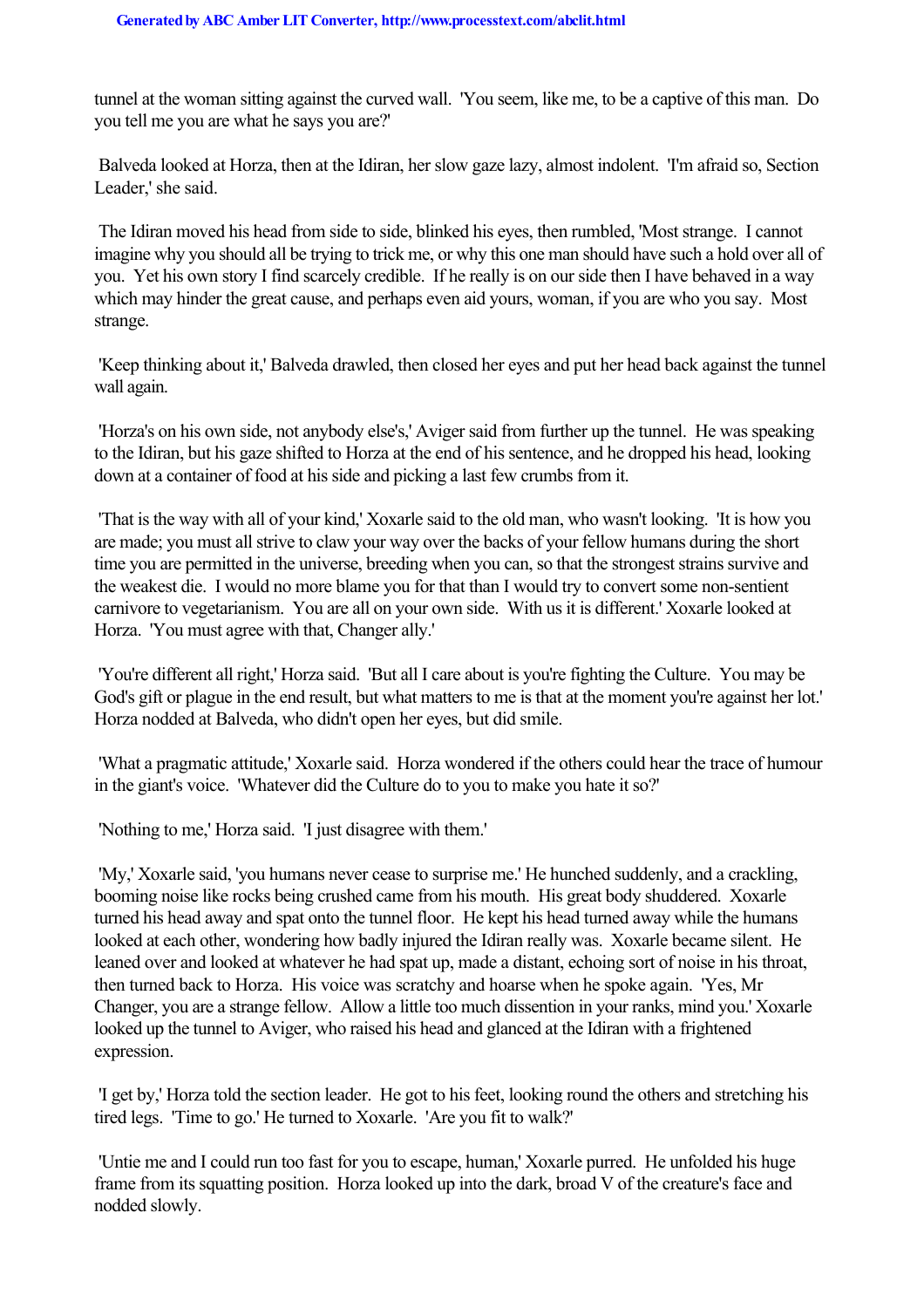tunnel at the woman sitting against the curved wall. 'You seem, like me, to be a captive of this man. Do you tell me you are what he says you are?'

Balveda looked at Horza, then at the Idiran, her slow gaze lazy, almost indolent. 'I'm afraid so, Section Leader,' she said.

The Idiran moved his head from side to side, blinked his eyes, then rumbled, 'Most strange. I cannot imagine why you should all be trying to trick me, or why this one man should have such a hold over all of you. Yet his own story I find scarcely credible. If he really is on our side then I have behaved in a way which may hinder the great cause, and perhaps even aid yours, woman, if you are who you say. Most strange.

'Keep thinking about it,' Balveda drawled, then closed her eyes and put her head back against the tunnel wall again.

'Horza's on his own side, not anybody else's,' Aviger said from further up the tunnel. He was speaking to the Idiran, but his gaze shifted to Horza at the end of his sentence, and he dropped his head, looking down at a container of food at his side and picking a last few crumbs from it.

'That is the way with all of your kind,' Xoxarle said to the old man, who wasn't looking. 'It is how you are made; you must all strive to claw your way over the backs of your fellow humans during the short time you are permitted in the universe, breeding when you can, so that the strongest strains survive and the weakest die. I would no more blame you for that than I would try to convert some non-sentient carnivore to vegetarianism. You are all on your own side. With us it is different.' Xoxarle looked at Horza. 'You must agree with that, Changer ally.'

'You're different all right,' Horza said. 'But all I care about is you're fighting the Culture. You may be God's gift or plague in the end result, but what matters to me is that at the moment you're against her lot.' Horza nodded at Balveda, who didn't open her eyes, but did smile.

'What a pragmatic attitude,' Xoxarle said. Horza wondered if the others could hear the trace of humour in the giant's voice. 'Whatever did the Culture do to you to make you hate it so?'

'Nothing to me,' Horza said. 'I just disagree with them.'

'My,' Xoxarle said, 'you humans never cease to surprise me.' He hunched suddenly, and a crackling, booming noise like rocks being crushed came from his mouth. His great body shuddered. Xoxarle turned his head away and spat onto the tunnel floor. He kept his head turned away while the humans looked at each other, wondering how badly injured the Idiran really was. Xoxarle became silent. He leaned over and looked at whatever he had spat up, made a distant, echoing sort of noise in his throat, then turned back to Horza. His voice was scratchy and hoarse when he spoke again. 'Yes, Mr Changer, you are a strange fellow. Allow a little too much dissention in your ranks, mind you.' Xoxarle looked up the tunnel to Aviger, who raised his head and glanced at the Idiran with a frightened expression.

'I get by,' Horza told the section leader. He got to his feet, looking round the others and stretching his tired legs. 'Time to go.' He turned to Xoxarle. 'Are you fit to walk?'

'Untie me and I could run too fast for you to escape, human,' Xoxarle purred. He unfolded his huge frame from its squatting position. Horza looked up into the dark, broad V of the creature's face and nodded slowly.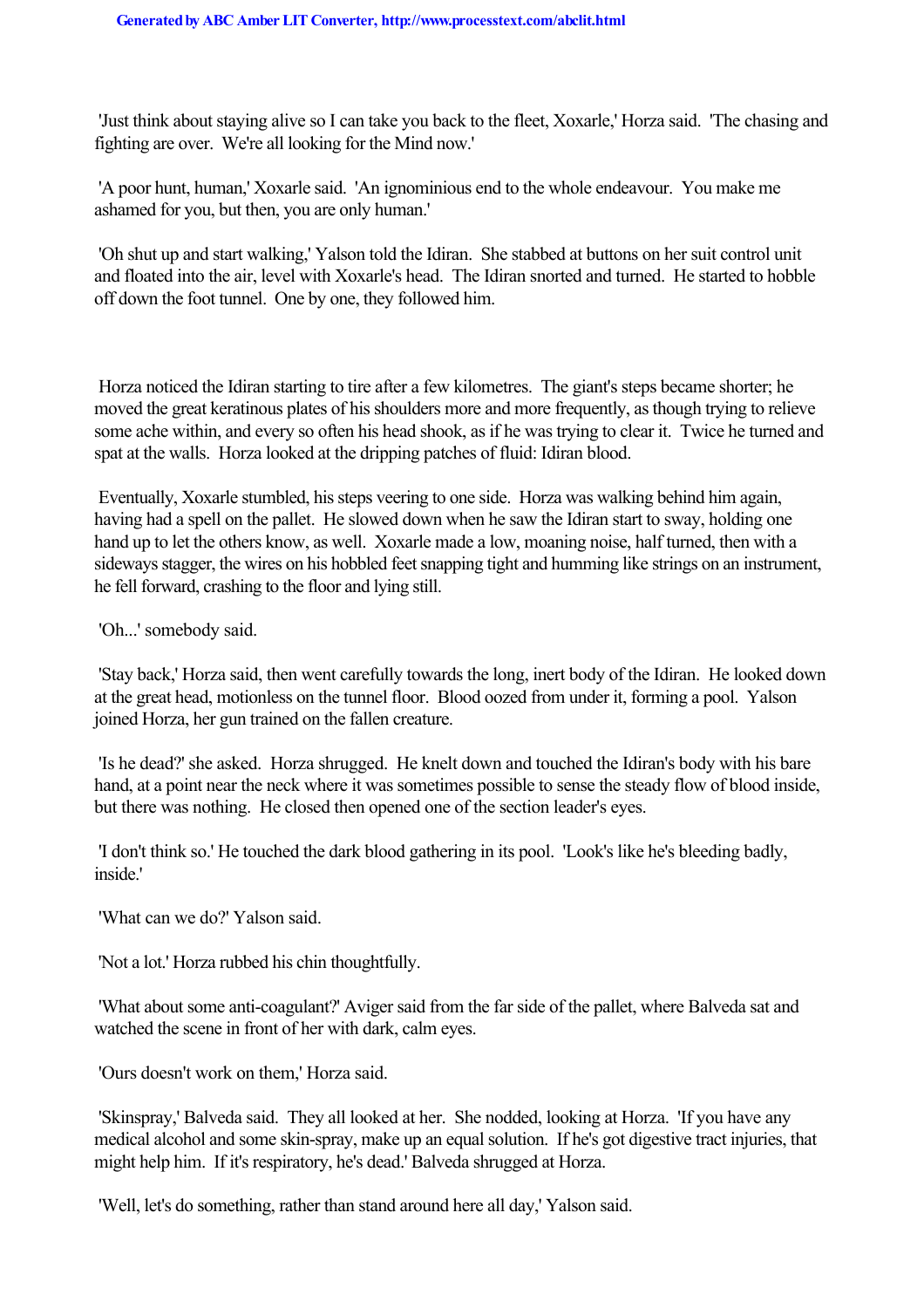'Just think about staying alive so I can take you back to the fleet, Xoxarle,' Horza said. 'The chasing and fighting are over. We're all looking for the Mind now.'

'A poor hunt, human,' Xoxarle said. 'An ignominious end to the whole endeavour. You make me ashamed for you, but then, you are only human.'

'Oh shut up and start walking,' Yalson told the Idiran. She stabbed at buttons on her suit control unit and floated into the air, level with Xoxarle's head. The Idiran snorted and turned. He started to hobble off down the foot tunnel. One by one, they followed him.

Horza noticed the Idiran starting to tire after a few kilometres. The giant's steps became shorter; he moved the great keratinous plates of his shoulders more and more frequently, as though trying to relieve some ache within, and every so often his head shook, as if he was trying to clear it. Twice he turned and spat at the walls. Horza looked at the dripping patches of fluid: Idiran blood.

Eventually, Xoxarle stumbled, his steps veering to one side. Horza was walking behind him again, having had a spell on the pallet. He slowed down when he saw the Idiran start to sway, holding one hand up to let the others know, as well. Xoxarle made a low, moaning noise, half turned, then with a sideways stagger, the wires on his hobbled feet snapping tight and humming like strings on an instrument, he fell forward, crashing to the floor and lying still.

'Oh...' somebody said.

'Stay back,' Horza said, then went carefully towards the long, inert body of the Idiran. He looked down at the great head, motionless on the tunnel floor. Blood oozed from under it, forming a pool. Yalson joined Horza, her gun trained on the fallen creature.

'Is he dead?' she asked. Horza shrugged. He knelt down and touched the Idiran's body with his bare hand, at a point near the neck where it was sometimes possible to sense the steady flow of blood inside, but there was nothing. He closed then opened one of the section leader's eyes.

'I don't think so.' He touched the dark blood gathering in its pool. 'Look's like he's bleeding badly, inside.'

'What can we do?' Yalson said.

'Not a lot.' Horza rubbed his chin thoughtfully.

'What about some anti-coagulant?' Aviger said from the far side of the pallet, where Balveda sat and watched the scene in front of her with dark, calm eyes.

'Ours doesn't work on them,' Horza said.

'Skinspray,' Balveda said. They all looked at her. She nodded, looking at Horza. 'If you have any medical alcohol and some skin-spray, make up an equal solution. If he's got digestive tract injuries, that might help him. If it's respiratory, he's dead.' Balveda shrugged at Horza.

'Well, let's do something, rather than stand around here all day,' Yalson said.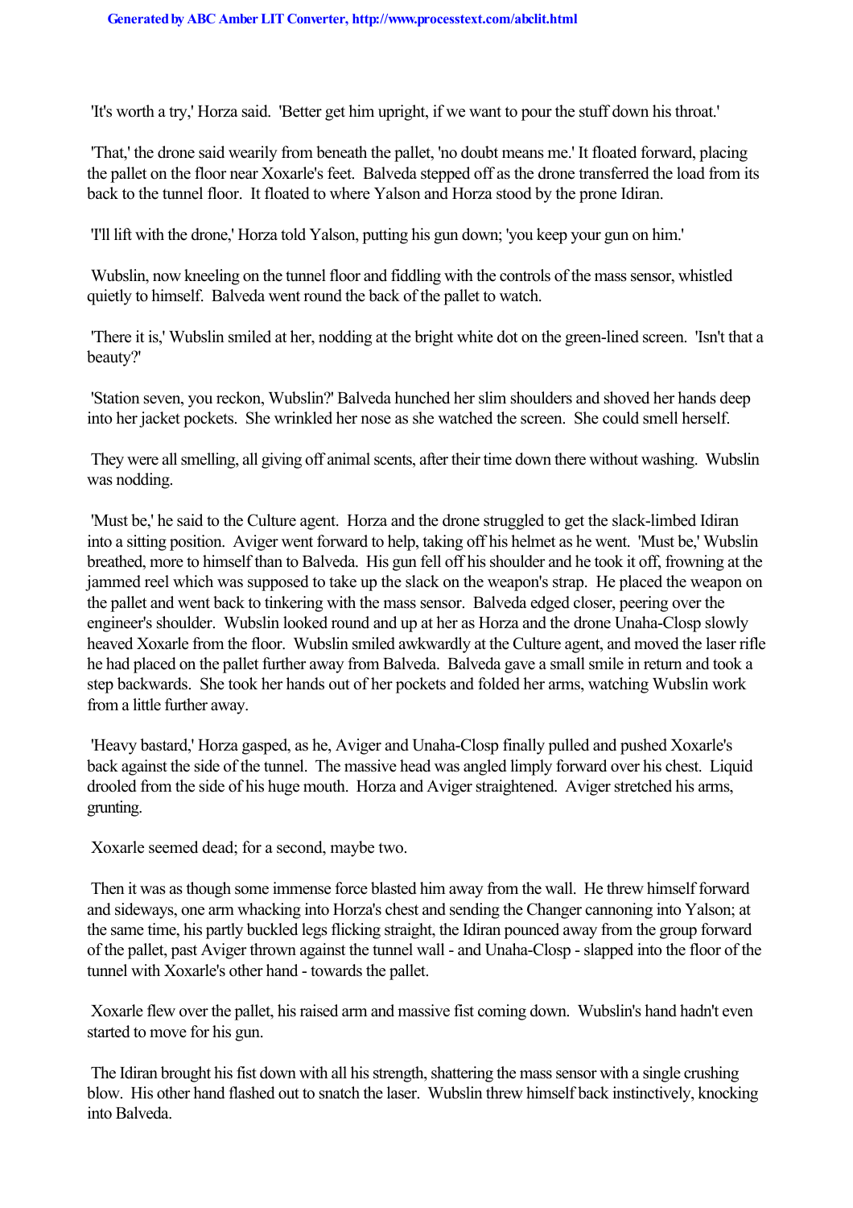'It's worth a try,' Horza said. 'Better get him upright, if we want to pour the stuff down his throat.'

'That,' the drone said wearily from beneath the pallet, 'no doubt means me.' It floated forward, placing the pallet on the floor near Xoxarle's feet. Balveda stepped off as the drone transferred the load from its back to the tunnel floor. It floated to where Yalson and Horza stood by the prone Idiran.

'I'll lift with the drone,' Horza told Yalson, putting his gun down; 'you keep your gun on him.'

Wubslin, now kneeling on the tunnel floor and fiddling with the controls of the mass sensor, whistled quietly to himself. Balveda went round the back of the pallet to watch.

'There it is,' Wubslin smiled at her, nodding at the bright white dot on the green-lined screen. 'Isn't that a beauty?'

'Station seven, you reckon, Wubslin?' Balveda hunched her slim shoulders and shoved her hands deep into her jacket pockets. She wrinkled her nose as she watched the screen. She could smell herself.

They were all smelling, all giving off animal scents, after their time down there without washing. Wubslin was nodding.

'Must be,' he said to the Culture agent. Horza and the drone struggled to get the slack-limbed Idiran into a sitting position. Aviger went forward to help, taking off his helmet as he went. 'Must be,' Wubslin breathed, more to himself than to Balveda. His gun fell off his shoulder and he took it off, frowning at the jammed reel which was supposed to take up the slack on the weapon's strap. He placed the weapon on the pallet and went back to tinkering with the mass sensor. Balveda edged closer, peering over the engineer's shoulder. Wubslin looked round and up at her as Horza and the drone Unaha-Closp slowly heaved Xoxarle from the floor. Wubslin smiled awkwardly at the Culture agent, and moved the laser rifle he had placed on the pallet further away from Balveda. Balveda gave a small smile in return and took a step backwards. She took her hands out of her pockets and folded her arms, watching Wubslin work from a little further away.

'Heavy bastard,' Horza gasped, as he, Aviger and Unaha-Closp finally pulled and pushed Xoxarle's back against the side of the tunnel. The massive head was angled limply forward over his chest. Liquid drooled from the side of his huge mouth. Horza and Aviger straightened. Aviger stretched his arms, grunting.

Xoxarle seemed dead; for a second, maybe two.

Then it was as though some immense force blasted him away from the wall. He threw himself forward and sideways, one arm whacking into Horza's chest and sending the Changer cannoning into Yalson; at the same time, his partly buckled legs flicking straight, the Idiran pounced away from the group forward of the pallet, past Aviger thrown against the tunnel wall - and Unaha-Closp - slapped into the floor of the tunnel with Xoxarle's other hand - towards the pallet.

Xoxarle flew over the pallet, his raised arm and massive fist coming down. Wubslin's hand hadn't even started to move for his gun.

The Idiran brought his fist down with all his strength, shattering the mass sensor with a single crushing blow. His other hand flashed out to snatch the laser. Wubslin threw himself back instinctively, knocking into Balveda.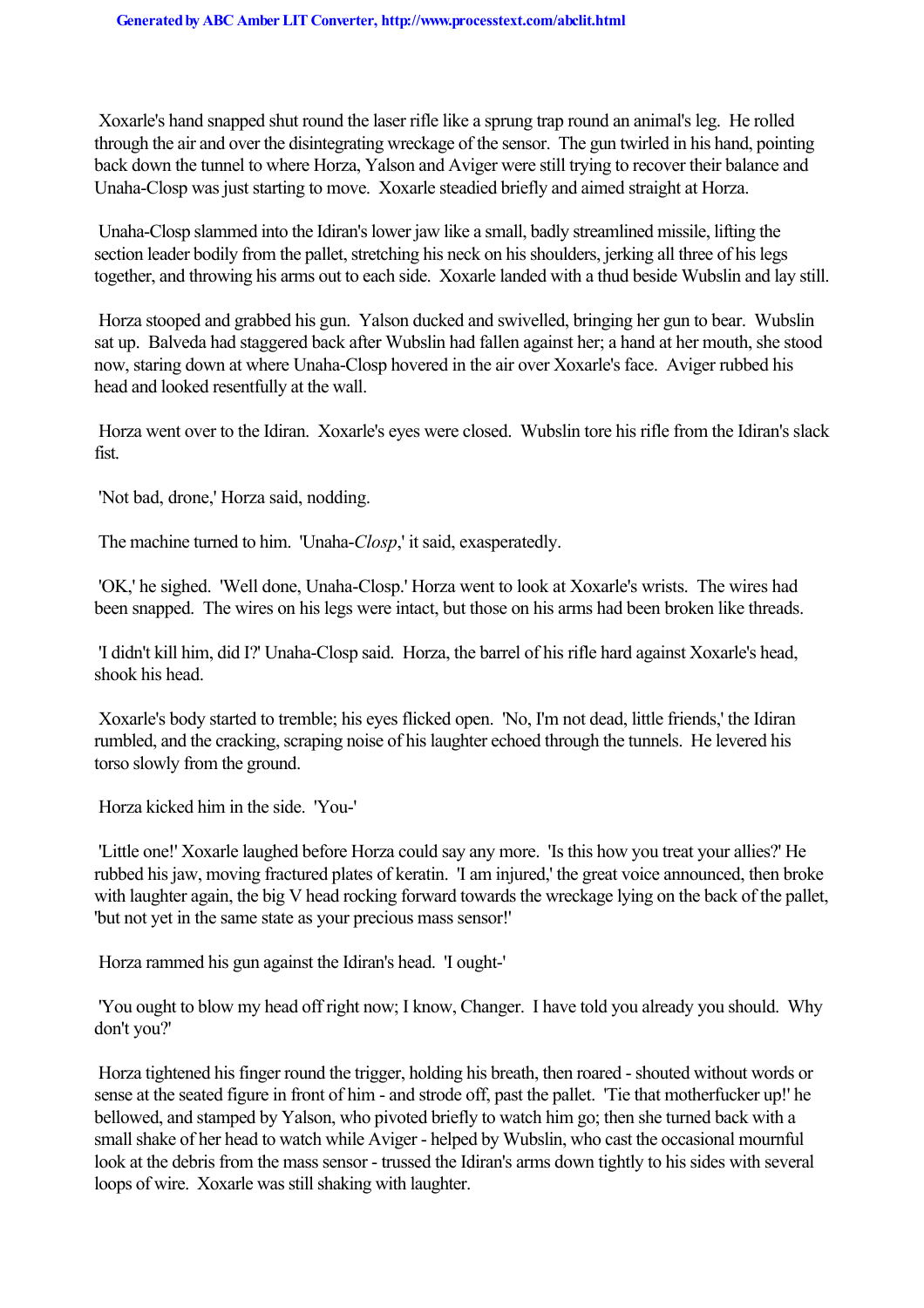Xoxarle's hand snapped shut round the laser rifle like a sprung trap round an animal's leg. He rolled through the air and over the disintegrating wreckage of the sensor. The gun twirled in his hand, pointing back down the tunnel to where Horza, Yalson and Aviger were still trying to recover their balance and Unaha-Closp was just starting to move. Xoxarle steadied briefly and aimed straight at Horza.

Unaha-Closp slammed into the Idiran's lower jaw like a small, badly streamlined missile, lifting the section leader bodily from the pallet, stretching his neck on his shoulders, jerking all three of his legs together, and throwing his arms out to each side. Xoxarle landed with a thud beside Wubslin and lay still.

Horza stooped and grabbed his gun. Yalson ducked and swivelled, bringing her gun to bear. Wubslin sat up. Balveda had staggered back after Wubslin had fallen against her; a hand at her mouth, she stood now, staring down at where Unaha-Closp hovered in the air over Xoxarle's face. Aviger rubbed his head and looked resentfully at the wall.

Horza went over to the Idiran. Xoxarle's eyes were closed. Wubslin tore his rifle from the Idiran's slack fist.

'Not bad, drone,' Horza said, nodding.

The machine turned to him. 'Unaha-*Closp*,' it said, exasperatedly.

'OK,' he sighed. 'Well done, Unaha-Closp.' Horza went to look at Xoxarle's wrists. The wires had been snapped. The wires on his legs were intact, but those on his arms had been broken like threads.

'I didn't kill him, did I?' Unaha-Closp said. Horza, the barrel of his rifle hard against Xoxarle's head, shook his head.

Xoxarle's body started to tremble; his eyes flicked open. 'No, I'm not dead, little friends,' the Idiran rumbled, and the cracking, scraping noise of his laughter echoed through the tunnels. He levered his torso slowly from the ground.

Horza kicked him in the side. 'You-'

'Little one!' Xoxarle laughed before Horza could say any more. 'Is this how you treat your allies?' He rubbed his jaw, moving fractured plates of keratin. 'I am injured,' the great voice announced, then broke with laughter again, the big V head rocking forward towards the wreckage lying on the back of the pallet, 'but not yet in the same state as your precious mass sensor!'

Horza rammed his gun against the Idiran's head. 'I ought-'

'You ought to blow my head off right now; I know, Changer. I have told you already you should. Why don't you?'

Horza tightened his finger round the trigger, holding his breath, then roared - shouted without words or sense at the seated figure in front of him - and strode off, past the pallet. 'Tie that motherfucker up!' he bellowed, and stamped by Yalson, who pivoted briefly to watch him go; then she turned back with a small shake of her head to watch while Aviger - helped by Wubslin, who cast the occasional mournful look at the debris from the mass sensor - trussed the Idiran's arms down tightly to his sides with several loops of wire. Xoxarle was still shaking with laughter.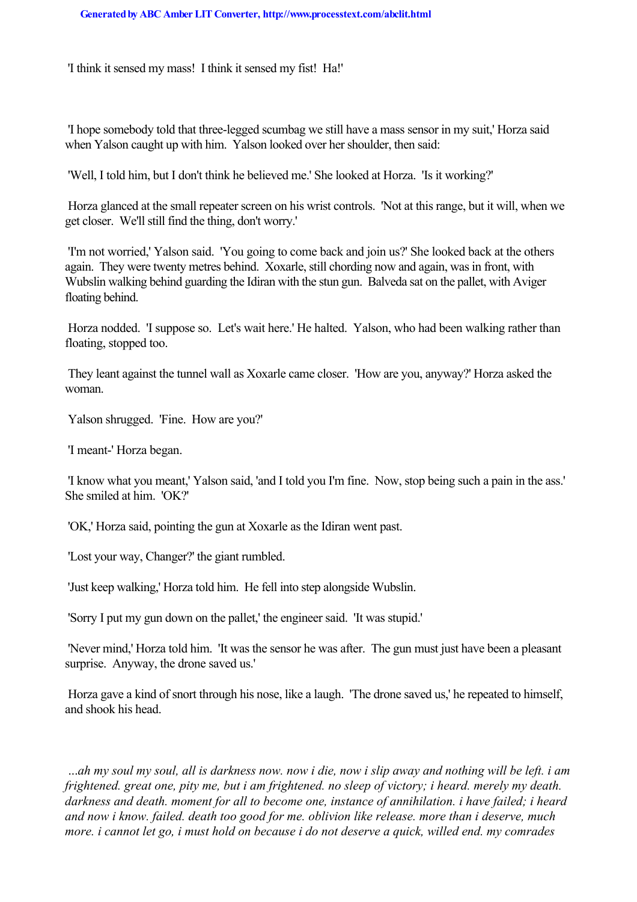'I think it sensed my mass! I think it sensed my fist! Ha!'

'I hope somebody told that three-legged scumbag we still have a mass sensor in my suit,' Horza said when Yalson caught up with him. Yalson looked over her shoulder, then said:

'Well, I told him, but I don't think he believed me.' She looked at Horza. 'Is it working?'

Horza glanced at the small repeater screen on his wrist controls. 'Not at this range, but it will, when we get closer. We'll still find the thing, don't worry.'

'I'm not worried,' Yalson said. 'You going to come back and join us?' She looked back at the others again. They were twenty metres behind. Xoxarle, still chording now and again, was in front, with Wubslin walking behind guarding the Idiran with the stun gun. Balveda sat on the pallet, with Aviger floating behind.

Horza nodded. 'I suppose so. Let's wait here.' He halted. Yalson, who had been walking rather than floating, stopped too.

They leant against the tunnel wall as Xoxarle came closer. 'How are you, anyway?' Horza asked the woman.

Yalson shrugged. 'Fine. How are you?'

'I meant-' Horza began.

'I know what you meant,' Yalson said, 'and I told you I'm fine. Now, stop being such a pain in the ass.' She smiled at him. 'OK?'

'OK,' Horza said, pointing the gun at Xoxarle as the Idiran went past.

'Lost your way, Changer?' the giant rumbled.

'Just keep walking,' Horza told him. He fell into step alongside Wubslin.

'Sorry I put my gun down on the pallet,' the engineer said. 'It was stupid.'

'Never mind,' Horza told him. 'It was the sensor he was after. The gun must just have been a pleasant surprise. Anyway, the drone saved us.'

Horza gave a kind of snort through his nose, like a laugh. 'The drone saved us,' he repeated to himself, and shook his head.

*...ah my soul my soul, all is darkness now. now i die, now i slip away and nothing will be left. i am frightened. great one, pity me, but i am frightened. no sleep of victory; i heard. merely my death. darkness and death. moment for all to become one, instance of annihilation. i have failed; i heard and now i know. failed. death too good for me. oblivion like release. more than i deserve, much more. i cannot let go, i must hold on because i do not deserve a quick, willed end. my comrades*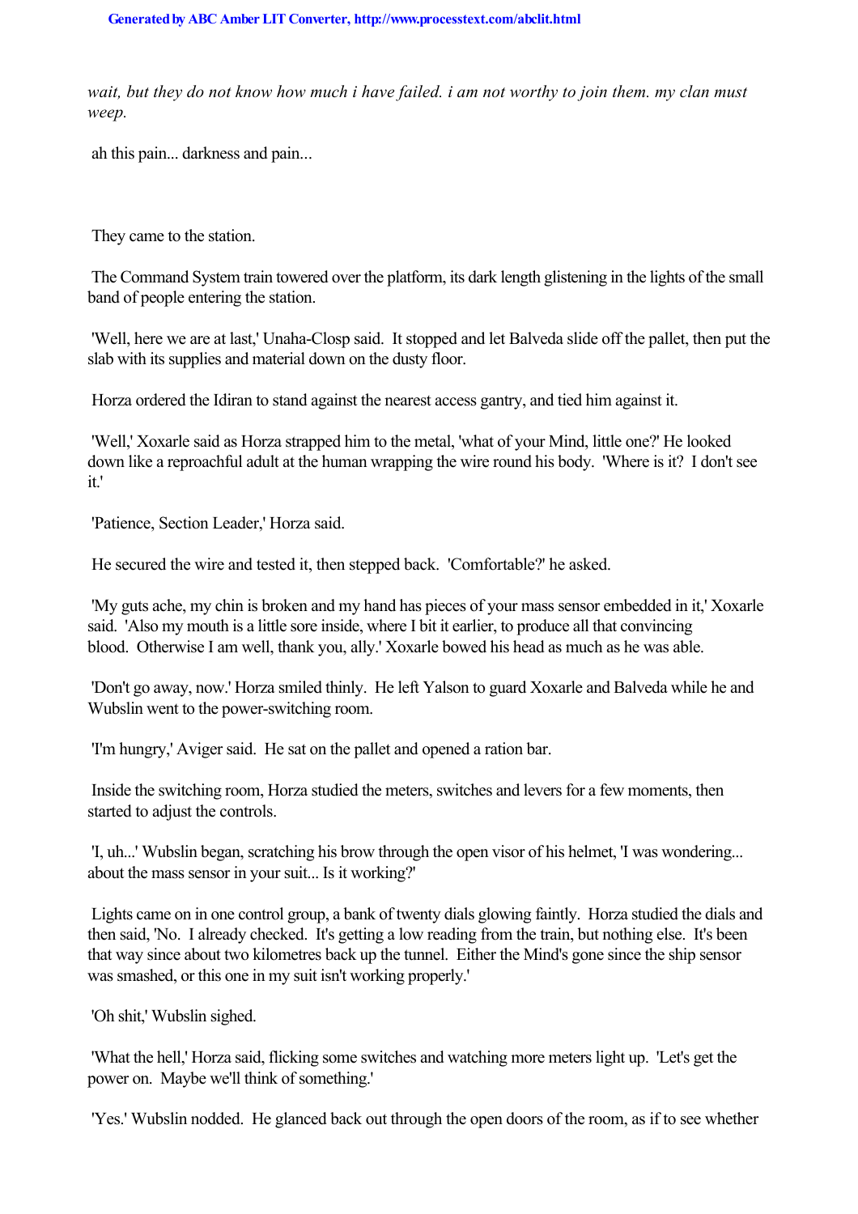*wait, but they do not know how much i have failed. i am not worthy to join them. my clan must weep.*

ah this pain... darkness and pain...

They came to the station.

The Command System train towered over the platform, its dark length glistening in the lights of the small band of people entering the station.

'Well, here we are at last,' Unaha-Closp said. It stopped and let Balveda slide off the pallet, then put the slab with its supplies and material down on the dusty floor.

Horza ordered the Idiran to stand against the nearest access gantry, and tied him against it.

'Well,' Xoxarle said as Horza strapped him to the metal, 'what of your Mind, little one?' He looked down like a reproachful adult at the human wrapping the wire round his body. 'Where is it? I don't see it.'

'Patience, Section Leader,' Horza said.

He secured the wire and tested it, then stepped back. 'Comfortable?' he asked.

'My guts ache, my chin is broken and my hand has pieces of your mass sensor embedded in it,' Xoxarle said. 'Also my mouth is a little sore inside, where I bit it earlier, to produce all that convincing blood. Otherwise I am well, thank you, ally.' Xoxarle bowed his head as much as he was able.

'Don't go away, now.' Horza smiled thinly. He left Yalson to guard Xoxarle and Balveda while he and Wubslin went to the power-switching room.

'I'm hungry,' Aviger said. He sat on the pallet and opened a ration bar.

Inside the switching room, Horza studied the meters, switches and levers for a few moments, then started to adjust the controls.

'I, uh...' Wubslin began, scratching his brow through the open visor of his helmet, 'I was wondering... about the mass sensor in your suit... Is it working?'

Lights came on in one control group, a bank of twenty dials glowing faintly. Horza studied the dials and then said, 'No. I already checked. It's getting a low reading from the train, but nothing else. It's been that way since about two kilometres back up the tunnel. Either the Mind's gone since the ship sensor was smashed, or this one in my suit isn't working properly.'

'Oh shit,' Wubslin sighed.

'What the hell,' Horza said, flicking some switches and watching more meters light up. 'Let's get the power on. Maybe we'll think of something.'

'Yes.' Wubslin nodded. He glanced back out through the open doors of the room, as if to see whether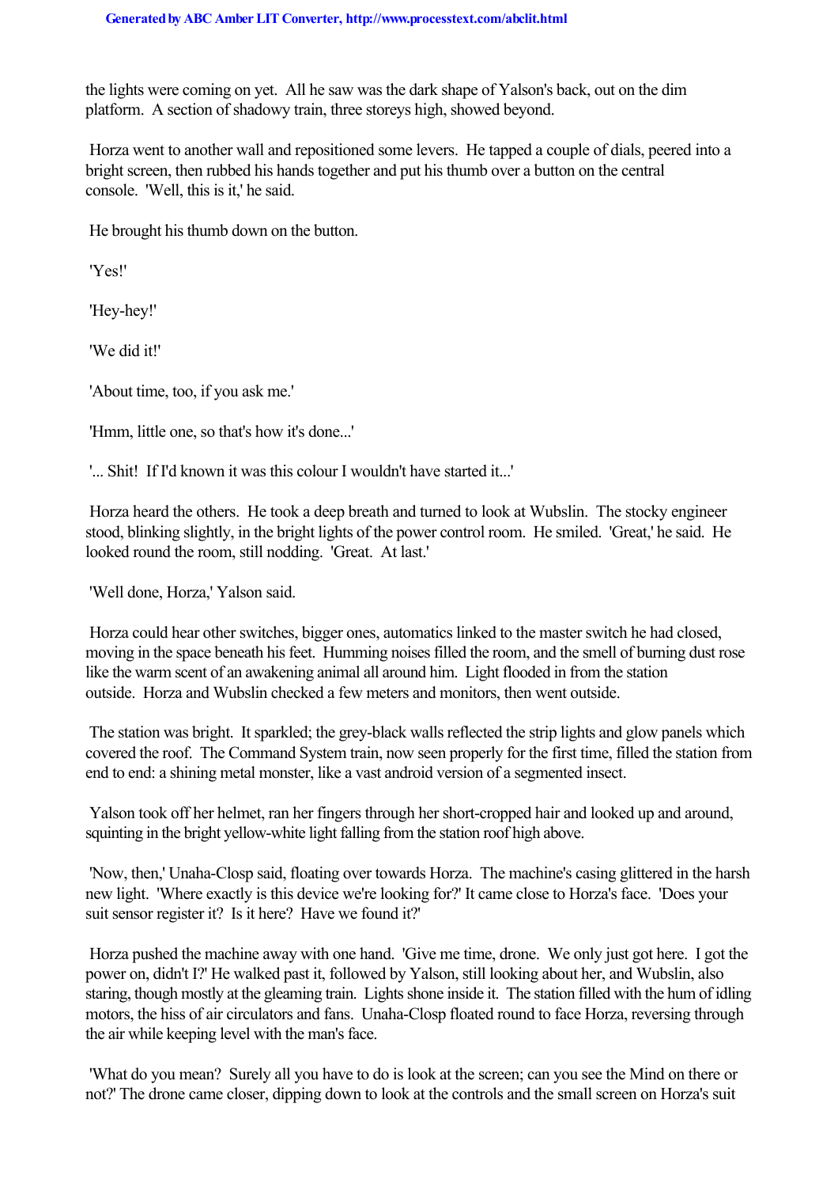the lights were coming on yet. All he saw was the dark shape of Yalson's back, out on the dim platform. A section of shadowy train, three storeys high, showed beyond.

Horza went to another wall and repositioned some levers. He tapped a couple of dials, peered into a bright screen, then rubbed his hands together and put his thumb over a button on the central console. 'Well, this is it,' he said.

He brought his thumb down on the button.

'Yes!'

'Hey-hey!'

'We did it!'

'About time, too, if you ask me.'

'Hmm, little one, so that's how it's done...'

'... Shit! If I'd known it was this colour I wouldn't have started it...'

Horza heard the others. He took a deep breath and turned to look at Wubslin. The stocky engineer stood, blinking slightly, in the bright lights of the power control room. He smiled. 'Great,' he said. He looked round the room, still nodding. 'Great. At last.'

'Well done, Horza,' Yalson said.

Horza could hear other switches, bigger ones, automatics linked to the master switch he had closed, moving in the space beneath his feet. Humming noises filled the room, and the smell of burning dust rose like the warm scent of an awakening animal all around him. Light flooded in from the station outside. Horza and Wubslin checked a few meters and monitors, then went outside.

The station was bright. It sparkled; the grey-black walls reflected the strip lights and glow panels which covered the roof. The Command System train, now seen properly for the first time, filled the station from end to end: a shining metal monster, like a vast android version of a segmented insect.

Yalson took off her helmet, ran her fingers through her short-cropped hair and looked up and around, squinting in the bright yellow-white light falling from the station roof high above.

'Now, then,' Unaha-Closp said, floating over towards Horza. The machine's casing glittered in the harsh new light. 'Where exactly is this device we're looking for?' It came close to Horza's face. 'Does your suit sensor register it? Is it here? Have we found it?'

Horza pushed the machine away with one hand. 'Give me time, drone. We only just got here. I got the power on, didn't I?' He walked past it, followed by Yalson, still looking about her, and Wubslin, also staring, though mostly at the gleaming train. Lights shone inside it. The station filled with the hum of idling motors, the hiss of air circulators and fans. Unaha-Closp floated round to face Horza, reversing through the air while keeping level with the man's face.

'What do you mean? Surely all you have to do is look at the screen; can you see the Mind on there or not?' The drone came closer, dipping down to look at the controls and the small screen on Horza's suit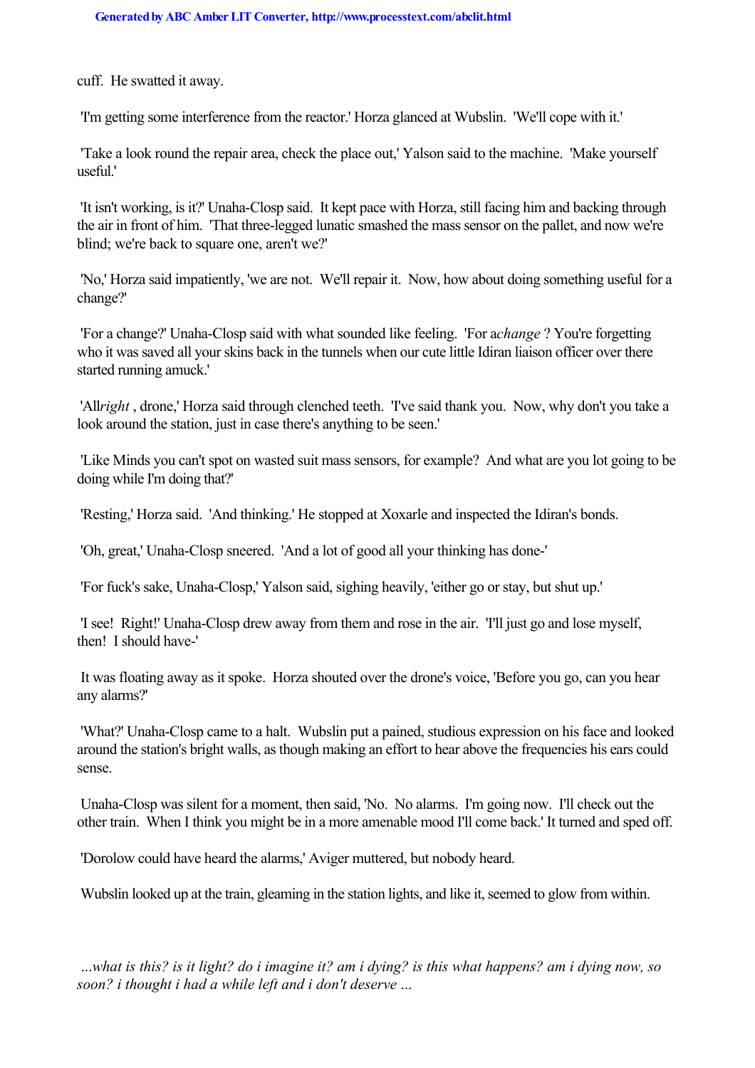cuff. He swatted it away.

'I'm getting some interference from the reactor.' Horza glanced at Wubslin. 'We'll cope with it.'

'Take a look round the repair area, check the place out,' Yalson said to the machine. 'Make yourself useful.'

'It isn't working, is it?' Unaha-Closp said. It kept pace with Horza, still facing him and backing through the air in front of him. 'That three-legged lunatic smashed the mass sensor on the pallet, and now we're blind; we're back to square one, aren't we?'

'No,' Horza said impatiently, 'we are not. We'll repair it. Now, how about doing something useful for a change?'

'For a change?' Unaha-Closp said with what sounded like feeling. 'For a *change* ? You're forgetting who it was saved all your skins back in the tunnels when our cute little Idiran liaison officer over there started running amuck.'

'All *right* , drone,' Horza said through clenched teeth. 'I've said thank you. Now, why don't you take a look around the station, just in case there's anything to be seen.'

'Like Minds you can't spot on wasted suit mass sensors, for example? And what are you lot going to be doing while I'm doing that?'

'Resting,' Horza said. 'And thinking.' He stopped at Xoxarle and inspected the Idiran's bonds.

'Oh, great,' Unaha-Closp sneered. 'And a lot of good all your thinking has done-'

'For fuck's sake, Unaha-Closp,' Yalson said, sighing heavily, 'either go or stay, but shut up.'

'I see! Right!' Unaha-Closp drew away from them and rose in the air. 'I'll just go and lose myself, then! I should have-'

It was floating away as it spoke. Horza shouted over the drone's voice, 'Before you go, can you hear any alarms?'

'What?' Unaha-Closp came to a halt. Wubslin put a pained, studious expression on his face and looked around the station's bright walls, as though making an effort to hear above the frequencies his ears could sense.

Unaha-Closp was silent for a moment, then said, 'No. No alarms. I'm going now. I'll check out the other train. When I think you might be in a more amenable mood I'll come back.' It turned and sped off.

'Dorolow could have heard the alarms,' Aviger muttered, but nobody heard.

Wubslin looked up at the train, gleaming in the station lights, and like it, seemed to glow from within.

*...what is this? is it light? do i imagine it? am i dying? is this what happens? am i dying now, so soon? i thought i had a while left and i don't deserve ...*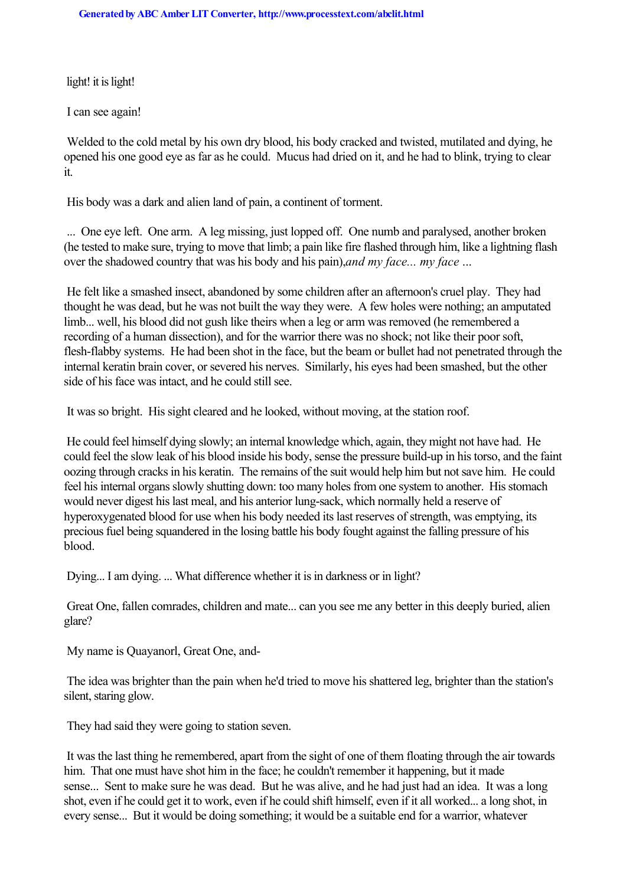light! it is light!

I can see again!

Welded to the cold metal by his own dry blood, his body cracked and twisted, mutilated and dying, he opened his one good eye as far as he could. Mucus had dried on it, and he had to blink, trying to clear it.

His body was a dark and alien land of pain, a continent of torment.

... One eye left. One arm. A leg missing, just lopped off. One numb and paralysed, another broken (he tested to make sure, trying to move that limb; a pain like fire flashed through him, like a lightning flash over the shadowed country that was his body and his pain),*and my face... my face ...*

He felt like a smashed insect, abandoned by some children after an afternoon's cruel play. They had thought he was dead, but he was not built the way they were. A few holes were nothing; an amputated limb... well, his blood did not gush like theirs when a leg or arm was removed (he remembered a recording of a human dissection), and for the warrior there was no shock; not like their poor soft, flesh-flabby systems. He had been shot in the face, but the beam or bullet had not penetrated through the internal keratin brain cover, or severed his nerves. Similarly, his eyes had been smashed, but the other side of his face was intact, and he could still see.

It was so bright. His sight cleared and he looked, without moving, at the station roof.

He could feel himself dying slowly; an internal knowledge which, again, they might not have had. He could feel the slow leak of his blood inside his body, sense the pressure build-up in his torso, and the faint oozing through cracks in his keratin. The remains of the suit would help him but not save him. He could feel his internal organs slowly shutting down: too many holes from one system to another. His stomach would never digest his last meal, and his anterior lung-sack, which normally held a reserve of hyperoxygenated blood for use when his body needed its last reserves of strength, was emptying, its precious fuel being squandered in the losing battle his body fought against the falling pressure of his blood.

Dying... I am dying. ... What difference whether it is in darkness or in light?

Great One, fallen comrades, children and mate... can you see me any better in this deeply buried, alien glare?

My name is Quayanorl, Great One, and-

The idea was brighter than the pain when he'd tried to move his shattered leg, brighter than the station's silent, staring glow.

They had said they were going to station seven.

It was the last thing he remembered, apart from the sight of one of them floating through the air towards him. That one must have shot him in the face; he couldn't remember it happening, but it made sense... Sent to make sure he was dead. But he was alive, and he had just had an idea. It was a long shot, even if he could get it to work, even if he could shift himself, even if it all worked... a long shot, in every sense... But it would be doing something; it would be a suitable end for a warrior, whatever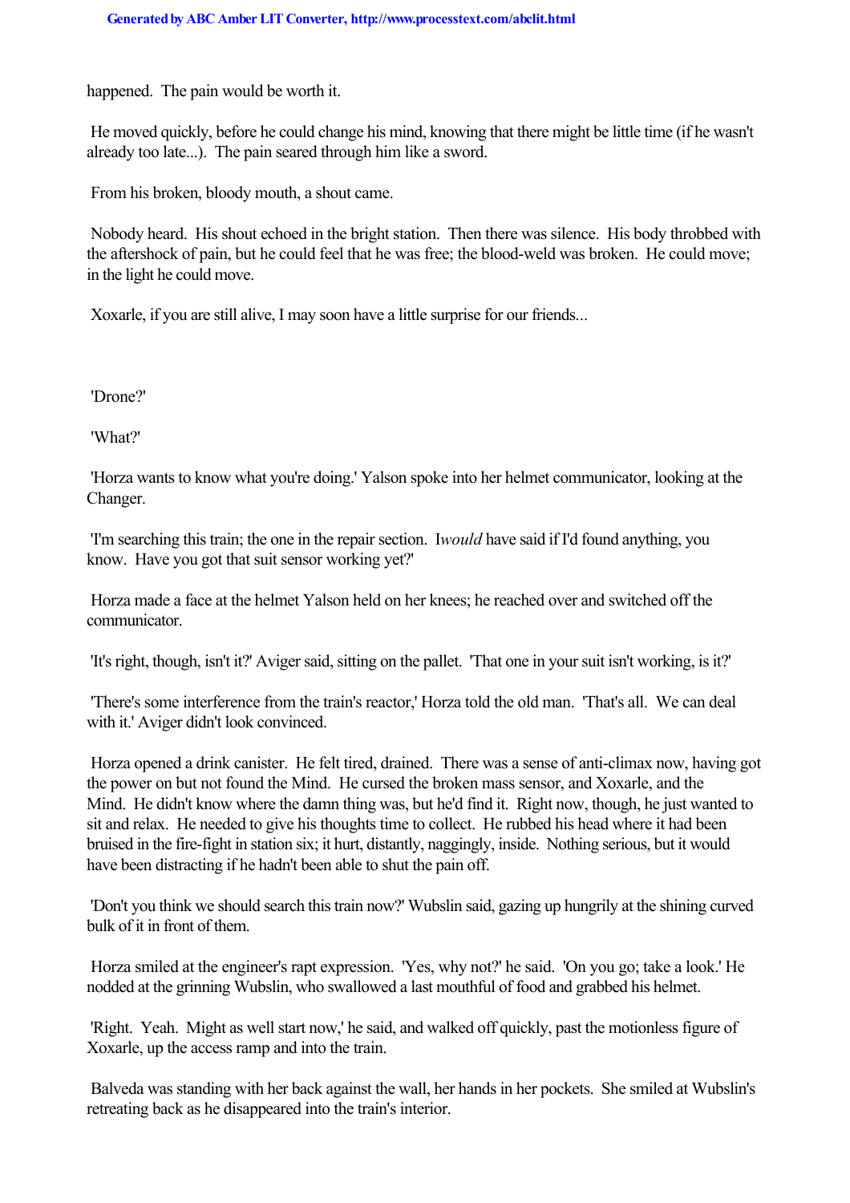happened. The pain would be worth it.

He moved quickly, before he could change his mind, knowing that there might be little time (if he wasn't already too late...). The pain seared through him like a sword.

From his broken, bloody mouth, a shout came.

Nobody heard. His shout echoed in the bright station. Then there was silence. His body throbbed with the aftershock of pain, but he could feel that he was free; the blood-weld was broken. He could move; in the light he could move.

Xoxarle, if you are still alive, I may soon have a little surprise for our friends...

'Drone?'

'What?'

'Horza wants to know what you're doing.' Yalson spoke into her helmet communicator, looking at the Changer.

'I'm searching this train; the one in the repair section. I *would* have said if I'd found anything, you know. Have you got that suit sensor working yet?'

Horza made a face at the helmet Yalson held on her knees; he reached over and switched off the communicator.

'It's right, though, isn't it?' Aviger said, sitting on the pallet. 'That one in your suit isn't working, is it?'

'There's some interference from the train's reactor,' Horza told the old man. 'That's all. We can deal with it.' Aviger didn't look convinced.

Horza opened a drink canister. He felt tired, drained. There was a sense of anti-climax now, having got the power on but not found the Mind. He cursed the broken mass sensor, and Xoxarle, and the Mind. He didn't know where the damn thing was, but he'd find it. Right now, though, he just wanted to sit and relax. He needed to give his thoughts time to collect. He rubbed his head where it had been bruised in the fire-fight in station six; it hurt, distantly, naggingly, inside. Nothing serious, but it would have been distracting if he hadn't been able to shut the pain off.

'Don't you think we should search this train now?' Wubslin said, gazing up hungrily at the shining curved bulk of it in front of them.

Horza smiled at the engineer's rapt expression. 'Yes, why not?' he said. 'On you go; take a look.' He nodded at the grinning Wubslin, who swallowed a last mouthful of food and grabbed his helmet.

'Right. Yeah. Might as well start now,' he said, and walked off quickly, past the motionless figure of Xoxarle, up the access ramp and into the train.

Balveda was standing with her back against the wall, her hands in her pockets. She smiled at Wubslin's retreating back as he disappeared into the train's interior.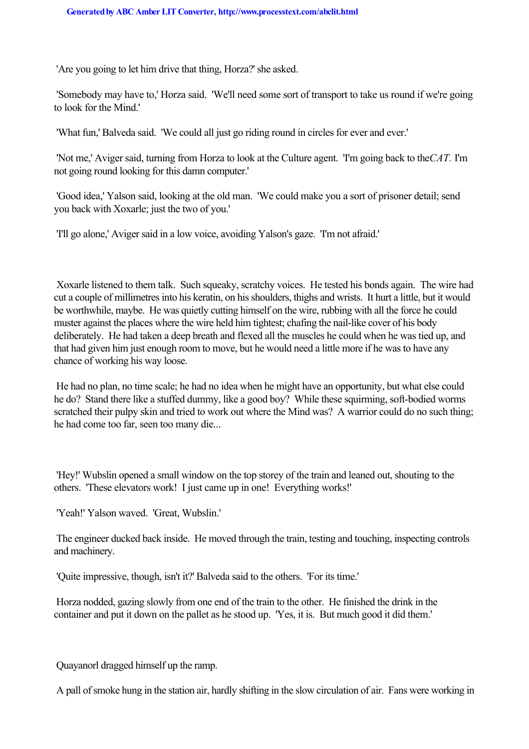'Are you going to let him drive that thing, Horza?' she asked.

'Somebody may have to,' Horza said. 'We'll need some sort of transport to take us round if we're going to look for the Mind.'

'What fun,' Balveda said. 'We could all just go riding round in circles for ever and ever.'

'Not me,' Aviger said, turning from Horza to look at the Culture agent. 'I'm going back to the *CAT*. I'm not going round looking for this damn computer.'

'Good idea,' Yalson said, looking at the old man. 'We could make you a sort of prisoner detail; send you back with Xoxarle; just the two of you.'

'I'll go alone,' Aviger said in a low voice, avoiding Yalson's gaze. 'I'm not afraid.'

Xoxarle listened to them talk. Such squeaky, scratchy voices. He tested his bonds again. The wire had cut a couple of millimetres into his keratin, on his shoulders, thighs and wrists. It hurt a little, but it would be worthwhile, maybe. He was quietly cutting himself on the wire, rubbing with all the force he could muster against the places where the wire held him tightest; chafing the nail-like cover of his body deliberately. He had taken a deep breath and flexed all the muscles he could when he was tied up, and that had given him just enough room to move, but he would need a little more if he was to have any chance of working his way loose.

He had no plan, no time scale; he had no idea when he might have an opportunity, but what else could he do? Stand there like a stuffed dummy, like a good boy? While these squirming, soft-bodied worms scratched their pulpy skin and tried to work out where the Mind was? A warrior could do no such thing; he had come too far, seen too many die...

'Hey!' Wubslin opened a small window on the top storey of the train and leaned out, shouting to the others. 'These elevators work! I just came up in one! Everything works!'

'Yeah!' Yalson waved. 'Great, Wubslin.'

The engineer ducked back inside. He moved through the train, testing and touching, inspecting controls and machinery.

'Quite impressive, though, isn't it?' Balveda said to the others. 'For its time.'

Horza nodded, gazing slowly from one end of the train to the other. He finished the drink in the container and put it down on the pallet as he stood up. 'Yes, it is. But much good it did them.'

Quayanorl dragged himself up the ramp.

A pall of smoke hung in the station air, hardly shifting in the slow circulation of air. Fans were working in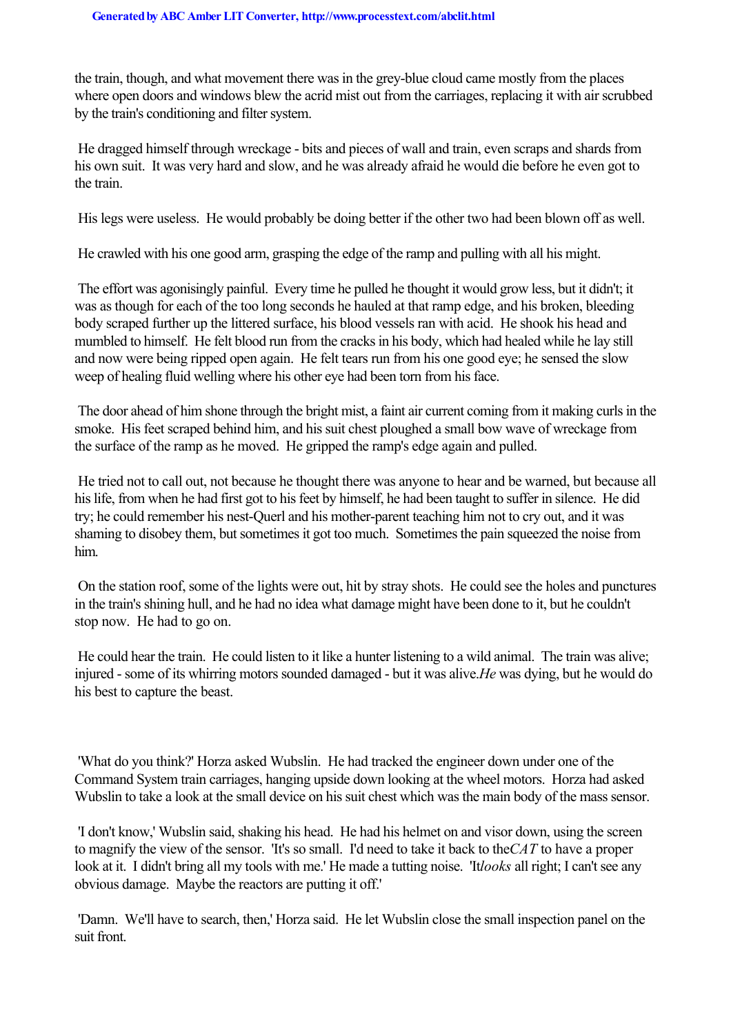the train, though, and what movement there was in the grey-blue cloud came mostly from the places where open doors and windows blew the acrid mist out from the carriages, replacing it with air scrubbed by the train's conditioning and filter system.

He dragged himself through wreckage - bits and pieces of wall and train, even scraps and shards from his own suit. It was very hard and slow, and he was already afraid he would die before he even got to the train.

His legs were useless. He would probably be doing better if the other two had been blown off as well.

He crawled with his one good arm, grasping the edge of the ramp and pulling with all his might.

The effort was agonisingly painful. Every time he pulled he thought it would grow less, but it didn't; it was as though for each of the too long seconds he hauled at that ramp edge, and his broken, bleeding body scraped further up the littered surface, his blood vessels ran with acid. He shook his head and mumbled to himself. He felt blood run from the cracks in his body, which had healed while he lay still and now were being ripped open again. He felt tears run from his one good eye; he sensed the slow weep of healing fluid welling where his other eye had been torn from his face.

The door ahead of him shone through the bright mist, a faint air current coming from it making curls in the smoke. His feet scraped behind him, and his suit chest ploughed a small bow wave of wreckage from the surface of the ramp as he moved. He gripped the ramp's edge again and pulled.

He tried not to call out, not because he thought there was anyone to hear and be warned, but because all his life, from when he had first got to his feet by himself, he had been taught to suffer in silence. He did try; he could remember his nest-Querl and his mother-parent teaching him not to cry out, and it was shaming to disobey them, but sometimes it got too much. Sometimes the pain squeezed the noise from him.

On the station roof, some of the lights were out, hit by stray shots. He could see the holes and punctures in the train's shining hull, and he had no idea what damage might have been done to it, but he couldn't stop now. He had to go on.

He could hear the train. He could listen to it like a hunter listening to a wild animal. The train was alive; injured - some of its whirring motors sounded damaged - but it was alive. *He* was dying, but he would do his best to capture the beast.

'What do you think?' Horza asked Wubslin. He had tracked the engineer down under one of the Command System train carriages, hanging upside down looking at the wheel motors. Horza had asked Wubslin to take a look at the small device on his suit chest which was the main body of the mass sensor.

'I don't know,' Wubslin said, shaking his head. He had his helmet on and visor down, using the screen to magnify the view of the sensor. 'It's so small. I'd need to take it back to the *CAT* to have a proper look at it. I didn't bring all my tools with me.' He made a tutting noise. 'It *looks* all right; I can't see any obvious damage. Maybe the reactors are putting it off.'

'Damn. We'll have to search, then,' Horza said. He let Wubslin close the small inspection panel on the suit front.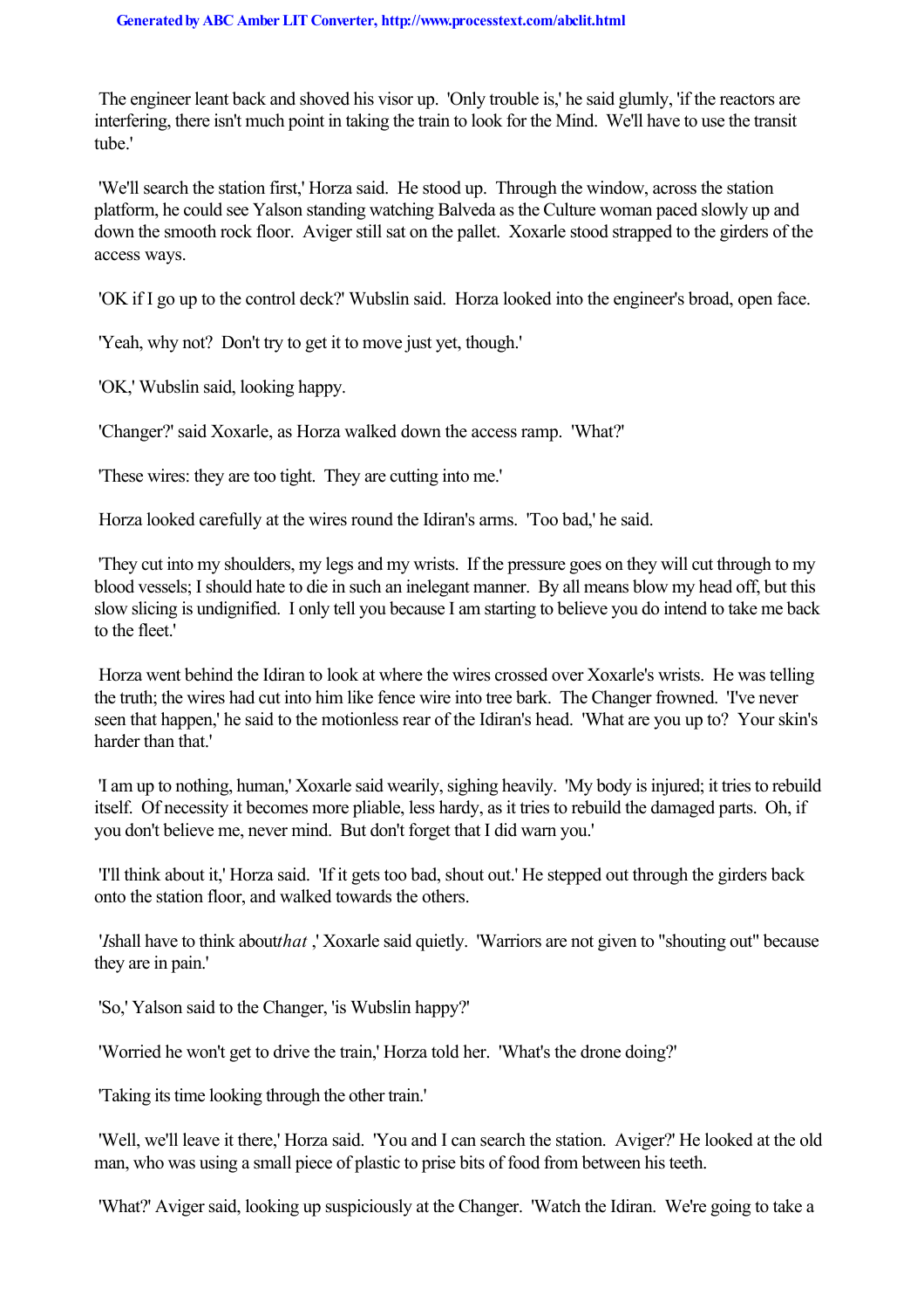'The engineer leant back and shoved his visor up. 'Only trouble is,' he said glumly, 'if the reactors are interfering, there isn't much point in taking the train to look for the Mind. We'll have to use the transit tube.'

'We'll search the station first,' Horza said. He stood up. Through the window, across the station platform, he could see Yalson standing watching Balveda as the Culture woman paced slowly up and down the smooth rock floor. Aviger still sat on the pallet. Xoxarle stood strapped to the girders of the access ways.

'OK if I go up to the control deck?' Wubslin said. Horza looked into the engineer's broad, open face.

'Yeah, why not? Don't try to get it to move just yet, though.'

'OK,' Wubslin said, looking happy.

'Changer?' said Xoxarle, as Horza walked down the access ramp. 'What?'

'These wires: they are too tight. They are cutting into me.'

Horza looked carefully at the wires round the Idiran's arms. 'Too bad,' he said.

'They cut into my shoulders, my legs and my wrists. If the pressure goes on they will cut through to my blood vessels; I should hate to die in such an inelegant manner. By all means blow my head off, but this slow slicing is undignified. I only tell you because I am starting to believe you do intend to take me back to the fleet.'

Horza went behind the Idiran to look at where the wires crossed over Xoxarle's wrists. He was telling the truth; the wires had cut into him like fence wire into tree bark. The Changer frowned. 'I've never seen that happen,' he said to the motionless rear of the Idiran's head. 'What are you up to? Your skin's harder than that.'

'I am up to nothing, human,' Xoxarle said wearily, sighing heavily. 'My body is injured; it tries to rebuild itself. Of necessity it becomes more pliable, less hardy, as it tries to rebuild the damaged parts. Oh, if you don't believe me, never mind. But don't forget that I did warn you.'

'I'll think about it,' Horza said. 'If it gets too bad, shout out.' He stepped out through the girders back onto the station floor, and walked towards the others.

'*I* shall have to think about *that*,' Xoxarle said quietly. 'Warriors are not given to "shouting out" because they are in pain.'

'So,' Yalson said to the Changer, 'is Wubslin happy?'

'Worried he won't get to drive the train,' Horza told her. 'What's the drone doing?'

'Taking its time looking through the other train.'

'Well, we'll leave it there,' Horza said. 'You and I can search the station. Aviger?' He looked at the old man, who was using a small piece of plastic to prise bits of food from between his teeth.

'What?' Aviger said, looking up suspiciously at the Changer. 'Watch the Idiran. We're going to take a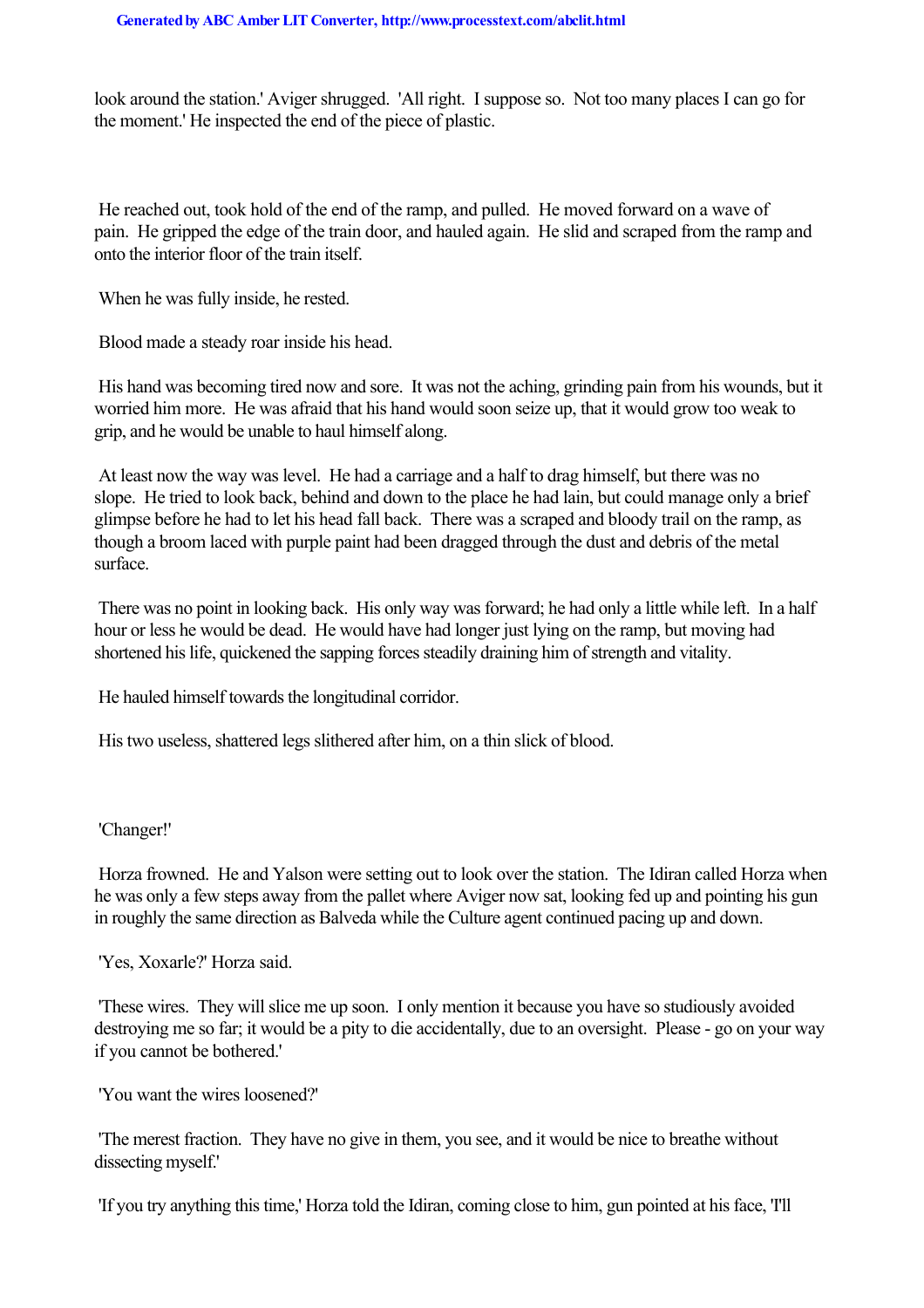look around the station.' Aviger shrugged. 'All right. I suppose so. Not too many places I can go for the moment.' He inspected the end of the piece of plastic.

He reached out, took hold of the end of the ramp, and pulled. He moved forward on a wave of pain. He gripped the edge of the train door, and hauled again. He slid and scraped from the ramp and onto the interior floor of the train itself.

When he was fully inside, he rested.

Blood made a steady roar inside his head.

His hand was becoming tired now and sore. It was not the aching, grinding pain from his wounds, but it worried him more. He was afraid that his hand would soon seize up, that it would grow too weak to grip, and he would be unable to haul himself along.

At least now the way was level. He had a carriage and a half to drag himself, but there was no slope. He tried to look back, behind and down to the place he had lain, but could manage only a brief glimpse before he had to let his head fall back. There was a scraped and bloody trail on the ramp, as though a broom laced with purple paint had been dragged through the dust and debris of the metal surface.

There was no point in looking back. His only way was forward; he had only a little while left. In a half hour or less he would be dead. He would have had longer just lying on the ramp, but moving had shortened his life, quickened the sapping forces steadily draining him of strength and vitality.

He hauled himself towards the longitudinal corridor.

His two useless, shattered legs slithered after him, on a thin slick of blood.

'Changer!'

Horza frowned. He and Yalson were setting out to look over the station. The Idiran called Horza when he was only a few steps away from the pallet where Aviger now sat, looking fed up and pointing his gun in roughly the same direction as Balveda while the Culture agent continued pacing up and down.

'Yes, Xoxarle?' Horza said.

'These wires. They will slice me up soon. I only mention it because you have so studiously avoided destroying me so far; it would be a pity to die accidentally, due to an oversight. Please - go on your way if you cannot be bothered.'

'You want the wires loosened?'

'The merest fraction. They have no give in them, you see, and it would be nice to breathe without dissecting myself.'

'If you try anything this time,' Horza told the Idiran, coming close to him, gun pointed at his face, 'I'll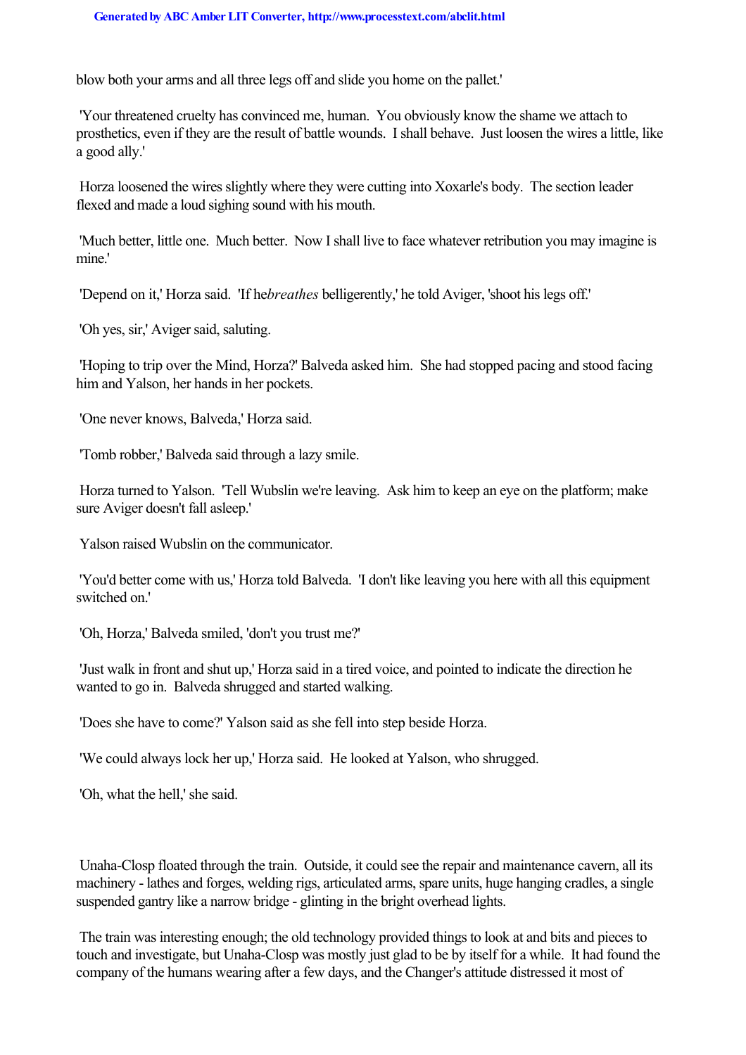blow both your arms and all three legs off and slide you home on the pallet.'

'Your threatened cruelty has convinced me, human. You obviously know the shame we attach to prosthetics, even if they are the result of battle wounds. I shall behave. Just loosen the wires a little, like a good ally.'

Horza loosened the wires slightly where they were cutting into Xoxarle's body. The section leader flexed and made a loud sighing sound with his mouth.

'Much better, little one. Much better. Now I shall live to face whatever retribution you may imagine is mine.'

'Depend on it,' Horza said. 'If he *breathes* belligerently,' he told Aviger, 'shoot his legs off.'

'Oh yes, sir,' Aviger said, saluting.

'Hoping to trip over the Mind, Horza?' Balveda asked him. She had stopped pacing and stood facing him and Yalson, her hands in her pockets.

'One never knows, Balveda,' Horza said.

'Tomb robber,' Balveda said through a lazy smile.

Horza turned to Yalson. 'Tell Wubslin we're leaving. Ask him to keep an eye on the platform; make sure Aviger doesn't fall asleep.'

Yalson raised Wubslin on the communicator.

'You'd better come with us,' Horza told Balveda. 'I don't like leaving you here with all this equipment switched on.'

'Oh, Horza,' Balveda smiled, 'don't you trust me?'

'Just walk in front and shut up,' Horza said in a tired voice, and pointed to indicate the direction he wanted to go in. Balveda shrugged and started walking.

'Does she have to come?' Yalson said as she fell into step beside Horza.

'We could always lock her up,' Horza said. He looked at Yalson, who shrugged.

'Oh, what the hell,' she said.

Unaha-Closp floated through the train. Outside, it could see the repair and maintenance cavern, all its machinery - lathes and forges, welding rigs, articulated arms, spare units, huge hanging cradles, a single suspended gantry like a narrow bridge - glinting in the bright overhead lights.

The train was interesting enough; the old technology provided things to look at and bits and pieces to touch and investigate, but Unaha-Closp was mostly just glad to be by itself for a while. It had found the company of the humans wearing after a few days, and the Changer's attitude distressed it most of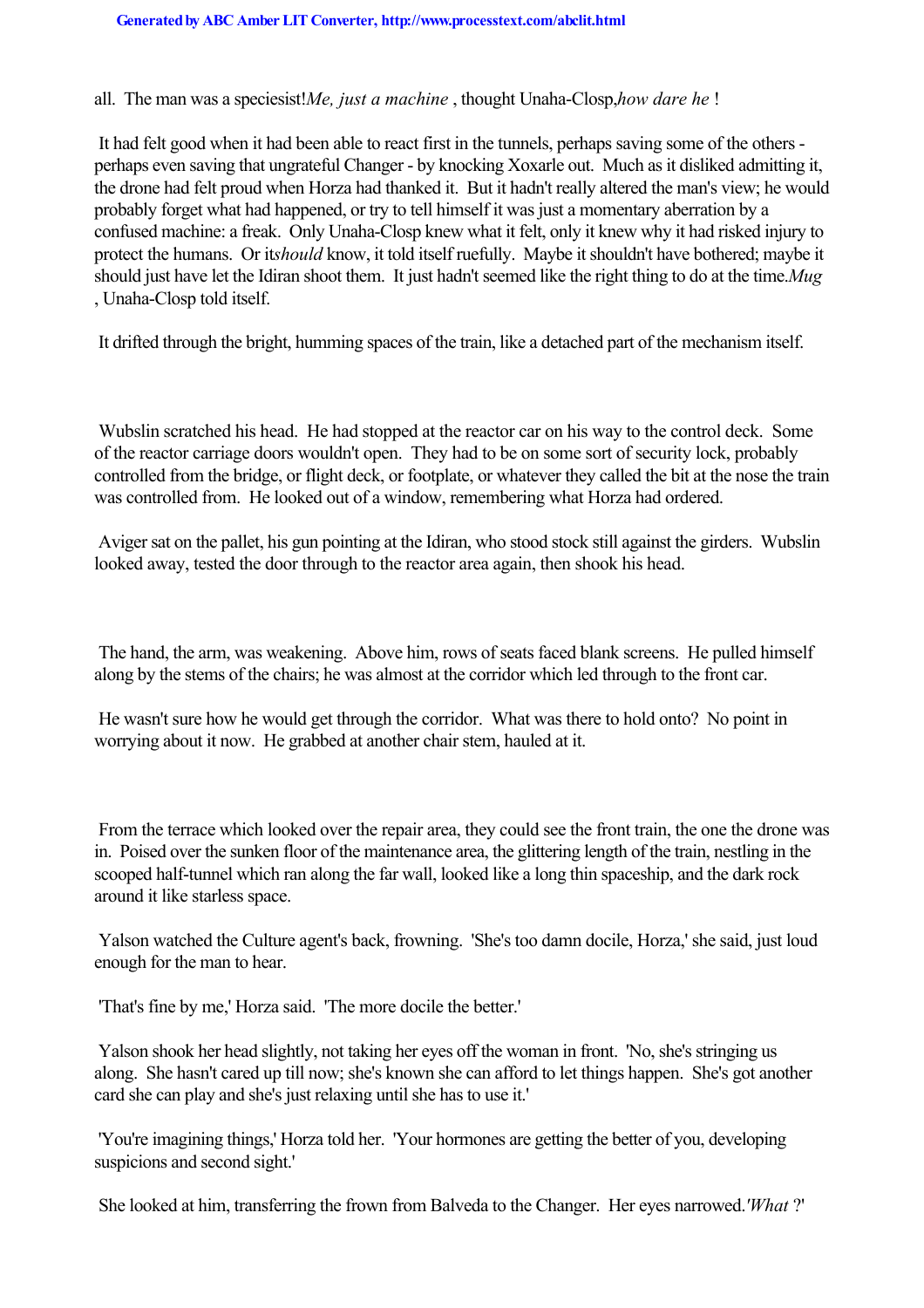all. The man was a speciesist! *Me, just a machine*, thought Unaha-Closp, *how dare he*!

It had felt good when it had been able to react first in the tunnels, perhaps saving some of the others - perhaps even saving that ungrateful Changer - by knocking Xoxarle out. Much as it disliked admitting it, the drone had felt proud when Horza had thanked it. But it hadn't really altered the man's view; he would probably forget what had happened, or try to tell himself it was just a momentary aberration by a confused machine: a freak. Only Unaha-Closp knew what it felt, only it knew why it had risked injury to protect the humans. Or it *should* know, it told itself ruefully. Maybe it shouldn't have bothered; maybe it should just have let the Idiran shoot them. It just hadn't seemed like the right thing to do at the time. *Mug*, Unaha-Closp told itself.

It drifted through the bright, humming spaces of the train, like a detached part of the mechanism itself.

Wubslin scratched his head. He had stopped at the reactor car on his way to the control deck. Some of the reactor carriage doors wouldn't open. They had to be on some sort of security lock, probably controlled from the bridge, or flight deck, or footplate, or whatever they called the bit at the nose the train was controlled from. He looked out of a window, remembering what Horza had ordered.

Aviger sat on the pallet, his gun pointing at the Idiran, who stood stock still against the girders. Wubslin looked away, tested the door through to the reactor area again, then shook his head.

The hand, the arm, was weakening. Above him, rows of seats faced blank screens. He pulled himself along by the stems of the chairs; he was almost at the corridor which led through to the front car.

He wasn't sure how he would get through the corridor. What was there to hold onto? No point in worrying about it now. He grabbed at another chair stem, hauled at it.

From the terrace which looked over the repair area, they could see the front train, the one the drone was in. Poised over the sunken floor of the maintenance area, the glittering length of the train, nestling in the scooped half-tunnel which ran along the far wall, looked like a long thin spaceship, and the dark rock around it like starless space.

Yalson watched the Culture agent's back, frowning. 'She's too damn docile, Horza,' she said, just loud enough for the man to hear.

'That's fine by me,' Horza said. 'The more docile the better.'

Yalson shook her head slightly, not taking her eyes off the woman in front. 'No, she's stringing us along. She hasn't cared up till now; she's known she can afford to let things happen. She's got another card she can play and she's just relaxing until she has to use it.'

'You're imagining things,' Horza told her. 'Your hormones are getting the better of you, developing suspicions and second sight.'

She looked at him, transferring the frown from Balveda to the Changer. Her eyes narrowed. '*What*?'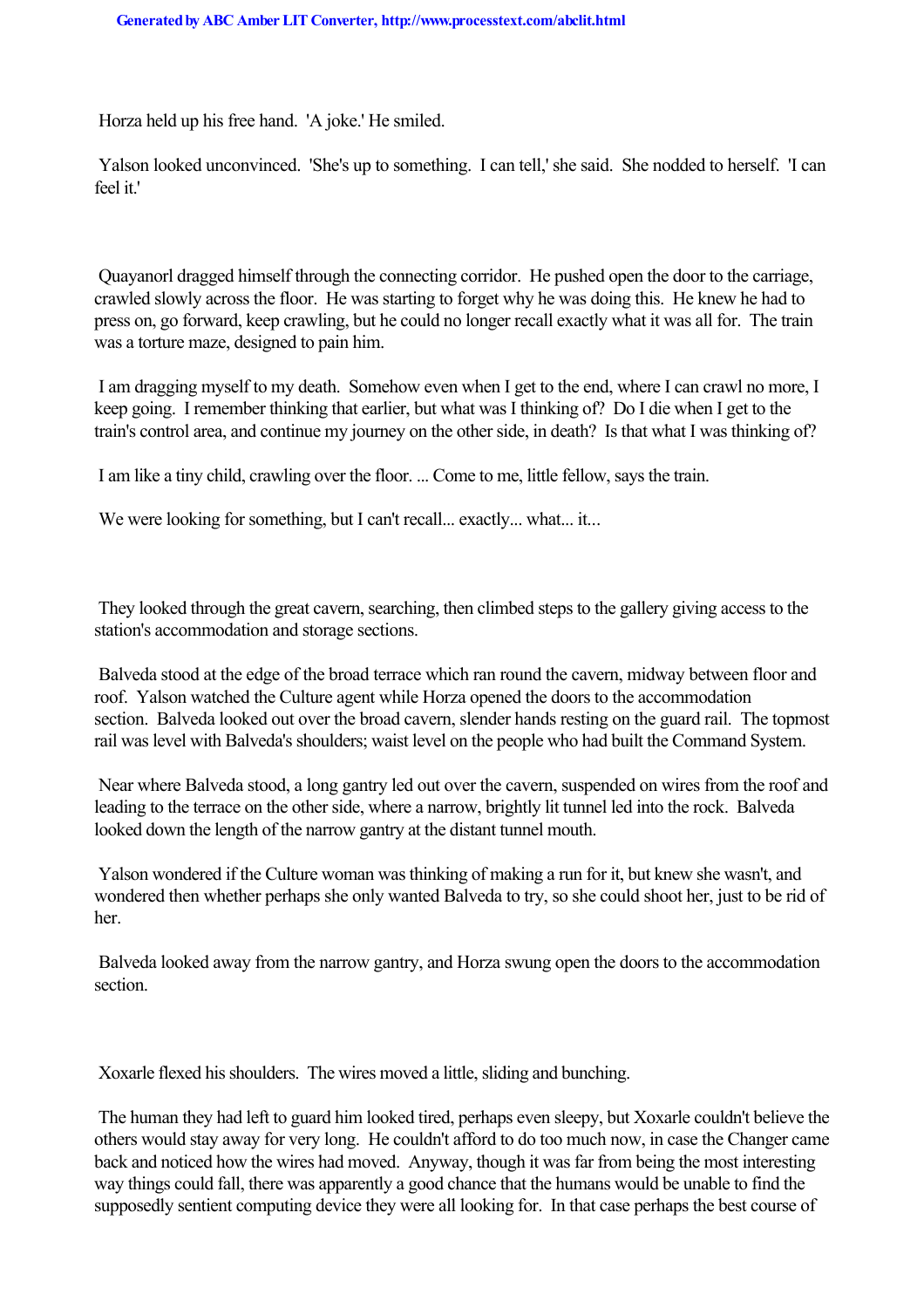Horza held up his free hand. 'A joke.' He smiled.

Yalson looked unconvinced. 'She's up to something. I can tell,' she said. She nodded to herself. 'I can feel it.'

Quayanorl dragged himself through the connecting corridor. He pushed open the door to the carriage, crawled slowly across the floor. He was starting to forget why he was doing this. He knew he had to press on, go forward, keep crawling, but he could no longer recall exactly what it was all for. The train was a torture maze, designed to pain him.

I am dragging myself to my death. Somehow even when I get to the end, where I can crawl no more, I keep going. I remember thinking that earlier, but what was I thinking of? Do I die when I get to the train's control area, and continue my journey on the other side, in death? Is that what I was thinking of?

I am like a tiny child, crawling over the floor. ... Come to me, little fellow, says the train.

We were looking for something, but I can't recall... exactly... what... it...

They looked through the great cavern, searching, then climbed steps to the gallery giving access to the station's accommodation and storage sections.

Balveda stood at the edge of the broad terrace which ran round the cavern, midway between floor and roof. Yalson watched the Culture agent while Horza opened the doors to the accommodation section. Balveda looked out over the broad cavern, slender hands resting on the guard rail. The topmost rail was level with Balveda's shoulders; waist level on the people who had built the Command System.

Near where Balveda stood, a long gantry led out over the cavern, suspended on wires from the roof and leading to the terrace on the other side, where a narrow, brightly lit tunnel led into the rock. Balveda looked down the length of the narrow gantry at the distant tunnel mouth.

Yalson wondered if the Culture woman was thinking of making a run for it, but knew she wasn't, and wondered then whether perhaps she only wanted Balveda to try, so she could shoot her, just to be rid of her.

Balveda looked away from the narrow gantry, and Horza swung open the doors to the accommodation section.

Xoxarle flexed his shoulders. The wires moved a little, sliding and bunching.

The human they had left to guard him looked tired, perhaps even sleepy, but Xoxarle couldn't believe the others would stay away for very long. He couldn't afford to do too much now, in case the Changer came back and noticed how the wires had moved. Anyway, though it was far from being the most interesting way things could fall, there was apparently a good chance that the humans would be unable to find the supposedly sentient computing device they were all looking for. In that case perhaps the best course of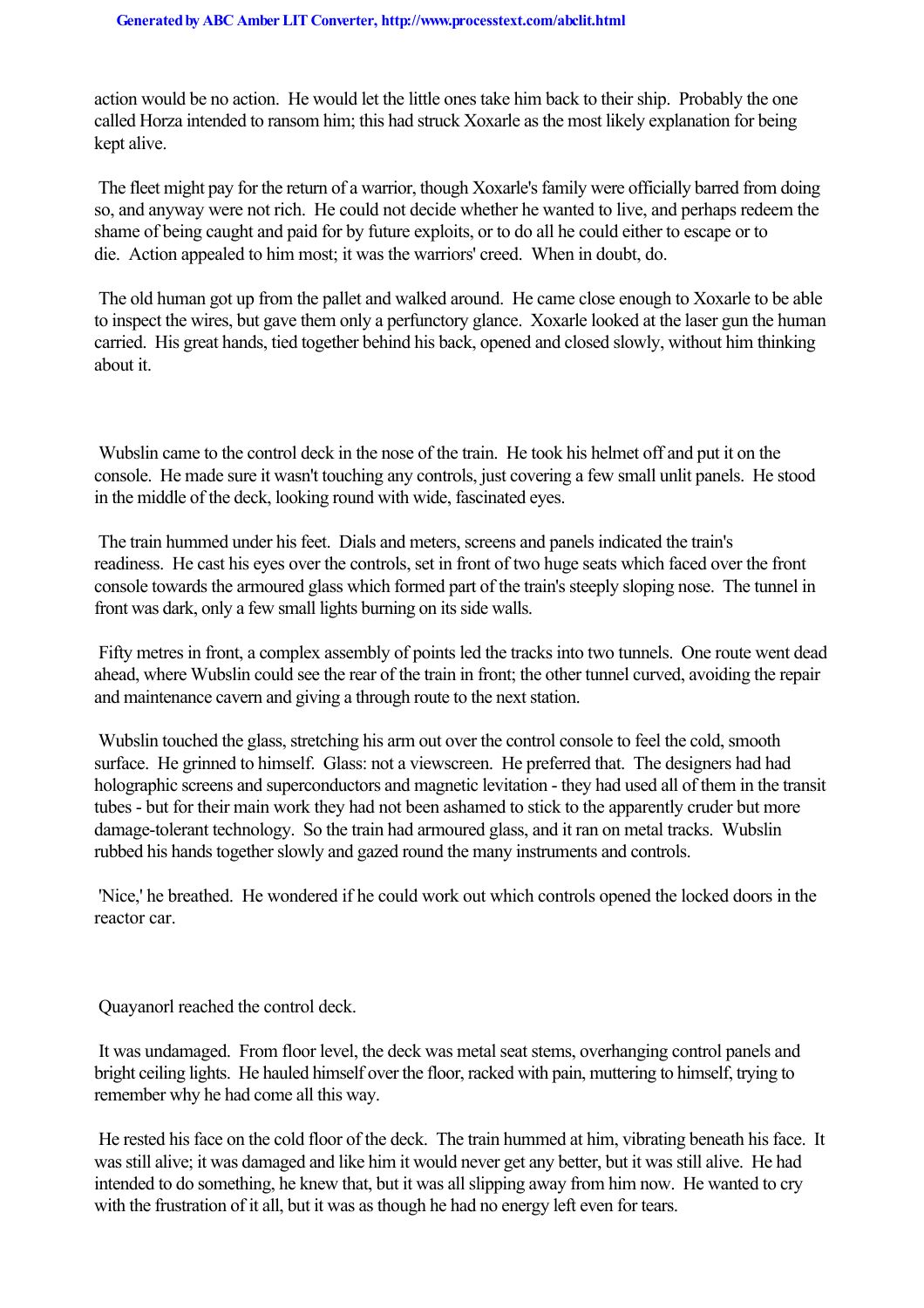action would be no action. He would let the little ones take him back to their ship. Probably the one called Horza intended to ransom him; this had struck Xoxarle as the most likely explanation for being kept alive.

The fleet might pay for the return of a warrior, though Xoxarle's family were officially barred from doing so, and anyway were not rich. He could not decide whether he wanted to live, and perhaps redeem the shame of being caught and paid for by future exploits, or to do all he could either to escape or to die. Action appealed to him most; it was the warriors' creed. When in doubt, do.

The old human got up from the pallet and walked around. He came close enough to Xoxarle to be able to inspect the wires, but gave them only a perfunctory glance. Xoxarle looked at the laser gun the human carried. His great hands, tied together behind his back, opened and closed slowly, without him thinking about it.

Wubslin came to the control deck in the nose of the train. He took his helmet off and put it on the console. He made sure it wasn't touching any controls, just covering a few small unlit panels. He stood in the middle of the deck, looking round with wide, fascinated eyes.

The train hummed under his feet. Dials and meters, screens and panels indicated the train's readiness. He cast his eyes over the controls, set in front of two huge seats which faced over the front console towards the armoured glass which formed part of the train's steeply sloping nose. The tunnel in front was dark, only a few small lights burning on its side walls.

Fifty metres in front, a complex assembly of points led the tracks into two tunnels. One route went dead ahead, where Wubslin could see the rear of the train in front; the other tunnel curved, avoiding the repair and maintenance cavern and giving a through route to the next station.

Wubslin touched the glass, stretching his arm out over the control console to feel the cold, smooth surface. He grinned to himself. Glass: not a viewscreen. He preferred that. The designers had had holographic screens and superconductors and magnetic levitation - they had used all of them in the transit tubes - but for their main work they had not been ashamed to stick to the apparently cruder but more damage-tolerant technology. So the train had armoured glass, and it ran on metal tracks. Wubslin rubbed his hands together slowly and gazed round the many instruments and controls.

'Nice,' he breathed. He wondered if he could work out which controls opened the locked doors in the reactor car.

Quayanorl reached the control deck.

It was undamaged. From floor level, the deck was metal seat stems, overhanging control panels and bright ceiling lights. He hauled himself over the floor, racked with pain, muttering to himself, trying to remember why he had come all this way.

He rested his face on the cold floor of the deck. The train hummed at him, vibrating beneath his face. It was still alive; it was damaged and like him it would never get any better, but it was still alive. He had intended to do something, he knew that, but it was all slipping away from him now. He wanted to cry with the frustration of it all, but it was as though he had no energy left even for tears.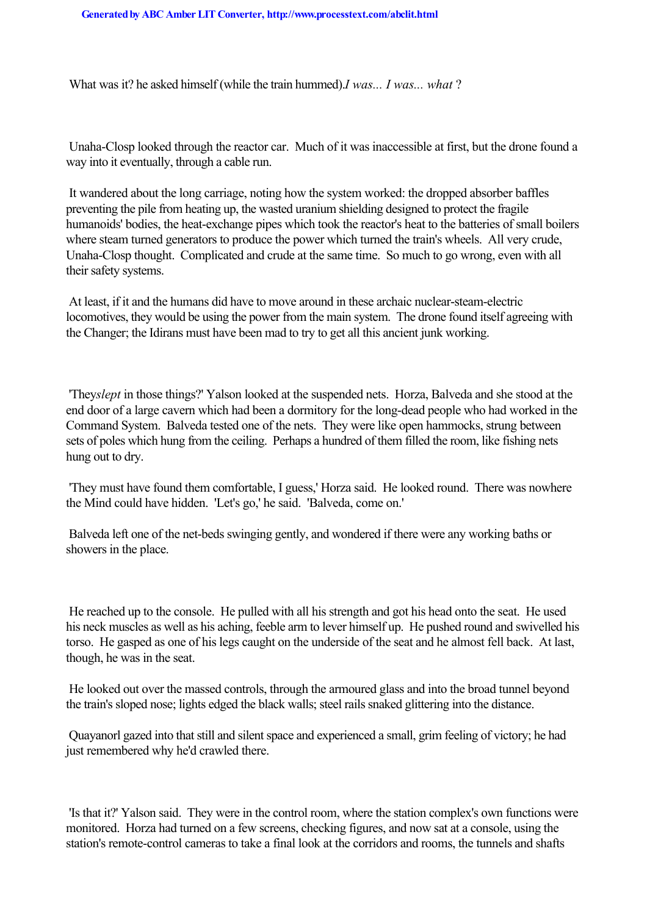What was it? he asked himself (while the train hummed). *I was... I was... what* ?

Unaha-Closp looked through the reactor car. Much of it was inaccessible at first, but the drone found a way into it eventually, through a cable run.

It wandered about the long carriage, noting how the system worked: the dropped absorber baffles preventing the pile from heating up, the wasted uranium shielding designed to protect the fragile humanoids' bodies, the heat-exchange pipes which took the reactor's heat to the batteries of small boilers where steam turned generators to produce the power which turned the train's wheels. All very crude, Unaha-Closp thought. Complicated and crude at the same time. So much to go wrong, even with all their safety systems.

At least, if it and the humans did have to move around in these archaic nuclear-steam-electric locomotives, they would be using the power from the main system. The drone found itself agreeing with the Changer; the Idirans must have been mad to try to get all this ancient junk working.

'They *slept* in those things?' Yalson looked at the suspended nets. Horza, Balveda and she stood at the end door of a large cavern which had been a dormitory for the long-dead people who had worked in the Command System. Balveda tested one of the nets. They were like open hammocks, strung between sets of poles which hung from the ceiling. Perhaps a hundred of them filled the room, like fishing nets hung out to dry.

'They must have found them comfortable, I guess,' Horza said. He looked round. There was nowhere the Mind could have hidden. 'Let's go,' he said. 'Balveda, come on.'

Balveda left one of the net-beds swinging gently, and wondered if there were any working baths or showers in the place.

He reached up to the console. He pulled with all his strength and got his head onto the seat. He used his neck muscles as well as his aching, feeble arm to lever himself up. He pushed round and swivelled his torso. He gasped as one of his legs caught on the underside of the seat and he almost fell back. At last, though, he was in the seat.

He looked out over the massed controls, through the armoured glass and into the broad tunnel beyond the train's sloped nose; lights edged the black walls; steel rails snaked glittering into the distance.

Quayanorl gazed into that still and silent space and experienced a small, grim feeling of victory; he had just remembered why he'd crawled there.

'Is that it?' Yalson said. They were in the control room, where the station complex's own functions were monitored. Horza had turned on a few screens, checking figures, and now sat at a console, using the station's remote-control cameras to take a final look at the corridors and rooms, the tunnels and shafts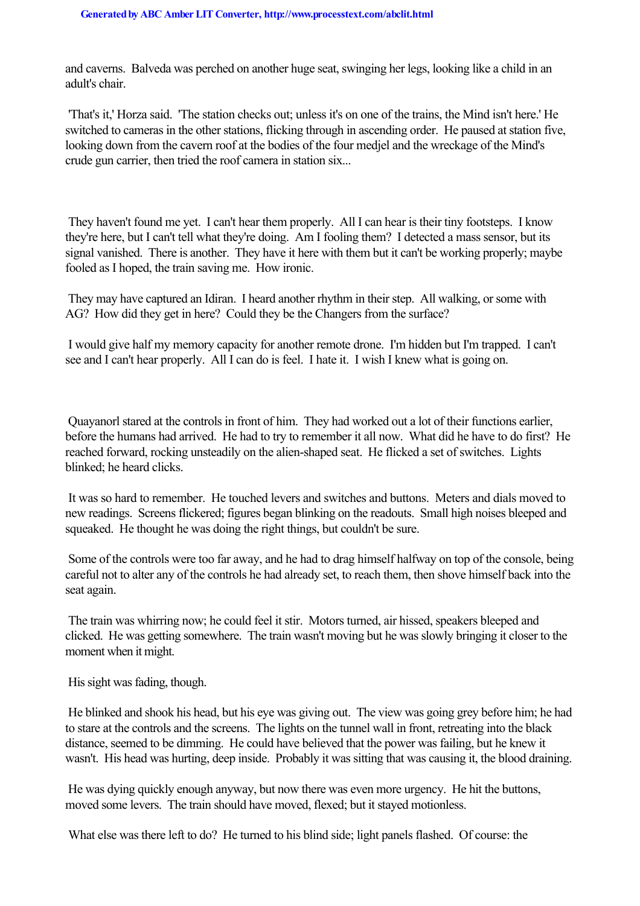and caverns. Balveda was perched on another huge seat, swinging her legs, looking like a child in an adult's chair.

'That's it,' Horza said. 'The station checks out; unless it's on one of the trains, the Mind isn't here.' He switched to cameras in the other stations, flicking through in ascending order. He paused at station five, looking down from the cavern roof at the bodies of the four medjel and the wreckage of the Mind's crude gun carrier, then tried the roof camera in station six...

They haven't found me yet. I can't hear them properly. All I can hear is their tiny footsteps. I know they're here, but I can't tell what they're doing. Am I fooling them? I detected a mass sensor, but its signal vanished. There is another. They have it here with them but it can't be working properly; maybe fooled as I hoped, the train saving me. How ironic.

They may have captured an Idiran. I heard another rhythm in their step. All walking, or some with AG? How did they get in here? Could they be the Changers from the surface?

I would give half my memory capacity for another remote drone. I'm hidden but I'm trapped. I can't see and I can't hear properly. All I can do is feel. I hate it. I wish I knew what is going on.

Quayanorl stared at the controls in front of him. They had worked out a lot of their functions earlier, before the humans had arrived. He had to try to remember it all now. What did he have to do first? He reached forward, rocking unsteadily on the alien-shaped seat. He flicked a set of switches. Lights blinked; he heard clicks.

It was so hard to remember. He touched levers and switches and buttons. Meters and dials moved to new readings. Screens flickered; figures began blinking on the readouts. Small high noises bleeped and squeaked. He thought he was doing the right things, but couldn't be sure.

Some of the controls were too far away, and he had to drag himself halfway on top of the console, being careful not to alter any of the controls he had already set, to reach them, then shove himself back into the seat again.

The train was whirring now; he could feel it stir. Motors turned, air hissed, speakers bleeped and clicked. He was getting somewhere. The train wasn't moving but he was slowly bringing it closer to the moment when it might.

His sight was fading, though.

He blinked and shook his head, but his eye was giving out. The view was going grey before him; he had to stare at the controls and the screens. The lights on the tunnel wall in front, retreating into the black distance, seemed to be dimming. He could have believed that the power was failing, but he knew it wasn't. His head was hurting, deep inside. Probably it was sitting that was causing it, the blood draining.

He was dying quickly enough anyway, but now there was even more urgency. He hit the buttons, moved some levers. The train should have moved, flexed; but it stayed motionless.

What else was there left to do? He turned to his blind side; light panels flashed. Of course: the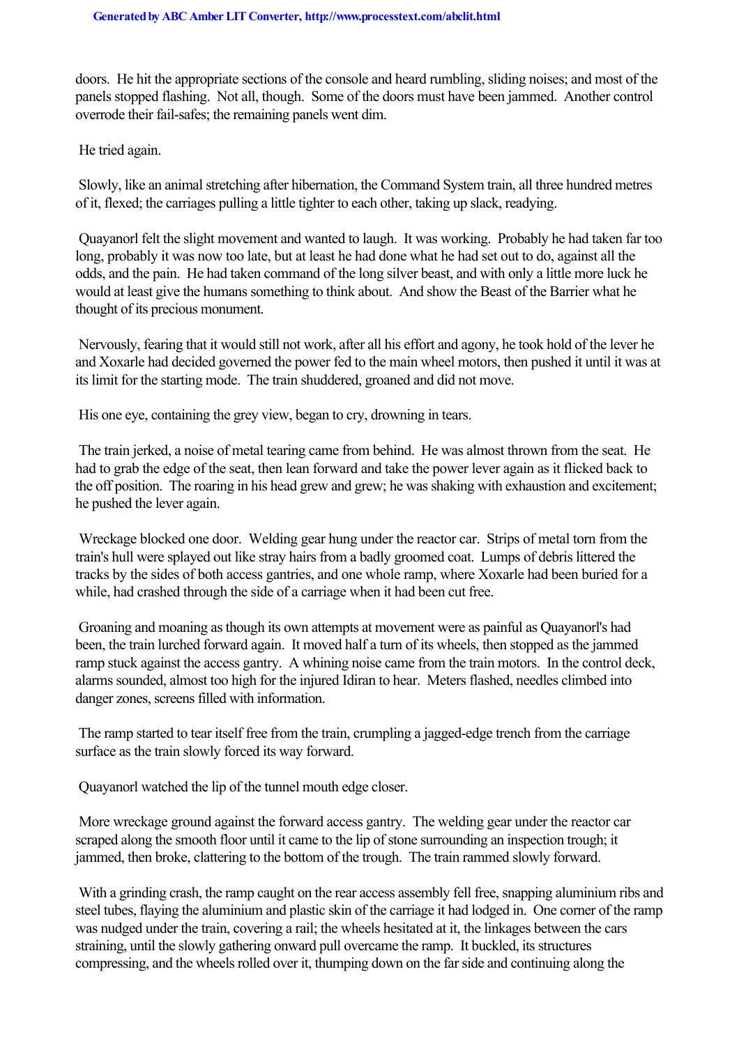doors. He hit the appropriate sections of the console and heard rumbling, sliding noises; and most of the panels stopped flashing. Not all, though. Some of the doors must have been jammed. Another control overrode their fail-safes; the remaining panels went dim.

He tried again.

Slowly, like an animal stretching after hibernation, the Command System train, all three hundred metres of it, flexed; the carriages pulling a little tighter to each other, taking up slack, readying.

Quayanorl felt the slight movement and wanted to laugh. It was working. Probably he had taken far too long, probably it was now too late, but at least he had done what he had set out to do, against all the odds, and the pain. He had taken command of the long silver beast, and with only a little more luck he would at least give the humans something to think about. And show the Beast of the Barrier what he thought of its precious monument.

Nervously, fearing that it would still not work, after all his effort and agony, he took hold of the lever he and Xoxarle had decided governed the power fed to the main wheel motors, then pushed it until it was at its limit for the starting mode. The train shuddered, groaned and did not move.

His one eye, containing the grey view, began to cry, drowning in tears.

The train jerked, a noise of metal tearing came from behind. He was almost thrown from the seat. He had to grab the edge of the seat, then lean forward and take the power lever again as it flicked back to the off position. The roaring in his head grew and grew; he was shaking with exhaustion and excitement; he pushed the lever again.

Wreckage blocked one door. Welding gear hung under the reactor car. Strips of metal torn from the train's hull were splayed out like stray hairs from a badly groomed coat. Lumps of debris littered the tracks by the sides of both access gantries, and one whole ramp, where Xoxarle had been buried for a while, had crashed through the side of a carriage when it had been cut free.

Groaning and moaning as though its own attempts at movement were as painful as Quayanorl's had been, the train lurched forward again. It moved half a turn of its wheels, then stopped as the jammed ramp stuck against the access gantry. A whining noise came from the train motors. In the control deck, alarms sounded, almost too high for the injured Idiran to hear. Meters flashed, needles climbed into danger zones, screens filled with information.

The ramp started to tear itself free from the train, crumpling a jagged-edge trench from the carriage surface as the train slowly forced its way forward.

Quayanorl watched the lip of the tunnel mouth edge closer.

More wreckage ground against the forward access gantry. The welding gear under the reactor car scraped along the smooth floor until it came to the lip of stone surrounding an inspection trough; it jammed, then broke, clattering to the bottom of the trough. The train rammed slowly forward.

With a grinding crash, the ramp caught on the rear access assembly fell free, snapping aluminium ribs and steel tubes, flaying the aluminium and plastic skin of the carriage it had lodged in. One corner of the ramp was nudged under the train, covering a rail; the wheels hesitated at it, the linkages between the cars straining, until the slowly gathering onward pull overcame the ramp. It buckled, its structures compressing, and the wheels rolled over it, thumping down on the far side and continuing along the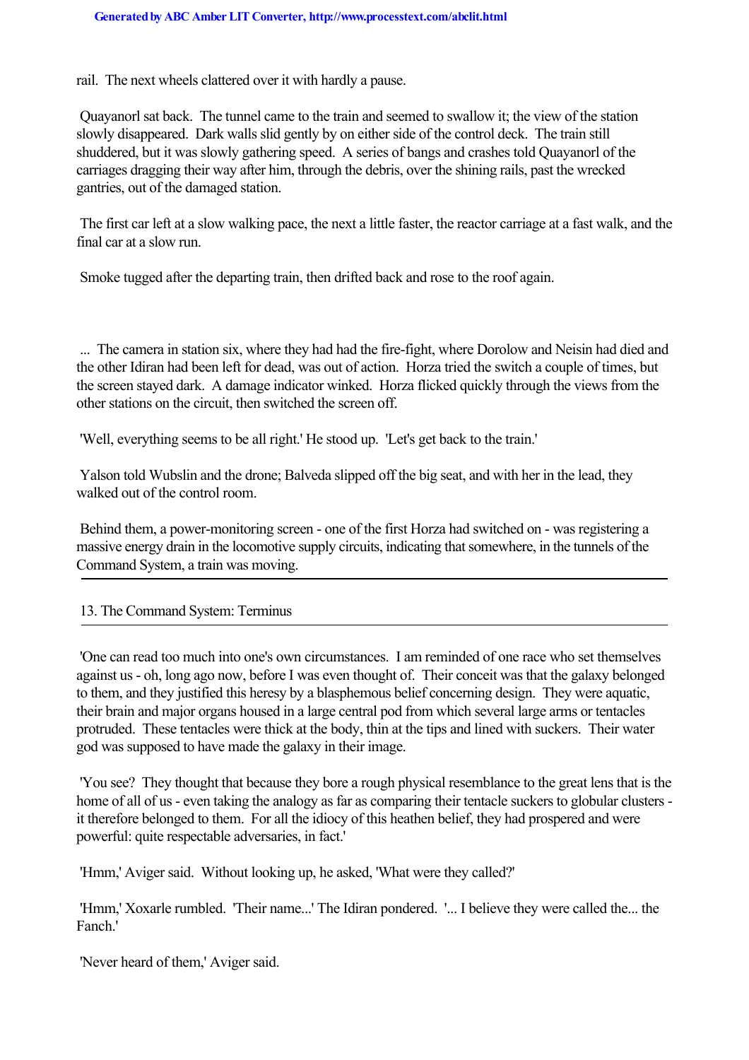rail. The next wheels clattered over it with hardly a pause.

Quayanorl sat back. The tunnel came to the train and seemed to swallow it; the view of the station slowly disappeared. Dark walls slid gently by on either side of the control deck. The train still shuddered, but it was slowly gathering speed. A series of bangs and crashes told Quayanorl of the carriages dragging their way after him, through the debris, over the shining rails, past the wrecked gantries, out of the damaged station.

The first car left at a slow walking pace, the next a little faster, the reactor carriage at a fast walk, and the final car at a slow run.

Smoke tugged after the departing train, then drifted back and rose to the roof again.

... The camera in station six, where they had had the fire-fight, where Dorolow and Neisin had died and the other Idiran had been left for dead, was out of action. Horza tried the switch a couple of times, but the screen stayed dark. A damage indicator winked. Horza flicked quickly through the views from the other stations on the circuit, then switched the screen off.

'Well, everything seems to be all right.' He stood up. 'Let's get back to the train.'

Yalson told Wubslin and the drone; Balveda slipped off the big seat, and with her in the lead, they walked out of the control room.

Behind them, a power-monitoring screen - one of the first Horza had switched on - was registering a massive energy drain in the locomotive supply circuits, indicating that somewhere, in the tunnels of the Command System, a train was moving.

---

## 13. The Command System: Terminus

---

'One can read too much into one's own circumstances. I am reminded of one race who set themselves against us - oh, long ago now, before I was even thought of. Their conceit was that the galaxy belonged to them, and they justified this heresy by a blasphemous belief concerning design. They were aquatic, their brain and major organs housed in a large central pod from which several large arms or tentacles protruded. These tentacles were thick at the body, thin at the tips and lined with suckers. Their water god was supposed to have made the galaxy in their image.

'You see? They thought that because they bore a rough physical resemblance to the great lens that is the home of all of us - even taking the analogy as far as comparing their tentacle suckers to globular clusters - it therefore belonged to them. For all the idiocy of this heathen belief, they had prospered and were powerful: quite respectable adversaries, in fact.'

'Hmm,' Aviger said. Without looking up, he asked, 'What were they called?'

'Hmm,' Xoxarle rumbled. 'Their name...' The Idiran pondered. '... I believe they were called the... the Fanch.'

'Never heard of them,' Aviger said.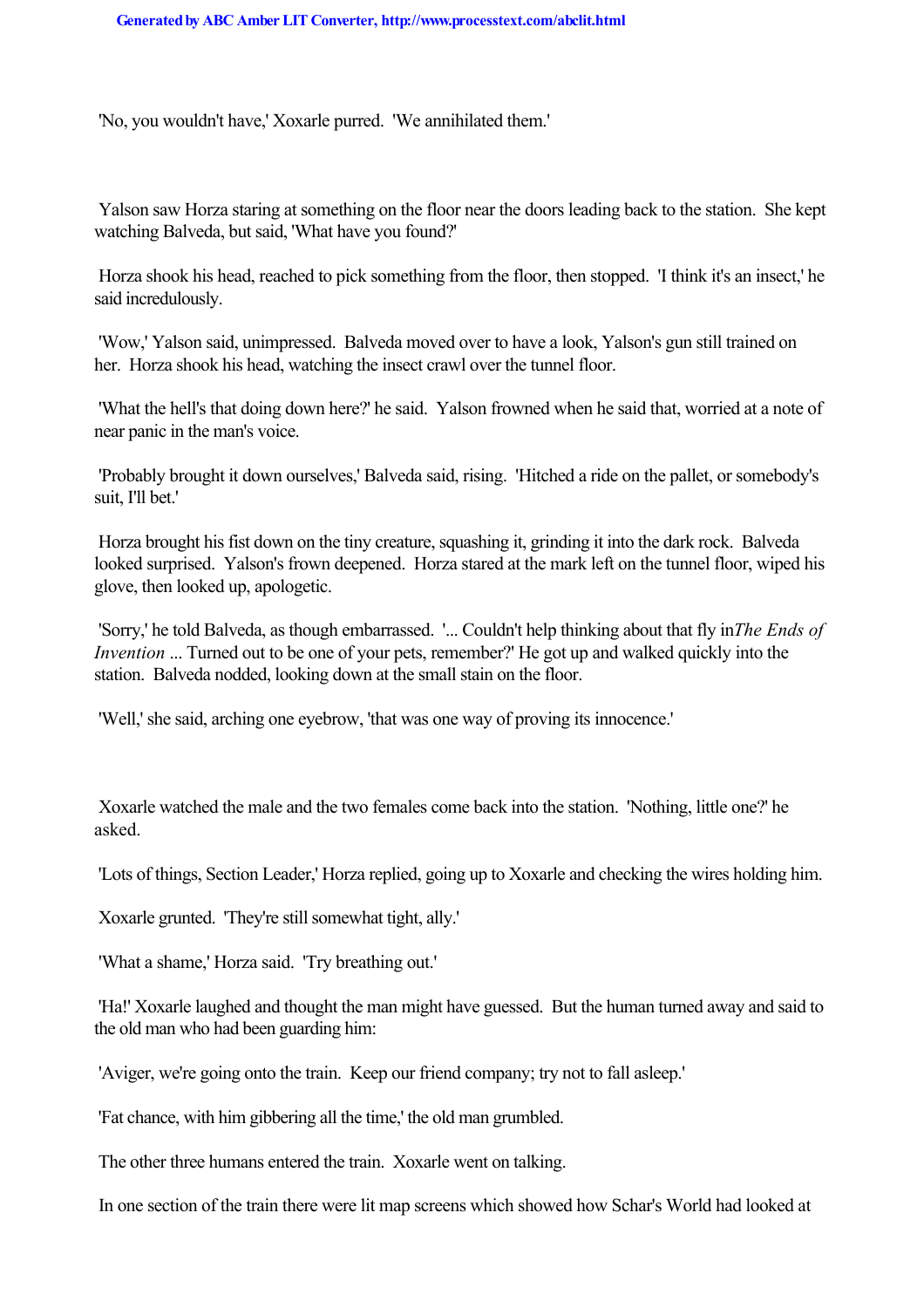'No, you wouldn't have,' Xoxarle purred. 'We annihilated them.'

Yalson saw Horza staring at something on the floor near the doors leading back to the station. She kept watching Balveda, but said, 'What have you found?'

Horza shook his head, reached to pick something from the floor, then stopped. 'I think it's an insect,' he said incredulously.

'Wow,' Yalson said, unimpressed. Balveda moved over to have a look, Yalson's gun still trained on her. Horza shook his head, watching the insect crawl over the tunnel floor.

'What the hell's that doing down here?' he said. Yalson frowned when he said that, worried at a note of near panic in the man's voice.

'Probably brought it down ourselves,' Balveda said, rising. 'Hitched a ride on the pallet, or somebody's suit, I'll bet.'

Horza brought his fist down on the tiny creature, squashing it, grinding it into the dark rock. Balveda looked surprised. Yalson's frown deepened. Horza stared at the mark left on the tunnel floor, wiped his glove, then looked up, apologetic.

'Sorry,' he told Balveda, as though embarrassed. '... Couldn't help thinking about that fly in *The Ends of Invention* ... Turned out to be one of your pets, remember?' He got up and walked quickly into the station. Balveda nodded, looking down at the small stain on the floor.

'Well,' she said, arching one eyebrow, 'that was one way of proving its innocence.'

Xoxarle watched the male and the two females come back into the station. 'Nothing, little one?' he asked.

'Lots of things, Section Leader,' Horza replied, going up to Xoxarle and checking the wires holding him.

Xoxarle grunted. 'They're still somewhat tight, ally.'

'What a shame,' Horza said. 'Try breathing out.'

'Ha!' Xoxarle laughed and thought the man might have guessed. But the human turned away and said to the old man who had been guarding him:

'Aviger, we're going onto the train. Keep our friend company; try not to fall asleep.'

'Fat chance, with him gibbering all the time,' the old man grumbled.

The other three humans entered the train. Xoxarle went on talking.

In one section of the train there were lit map screens which showed how Schar's World had looked at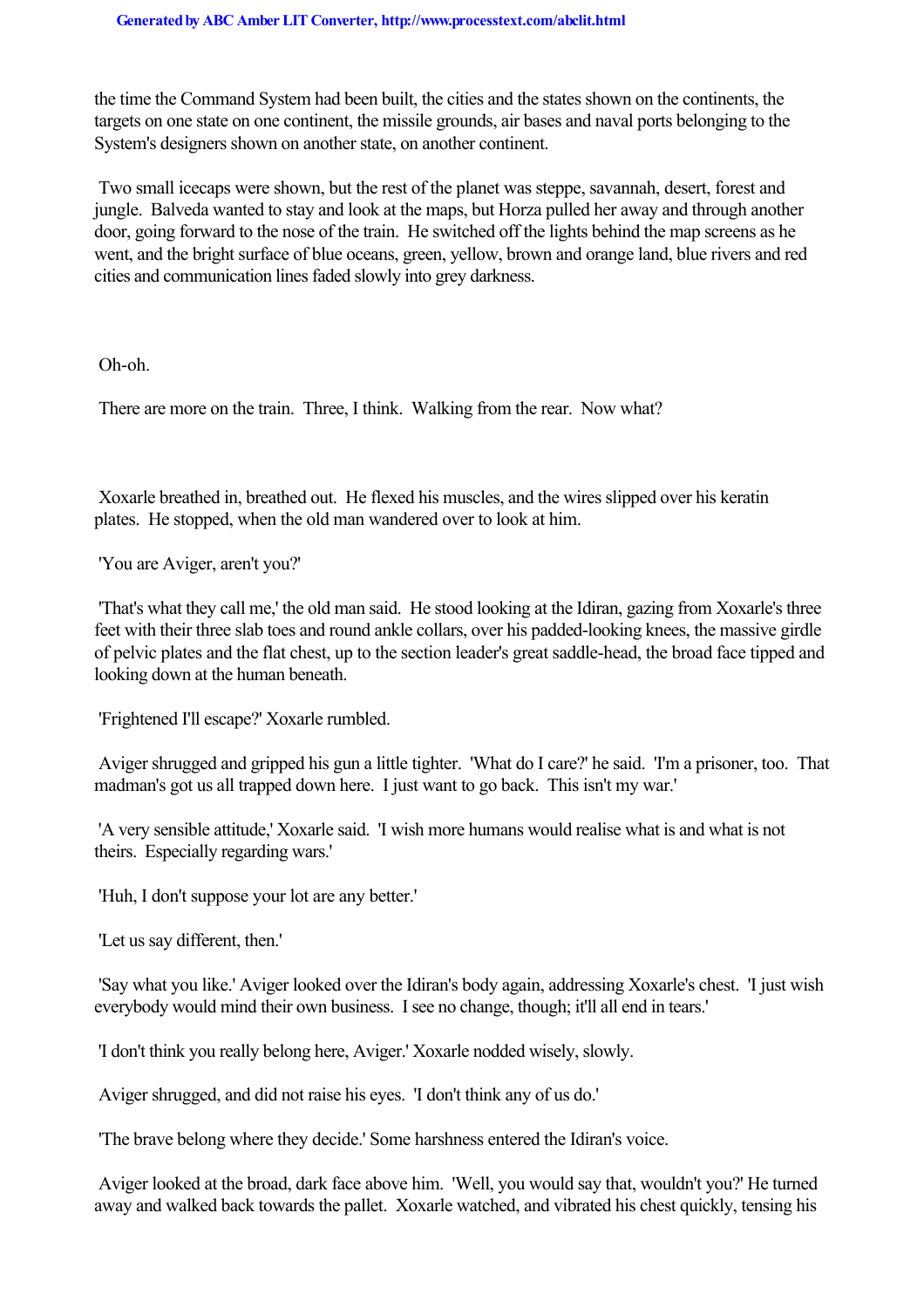the time the Command System had been built, the cities and the states shown on the continents, the targets on one state on one continent, the missile grounds, air bases and naval ports belonging to the System's designers shown on another state, on another continent.

Two small icecaps were shown, but the rest of the planet was steppe, savannah, desert, forest and jungle. Balveda wanted to stay and look at the maps, but Horza pulled her away and through another door, going forward to the nose of the train. He switched off the lights behind the map screens as he went, and the bright surface of blue oceans, green, yellow, brown and orange land, blue rivers and red cities and communication lines faded slowly into grey darkness.

Oh-oh.

There are more on the train. Three, I think. Walking from the rear. Now what?

Xoxarle breathed in, breathed out. He flexed his muscles, and the wires slipped over his keratin plates. He stopped, when the old man wandered over to look at him.

'You are Aviger, aren't you?'

'That's what they call me,' the old man said. He stood looking at the Idiran, gazing from Xoxarle's three feet with their three slab toes and round ankle collars, over his padded-looking knees, the massive girdle of pelvic plates and the flat chest, up to the section leader's great saddle-head, the broad face tipped and looking down at the human beneath.

'Frightened I'll escape?' Xoxarle rumbled.

Aviger shrugged and gripped his gun a little tighter. 'What do I care?' he said. 'I'm a prisoner, too. That madman's got us all trapped down here. I just want to go back. This isn't my war.'

'A very sensible attitude,' Xoxarle said. 'I wish more humans would realise what is and what is not theirs. Especially regarding wars.'

'Huh, I don't suppose your lot are any better.'

'Let us say different, then.'

'Say what you like.' Aviger looked over the Idiran's body again, addressing Xoxarle's chest. 'I just wish everybody would mind their own business. I see no change, though; it'll all end in tears.'

'I don't think you really belong here, Aviger.' Xoxarle nodded wisely, slowly.

Aviger shrugged, and did not raise his eyes. 'I don't think any of us do.'

'The brave belong where they decide.' Some harshness entered the Idiran's voice.

Aviger looked at the broad, dark face above him. 'Well, you would say that, wouldn't you?' He turned away and walked back towards the pallet. Xoxarle watched, and vibrated his chest quickly, tensing his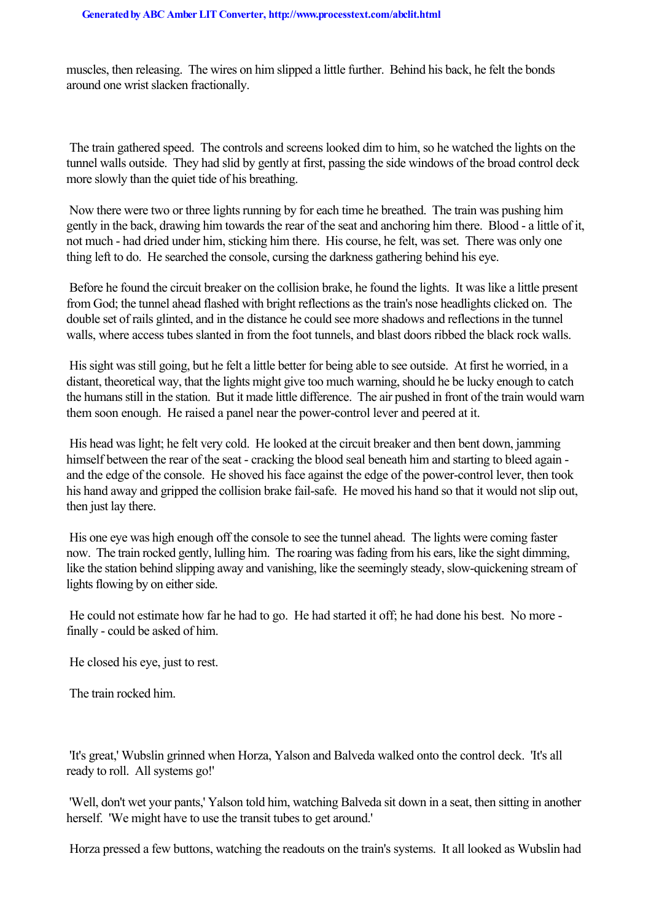muscles, then releasing. The wires on him slipped a little further. Behind his back, he felt the bonds around one wrist slacken fractionally.

The train gathered speed. The controls and screens looked dim to him, so he watched the lights on the tunnel walls outside. They had slid by gently at first, passing the side windows of the broad control deck more slowly than the quiet tide of his breathing.

Now there were two or three lights running by for each time he breathed. The train was pushing him gently in the back, drawing him towards the rear of the seat and anchoring him there. Blood - a little of it, not much - had dried under him, sticking him there. His course, he felt, was set. There was only one thing left to do. He searched the console, cursing the darkness gathering behind his eye.

Before he found the circuit breaker on the collision brake, he found the lights. It was like a little present from God; the tunnel ahead flashed with bright reflections as the train's nose headlights clicked on. The double set of rails glinted, and in the distance he could see more shadows and reflections in the tunnel walls, where access tubes slanted in from the foot tunnels, and blast doors ribbed the black rock walls.

His sight was still going, but he felt a little better for being able to see outside. At first he worried, in a distant, theoretical way, that the lights might give too much warning, should he be lucky enough to catch the humans still in the station. But it made little difference. The air pushed in front of the train would warn them soon enough. He raised a panel near the power-control lever and peered at it.

His head was light; he felt very cold. He looked at the circuit breaker and then bent down, jamming himself between the rear of the seat - cracking the blood seal beneath him and starting to bleed again - and the edge of the console. He shoved his face against the edge of the power-control lever, then took his hand away and gripped the collision brake fail-safe. He moved his hand so that it would not slip out, then just lay there.

His one eye was high enough off the console to see the tunnel ahead. The lights were coming faster now. The train rocked gently, lulling him. The roaring was fading from his ears, like the sight dimming, like the station behind slipping away and vanishing, like the seemingly steady, slow-quickening stream of lights flowing by on either side.

He could not estimate how far he had to go. He had started it off; he had done his best. No more - finally - could be asked of him.

He closed his eye, just to rest.

The train rocked him.

'It's great,' Wubslin grinned when Horza, Yalson and Balveda walked onto the control deck. 'It's all ready to roll. All systems go!'

'Well, don't wet your pants,' Yalson told him, watching Balveda sit down in a seat, then sitting in another herself. 'We might have to use the transit tubes to get around.'

Horza pressed a few buttons, watching the readouts on the train's systems. It all looked as Wubslin had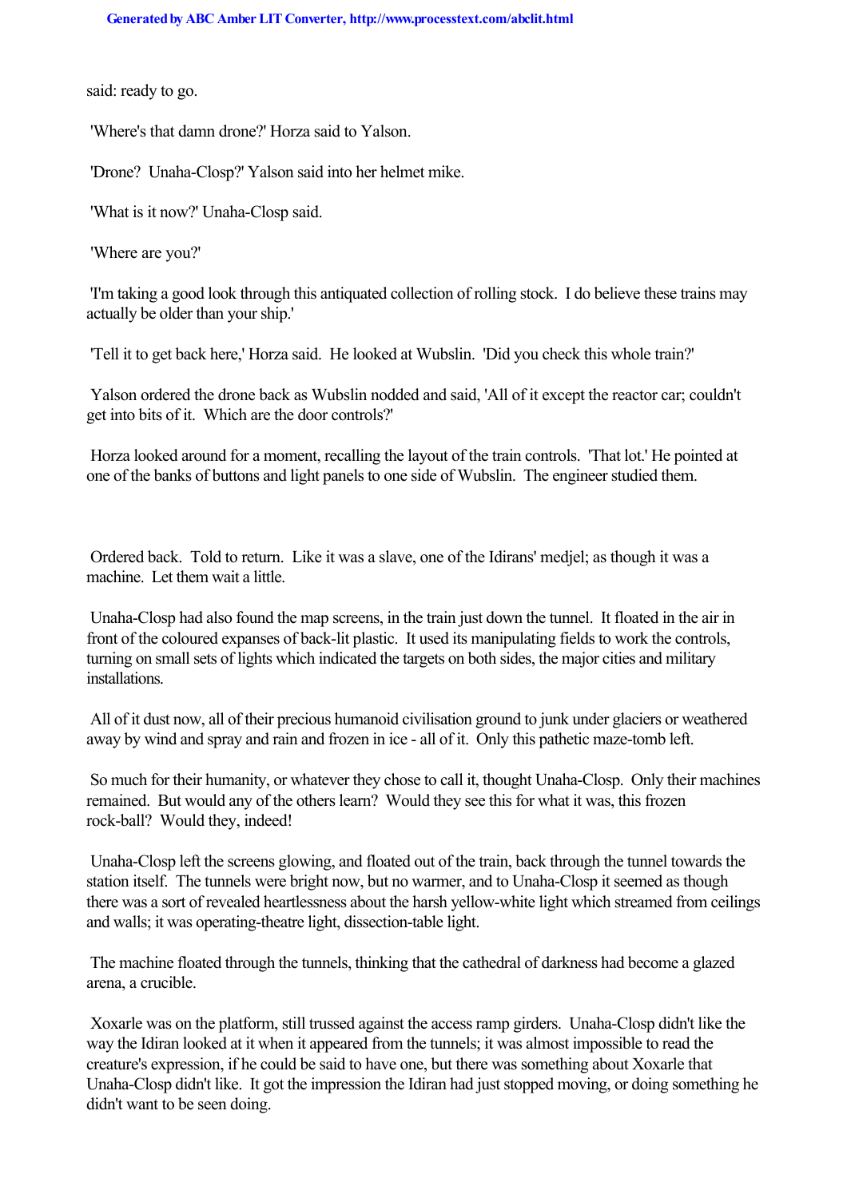said: ready to go.

'Where's that damn drone?' Horza said to Yalson.

'Drone? Unaha-Closp?' Yalson said into her helmet mike.

'What is it now?' Unaha-Closp said.

'Where are you?'

'I'm taking a good look through this antiquated collection of rolling stock. I do believe these trains may actually be older than your ship.'

'Tell it to get back here,' Horza said. He looked at Wubslin. 'Did you check this whole train?'

Yalson ordered the drone back as Wubslin nodded and said, 'All of it except the reactor car; couldn't get into bits of it. Which are the door controls?'

Horza looked around for a moment, recalling the layout of the train controls. 'That lot.' He pointed at one of the banks of buttons and light panels to one side of Wubslin. The engineer studied them.

Ordered back. Told to return. Like it was a slave, one of the Idirans' medjel; as though it was a machine. Let them wait a little.

Unaha-Closp had also found the map screens, in the train just down the tunnel. It floated in the air in front of the coloured expanses of back-lit plastic. It used its manipulating fields to work the controls, turning on small sets of lights which indicated the targets on both sides, the major cities and military installations.

All of it dust now, all of their precious humanoid civilisation ground to junk under glaciers or weathered away by wind and spray and rain and frozen in ice - all of it. Only this pathetic maze-tomb left.

So much for their humanity, or whatever they chose to call it, thought Unaha-Closp. Only their machines remained. But would any of the others learn? Would they see this for what it was, this frozen rock-ball? Would they, indeed!

Unaha-Closp left the screens glowing, and floated out of the train, back through the tunnel towards the station itself. The tunnels were bright now, but no warmer, and to Unaha-Closp it seemed as though there was a sort of revealed heartlessness about the harsh yellow-white light which streamed from ceilings and walls; it was operating-theatre light, dissection-table light.

The machine floated through the tunnels, thinking that the cathedral of darkness had become a glazed arena, a crucible.

Xoxarle was on the platform, still trussed against the access ramp girders. Unaha-Closp didn't like the way the Idiran looked at it when it appeared from the tunnels; it was almost impossible to read the creature's expression, if he could be said to have one, but there was something about Xoxarle that Unaha-Closp didn't like. It got the impression the Idiran had just stopped moving, or doing something he didn't want to be seen doing.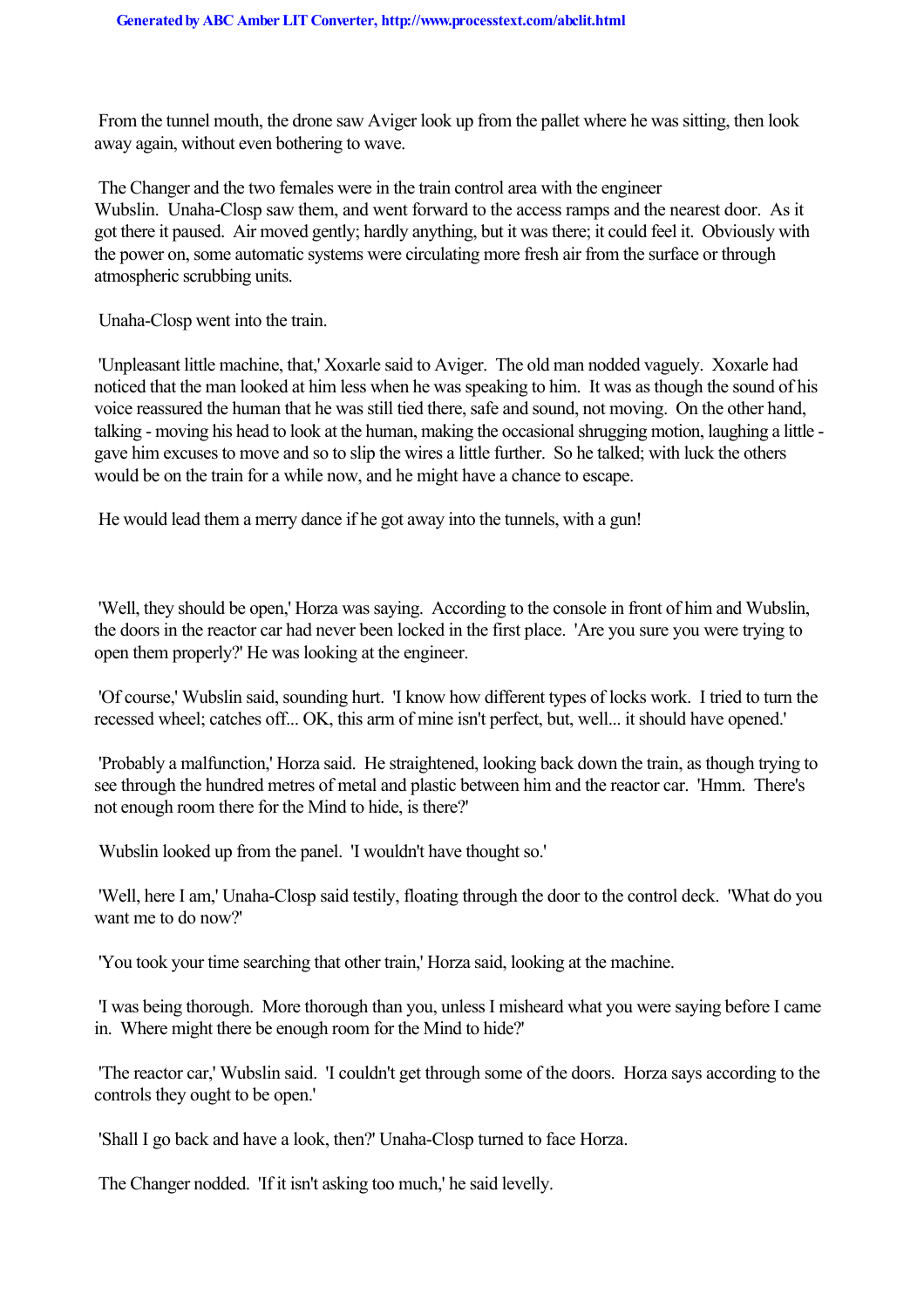From the tunnel mouth, the drone saw Aviger look up from the pallet where he was sitting, then look away again, without even bothering to wave.

The Changer and the two females were in the train control area with the engineer Wubslin. Unaha-Closp saw them, and went forward to the access ramps and the nearest door. As it got there it paused. Air moved gently; hardly anything, but it was there; it could feel it. Obviously with the power on, some automatic systems were circulating more fresh air from the surface or through atmospheric scrubbing units.

Unaha-Closp went into the train.

'Unpleasant little machine, that,' Xoxarle said to Aviger. The old man nodded vaguely. Xoxarle had noticed that the man looked at him less when he was speaking to him. It was as though the sound of his voice reassured the human that he was still tied there, safe and sound, not moving. On the other hand, talking - moving his head to look at the human, making the occasional shrugging motion, laughing a little - gave him excuses to move and so to slip the wires a little further. So he talked; with luck the others would be on the train for a while now, and he might have a chance to escape.

He would lead them a merry dance if he got away into the tunnels, with a gun!

'Well, they should be open,' Horza was saying. According to the console in front of him and Wubslin, the doors in the reactor car had never been locked in the first place. 'Are you sure you were trying to open them properly?' He was looking at the engineer.

'Of course,' Wubslin said, sounding hurt. 'I know how different types of locks work. I tried to turn the recessed wheel; catches off... OK, this arm of mine isn't perfect, but, well... it should have opened.'

'Probably a malfunction,' Horza said. He straightened, looking back down the train, as though trying to see through the hundred metres of metal and plastic between him and the reactor car. 'Hmm. There's not enough room there for the Mind to hide, is there?'

Wubslin looked up from the panel. 'I wouldn't have thought so.'

'Well, here I am,' Unaha-Closp said testily, floating through the door to the control deck. 'What do you want me to do now?'

'You took your time searching that other train,' Horza said, looking at the machine.

'I was being thorough. More thorough than you, unless I misheard what you were saying before I came in. Where might there be enough room for the Mind to hide?'

'The reactor car,' Wubslin said. 'I couldn't get through some of the doors. Horza says according to the controls they ought to be open.'

'Shall I go back and have a look, then?' Unaha-Closp turned to face Horza.

The Changer nodded. 'If it isn't asking too much,' he said levelly.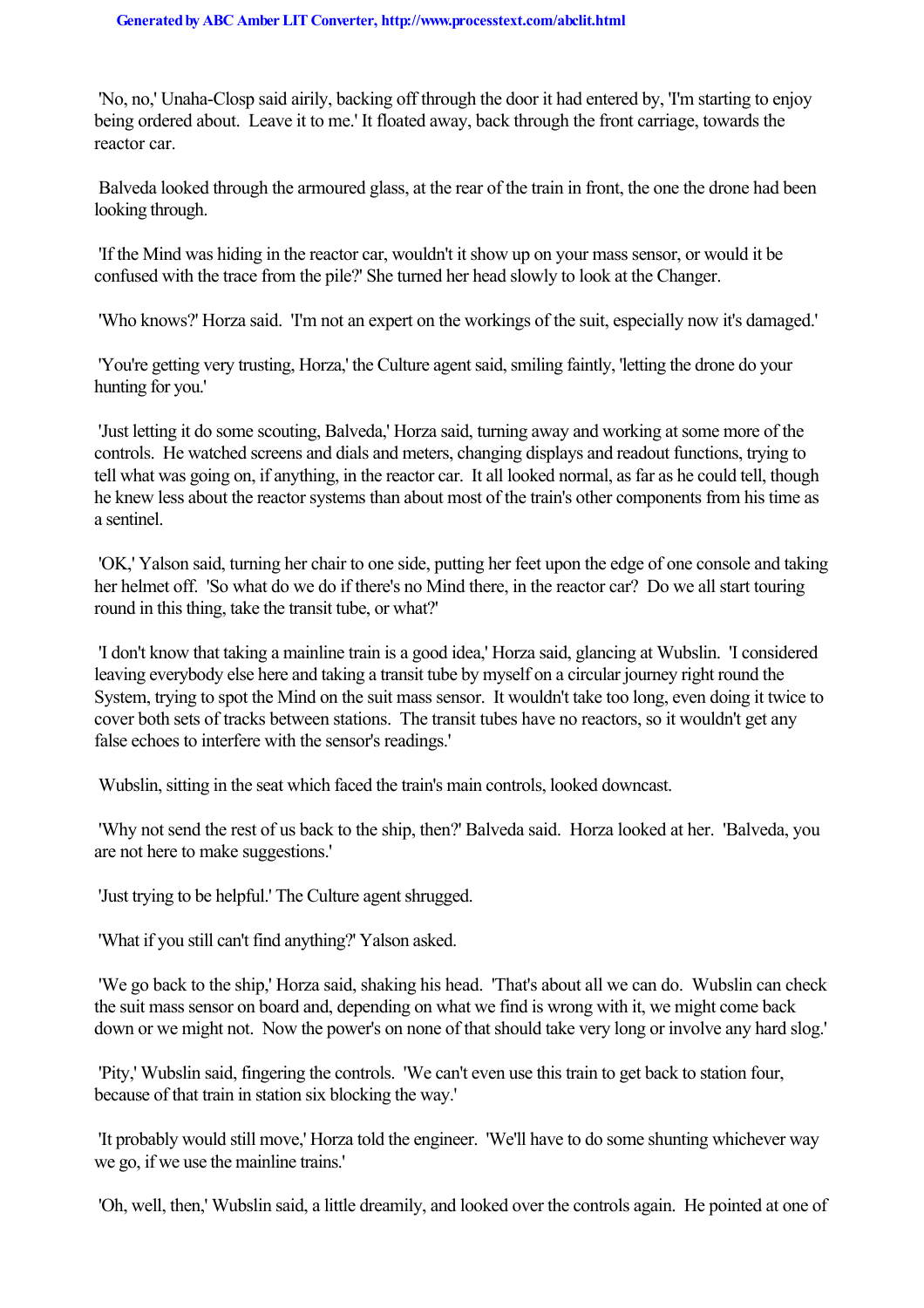'No, no,' Unaha-Closp said airily, backing off through the door it had entered by, 'I'm starting to enjoy being ordered about. Leave it to me.' It floated away, back through the front carriage, towards the reactor car.

Balveda looked through the armoured glass, at the rear of the train in front, the one the drone had been looking through.

'If the Mind was hiding in the reactor car, wouldn't it show up on your mass sensor, or would it be confused with the trace from the pile?' She turned her head slowly to look at the Changer.

'Who knows?' Horza said. 'I'm not an expert on the workings of the suit, especially now it's damaged.'

'You're getting very trusting, Horza,' the Culture agent said, smiling faintly, 'letting the drone do your hunting for you.'

'Just letting it do some scouting, Balveda,' Horza said, turning away and working at some more of the controls. He watched screens and dials and meters, changing displays and readout functions, trying to tell what was going on, if anything, in the reactor car. It all looked normal, as far as he could tell, though he knew less about the reactor systems than about most of the train's other components from his time as a sentinel.

'OK,' Yalson said, turning her chair to one side, putting her feet upon the edge of one console and taking her helmet off. 'So what do we do if there's no Mind there, in the reactor car? Do we all start touring round in this thing, take the transit tube, or what?'

'I don't know that taking a mainline train is a good idea,' Horza said, glancing at Wubslin. 'I considered leaving everybody else here and taking a transit tube by myself on a circular journey right round the System, trying to spot the Mind on the suit mass sensor. It wouldn't take too long, even doing it twice to cover both sets of tracks between stations. The transit tubes have no reactors, so it wouldn't get any false echoes to interfere with the sensor's readings.'

Wubslin, sitting in the seat which faced the train's main controls, looked downcast.

'Why not send the rest of us back to the ship, then?' Balveda said. Horza looked at her. 'Balveda, you are not here to make suggestions.'

'Just trying to be helpful.' The Culture agent shrugged.

'What if you still can't find anything?' Yalson asked.

'We go back to the ship,' Horza said, shaking his head. 'That's about all we can do. Wubslin can check the suit mass sensor on board and, depending on what we find is wrong with it, we might come back down or we might not. Now the power's on none of that should take very long or involve any hard slog.'

'Pity,' Wubslin said, fingering the controls. 'We can't even use this train to get back to station four, because of that train in station six blocking the way.'

'It probably would still move,' Horza told the engineer. 'We'll have to do some shunting whichever way we go, if we use the mainline trains.'

'Oh, well, then,' Wubslin said, a little dreamily, and looked over the controls again. He pointed at one of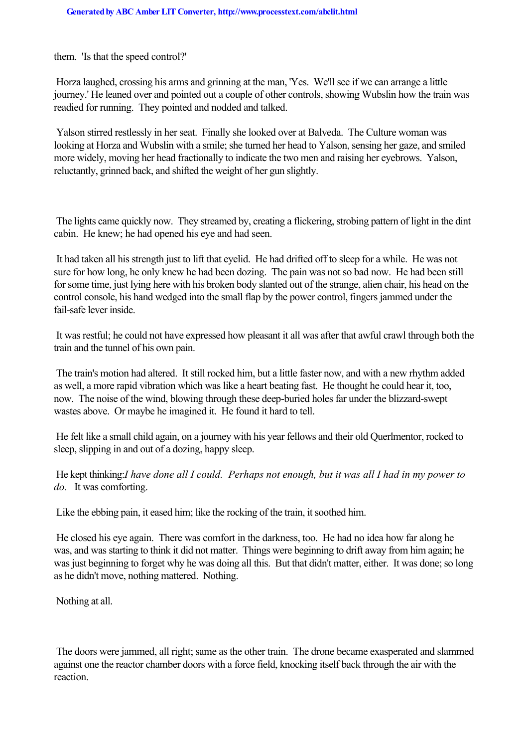them. 'Is that the speed control?'

Horza laughed, crossing his arms and grinning at the man, 'Yes. We'll see if we can arrange a little journey.' He leaned over and pointed out a couple of other controls, showing Wubslin how the train was readied for running. They pointed and nodded and talked.

Yalson stirred restlessly in her seat. Finally she looked over at Balveda. The Culture woman was looking at Horza and Wubslin with a smile; she turned her head to Yalson, sensing her gaze, and smiled more widely, moving her head fractionally to indicate the two men and raising her eyebrows. Yalson, reluctantly, grinned back, and shifted the weight of her gun slightly.

The lights came quickly now. They streamed by, creating a flickering, strobing pattern of light in the dint cabin. He knew; he had opened his eye and had seen.

It had taken all his strength just to lift that eyelid. He had drifted off to sleep for a while. He was not sure for how long, he only knew he had been dozing. The pain was not so bad now. He had been still for some time, just lying here with his broken body slanted out of the strange, alien chair, his head on the control console, his hand wedged into the small flap by the power control, fingers jammed under the fail-safe lever inside.

It was restful; he could not have expressed how pleasant it all was after that awful crawl through both the train and the tunnel of his own pain.

The train's motion had altered. It still rocked him, but a little faster now, and with a new rhythm added as well, a more rapid vibration which was like a heart beating fast. He thought he could hear it, too, now. The noise of the wind, blowing through these deep-buried holes far under the blizzard-swept wastes above. Or maybe he imagined it. He found it hard to tell.

He felt like a small child again, on a journey with his year fellows and their old Querlmentor, rocked to sleep, slipping in and out of a dozing, happy sleep.

He kept thinking:*I have done all I could. Perhaps not enough, but it was all I had in my power to do.* It was comforting.

Like the ebbing pain, it eased him; like the rocking of the train, it soothed him.

He closed his eye again. There was comfort in the darkness, too. He had no idea how far along he was, and was starting to think it did not matter. Things were beginning to drift away from him again; he was just beginning to forget why he was doing all this. But that didn't matter, either. It was done; so long as he didn't move, nothing mattered. Nothing.

Nothing at all.

The doors were jammed, all right; same as the other train. The drone became exasperated and slammed against one the reactor chamber doors with a force field, knocking itself back through the air with the reaction.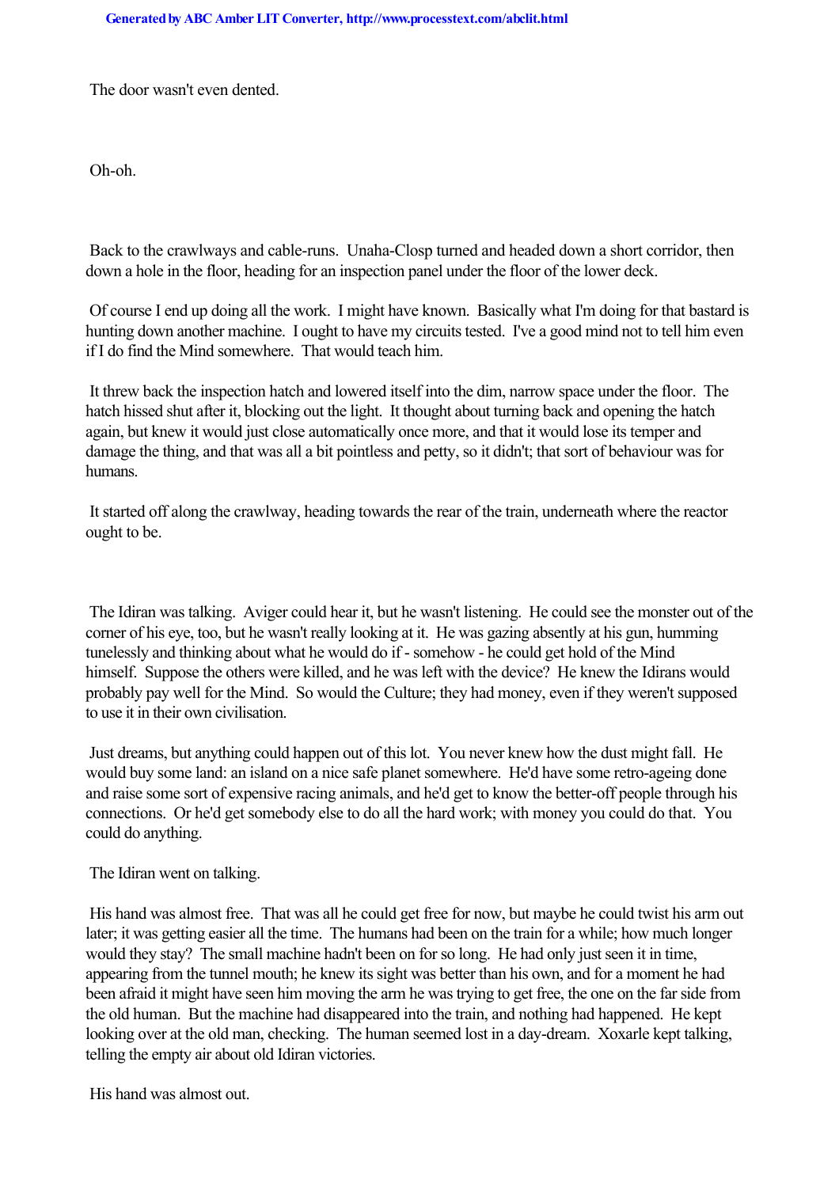The door wasn't even dented.

Oh-oh.

Back to the crawlways and cable-runs. Unaha-Closp turned and headed down a short corridor, then down a hole in the floor, heading for an inspection panel under the floor of the lower deck.

Of course I end up doing all the work. I might have known. Basically what I'm doing for that bastard is hunting down another machine. I ought to have my circuits tested. I've a good mind not to tell him even if I do find the Mind somewhere. That would teach him.

It threw back the inspection hatch and lowered itself into the dim, narrow space under the floor. The hatch hissed shut after it, blocking out the light. It thought about turning back and opening the hatch again, but knew it would just close automatically once more, and that it would lose its temper and damage the thing, and that was all a bit pointless and petty, so it didn't; that sort of behaviour was for humans.

It started off along the crawlway, heading towards the rear of the train, underneath where the reactor ought to be.

The Idiran was talking. Aviger could hear it, but he wasn't listening. He could see the monster out of the corner of his eye, too, but he wasn't really looking at it. He was gazing absently at his gun, humming tunelessly and thinking about what he would do if - somehow - he could get hold of the Mind himself. Suppose the others were killed, and he was left with the device? He knew the Idirans would probably pay well for the Mind. So would the Culture; they had money, even if they weren't supposed to use it in their own civilisation.

Just dreams, but anything could happen out of this lot. You never knew how the dust might fall. He would buy some land: an island on a nice safe planet somewhere. He'd have some retro-ageing done and raise some sort of expensive racing animals, and he'd get to know the better-off people through his connections. Or he'd get somebody else to do all the hard work; with money you could do that. You could do anything.

The Idiran went on talking.

His hand was almost free. That was all he could get free for now, but maybe he could twist his arm out later; it was getting easier all the time. The humans had been on the train for a while; how much longer would they stay? The small machine hadn't been on for so long. He had only just seen it in time, appearing from the tunnel mouth; he knew its sight was better than his own, and for a moment he had been afraid it might have seen him moving the arm he was trying to get free, the one on the far side from the old human. But the machine had disappeared into the train, and nothing had happened. He kept looking over at the old man, checking. The human seemed lost in a day-dream. Xoxarle kept talking, telling the empty air about old Idiran victories.

His hand was almost out.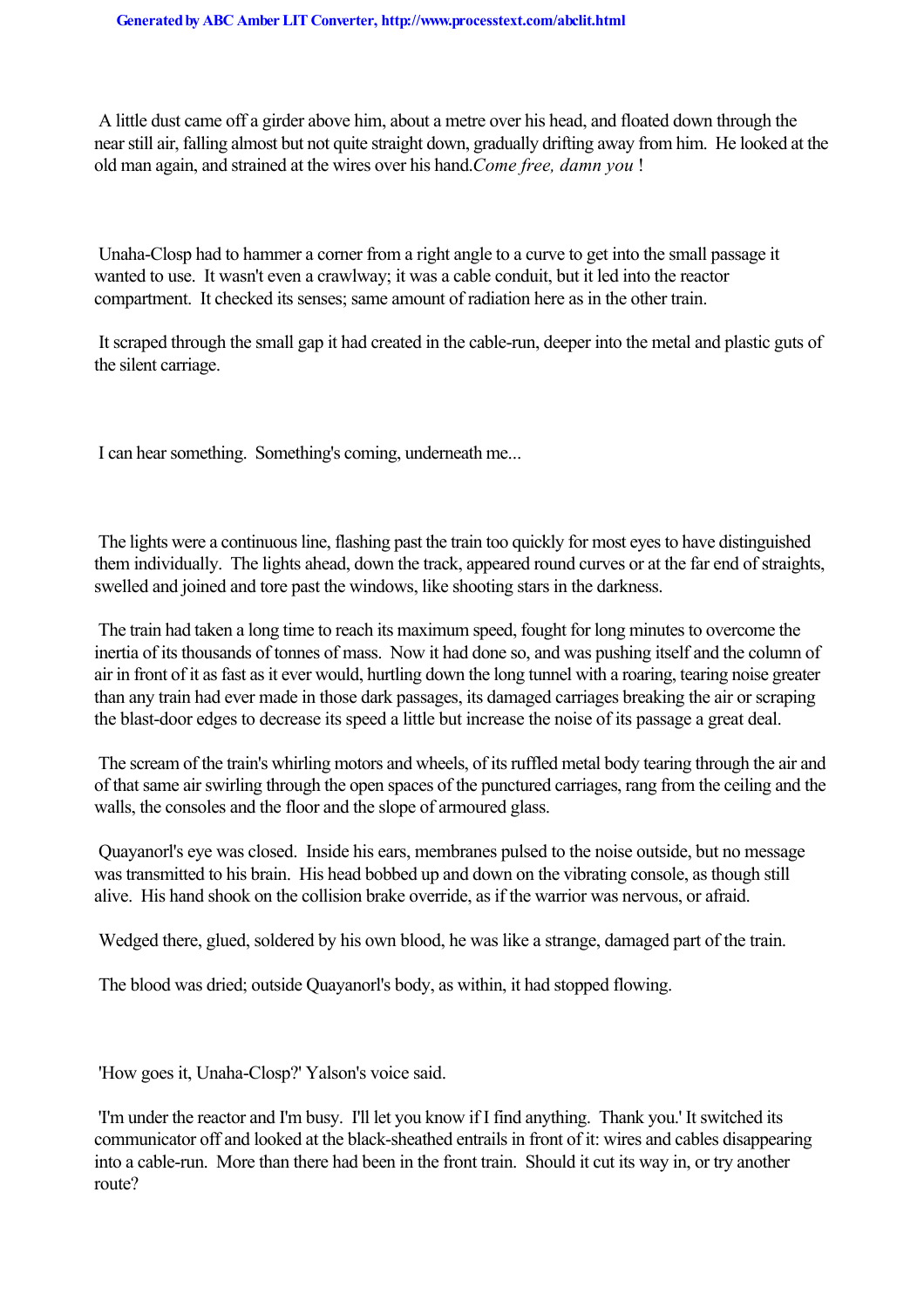A little dust came off a girder above him, about a metre over his head, and floated down through the near still air, falling almost but not quite straight down, gradually drifting away from him. He looked at the old man again, and strained at the wires over his hand. *Come free, damn you* !

Unaha-Closp had to hammer a corner from a right angle to a curve to get into the small passage it wanted to use. It wasn't even a crawlway; it was a cable conduit, but it led into the reactor compartment. It checked its senses; same amount of radiation here as in the other train.

It scraped through the small gap it had created in the cable-run, deeper into the metal and plastic guts of the silent carriage.

I can hear something. Something's coming, underneath me...

The lights were a continuous line, flashing past the train too quickly for most eyes to have distinguished them individually. The lights ahead, down the track, appeared round curves or at the far end of straights, swelled and joined and tore past the windows, like shooting stars in the darkness.

The train had taken a long time to reach its maximum speed, fought for long minutes to overcome the inertia of its thousands of tonnes of mass. Now it had done so, and was pushing itself and the column of air in front of it as fast as it ever would, hurtling down the long tunnel with a roaring, tearing noise greater than any train had ever made in those dark passages, its damaged carriages breaking the air or scraping the blast-door edges to decrease its speed a little but increase the noise of its passage a great deal.

The scream of the train's whirling motors and wheels, of its ruffled metal body tearing through the air and of that same air swirling through the open spaces of the punctured carriages, rang from the ceiling and the walls, the consoles and the floor and the slope of armoured glass.

Quayanorl's eye was closed. Inside his ears, membranes pulsed to the noise outside, but no message was transmitted to his brain. His head bobbed up and down on the vibrating console, as though still alive. His hand shook on the collision brake override, as if the warrior was nervous, or afraid.

Wedged there, glued, soldered by his own blood, he was like a strange, damaged part of the train.

The blood was dried; outside Quayanorl's body, as within, it had stopped flowing.

'How goes it, Unaha-Closp?' Yalson's voice said.

'I'm under the reactor and I'm busy. I'll let you know if I find anything. Thank you.' It switched its communicator off and looked at the black-sheathed entrails in front of it: wires and cables disappearing into a cable-run. More than there had been in the front train. Should it cut its way in, or try another route?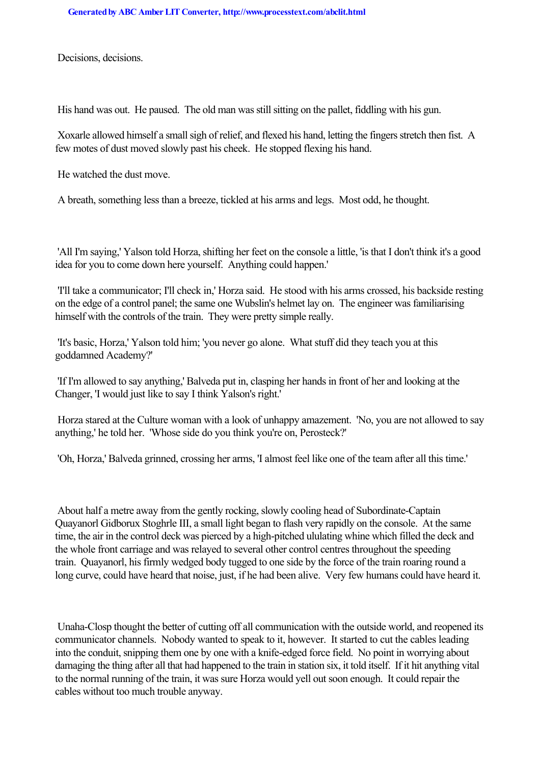Decisions, decisions.

His hand was out. He paused. The old man was still sitting on the pallet, fiddling with his gun.

Xoxarle allowed himself a small sigh of relief, and flexed his hand, letting the fingers stretch then fist. A few motes of dust moved slowly past his cheek. He stopped flexing his hand.

He watched the dust move.

A breath, something less than a breeze, tickled at his arms and legs. Most odd, he thought.

'All I'm saying,' Yalson told Horza, shifting her feet on the console a little, 'is that I don't think it's a good idea for you to come down here yourself. Anything could happen.'

'I'll take a communicator; I'll check in,' Horza said. He stood with his arms crossed, his backside resting on the edge of a control panel; the same one Wubslin's helmet lay on. The engineer was familiarising himself with the controls of the train. They were pretty simple really.

'It's basic, Horza,' Yalson told him; 'you never go alone. What stuff did they teach you at this goddamned Academy?'

'If I'm allowed to say anything,' Balveda put in, clasping her hands in front of her and looking at the Changer, 'I would just like to say I think Yalson's right.'

Horza stared at the Culture woman with a look of unhappy amazement. 'No, you are not allowed to say anything,' he told her. 'Whose side do you think you're on, Perosteck?'

'Oh, Horza,' Balveda grinned, crossing her arms, 'I almost feel like one of the team after all this time.'

About half a metre away from the gently rocking, slowly cooling head of Subordinate-Captain Quayanorl Gidborux Stoghrle III, a small light began to flash very rapidly on the console. At the same time, the air in the control deck was pierced by a high-pitched ululating whine which filled the deck and the whole front carriage and was relayed to several other control centres throughout the speeding train. Quayanorl, his firmly wedged body tugged to one side by the force of the train roaring round a long curve, could have heard that noise, just, if he had been alive. Very few humans could have heard it.

Unaha-Closp thought the better of cutting off all communication with the outside world, and reopened its communicator channels. Nobody wanted to speak to it, however. It started to cut the cables leading into the conduit, snipping them one by one with a knife-edged force field. No point in worrying about damaging the thing after all that had happened to the train in station six, it told itself. If it hit anything vital to the normal running of the train, it was sure Horza would yell out soon enough. It could repair the cables without too much trouble anyway.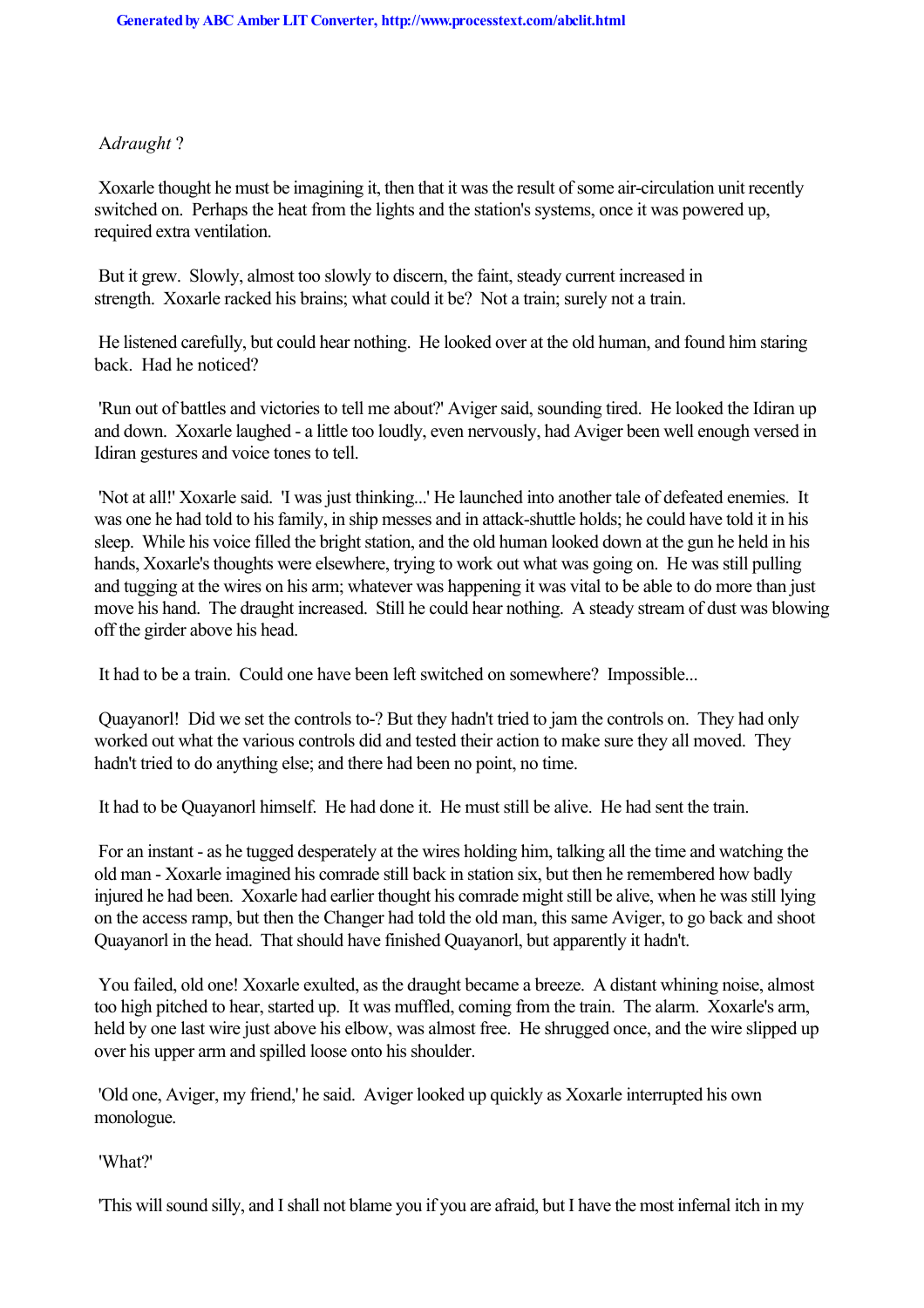A*draught* ?

Xoxarle thought he must be imagining it, then that it was the result of some air-circulation unit recently switched on. Perhaps the heat from the lights and the station's systems, once it was powered up, required extra ventilation.

But it grew. Slowly, almost too slowly to discern, the faint, steady current increased in strength. Xoxarle racked his brains; what could it be? Not a train; surely not a train.

He listened carefully, but could hear nothing. He looked over at the old human, and found him staring back. Had he noticed?

'Run out of battles and victories to tell me about?' Aviger said, sounding tired. He looked the Idiran up and down. Xoxarle laughed - a little too loudly, even nervously, had Aviger been well enough versed in Idiran gestures and voice tones to tell.

'Not at all!' Xoxarle said. 'I was just thinking...' He launched into another tale of defeated enemies. It was one he had told to his family, in ship messes and in attack-shuttle holds; he could have told it in his sleep. While his voice filled the bright station, and the old human looked down at the gun he held in his hands, Xoxarle's thoughts were elsewhere, trying to work out what was going on. He was still pulling and tugging at the wires on his arm; whatever was happening it was vital to be able to do more than just move his hand. The draught increased. Still he could hear nothing. A steady stream of dust was blowing off the girder above his head.

It had to be a train. Could one have been left switched on somewhere? Impossible...

Quayanorl! Did we set the controls to-? But they hadn't tried to jam the controls on. They had only worked out what the various controls did and tested their action to make sure they all moved. They hadn't tried to do anything else; and there had been no point, no time.

It had to be Quayanorl himself. He had done it. He must still be alive. He had sent the train.

For an instant - as he tugged desperately at the wires holding him, talking all the time and watching the old man - Xoxarle imagined his comrade still back in station six, but then he remembered how badly injured he had been. Xoxarle had earlier thought his comrade might still be alive, when he was still lying on the access ramp, but then the Changer had told the old man, this same Aviger, to go back and shoot Quayanorl in the head. That should have finished Quayanorl, but apparently it hadn't.

You failed, old one! Xoxarle exulted, as the draught became a breeze. A distant whining noise, almost too high pitched to hear, started up. It was muffled, coming from the train. The alarm. Xoxarle's arm, held by one last wire just above his elbow, was almost free. He shrugged once, and the wire slipped up over his upper arm and spilled loose onto his shoulder.

'Old one, Aviger, my friend,' he said. Aviger looked up quickly as Xoxarle interrupted his own monologue.

'What?'

'This will sound silly, and I shall not blame you if you are afraid, but I have the most infernal itch in my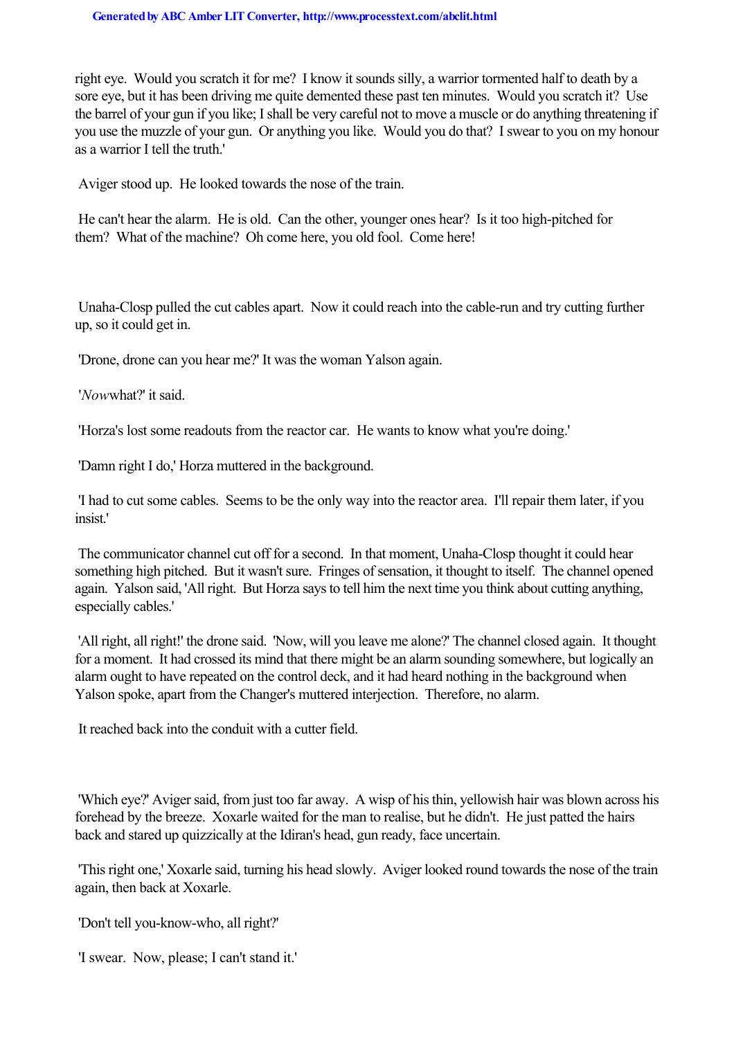right eye. Would you scratch it for me? I know it sounds silly, a warrior tormented half to death by a sore eye, but it has been driving me quite demented these past ten minutes. Would you scratch it? Use the barrel of your gun if you like; I shall be very careful not to move a muscle or do anything threatening if you use the muzzle of your gun. Or anything you like. Would you do that? I swear to you on my honour as a warrior I tell the truth.'

Aviger stood up. He looked towards the nose of the train.

He can't hear the alarm. He is old. Can the other, younger ones hear? Is it too high-pitched for them? What of the machine? Oh come here, you old fool. Come here!

Unaha-Closp pulled the cut cables apart. Now it could reach into the cable-run and try cutting further up, so it could get in.

'Drone, drone can you hear me?' It was the woman Yalson again.

'*Now* what?' it said.

'Horza's lost some readouts from the reactor car. He wants to know what you're doing.'

'Damn right I do,' Horza muttered in the background.

'I had to cut some cables. Seems to be the only way into the reactor area. I'll repair them later, if you insist.'

The communicator channel cut off for a second. In that moment, Unaha-Closp thought it could hear something high pitched. But it wasn't sure. Fringes of sensation, it thought to itself. The channel opened again. Yalson said, 'All right. But Horza says to tell him the next time you think about cutting anything, especially cables.'

'All right, all right!' the drone said. 'Now, will you leave me alone?' The channel closed again. It thought for a moment. It had crossed its mind that there might be an alarm sounding somewhere, but logically an alarm ought to have repeated on the control deck, and it had heard nothing in the background when Yalson spoke, apart from the Changer's muttered interjection. Therefore, no alarm.

It reached back into the conduit with a cutter field.

'Which eye?' Aviger said, from just too far away. A wisp of his thin, yellowish hair was blown across his forehead by the breeze. Xoxarle waited for the man to realise, but he didn't. He just patted the hairs back and stared up quizzically at the Idiran's head, gun ready, face uncertain.

'This right one,' Xoxarle said, turning his head slowly. Aviger looked round towards the nose of the train again, then back at Xoxarle.

'Don't tell you-know-who, all right?'

'I swear. Now, please; I can't stand it.'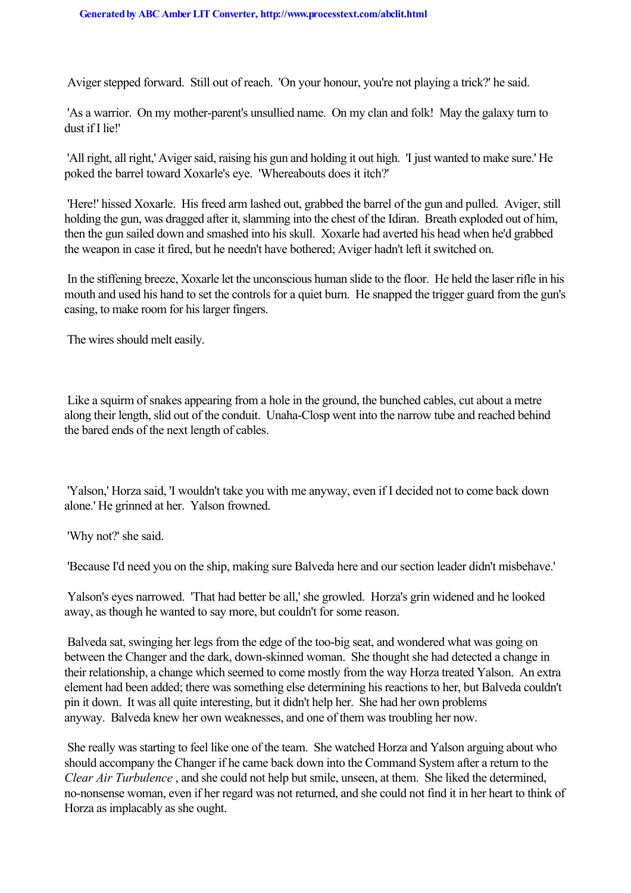Aviger stepped forward. Still out of reach. 'On your honour, you're not playing a trick?' he said.

'As a warrior. On my mother-parent's unsullied name. On my clan and folk! May the galaxy turn to dust if I lie!'

'All right, all right,' Aviger said, raising his gun and holding it out high. 'I just wanted to make sure.' He poked the barrel toward Xoxarle's eye. 'Whereabouts does it itch?'

'Here!' hissed Xoxarle. His freed arm lashed out, grabbed the barrel of the gun and pulled. Aviger, still holding the gun, was dragged after it, slamming into the chest of the Idiran. Breath exploded out of him, then the gun sailed down and smashed into his skull. Xoxarle had averted his head when he'd grabbed the weapon in case it fired, but he needn't have bothered; Aviger hadn't left it switched on.

In the stiffening breeze, Xoxarle let the unconscious human slide to the floor. He held the laser rifle in his mouth and used his hand to set the controls for a quiet burn. He snapped the trigger guard from the gun's casing, to make room for his larger fingers.

The wires should melt easily.

Like a squirm of snakes appearing from a hole in the ground, the bunched cables, cut about a metre along their length, slid out of the conduit. Unaha-Closp went into the narrow tube and reached behind the bared ends of the next length of cables.

'Yalson,' Horza said, 'I wouldn't take you with me anyway, even if I decided not to come back down alone.' He grinned at her. Yalson frowned.

'Why not?' she said.

'Because I'd need you on the ship, making sure Balveda here and our section leader didn't misbehave.'

Yalson's eyes narrowed. 'That had better be all,' she growled. Horza's grin widened and he looked away, as though he wanted to say more, but couldn't for some reason.

Balveda sat, swinging her legs from the edge of the too-big seat, and wondered what was going on between the Changer and the dark, down-skinned woman. She thought she had detected a change in their relationship, a change which seemed to come mostly from the way Horza treated Yalson. An extra element had been added; there was something else determining his reactions to her, but Balveda couldn't pin it down. It was all quite interesting, but it didn't help her. She had her own problems anyway. Balveda knew her own weaknesses, and one of them was troubling her now.

She really was starting to feel like one of the team. She watched Horza and Yalson arguing about who should accompany the Changer if he came back down into the Command System after a return to the *Clear Air Turbulence*, and she could not help but smile, unseen, at them. She liked the determined, no-nonsense woman, even if her regard was not returned, and she could not find it in her heart to think of Horza as implacably as she ought.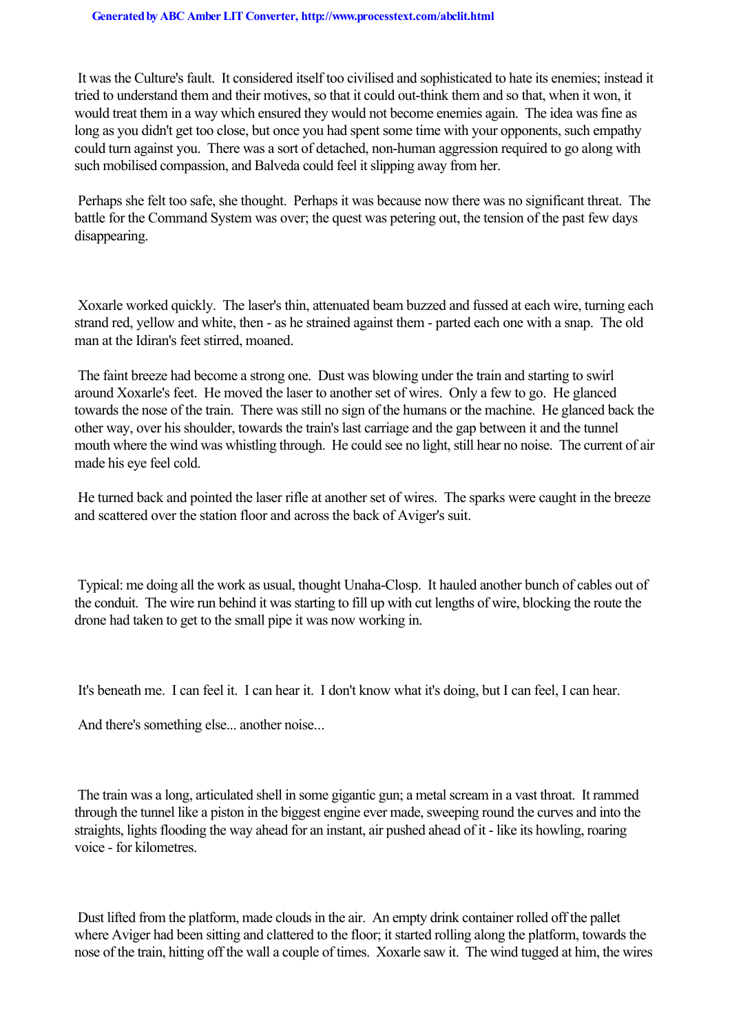It was the Culture's fault. It considered itself too civilised and sophisticated to hate its enemies; instead it tried to understand them and their motives, so that it could out-think them and so that, when it won, it would treat them in a way which ensured they would not become enemies again. The idea was fine as long as you didn't get too close, but once you had spent some time with your opponents, such empathy could turn against you. There was a sort of detached, non-human aggression required to go along with such mobilised compassion, and Balveda could feel it slipping away from her.

Perhaps she felt too safe, she thought. Perhaps it was because now there was no significant threat. The battle for the Command System was over; the quest was petering out, the tension of the past few days disappearing.

Xoxarle worked quickly. The laser's thin, attenuated beam buzzed and fussed at each wire, turning each strand red, yellow and white, then - as he strained against them - parted each one with a snap. The old man at the Idiran's feet stirred, moaned.

The faint breeze had become a strong one. Dust was blowing under the train and starting to swirl around Xoxarle's feet. He moved the laser to another set of wires. Only a few to go. He glanced towards the nose of the train. There was still no sign of the humans or the machine. He glanced back the other way, over his shoulder, towards the train's last carriage and the gap between it and the tunnel mouth where the wind was whistling through. He could see no light, still hear no noise. The current of air made his eye feel cold.

He turned back and pointed the laser rifle at another set of wires. The sparks were caught in the breeze and scattered over the station floor and across the back of Aviger's suit.

Typical: me doing all the work as usual, thought Unaha-Closp. It hauled another bunch of cables out of the conduit. The wire run behind it was starting to fill up with cut lengths of wire, blocking the route the drone had taken to get to the small pipe it was now working in.

It's beneath me. I can feel it. I can hear it. I don't know what it's doing, but I can feel, I can hear.

And there's something else... another noise...

The train was a long, articulated shell in some gigantic gun; a metal scream in a vast throat. It rammed through the tunnel like a piston in the biggest engine ever made, sweeping round the curves and into the straights, lights flooding the way ahead for an instant, air pushed ahead of it - like its howling, roaring voice - for kilometres.

Dust lifted from the platform, made clouds in the air. An empty drink container rolled off the pallet where Aviger had been sitting and clattered to the floor; it started rolling along the platform, towards the nose of the train, hitting off the wall a couple of times. Xoxarle saw it. The wind tugged at him, the wires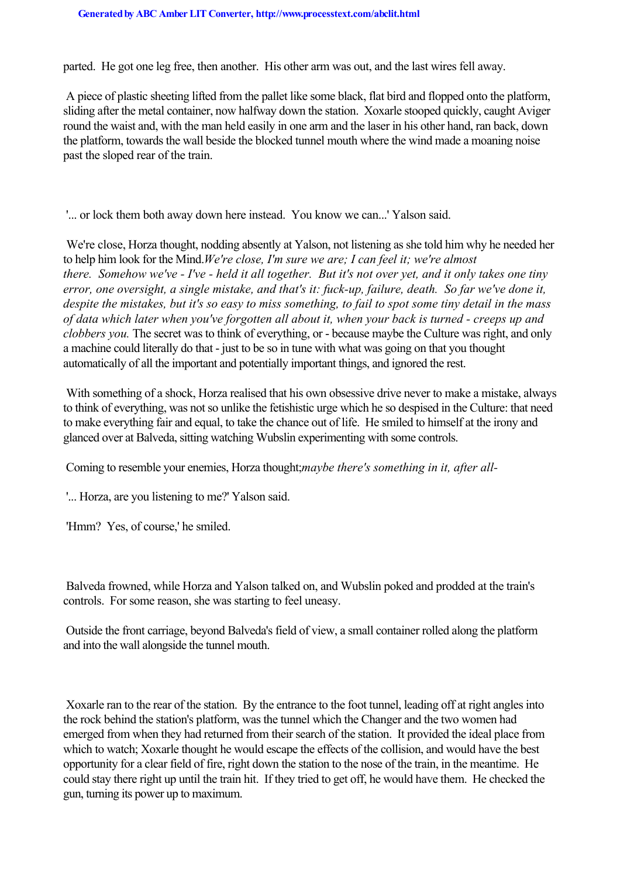parted. He got one leg free, then another. His other arm was out, and the last wires fell away.

A piece of plastic sheeting lifted from the pallet like some black, flat bird and flopped onto the platform, sliding after the metal container, now halfway down the station. Xoxarle stooped quickly, caught Aviger round the waist and, with the man held easily in one arm and the laser in his other hand, ran back, down the platform, towards the wall beside the blocked tunnel mouth where the wind made a moaning noise past the sloped rear of the train.

'... or lock them both away down here instead. You know we can...' Yalson said.

We're close, Horza thought, nodding absently at Yalson, not listening as she told him why he needed her to help him look for the Mind. *We're close, I'm sure we are; I can feel it; we're almost there. Somehow we've - I've - held it all together. But it's not over yet, and it only takes one tiny error, one oversight, a single mistake, and that's it: fuck-up, failure, death. So far we've done it, despite the mistakes, but it's so easy to miss something, to fail to spot some tiny detail in the mass of data which later when you've forgotten all about it, when your back is turned - creeps up and clobbers you.* The secret was to think of everything, or - because maybe the Culture was right, and only a machine could literally do that - just to be so in tune with what was going on that you thought automatically of all the important and potentially important things, and ignored the rest.

With something of a shock, Horza realised that his own obsessive drive never to make a mistake, always to think of everything, was not so unlike the fetishistic urge which he so despised in the Culture: that need to make everything fair and equal, to take the chance out of life. He smiled to himself at the irony and glanced over at Balveda, sitting watching Wubslin experimenting with some controls.

Coming to resemble your enemies, Horza thought; *maybe there's something in it, after all-*

'... Horza, are you listening to me?' Yalson said.

'Hmm? Yes, of course,' he smiled.

Balveda frowned, while Horza and Yalson talked on, and Wubslin poked and prodded at the train's controls. For some reason, she was starting to feel uneasy.

Outside the front carriage, beyond Balveda's field of view, a small container rolled along the platform and into the wall alongside the tunnel mouth.

Xoxarle ran to the rear of the station. By the entrance to the foot tunnel, leading off at right angles into the rock behind the station's platform, was the tunnel which the Changer and the two women had emerged from when they had returned from their search of the station. It provided the ideal place from which to watch; Xoxarle thought he would escape the effects of the collision, and would have the best opportunity for a clear field of fire, right down the station to the nose of the train, in the meantime. He could stay there right up until the train hit. If they tried to get off, he would have them. He checked the gun, turning its power up to maximum.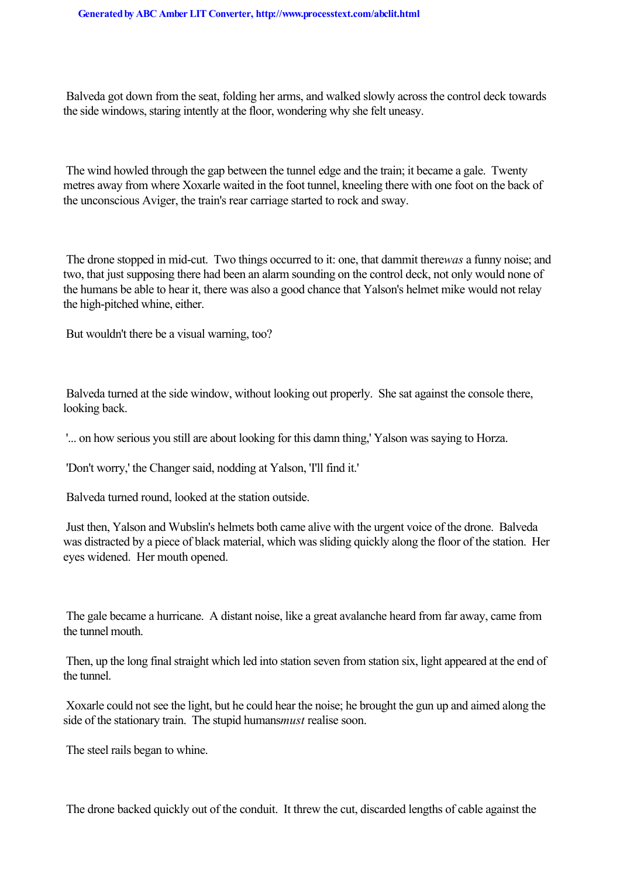Balveda got down from the seat, folding her arms, and walked slowly across the control deck towards the side windows, staring intently at the floor, wondering why she felt uneasy.

The wind howled through the gap between the tunnel edge and the train; it became a gale. Twenty metres away from where Xoxarle waited in the foot tunnel, kneeling there with one foot on the back of the unconscious Aviger, the train's rear carriage started to rock and sway.

The drone stopped in mid-cut. Two things occurred to it: one, that dammit there *was* a funny noise; and two, that just supposing there had been an alarm sounding on the control deck, not only would none of the humans be able to hear it, there was also a good chance that Yalson's helmet mike would not relay the high-pitched whine, either.

But wouldn't there be a visual warning, too?

Balveda turned at the side window, without looking out properly. She sat against the console there, looking back.

'... on how serious you still are about looking for this damn thing,' Yalson was saying to Horza.

'Don't worry,' the Changer said, nodding at Yalson, 'I'll find it.'

Balveda turned round, looked at the station outside.

Just then, Yalson and Wubslin's helmets both came alive with the urgent voice of the drone. Balveda was distracted by a piece of black material, which was sliding quickly along the floor of the station. Her eyes widened. Her mouth opened.

The gale became a hurricane. A distant noise, like a great avalanche heard from far away, came from the tunnel mouth.

Then, up the long final straight which led into station seven from station six, light appeared at the end of the tunnel.

Xoxarle could not see the light, but he could hear the noise; he brought the gun up and aimed along the side of the stationary train. The stupid humans *must* realise soon.

The steel rails began to whine.

The drone backed quickly out of the conduit. It threw the cut, discarded lengths of cable against the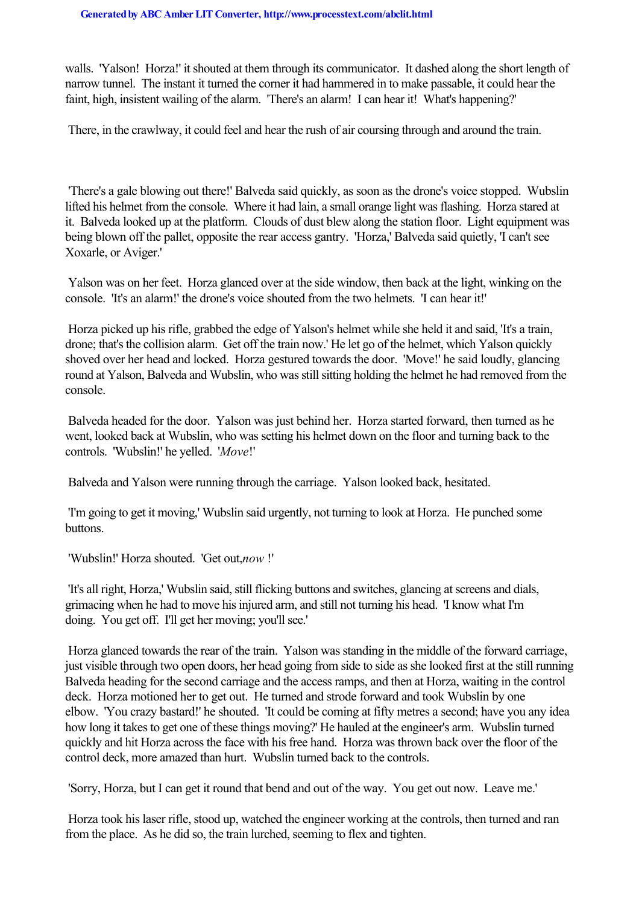walls. 'Yalson! Horza!' it shouted at them through its communicator. It dashed along the short length of narrow tunnel. The instant it turned the corner it had hammered in to make passable, it could hear the faint, high, insistent wailing of the alarm. 'There's an alarm! I can hear it! What's happening?'

There, in the crawlway, it could feel and hear the rush of air coursing through and around the train.

'There's a gale blowing out there!' Balveda said quickly, as soon as the drone's voice stopped. Wubslin lifted his helmet from the console. Where it had lain, a small orange light was flashing. Horza stared at it. Balveda looked up at the platform. Clouds of dust blew along the station floor. Light equipment was being blown off the pallet, opposite the rear access gantry. 'Horza,' Balveda said quietly, 'I can't see Xoxarle, or Aviger.'

Yalson was on her feet. Horza glanced over at the side window, then back at the light, winking on the console. 'It's an alarm!' the drone's voice shouted from the two helmets. 'I can hear it!'

Horza picked up his rifle, grabbed the edge of Yalson's helmet while she held it and said, 'It's a train, drone; that's the collision alarm. Get off the train now.' He let go of the helmet, which Yalson quickly shoved over her head and locked. Horza gestured towards the door. 'Move!' he said loudly, glancing round at Yalson, Balveda and Wubslin, who was still sitting holding the helmet he had removed from the console.

Balveda headed for the door. Yalson was just behind her. Horza started forward, then turned as he went, looked back at Wubslin, who was setting his helmet down on the floor and turning back to the controls. 'Wubslin!' he yelled. '*Move*!'

Balveda and Yalson were running through the carriage. Yalson looked back, hesitated.

'I'm going to get it moving,' Wubslin said urgently, not turning to look at Horza. He punched some buttons.

'Wubslin!' Horza shouted. 'Get out, *now* !'

'It's all right, Horza,' Wubslin said, still flicking buttons and switches, glancing at screens and dials, grimacing when he had to move his injured arm, and still not turning his head. 'I know what I'm doing. You get off. I'll get her moving; you'll see.'

Horza glanced towards the rear of the train. Yalson was standing in the middle of the forward carriage, just visible through two open doors, her head going from side to side as she looked first at the still running Balveda heading for the second carriage and the access ramps, and then at Horza, waiting in the control deck. Horza motioned her to get out. He turned and strode forward and took Wubslin by one elbow. 'You crazy bastard!' he shouted. 'It could be coming at fifty metres a second; have you any idea how long it takes to get one of these things moving?' He hauled at the engineer's arm. Wubslin turned quickly and hit Horza across the face with his free hand. Horza was thrown back over the floor of the control deck, more amazed than hurt. Wubslin turned back to the controls.

'Sorry, Horza, but I can get it round that bend and out of the way. You get out now. Leave me.'

Horza took his laser rifle, stood up, watched the engineer working at the controls, then turned and ran from the place. As he did so, the train lurched, seeming to flex and tighten.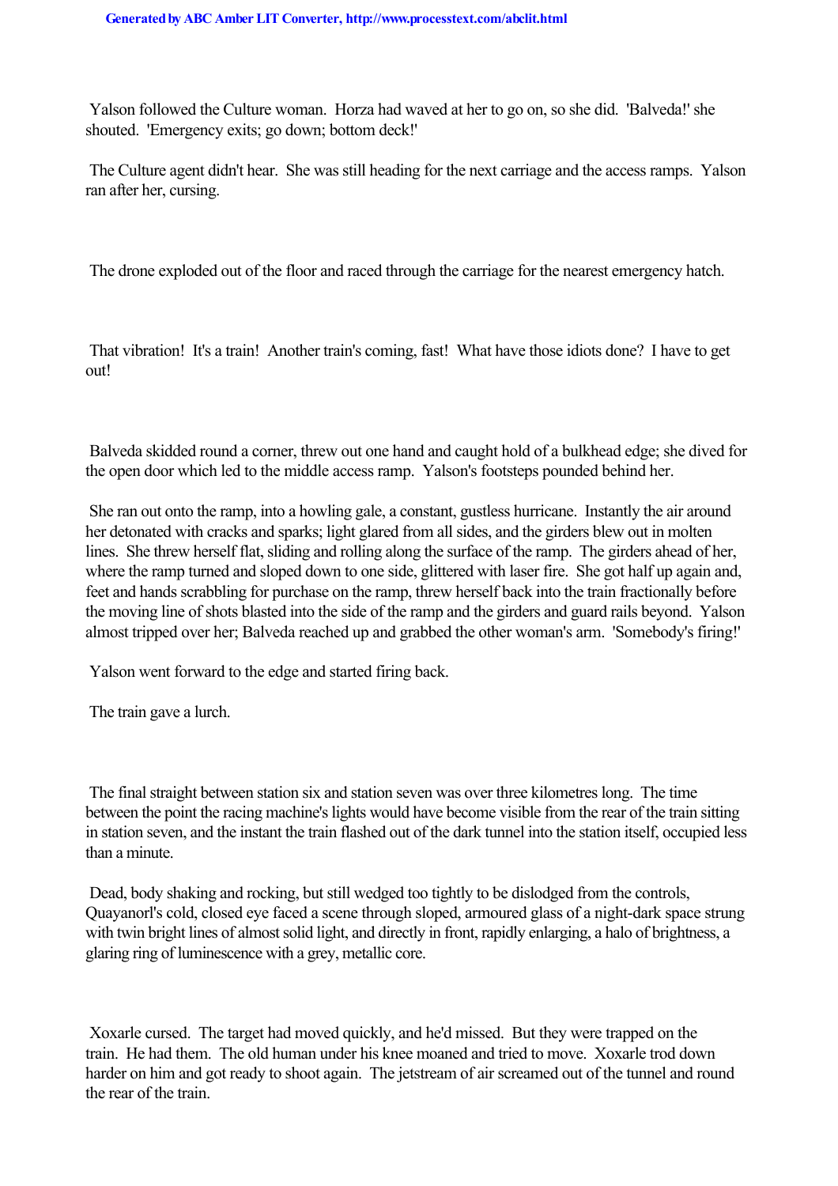Yalson followed the Culture woman. Horza had waved at her to go on, so she did. 'Balveda!' she shouted. 'Emergency exits; go down; bottom deck!'

The Culture agent didn't hear. She was still heading for the next carriage and the access ramps. Yalson ran after her, cursing.

The drone exploded out of the floor and raced through the carriage for the nearest emergency hatch.

That vibration! It's a train! Another train's coming, fast! What have those idiots done? I have to get out!

Balveda skidded round a corner, threw out one hand and caught hold of a bulkhead edge; she dived for the open door which led to the middle access ramp. Yalson's footsteps pounded behind her.

She ran out onto the ramp, into a howling gale, a constant, gustless hurricane. Instantly the air around her detonated with cracks and sparks; light glared from all sides, and the girders blew out in molten lines. She threw herself flat, sliding and rolling along the surface of the ramp. The girders ahead of her, where the ramp turned and sloped down to one side, glittered with laser fire. She got half up again and, feet and hands scrabbling for purchase on the ramp, threw herself back into the train fractionally before the moving line of shots blasted into the side of the ramp and the girders and guard rails beyond. Yalson almost tripped over her; Balveda reached up and grabbed the other woman's arm. 'Somebody's firing!'

Yalson went forward to the edge and started firing back.

The train gave a lurch.

The final straight between station six and station seven was over three kilometres long. The time between the point the racing machine's lights would have become visible from the rear of the train sitting in station seven, and the instant the train flashed out of the dark tunnel into the station itself, occupied less than a minute.

Dead, body shaking and rocking, but still wedged too tightly to be dislodged from the controls, Quayanorl's cold, closed eye faced a scene through sloped, armoured glass of a night-dark space strung with twin bright lines of almost solid light, and directly in front, rapidly enlarging, a halo of brightness, a glaring ring of luminescence with a grey, metallic core.

Xoxarle cursed. The target had moved quickly, and he'd missed. But they were trapped on the train. He had them. The old human under his knee moaned and tried to move. Xoxarle trod down harder on him and got ready to shoot again. The jetstream of air screamed out of the tunnel and round the rear of the train.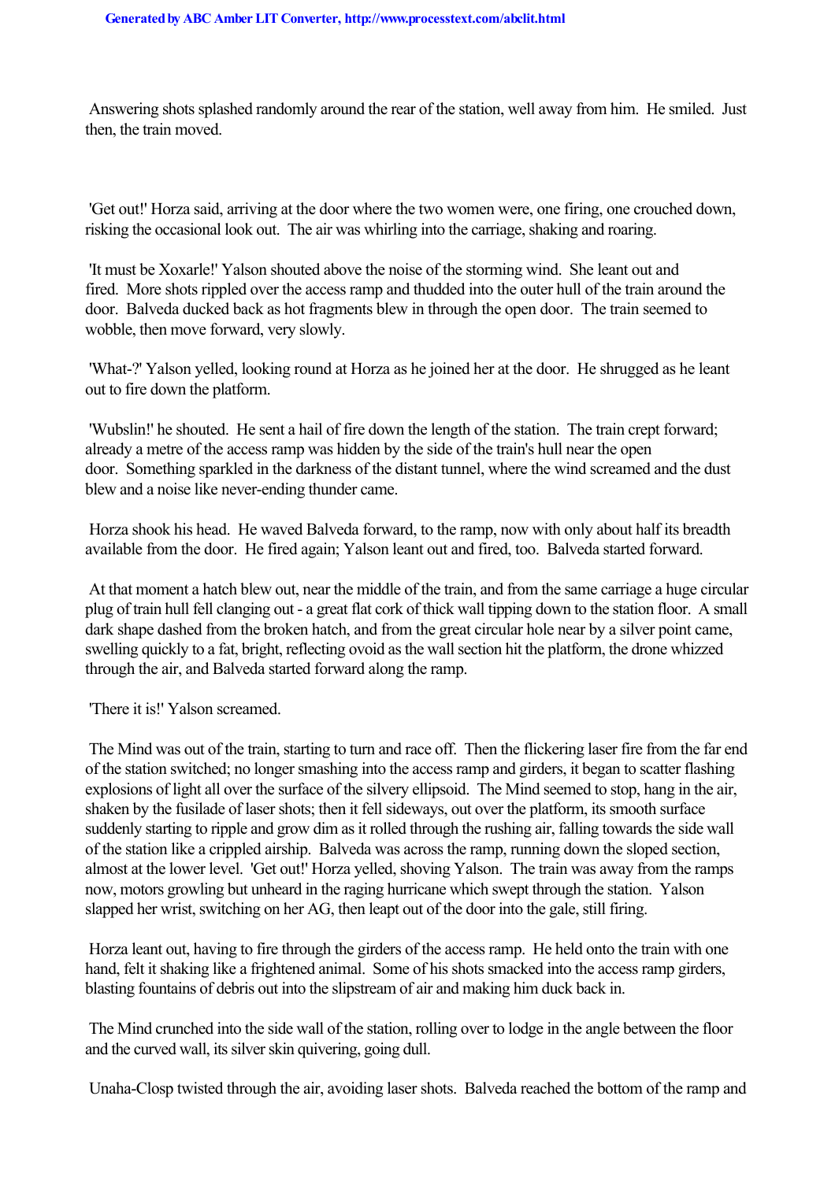Answering shots splashed randomly around the rear of the station, well away from him. He smiled. Just then, the train moved.

'Get out!' Horza said, arriving at the door where the two women were, one firing, one crouched down, risking the occasional look out. The air was whirling into the carriage, shaking and roaring.

'It must be Xoxarle!' Yalson shouted above the noise of the storming wind. She leant out and fired. More shots rippled over the access ramp and thudded into the outer hull of the train around the door. Balveda ducked back as hot fragments blew in through the open door. The train seemed to wobble, then move forward, very slowly.

'What-?' Yalson yelled, looking round at Horza as he joined her at the door. He shrugged as he leant out to fire down the platform.

'Wubslin!' he shouted. He sent a hail of fire down the length of the station. The train crept forward; already a metre of the access ramp was hidden by the side of the train's hull near the open door. Something sparkled in the darkness of the distant tunnel, where the wind screamed and the dust blew and a noise like never-ending thunder came.

Horza shook his head. He waved Balveda forward, to the ramp, now with only about half its breadth available from the door. He fired again; Yalson leant out and fired, too. Balveda started forward.

At that moment a hatch blew out, near the middle of the train, and from the same carriage a huge circular plug of train hull fell clanging out - a great flat cork of thick wall tipping down to the station floor. A small dark shape dashed from the broken hatch, and from the great circular hole near by a silver point came, swelling quickly to a fat, bright, reflecting ovoid as the wall section hit the platform, the drone whizzed through the air, and Balveda started forward along the ramp.

'There it is!' Yalson screamed.

The Mind was out of the train, starting to turn and race off. Then the flickering laser fire from the far end of the station switched; no longer smashing into the access ramp and girders, it began to scatter flashing explosions of light all over the surface of the silvery ellipsoid. The Mind seemed to stop, hang in the air, shaken by the fusilade of laser shots; then it fell sideways, out over the platform, its smooth surface suddenly starting to ripple and grow dim as it rolled through the rushing air, falling towards the side wall of the station like a crippled airship. Balveda was across the ramp, running down the sloped section, almost at the lower level. 'Get out!' Horza yelled, shoving Yalson. The train was away from the ramps now, motors growling but unheard in the raging hurricane which swept through the station. Yalson slapped her wrist, switching on her AG, then leapt out of the door into the gale, still firing.

Horza leant out, having to fire through the girders of the access ramp. He held onto the train with one hand, felt it shaking like a frightened animal. Some of his shots smacked into the access ramp girders, blasting fountains of debris out into the slipstream of air and making him duck back in.

The Mind crunched into the side wall of the station, rolling over to lodge in the angle between the floor and the curved wall, its silver skin quivering, going dull.

Unaha-Closp twisted through the air, avoiding laser shots. Balveda reached the bottom of the ramp and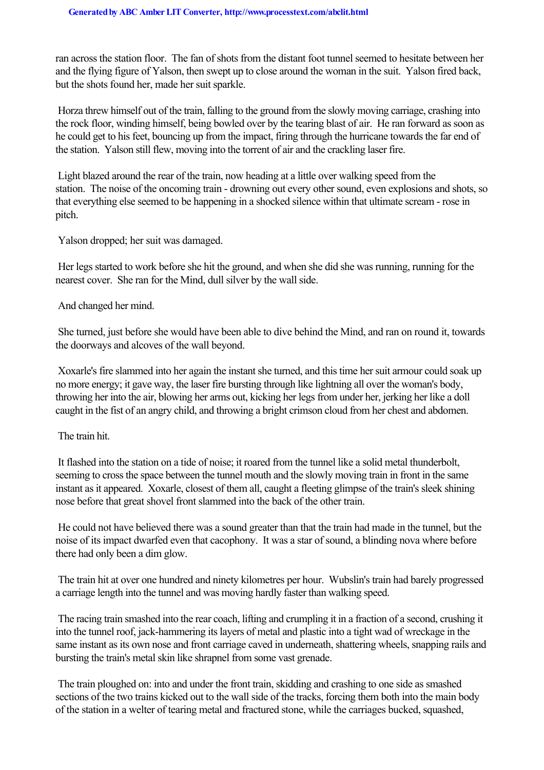ran across the station floor. The fan of shots from the distant foot tunnel seemed to hesitate between her and the flying figure of Yalson, then swept up to close around the woman in the suit. Yalson fired back, but the shots found her, made her suit sparkle.

Horza threw himself out of the train, falling to the ground from the slowly moving carriage, crashing into the rock floor, winding himself, being bowled over by the tearing blast of air. He ran forward as soon as he could get to his feet, bouncing up from the impact, firing through the hurricane towards the far end of the station. Yalson still flew, moving into the torrent of air and the crackling laser fire.

Light blazed around the rear of the train, now heading at a little over walking speed from the station. The noise of the oncoming train - drowning out every other sound, even explosions and shots, so that everything else seemed to be happening in a shocked silence within that ultimate scream - rose in pitch.

Yalson dropped; her suit was damaged.

Her legs started to work before she hit the ground, and when she did she was running, running for the nearest cover. She ran for the Mind, dull silver by the wall side.

And changed her mind.

She turned, just before she would have been able to dive behind the Mind, and ran on round it, towards the doorways and alcoves of the wall beyond.

Xoxarle's fire slammed into her again the instant she turned, and this time her suit armour could soak up no more energy; it gave way, the laser fire bursting through like lightning all over the woman's body, throwing her into the air, blowing her arms out, kicking her legs from under her, jerking her like a doll caught in the fist of an angry child, and throwing a bright crimson cloud from her chest and abdomen.

The train hit.

It flashed into the station on a tide of noise; it roared from the tunnel like a solid metal thunderbolt, seeming to cross the space between the tunnel mouth and the slowly moving train in front in the same instant as it appeared. Xoxarle, closest of them all, caught a fleeting glimpse of the train's sleek shining nose before that great shovel front slammed into the back of the other train.

He could not have believed there was a sound greater than that the train had made in the tunnel, but the noise of its impact dwarfed even that cacophony. It was a star of sound, a blinding nova where before there had only been a dim glow.

The train hit at over one hundred and ninety kilometres per hour. Wubslin's train had barely progressed a carriage length into the tunnel and was moving hardly faster than walking speed.

The racing train smashed into the rear coach, lifting and crumpling it in a fraction of a second, crushing it into the tunnel roof, jack-hammering its layers of metal and plastic into a tight wad of wreckage in the same instant as its own nose and front carriage caved in underneath, shattering wheels, snapping rails and bursting the train's metal skin like shrapnel from some vast grenade.

The train ploughed on: into and under the front train, skidding and crashing to one side as smashed sections of the two trains kicked out to the wall side of the tracks, forcing them both into the main body of the station in a welter of tearing metal and fractured stone, while the carriages bucked, squashed,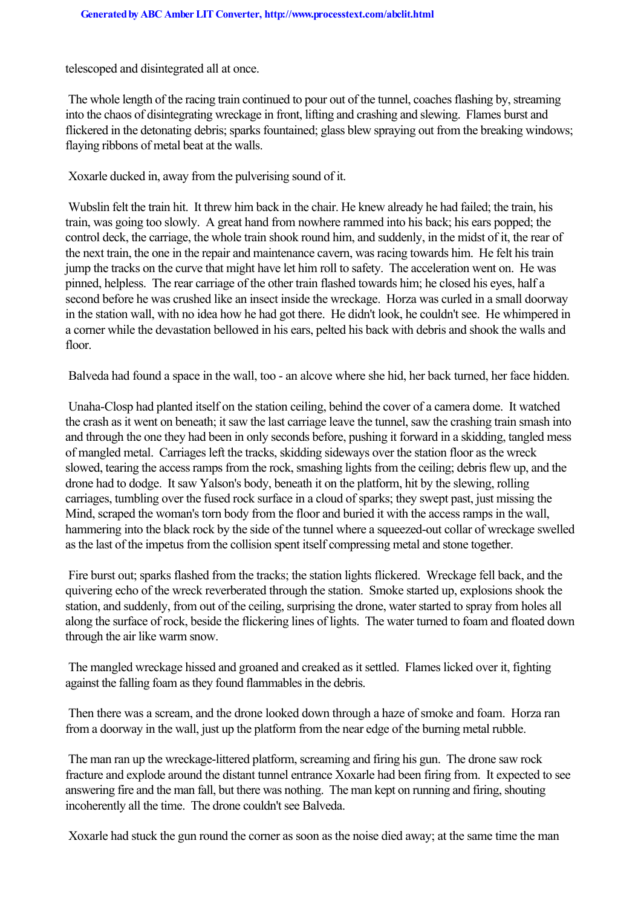telescoped and disintegrated all at once.

The whole length of the racing train continued to pour out of the tunnel, coaches flashing by, streaming into the chaos of disintegrating wreckage in front, lifting and crashing and slewing. Flames burst and flickered in the detonating debris; sparks fountained; glass blew spraying out from the breaking windows; flaying ribbons of metal beat at the walls.

Xoxarle ducked in, away from the pulverising sound of it.

Wubslin felt the train hit. It threw him back in the chair. He knew already he had failed; the train, his train, was going too slowly. A great hand from nowhere rammed into his back; his ears popped; the control deck, the carriage, the whole train shook round him, and suddenly, in the midst of it, the rear of the next train, the one in the repair and maintenance cavern, was racing towards him. He felt his train jump the tracks on the curve that might have let him roll to safety. The acceleration went on. He was pinned, helpless. The rear carriage of the other train flashed towards him; he closed his eyes, half a second before he was crushed like an insect inside the wreckage. Horza was curled in a small doorway in the station wall, with no idea how he had got there. He didn't look, he couldn't see. He whimpered in a corner while the devastation bellowed in his ears, pelted his back with debris and shook the walls and floor.

Balveda had found a space in the wall, too - an alcove where she hid, her back turned, her face hidden.

Unaha-Closp had planted itself on the station ceiling, behind the cover of a camera dome. It watched the crash as it went on beneath; it saw the last carriage leave the tunnel, saw the crashing train smash into and through the one they had been in only seconds before, pushing it forward in a skidding, tangled mess of mangled metal. Carriages left the tracks, skidding sideways over the station floor as the wreck slowed, tearing the access ramps from the rock, smashing lights from the ceiling; debris flew up, and the drone had to dodge. It saw Yalson's body, beneath it on the platform, hit by the slewing, rolling carriages, tumbling over the fused rock surface in a cloud of sparks; they swept past, just missing the Mind, scraped the woman's torn body from the floor and buried it with the access ramps in the wall, hammering into the black rock by the side of the tunnel where a squeezed-out collar of wreckage swelled as the last of the impetus from the collision spent itself compressing metal and stone together.

Fire burst out; sparks flashed from the tracks; the station lights flickered. Wreckage fell back, and the quivering echo of the wreck reverberated through the station. Smoke started up, explosions shook the station, and suddenly, from out of the ceiling, surprising the drone, water started to spray from holes all along the surface of rock, beside the flickering lines of lights. The water turned to foam and floated down through the air like warm snow.

The mangled wreckage hissed and groaned and creaked as it settled. Flames licked over it, fighting against the falling foam as they found flammables in the debris.

Then there was a scream, and the drone looked down through a haze of smoke and foam. Horza ran from a doorway in the wall, just up the platform from the near edge of the burning metal rubble.

The man ran up the wreckage-littered platform, screaming and firing his gun. The drone saw rock fracture and explode around the distant tunnel entrance Xoxarle had been firing from. It expected to see answering fire and the man fall, but there was nothing. The man kept on running and firing, shouting incoherently all the time. The drone couldn't see Balveda.

Xoxarle had stuck the gun round the corner as soon as the noise died away; at the same time the man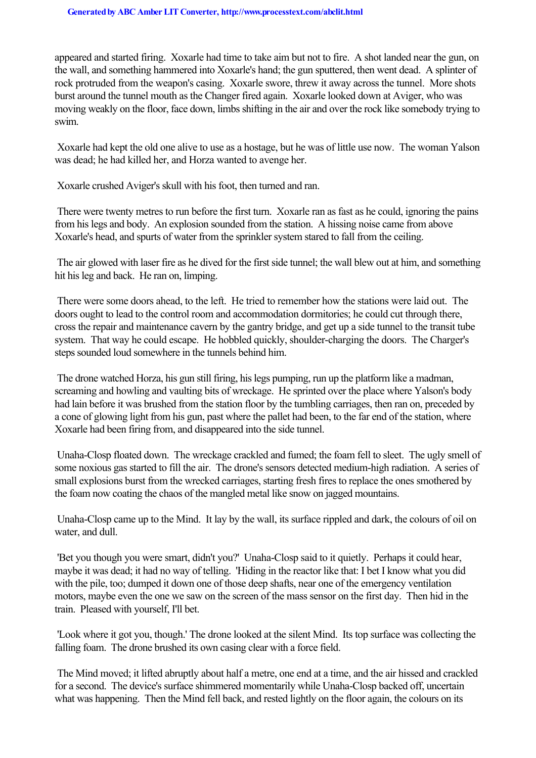appeared and started firing. Xoxarle had time to take aim but not to fire. A shot landed near the gun, on the wall, and something hammered into Xoxarle's hand; the gun sputtered, then went dead. A splinter of rock protruded from the weapon's casing. Xoxarle swore, threw it away across the tunnel. More shots burst around the tunnel mouth as the Changer fired again. Xoxarle looked down at Aviger, who was moving weakly on the floor, face down, limbs shifting in the air and over the rock like somebody trying to swim.

Xoxarle had kept the old one alive to use as a hostage, but he was of little use now. The woman Yalson was dead; he had killed her, and Horza wanted to avenge her.

Xoxarle crushed Aviger's skull with his foot, then turned and ran.

There were twenty metres to run before the first turn. Xoxarle ran as fast as he could, ignoring the pains from his legs and body. An explosion sounded from the station. A hissing noise came from above Xoxarle's head, and spurts of water from the sprinkler system stared to fall from the ceiling.

The air glowed with laser fire as he dived for the first side tunnel; the wall blew out at him, and something hit his leg and back. He ran on, limping.

There were some doors ahead, to the left. He tried to remember how the stations were laid out. The doors ought to lead to the control room and accommodation dormitories; he could cut through there, cross the repair and maintenance cavern by the gantry bridge, and get up a side tunnel to the transit tube system. That way he could escape. He hobbled quickly, shoulder-charging the doors. The Charger's steps sounded loud somewhere in the tunnels behind him.

The drone watched Horza, his gun still firing, his legs pumping, run up the platform like a madman, screaming and howling and vaulting bits of wreckage. He sprinted over the place where Yalson's body had lain before it was brushed from the station floor by the tumbling carriages, then ran on, preceded by a cone of glowing light from his gun, past where the pallet had been, to the far end of the station, where Xoxarle had been firing from, and disappeared into the side tunnel.

Unaha-Closp floated down. The wreckage crackled and fumed; the foam fell to sleet. The ugly smell of some noxious gas started to fill the air. The drone's sensors detected medium-high radiation. A series of small explosions burst from the wrecked carriages, starting fresh fires to replace the ones smothered by the foam now coating the chaos of the mangled metal like snow on jagged mountains.

Unaha-Closp came up to the Mind. It lay by the wall, its surface rippled and dark, the colours of oil on water, and dull.

'Bet you though you were smart, didn't you?' Unaha-Closp said to it quietly. Perhaps it could hear, maybe it was dead; it had no way of telling. 'Hiding in the reactor like that: I bet I know what you did with the pile, too; dumped it down one of those deep shafts, near one of the emergency ventilation motors, maybe even the one we saw on the screen of the mass sensor on the first day. Then hid in the train. Pleased with yourself, I'll bet.

'Look where it got you, though.' The drone looked at the silent Mind. Its top surface was collecting the falling foam. The drone brushed its own casing clear with a force field.

The Mind moved; it lifted abruptly about half a metre, one end at a time, and the air hissed and crackled for a second. The device's surface shimmered momentarily while Unaha-Closp backed off, uncertain what was happening. Then the Mind fell back, and rested lightly on the floor again, the colours on its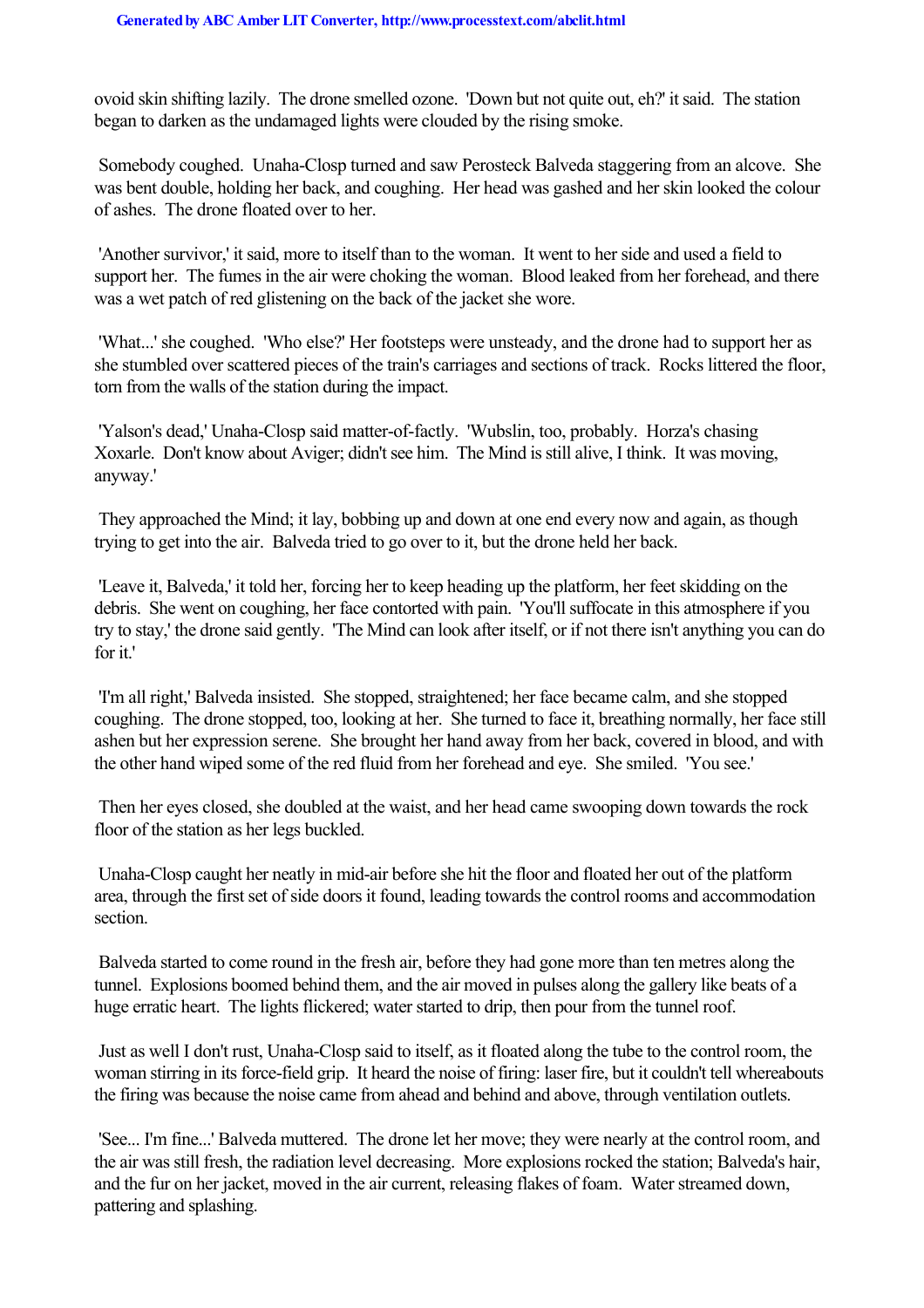ovoid skin shifting lazily. The drone smelled ozone. 'Down but not quite out, eh?' it said. The station began to darken as the undamaged lights were clouded by the rising smoke.

Somebody coughed. Unaha-Closp turned and saw Perosteck Balveda staggering from an alcove. She was bent double, holding her back, and coughing. Her head was gashed and her skin looked the colour of ashes. The drone floated over to her.

'Another survivor,' it said, more to itself than to the woman. It went to her side and used a field to support her. The fumes in the air were choking the woman. Blood leaked from her forehead, and there was a wet patch of red glistening on the back of the jacket she wore.

'What...' she coughed. 'Who else?' Her footsteps were unsteady, and the drone had to support her as she stumbled over scattered pieces of the train's carriages and sections of track. Rocks littered the floor, torn from the walls of the station during the impact.

'Yalson's dead,' Unaha-Closp said matter-of-factly. 'Wubslin, too, probably. Horza's chasing Xoxarle. Don't know about Aviger; didn't see him. The Mind is still alive, I think. It was moving, anyway.'

They approached the Mind; it lay, bobbing up and down at one end every now and again, as though trying to get into the air. Balveda tried to go over to it, but the drone held her back.

'Leave it, Balveda,' it told her, forcing her to keep heading up the platform, her feet skidding on the debris. She went on coughing, her face contorted with pain. 'You'll suffocate in this atmosphere if you try to stay,' the drone said gently. 'The Mind can look after itself, or if not there isn't anything you can do for it.'

'I'm all right,' Balveda insisted. She stopped, straightened; her face became calm, and she stopped coughing. The drone stopped, too, looking at her. She turned to face it, breathing normally, her face still ashen but her expression serene. She brought her hand away from her back, covered in blood, and with the other hand wiped some of the red fluid from her forehead and eye. She smiled. 'You see.'

Then her eyes closed, she doubled at the waist, and her head came swooping down towards the rock floor of the station as her legs buckled.

Unaha-Closp caught her neatly in mid-air before she hit the floor and floated her out of the platform area, through the first set of side doors it found, leading towards the control rooms and accommodation section.

Balveda started to come round in the fresh air, before they had gone more than ten metres along the tunnel. Explosions boomed behind them, and the air moved in pulses along the gallery like beats of a huge erratic heart. The lights flickered; water started to drip, then pour from the tunnel roof.

Just as well I don't rust, Unaha-Closp said to itself, as it floated along the tube to the control room, the woman stirring in its force-field grip. It heard the noise of firing: laser fire, but it couldn't tell whereabouts the firing was because the noise came from ahead and behind and above, through ventilation outlets.

'See... I'm fine...' Balveda muttered. The drone let her move; they were nearly at the control room, and the air was still fresh, the radiation level decreasing. More explosions rocked the station; Balveda's hair, and the fur on her jacket, moved in the air current, releasing flakes of foam. Water streamed down, pattering and splashing.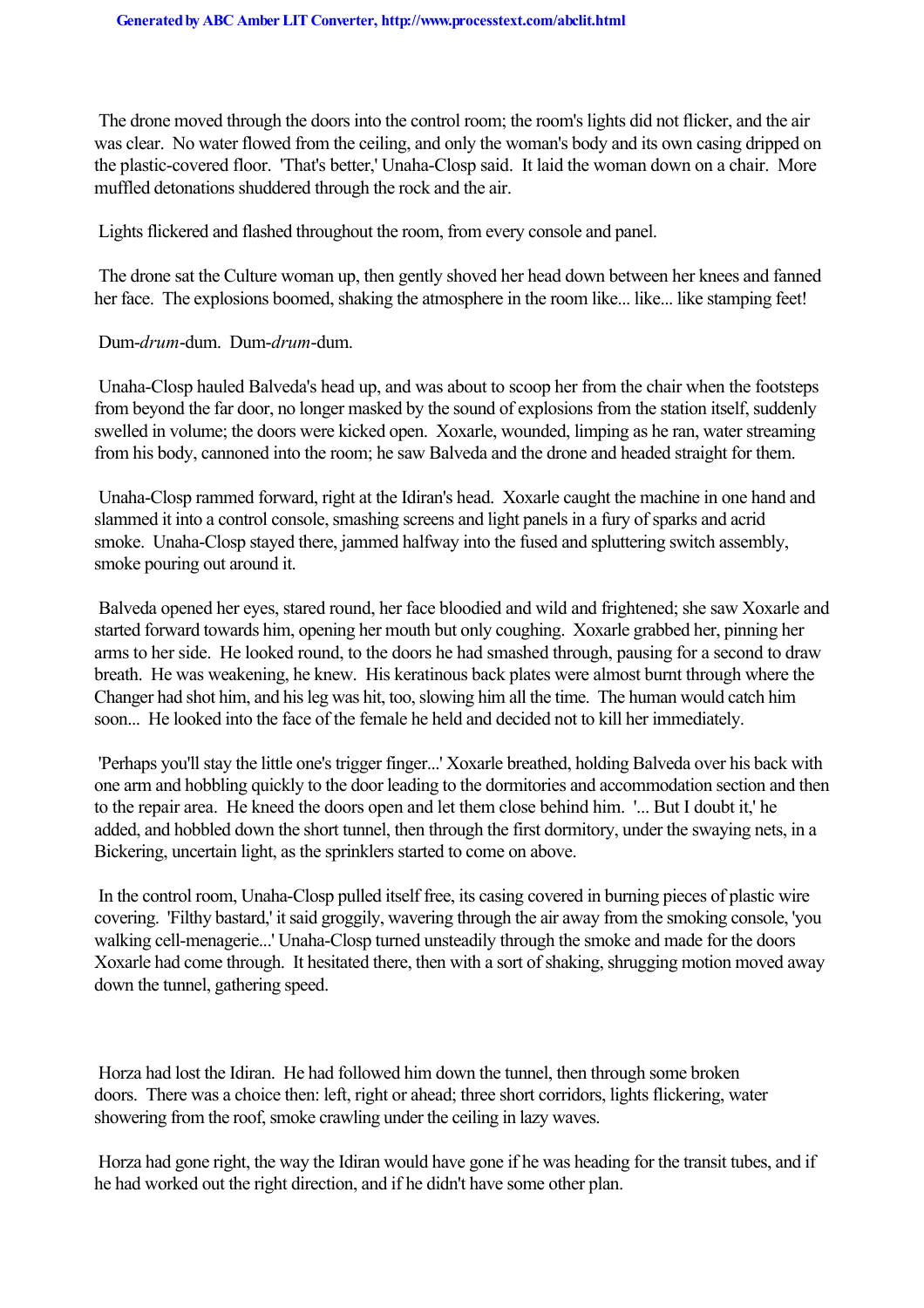The drone moved through the doors into the control room; the room's lights did not flicker, and the air was clear. No water flowed from the ceiling, and only the woman's body and its own casing dripped on the plastic-covered floor. 'That's better,' Unaha-Closp said. It laid the woman down on a chair. More muffled detonations shuddered through the rock and the air.

Lights flickered and flashed throughout the room, from every console and panel.

The drone sat the Culture woman up, then gently shoved her head down between her knees and fanned her face. The explosions boomed, shaking the atmosphere in the room like... like... like stamping feet!

Dum-*drum*-dum. Dum-*drum*-dum.

Unaha-Closp hauled Balveda's head up, and was about to scoop her from the chair when the footsteps from beyond the far door, no longer masked by the sound of explosions from the station itself, suddenly swelled in volume; the doors were kicked open. Xoxarle, wounded, limping as he ran, water streaming from his body, cannoned into the room; he saw Balveda and the drone and headed straight for them.

Unaha-Closp rammed forward, right at the Idiran's head. Xoxarle caught the machine in one hand and slammed it into a control console, smashing screens and light panels in a fury of sparks and acrid smoke. Unaha-Closp stayed there, jammed halfway into the fused and spluttering switch assembly, smoke pouring out around it.

Balveda opened her eyes, stared round, her face bloodied and wild and frightened; she saw Xoxarle and started forward towards him, opening her mouth but only coughing. Xoxarle grabbed her, pinning her arms to her side. He looked round, to the doors he had smashed through, pausing for a second to draw breath. He was weakening, he knew. His keratinous back plates were almost burnt through where the Changer had shot him, and his leg was hit, too, slowing him all the time. The human would catch him soon... He looked into the face of the female he held and decided not to kill her immediately.

'Perhaps you'll stay the little one's trigger finger...' Xoxarle breathed, holding Balveda over his back with one arm and hobbling quickly to the door leading to the dormitories and accommodation section and then to the repair area. He kneed the doors open and let them close behind him. '... But I doubt it,' he added, and hobbled down the short tunnel, then through the first dormitory, under the swaying nets, in a Bickering, uncertain light, as the sprinklers started to come on above.

In the control room, Unaha-Closp pulled itself free, its casing covered in burning pieces of plastic wire covering. 'Filthy bastard,' it said groggily, wavering through the air away from the smoking console, 'you walking cell-menagerie...' Unaha-Closp turned unsteadily through the smoke and made for the doors Xoxarle had come through. It hesitated there, then with a sort of shaking, shrugging motion moved away down the tunnel, gathering speed.

Horza had lost the Idiran. He had followed him down the tunnel, then through some broken doors. There was a choice then: left, right or ahead; three short corridors, lights flickering, water showering from the roof, smoke crawling under the ceiling in lazy waves.

Horza had gone right, the way the Idiran would have gone if he was heading for the transit tubes, and if he had worked out the right direction, and if he didn't have some other plan.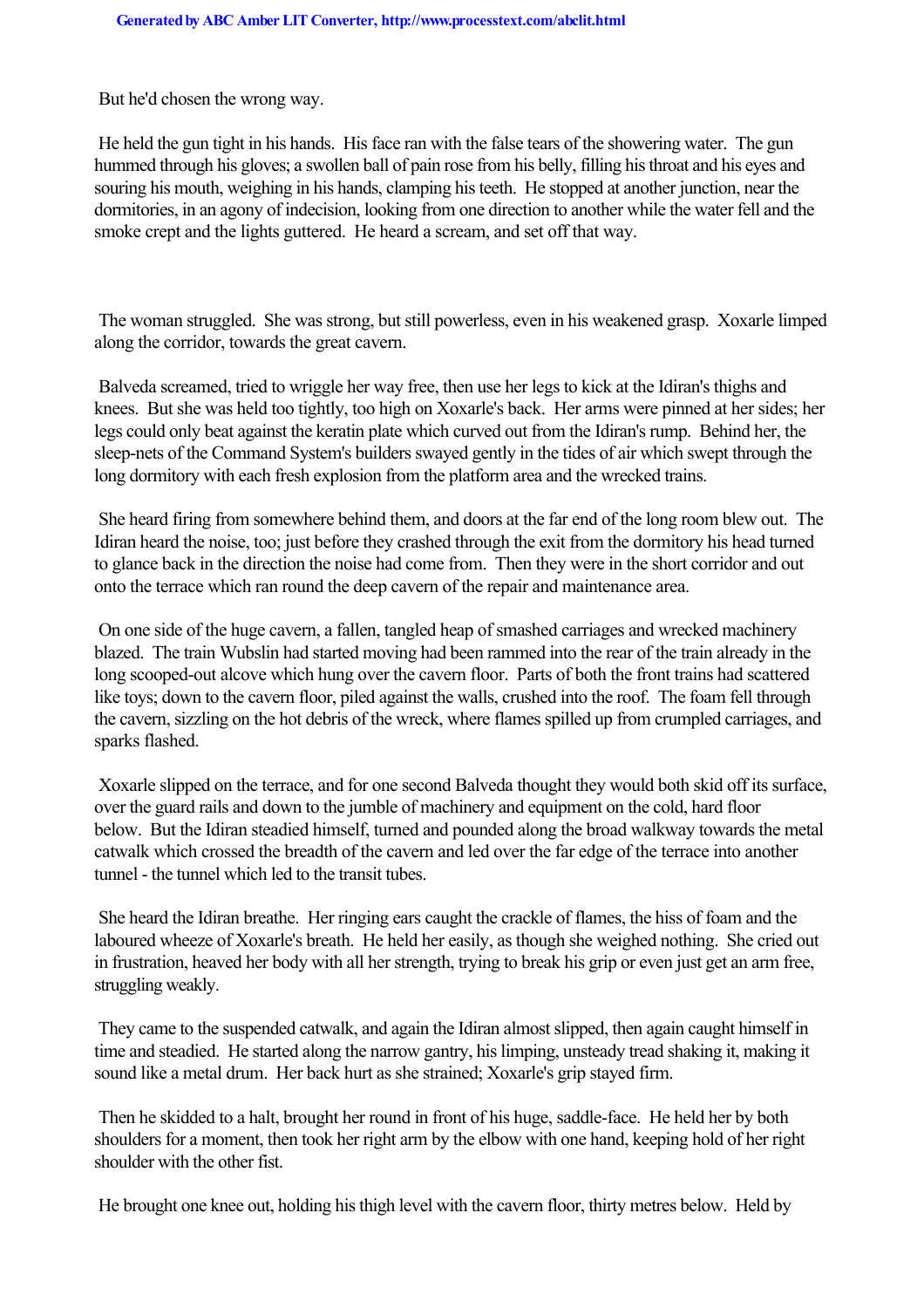But he'd chosen the wrong way.

He held the gun tight in his hands. His face ran with the false tears of the showering water. The gun hummed through his gloves; a swollen ball of pain rose from his belly, filling his throat and his eyes and souring his mouth, weighing in his hands, clamping his teeth. He stopped at another junction, near the dormitories, in an agony of indecision, looking from one direction to another while the water fell and the smoke crept and the lights guttered. He heard a scream, and set off that way.

The woman struggled. She was strong, but still powerless, even in his weakened grasp. Xoxarle limped along the corridor, towards the great cavern.

Balveda screamed, tried to wriggle her way free, then use her legs to kick at the Idiran's thighs and knees. But she was held too tightly, too high on Xoxarle's back. Her arms were pinned at her sides; her legs could only beat against the keratin plate which curved out from the Idiran's rump. Behind her, the sleep-nets of the Command System's builders swayed gently in the tides of air which swept through the long dormitory with each fresh explosion from the platform area and the wrecked trains.

She heard firing from somewhere behind them, and doors at the far end of the long room blew out. The Idiran heard the noise, too; just before they crashed through the exit from the dormitory his head turned to glance back in the direction the noise had come from. Then they were in the short corridor and out onto the terrace which ran round the deep cavern of the repair and maintenance area.

On one side of the huge cavern, a fallen, tangled heap of smashed carriages and wrecked machinery blazed. The train Wubslin had started moving had been rammed into the rear of the train already in the long scooped-out alcove which hung over the cavern floor. Parts of both the front trains had scattered like toys; down to the cavern floor, piled against the walls, crushed into the roof. The foam fell through the cavern, sizzling on the hot debris of the wreck, where flames spilled up from crumpled carriages, and sparks flashed.

Xoxarle slipped on the terrace, and for one second Balveda thought they would both skid off its surface, over the guard rails and down to the jumble of machinery and equipment on the cold, hard floor below. But the Idiran steadied himself, turned and pounded along the broad walkway towards the metal catwalk which crossed the breadth of the cavern and led over the far edge of the terrace into another tunnel - the tunnel which led to the transit tubes.

She heard the Idiran breathe. Her ringing ears caught the crackle of flames, the hiss of foam and the laboured wheeze of Xoxarle's breath. He held her easily, as though she weighed nothing. She cried out in frustration, heaved her body with all her strength, trying to break his grip or even just get an arm free, struggling weakly.

They came to the suspended catwalk, and again the Idiran almost slipped, then again caught himself in time and steadied. He started along the narrow gantry, his limping, unsteady tread shaking it, making it sound like a metal drum. Her back hurt as she strained; Xoxarle's grip stayed firm.

Then he skidded to a halt, brought her round in front of his huge, saddle-face. He held her by both shoulders for a moment, then took her right arm by the elbow with one hand, keeping hold of her right shoulder with the other fist.

He brought one knee out, holding his thigh level with the cavern floor, thirty metres below. Held by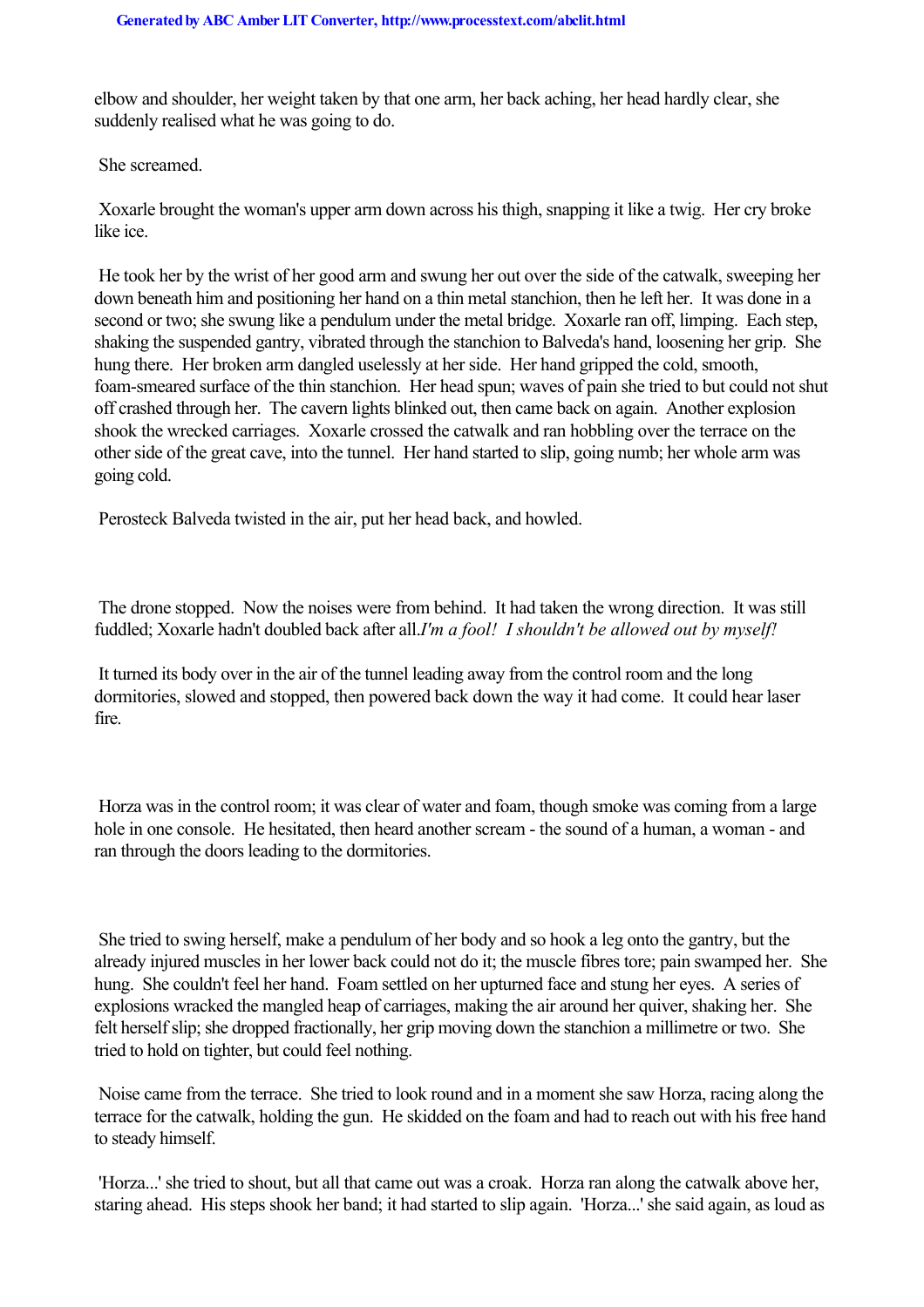elbow and shoulder, her weight taken by that one arm, her back aching, her head hardly clear, she suddenly realised what he was going to do.

She screamed.

Xoxarle brought the woman's upper arm down across his thigh, snapping it like a twig. Her cry broke like ice.

He took her by the wrist of her good arm and swung her out over the side of the catwalk, sweeping her down beneath him and positioning her hand on a thin metal stanchion, then he left her. It was done in a second or two; she swung like a pendulum under the metal bridge. Xoxarle ran off, limping. Each step, shaking the suspended gantry, vibrated through the stanchion to Balveda's hand, loosening her grip. She hung there. Her broken arm dangled uselessly at her side. Her hand gripped the cold, smooth, foam-smeared surface of the thin stanchion. Her head spun; waves of pain she tried to but could not shut off crashed through her. The cavern lights blinked out, then came back on again. Another explosion shook the wrecked carriages. Xoxarle crossed the catwalk and ran hobbling over the terrace on the other side of the great cave, into the tunnel. Her hand started to slip, going numb; her whole arm was going cold.

Perosteck Balveda twisted in the air, put her head back, and howled.

The drone stopped. Now the noises were from behind. It had taken the wrong direction. It was still fuddled; Xoxarle hadn't doubled back after all.*I'm a fool! I shouldn't be allowed out by myself!*

It turned its body over in the air of the tunnel leading away from the control room and the long dormitories, slowed and stopped, then powered back down the way it had come. It could hear laser fire.

Horza was in the control room; it was clear of water and foam, though smoke was coming from a large hole in one console. He hesitated, then heard another scream - the sound of a human, a woman - and ran through the doors leading to the dormitories.

She tried to swing herself, make a pendulum of her body and so hook a leg onto the gantry, but the already injured muscles in her lower back could not do it; the muscle fibres tore; pain swamped her. She hung. She couldn't feel her hand. Foam settled on her upturned face and stung her eyes. A series of explosions wracked the mangled heap of carriages, making the air around her quiver, shaking her. She felt herself slip; she dropped fractionally, her grip moving down the stanchion a millimetre or two. She tried to hold on tighter, but could feel nothing.

Noise came from the terrace. She tried to look round and in a moment she saw Horza, racing along the terrace for the catwalk, holding the gun. He skidded on the foam and had to reach out with his free hand to steady himself.

'Horza...' she tried to shout, but all that came out was a croak. Horza ran along the catwalk above her, staring ahead. His steps shook her band; it had started to slip again. 'Horza...' she said again, as loud as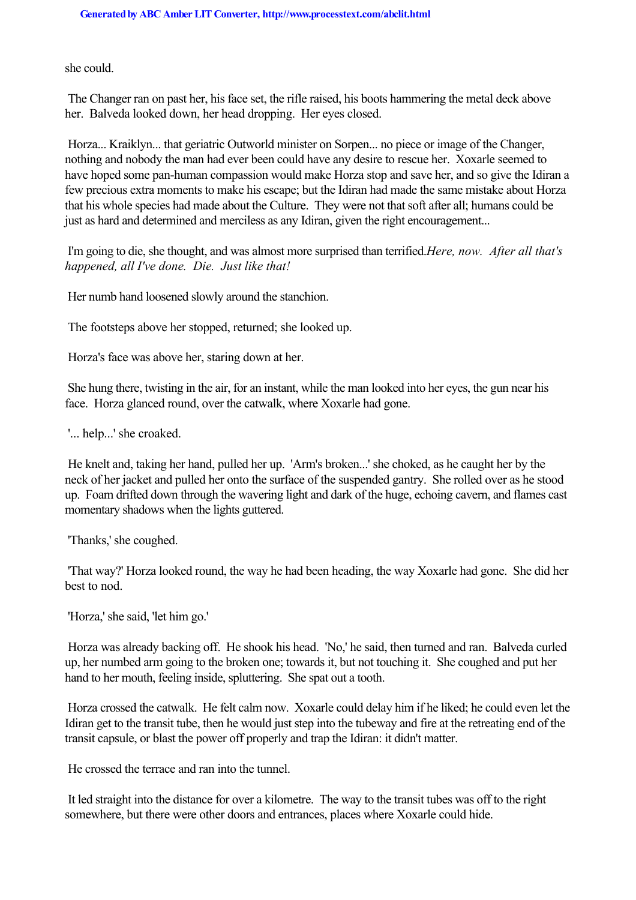she could.

The Changer ran on past her, his face set, the rifle raised, his boots hammering the metal deck above her. Balveda looked down, her head dropping. Her eyes closed.

Horza... Kraiklyn... that geriatric Outworld minister on Sorpen... no piece or image of the Changer, nothing and nobody the man had ever been could have any desire to rescue her. Xoxarle seemed to have hoped some pan-human compassion would make Horza stop and save her, and so give the Idiran a few precious extra moments to make his escape; but the Idiran had made the same mistake about Horza that his whole species had made about the Culture. They were not that soft after all; humans could be just as hard and determined and merciless as any Idiran, given the right encouragement...

I'm going to die, she thought, and was almost more surprised than terrified. *Here, now. After all that's happened, all I've done. Die. Just like that!*

Her numb hand loosened slowly around the stanchion.

The footsteps above her stopped, returned; she looked up.

Horza's face was above her, staring down at her.

She hung there, twisting in the air, for an instant, while the man looked into her eyes, the gun near his face. Horza glanced round, over the catwalk, where Xoxarle had gone.

'... help...' she croaked.

He knelt and, taking her hand, pulled her up. 'Arm's broken...' she choked, as he caught her by the neck of her jacket and pulled her onto the surface of the suspended gantry. She rolled over as he stood up. Foam drifted down through the wavering light and dark of the huge, echoing cavern, and flames cast momentary shadows when the lights guttered.

'Thanks,' she coughed.

'That way?' Horza looked round, the way he had been heading, the way Xoxarle had gone. She did her best to nod.

'Horza,' she said, 'let him go.'

Horza was already backing off. He shook his head. 'No,' he said, then turned and ran. Balveda curled up, her numbed arm going to the broken one; towards it, but not touching it. She coughed and put her hand to her mouth, feeling inside, spluttering. She spat out a tooth.

Horza crossed the catwalk. He felt calm now. Xoxarle could delay him if he liked; he could even let the Idiran get to the transit tube, then he would just step into the tubeway and fire at the retreating end of the transit capsule, or blast the power off properly and trap the Idiran: it didn't matter.

He crossed the terrace and ran into the tunnel.

It led straight into the distance for over a kilometre. The way to the transit tubes was off to the right somewhere, but there were other doors and entrances, places where Xoxarle could hide.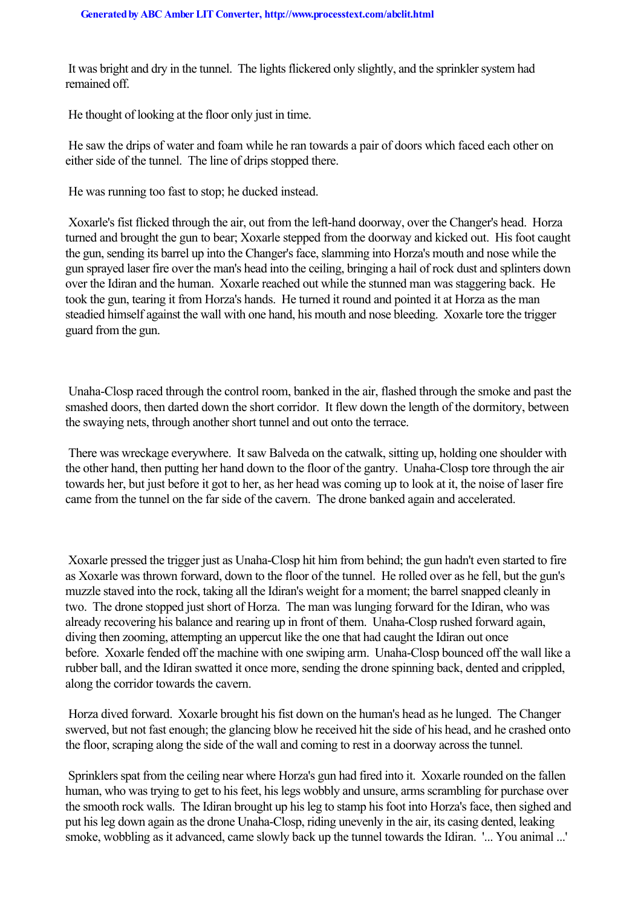It was bright and dry in the tunnel. The lights flickered only slightly, and the sprinkler system had remained off.

He thought of looking at the floor only just in time.

He saw the drips of water and foam while he ran towards a pair of doors which faced each other on either side of the tunnel. The line of drips stopped there.

He was running too fast to stop; he ducked instead.

Xoxarle's fist flicked through the air, out from the left-hand doorway, over the Changer's head. Horza turned and brought the gun to bear; Xoxarle stepped from the doorway and kicked out. His foot caught the gun, sending its barrel up into the Changer's face, slamming into Horza's mouth and nose while the gun sprayed laser fire over the man's head into the ceiling, bringing a hail of rock dust and splinters down over the Idiran and the human. Xoxarle reached out while the stunned man was staggering back. He took the gun, tearing it from Horza's hands. He turned it round and pointed it at Horza as the man steadied himself against the wall with one hand, his mouth and nose bleeding. Xoxarle tore the trigger guard from the gun.

Unaha-Closp raced through the control room, banked in the air, flashed through the smoke and past the smashed doors, then darted down the short corridor. It flew down the length of the dormitory, between the swaying nets, through another short tunnel and out onto the terrace.

There was wreckage everywhere. It saw Balveda on the catwalk, sitting up, holding one shoulder with the other hand, then putting her hand down to the floor of the gantry. Unaha-Closp tore through the air towards her, but just before it got to her, as her head was coming up to look at it, the noise of laser fire came from the tunnel on the far side of the cavern. The drone banked again and accelerated.

Xoxarle pressed the trigger just as Unaha-Closp hit him from behind; the gun hadn't even started to fire as Xoxarle was thrown forward, down to the floor of the tunnel. He rolled over as he fell, but the gun's muzzle staved into the rock, taking all the Idiran's weight for a moment; the barrel snapped cleanly in two. The drone stopped just short of Horza. The man was lunging forward for the Idiran, who was already recovering his balance and rearing up in front of them. Unaha-Closp rushed forward again, diving then zooming, attempting an uppercut like the one that had caught the Idiran out once before. Xoxarle fended off the machine with one swiping arm. Unaha-Closp bounced off the wall like a rubber ball, and the Idiran swatted it once more, sending the drone spinning back, dented and crippled, along the corridor towards the cavern.

Horza dived forward. Xoxarle brought his fist down on the human's head as he lunged. The Changer swerved, but not fast enough; the glancing blow he received hit the side of his head, and he crashed onto the floor, scraping along the side of the wall and coming to rest in a doorway across the tunnel.

Sprinklers spat from the ceiling near where Horza's gun had fired into it. Xoxarle rounded on the fallen human, who was trying to get to his feet, his legs wobbly and unsure, arms scrambling for purchase over the smooth rock walls. The Idiran brought up his leg to stamp his foot into Horza's face, then sighed and put his leg down again as the drone Unaha-Closp, riding unevenly in the air, its casing dented, leaking smoke, wobbling as it advanced, came slowly back up the tunnel towards the Idiran. '... You animal ...'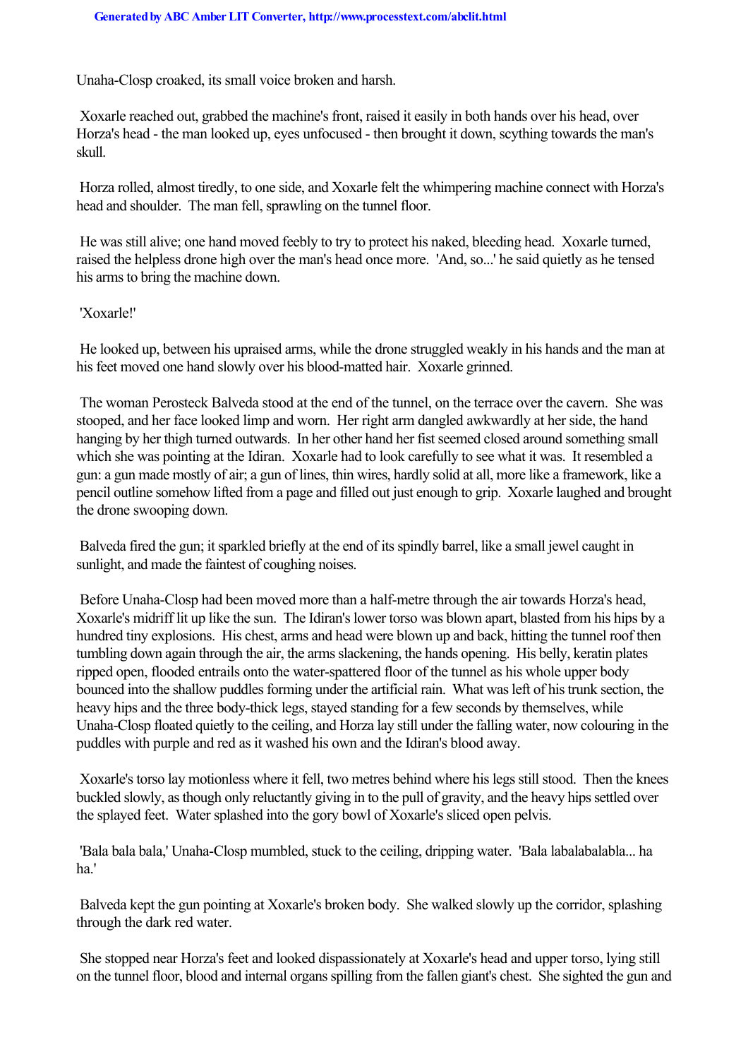Unaha-Closp croaked, its small voice broken and harsh.

Xoxarle reached out, grabbed the machine's front, raised it easily in both hands over his head, over Horza's head - the man looked up, eyes unfocused - then brought it down, scything towards the man's skull.

Horza rolled, almost tiredly, to one side, and Xoxarle felt the whimpering machine connect with Horza's head and shoulder. The man fell, sprawling on the tunnel floor.

He was still alive; one hand moved feebly to try to protect his naked, bleeding head. Xoxarle turned, raised the helpless drone high over the man's head once more. 'And, so...' he said quietly as he tensed his arms to bring the machine down.

'Xoxarle!'

He looked up, between his upraised arms, while the drone struggled weakly in his hands and the man at his feet moved one hand slowly over his blood-matted hair. Xoxarle grinned.

The woman Perosteck Balveda stood at the end of the tunnel, on the terrace over the cavern. She was stooped, and her face looked limp and worn. Her right arm dangled awkwardly at her side, the hand hanging by her thigh turned outwards. In her other hand her fist seemed closed around something small which she was pointing at the Idiran. Xoxarle had to look carefully to see what it was. It resembled a gun: a gun made mostly of air; a gun of lines, thin wires, hardly solid at all, more like a framework, like a pencil outline somehow lifted from a page and filled out just enough to grip. Xoxarle laughed and brought the drone swooping down.

Balveda fired the gun; it sparkled briefly at the end of its spindly barrel, like a small jewel caught in sunlight, and made the faintest of coughing noises.

Before Unaha-Closp had been moved more than a half-metre through the air towards Horza's head, Xoxarle's midriff lit up like the sun. The Idiran's lower torso was blown apart, blasted from his hips by a hundred tiny explosions. His chest, arms and head were blown up and back, hitting the tunnel roof then tumbling down again through the air, the arms slackening, the hands opening. His belly, keratin plates ripped open, flooded entrails onto the water-spattered floor of the tunnel as his whole upper body bounced into the shallow puddles forming under the artificial rain. What was left of his trunk section, the heavy hips and the three body-thick legs, stayed standing for a few seconds by themselves, while Unaha-Closp floated quietly to the ceiling, and Horza lay still under the falling water, now colouring in the puddles with purple and red as it washed his own and the Idiran's blood away.

Xoxarle's torso lay motionless where it fell, two metres behind where his legs still stood. Then the knees buckled slowly, as though only reluctantly giving in to the pull of gravity, and the heavy hips settled over the splayed feet. Water splashed into the gory bowl of Xoxarle's sliced open pelvis.

'Bala bala bala,' Unaha-Closp mumbled, stuck to the ceiling, dripping water. 'Bala labalabalabla... ha ha.'

Balveda kept the gun pointing at Xoxarle's broken body. She walked slowly up the corridor, splashing through the dark red water.

She stopped near Horza's feet and looked dispassionately at Xoxarle's head and upper torso, lying still on the tunnel floor, blood and internal organs spilling from the fallen giant's chest. She sighted the gun and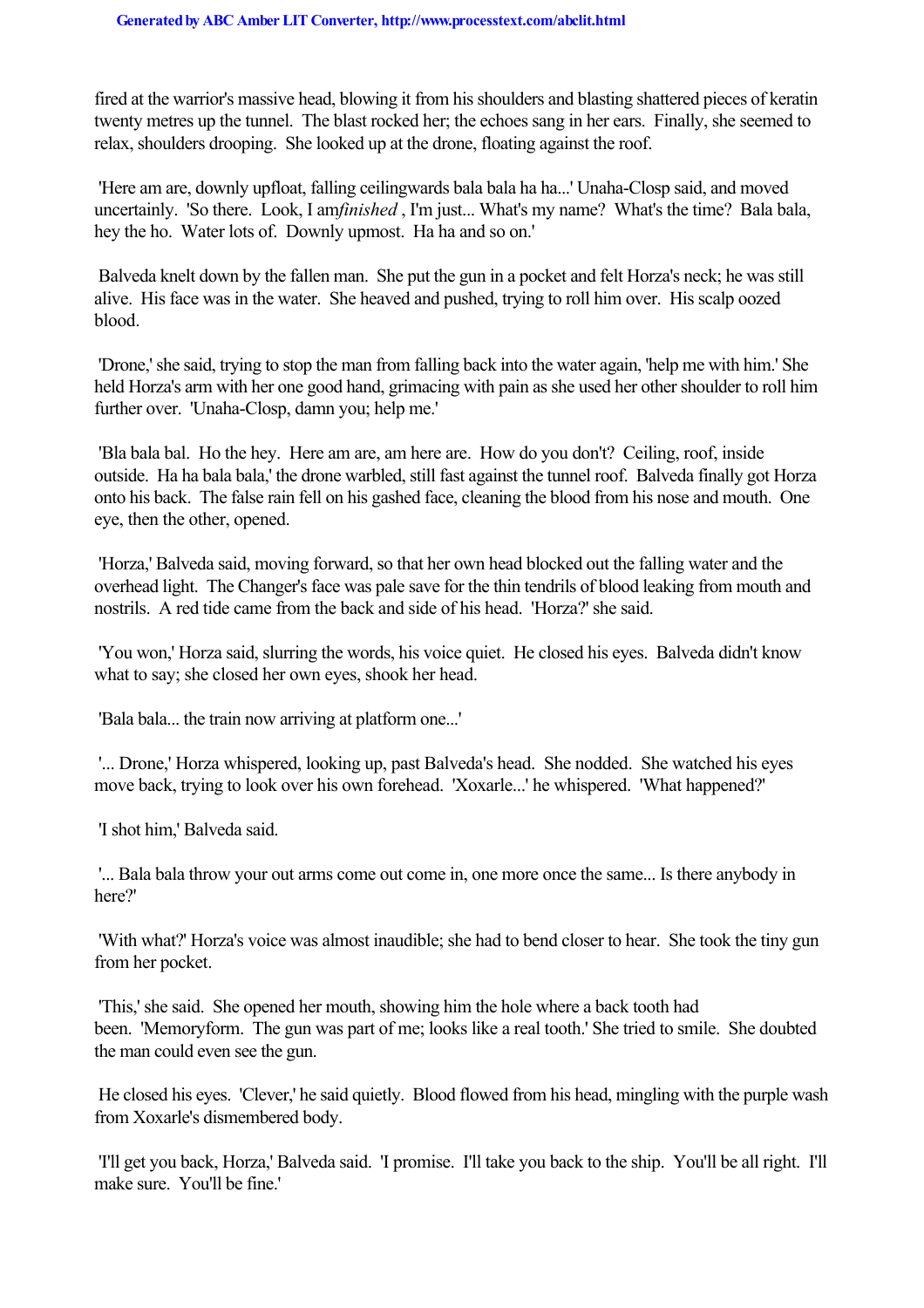fired at the warrior's massive head, blowing it from his shoulders and blasting shattered pieces of keratin twenty metres up the tunnel. The blast rocked her; the echoes sang in her ears. Finally, she seemed to relax, shoulders drooping. She looked up at the drone, floating against the roof.

'Here am are, downly upfloat, falling ceilingwards bala bala ha ha...' Unaha-Closp said, and moved uncertainly. 'So there. Look, I am *finished* , I'm just... What's my name? What's the time? Bala bala, hey the ho. Water lots of. Downly upmost. Ha ha and so on.'

Balveda knelt down by the fallen man. She put the gun in a pocket and felt Horza's neck; he was still alive. His face was in the water. She heaved and pushed, trying to roll him over. His scalp oozed blood.

'Drone,' she said, trying to stop the man from falling back into the water again, 'help me with him.' She held Horza's arm with her one good hand, grimacing with pain as she used her other shoulder to roll him further over. 'Unaha-Closp, damn you; help me.'

'Bla bala bal. Ho the hey. Here am are, am here are. How do you don't? Ceiling, roof, inside outside. Ha ha bala bala,' the drone warbled, still fast against the tunnel roof. Balveda finally got Horza onto his back. The false rain fell on his gashed face, cleaning the blood from his nose and mouth. One eye, then the other, opened.

'Horza,' Balveda said, moving forward, so that her own head blocked out the falling water and the overhead light. The Changer's face was pale save for the thin tendrils of blood leaking from mouth and nostrils. A red tide came from the back and side of his head. 'Horza?' she said.

'You won,' Horza said, slurring the words, his voice quiet. He closed his eyes. Balveda didn't know what to say; she closed her own eyes, shook her head.

'Bala bala... the train now arriving at platform one...'

'... Drone,' Horza whispered, looking up, past Balveda's head. She nodded. She watched his eyes move back, trying to look over his own forehead. 'Xoxarle...' he whispered. 'What happened?'

'I shot him,' Balveda said.

'... Bala bala throw your out arms come out come in, one more once the same... Is there anybody in here?'

'With what?' Horza's voice was almost inaudible; she had to bend closer to hear. She took the tiny gun from her pocket.

'This,' she said. She opened her mouth, showing him the hole where a back tooth had been. 'Memoryform. The gun was part of me; looks like a real tooth.' She tried to smile. She doubted the man could even see the gun.

He closed his eyes. 'Clever,' he said quietly. Blood flowed from his head, mingling with the purple wash from Xoxarle's dismembered body.

'I'll get you back, Horza,' Balveda said. 'I promise. I'll take you back to the ship. You'll be all right. I'll make sure. You'll be fine.'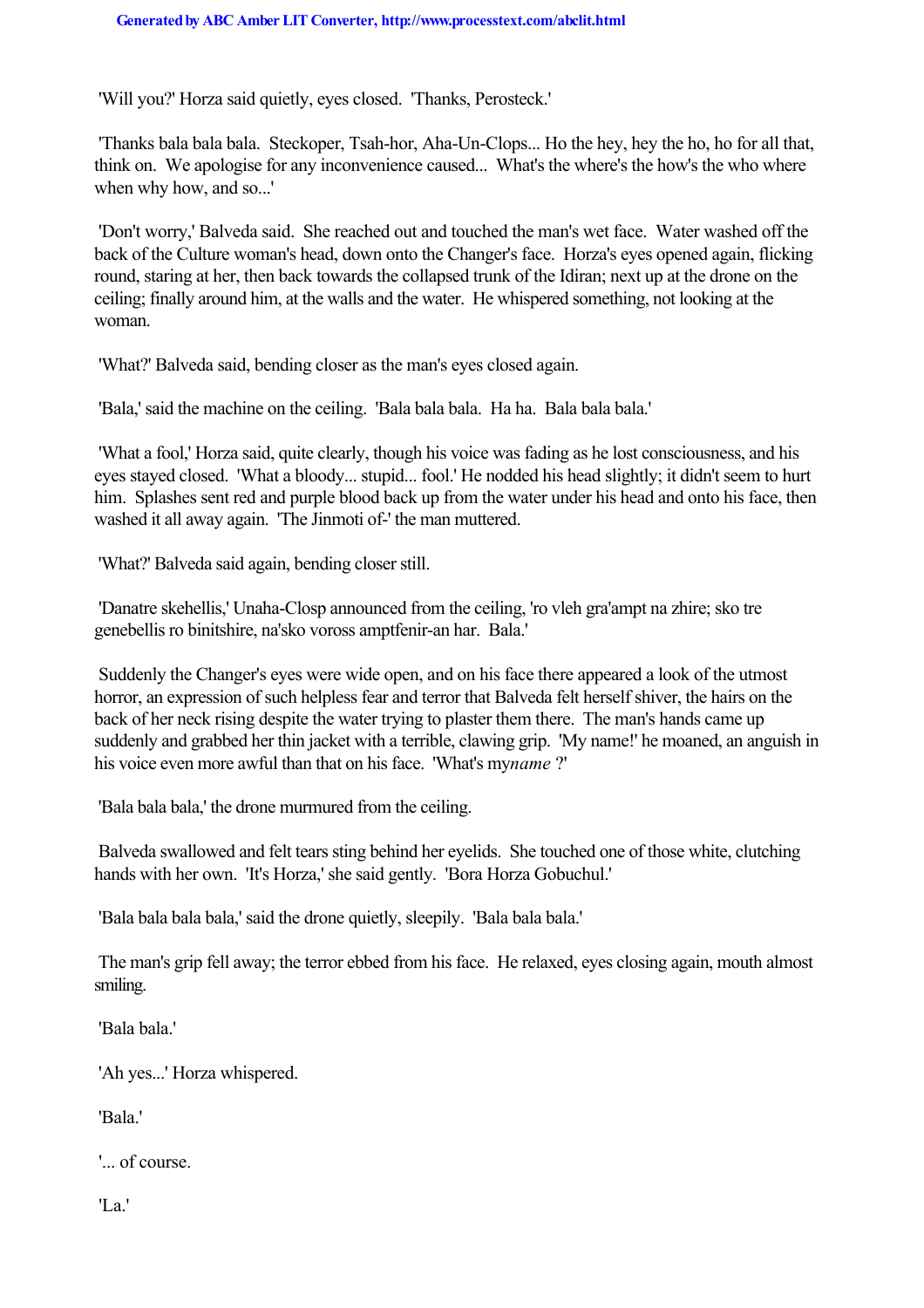'Will you?' Horza said quietly, eyes closed. 'Thanks, Perosteck.'

'Thanks bala bala bala. Steckoper, Tsah-hor, Aha-Un-Clops... Ho the hey, hey the ho, ho for all that, think on. We apologise for any inconvenience caused... What's the where's the how's the who where when why how, and so...'

'Don't worry,' Balveda said. She reached out and touched the man's wet face. Water washed off the back of the Culture woman's head, down onto the Changer's face. Horza's eyes opened again, flicking round, staring at her, then back towards the collapsed trunk of the Idiran; next up at the drone on the ceiling; finally around him, at the walls and the water. He whispered something, not looking at the woman.

'What?' Balveda said, bending closer as the man's eyes closed again.

'Bala,' said the machine on the ceiling. 'Bala bala bala. Ha ha. Bala bala bala.'

'What a fool,' Horza said, quite clearly, though his voice was fading as he lost consciousness, and his eyes stayed closed. 'What a bloody... stupid... fool.' He nodded his head slightly; it didn't seem to hurt him. Splashes sent red and purple blood back up from the water under his head and onto his face, then washed it all away again. 'The Jinmoti of-' the man muttered.

'What?' Balveda said again, bending closer still.

'Danatre skehellis,' Unaha-Closp announced from the ceiling, 'ro vleh gra'ampt na zhire; sko tre genebellis ro binitshire, na'sko voross amptfenir-an har. Bala.'

Suddenly the Changer's eyes were wide open, and on his face there appeared a look of the utmost horror, an expression of such helpless fear and terror that Balveda felt herself shiver, the hairs on the back of her neck rising despite the water trying to plaster them there. The man's hands came up suddenly and grabbed her thin jacket with a terrible, clawing grip. 'My name!' he moaned, an anguish in his voice even more awful than that on his face. 'What's my *name* ?'

'Bala bala bala,' the drone murmured from the ceiling.

Balveda swallowed and felt tears sting behind her eyelids. She touched one of those white, clutching hands with her own. 'It's Horza,' she said gently. 'Bora Horza Gobuchul.'

'Bala bala bala bala,' said the drone quietly, sleepily. 'Bala bala bala.'

The man's grip fell away; the terror ebbed from his face. He relaxed, eyes closing again, mouth almost smiling.

'Bala bala.'

'Ah yes...' Horza whispered.

'Bala.'

'... of course.

'La.'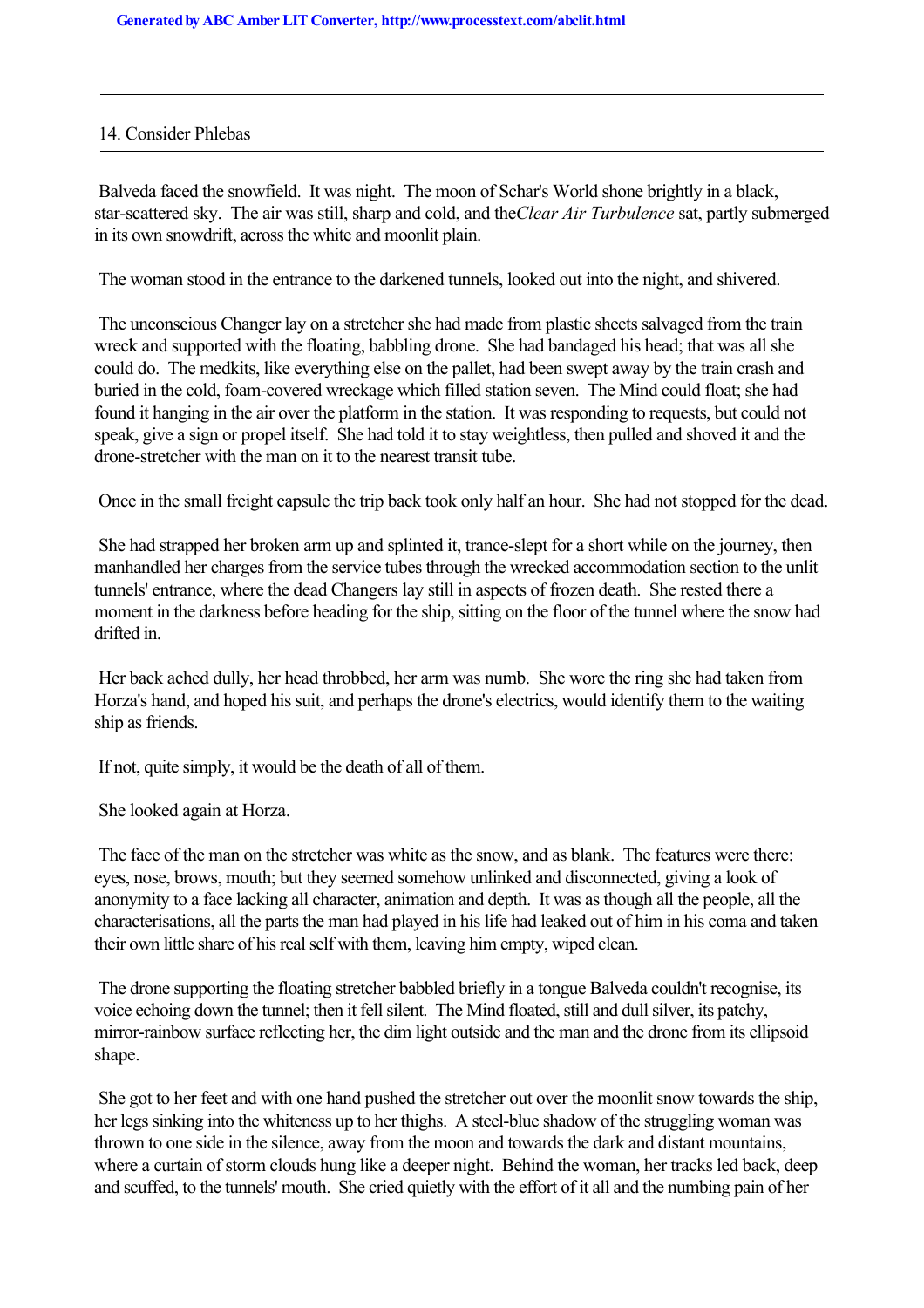## 14. Consider Phlebas

Balveda faced the snowfield. It was night. The moon of Schar's World shone brightly in a black, star-scattered sky. The air was still, sharp and cold, and the *Clear Air Turbulence* sat, partly submerged in its own snowdrift, across the white and moonlit plain.

The woman stood in the entrance to the darkened tunnels, looked out into the night, and shivered.

The unconscious Changer lay on a stretcher she had made from plastic sheets salvaged from the train wreck and supported with the floating, babbling drone. She had bandaged his head; that was all she could do. The medkits, like everything else on the pallet, had been swept away by the train crash and buried in the cold, foam-covered wreckage which filled station seven. The Mind could float; she had found it hanging in the air over the platform in the station. It was responding to requests, but could not speak, give a sign or propel itself. She had told it to stay weightless, then pulled and shoved it and the drone-stretcher with the man on it to the nearest transit tube.

Once in the small freight capsule the trip back took only half an hour. She had not stopped for the dead.

She had strapped her broken arm up and splinted it, trance-slept for a short while on the journey, then manhandled her charges from the service tubes through the wrecked accommodation section to the unlit tunnels' entrance, where the dead Changers lay still in aspects of frozen death. She rested there a moment in the darkness before heading for the ship, sitting on the floor of the tunnel where the snow had drifted in.

Her back ached dully, her head throbbed, her arm was numb. She wore the ring she had taken from Horza's hand, and hoped his suit, and perhaps the drone's electrics, would identify them to the waiting ship as friends.

If not, quite simply, it would be the death of all of them.

She looked again at Horza.

The face of the man on the stretcher was white as the snow, and as blank. The features were there: eyes, nose, brows, mouth; but they seemed somehow unlinked and disconnected, giving a look of anonymity to a face lacking all character, animation and depth. It was as though all the people, all the characterisations, all the parts the man had played in his life had leaked out of him in his coma and taken their own little share of his real self with them, leaving him empty, wiped clean.

The drone supporting the floating stretcher babbled briefly in a tongue Balveda couldn't recognise, its voice echoing down the tunnel; then it fell silent. The Mind floated, still and dull silver, its patchy, mirror-rainbow surface reflecting her, the dim light outside and the man and the drone from its ellipsoid shape.

She got to her feet and with one hand pushed the stretcher out over the moonlit snow towards the ship, her legs sinking into the whiteness up to her thighs. A steel-blue shadow of the struggling woman was thrown to one side in the silence, away from the moon and towards the dark and distant mountains, where a curtain of storm clouds hung like a deeper night. Behind the woman, her tracks led back, deep and scuffed, to the tunnels' mouth. She cried quietly with the effort of it all and the numbing pain of her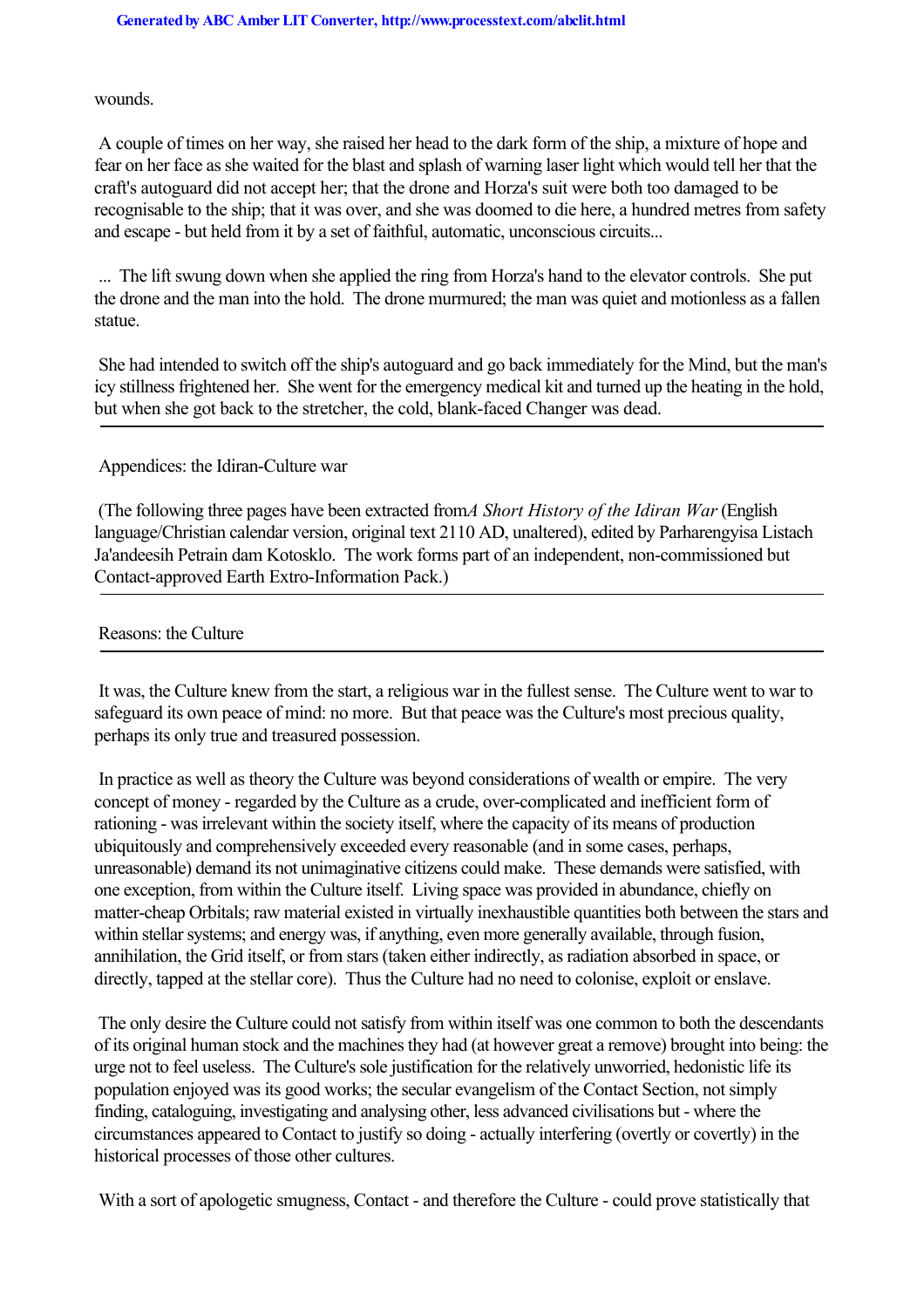wounds.

A couple of times on her way, she raised her head to the dark form of the ship, a mixture of hope and fear on her face as she waited for the blast and splash of warning laser light which would tell her that the craft's autoguard did not accept her; that the drone and Horza's suit were both too damaged to be recognisable to the ship; that it was over, and she was doomed to die here, a hundred metres from safety and escape - but held from it by a set of faithful, automatic, unconscious circuits...

... The lift swung down when she applied the ring from Horza's hand to the elevator controls. She put the drone and the man into the hold. The drone murmured; the man was quiet and motionless as a fallen statue.

She had intended to switch off the ship's autoguard and go back immediately for the Mind, but the man's icy stillness frightened her. She went for the emergency medical kit and turned up the heating in the hold, but when she got back to the stretcher, the cold, blank-faced Changer was dead.

---

Appendices: the Idiran-Culture war

(The following three pages have been extracted from *A Short History of the Idiran War* (English language/Christian calendar version, original text 2110 AD, unaltered), edited by Parharengyisa Listach Ja'andeesih Petrain dam Kotosklo. The work forms part of an independent, non-commissioned but Contact-approved Earth Extro-Information Pack.)

---

Reasons: the Culture

---

It was, the Culture knew from the start, a religious war in the fullest sense. The Culture went to war to safeguard its own peace of mind: no more. But that peace was the Culture's most precious quality, perhaps its only true and treasured possession.

In practice as well as theory the Culture was beyond considerations of wealth or empire. The very concept of money - regarded by the Culture as a crude, over-complicated and inefficient form of rationing - was irrelevant within the society itself, where the capacity of its means of production ubiquitously and comprehensively exceeded every reasonable (and in some cases, perhaps, unreasonable) demand its not unimaginative citizens could make. These demands were satisfied, with one exception, from within the Culture itself. Living space was provided in abundance, chiefly on matter-cheap Orbitals; raw material existed in virtually inexhaustible quantities both between the stars and within stellar systems; and energy was, if anything, even more generally available, through fusion, annihilation, the Grid itself, or from stars (taken either indirectly, as radiation absorbed in space, or directly, tapped at the stellar core). Thus the Culture had no need to colonise, exploit or enslave.

The only desire the Culture could not satisfy from within itself was one common to both the descendants of its original human stock and the machines they had (at however great a remove) brought into being: the urge not to feel useless. The Culture's sole justification for the relatively unworried, hedonistic life its population enjoyed was its good works; the secular evangelism of the Contact Section, not simply finding, cataloguing, investigating and analysing other, less advanced civilisations but - where the circumstances appeared to Contact to justify so doing - actually interfering (overtly or covertly) in the historical processes of those other cultures.

With a sort of apologetic smugness, Contact - and therefore the Culture - could prove statistically that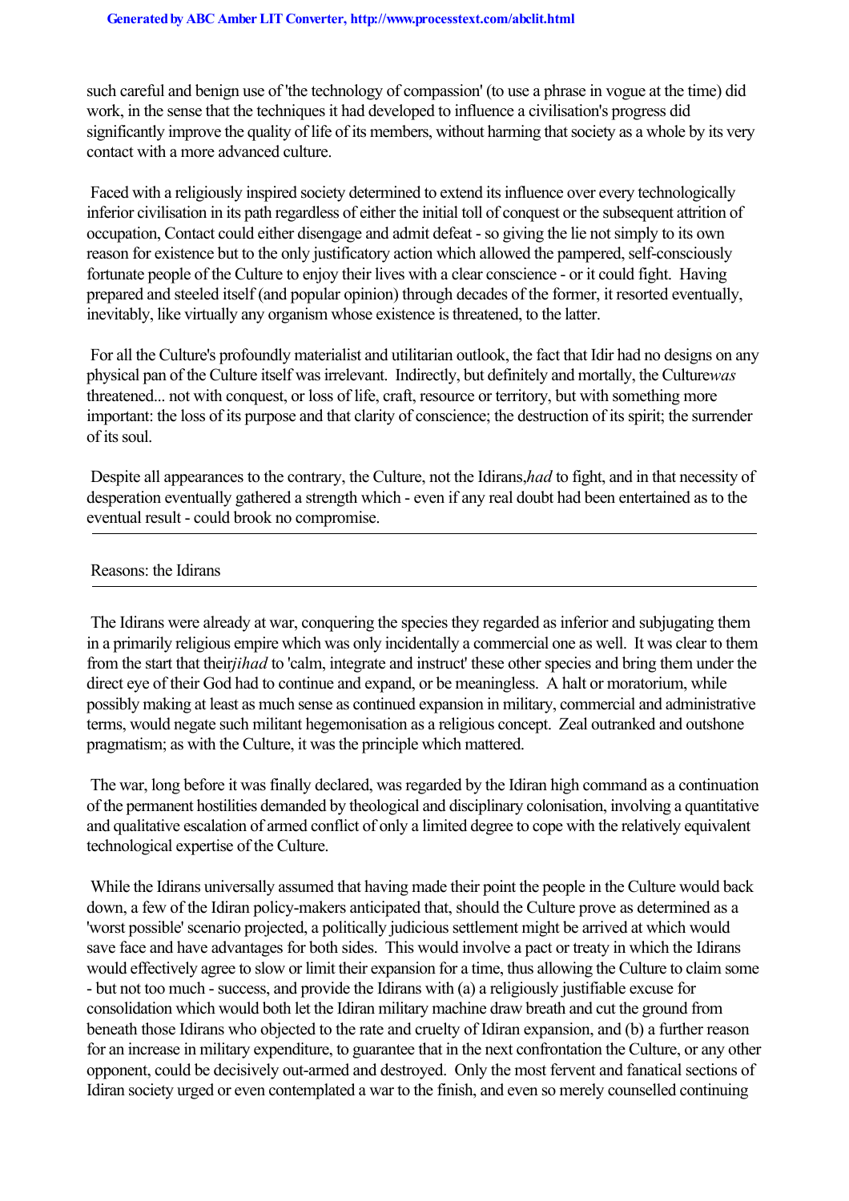such careful and benign use of 'the technology of compassion' (to use a phrase in vogue at the time) did work, in the sense that the techniques it had developed to influence a civilisation's progress did significantly improve the quality of life of its members, without harming that society as a whole by its very contact with a more advanced culture.

Faced with a religiously inspired society determined to extend its influence over every technologically inferior civilisation in its path regardless of either the initial toll of conquest or the subsequent attrition of occupation, Contact could either disengage and admit defeat - so giving the lie not simply to its own reason for existence but to the only justificatory action which allowed the pampered, self-consciously fortunate people of the Culture to enjoy their lives with a clear conscience - or it could fight. Having prepared and steeled itself (and popular opinion) through decades of the former, it resorted eventually, inevitably, like virtually any organism whose existence is threatened, to the latter.

For all the Culture's profoundly materialist and utilitarian outlook, the fact that Idir had no designs on any physical pan of the Culture itself was irrelevant. Indirectly, but definitely and mortally, the Culture *was* threatened... not with conquest, or loss of life, craft, resource or territory, but with something more important: the loss of its purpose and that clarity of conscience; the destruction of its spirit; the surrender of its soul.

Despite all appearances to the contrary, the Culture, not the Idirans, *had* to fight, and in that necessity of desperation eventually gathered a strength which - even if any real doubt had been entertained as to the eventual result - could brook no compromise.

---

Reasons: the Idirans

---

The Idirans were already at war, conquering the species they regarded as inferior and subjugating them in a primarily religious empire which was only incidentally a commercial one as well. It was clear to them from the start that their *jihad* to 'calm, integrate and instruct' these other species and bring them under the direct eye of their God had to continue and expand, or be meaningless. A halt or moratorium, while possibly making at least as much sense as continued expansion in military, commercial and administrative terms, would negate such militant hegemonisation as a religious concept. Zeal outranked and outshone pragmatism; as with the Culture, it was the principle which mattered.

The war, long before it was finally declared, was regarded by the Idiran high command as a continuation of the permanent hostilities demanded by theological and disciplinary colonisation, involving a quantitative and qualitative escalation of armed conflict of only a limited degree to cope with the relatively equivalent technological expertise of the Culture.

While the Idirans universally assumed that having made their point the people in the Culture would back down, a few of the Idiran policy-makers anticipated that, should the Culture prove as determined as a 'worst possible' scenario projected, a politically judicious settlement might be arrived at which would save face and have advantages for both sides. This would involve a pact or treaty in which the Idirans would effectively agree to slow or limit their expansion for a time, thus allowing the Culture to claim some - but not too much - success, and provide the Idirans with (a) a religiously justifiable excuse for consolidation which would both let the Idiran military machine draw breath and cut the ground from beneath those Idirans who objected to the rate and cruelty of Idiran expansion, and (b) a further reason for an increase in military expenditure, to guarantee that in the next confrontation the Culture, or any other opponent, could be decisively out-armed and destroyed. Only the most fervent and fanatical sections of Idiran society urged or even contemplated a war to the finish, and even so merely counselled continuing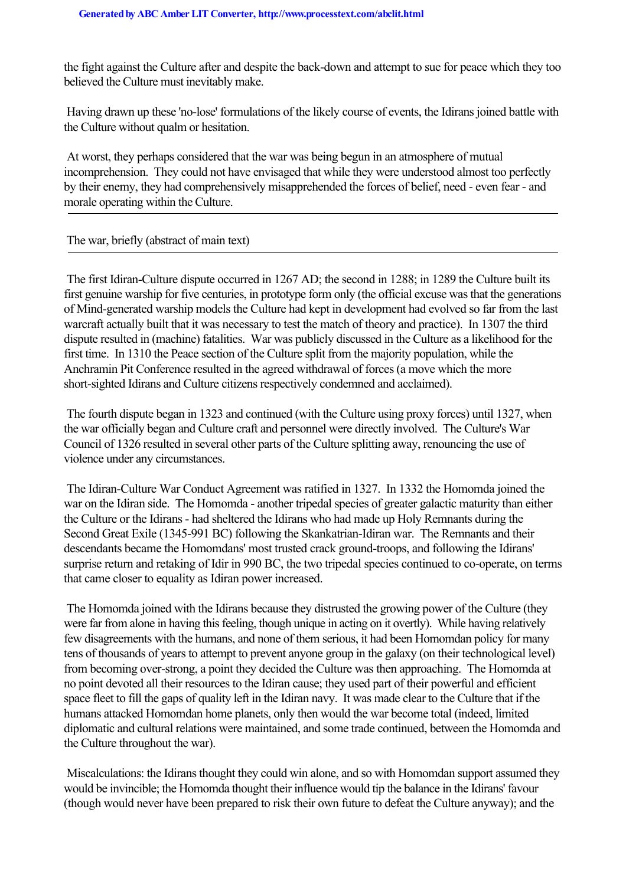the fight against the Culture after and despite the back-down and attempt to sue for peace which they too believed the Culture must inevitably make.

Having drawn up these 'no-lose' formulations of the likely course of events, the Idirans joined battle with the Culture without qualm or hesitation.

At worst, they perhaps considered that the war was being begun in an atmosphere of mutual incomprehension. They could not have envisaged that while they were understood almost too perfectly by their enemy, they had comprehensively misapprehended the forces of belief, need - even fear - and morale operating within the Culture.

---

The war, briefly (abstract of main text)

---

The first Idiran-Culture dispute occurred in 1267 AD; the second in 1288; in 1289 the Culture built its first genuine warship for five centuries, in prototype form only (the official excuse was that the generations of Mind-generated warship models the Culture had kept in development had evolved so far from the last warcraft actually built that it was necessary to test the match of theory and practice). In 1307 the third dispute resulted in (machine) fatalities. War was publicly discussed in the Culture as a likelihood for the first time. In 1310 the Peace section of the Culture split from the majority population, while the Anchramin Pit Conference resulted in the agreed withdrawal of forces (a move which the more short-sighted Idirans and Culture citizens respectively condemned and acclaimed).

The fourth dispute began in 1323 and continued (with the Culture using proxy forces) until 1327, when the war officially began and Culture craft and personnel were directly involved. The Culture's War Council of 1326 resulted in several other parts of the Culture splitting away, renouncing the use of violence under any circumstances.

The Idiran-Culture War Conduct Agreement was ratified in 1327. In 1332 the Homomda joined the war on the Idiran side. The Homomda - another tripedal species of greater galactic maturity than either the Culture or the Idirans - had sheltered the Idirans who had made up Holy Remnants during the Second Great Exile (1345-991 BC) following the Skankatrian-Idiran war. The Remnants and their descendants became the Homomdans' most trusted crack ground-troops, and following the Idirans' surprise return and retaking of Idir in 990 BC, the two tripedal species continued to co-operate, on terms that came closer to equality as Idiran power increased.

The Homomda joined with the Idirans because they distrusted the growing power of the Culture (they were far from alone in having this feeling, though unique in acting on it overtly). While having relatively few disagreements with the humans, and none of them serious, it had been Homomdan policy for many tens of thousands of years to attempt to prevent anyone group in the galaxy (on their technological level) from becoming over-strong, a point they decided the Culture was then approaching. The Homomda at no point devoted all their resources to the Idiran cause; they used part of their powerful and efficient space fleet to fill the gaps of quality left in the Idiran navy. It was made clear to the Culture that if the humans attacked Homomdan home planets, only then would the war become total (indeed, limited diplomatic and cultural relations were maintained, and some trade continued, between the Homomda and the Culture throughout the war).

Miscalculations: the Idirans thought they could win alone, and so with Homomdan support assumed they would be invincible; the Homomda thought their influence would tip the balance in the Idirans' favour (though would never have been prepared to risk their own future to defeat the Culture anyway); and the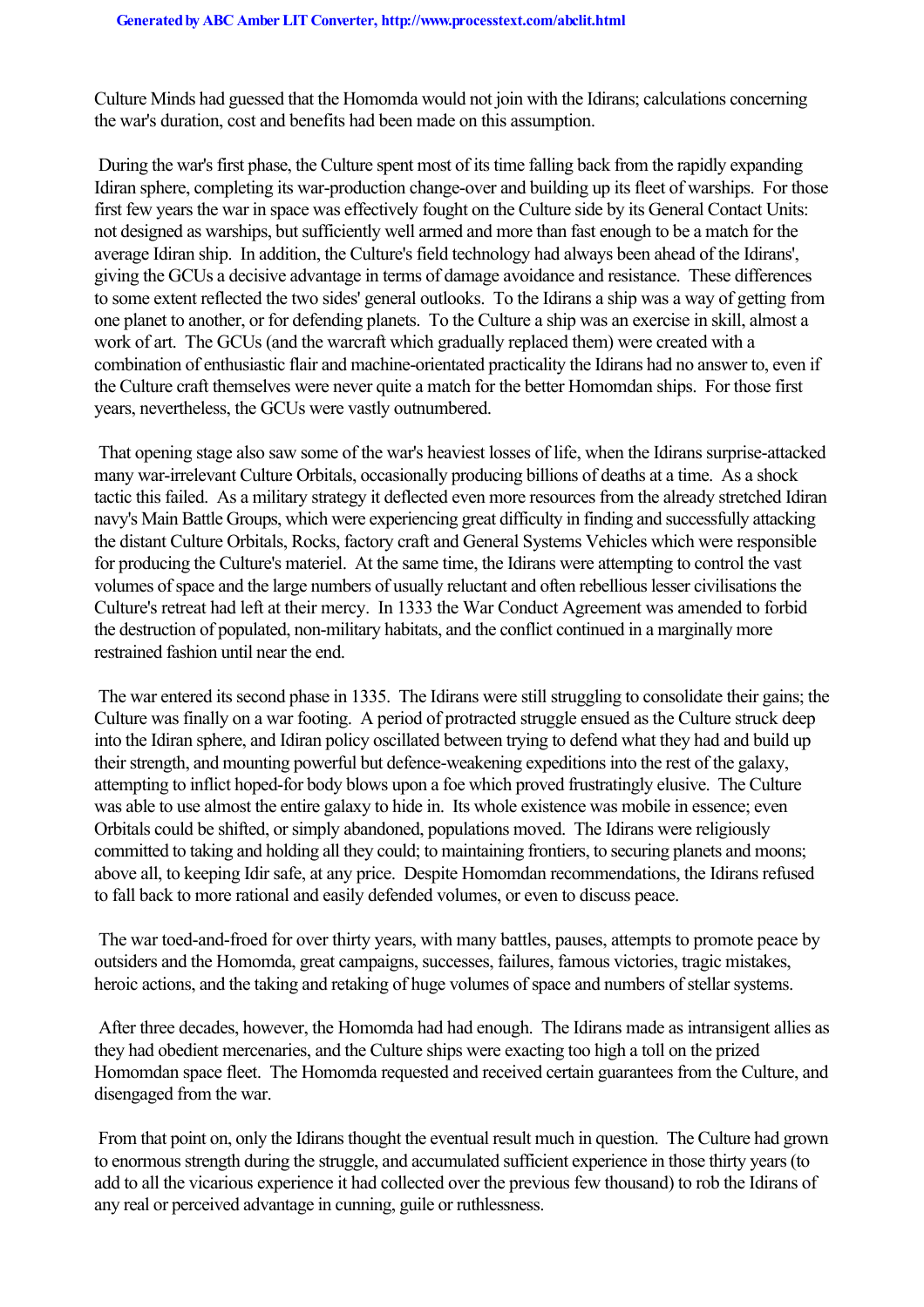Culture Minds had guessed that the Homomda would not join with the Idirans; calculations concerning the war's duration, cost and benefits had been made on this assumption.

During the war's first phase, the Culture spent most of its time falling back from the rapidly expanding Idiran sphere, completing its war-production change-over and building up its fleet of warships. For those first few years the war in space was effectively fought on the Culture side by its General Contact Units: not designed as warships, but sufficiently well armed and more than fast enough to be a match for the average Idiran ship. In addition, the Culture's field technology had always been ahead of the Idirans', giving the GCUs a decisive advantage in terms of damage avoidance and resistance. These differences to some extent reflected the two sides' general outlooks. To the Idirans a ship was a way of getting from one planet to another, or for defending planets. To the Culture a ship was an exercise in skill, almost a work of art. The GCUs (and the warcraft which gradually replaced them) were created with a combination of enthusiastic flair and machine-orientated practicality the Idirans had no answer to, even if the Culture craft themselves were never quite a match for the better Homomdan ships. For those first years, nevertheless, the GCUs were vastly outnumbered.

That opening stage also saw some of the war's heaviest losses of life, when the Idirans surprise-attacked many war-irrelevant Culture Orbitals, occasionally producing billions of deaths at a time. As a shock tactic this failed. As a military strategy it deflected even more resources from the already stretched Idiran navy's Main Battle Groups, which were experiencing great difficulty in finding and successfully attacking the distant Culture Orbitals, Rocks, factory craft and General Systems Vehicles which were responsible for producing the Culture's materiel. At the same time, the Idirans were attempting to control the vast volumes of space and the large numbers of usually reluctant and often rebellious lesser civilisations the Culture's retreat had left at their mercy. In 1333 the War Conduct Agreement was amended to forbid the destruction of populated, non-military habitats, and the conflict continued in a marginally more restrained fashion until near the end.

The war entered its second phase in 1335. The Idirans were still struggling to consolidate their gains; the Culture was finally on a war footing. A period of protracted struggle ensued as the Culture struck deep into the Idiran sphere, and Idiran policy oscillated between trying to defend what they had and build up their strength, and mounting powerful but defence-weakening expeditions into the rest of the galaxy, attempting to inflict hoped-for body blows upon a foe which proved frustratingly elusive. The Culture was able to use almost the entire galaxy to hide in. Its whole existence was mobile in essence; even Orbitals could be shifted, or simply abandoned, populations moved. The Idirans were religiously committed to taking and holding all they could; to maintaining frontiers, to securing planets and moons; above all, to keeping Idir safe, at any price. Despite Homomdan recommendations, the Idirans refused to fall back to more rational and easily defended volumes, or even to discuss peace.

The war toed-and-froed for over thirty years, with many battles, pauses, attempts to promote peace by outsiders and the Homomda, great campaigns, successes, failures, famous victories, tragic mistakes, heroic actions, and the taking and retaking of huge volumes of space and numbers of stellar systems.

After three decades, however, the Homomda had had enough. The Idirans made as intransigent allies as they had obedient mercenaries, and the Culture ships were exacting too high a toll on the prized Homomdan space fleet. The Homomda requested and received certain guarantees from the Culture, and disengaged from the war.

From that point on, only the Idirans thought the eventual result much in question. The Culture had grown to enormous strength during the struggle, and accumulated sufficient experience in those thirty years (to add to all the vicarious experience it had collected over the previous few thousand) to rob the Idirans of any real or perceived advantage in cunning, guile or ruthlessness.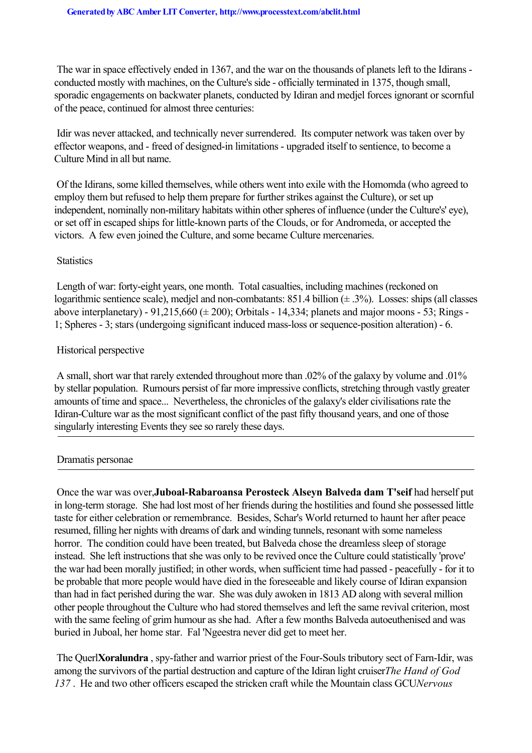The war in space effectively ended in 1367, and the war on the thousands of planets left to the Idirans - conducted mostly with machines, on the Culture's side - officially terminated in 1375, though small, sporadic engagements on backwater planets, conducted by Idiran and medjel forces ignorant or scornful of the peace, continued for almost three centuries:

Idir was never attacked, and technically never surrendered. Its computer network was taken over by effector weapons, and - freed of designed-in limitations - upgraded itself to sentience, to become a Culture Mind in all but name.

Of the Idirans, some killed themselves, while others went into exile with the Homomda (who agreed to employ them but refused to help them prepare for further strikes against the Culture), or set up independent, nominally non-military habitats within other spheres of influence (under the Culture's' eye), or set off in escaped ships for little-known parts of the Clouds, or for Andromeda, or accepted the victors. A few even joined the Culture, and some became Culture mercenaries.

Statistics

Length of war: forty-eight years, one month. Total casualties, including machines (reckoned on logarithmic sentience scale), medjel and non-combatants: 851.4 billion (± .3%). Losses: ships (all classes above interplanetary) - 91,215,660 (± 200); Orbitals - 14,334; planets and major moons - 53; Rings - 1; Spheres - 3; stars (undergoing significant induced mass-loss or sequence-position alteration) - 6.

Historical perspective

A small, short war that rarely extended throughout more than .02% of the galaxy by volume and .01% by stellar population. Rumours persist of far more impressive conflicts, stretching through vastly greater amounts of time and space... Nevertheless, the chronicles of the galaxy's elder civilisations rate the Idiran-Culture war as the most significant conflict of the past fifty thousand years, and one of those singularly interesting Events they see so rarely these days.

---

Dramatis personae

---

Once the war was over, **Juboal-Rabaroansa Perosteck Alseyn Balveda dam T'seif** had herself put in long-term storage. She had lost most of her friends during the hostilities and found she possessed little taste for either celebration or remembrance. Besides, Schar's World returned to haunt her after peace resumed, filling her nights with dreams of dark and winding tunnels, resonant with some nameless horror. The condition could have been treated, but Balveda chose the dreamless sleep of storage instead. She left instructions that she was only to be revived once the Culture could statistically 'prove' the war had been morally justified; in other words, when sufficient time had passed - peacefully - for it to be probable that more people would have died in the foreseeable and likely course of Idiran expansion than had in fact perished during the war. She was duly awoken in 1813 AD along with several million other people throughout the Culture who had stored themselves and left the same revival criterion, most with the same feeling of grim humour as she had. After a few months Balveda autoeuthenised and was buried in Juboal, her home star. Fal 'Ngeestra never did get to meet her.

The Querl **Xoralundra**, spy-father and warrior priest of the Four-Souls tributory sect of Farn-Idir, was among the survivors of the partial destruction and capture of the Idiran light cruiser *The Hand of God 137*. He and two other officers escaped the stricken craft while the Mountain class GCU *Nervous*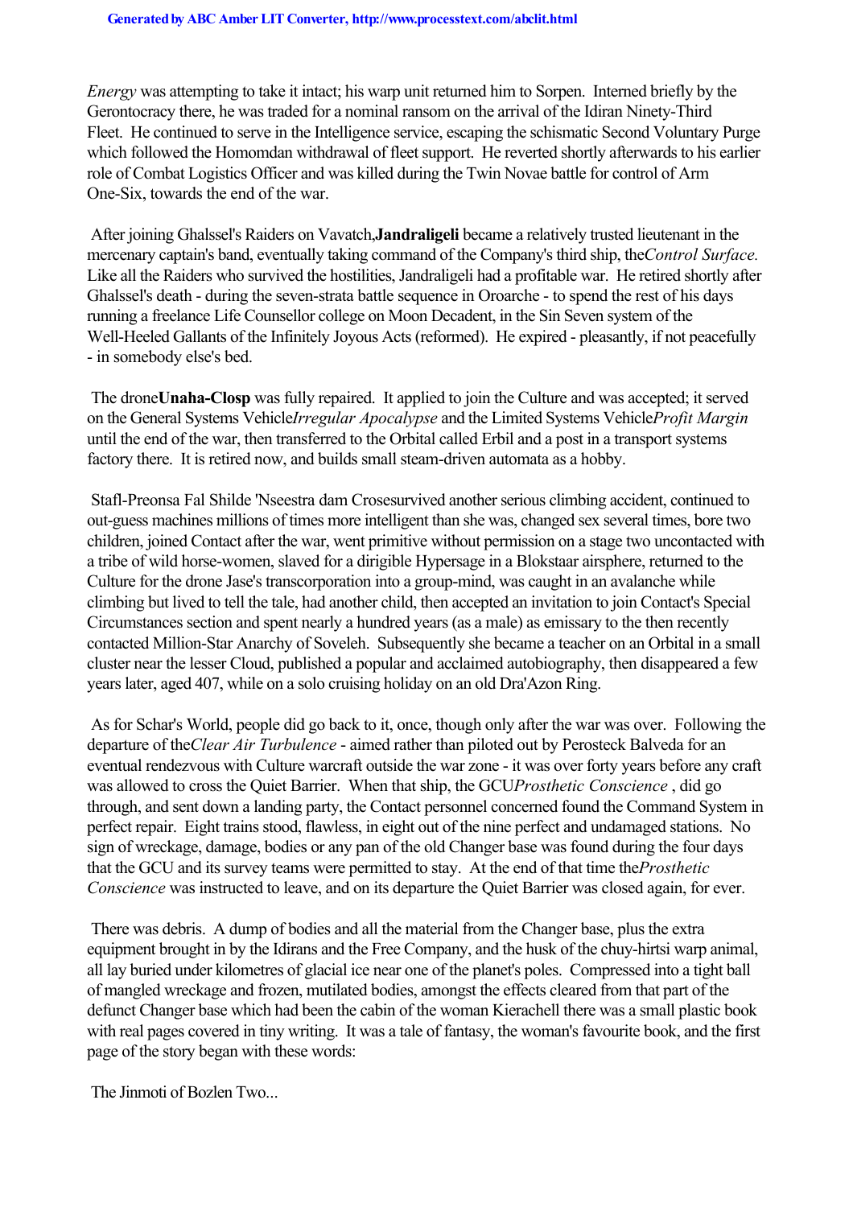*Energy* was attempting to take it intact; his warp unit returned him to Sorpen. Interned briefly by the Gerontocracy there, he was traded for a nominal ransom on the arrival of the Idiran Ninety-Third Fleet. He continued to serve in the Intelligence service, escaping the schismatic Second Voluntary Purge which followed the Homomdan withdrawal of fleet support. He reverted shortly afterwards to his earlier role of Combat Logistics Officer and was killed during the Twin Novae battle for control of Arm One-Six, towards the end of the war.

After joining Ghalssel's Raiders on Vavatch, **Jandraligeli** became a relatively trusted lieutenant in the mercenary captain's band, eventually taking command of the Company's third ship, the *Control Surface.* Like all the Raiders who survived the hostilities, Jandraligeli had a profitable war. He retired shortly after Ghalssel's death - during the seven-strata battle sequence in Oroarche - to spend the rest of his days running a freelance Life Counsellor college on Moon Decadent, in the Sin Seven system of the Well-Heeled Gallants of the Infinitely Joyous Acts (reformed). He expired - pleasantly, if not peacefully - in somebody else's bed.

The drone **Unaha-Closp** was fully repaired. It applied to join the Culture and was accepted; it served on the General Systems Vehicle *Irregular Apocalypse* and the Limited Systems Vehicle *Profit Margin* until the end of the war, then transferred to the Orbital called Erbil and a post in a transport systems factory there. It is retired now, and builds small steam-driven automata as a hobby.

Stafl-Preonsa Fal Shilde 'Nseestra dam Crose survived another serious climbing accident, continued to out-guess machines millions of times more intelligent than she was, changed sex several times, bore two children, joined Contact after the war, went primitive without permission on a stage two uncontacted with a tribe of wild horse-women, slaved for a dirigible Hypersage in a Blokstaar airsphere, returned to the Culture for the drone Jase's transcorporation into a group-mind, was caught in an avalanche while climbing but lived to tell the tale, had another child, then accepted an invitation to join Contact's Special Circumstances section and spent nearly a hundred years (as a male) as emissary to the then recently contacted Million-Star Anarchy of Soveleh. Subsequently she became a teacher on an Orbital in a small cluster near the lesser Cloud, published a popular and acclaimed autobiography, then disappeared a few years later, aged 407, while on a solo cruising holiday on an old Dra'Azon Ring.

As for Schar's World, people did go back to it, once, though only after the war was over. Following the departure of the *Clear Air Turbulence* - aimed rather than piloted out by Perosteck Balveda for an eventual rendezvous with Culture warcraft outside the war zone - it was over forty years before any craft was allowed to cross the Quiet Barrier. When that ship, the GCU *Prosthetic Conscience* , did go through, and sent down a landing party, the Contact personnel concerned found the Command System in perfect repair. Eight trains stood, flawless, in eight out of the nine perfect and undamaged stations. No sign of wreckage, damage, bodies or any pan of the old Changer base was found during the four days that the GCU and its survey teams were permitted to stay. At the end of that time the *Prosthetic Conscience* was instructed to leave, and on its departure the Quiet Barrier was closed again, for ever.

There was debris. A dump of bodies and all the material from the Changer base, plus the extra equipment brought in by the Idirans and the Free Company, and the husk of the chuy-hirtsi warp animal, all lay buried under kilometres of glacial ice near one of the planet's poles. Compressed into a tight ball of mangled wreckage and frozen, mutilated bodies, amongst the effects cleared from that part of the defunct Changer base which had been the cabin of the woman Kierachell there was a small plastic book with real pages covered in tiny writing. It was a tale of fantasy, the woman's favourite book, and the first page of the story began with these words:

The Jinmoti of Bozlen Two...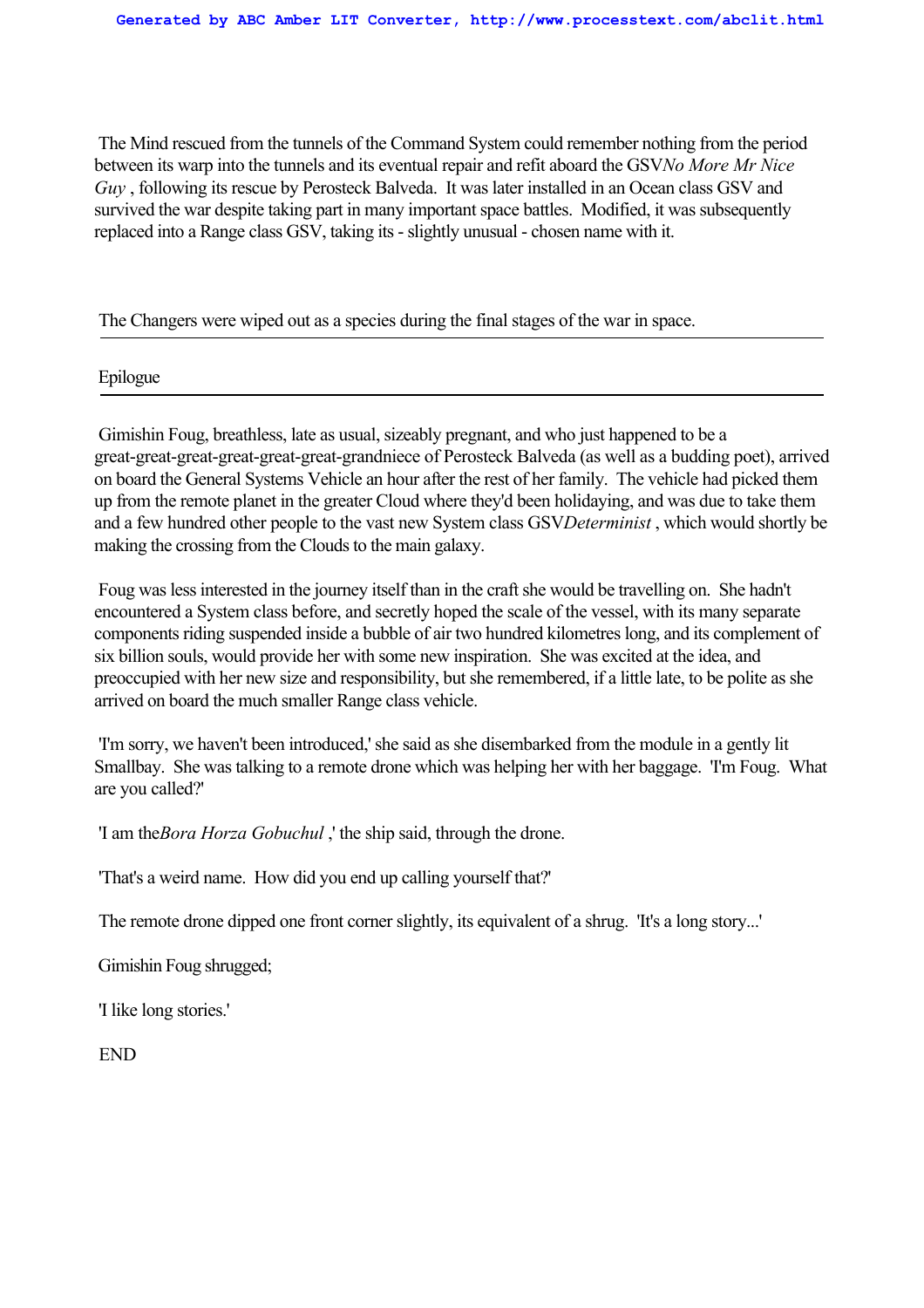The Mind rescued from the tunnels of the Command System could remember nothing from the period between its warp into the tunnels and its eventual repair and refit aboard the GSV *No More Mr Nice Guy*, following its rescue by Perosteck Balveda. It was later installed in an Ocean class GSV and survived the war despite taking part in many important space battles. Modified, it was subsequently replaced into a Range class GSV, taking its - slightly unusual - chosen name with it.

The Changers were wiped out as a species during the final stages of the war in space.

---

## Epilogue

---

Gimishin Foug, breathless, late as usual, sizeably pregnant, and who just happened to be a great-great-great-great-great-great-grandniece of Perosteck Balveda (as well as a budding poet), arrived on board the General Systems Vehicle an hour after the rest of her family. The vehicle had picked them up from the remote planet in the greater Cloud where they'd been holidaying, and was due to take them and a few hundred other people to the vast new System class GSV *Determinist*, which would shortly be making the crossing from the Clouds to the main galaxy.

Foug was less interested in the journey itself than in the craft she would be travelling on. She hadn't encountered a System class before, and secretly hoped the scale of the vessel, with its many separate components riding suspended inside a bubble of air two hundred kilometres long, and its complement of six billion souls, would provide her with some new inspiration. She was excited at the idea, and preoccupied with her new size and responsibility, but she remembered, if a little late, to be polite as she arrived on board the much smaller Range class vehicle.

'I'm sorry, we haven't been introduced,' she said as she disembarked from the module in a gently lit Smallbay. She was talking to a remote drone which was helping her with her baggage. 'I'm Foug. What are you called?'

'I am the *Bora Horza Gobuchul*,' the ship said, through the drone.

'That's a weird name. How did you end up calling yourself that?'

The remote drone dipped one front corner slightly, its equivalent of a shrug. 'It's a long story...'

Gimishin Foug shrugged;

'I like long stories.'

END